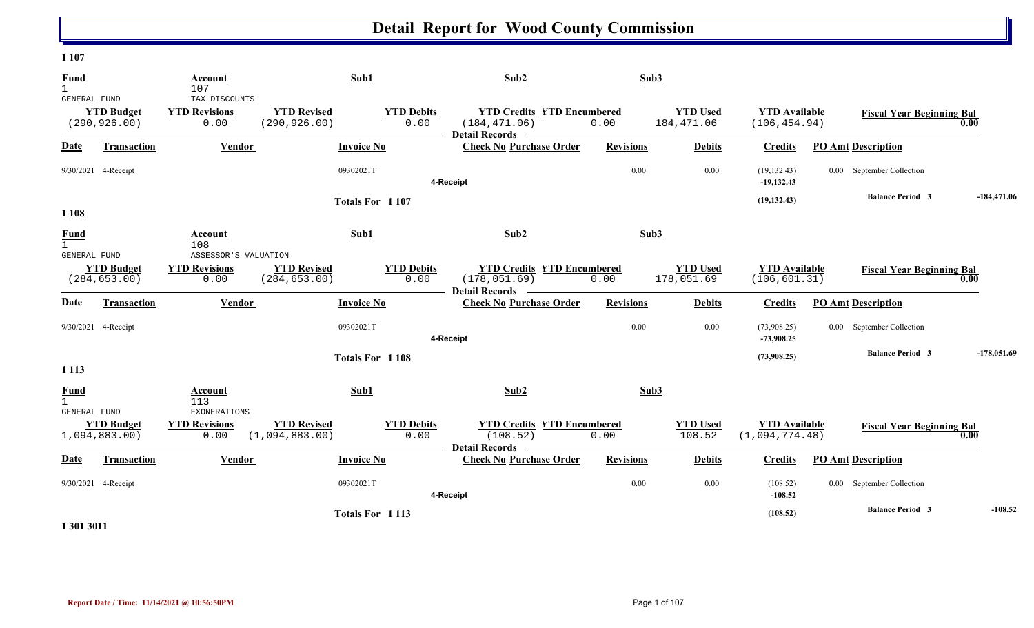# Detail Report for Wood County Commission

**1 107**

| Fund | Account | Sub1 | Sub2 | Sub3 |
|---|---|---|---|---|
| 1 | 107 | | | |
| GENERAL FUND | TAX DISCOUNTS | | | |

| YTD Budget | YTD Revisions | YTD Revised | YTD Debits | YTD Credits | YTD Encumbered | YTD Used | YTD Available | Fiscal Year Beginning Bal |
|---|---|---|---|---|---|---|---|---|
| (290,926.00) | 0.00 | (290,926.00) | 0.00 | (184,471.06) | 0.00 | 184,471.06 | (106,454.94) | 0.00 |

**Detail Records**

| Date | Transaction | Vendor | Invoice No | Check No | Purchase Order | Revisions | Debits | Credits | PO Amt | Description |
|---|---|---|---|---|---|---|---|---|---|---|
| 9/30/2021 | 4-Receipt | | 09302021T | | | 0.00 | 0.00 | (19,132.43) | 0.00 | September Collection |
| | | | | 4-Receipt | | | | -19,132.43 | | |
| | | | Totals For 1 107 | | | | | (19,132.43) | | Balance Period 3 -184,471.06 |

**1 108**

| Fund | Account | Sub1 | Sub2 | Sub3 |
|---|---|---|---|---|
| 1 | 108 | | | |
| GENERAL FUND | ASSESSOR'S VALUATION | | | |

| YTD Budget | YTD Revisions | YTD Revised | YTD Debits | YTD Credits | YTD Encumbered | YTD Used | YTD Available | Fiscal Year Beginning Bal |
|---|---|---|---|---|---|---|---|---|
| (284,653.00) | 0.00 | (284,653.00) | 0.00 | (178,051.69) | 0.00 | 178,051.69 | (106,601.31) | 0.00 |

**Detail Records**

| Date | Transaction | Vendor | Invoice No | Check No | Purchase Order | Revisions | Debits | Credits | PO Amt | Description |
|---|---|---|---|---|---|---|---|---|---|---|
| 9/30/2021 | 4-Receipt | | 09302021T | | | 0.00 | 0.00 | (73,908.25) | 0.00 | September Collection |
| | | | | 4-Receipt | | | | -73,908.25 | | |
| | | | Totals For 1 108 | | | | | (73,908.25) | | Balance Period 3 -178,051.69 |

**1 113**

| Fund | Account | Sub1 | Sub2 | Sub3 |
|---|---|---|---|---|
| 1 | 113 | | | |
| GENERAL FUND | EXONERATIONS | | | |

| YTD Budget | YTD Revisions | YTD Revised | YTD Debits | YTD Credits | YTD Encumbered | YTD Used | YTD Available | Fiscal Year Beginning Bal |
|---|---|---|---|---|---|---|---|---|
| 1,094,883.00) | 0.00 | (1,094,883.00) | 0.00 | (108.52) | 0.00 | 108.52 | (1,094,774.48) | 0.00 |

**Detail Records**

| Date | Transaction | Vendor | Invoice No | Check No | Purchase Order | Revisions | Debits | Credits | PO Amt | Description |
|---|---|---|---|---|---|---|---|---|---|---|
| 9/30/2021 | 4-Receipt | | 09302021T | | | 0.00 | 0.00 | (108.52) | 0.00 | September Collection |
| | | | | 4-Receipt | | | | -108.52 | | |
| | | | Totals For 1 113 | | | | | (108.52) | | Balance Period 3 -108.52 |

**1 301 3011**

Report Date / Time: 11/14/2021 @ 10:56:50PM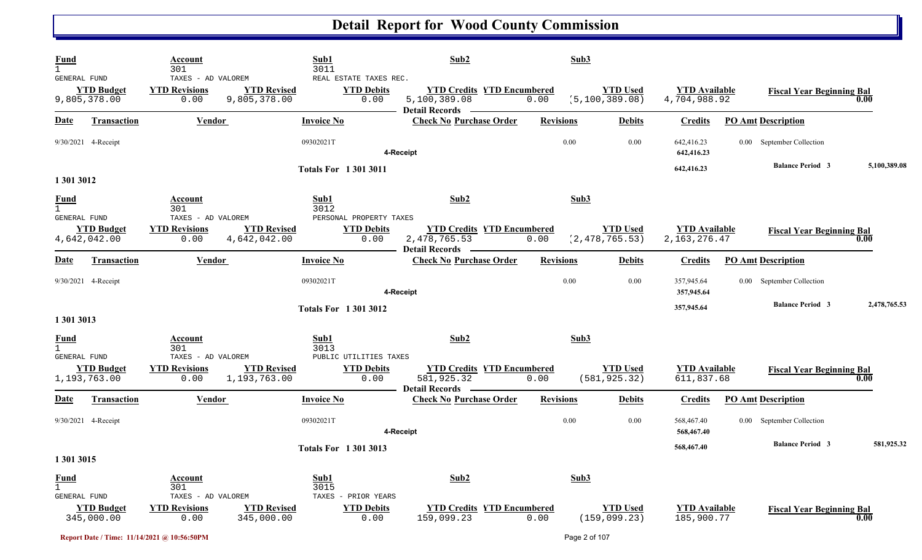# Detail Report for Wood County Commission

| Fund | Account | | Sub1 | Sub2 | | Sub3 | | |
|---|---|---|---|---|---|---|---|---|
| 1 | 301 | | 3011 | | | | | |
| GENERAL FUND | TAXES - AD VALOREM | | REAL ESTATE TAXES REC. | | | | | |
| **YTD Budget** | **YTD Revisions** | **YTD Revised** | **YTD Debits** | **YTD Credits** | **YTD Encumbered** | **YTD Used** | **YTD Available** | **Fiscal Year Beginning Bal** |
| 9,805,378.00 | 0.00 | 9,805,378.00 | 0.00 | 5,100,389.08 | 0.00 | (5,100,389.08) | 4,704,988.92 | 0.00 |

**Detail Records**

| Date | Transaction | Vendor | Invoice No | Check No | Purchase Order | Revisions | Debits | Credits | PO Amt | Description |
|---|---|---|---|---|---|---|---|---|---|---|
| 9/30/2021 | 4-Receipt | | 09302021T | | | 0.00 | 0.00 | 642,416.23 | 0.00 | September Collection |
| | | | | 4-Receipt | | | | 642,416.23 | | |
| | | | Totals For 1 301 3011 | | | | | 642,416.23 | | Balance Period 3 5,100,389.08 |

## 1 301 3012

| Fund | Account | | Sub1 | Sub2 | | Sub3 | | |
|---|---|---|---|---|---|---|---|---|
| 1 | 301 | | 3012 | | | | | |
| GENERAL FUND | TAXES - AD VALOREM | | PERSONAL PROPERTY TAXES | | | | | |
| **YTD Budget** | **YTD Revisions** | **YTD Revised** | **YTD Debits** | **YTD Credits** | **YTD Encumbered** | **YTD Used** | **YTD Available** | **Fiscal Year Beginning Bal** |
| 4,642,042.00 | 0.00 | 4,642,042.00 | 0.00 | 2,478,765.53 | 0.00 | (2,478,765.53) | 2,163,276.47 | 0.00 |

**Detail Records**

| Date | Transaction | Vendor | Invoice No | Check No | Purchase Order | Revisions | Debits | Credits | PO Amt | Description |
|---|---|---|---|---|---|---|---|---|---|---|
| 9/30/2021 | 4-Receipt | | 09302021T | | | 0.00 | 0.00 | 357,945.64 | 0.00 | September Collection |
| | | | | 4-Receipt | | | | 357,945.64 | | |
| | | | Totals For 1 301 3012 | | | | | 357,945.64 | | Balance Period 3 2,478,765.53 |

## 1 301 3013

| Fund | Account | | Sub1 | Sub2 | | Sub3 | | |
|---|---|---|---|---|---|---|---|---|
| 1 | 301 | | 3013 | | | | | |
| GENERAL FUND | TAXES - AD VALOREM | | PUBLIC UTILITIES TAXES | | | | | |
| **YTD Budget** | **YTD Revisions** | **YTD Revised** | **YTD Debits** | **YTD Credits** | **YTD Encumbered** | **YTD Used** | **YTD Available** | **Fiscal Year Beginning Bal** |
| 1,193,763.00 | 0.00 | 1,193,763.00 | 0.00 | 581,925.32 | 0.00 | (581,925.32) | 611,837.68 | 0.00 |

**Detail Records**

| Date | Transaction | Vendor | Invoice No | Check No | Purchase Order | Revisions | Debits | Credits | PO Amt | Description |
|---|---|---|---|---|---|---|---|---|---|---|
| 9/30/2021 | 4-Receipt | | 09302021T | | | 0.00 | 0.00 | 568,467.40 | 0.00 | September Collection |
| | | | | 4-Receipt | | | | 568,467.40 | | |
| | | | Totals For 1 301 3013 | | | | | 568,467.40 | | Balance Period 3 581,925.32 |

## 1 301 3015

| Fund | Account | | Sub1 | Sub2 | | Sub3 | | |
|---|---|---|---|---|---|---|---|---|
| 1 | 301 | | 3015 | | | | | |
| GENERAL FUND | TAXES - AD VALOREM | | TAXES - PRIOR YEARS | | | | | |
| **YTD Budget** | **YTD Revisions** | **YTD Revised** | **YTD Debits** | **YTD Credits** | **YTD Encumbered** | **YTD Used** | **YTD Available** | **Fiscal Year Beginning Bal** |
| 345,000.00 | 0.00 | 345,000.00 | 0.00 | 159,099.23 | 0.00 | (159,099.23) | 185,900.77 | 0.00 |

Report Date / Time: 11/14/2021 @ 10:56:50PM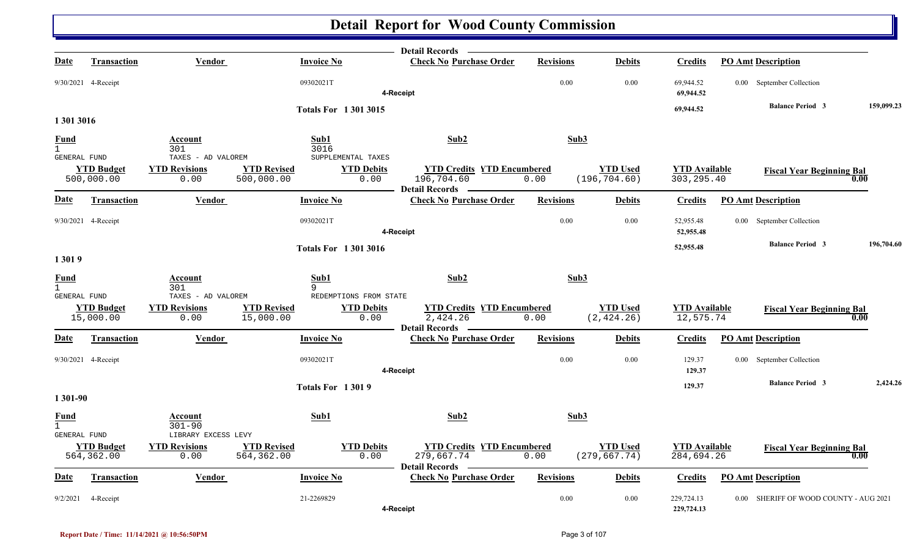# Detail Report for Wood County Commission

| Date | Transaction | Vendor | Invoice No | Check No | Purchase Order | Revisions | Debits | Credits | PO Amt | Description |
|---|---|---|---|---|---|---|---|---|---|---|
| 9/30/2021 | 4-Receipt | | 09302021T | | | 0.00 | 0.00 | 69,944.52 | 0.00 | September Collection |
| | | | | 4-Receipt | | | | 69,944.52 | | |

**Totals For 1 301 3015** — 69,944.52 — **Balance Period 3** 159,099.23

## 1 301 3016

| Fund | Account | Sub1 | Sub2 | Sub3 |
|---|---|---|---|---|
| 1 GENERAL FUND | 301 TAXES - AD VALOREM | 3016 SUPPLEMENTAL TAXES | | |

| YTD Budget | YTD Revisions | YTD Revised | YTD Debits | YTD Credits | YTD Encumbered | YTD Used | YTD Available | Fiscal Year Beginning Bal |
|---|---|---|---|---|---|---|---|---|
| 500,000.00 | 0.00 | 500,000.00 | 0.00 | 196,704.60 | 0.00 | (196,704.60) | 303,295.40 | 0.00 |

| Date | Transaction | Vendor | Invoice No | Check No | Purchase Order | Revisions | Debits | Credits | PO Amt | Description |
|---|---|---|---|---|---|---|---|---|---|---|
| 9/30/2021 | 4-Receipt | | 09302021T | | | 0.00 | 0.00 | 52,955.48 | 0.00 | September Collection |
| | | | | 4-Receipt | | | | 52,955.48 | | |

**Totals For 1 301 3016** — 52,955.48 — **Balance Period 3** 196,704.60

## 1 301 9

| Fund | Account | Sub1 | Sub2 | Sub3 |
|---|---|---|---|---|
| 1 GENERAL FUND | 301 TAXES - AD VALOREM | 9 REDEMPTIONS FROM STATE | | |

| YTD Budget | YTD Revisions | YTD Revised | YTD Debits | YTD Credits | YTD Encumbered | YTD Used | YTD Available | Fiscal Year Beginning Bal |
|---|---|---|---|---|---|---|---|---|
| 15,000.00 | 0.00 | 15,000.00 | 0.00 | 2,424.26 | 0.00 | (2,424.26) | 12,575.74 | 0.00 |

| Date | Transaction | Vendor | Invoice No | Check No | Purchase Order | Revisions | Debits | Credits | PO Amt | Description |
|---|---|---|---|---|---|---|---|---|---|---|
| 9/30/2021 | 4-Receipt | | 09302021T | | | 0.00 | 0.00 | 129.37 | 0.00 | September Collection |
| | | | | 4-Receipt | | | | 129.37 | | |

**Totals For 1 301 9** — 129.37 — **Balance Period 3** 2,424.26

## 1 301-90

| Fund | Account | Sub1 | Sub2 | Sub3 |
|---|---|---|---|---|
| 1 GENERAL FUND | 301-90 LIBRARY EXCESS LEVY | | | |

| YTD Budget | YTD Revisions | YTD Revised | YTD Debits | YTD Credits | YTD Encumbered | YTD Used | YTD Available | Fiscal Year Beginning Bal |
|---|---|---|---|---|---|---|---|---|
| 564,362.00 | 0.00 | 564,362.00 | 0.00 | 279,667.74 | 0.00 | (279,667.74) | 284,694.26 | 0.00 |

| Date | Transaction | Vendor | Invoice No | Check No | Purchase Order | Revisions | Debits | Credits | PO Amt | Description |
|---|---|---|---|---|---|---|---|---|---|---|
| 9/2/2021 | 4-Receipt | | 21-2269829 | | | 0.00 | 0.00 | 229,724.13 | 0.00 | SHERIFF OF WOOD COUNTY - AUG 2021 |
| | | | | 4-Receipt | | | | 229,724.13 | | |

Report Date / Time: 11/14/2021 @ 10:56:50PM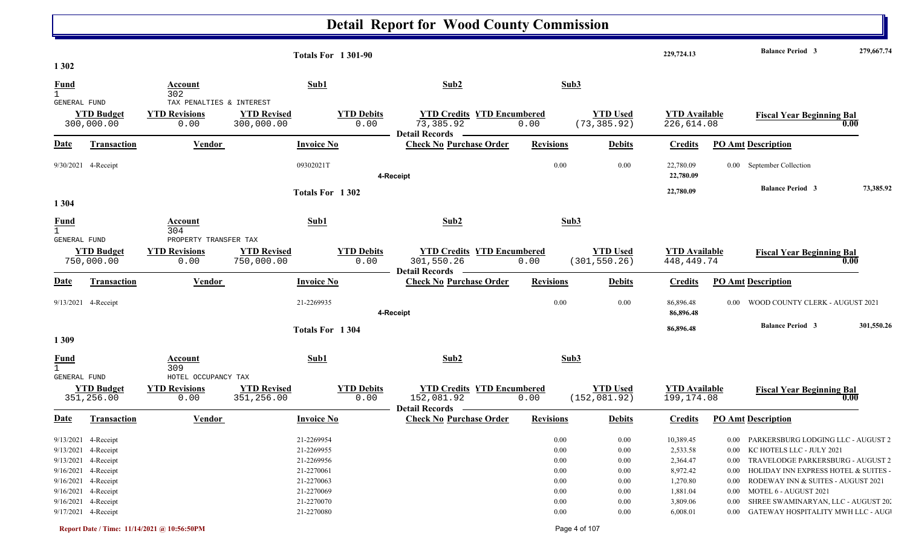# Detail Report for Wood County Commission

| | | | | |
|---|---|---|---|---|
| Totals For 1 301-90 | | 229,724.13 | Balance Period 3 | 279,667.74 |

## 1 302

| Fund | Account | Sub1 | Sub2 | Sub3 |
|---|---|---|---|---|
| 1 GENERAL FUND | 302 TAX PENALTIES & INTEREST | | | |

| YTD Budget | YTD Revisions | YTD Revised | YTD Debits | YTD Credits | YTD Encumbered | YTD Used | YTD Available | Fiscal Year Beginning Bal |
|---|---|---|---|---|---|---|---|---|
| 300,000.00 | 0.00 | 300,000.00 | 0.00 | 73,385.92 | 0.00 | (73,385.92) | 226,614.08 | 0.00 |

Detail Records

| Date | Transaction | Vendor | Invoice No | Check No Purchase Order | Revisions | Debits | Credits | PO Amt | Description |
|---|---|---|---|---|---|---|---|---|---|
| 9/30/2021 | 4-Receipt | | 09302021T | | 0.00 | 0.00 | 22,780.09 | 0.00 | September Collection |
| | | | | 4-Receipt | | | 22,780.09 | | |
| | | | Totals For 1 302 | | | | 22,780.09 | | Balance Period 3 73,385.92 |

## 1 304

| Fund | Account | Sub1 | Sub2 | Sub3 |
|---|---|---|---|---|
| 1 GENERAL FUND | 304 PROPERTY TRANSFER TAX | | | |

| YTD Budget | YTD Revisions | YTD Revised | YTD Debits | YTD Credits | YTD Encumbered | YTD Used | YTD Available | Fiscal Year Beginning Bal |
|---|---|---|---|---|---|---|---|---|
| 750,000.00 | 0.00 | 750,000.00 | 0.00 | 301,550.26 | 0.00 | (301,550.26) | 448,449.74 | 0.00 |

Detail Records

| Date | Transaction | Vendor | Invoice No | Check No Purchase Order | Revisions | Debits | Credits | PO Amt | Description |
|---|---|---|---|---|---|---|---|---|---|
| 9/13/2021 | 4-Receipt | | 21-2269935 | | 0.00 | 0.00 | 86,896.48 | 0.00 | WOOD COUNTY CLERK - AUGUST 2021 |
| | | | | 4-Receipt | | | 86,896.48 | | |
| | | | Totals For 1 304 | | | | 86,896.48 | | Balance Period 3 301,550.26 |

## 1 309

| Fund | Account | Sub1 | Sub2 | Sub3 |
|---|---|---|---|---|
| 1 GENERAL FUND | 309 HOTEL OCCUPANCY TAX | | | |

| YTD Budget | YTD Revisions | YTD Revised | YTD Debits | YTD Credits | YTD Encumbered | YTD Used | YTD Available | Fiscal Year Beginning Bal |
|---|---|---|---|---|---|---|---|---|
| 351,256.00 | 0.00 | 351,256.00 | 0.00 | 152,081.92 | 0.00 | (152,081.92) | 199,174.08 | 0.00 |

Detail Records

| Date | Transaction | Vendor | Invoice No | Check No Purchase Order | Revisions | Debits | Credits | PO Amt | Description |
|---|---|---|---|---|---|---|---|---|---|
| 9/13/2021 | 4-Receipt | | 21-2269954 | | 0.00 | 0.00 | 10,389.45 | 0.00 | PARKERSBURG LODGING LLC - AUGUST 2 |
| 9/13/2021 | 4-Receipt | | 21-2269955 | | 0.00 | 0.00 | 2,533.58 | 0.00 | KC HOTELS LLC - JULY 2021 |
| 9/13/2021 | 4-Receipt | | 21-2269956 | | 0.00 | 0.00 | 2,364.47 | 0.00 | TRAVELODGE PARKERSBURG - AUGUST 2 |
| 9/16/2021 | 4-Receipt | | 21-2270061 | | 0.00 | 0.00 | 8,972.42 | 0.00 | HOLIDAY INN EXPRESS HOTEL & SUITES - |
| 9/16/2021 | 4-Receipt | | 21-2270063 | | 0.00 | 0.00 | 1,270.80 | 0.00 | RODEWAY INN & SUITES - AUGUST 2021 |
| 9/16/2021 | 4-Receipt | | 21-2270069 | | 0.00 | 0.00 | 1,881.04 | 0.00 | MOTEL 6 - AUGUST 2021 |
| 9/16/2021 | 4-Receipt | | 21-2270070 | | 0.00 | 0.00 | 3,809.06 | 0.00 | SHREE SWAMINARYAN, LLC - AUGUST 202 |
| 9/17/2021 | 4-Receipt | | 21-2270080 | | 0.00 | 0.00 | 6,008.01 | 0.00 | GATEWAY HOSPITALITY MWH LLC - AUGU |

Report Date / Time: 11/14/2021 @ 10:56:50PM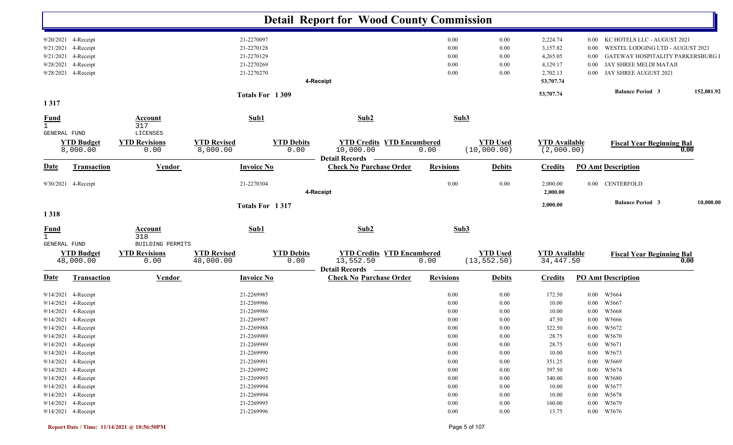# Detail Report for Wood County Commission

| Date | Transaction | Vendor | Invoice No | Check No | Purchase Order | Revisions | Debits | Credits | PO Amt | Description |
|---|---|---|---|---|---|---|---|---|---|---|
| 9/20/2021 | 4-Receipt | | 21-2270097 | | | 0.00 | 0.00 | 2,224.74 | 0.00 | KC HOTELS LLC - AUGUST 2021 |
| 9/21/2021 | 4-Receipt | | 21-2270128 | | | 0.00 | 0.00 | 3,157.82 | 0.00 | WESTEL LODGING LTD - AUGUST 2021 |
| 9/21/2021 | 4-Receipt | | 21-2270129 | | | 0.00 | 0.00 | 4,265.05 | 0.00 | GATEWAY HOSPITALITY PARKERSBURG I |
| 9/28/2021 | 4-Receipt | | 21-2270269 | | | 0.00 | 0.00 | 4,129.17 | 0.00 | JAY SHREE MELDI MATAJI |
| 9/28/2021 | 4-Receipt | | 21-2270270 | | | 0.00 | 0.00 | 2,702.13 | 0.00 | JAY SHREE AUGUST 2021 |
| | | | | 4-Receipt | | | | 53,707.74 | | |
| | | | Totals For 1 309 | | | | | 53,707.74 | | Balance Period 3 152,081.92 |

## 1 317

| Fund | Account | Sub1 | Sub2 | Sub3 |
|---|---|---|---|---|
| 1 GENERAL FUND | 317 LICENSES | | | |

| YTD Budget | YTD Revisions | YTD Revised | YTD Debits | YTD Credits | YTD Encumbered | YTD Used | YTD Available | Fiscal Year Beginning Bal |
|---|---|---|---|---|---|---|---|---|
| 8,000.00 | 0.00 | 8,000.00 | 0.00 | 10,000.00 | 0.00 | (10,000.00) | (2,000.00) | 0.00 |

**Detail Records**

| Date | Transaction | Vendor | Invoice No | Check No | Purchase Order | Revisions | Debits | Credits | PO Amt | Description |
|---|---|---|---|---|---|---|---|---|---|---|
| 9/30/2021 | 4-Receipt | | 21-2270304 | | | 0.00 | 0.00 | 2,000.00 | 0.00 | CENTERFOLD |
| | | | | 4-Receipt | | | | 2,000.00 | | |
| | | | Totals For 1 317 | | | | | 2,000.00 | | Balance Period 3 10,000.00 |

## 1 318

| Fund | Account | Sub1 | Sub2 | Sub3 |
|---|---|---|---|---|
| 1 GENERAL FUND | 318 BUILDING PERMITS | | | |

| YTD Budget | YTD Revisions | YTD Revised | YTD Debits | YTD Credits | YTD Encumbered | YTD Used | YTD Available | Fiscal Year Beginning Bal |
|---|---|---|---|---|---|---|---|---|
| 48,000.00 | 0.00 | 48,000.00 | 0.00 | 13,552.50 | 0.00 | (13,552.50) | 34,447.50 | 0.00 |

**Detail Records**

| Date | Transaction | Vendor | Invoice No | Check No | Purchase Order | Revisions | Debits | Credits | PO Amt | Description |
|---|---|---|---|---|---|---|---|---|---|---|
| 9/14/2021 | 4-Receipt | | 21-2269985 | | | 0.00 | 0.00 | 172.50 | 0.00 | W5664 |
| 9/14/2021 | 4-Receipt | | 21-2269986 | | | 0.00 | 0.00 | 10.00 | 0.00 | W5667 |
| 9/14/2021 | 4-Receipt | | 21-2269986 | | | 0.00 | 0.00 | 10.00 | 0.00 | W5668 |
| 9/14/2021 | 4-Receipt | | 21-2269987 | | | 0.00 | 0.00 | 47.50 | 0.00 | W5666 |
| 9/14/2021 | 4-Receipt | | 21-2269988 | | | 0.00 | 0.00 | 322.50 | 0.00 | W5672 |
| 9/14/2021 | 4-Receipt | | 21-2269989 | | | 0.00 | 0.00 | 28.75 | 0.00 | W5670 |
| 9/14/2021 | 4-Receipt | | 21-2269989 | | | 0.00 | 0.00 | 28.75 | 0.00 | W5671 |
| 9/14/2021 | 4-Receipt | | 21-2269990 | | | 0.00 | 0.00 | 10.00 | 0.00 | W5673 |
| 9/14/2021 | 4-Receipt | | 21-2269991 | | | 0.00 | 0.00 | 351.25 | 0.00 | W5669 |
| 9/14/2021 | 4-Receipt | | 21-2269992 | | | 0.00 | 0.00 | 397.50 | 0.00 | W5674 |
| 9/14/2021 | 4-Receipt | | 21-2269993 | | | 0.00 | 0.00 | 340.00 | 0.00 | W5680 |
| 9/14/2021 | 4-Receipt | | 21-2269994 | | | 0.00 | 0.00 | 10.00 | 0.00 | W5677 |
| 9/14/2021 | 4-Receipt | | 21-2269994 | | | 0.00 | 0.00 | 10.00 | 0.00 | W5678 |
| 9/14/2021 | 4-Receipt | | 21-2269995 | | | 0.00 | 0.00 | 160.00 | 0.00 | W5679 |
| 9/14/2021 | 4-Receipt | | 21-2269996 | | | 0.00 | 0.00 | 13.75 | 0.00 | W5676 |

Report Date / Time: 11/14/2021 @ 10:56:50PM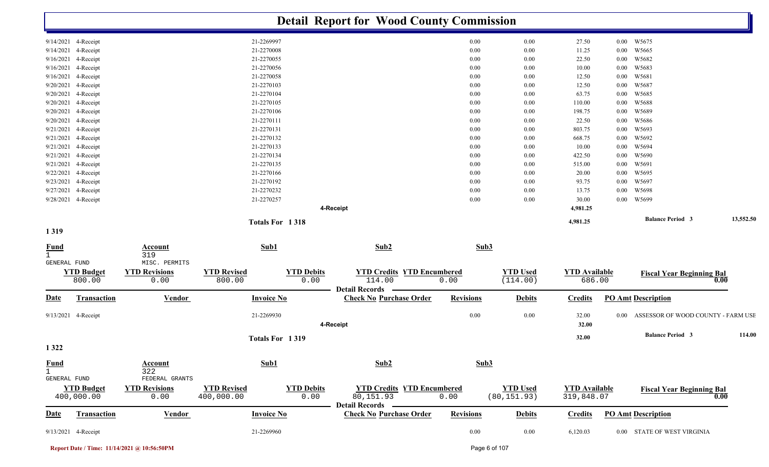# Detail Report for Wood County Commission

| Date | Transaction | Invoice No | Revisions | Debits | Credits | PO Amt | Description |
|---|---|---|---|---|---|---|---|
| 9/14/2021 | 4-Receipt | 21-2269997 | 0.00 | 0.00 | 27.50 | 0.00 | W5675 |
| 9/14/2021 | 4-Receipt | 21-2270008 | 0.00 | 0.00 | 11.25 | 0.00 | W5665 |
| 9/16/2021 | 4-Receipt | 21-2270055 | 0.00 | 0.00 | 22.50 | 0.00 | W5682 |
| 9/16/2021 | 4-Receipt | 21-2270056 | 0.00 | 0.00 | 10.00 | 0.00 | W5683 |
| 9/16/2021 | 4-Receipt | 21-2270058 | 0.00 | 0.00 | 12.50 | 0.00 | W5681 |
| 9/20/2021 | 4-Receipt | 21-2270103 | 0.00 | 0.00 | 12.50 | 0.00 | W5687 |
| 9/20/2021 | 4-Receipt | 21-2270104 | 0.00 | 0.00 | 63.75 | 0.00 | W5685 |
| 9/20/2021 | 4-Receipt | 21-2270105 | 0.00 | 0.00 | 110.00 | 0.00 | W5688 |
| 9/20/2021 | 4-Receipt | 21-2270106 | 0.00 | 0.00 | 198.75 | 0.00 | W5689 |
| 9/20/2021 | 4-Receipt | 21-2270111 | 0.00 | 0.00 | 22.50 | 0.00 | W5686 |
| 9/21/2021 | 4-Receipt | 21-2270131 | 0.00 | 0.00 | 803.75 | 0.00 | W5693 |
| 9/21/2021 | 4-Receipt | 21-2270132 | 0.00 | 0.00 | 668.75 | 0.00 | W5692 |
| 9/21/2021 | 4-Receipt | 21-2270133 | 0.00 | 0.00 | 10.00 | 0.00 | W5694 |
| 9/21/2021 | 4-Receipt | 21-2270134 | 0.00 | 0.00 | 422.50 | 0.00 | W5690 |
| 9/21/2021 | 4-Receipt | 21-2270135 | 0.00 | 0.00 | 515.00 | 0.00 | W5691 |
| 9/22/2021 | 4-Receipt | 21-2270166 | 0.00 | 0.00 | 20.00 | 0.00 | W5695 |
| 9/23/2021 | 4-Receipt | 21-2270192 | 0.00 | 0.00 | 93.75 | 0.00 | W5697 |
| 9/27/2021 | 4-Receipt | 21-2270232 | 0.00 | 0.00 | 13.75 | 0.00 | W5698 |
| 9/28/2021 | 4-Receipt | 21-2270257 | 0.00 | 0.00 | 30.00 | 0.00 | W5699 |
| | | **4-Receipt** | | | **4,981.25** | | |
| | | **Totals For 1 318** | | | **4,981.25** | | **Balance Period 3** 13,552.50 |

## 1 319

| Fund | Account | Sub1 | Sub2 | Sub3 |
|---|---|---|---|---|
| 1 GENERAL FUND | 319 MISC. PERMITS | | | |

| YTD Budget | YTD Revisions | YTD Revised | YTD Debits | YTD Credits | YTD Encumbered | YTD Used | YTD Available | Fiscal Year Beginning Bal |
|---|---|---|---|---|---|---|---|---|
| 800.00 | 0.00 | 800.00 | 0.00 | 114.00 | 0.00 | (114.00) | 686.00 | 0.00 |

**Detail Records**

| Date | Transaction | Vendor | Invoice No | Check No | Purchase Order | Revisions | Debits | Credits | PO Amt | Description |
|---|---|---|---|---|---|---|---|---|---|---|
| 9/13/2021 | 4-Receipt | | 21-2269930 | | | 0.00 | 0.00 | 32.00 | 0.00 | ASSESSOR OF WOOD COUNTY - FARM USE |
| | | | | **4-Receipt** | | | | **32.00** | | |
| | | | **Totals For 1 319** | | | | | **32.00** | | **Balance Period 3** 114.00 |

## 1 322

| Fund | Account | Sub1 | Sub2 | Sub3 |
|---|---|---|---|---|
| 1 GENERAL FUND | 322 FEDERAL GRANTS | | | |

| YTD Budget | YTD Revisions | YTD Revised | YTD Debits | YTD Credits | YTD Encumbered | YTD Used | YTD Available | Fiscal Year Beginning Bal |
|---|---|---|---|---|---|---|---|---|
| 400,000.00 | 0.00 | 400,000.00 | 0.00 | 80,151.93 | 0.00 | (80,151.93) | 319,848.07 | 0.00 |

**Detail Records**

| Date | Transaction | Vendor | Invoice No | Check No | Purchase Order | Revisions | Debits | Credits | PO Amt | Description |
|---|---|---|---|---|---|---|---|---|---|---|
| 9/13/2021 | 4-Receipt | | 21-2269960 | | | 0.00 | 0.00 | 6,120.03 | 0.00 | STATE OF WEST VIRGINIA |

Report Date / Time: 11/14/2021 @ 10:56:50PM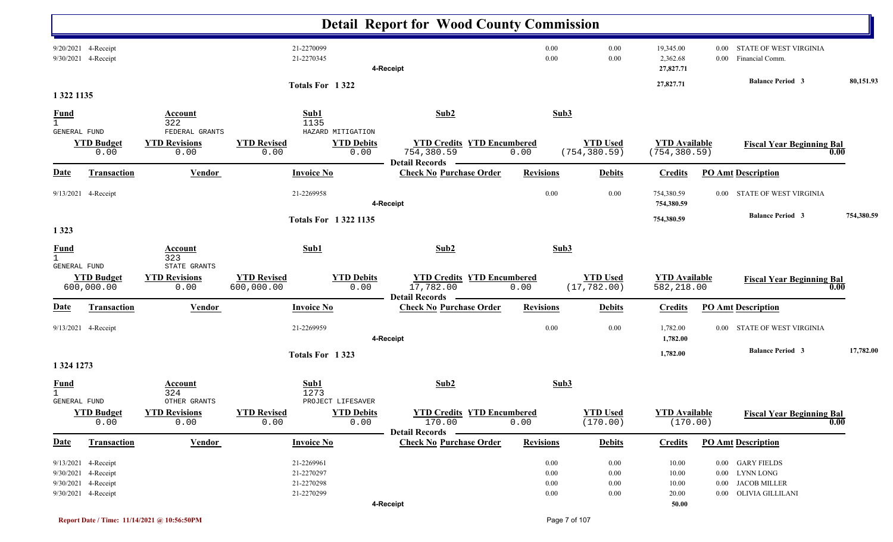# Detail Report for Wood County Commission

| Date | Transaction | Vendor | Invoice No | Check No | Purchase Order | Revisions | Debits | Credits | PO Amt | Description |
|---|---|---|---|---|---|---|---|---|---|---|
| 9/20/2021 | 4-Receipt | | 21-2270099 | | | 0.00 | 0.00 | 19,345.00 | 0.00 | STATE OF WEST VIRGINIA |
| 9/30/2021 | 4-Receipt | | 21-2270345 | | | 0.00 | 0.00 | 2,362.68 | 0.00 | Financial Comm. |
| | | | | 4-Receipt | | | | 27,827.71 | | |

**Totals For 1 322** — 27,827.71 — **Balance Period 3** 80,151.93

## 1 322 1135

| Fund | Account | Sub1 | Sub2 | Sub3 |
|---|---|---|---|---|
| 1 GENERAL FUND | 322 FEDERAL GRANTS | 1135 HAZARD MITIGATION | | |

| YTD Budget | YTD Revisions | YTD Revised | YTD Debits | YTD Credits | YTD Encumbered | YTD Used | YTD Available | Fiscal Year Beginning Bal |
|---|---|---|---|---|---|---|---|---|
| 0.00 | 0.00 | 0.00 | 0.00 | 754,380.59 | 0.00 | (754,380.59) | (754,380.59) | 0.00 |

**Detail Records**

| Date | Transaction | Vendor | Invoice No | Check No | Purchase Order | Revisions | Debits | Credits | PO Amt | Description |
|---|---|---|---|---|---|---|---|---|---|---|
| 9/13/2021 | 4-Receipt | | 21-2269958 | | | 0.00 | 0.00 | 754,380.59 | 0.00 | STATE OF WEST VIRGINIA |
| | | | | 4-Receipt | | | | 754,380.59 | | |

**Totals For 1 322 1135** — 754,380.59 — **Balance Period 3** 754,380.59

## 1 323

| Fund | Account | Sub1 | Sub2 | Sub3 |
|---|---|---|---|---|
| 1 GENERAL FUND | 323 STATE GRANTS | | | |

| YTD Budget | YTD Revisions | YTD Revised | YTD Debits | YTD Credits | YTD Encumbered | YTD Used | YTD Available | Fiscal Year Beginning Bal |
|---|---|---|---|---|---|---|---|---|
| 600,000.00 | 0.00 | 600,000.00 | 0.00 | 17,782.00 | 0.00 | (17,782.00) | 582,218.00 | 0.00 |

**Detail Records**

| Date | Transaction | Vendor | Invoice No | Check No | Purchase Order | Revisions | Debits | Credits | PO Amt | Description |
|---|---|---|---|---|---|---|---|---|---|---|
| 9/13/2021 | 4-Receipt | | 21-2269959 | | | 0.00 | 0.00 | 1,782.00 | 0.00 | STATE OF WEST VIRGINIA |
| | | | | 4-Receipt | | | | 1,782.00 | | |

**Totals For 1 323** — 1,782.00 — **Balance Period 3** 17,782.00

## 1 324 1273

| Fund | Account | Sub1 | Sub2 | Sub3 |
|---|---|---|---|---|
| 1 GENERAL FUND | 324 OTHER GRANTS | 1273 PROJECT LIFESAVER | | |

| YTD Budget | YTD Revisions | YTD Revised | YTD Debits | YTD Credits | YTD Encumbered | YTD Used | YTD Available | Fiscal Year Beginning Bal |
|---|---|---|---|---|---|---|---|---|
| 0.00 | 0.00 | 0.00 | 0.00 | 170.00 | 0.00 | (170.00) | (170.00) | 0.00 |

**Detail Records**

| Date | Transaction | Vendor | Invoice No | Check No | Purchase Order | Revisions | Debits | Credits | PO Amt | Description |
|---|---|---|---|---|---|---|---|---|---|---|
| 9/13/2021 | 4-Receipt | | 21-2269961 | | | 0.00 | 0.00 | 10.00 | 0.00 | GARY FIELDS |
| 9/30/2021 | 4-Receipt | | 21-2270297 | | | 0.00 | 0.00 | 10.00 | 0.00 | LYNN LONG |
| 9/30/2021 | 4-Receipt | | 21-2270298 | | | 0.00 | 0.00 | 10.00 | 0.00 | JACOB MILLER |
| 9/30/2021 | 4-Receipt | | 21-2270299 | | | 0.00 | 0.00 | 20.00 | 0.00 | OLIVIA GILLILANI |
| | | | | 4-Receipt | | | | 50.00 | | |

Report Date / Time: 11/14/2021 @ 10:56:50PM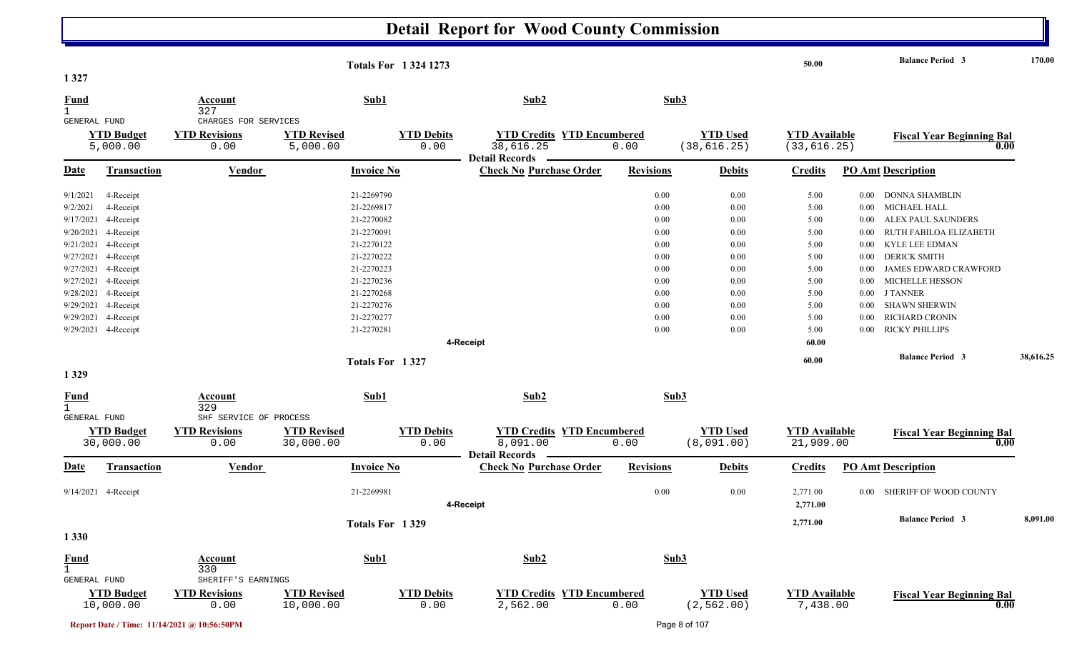# Detail Report for Wood County Commission

| Totals For 1 324 1273 | 50.00 | Balance Period 3 | 170.00 |
|---|---|---|---|

## 1 327

| Fund | Account | Sub1 | Sub2 | Sub3 |
|---|---|---|---|---|
| 1 GENERAL FUND | 327 CHARGES FOR SERVICES | | | |

| YTD Budget | YTD Revisions | YTD Revised | YTD Debits | YTD Credits | YTD Encumbered | YTD Used | YTD Available | Fiscal Year Beginning Bal |
|---|---|---|---|---|---|---|---|---|
| 5,000.00 | 0.00 | 5,000.00 | 0.00 | 38,616.25 | 0.00 | (38,616.25) | (33,616.25) | 0.00 |

Detail Records

| Date | Transaction | Vendor | Invoice No | Check No | Purchase Order | Revisions | Debits | Credits | PO Amt | Description |
|---|---|---|---|---|---|---|---|---|---|---|
| 9/1/2021 | 4-Receipt | | 21-2269790 | | | 0.00 | 0.00 | 5.00 | 0.00 | DONNA SHAMBLIN |
| 9/2/2021 | 4-Receipt | | 21-2269817 | | | 0.00 | 0.00 | 5.00 | 0.00 | MICHAEL HALL |
| 9/17/2021 | 4-Receipt | | 21-2270082 | | | 0.00 | 0.00 | 5.00 | 0.00 | ALEX PAUL SAUNDERS |
| 9/20/2021 | 4-Receipt | | 21-2270091 | | | 0.00 | 0.00 | 5.00 | 0.00 | RUTH FABILOA ELIZABETH |
| 9/21/2021 | 4-Receipt | | 21-2270122 | | | 0.00 | 0.00 | 5.00 | 0.00 | KYLE LEE EDMAN |
| 9/27/2021 | 4-Receipt | | 21-2270222 | | | 0.00 | 0.00 | 5.00 | 0.00 | DERICK SMITH |
| 9/27/2021 | 4-Receipt | | 21-2270223 | | | 0.00 | 0.00 | 5.00 | 0.00 | JAMES EDWARD CRAWFORD |
| 9/27/2021 | 4-Receipt | | 21-2270236 | | | 0.00 | 0.00 | 5.00 | 0.00 | MICHELLE HESSON |
| 9/28/2021 | 4-Receipt | | 21-2270268 | | | 0.00 | 0.00 | 5.00 | 0.00 | J TANNER |
| 9/29/2021 | 4-Receipt | | 21-2270276 | | | 0.00 | 0.00 | 5.00 | 0.00 | SHAWN SHERWIN |
| 9/29/2021 | 4-Receipt | | 21-2270277 | | | 0.00 | 0.00 | 5.00 | 0.00 | RICHARD CRONIN |
| 9/29/2021 | 4-Receipt | | 21-2270281 | | | 0.00 | 0.00 | 5.00 | 0.00 | RICKY PHILLIPS |
| | | | | 4-Receipt | | | | 60.00 | | |

| Totals For 1 327 | 60.00 | Balance Period 3 | 38,616.25 |
|---|---|---|---|

## 1 329

| Fund | Account | Sub1 | Sub2 | Sub3 |
|---|---|---|---|---|
| 1 GENERAL FUND | 329 SHF SERVICE OF PROCESS | | | |

| YTD Budget | YTD Revisions | YTD Revised | YTD Debits | YTD Credits | YTD Encumbered | YTD Used | YTD Available | Fiscal Year Beginning Bal |
|---|---|---|---|---|---|---|---|---|
| 30,000.00 | 0.00 | 30,000.00 | 0.00 | 8,091.00 | 0.00 | (8,091.00) | 21,909.00 | 0.00 |

Detail Records

| Date | Transaction | Vendor | Invoice No | Check No | Purchase Order | Revisions | Debits | Credits | PO Amt | Description |
|---|---|---|---|---|---|---|---|---|---|---|
| 9/14/2021 | 4-Receipt | | 21-2269981 | | | 0.00 | 0.00 | 2,771.00 | 0.00 | SHERIFF OF WOOD COUNTY |
| | | | | 4-Receipt | | | | 2,771.00 | | |

| Totals For 1 329 | 2,771.00 | Balance Period 3 | 8,091.00 |
|---|---|---|---|

## 1 330

| Fund | Account | Sub1 | Sub2 | Sub3 |
|---|---|---|---|---|
| 1 GENERAL FUND | 330 SHERIFF'S EARNINGS | | | |

| YTD Budget | YTD Revisions | YTD Revised | YTD Debits | YTD Credits | YTD Encumbered | YTD Used | YTD Available | Fiscal Year Beginning Bal |
|---|---|---|---|---|---|---|---|---|
| 10,000.00 | 0.00 | 10,000.00 | 0.00 | 2,562.00 | 0.00 | (2,562.00) | 7,438.00 | 0.00 |

Report Date / Time: 11/14/2021 @ 10:56:50PM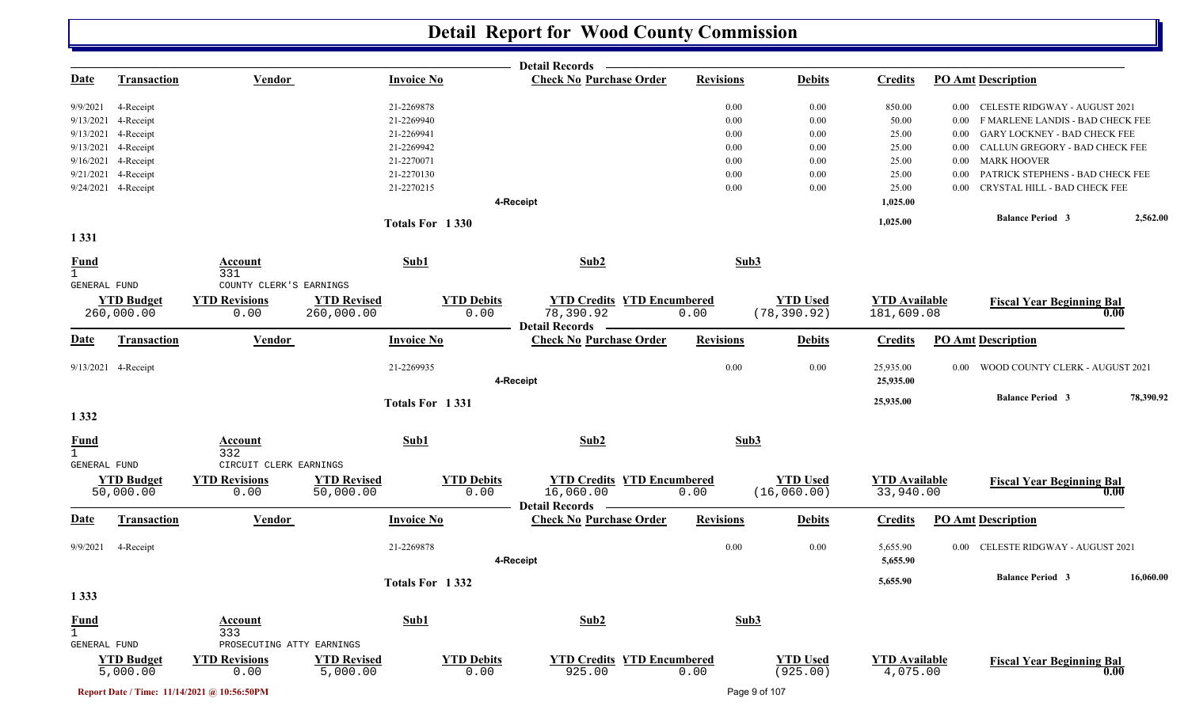# Detail Report for Wood County Commission

| Date | Transaction | Vendor | Invoice No | Check No | Purchase Order | Revisions | Debits | Credits | PO Amt | Description |
|---|---|---|---|---|---|---|---|---|---|---|
| 9/9/2021 | 4-Receipt | | 21-2269878 | | | 0.00 | 0.00 | 850.00 | 0.00 | CELESTE RIDGWAY - AUGUST 2021 |
| 9/13/2021 | 4-Receipt | | 21-2269940 | | | 0.00 | 0.00 | 50.00 | 0.00 | F MARLENE LANDIS - BAD CHECK FEE |
| 9/13/2021 | 4-Receipt | | 21-2269941 | | | 0.00 | 0.00 | 25.00 | 0.00 | GARY LOCKNEY - BAD CHECK FEE |
| 9/13/2021 | 4-Receipt | | 21-2269942 | | | 0.00 | 0.00 | 25.00 | 0.00 | CALLUN GREGORY - BAD CHECK FEE |
| 9/16/2021 | 4-Receipt | | 21-2270071 | | | 0.00 | 0.00 | 25.00 | 0.00 | MARK HOOVER |
| 9/21/2021 | 4-Receipt | | 21-2270130 | | | 0.00 | 0.00 | 25.00 | 0.00 | PATRICK STEPHENS - BAD CHECK FEE |
| 9/24/2021 | 4-Receipt | | 21-2270215 | | | 0.00 | 0.00 | 25.00 | 0.00 | CRYSTAL HILL - BAD CHECK FEE |
| | | | | 4-Receipt | | | | 1,025.00 | | |

Totals For 1 330 — 1,025.00 — Balance Period 3: 2,562.00

## 1 331

| Fund | Account | Sub1 | Sub2 | Sub3 |
|---|---|---|---|---|
| 1 GENERAL FUND | 331 COUNTY CLERK'S EARNINGS | | | |

| YTD Budget | YTD Revisions | YTD Revised | YTD Debits | YTD Credits | YTD Encumbered | YTD Used | YTD Available | Fiscal Year Beginning Bal |
|---|---|---|---|---|---|---|---|---|
| 260,000.00 | 0.00 | 260,000.00 | 0.00 | 78,390.92 | 0.00 | (78,390.92) | 181,609.08 | 0.00 |

| Date | Transaction | Vendor | Invoice No | Check No | Purchase Order | Revisions | Debits | Credits | PO Amt | Description |
|---|---|---|---|---|---|---|---|---|---|---|
| 9/13/2021 | 4-Receipt | | 21-2269935 | | | 0.00 | 0.00 | 25,935.00 | 0.00 | WOOD COUNTY CLERK - AUGUST 2021 |
| | | | | 4-Receipt | | | | 25,935.00 | | |

Totals For 1 331 — 25,935.00 — Balance Period 3: 78,390.92

## 1 332

| Fund | Account | Sub1 | Sub2 | Sub3 |
|---|---|---|---|---|
| 1 GENERAL FUND | 332 CIRCUIT CLERK EARNINGS | | | |

| YTD Budget | YTD Revisions | YTD Revised | YTD Debits | YTD Credits | YTD Encumbered | YTD Used | YTD Available | Fiscal Year Beginning Bal |
|---|---|---|---|---|---|---|---|---|
| 50,000.00 | 0.00 | 50,000.00 | 0.00 | 16,060.00 | 0.00 | (16,060.00) | 33,940.00 | 0.00 |

| Date | Transaction | Vendor | Invoice No | Check No | Purchase Order | Revisions | Debits | Credits | PO Amt | Description |
|---|---|---|---|---|---|---|---|---|---|---|
| 9/9/2021 | 4-Receipt | | 21-2269878 | | | 0.00 | 0.00 | 5,655.90 | 0.00 | CELESTE RIDGWAY - AUGUST 2021 |
| | | | | 4-Receipt | | | | 5,655.90 | | |

Totals For 1 332 — 5,655.90 — Balance Period 3: 16,060.00

## 1 333

| Fund | Account | Sub1 | Sub2 | Sub3 |
|---|---|---|---|---|
| 1 GENERAL FUND | 333 PROSECUTING ATTY EARNINGS | | | |

| YTD Budget | YTD Revisions | YTD Revised | YTD Debits | YTD Credits | YTD Encumbered | YTD Used | YTD Available | Fiscal Year Beginning Bal |
|---|---|---|---|---|---|---|---|---|
| 5,000.00 | 0.00 | 5,000.00 | 0.00 | 925.00 | 0.00 | (925.00) | 4,075.00 | 0.00 |

Report Date / Time: 11/14/2021 @ 10:56:50PM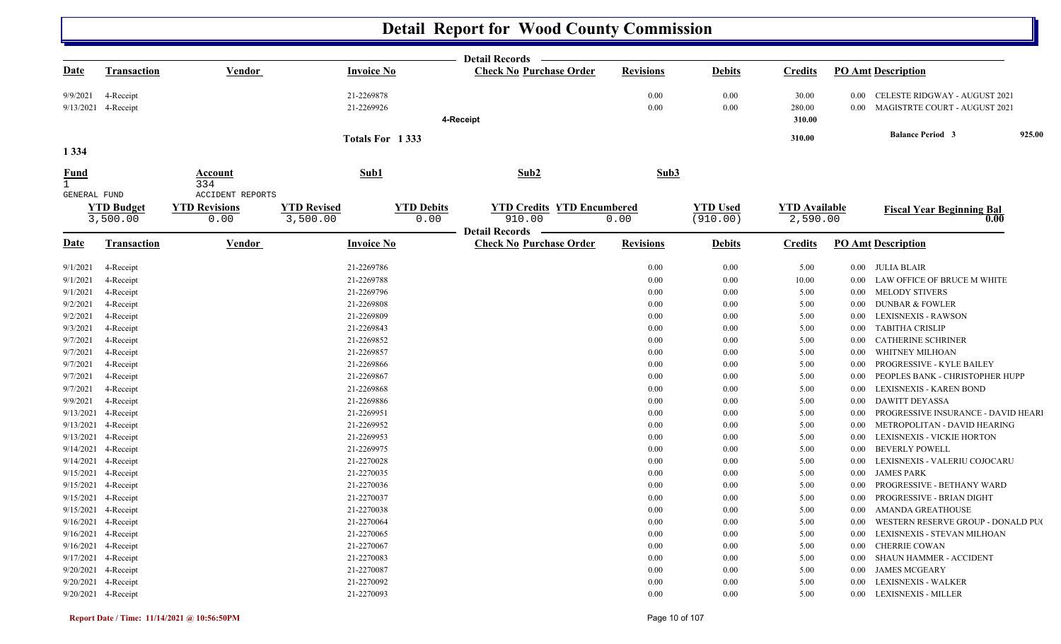# Detail Report for Wood County Commission

| Date | Transaction | Vendor | Invoice No | Check No | Purchase Order | Revisions | Debits | Credits | PO Amt | Description |
|---|---|---|---|---|---|---|---|---|---|---|
| 9/9/2021 | 4-Receipt | | 21-2269878 | | | 0.00 | 0.00 | 30.00 | 0.00 | CELESTE RIDGWAY - AUGUST 2021 |
| 9/13/2021 | 4-Receipt | | 21-2269926 | | | 0.00 | 0.00 | 280.00 | 0.00 | MAGISTRTE COURT - AUGUST 2021 |
| | | | | 4-Receipt | | | | 310.00 | | |
| | | | Totals For 1 333 | | | | | 310.00 | | Balance Period 3 925.00 |

**1 334**

| Fund | Account | Sub1 | Sub2 | Sub3 |
|---|---|---|---|---|
| 1 GENERAL FUND | 334 ACCIDENT REPORTS | | | |

| YTD Budget | YTD Revisions | YTD Revised | YTD Debits | YTD Credits | YTD Encumbered | YTD Used | YTD Available | Fiscal Year Beginning Bal |
|---|---|---|---|---|---|---|---|---|
| 3,500.00 | 0.00 | 3,500.00 | 0.00 | 910.00 | 0.00 | (910.00) | 2,590.00 | 0.00 |

| Date | Transaction | Vendor | Invoice No | Check No | Purchase Order | Revisions | Debits | Credits | PO Amt | Description |
|---|---|---|---|---|---|---|---|---|---|---|
| 9/1/2021 | 4-Receipt | | 21-2269786 | | | 0.00 | 0.00 | 5.00 | 0.00 | JULIA BLAIR |
| 9/1/2021 | 4-Receipt | | 21-2269788 | | | 0.00 | 0.00 | 10.00 | 0.00 | LAW OFFICE OF BRUCE M WHITE |
| 9/1/2021 | 4-Receipt | | 21-2269796 | | | 0.00 | 0.00 | 5.00 | 0.00 | MELODY STIVERS |
| 9/2/2021 | 4-Receipt | | 21-2269808 | | | 0.00 | 0.00 | 5.00 | 0.00 | DUNBAR & FOWLER |
| 9/2/2021 | 4-Receipt | | 21-2269809 | | | 0.00 | 0.00 | 5.00 | 0.00 | LEXISNEXIS - RAWSON |
| 9/3/2021 | 4-Receipt | | 21-2269843 | | | 0.00 | 0.00 | 5.00 | 0.00 | TABITHA CRISLIP |
| 9/7/2021 | 4-Receipt | | 21-2269852 | | | 0.00 | 0.00 | 5.00 | 0.00 | CATHERINE SCHRINER |
| 9/7/2021 | 4-Receipt | | 21-2269857 | | | 0.00 | 0.00 | 5.00 | 0.00 | WHITNEY MILHOAN |
| 9/7/2021 | 4-Receipt | | 21-2269866 | | | 0.00 | 0.00 | 5.00 | 0.00 | PROGRESSIVE - KYLE BAILEY |
| 9/7/2021 | 4-Receipt | | 21-2269867 | | | 0.00 | 0.00 | 5.00 | 0.00 | PEOPLES BANK - CHRISTOPHER HUPP |
| 9/7/2021 | 4-Receipt | | 21-2269868 | | | 0.00 | 0.00 | 5.00 | 0.00 | LEXISNEXIS - KAREN BOND |
| 9/9/2021 | 4-Receipt | | 21-2269886 | | | 0.00 | 0.00 | 5.00 | 0.00 | DAWITT DEYASSA |
| 9/13/2021 | 4-Receipt | | 21-2269951 | | | 0.00 | 0.00 | 5.00 | 0.00 | PROGRESSIVE INSURANCE - DAVID HEARI |
| 9/13/2021 | 4-Receipt | | 21-2269952 | | | 0.00 | 0.00 | 5.00 | 0.00 | METROPOLITAN - DAVID HEARING |
| 9/13/2021 | 4-Receipt | | 21-2269953 | | | 0.00 | 0.00 | 5.00 | 0.00 | LEXISNEXIS - VICKIE HORTON |
| 9/14/2021 | 4-Receipt | | 21-2269975 | | | 0.00 | 0.00 | 5.00 | 0.00 | BEVERLY POWELL |
| 9/14/2021 | 4-Receipt | | 21-2270028 | | | 0.00 | 0.00 | 5.00 | 0.00 | LEXISNEXIS - VALERIU COJOCARU |
| 9/15/2021 | 4-Receipt | | 21-2270035 | | | 0.00 | 0.00 | 5.00 | 0.00 | JAMES PARK |
| 9/15/2021 | 4-Receipt | | 21-2270036 | | | 0.00 | 0.00 | 5.00 | 0.00 | PROGRESSIVE - BETHANY WARD |
| 9/15/2021 | 4-Receipt | | 21-2270037 | | | 0.00 | 0.00 | 5.00 | 0.00 | PROGRESSIVE - BRIAN DIGHT |
| 9/15/2021 | 4-Receipt | | 21-2270038 | | | 0.00 | 0.00 | 5.00 | 0.00 | AMANDA GREATHOUSE |
| 9/16/2021 | 4-Receipt | | 21-2270064 | | | 0.00 | 0.00 | 5.00 | 0.00 | WESTERN RESERVE GROUP - DONALD PU( |
| 9/16/2021 | 4-Receipt | | 21-2270065 | | | 0.00 | 0.00 | 5.00 | 0.00 | LEXISNEXIS - STEVAN MILHOAN |
| 9/16/2021 | 4-Receipt | | 21-2270067 | | | 0.00 | 0.00 | 5.00 | 0.00 | CHERRIE COWAN |
| 9/17/2021 | 4-Receipt | | 21-2270083 | | | 0.00 | 0.00 | 5.00 | 0.00 | SHAUN HAMMER - ACCIDENT |
| 9/20/2021 | 4-Receipt | | 21-2270087 | | | 0.00 | 0.00 | 5.00 | 0.00 | JAMES MCGEARY |
| 9/20/2021 | 4-Receipt | | 21-2270092 | | | 0.00 | 0.00 | 5.00 | 0.00 | LEXISNEXIS - WALKER |
| 9/20/2021 | 4-Receipt | | 21-2270093 | | | 0.00 | 0.00 | 5.00 | 0.00 | LEXISNEXIS - MILLER |

Report Date / Time: 11/14/2021 @ 10:56:50PM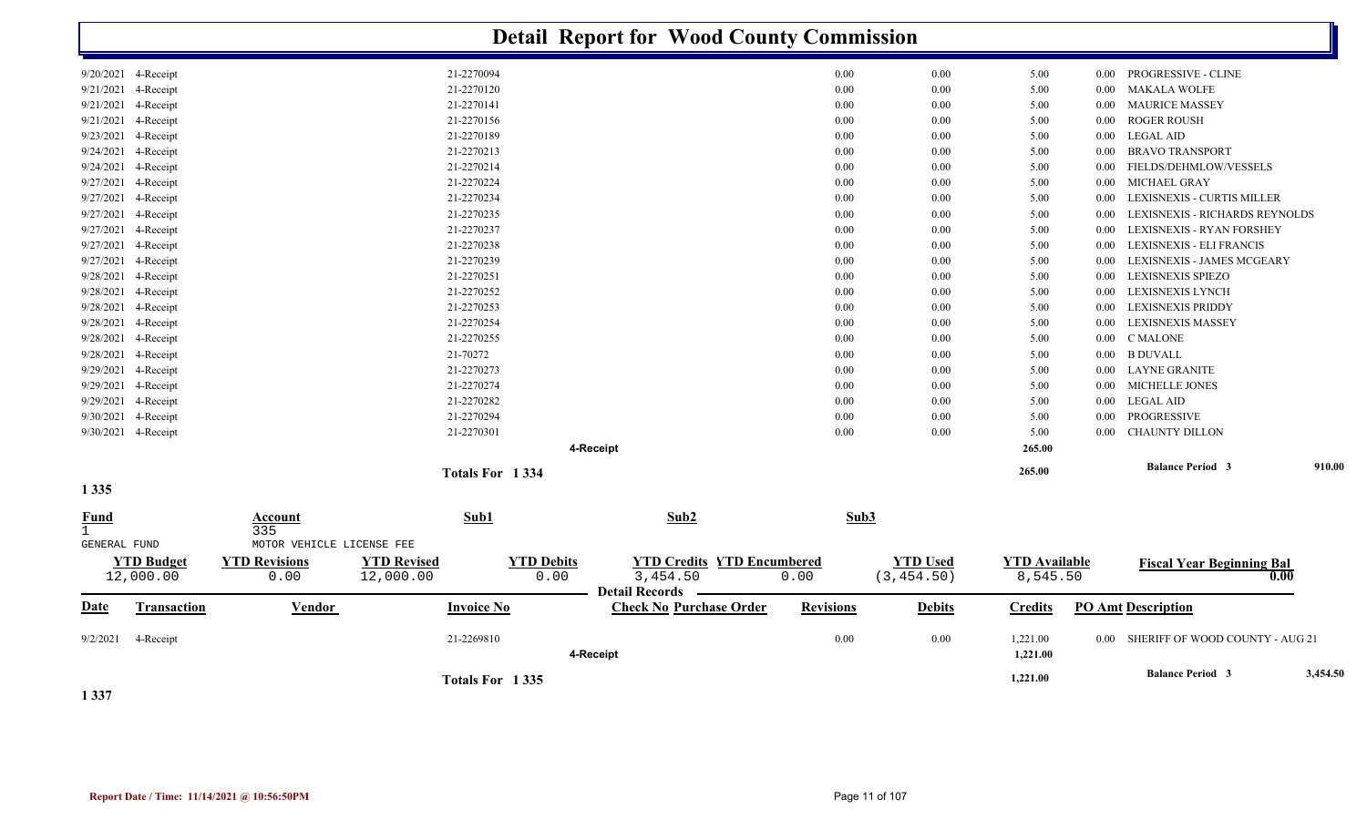# Detail Report for Wood County Commission

| Date | Transaction | Invoice No | Revisions | Debits | Credits | PO Amt | Description |
|---|---|---|---|---|---|---|---|
| 9/20/2021 | 4-Receipt | 21-2270094 | 0.00 | 0.00 | 5.00 | 0.00 | PROGRESSIVE - CLINE |
| 9/21/2021 | 4-Receipt | 21-2270120 | 0.00 | 0.00 | 5.00 | 0.00 | MAKALA WOLFE |
| 9/21/2021 | 4-Receipt | 21-2270141 | 0.00 | 0.00 | 5.00 | 0.00 | MAURICE MASSEY |
| 9/21/2021 | 4-Receipt | 21-2270156 | 0.00 | 0.00 | 5.00 | 0.00 | ROGER ROUSH |
| 9/23/2021 | 4-Receipt | 21-2270189 | 0.00 | 0.00 | 5.00 | 0.00 | LEGAL AID |
| 9/24/2021 | 4-Receipt | 21-2270213 | 0.00 | 0.00 | 5.00 | 0.00 | BRAVO TRANSPORT |
| 9/24/2021 | 4-Receipt | 21-2270214 | 0.00 | 0.00 | 5.00 | 0.00 | FIELDS/DEHMLOW/VESSELS |
| 9/27/2021 | 4-Receipt | 21-2270224 | 0.00 | 0.00 | 5.00 | 0.00 | MICHAEL GRAY |
| 9/27/2021 | 4-Receipt | 21-2270234 | 0.00 | 0.00 | 5.00 | 0.00 | LEXISNEXIS - CURTIS MILLER |
| 9/27/2021 | 4-Receipt | 21-2270235 | 0.00 | 0.00 | 5.00 | 0.00 | LEXISNEXIS - RICHARDS REYNOLDS |
| 9/27/2021 | 4-Receipt | 21-2270237 | 0.00 | 0.00 | 5.00 | 0.00 | LEXISNEXIS - RYAN FORSHEY |
| 9/27/2021 | 4-Receipt | 21-2270238 | 0.00 | 0.00 | 5.00 | 0.00 | LEXISNEXIS - ELI FRANCIS |
| 9/27/2021 | 4-Receipt | 21-2270239 | 0.00 | 0.00 | 5.00 | 0.00 | LEXISNEXIS - JAMES MCGEARY |
| 9/28/2021 | 4-Receipt | 21-2270251 | 0.00 | 0.00 | 5.00 | 0.00 | LEXISNEXIS SPIEZO |
| 9/28/2021 | 4-Receipt | 21-2270252 | 0.00 | 0.00 | 5.00 | 0.00 | LEXISNEXIS LYNCH |
| 9/28/2021 | 4-Receipt | 21-2270253 | 0.00 | 0.00 | 5.00 | 0.00 | LEXISNEXIS PRIDDY |
| 9/28/2021 | 4-Receipt | 21-2270254 | 0.00 | 0.00 | 5.00 | 0.00 | LEXISNEXIS MASSEY |
| 9/28/2021 | 4-Receipt | 21-2270255 | 0.00 | 0.00 | 5.00 | 0.00 | C MALONE |
| 9/28/2021 | 4-Receipt | 21-70272 | 0.00 | 0.00 | 5.00 | 0.00 | B DUVALL |
| 9/29/2021 | 4-Receipt | 21-2270273 | 0.00 | 0.00 | 5.00 | 0.00 | LAYNE GRANITE |
| 9/29/2021 | 4-Receipt | 21-2270274 | 0.00 | 0.00 | 5.00 | 0.00 | MICHELLE JONES |
| 9/29/2021 | 4-Receipt | 21-2270282 | 0.00 | 0.00 | 5.00 | 0.00 | LEGAL AID |
| 9/30/2021 | 4-Receipt | 21-2270294 | 0.00 | 0.00 | 5.00 | 0.00 | PROGRESSIVE |
| 9/30/2021 | 4-Receipt | 21-2270301 | 0.00 | 0.00 | 5.00 | 0.00 | CHAUNTY DILLON |
| | | 4-Receipt | | | 265.00 | | |
| | | Totals For 1 334 | | | 265.00 | | Balance Period 3 910.00 |

**1 335**

| Fund | Account | Sub1 | Sub2 | Sub3 |
|---|---|---|---|---|
| 1 GENERAL FUND | 335 MOTOR VEHICLE LICENSE FEE | | | |

| YTD Budget | YTD Revisions | YTD Revised | YTD Debits | YTD Credits | YTD Encumbered | YTD Used | YTD Available | Fiscal Year Beginning Bal |
|---|---|---|---|---|---|---|---|---|
| 12,000.00 | 0.00 | 12,000.00 | 0.00 | 3,454.50 | 0.00 | (3,454.50) | 8,545.50 | 0.00 |

**Detail Records**

| Date | Transaction | Vendor | Invoice No | Check No | Purchase Order | Revisions | Debits | Credits | PO Amt | Description |
|---|---|---|---|---|---|---|---|---|---|---|
| 9/2/2021 | 4-Receipt | | 21-2269810 | | | 0.00 | 0.00 | 1,221.00 | 0.00 | SHERIFF OF WOOD COUNTY - AUG 21 |
| | | | 4-Receipt | | | | | 1,221.00 | | |
| | | | Totals For 1 335 | | | | | 1,221.00 | | Balance Period 3 3,454.50 |

**1 337**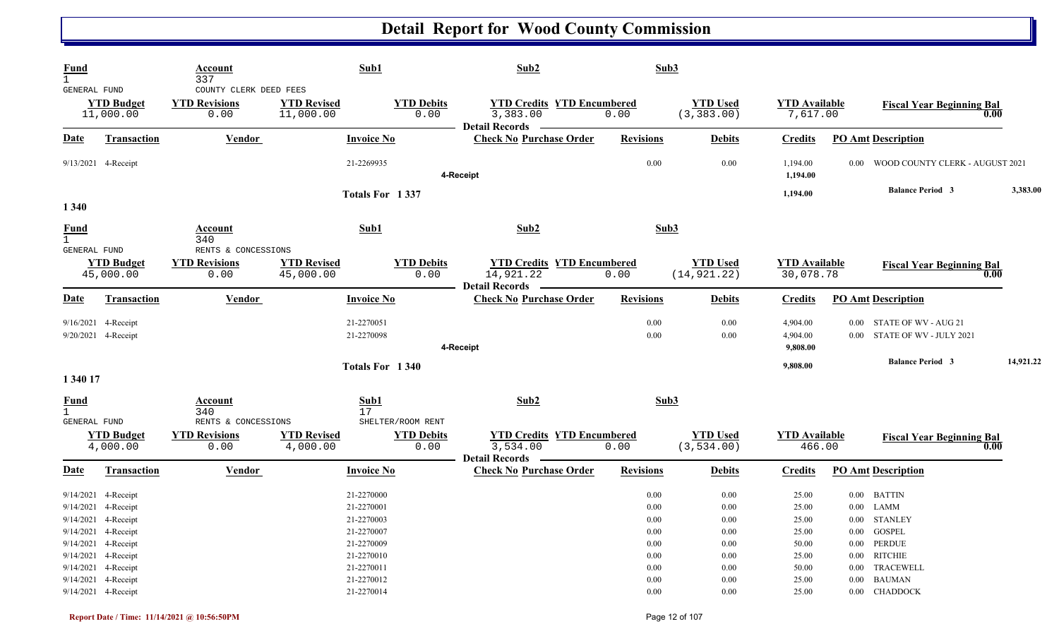# Detail Report for Wood County Commission

| Fund | Account | Sub1 | Sub2 | Sub3 |
|---|---|---|---|---|
| 1 | 337 | | | |
| GENERAL FUND | COUNTY CLERK DEED FEES | | | |

| YTD Budget | YTD Revisions | YTD Revised | YTD Debits | YTD Credits | YTD Encumbered | YTD Used | YTD Available | Fiscal Year Beginning Bal |
|---|---|---|---|---|---|---|---|---|
| 11,000.00 | 0.00 | 11,000.00 | 0.00 | 3,383.00 | 0.00 | (3,383.00) | 7,617.00 | 0.00 |

**Detail Records**

| Date | Transaction | Vendor | Invoice No | Check No | Purchase Order | Revisions | Debits | Credits | PO Amt | Description |
|---|---|---|---|---|---|---|---|---|---|---|
| 9/13/2021 | 4-Receipt | | 21-2269935 | | | 0.00 | 0.00 | 1,194.00 | 0.00 | WOOD COUNTY CLERK - AUGUST 2021 |
| | | | | 4-Receipt | | | | 1,194.00 | | |
| | | | Totals For 1 337 | | | | | 1,194.00 | | Balance Period 3 3,383.00 |

## 1 340

| Fund | Account | Sub1 | Sub2 | Sub3 |
|---|---|---|---|---|
| 1 | 340 | | | |
| GENERAL FUND | RENTS & CONCESSIONS | | | |

| YTD Budget | YTD Revisions | YTD Revised | YTD Debits | YTD Credits | YTD Encumbered | YTD Used | YTD Available | Fiscal Year Beginning Bal |
|---|---|---|---|---|---|---|---|---|
| 45,000.00 | 0.00 | 45,000.00 | 0.00 | 14,921.22 | 0.00 | (14,921.22) | 30,078.78 | 0.00 |

**Detail Records**

| Date | Transaction | Vendor | Invoice No | Check No | Purchase Order | Revisions | Debits | Credits | PO Amt | Description |
|---|---|---|---|---|---|---|---|---|---|---|
| 9/16/2021 | 4-Receipt | | 21-2270051 | | | 0.00 | 0.00 | 4,904.00 | 0.00 | STATE OF WV - AUG 21 |
| 9/20/2021 | 4-Receipt | | 21-2270098 | | | 0.00 | 0.00 | 4,904.00 | 0.00 | STATE OF WV - JULY 2021 |
| | | | | 4-Receipt | | | | 9,808.00 | | |
| | | | Totals For 1 340 | | | | | 9,808.00 | | Balance Period 3 14,921.22 |

## 1 340 17

| Fund | Account | Sub1 | Sub2 | Sub3 |
|---|---|---|---|---|
| 1 | 340 | 17 | | |
| GENERAL FUND | RENTS & CONCESSIONS | SHELTER/ROOM RENT | | |

| YTD Budget | YTD Revisions | YTD Revised | YTD Debits | YTD Credits | YTD Encumbered | YTD Used | YTD Available | Fiscal Year Beginning Bal |
|---|---|---|---|---|---|---|---|---|
| 4,000.00 | 0.00 | 4,000.00 | 0.00 | 3,534.00 | 0.00 | (3,534.00) | 466.00 | 0.00 |

**Detail Records**

| Date | Transaction | Vendor | Invoice No | Check No | Purchase Order | Revisions | Debits | Credits | PO Amt | Description |
|---|---|---|---|---|---|---|---|---|---|---|
| 9/14/2021 | 4-Receipt | | 21-2270000 | | | 0.00 | 0.00 | 25.00 | 0.00 | BATTIN |
| 9/14/2021 | 4-Receipt | | 21-2270001 | | | 0.00 | 0.00 | 25.00 | 0.00 | LAMM |
| 9/14/2021 | 4-Receipt | | 21-2270003 | | | 0.00 | 0.00 | 25.00 | 0.00 | STANLEY |
| 9/14/2021 | 4-Receipt | | 21-2270007 | | | 0.00 | 0.00 | 25.00 | 0.00 | GOSPEL |
| 9/14/2021 | 4-Receipt | | 21-2270009 | | | 0.00 | 0.00 | 50.00 | 0.00 | PERDUE |
| 9/14/2021 | 4-Receipt | | 21-2270010 | | | 0.00 | 0.00 | 25.00 | 0.00 | RITCHIE |
| 9/14/2021 | 4-Receipt | | 21-2270011 | | | 0.00 | 0.00 | 50.00 | 0.00 | TRACEWELL |
| 9/14/2021 | 4-Receipt | | 21-2270012 | | | 0.00 | 0.00 | 25.00 | 0.00 | BAUMAN |
| 9/14/2021 | 4-Receipt | | 21-2270014 | | | 0.00 | 0.00 | 25.00 | 0.00 | CHADDOCK |

Report Date / Time: 11/14/2021 @ 10:56:50PM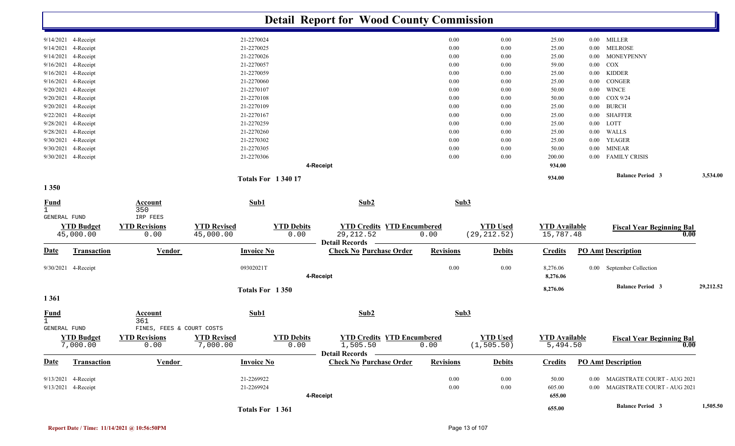# Detail Report for Wood County Commission

| Date | Transaction | Vendor | Invoice No | Check No Purchase Order | Revisions | Debits | Credits | PO Amt | Description |
|---|---|---|---|---|---|---|---|---|---|
| 9/14/2021 | 4-Receipt | | 21-2270024 | | 0.00 | 0.00 | 25.00 | 0.00 | MILLER |
| 9/14/2021 | 4-Receipt | | 21-2270025 | | 0.00 | 0.00 | 25.00 | 0.00 | MELROSE |
| 9/14/2021 | 4-Receipt | | 21-2270026 | | 0.00 | 0.00 | 25.00 | 0.00 | MONEYPENNY |
| 9/16/2021 | 4-Receipt | | 21-2270057 | | 0.00 | 0.00 | 59.00 | 0.00 | COX |
| 9/16/2021 | 4-Receipt | | 21-2270059 | | 0.00 | 0.00 | 25.00 | 0.00 | KIDDER |
| 9/16/2021 | 4-Receipt | | 21-2270060 | | 0.00 | 0.00 | 25.00 | 0.00 | CONGER |
| 9/20/2021 | 4-Receipt | | 21-2270107 | | 0.00 | 0.00 | 50.00 | 0.00 | WINCE |
| 9/20/2021 | 4-Receipt | | 21-2270108 | | 0.00 | 0.00 | 50.00 | 0.00 | COX 9/24 |
| 9/20/2021 | 4-Receipt | | 21-2270109 | | 0.00 | 0.00 | 25.00 | 0.00 | BURCH |
| 9/22/2021 | 4-Receipt | | 21-2270167 | | 0.00 | 0.00 | 25.00 | 0.00 | SHAFFER |
| 9/28/2021 | 4-Receipt | | 21-2270259 | | 0.00 | 0.00 | 25.00 | 0.00 | LOTT |
| 9/28/2021 | 4-Receipt | | 21-2270260 | | 0.00 | 0.00 | 25.00 | 0.00 | WALLS |
| 9/30/2021 | 4-Receipt | | 21-2270302 | | 0.00 | 0.00 | 25.00 | 0.00 | YEAGER |
| 9/30/2021 | 4-Receipt | | 21-2270305 | | 0.00 | 0.00 | 50.00 | 0.00 | MINEAR |
| 9/30/2021 | 4-Receipt | | 21-2270306 | | 0.00 | 0.00 | 200.00 | 0.00 | FAMILY CRISIS |
| | | | | 4-Receipt | | | 934.00 | | |
| | | | Totals For 1 340 17 | | | | 934.00 | | Balance Period 3 — 3,534.00 |

## 1 350

| Fund | Account | Sub1 | Sub2 | Sub3 |
|---|---|---|---|---|
| 1 GENERAL FUND | 350 IRP FEES | | | |

| YTD Budget | YTD Revisions | YTD Revised | YTD Debits | YTD Credits | YTD Encumbered | YTD Used | YTD Available | Fiscal Year Beginning Bal |
|---|---|---|---|---|---|---|---|---|
| 45,000.00 | 0.00 | 45,000.00 | 0.00 | 29,212.52 | 0.00 | (29,212.52) | 15,787.48 | 0.00 |

Detail Records

| Date | Transaction | Vendor | Invoice No | Check No Purchase Order | Revisions | Debits | Credits | PO Amt | Description |
|---|---|---|---|---|---|---|---|---|---|
| 9/30/2021 | 4-Receipt | | 09302021T | | 0.00 | 0.00 | 8,276.06 | 0.00 | September Collection |
| | | | | 4-Receipt | | | 8,276.06 | | |
| | | | Totals For 1 350 | | | | 8,276.06 | | Balance Period 3 — 29,212.52 |

## 1 361

| Fund | Account | Sub1 | Sub2 | Sub3 |
|---|---|---|---|---|
| 1 GENERAL FUND | 361 FINES, FEES & COURT COSTS | | | |

| YTD Budget | YTD Revisions | YTD Revised | YTD Debits | YTD Credits | YTD Encumbered | YTD Used | YTD Available | Fiscal Year Beginning Bal |
|---|---|---|---|---|---|---|---|---|
| 7,000.00 | 0.00 | 7,000.00 | 0.00 | 1,505.50 | 0.00 | (1,505.50) | 5,494.50 | 0.00 |

Detail Records

| Date | Transaction | Vendor | Invoice No | Check No Purchase Order | Revisions | Debits | Credits | PO Amt | Description |
|---|---|---|---|---|---|---|---|---|---|
| 9/13/2021 | 4-Receipt | | 21-2269922 | | 0.00 | 0.00 | 50.00 | 0.00 | MAGISTRATE COURT - AUG 2021 |
| 9/13/2021 | 4-Receipt | | 21-2269924 | | 0.00 | 0.00 | 605.00 | 0.00 | MAGISTRATE COURT - AUG 2021 |
| | | | | 4-Receipt | | | 655.00 | | |
| | | | Totals For 1 361 | | | | 655.00 | | Balance Period 3 — 1,505.50 |

Report Date / Time: 11/14/2021 @ 10:56:50PM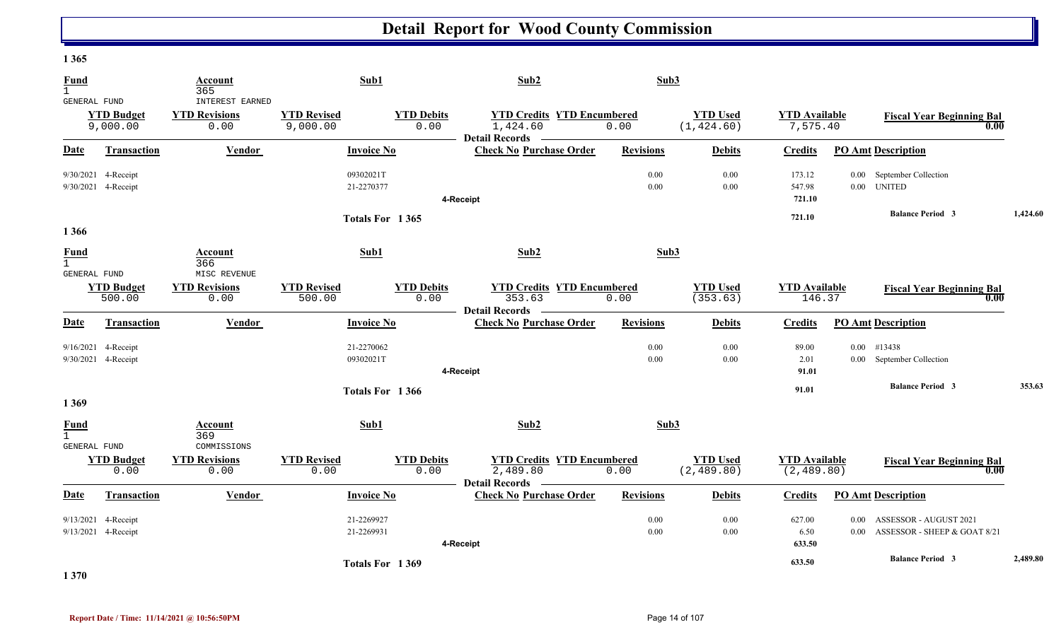# Detail Report for Wood County Commission

## 1 365

| Fund | Account | Sub1 | Sub2 | Sub3 |
|---|---|---|---|---|
| 1 GENERAL FUND | 365 INTEREST EARNED | | | |

| YTD Budget | YTD Revisions | YTD Revised | YTD Debits | YTD Credits | YTD Encumbered | YTD Used | YTD Available | Fiscal Year Beginning Bal |
|---|---|---|---|---|---|---|---|---|
| 9,000.00 | 0.00 | 9,000.00 | 0.00 | 1,424.60 | 0.00 | (1,424.60) | 7,575.40 | 0.00 |

**Detail Records**

| Date | Transaction | Vendor | Invoice No | Check No | Purchase Order | Revisions | Debits | Credits | PO Amt | Description |
|---|---|---|---|---|---|---|---|---|---|---|
| 9/30/2021 | 4-Receipt | | 09302021T | | | 0.00 | 0.00 | 173.12 | 0.00 | September Collection |
| 9/30/2021 | 4-Receipt | | 21-2270377 | | | 0.00 | 0.00 | 547.98 | 0.00 | UNITED |
| | | | | 4-Receipt | | | | 721.10 | | |
| | | | Totals For 1 365 | | | | | 721.10 | | Balance Period 3 — 1,424.60 |

## 1 366

| Fund | Account | Sub1 | Sub2 | Sub3 |
|---|---|---|---|---|
| 1 GENERAL FUND | 366 MISC REVENUE | | | |

| YTD Budget | YTD Revisions | YTD Revised | YTD Debits | YTD Credits | YTD Encumbered | YTD Used | YTD Available | Fiscal Year Beginning Bal |
|---|---|---|---|---|---|---|---|---|
| 500.00 | 0.00 | 500.00 | 0.00 | 353.63 | 0.00 | (353.63) | 146.37 | 0.00 |

**Detail Records**

| Date | Transaction | Vendor | Invoice No | Check No | Purchase Order | Revisions | Debits | Credits | PO Amt | Description |
|---|---|---|---|---|---|---|---|---|---|---|
| 9/16/2021 | 4-Receipt | | 21-2270062 | | | 0.00 | 0.00 | 89.00 | 0.00 | #13438 |
| 9/30/2021 | 4-Receipt | | 09302021T | | | 0.00 | 0.00 | 2.01 | 0.00 | September Collection |
| | | | | 4-Receipt | | | | 91.01 | | |
| | | | Totals For 1 366 | | | | | 91.01 | | Balance Period 3 — 353.63 |

## 1 369

| Fund | Account | Sub1 | Sub2 | Sub3 |
|---|---|---|---|---|
| 1 GENERAL FUND | 369 COMMISSIONS | | | |

| YTD Budget | YTD Revisions | YTD Revised | YTD Debits | YTD Credits | YTD Encumbered | YTD Used | YTD Available | Fiscal Year Beginning Bal |
|---|---|---|---|---|---|---|---|---|
| 0.00 | 0.00 | 0.00 | 0.00 | 2,489.80 | 0.00 | (2,489.80) | (2,489.80) | 0.00 |

**Detail Records**

| Date | Transaction | Vendor | Invoice No | Check No | Purchase Order | Revisions | Debits | Credits | PO Amt | Description |
|---|---|---|---|---|---|---|---|---|---|---|
| 9/13/2021 | 4-Receipt | | 21-2269927 | | | 0.00 | 0.00 | 627.00 | 0.00 | ASSESSOR - AUGUST 2021 |
| 9/13/2021 | 4-Receipt | | 21-2269931 | | | 0.00 | 0.00 | 6.50 | 0.00 | ASSESSOR - SHEEP & GOAT 8/21 |
| | | | | 4-Receipt | | | | 633.50 | | |
| | | | Totals For 1 369 | | | | | 633.50 | | Balance Period 3 — 2,489.80 |

## 1 370

Report Date / Time: 11/14/2021 @ 10:56:50PM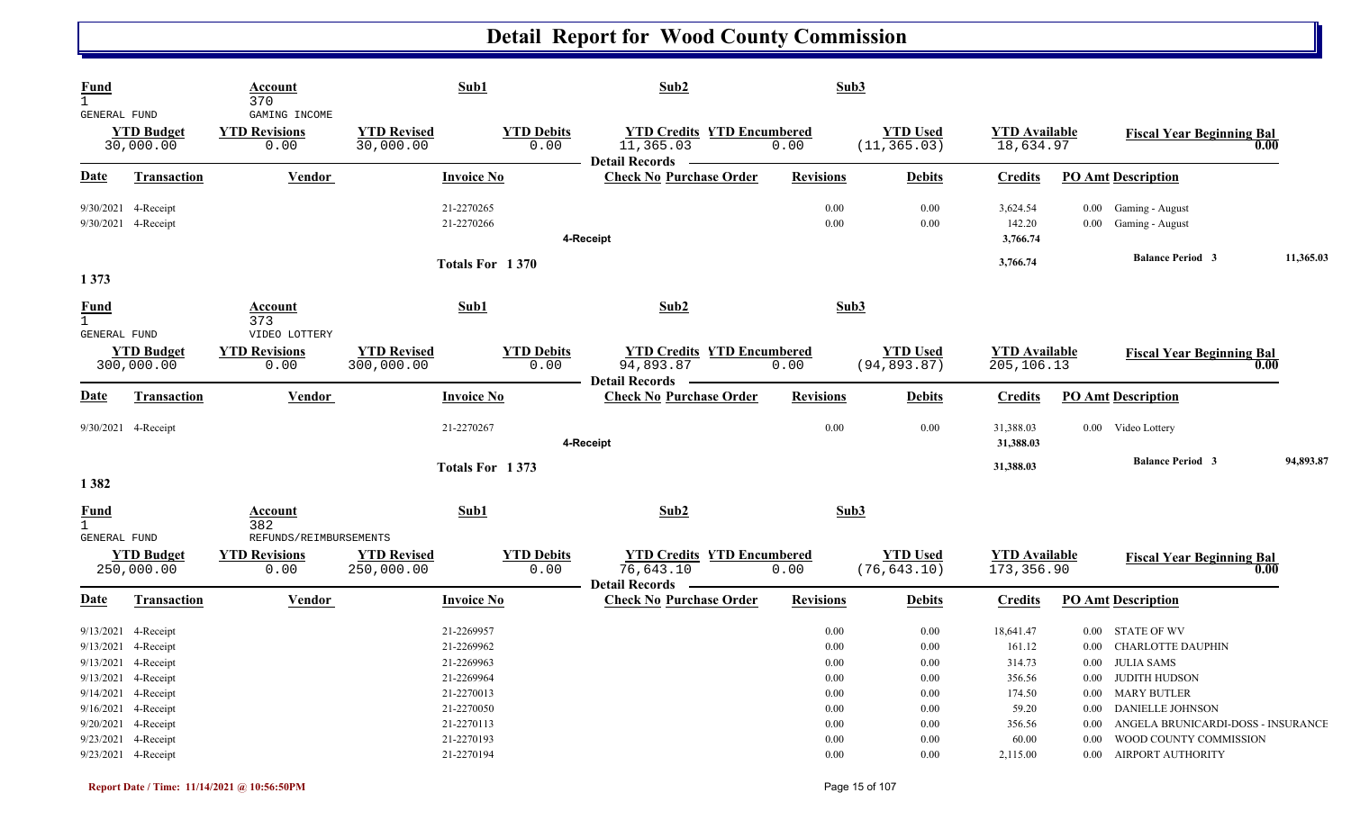# Detail Report for Wood County Commission

| Fund | Account | Sub1 | Sub2 | Sub3 |
|---|---|---|---|---|
| 1 GENERAL FUND | 370 GAMING INCOME | | | |

| YTD Budget | YTD Revisions | YTD Revised | YTD Debits | YTD Credits | YTD Encumbered | YTD Used | YTD Available | Fiscal Year Beginning Bal |
|---|---|---|---|---|---|---|---|---|
| 30,000.00 | 0.00 | 30,000.00 | 0.00 | 11,365.03 | 0.00 | (11,365.03) | 18,634.97 | 0.00 |

Detail Records

| Date | Transaction | Vendor | Invoice No | Check No | Purchase Order | Revisions | Debits | Credits | PO Amt | Description |
|---|---|---|---|---|---|---|---|---|---|---|
| 9/30/2021 | 4-Receipt | | 21-2270265 | | | 0.00 | 0.00 | 3,624.54 | 0.00 | Gaming - August |
| 9/30/2021 | 4-Receipt | | 21-2270266 | | | 0.00 | 0.00 | 142.20 | 0.00 | Gaming - August |
| | | | | 4-Receipt | | | | 3,766.74 | | |
| | | | Totals For 1 370 | | | | | 3,766.74 | | Balance Period 3 11,365.03 |

**1 373**

| Fund | Account | Sub1 | Sub2 | Sub3 |
|---|---|---|---|---|
| 1 GENERAL FUND | 373 VIDEO LOTTERY | | | |

| YTD Budget | YTD Revisions | YTD Revised | YTD Debits | YTD Credits | YTD Encumbered | YTD Used | YTD Available | Fiscal Year Beginning Bal |
|---|---|---|---|---|---|---|---|---|
| 300,000.00 | 0.00 | 300,000.00 | 0.00 | 94,893.87 | 0.00 | (94,893.87) | 205,106.13 | 0.00 |

Detail Records

| Date | Transaction | Vendor | Invoice No | Check No | Purchase Order | Revisions | Debits | Credits | PO Amt | Description |
|---|---|---|---|---|---|---|---|---|---|---|
| 9/30/2021 | 4-Receipt | | 21-2270267 | | | 0.00 | 0.00 | 31,388.03 | 0.00 | Video Lottery |
| | | | | 4-Receipt | | | | 31,388.03 | | |
| | | | Totals For 1 373 | | | | | 31,388.03 | | Balance Period 3 94,893.87 |

**1 382**

| Fund | Account | Sub1 | Sub2 | Sub3 |
|---|---|---|---|---|
| 1 GENERAL FUND | 382 REFUNDS/REIMBURSEMENTS | | | |

| YTD Budget | YTD Revisions | YTD Revised | YTD Debits | YTD Credits | YTD Encumbered | YTD Used | YTD Available | Fiscal Year Beginning Bal |
|---|---|---|---|---|---|---|---|---|
| 250,000.00 | 0.00 | 250,000.00 | 0.00 | 76,643.10 | 0.00 | (76,643.10) | 173,356.90 | 0.00 |

Detail Records

| Date | Transaction | Vendor | Invoice No | Check No | Purchase Order | Revisions | Debits | Credits | PO Amt | Description |
|---|---|---|---|---|---|---|---|---|---|---|
| 9/13/2021 | 4-Receipt | | 21-2269957 | | | 0.00 | 0.00 | 18,641.47 | 0.00 | STATE OF WV |
| 9/13/2021 | 4-Receipt | | 21-2269962 | | | 0.00 | 0.00 | 161.12 | 0.00 | CHARLOTTE DAUPHIN |
| 9/13/2021 | 4-Receipt | | 21-2269963 | | | 0.00 | 0.00 | 314.73 | 0.00 | JULIA SAMS |
| 9/13/2021 | 4-Receipt | | 21-2269964 | | | 0.00 | 0.00 | 356.56 | 0.00 | JUDITH HUDSON |
| 9/14/2021 | 4-Receipt | | 21-2270013 | | | 0.00 | 0.00 | 174.50 | 0.00 | MARY BUTLER |
| 9/16/2021 | 4-Receipt | | 21-2270050 | | | 0.00 | 0.00 | 59.20 | 0.00 | DANIELLE JOHNSON |
| 9/20/2021 | 4-Receipt | | 21-2270113 | | | 0.00 | 0.00 | 356.56 | 0.00 | ANGELA BRUNICARDI-DOSS - INSURANCE |
| 9/23/2021 | 4-Receipt | | 21-2270193 | | | 0.00 | 0.00 | 60.00 | 0.00 | WOOD COUNTY COMMISSION |
| 9/23/2021 | 4-Receipt | | 21-2270194 | | | 0.00 | 0.00 | 2,115.00 | 0.00 | AIRPORT AUTHORITY |

Report Date / Time: 11/14/2021 @ 10:56:50PM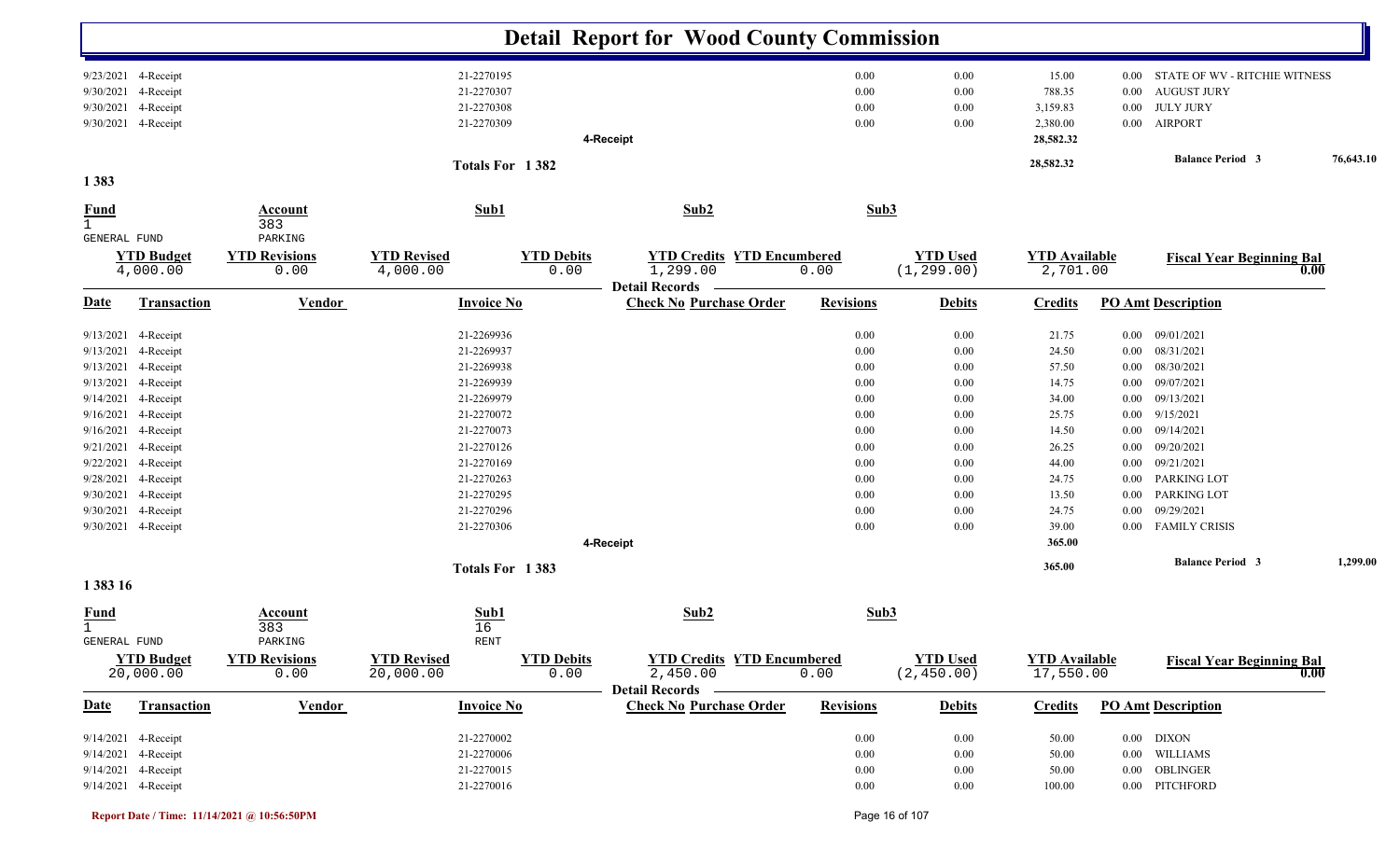# Detail Report for Wood County Commission

| Date | Transaction | Vendor | Invoice No | Check No Purchase Order | Revisions | Debits | Credits | PO Amt | Description |
|---|---|---|---|---|---|---|---|---|---|
| 9/23/2021 | 4-Receipt | | 21-2270195 | | 0.00 | 0.00 | 15.00 | 0.00 | STATE OF WV - RITCHIE WITNESS |
| 9/30/2021 | 4-Receipt | | 21-2270307 | | 0.00 | 0.00 | 788.35 | 0.00 | AUGUST JURY |
| 9/30/2021 | 4-Receipt | | 21-2270308 | | 0.00 | 0.00 | 3,159.83 | 0.00 | JULY JURY |
| 9/30/2021 | 4-Receipt | | 21-2270309 | | 0.00 | 0.00 | 2,380.00 | 0.00 | AIRPORT |
| | | | | 4-Receipt | | | 28,582.32 | | |

**Totals For 1 382** 28,582.32 — **Balance Period 3** 76,643.10

## 1 383

| Fund | Account | Sub1 | Sub2 | Sub3 |
|---|---|---|---|---|
| 1 | 383 | | | |
| GENERAL FUND | PARKING | | | |

| YTD Budget | YTD Revisions | YTD Revised | YTD Debits | YTD Credits | YTD Encumbered | YTD Used | YTD Available | Fiscal Year Beginning Bal |
|---|---|---|---|---|---|---|---|---|
| 4,000.00 | 0.00 | 4,000.00 | 0.00 | 1,299.00 | 0.00 | (1,299.00) | 2,701.00 | 0.00 |

**Detail Records**

| Date | Transaction | Vendor | Invoice No | Check No Purchase Order | Revisions | Debits | Credits | PO Amt | Description |
|---|---|---|---|---|---|---|---|---|---|
| 9/13/2021 | 4-Receipt | | 21-2269936 | | 0.00 | 0.00 | 21.75 | 0.00 | 09/01/2021 |
| 9/13/2021 | 4-Receipt | | 21-2269937 | | 0.00 | 0.00 | 24.50 | 0.00 | 08/31/2021 |
| 9/13/2021 | 4-Receipt | | 21-2269938 | | 0.00 | 0.00 | 57.50 | 0.00 | 08/30/2021 |
| 9/13/2021 | 4-Receipt | | 21-2269939 | | 0.00 | 0.00 | 14.75 | 0.00 | 09/07/2021 |
| 9/14/2021 | 4-Receipt | | 21-2269979 | | 0.00 | 0.00 | 34.00 | 0.00 | 09/13/2021 |
| 9/16/2021 | 4-Receipt | | 21-2270072 | | 0.00 | 0.00 | 25.75 | 0.00 | 9/15/2021 |
| 9/16/2021 | 4-Receipt | | 21-2270073 | | 0.00 | 0.00 | 14.50 | 0.00 | 09/14/2021 |
| 9/21/2021 | 4-Receipt | | 21-2270126 | | 0.00 | 0.00 | 26.25 | 0.00 | 09/20/2021 |
| 9/22/2021 | 4-Receipt | | 21-2270169 | | 0.00 | 0.00 | 44.00 | 0.00 | 09/21/2021 |
| 9/28/2021 | 4-Receipt | | 21-2270263 | | 0.00 | 0.00 | 24.75 | 0.00 | PARKING LOT |
| 9/30/2021 | 4-Receipt | | 21-2270295 | | 0.00 | 0.00 | 13.50 | 0.00 | PARKING LOT |
| 9/30/2021 | 4-Receipt | | 21-2270296 | | 0.00 | 0.00 | 24.75 | 0.00 | 09/29/2021 |
| 9/30/2021 | 4-Receipt | | 21-2270306 | | 0.00 | 0.00 | 39.00 | 0.00 | FAMILY CRISIS |
| | | | | 4-Receipt | | | 365.00 | | |

**Totals For 1 383** 365.00 — **Balance Period 3** 1,299.00

## 1 383 16

| Fund | Account | Sub1 | Sub2 | Sub3 |
|---|---|---|---|---|
| 1 | 383 | 16 | | |
| GENERAL FUND | PARKING | RENT | | |

| YTD Budget | YTD Revisions | YTD Revised | YTD Debits | YTD Credits | YTD Encumbered | YTD Used | YTD Available | Fiscal Year Beginning Bal |
|---|---|---|---|---|---|---|---|---|
| 20,000.00 | 0.00 | 20,000.00 | 0.00 | 2,450.00 | 0.00 | (2,450.00) | 17,550.00 | 0.00 |

**Detail Records**

| Date | Transaction | Vendor | Invoice No | Check No Purchase Order | Revisions | Debits | Credits | PO Amt | Description |
|---|---|---|---|---|---|---|---|---|---|
| 9/14/2021 | 4-Receipt | | 21-2270002 | | 0.00 | 0.00 | 50.00 | 0.00 | DIXON |
| 9/14/2021 | 4-Receipt | | 21-2270006 | | 0.00 | 0.00 | 50.00 | 0.00 | WILLIAMS |
| 9/14/2021 | 4-Receipt | | 21-2270015 | | 0.00 | 0.00 | 50.00 | 0.00 | OBLINGER |
| 9/14/2021 | 4-Receipt | | 21-2270016 | | 0.00 | 0.00 | 100.00 | 0.00 | PITCHFORD |

Report Date / Time: 11/14/2021 @ 10:56:50PM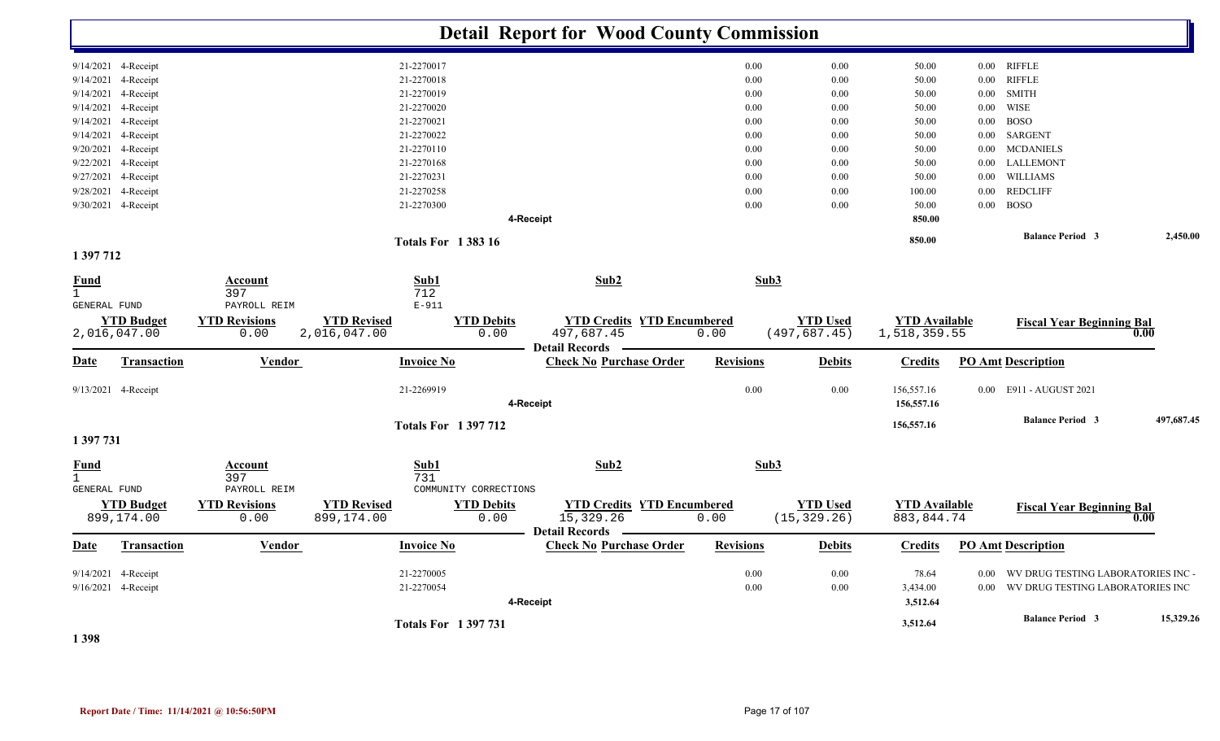# Detail Report for Wood County Commission

| Date | Transaction | Vendor | Invoice No | Check No Purchase Order | Revisions | Debits | Credits | PO Amt | Description |
|---|---|---|---|---|---|---|---|---|---|
| 9/14/2021 | 4-Receipt | | 21-2270017 | | 0.00 | 0.00 | 50.00 | 0.00 | RIFFLE |
| 9/14/2021 | 4-Receipt | | 21-2270018 | | 0.00 | 0.00 | 50.00 | 0.00 | RIFFLE |
| 9/14/2021 | 4-Receipt | | 21-2270019 | | 0.00 | 0.00 | 50.00 | 0.00 | SMITH |
| 9/14/2021 | 4-Receipt | | 21-2270020 | | 0.00 | 0.00 | 50.00 | 0.00 | WISE |
| 9/14/2021 | 4-Receipt | | 21-2270021 | | 0.00 | 0.00 | 50.00 | 0.00 | BOSO |
| 9/14/2021 | 4-Receipt | | 21-2270022 | | 0.00 | 0.00 | 50.00 | 0.00 | SARGENT |
| 9/20/2021 | 4-Receipt | | 21-2270110 | | 0.00 | 0.00 | 50.00 | 0.00 | MCDANIELS |
| 9/22/2021 | 4-Receipt | | 21-2270168 | | 0.00 | 0.00 | 50.00 | 0.00 | LALLEMONT |
| 9/27/2021 | 4-Receipt | | 21-2270231 | | 0.00 | 0.00 | 50.00 | 0.00 | WILLIAMS |
| 9/28/2021 | 4-Receipt | | 21-2270258 | | 0.00 | 0.00 | 100.00 | 0.00 | REDCLIFF |
| 9/30/2021 | 4-Receipt | | 21-2270300 | | 0.00 | 0.00 | 50.00 | 0.00 | BOSO |
| | | | | 4-Receipt | | | 850.00 | | |

Totals For 1 383 16 — 850.00 — Balance Period 3: 2,450.00

## 1 397 712

| Fund | Account | | Sub1 | Sub2 | Sub3 |
|---|---|---|---|---|---|
| 1 GENERAL FUND | 397 PAYROLL REIM | | 712 E-911 | | |

| YTD Budget | YTD Revisions | YTD Revised | YTD Debits | YTD Credits | YTD Encumbered | YTD Used | YTD Available | Fiscal Year Beginning Bal |
|---|---|---|---|---|---|---|---|---|
| 2,016,047.00 | 0.00 | 2,016,047.00 | 0.00 | 497,687.45 | 0.00 | (497,687.45) | 1,518,359.55 | 0.00 |

Detail Records

| Date | Transaction | Vendor | Invoice No | Check No Purchase Order | Revisions | Debits | Credits | PO Amt | Description |
|---|---|---|---|---|---|---|---|---|---|
| 9/13/2021 | 4-Receipt | | 21-2269919 | | 0.00 | 0.00 | 156,557.16 | 0.00 | E911 - AUGUST 2021 |
| | | | | 4-Receipt | | | 156,557.16 | | |

Totals For 1 397 712 — 156,557.16 — Balance Period 3: 497,687.45

## 1 397 731

| Fund | Account | | Sub1 | Sub2 | Sub3 |
|---|---|---|---|---|---|
| 1 GENERAL FUND | 397 PAYROLL REIM | | 731 COMMUNITY CORRECTIONS | | |

| YTD Budget | YTD Revisions | YTD Revised | YTD Debits | YTD Credits | YTD Encumbered | YTD Used | YTD Available | Fiscal Year Beginning Bal |
|---|---|---|---|---|---|---|---|---|
| 899,174.00 | 0.00 | 899,174.00 | 0.00 | 15,329.26 | 0.00 | (15,329.26) | 883,844.74 | 0.00 |

Detail Records

| Date | Transaction | Vendor | Invoice No | Check No Purchase Order | Revisions | Debits | Credits | PO Amt | Description |
|---|---|---|---|---|---|---|---|---|---|
| 9/14/2021 | 4-Receipt | | 21-2270005 | | 0.00 | 0.00 | 78.64 | 0.00 | WV DRUG TESTING LABORATORIES INC - |
| 9/16/2021 | 4-Receipt | | 21-2270054 | | 0.00 | 0.00 | 3,434.00 | 0.00 | WV DRUG TESTING LABORATORIES INC |
| | | | | 4-Receipt | | | 3,512.64 | | |

Totals For 1 397 731 — 3,512.64 — Balance Period 3: 15,329.26

## 1 398

Report Date / Time: 11/14/2021 @ 10:56:50PM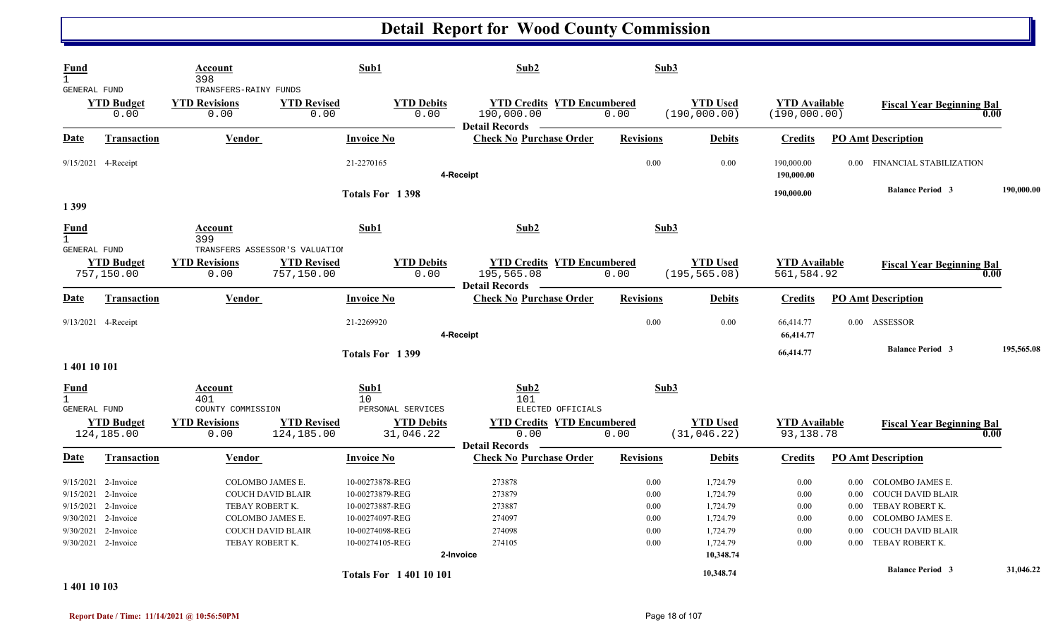# Detail Report for Wood County Commission

| Fund | Account | Sub1 | Sub2 | Sub3 |
|---|---|---|---|---|
| 1 | 398 | | | |
| GENERAL FUND | TRANSFERS-RAINY FUNDS | | | |

| YTD Budget | YTD Revisions | YTD Revised | YTD Debits | YTD Credits | YTD Encumbered | YTD Used | YTD Available | Fiscal Year Beginning Bal |
|---|---|---|---|---|---|---|---|---|
| 0.00 | 0.00 | 0.00 | 0.00 | 190,000.00 | 0.00 | (190,000.00) | (190,000.00) | 0.00 |

**Detail Records**

| Date | Transaction | Vendor | Invoice No | Check No | Purchase Order | Revisions | Debits | Credits | PO Amt | Description |
|---|---|---|---|---|---|---|---|---|---|---|
| 9/15/2021 | 4-Receipt | | 21-2270165 | | | 0.00 | 0.00 | 190,000.00 | 0.00 | FINANCIAL STABILIZATION |
| | | | | 4-Receipt | | | | 190,000.00 | | |
| | | | Totals For 1 398 | | | | | 190,000.00 | | Balance Period 3 190,000.00 |

## 1 399

| Fund | Account | Sub1 | Sub2 | Sub3 |
|---|---|---|---|---|
| 1 | 399 | | | |
| GENERAL FUND | TRANSFERS ASSESSOR'S VALUATIOI | | | |

| YTD Budget | YTD Revisions | YTD Revised | YTD Debits | YTD Credits | YTD Encumbered | YTD Used | YTD Available | Fiscal Year Beginning Bal |
|---|---|---|---|---|---|---|---|---|
| 757,150.00 | 0.00 | 757,150.00 | 0.00 | 195,565.08 | 0.00 | (195,565.08) | 561,584.92 | 0.00 |

**Detail Records**

| Date | Transaction | Vendor | Invoice No | Check No | Purchase Order | Revisions | Debits | Credits | PO Amt | Description |
|---|---|---|---|---|---|---|---|---|---|---|
| 9/13/2021 | 4-Receipt | | 21-2269920 | | | 0.00 | 0.00 | 66,414.77 | 0.00 | ASSESSOR |
| | | | | 4-Receipt | | | | 66,414.77 | | |
| | | | Totals For 1 399 | | | | | 66,414.77 | | Balance Period 3 195,565.08 |

## 1 401 10 101

| Fund | Account | Sub1 | Sub2 | Sub3 |
|---|---|---|---|---|
| 1 | 401 | 10 | 101 | |
| GENERAL FUND | COUNTY COMMISSION | PERSONAL SERVICES | ELECTED OFFICIALS | |

| YTD Budget | YTD Revisions | YTD Revised | YTD Debits | YTD Credits | YTD Encumbered | YTD Used | YTD Available | Fiscal Year Beginning Bal |
|---|---|---|---|---|---|---|---|---|
| 124,185.00 | 0.00 | 124,185.00 | 31,046.22 | 0.00 | 0.00 | (31,046.22) | 93,138.78 | 0.00 |

**Detail Records**

| Date | Transaction | Vendor | Invoice No | Check No | Purchase Order | Revisions | Debits | Credits | PO Amt | Description |
|---|---|---|---|---|---|---|---|---|---|---|
| 9/15/2021 | 2-Invoice | COLOMBO JAMES E. | 10-00273878-REG | 273878 | | 0.00 | 1,724.79 | 0.00 | 0.00 | COLOMBO JAMES E. |
| 9/15/2021 | 2-Invoice | COUCH DAVID BLAIR | 10-00273879-REG | 273879 | | 0.00 | 1,724.79 | 0.00 | 0.00 | COUCH DAVID BLAIR |
| 9/15/2021 | 2-Invoice | TEBAY ROBERT K. | 10-00273887-REG | 273887 | | 0.00 | 1,724.79 | 0.00 | 0.00 | TEBAY ROBERT K. |
| 9/30/2021 | 2-Invoice | COLOMBO JAMES E. | 10-00274097-REG | 274097 | | 0.00 | 1,724.79 | 0.00 | 0.00 | COLOMBO JAMES E. |
| 9/30/2021 | 2-Invoice | COUCH DAVID BLAIR | 10-00274098-REG | 274098 | | 0.00 | 1,724.79 | 0.00 | 0.00 | COUCH DAVID BLAIR |
| 9/30/2021 | 2-Invoice | TEBAY ROBERT K. | 10-00274105-REG | 274105 | | 0.00 | 1,724.79 | 0.00 | 0.00 | TEBAY ROBERT K. |
| | | | | 2-Invoice | | | 10,348.74 | | | |
| | | | Totals For 1 401 10 101 | | | | 10,348.74 | | | Balance Period 3 31,046.22 |

## 1 401 10 103

Report Date / Time: 11/14/2021 @ 10:56:50PM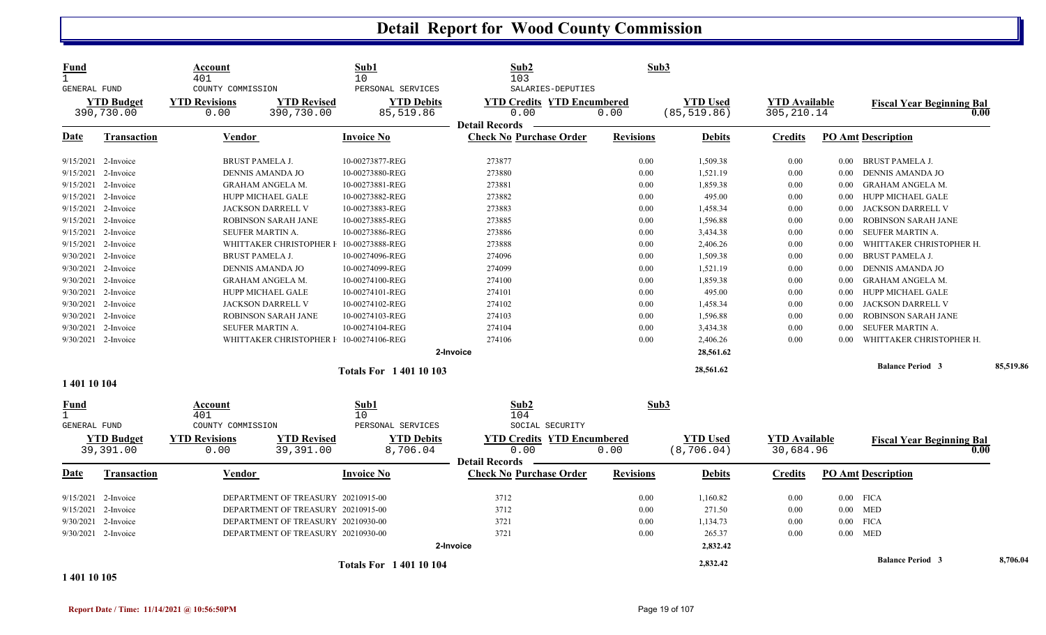# Detail Report for Wood County Commission

| Fund | Account | Sub1 | Sub2 | Sub3 |
|---|---|---|---|---|
| 1 | 401 | 10 | 103 | |
| GENERAL FUND | COUNTY COMMISSION | PERSONAL SERVICES | SALARIES-DEPUTIES | |

| YTD Budget | YTD Revisions | YTD Revised | YTD Debits | YTD Credits | YTD Encumbered | YTD Used | YTD Available | Fiscal Year Beginning Bal |
|---|---|---|---|---|---|---|---|---|
| 390,730.00 | 0.00 | 390,730.00 | 85,519.86 | 0.00 | 0.00 | (85,519.86) | 305,210.14 | 0.00 |

**Detail Records**

| Date | Transaction | Vendor | Invoice No | Check No | Purchase Order | Revisions | Debits | Credits | PO Amt | Description |
|---|---|---|---|---|---|---|---|---|---|---|
| 9/15/2021 | 2-Invoice | BRUST PAMELA J. | 10-00273877-REG | 273877 | | 0.00 | 1,509.38 | 0.00 | 0.00 | BRUST PAMELA J. |
| 9/15/2021 | 2-Invoice | DENNIS AMANDA JO | 10-00273880-REG | 273880 | | 0.00 | 1,521.19 | 0.00 | 0.00 | DENNIS AMANDA JO |
| 9/15/2021 | 2-Invoice | GRAHAM ANGELA M. | 10-00273881-REG | 273881 | | 0.00 | 1,859.38 | 0.00 | 0.00 | GRAHAM ANGELA M. |
| 9/15/2021 | 2-Invoice | HUPP MICHAEL GALE | 10-00273882-REG | 273882 | | 0.00 | 495.00 | 0.00 | 0.00 | HUPP MICHAEL GALE |
| 9/15/2021 | 2-Invoice | JACKSON DARRELL V | 10-00273883-REG | 273883 | | 0.00 | 1,458.34 | 0.00 | 0.00 | JACKSON DARRELL V |
| 9/15/2021 | 2-Invoice | ROBINSON SARAH JANE | 10-00273885-REG | 273885 | | 0.00 | 1,596.88 | 0.00 | 0.00 | ROBINSON SARAH JANE |
| 9/15/2021 | 2-Invoice | SEUFER MARTIN A. | 10-00273886-REG | 273886 | | 0.00 | 3,434.38 | 0.00 | 0.00 | SEUFER MARTIN A. |
| 9/15/2021 | 2-Invoice | WHITTAKER CHRISTOPHER H | 10-00273888-REG | 273888 | | 0.00 | 2,406.26 | 0.00 | 0.00 | WHITTAKER CHRISTOPHER H. |
| 9/30/2021 | 2-Invoice | BRUST PAMELA J. | 10-00274096-REG | 274096 | | 0.00 | 1,509.38 | 0.00 | 0.00 | BRUST PAMELA J. |
| 9/30/2021 | 2-Invoice | DENNIS AMANDA JO | 10-00274099-REG | 274099 | | 0.00 | 1,521.19 | 0.00 | 0.00 | DENNIS AMANDA JO |
| 9/30/2021 | 2-Invoice | GRAHAM ANGELA M. | 10-00274100-REG | 274100 | | 0.00 | 1,859.38 | 0.00 | 0.00 | GRAHAM ANGELA M. |
| 9/30/2021 | 2-Invoice | HUPP MICHAEL GALE | 10-00274101-REG | 274101 | | 0.00 | 495.00 | 0.00 | 0.00 | HUPP MICHAEL GALE |
| 9/30/2021 | 2-Invoice | JACKSON DARRELL V | 10-00274102-REG | 274102 | | 0.00 | 1,458.34 | 0.00 | 0.00 | JACKSON DARRELL V |
| 9/30/2021 | 2-Invoice | ROBINSON SARAH JANE | 10-00274103-REG | 274103 | | 0.00 | 1,596.88 | 0.00 | 0.00 | ROBINSON SARAH JANE |
| 9/30/2021 | 2-Invoice | SEUFER MARTIN A. | 10-00274104-REG | 274104 | | 0.00 | 3,434.38 | 0.00 | 0.00 | SEUFER MARTIN A. |
| 9/30/2021 | 2-Invoice | WHITTAKER CHRISTOPHER H | 10-00274106-REG | 274106 | | 0.00 | 2,406.26 | 0.00 | 0.00 | WHITTAKER CHRISTOPHER H. |
| | | | | 2-Invoice | | | 28,561.62 | | | |
| | | | Totals For 1 401 10 103 | | | | 28,561.62 | | | Balance Period 3 85,519.86 |

**1 401 10 104**

| Fund | Account | Sub1 | Sub2 | Sub3 |
|---|---|---|---|---|
| 1 | 401 | 10 | 104 | |
| GENERAL FUND | COUNTY COMMISSION | PERSONAL SERVICES | SOCIAL SECURITY | |

| YTD Budget | YTD Revisions | YTD Revised | YTD Debits | YTD Credits | YTD Encumbered | YTD Used | YTD Available | Fiscal Year Beginning Bal |
|---|---|---|---|---|---|---|---|---|
| 39,391.00 | 0.00 | 39,391.00 | 8,706.04 | 0.00 | 0.00 | (8,706.04) | 30,684.96 | 0.00 |

**Detail Records**

| Date | Transaction | Vendor | Invoice No | Check No | Purchase Order | Revisions | Debits | Credits | PO Amt | Description |
|---|---|---|---|---|---|---|---|---|---|---|
| 9/15/2021 | 2-Invoice | DEPARTMENT OF TREASURY | 20210915-00 | 3712 | | 0.00 | 1,160.82 | 0.00 | 0.00 | FICA |
| 9/15/2021 | 2-Invoice | DEPARTMENT OF TREASURY | 20210915-00 | 3712 | | 0.00 | 271.50 | 0.00 | 0.00 | MED |
| 9/30/2021 | 2-Invoice | DEPARTMENT OF TREASURY | 20210930-00 | 3721 | | 0.00 | 1,134.73 | 0.00 | 0.00 | FICA |
| 9/30/2021 | 2-Invoice | DEPARTMENT OF TREASURY | 20210930-00 | 3721 | | 0.00 | 265.37 | 0.00 | 0.00 | MED |
| | | | | 2-Invoice | | | 2,832.42 | | | |
| | | | Totals For 1 401 10 104 | | | | 2,832.42 | | | Balance Period 3 8,706.04 |

**1 401 10 105**

Report Date / Time: 11/14/2021 @ 10:56:50PM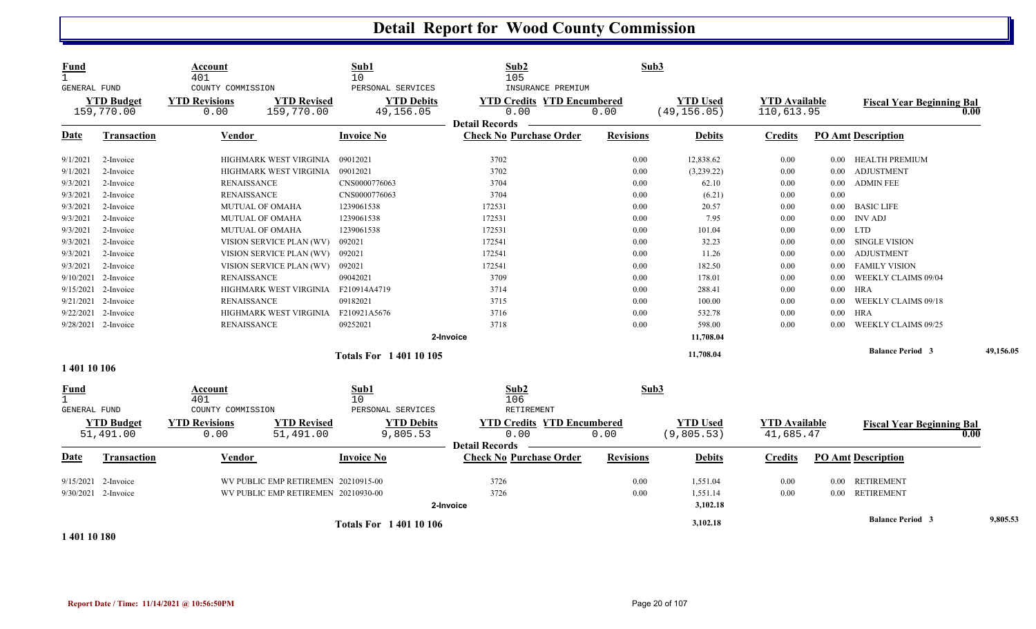# Detail Report for Wood County Commission

| Fund | Account | Sub1 | Sub2 | Sub3 |
|---|---|---|---|---|
| 1 | 401 | 10 | 105 | |
| GENERAL FUND | COUNTY COMMISSION | PERSONAL SERVICES | INSURANCE PREMIUM | |

| YTD Budget | YTD Revisions | YTD Revised | YTD Debits | YTD Credits | YTD Encumbered | YTD Used | YTD Available | Fiscal Year Beginning Bal |
|---|---|---|---|---|---|---|---|---|
| 159,770.00 | 0.00 | 159,770.00 | 49,156.05 | 0.00 | 0.00 | (49,156.05) | 110,613.95 | 0.00 |

Detail Records

| Date | Transaction | Vendor | Invoice No | Check No | Purchase Order | Revisions | Debits | Credits | PO Amt | Description |
|---|---|---|---|---|---|---|---|---|---|---|
| 9/1/2021 | 2-Invoice | HIGHMARK WEST VIRGINIA | 09012021 | 3702 | | 0.00 | 12,838.62 | 0.00 | 0.00 | HEALTH PREMIUM |
| 9/1/2021 | 2-Invoice | HIGHMARK WEST VIRGINIA | 09012021 | 3702 | | 0.00 | (3,239.22) | 0.00 | 0.00 | ADJUSTMENT |
| 9/3/2021 | 2-Invoice | RENAISSANCE | CNS0000776063 | 3704 | | 0.00 | 62.10 | 0.00 | 0.00 | ADMIN FEE |
| 9/3/2021 | 2-Invoice | RENAISSANCE | CNS0000776063 | 3704 | | 0.00 | (6.21) | 0.00 | 0.00 | |
| 9/3/2021 | 2-Invoice | MUTUAL OF OMAHA | 1239061538 | 172531 | | 0.00 | 20.57 | 0.00 | 0.00 | BASIC LIFE |
| 9/3/2021 | 2-Invoice | MUTUAL OF OMAHA | 1239061538 | 172531 | | 0.00 | 7.95 | 0.00 | 0.00 | INV ADJ |
| 9/3/2021 | 2-Invoice | MUTUAL OF OMAHA | 1239061538 | 172531 | | 0.00 | 101.04 | 0.00 | 0.00 | LTD |
| 9/3/2021 | 2-Invoice | VISION SERVICE PLAN (WV) | 092021 | 172541 | | 0.00 | 32.23 | 0.00 | 0.00 | SINGLE VISION |
| 9/3/2021 | 2-Invoice | VISION SERVICE PLAN (WV) | 092021 | 172541 | | 0.00 | 11.26 | 0.00 | 0.00 | ADJUSTMENT |
| 9/3/2021 | 2-Invoice | VISION SERVICE PLAN (WV) | 092021 | 172541 | | 0.00 | 182.50 | 0.00 | 0.00 | FAMILY VISION |
| 9/10/2021 | 2-Invoice | RENAISSANCE | 09042021 | 3709 | | 0.00 | 178.01 | 0.00 | 0.00 | WEEKLY CLAIMS 09/04 |
| 9/15/2021 | 2-Invoice | HIGHMARK WEST VIRGINIA | F210914A4719 | 3714 | | 0.00 | 288.41 | 0.00 | 0.00 | HRA |
| 9/21/2021 | 2-Invoice | RENAISSANCE | 09182021 | 3715 | | 0.00 | 100.00 | 0.00 | 0.00 | WEEKLY CLAIMS 09/18 |
| 9/22/2021 | 2-Invoice | HIGHMARK WEST VIRGINIA | F210921A5676 | 3716 | | 0.00 | 532.78 | 0.00 | 0.00 | HRA |
| 9/28/2021 | 2-Invoice | RENAISSANCE | 09252021 | 3718 | | 0.00 | 598.00 | 0.00 | 0.00 | WEEKLY CLAIMS 09/25 |
| | | | | 2-Invoice | | | 11,708.04 | | | |
| | | | Totals For 1 401 10 105 | | | | 11,708.04 | | | Balance Period 3 49,156.05 |

1 401 10 106

| Fund | Account | Sub1 | Sub2 | Sub3 |
|---|---|---|---|---|
| 1 | 401 | 10 | 106 | |
| GENERAL FUND | COUNTY COMMISSION | PERSONAL SERVICES | RETIREMENT | |

| YTD Budget | YTD Revisions | YTD Revised | YTD Debits | YTD Credits | YTD Encumbered | YTD Used | YTD Available | Fiscal Year Beginning Bal |
|---|---|---|---|---|---|---|---|---|
| 51,491.00 | 0.00 | 51,491.00 | 9,805.53 | 0.00 | 0.00 | (9,805.53) | 41,685.47 | 0.00 |

Detail Records

| Date | Transaction | Vendor | Invoice No | Check No | Purchase Order | Revisions | Debits | Credits | PO Amt | Description |
|---|---|---|---|---|---|---|---|---|---|---|
| 9/15/2021 | 2-Invoice | WV PUBLIC EMP RETIREMEN | 20210915-00 | 3726 | | 0.00 | 1,551.04 | 0.00 | 0.00 | RETIREMENT |
| 9/30/2021 | 2-Invoice | WV PUBLIC EMP RETIREMEN | 20210930-00 | 3726 | | 0.00 | 1,551.14 | 0.00 | 0.00 | RETIREMENT |
| | | | | 2-Invoice | | | 3,102.18 | | | |
| | | | Totals For 1 401 10 106 | | | | 3,102.18 | | | Balance Period 3 9,805.53 |

1 401 10 180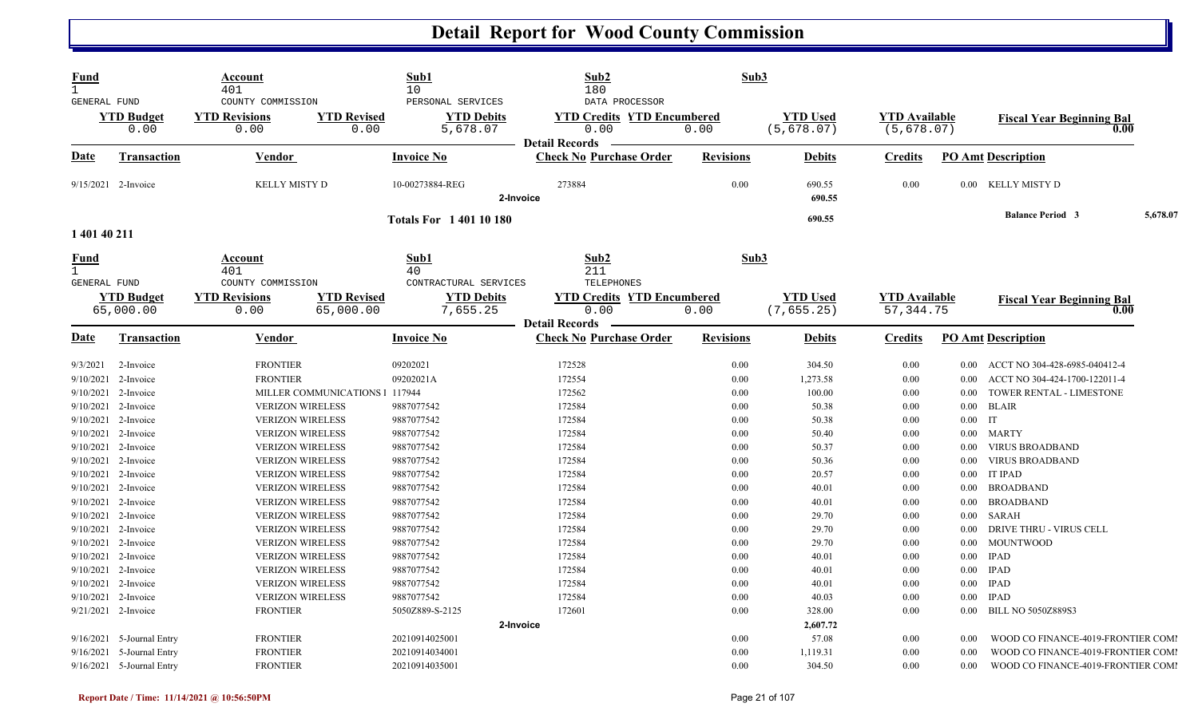# Detail Report for Wood County Commission

| Fund | Account | | Sub1 | Sub2 | | Sub3 | | |
|---|---|---|---|---|---|---|---|---|
| 1 | 401 | | 10 | 180 | | | | |
| GENERAL FUND | COUNTY COMMISSION | | PERSONAL SERVICES | DATA PROCESSOR | | | | |
| **YTD Budget** | **YTD Revisions** | **YTD Revised** | **YTD Debits** | **YTD Credits** | **YTD Encumbered** | **YTD Used** | **YTD Available** | **Fiscal Year Beginning Bal** |
| 0.00 | 0.00 | 0.00 | 5,678.07 | 0.00 | 0.00 | (5,678.07) | (5,678.07) | 0.00 |

Detail Records

| Date | Transaction | Vendor | Invoice No | Check No | Purchase Order | Revisions | Debits | Credits | PO Amt | Description |
|---|---|---|---|---|---|---|---|---|---|---|
| 9/15/2021 | 2-Invoice | KELLY MISTY D | 10-00273884-REG | 273884 | | 0.00 | 690.55 | 0.00 | 0.00 | KELLY MISTY D |
| | | | 2-Invoice | | | | 690.55 | | | |
| | | | Totals For 1 401 10 180 | | | | 690.55 | | | Balance Period 3 5,678.07 |

**1 401 40 211**

| Fund | Account | | Sub1 | Sub2 | | Sub3 | | |
|---|---|---|---|---|---|---|---|---|
| 1 | 401 | | 40 | 211 | | | | |
| GENERAL FUND | COUNTY COMMISSION | | CONTRACTURAL SERVICES | TELEPHONES | | | | |
| **YTD Budget** | **YTD Revisions** | **YTD Revised** | **YTD Debits** | **YTD Credits** | **YTD Encumbered** | **YTD Used** | **YTD Available** | **Fiscal Year Beginning Bal** |
| 65,000.00 | 0.00 | 65,000.00 | 7,655.25 | 0.00 | 0.00 | (7,655.25) | 57,344.75 | 0.00 |

Detail Records

| Date | Transaction | Vendor | Invoice No | Check No | Purchase Order | Revisions | Debits | Credits | PO Amt | Description |
|---|---|---|---|---|---|---|---|---|---|---|
| 9/3/2021 | 2-Invoice | FRONTIER | 09202021 | 172528 | | 0.00 | 304.50 | 0.00 | 0.00 | ACCT NO 304-428-6985-040412-4 |
| 9/10/2021 | 2-Invoice | FRONTIER | 09202021A | 172554 | | 0.00 | 1,273.58 | 0.00 | 0.00 | ACCT NO 304-424-1700-122011-4 |
| 9/10/2021 | 2-Invoice | MILLER COMMUNICATIONS I | 117944 | 172562 | | 0.00 | 100.00 | 0.00 | 0.00 | TOWER RENTAL - LIMESTONE |
| 9/10/2021 | 2-Invoice | VERIZON WIRELESS | 9887077542 | 172584 | | 0.00 | 50.38 | 0.00 | 0.00 | BLAIR |
| 9/10/2021 | 2-Invoice | VERIZON WIRELESS | 9887077542 | 172584 | | 0.00 | 50.38 | 0.00 | 0.00 | IT |
| 9/10/2021 | 2-Invoice | VERIZON WIRELESS | 9887077542 | 172584 | | 0.00 | 50.40 | 0.00 | 0.00 | MARTY |
| 9/10/2021 | 2-Invoice | VERIZON WIRELESS | 9887077542 | 172584 | | 0.00 | 50.37 | 0.00 | 0.00 | VIRUS BROADBAND |
| 9/10/2021 | 2-Invoice | VERIZON WIRELESS | 9887077542 | 172584 | | 0.00 | 50.36 | 0.00 | 0.00 | VIRUS BROADBAND |
| 9/10/2021 | 2-Invoice | VERIZON WIRELESS | 9887077542 | 172584 | | 0.00 | 20.57 | 0.00 | 0.00 | IT IPAD |
| 9/10/2021 | 2-Invoice | VERIZON WIRELESS | 9887077542 | 172584 | | 0.00 | 40.01 | 0.00 | 0.00 | BROADBAND |
| 9/10/2021 | 2-Invoice | VERIZON WIRELESS | 9887077542 | 172584 | | 0.00 | 40.01 | 0.00 | 0.00 | BROADBAND |
| 9/10/2021 | 2-Invoice | VERIZON WIRELESS | 9887077542 | 172584 | | 0.00 | 29.70 | 0.00 | 0.00 | SARAH |
| 9/10/2021 | 2-Invoice | VERIZON WIRELESS | 9887077542 | 172584 | | 0.00 | 29.70 | 0.00 | 0.00 | DRIVE THRU - VIRUS CELL |
| 9/10/2021 | 2-Invoice | VERIZON WIRELESS | 9887077542 | 172584 | | 0.00 | 29.70 | 0.00 | 0.00 | MOUNTWOOD |
| 9/10/2021 | 2-Invoice | VERIZON WIRELESS | 9887077542 | 172584 | | 0.00 | 40.01 | 0.00 | 0.00 | IPAD |
| 9/10/2021 | 2-Invoice | VERIZON WIRELESS | 9887077542 | 172584 | | 0.00 | 40.01 | 0.00 | 0.00 | IPAD |
| 9/10/2021 | 2-Invoice | VERIZON WIRELESS | 9887077542 | 172584 | | 0.00 | 40.01 | 0.00 | 0.00 | IPAD |
| 9/10/2021 | 2-Invoice | VERIZON WIRELESS | 9887077542 | 172584 | | 0.00 | 40.03 | 0.00 | 0.00 | IPAD |
| 9/21/2021 | 2-Invoice | FRONTIER | 5050Z889-S-2125 | 172601 | | 0.00 | 328.00 | 0.00 | 0.00 | BILL NO 5050Z889S3 |
| | | | 2-Invoice | | | | 2,607.72 | | | |
| 9/16/2021 | 5-Journal Entry | FRONTIER | 20210914025001 | | | 0.00 | 57.08 | 0.00 | 0.00 | WOOD CO FINANCE-4019-FRONTIER COMI |
| 9/16/2021 | 5-Journal Entry | FRONTIER | 20210914034001 | | | 0.00 | 1,119.31 | 0.00 | 0.00 | WOOD CO FINANCE-4019-FRONTIER COMI |
| 9/16/2021 | 5-Journal Entry | FRONTIER | 20210914035001 | | | 0.00 | 304.50 | 0.00 | 0.00 | WOOD CO FINANCE-4019-FRONTIER COMI |

Report Date / Time: 11/14/2021 @ 10:56:50PM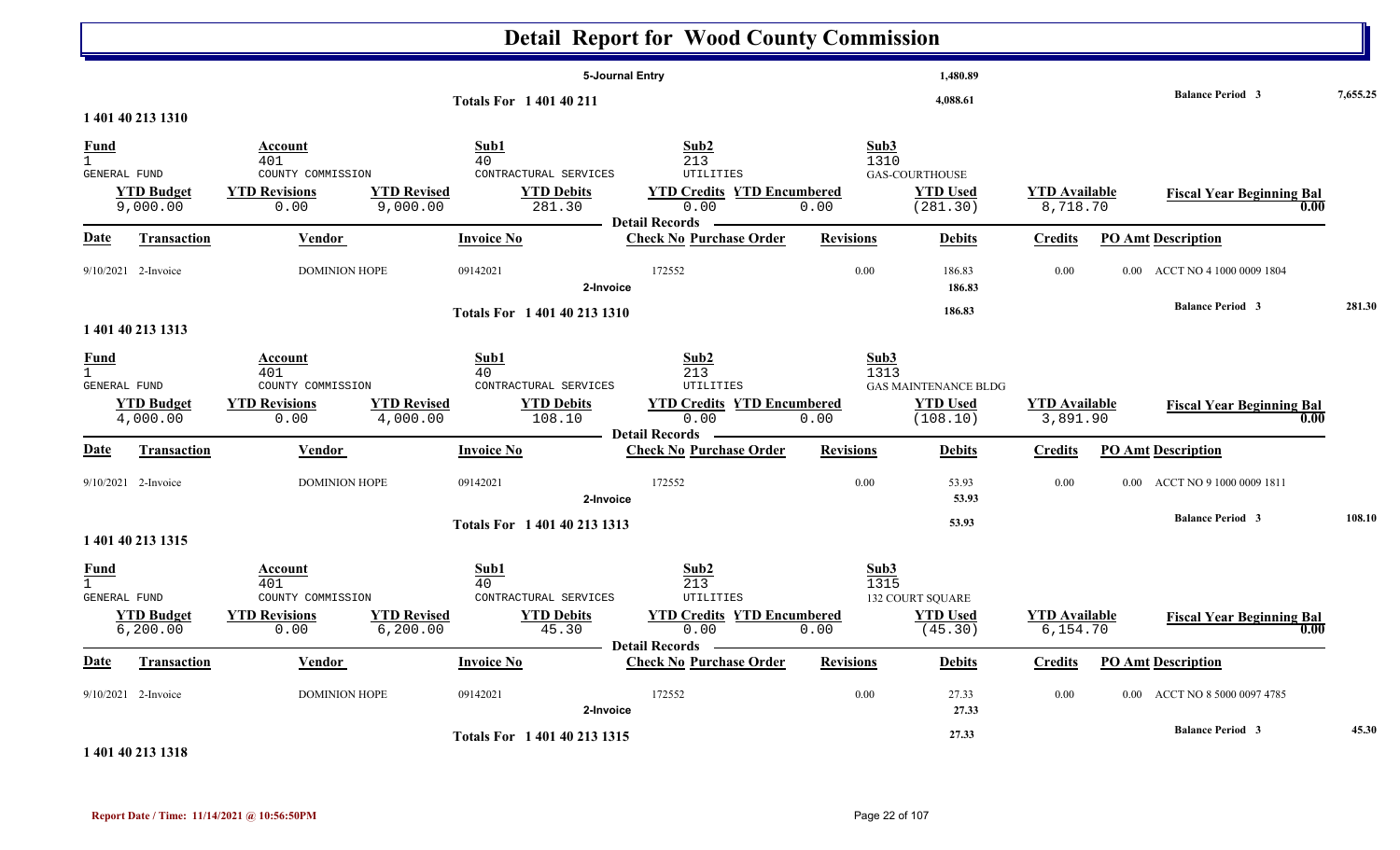# Detail Report for Wood County Commission

| | | | | |
|---|---|---|---|---|
| | 5-Journal Entry | 1,480.89 | | |
| Totals For 1 401 40 211 | | 4,088.61 | Balance Period 3 | 7,655.25 |

## 1 401 40 213 1310

| Fund | Account | Sub1 | Sub2 | Sub3 |
|---|---|---|---|---|
| 1 | 401 | 40 | 213 | 1310 |
| GENERAL FUND | COUNTY COMMISSION | CONTRACTUAL SERVICES | UTILITIES | GAS-COURTHOUSE |

| YTD Budget | YTD Revisions | YTD Revised | YTD Debits | YTD Credits | YTD Encumbered | YTD Used | YTD Available | Fiscal Year Beginning Bal |
|---|---|---|---|---|---|---|---|---|
| 9,000.00 | 0.00 | 9,000.00 | 281.30 | 0.00 | 0.00 | (281.30) | 8,718.70 | 0.00 |

Detail Records

| Date | Transaction | Vendor | Invoice No | Check No | Purchase Order | Revisions | Debits | Credits | PO Amt | Description |
|---|---|---|---|---|---|---|---|---|---|---|
| 9/10/2021 | 2-Invoice | DOMINION HOPE | 09142021 | 172552 | | 0.00 | 186.83 | 0.00 | 0.00 | ACCT NO 4 1000 0009 1804 |
| | 2-Invoice | | | | | | 186.83 | | | |
| | Totals For 1 401 40 213 1310 | | | | | | 186.83 | | | Balance Period 3 281.30 |

## 1 401 40 213 1313

| Fund | Account | Sub1 | Sub2 | Sub3 |
|---|---|---|---|---|
| 1 | 401 | 40 | 213 | 1313 |
| GENERAL FUND | COUNTY COMMISSION | CONTRACTUAL SERVICES | UTILITIES | GAS MAINTENANCE BLDG |

| YTD Budget | YTD Revisions | YTD Revised | YTD Debits | YTD Credits | YTD Encumbered | YTD Used | YTD Available | Fiscal Year Beginning Bal |
|---|---|---|---|---|---|---|---|---|
| 4,000.00 | 0.00 | 4,000.00 | 108.10 | 0.00 | 0.00 | (108.10) | 3,891.90 | 0.00 |

Detail Records

| Date | Transaction | Vendor | Invoice No | Check No | Purchase Order | Revisions | Debits | Credits | PO Amt | Description |
|---|---|---|---|---|---|---|---|---|---|---|
| 9/10/2021 | 2-Invoice | DOMINION HOPE | 09142021 | 172552 | | 0.00 | 53.93 | 0.00 | 0.00 | ACCT NO 9 1000 0009 1811 |
| | 2-Invoice | | | | | | 53.93 | | | |
| | Totals For 1 401 40 213 1313 | | | | | | 53.93 | | | Balance Period 3 108.10 |

## 1 401 40 213 1315

| Fund | Account | Sub1 | Sub2 | Sub3 |
|---|---|---|---|---|
| 1 | 401 | 40 | 213 | 1315 |
| GENERAL FUND | COUNTY COMMISSION | CONTRACTUAL SERVICES | UTILITIES | 132 COURT SQUARE |

| YTD Budget | YTD Revisions | YTD Revised | YTD Debits | YTD Credits | YTD Encumbered | YTD Used | YTD Available | Fiscal Year Beginning Bal |
|---|---|---|---|---|---|---|---|---|
| 6,200.00 | 0.00 | 6,200.00 | 45.30 | 0.00 | 0.00 | (45.30) | 6,154.70 | 0.00 |

Detail Records

| Date | Transaction | Vendor | Invoice No | Check No | Purchase Order | Revisions | Debits | Credits | PO Amt | Description |
|---|---|---|---|---|---|---|---|---|---|---|
| 9/10/2021 | 2-Invoice | DOMINION HOPE | 09142021 | 172552 | | 0.00 | 27.33 | 0.00 | 0.00 | ACCT NO 8 5000 0097 4785 |
| | 2-Invoice | | | | | | 27.33 | | | |
| | Totals For 1 401 40 213 1315 | | | | | | 27.33 | | | Balance Period 3 45.30 |

## 1 401 40 213 1318

Report Date / Time: 11/14/2021 @ 10:56:50PM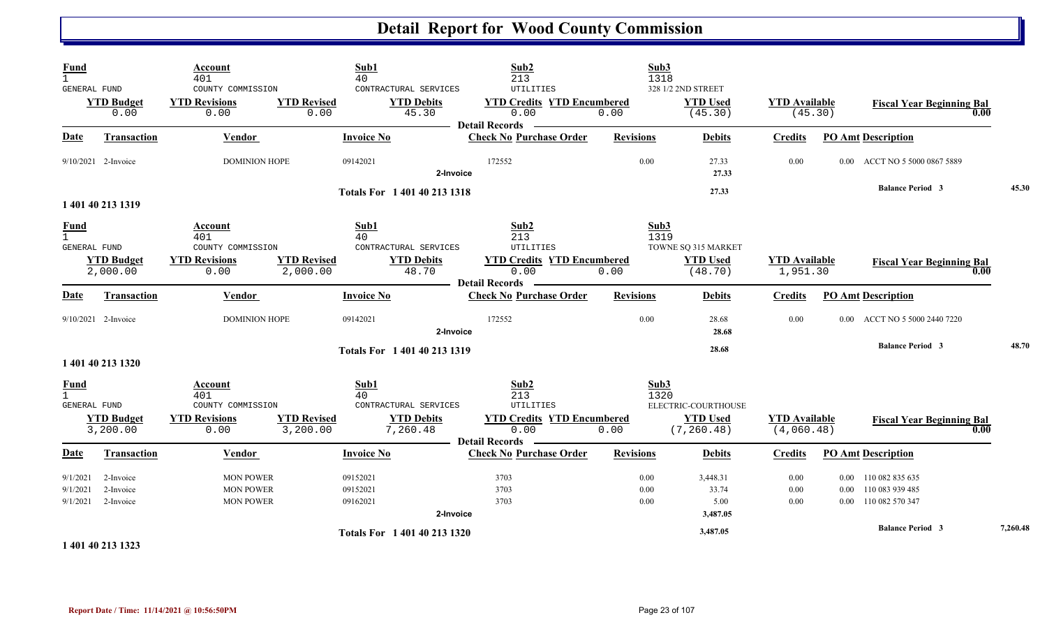# Detail Report for Wood County Commission

| Fund | Account | | Sub1 | Sub2 | | Sub3 | | |
|---|---|---|---|---|---|---|---|---|
| 1 | 401 | | 40 | 213 | | 1318 | | |
| GENERAL FUND | COUNTY COMMISSION | | CONTRACTURAL SERVICES | UTILITIES | | 328 1/2 2ND STREET | | |
| **YTD Budget** | **YTD Revisions** | **YTD Revised** | **YTD Debits** | **YTD Credits** | **YTD Encumbered** | **YTD Used** | **YTD Available** | **Fiscal Year Beginning Bal** |
| 0.00 | 0.00 | 0.00 | 45.30 | 0.00 | 0.00 | (45.30) | (45.30) | 0.00 |

**Detail Records**

| Date | Transaction | Vendor | Invoice No | Check No | Purchase Order | Revisions | Debits | Credits | PO Amt | Description |
|---|---|---|---|---|---|---|---|---|---|---|
| 9/10/2021 | 2-Invoice | DOMINION HOPE | 09142021 | 172552 | | 0.00 | 27.33 | 0.00 | 0.00 | ACCT NO 5 5000 0867 5889 |
| | | | 2-Invoice | | | | 27.33 | | | |
| | | | Totals For 1 401 40 213 1318 | | | | 27.33 | | | Balance Period 3 45.30 |

**1 401 40 213 1319**

| Fund | Account | | Sub1 | Sub2 | | Sub3 | | |
|---|---|---|---|---|---|---|---|---|
| 1 | 401 | | 40 | 213 | | 1319 | | |
| GENERAL FUND | COUNTY COMMISSION | | CONTRACTURAL SERVICES | UTILITIES | | TOWNE SQ 315 MARKET | | |
| **YTD Budget** | **YTD Revisions** | **YTD Revised** | **YTD Debits** | **YTD Credits** | **YTD Encumbered** | **YTD Used** | **YTD Available** | **Fiscal Year Beginning Bal** |
| 2,000.00 | 0.00 | 2,000.00 | 48.70 | 0.00 | 0.00 | (48.70) | 1,951.30 | 0.00 |

**Detail Records**

| Date | Transaction | Vendor | Invoice No | Check No | Purchase Order | Revisions | Debits | Credits | PO Amt | Description |
|---|---|---|---|---|---|---|---|---|---|---|
| 9/10/2021 | 2-Invoice | DOMINION HOPE | 09142021 | 172552 | | 0.00 | 28.68 | 0.00 | 0.00 | ACCT NO 5 5000 2440 7220 |
| | | | 2-Invoice | | | | 28.68 | | | |
| | | | Totals For 1 401 40 213 1319 | | | | 28.68 | | | Balance Period 3 48.70 |

**1 401 40 213 1320**

| Fund | Account | | Sub1 | Sub2 | | Sub3 | | |
|---|---|---|---|---|---|---|---|---|
| 1 | 401 | | 40 | 213 | | 1320 | | |
| GENERAL FUND | COUNTY COMMISSION | | CONTRACTURAL SERVICES | UTILITIES | | ELECTRIC-COURTHOUSE | | |
| **YTD Budget** | **YTD Revisions** | **YTD Revised** | **YTD Debits** | **YTD Credits** | **YTD Encumbered** | **YTD Used** | **YTD Available** | **Fiscal Year Beginning Bal** |
| 3,200.00 | 0.00 | 3,200.00 | 7,260.48 | 0.00 | 0.00 | (7,260.48) | (4,060.48) | 0.00 |

**Detail Records**

| Date | Transaction | Vendor | Invoice No | Check No | Purchase Order | Revisions | Debits | Credits | PO Amt | Description |
|---|---|---|---|---|---|---|---|---|---|---|
| 9/1/2021 | 2-Invoice | MON POWER | 09152021 | 3703 | | 0.00 | 3,448.31 | 0.00 | 0.00 | 110 082 835 635 |
| 9/1/2021 | 2-Invoice | MON POWER | 09152021 | 3703 | | 0.00 | 33.74 | 0.00 | 0.00 | 110 083 939 485 |
| 9/1/2021 | 2-Invoice | MON POWER | 09162021 | 3703 | | 0.00 | 5.00 | 0.00 | 0.00 | 110 082 570 347 |
| | | | 2-Invoice | | | | 3,487.05 | | | |
| | | | Totals For 1 401 40 213 1320 | | | | 3,487.05 | | | Balance Period 3 7,260.48 |

**1 401 40 213 1323**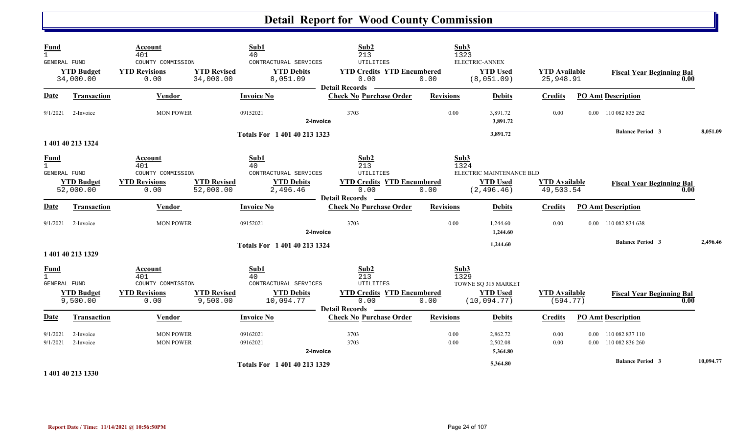# Detail Report for Wood County Commission

| Fund | Account | | Sub1 | Sub2 | | Sub3 | | |
|---|---|---|---|---|---|---|---|---|
| 1 | 401 | | 40 | 213 | | 1323 | | |
| GENERAL FUND | COUNTY COMMISSION | | CONTRACTURAL SERVICES | UTILITIES | | ELECTRIC-ANNEX | | |
| **YTD Budget** | **YTD Revisions** | **YTD Revised** | **YTD Debits** | **YTD Credits** | **YTD Encumbered** | **YTD Used** | **YTD Available** | **Fiscal Year Beginning Bal** |
| 34,000.00 | 0.00 | 34,000.00 | 8,051.09 | 0.00 | 0.00 | (8,051.09) | 25,948.91 | 0.00 |

**Detail Records**

| Date | Transaction | Vendor | Invoice No | Check No | Purchase Order | Revisions | Debits | Credits | PO Amt | Description |
|---|---|---|---|---|---|---|---|---|---|---|
| 9/1/2021 | 2-Invoice | MON POWER | 09152021 | 3703 | | 0.00 | 3,891.72 | 0.00 | 0.00 | 110 082 835 262 |
| | | | 2-Invoice | | | | 3,891.72 | | | |
| | | | Totals For 1 401 40 213 1323 | | | | 3,891.72 | | | Balance Period 3 — 8,051.09 |

**1 401 40 213 1324**

| Fund | Account | | Sub1 | Sub2 | | Sub3 | | |
|---|---|---|---|---|---|---|---|---|
| 1 | 401 | | 40 | 213 | | 1324 | | |
| GENERAL FUND | COUNTY COMMISSION | | CONTRACTURAL SERVICES | UTILITIES | | ELECTRIC MAINTENANCE BLD | | |
| **YTD Budget** | **YTD Revisions** | **YTD Revised** | **YTD Debits** | **YTD Credits** | **YTD Encumbered** | **YTD Used** | **YTD Available** | **Fiscal Year Beginning Bal** |
| 52,000.00 | 0.00 | 52,000.00 | 2,496.46 | 0.00 | 0.00 | (2,496.46) | 49,503.54 | 0.00 |

**Detail Records**

| Date | Transaction | Vendor | Invoice No | Check No | Purchase Order | Revisions | Debits | Credits | PO Amt | Description |
|---|---|---|---|---|---|---|---|---|---|---|
| 9/1/2021 | 2-Invoice | MON POWER | 09152021 | 3703 | | 0.00 | 1,244.60 | 0.00 | 0.00 | 110 082 834 638 |
| | | | 2-Invoice | | | | 1,244.60 | | | |
| | | | Totals For 1 401 40 213 1324 | | | | 1,244.60 | | | Balance Period 3 — 2,496.46 |

**1 401 40 213 1329**

| Fund | Account | | Sub1 | Sub2 | | Sub3 | | |
|---|---|---|---|---|---|---|---|---|
| 1 | 401 | | 40 | 213 | | 1329 | | |
| GENERAL FUND | COUNTY COMMISSION | | CONTRACTURAL SERVICES | UTILITIES | | TOWNE SQ 315 MARKET | | |
| **YTD Budget** | **YTD Revisions** | **YTD Revised** | **YTD Debits** | **YTD Credits** | **YTD Encumbered** | **YTD Used** | **YTD Available** | **Fiscal Year Beginning Bal** |
| 9,500.00 | 0.00 | 9,500.00 | 10,094.77 | 0.00 | 0.00 | (10,094.77) | (594.77) | 0.00 |

**Detail Records**

| Date | Transaction | Vendor | Invoice No | Check No | Purchase Order | Revisions | Debits | Credits | PO Amt | Description |
|---|---|---|---|---|---|---|---|---|---|---|
| 9/1/2021 | 2-Invoice | MON POWER | 09162021 | 3703 | | 0.00 | 2,862.72 | 0.00 | 0.00 | 110 082 837 110 |
| 9/1/2021 | 2-Invoice | MON POWER | 09162021 | 3703 | | 0.00 | 2,502.08 | 0.00 | 0.00 | 110 082 836 260 |
| | | | 2-Invoice | | | | 5,364.80 | | | |
| | | | Totals For 1 401 40 213 1329 | | | | 5,364.80 | | | Balance Period 3 — 10,094.77 |

**1 401 40 213 1330**

Report Date / Time: 11/14/2021 @ 10:56:50PM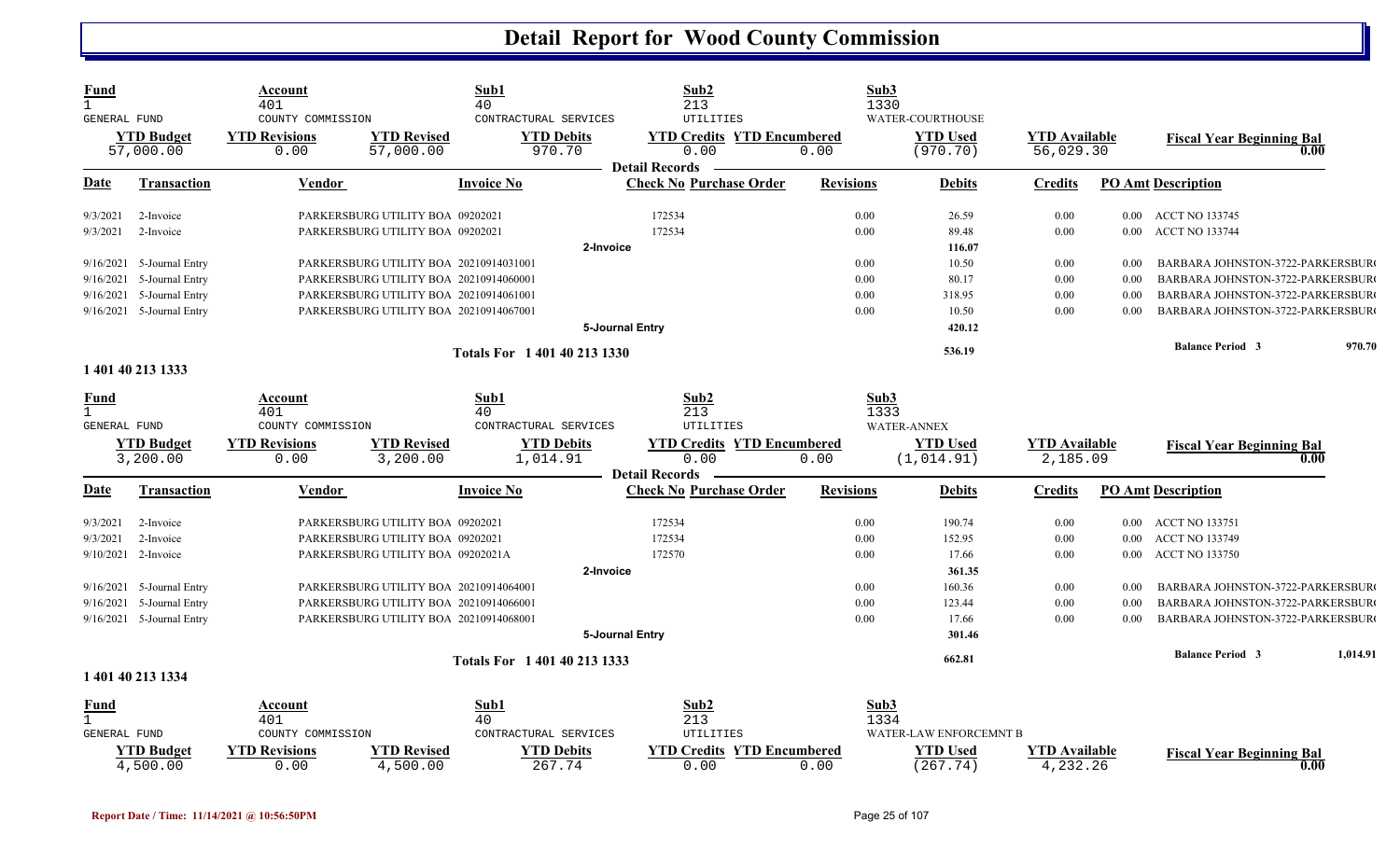# Detail Report for Wood County Commission

| Fund | Account | Sub1 | Sub2 | Sub3 |
|---|---|---|---|---|
| 1 | 401 | 40 | 213 | 1330 |
| GENERAL FUND | COUNTY COMMISSION | CONTRACTURAL SERVICES | UTILITIES | WATER-COURTHOUSE |

| YTD Budget | YTD Revisions | YTD Revised | YTD Debits | YTD Credits | YTD Encumbered | YTD Used | YTD Available | Fiscal Year Beginning Bal |
|---|---|---|---|---|---|---|---|---|
| 57,000.00 | 0.00 | 57,000.00 | 970.70 | 0.00 | 0.00 | (970.70) | 56,029.30 | 0.00 |

**Detail Records**

| Date | Transaction | Vendor | Invoice No | Check No | Purchase Order | Revisions | Debits | Credits | PO Amt | Description |
|---|---|---|---|---|---|---|---|---|---|---|
| 9/3/2021 | 2-Invoice | PARKERSBURG UTILITY BOA | 09202021 | 172534 | | 0.00 | 26.59 | 0.00 | 0.00 | ACCT NO 133745 |
| 9/3/2021 | 2-Invoice | PARKERSBURG UTILITY BOA | 09202021 | 172534 | | 0.00 | 89.48 | 0.00 | 0.00 | ACCT NO 133744 |
| | | | 2-Invoice | | | | 116.07 | | | |
| 9/16/2021 | 5-Journal Entry | PARKERSBURG UTILITY BOA | 20210914031001 | | | 0.00 | 10.50 | 0.00 | 0.00 | BARBARA JOHNSTON-3722-PARKERSBUR( |
| 9/16/2021 | 5-Journal Entry | PARKERSBURG UTILITY BOA | 20210914060001 | | | 0.00 | 80.17 | 0.00 | 0.00 | BARBARA JOHNSTON-3722-PARKERSBUR( |
| 9/16/2021 | 5-Journal Entry | PARKERSBURG UTILITY BOA | 20210914061001 | | | 0.00 | 318.95 | 0.00 | 0.00 | BARBARA JOHNSTON-3722-PARKERSBUR( |
| 9/16/2021 | 5-Journal Entry | PARKERSBURG UTILITY BOA | 20210914067001 | | | 0.00 | 10.50 | 0.00 | 0.00 | BARBARA JOHNSTON-3722-PARKERSBUR( |
| | | | 5-Journal Entry | | | | 420.12 | | | |
| | | | Totals For 1 401 40 213 1330 | | | | 536.19 | | | Balance Period 3 970.70 |

## 1 401 40 213 1333

| Fund | Account | Sub1 | Sub2 | Sub3 |
|---|---|---|---|---|
| 1 | 401 | 40 | 213 | 1333 |
| GENERAL FUND | COUNTY COMMISSION | CONTRACTURAL SERVICES | UTILITIES | WATER-ANNEX |

| YTD Budget | YTD Revisions | YTD Revised | YTD Debits | YTD Credits | YTD Encumbered | YTD Used | YTD Available | Fiscal Year Beginning Bal |
|---|---|---|---|---|---|---|---|---|
| 3,200.00 | 0.00 | 3,200.00 | 1,014.91 | 0.00 | 0.00 | (1,014.91) | 2,185.09 | 0.00 |

**Detail Records**

| Date | Transaction | Vendor | Invoice No | Check No | Purchase Order | Revisions | Debits | Credits | PO Amt | Description |
|---|---|---|---|---|---|---|---|---|---|---|
| 9/3/2021 | 2-Invoice | PARKERSBURG UTILITY BOA | 09202021 | 172534 | | 0.00 | 190.74 | 0.00 | 0.00 | ACCT NO 133751 |
| 9/3/2021 | 2-Invoice | PARKERSBURG UTILITY BOA | 09202021 | 172534 | | 0.00 | 152.95 | 0.00 | 0.00 | ACCT NO 133749 |
| 9/10/2021 | 2-Invoice | PARKERSBURG UTILITY BOA | 09202021A | 172570 | | 0.00 | 17.66 | 0.00 | 0.00 | ACCT NO 133750 |
| | | | 2-Invoice | | | | 361.35 | | | |
| 9/16/2021 | 5-Journal Entry | PARKERSBURG UTILITY BOA | 20210914064001 | | | 0.00 | 160.36 | 0.00 | 0.00 | BARBARA JOHNSTON-3722-PARKERSBUR( |
| 9/16/2021 | 5-Journal Entry | PARKERSBURG UTILITY BOA | 20210914066001 | | | 0.00 | 123.44 | 0.00 | 0.00 | BARBARA JOHNSTON-3722-PARKERSBUR( |
| 9/16/2021 | 5-Journal Entry | PARKERSBURG UTILITY BOA | 20210914068001 | | | 0.00 | 17.66 | 0.00 | 0.00 | BARBARA JOHNSTON-3722-PARKERSBUR( |
| | | | 5-Journal Entry | | | | 301.46 | | | |
| | | | Totals For 1 401 40 213 1333 | | | | 662.81 | | | Balance Period 3 1,014.91 |

## 1 401 40 213 1334

| Fund | Account | Sub1 | Sub2 | Sub3 |
|---|---|---|---|---|
| 1 | 401 | 40 | 213 | 1334 |
| GENERAL FUND | COUNTY COMMISSION | CONTRACTURAL SERVICES | UTILITIES | WATER-LAW ENFORCEMNT B |

| YTD Budget | YTD Revisions | YTD Revised | YTD Debits | YTD Credits | YTD Encumbered | YTD Used | YTD Available | Fiscal Year Beginning Bal |
|---|---|---|---|---|---|---|---|---|
| 4,500.00 | 0.00 | 4,500.00 | 267.74 | 0.00 | 0.00 | (267.74) | 4,232.26 | 0.00 |

Report Date / Time: 11/14/2021 @ 10:56:50PM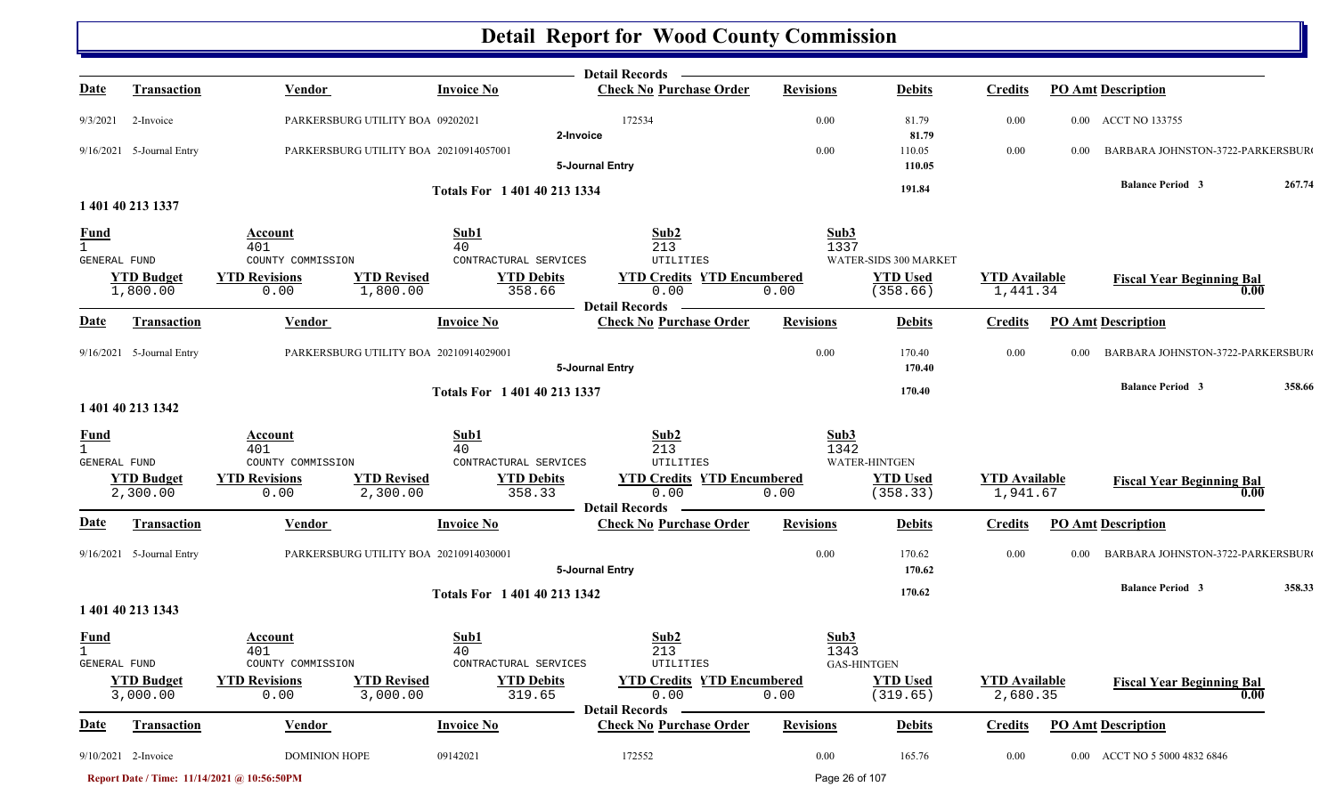# Detail Report for Wood County Commission

| Date | Transaction | Vendor | Invoice No | Check No | Purchase Order | Revisions | Debits | Credits | PO Amt | Description |
|---|---|---|---|---|---|---|---|---|---|---|
| 9/3/2021 | 2-Invoice | PARKERSBURG UTILITY BOA | 09202021 | 172534 | | 0.00 | 81.79 | 0.00 | 0.00 | ACCT NO 133755 |
| | | | | 2-Invoice | | | 81.79 | | | |
| 9/16/2021 | 5-Journal Entry | PARKERSBURG UTILITY BOA | 20210914057001 | | | 0.00 | 110.05 | 0.00 | 0.00 | BARBARA JOHNSTON-3722-PARKERSBUR( |
| | | | | 5-Journal Entry | | | 110.05 | | | |

**Totals For 1 401 40 213 1334** — 191.84 — Balance Period 3: 267.74

## 1 401 40 213 1337

| Fund | Account | Sub1 | Sub2 | Sub3 |
|---|---|---|---|---|
| 1 | 401 | 40 | 213 | 1337 |
| GENERAL FUND | COUNTY COMMISSION | CONTRACTURAL SERVICES | UTILITIES | WATER-SIDS 300 MARKET |

| YTD Budget | YTD Revisions | YTD Revised | YTD Debits | YTD Credits | YTD Encumbered | YTD Used | YTD Available | Fiscal Year Beginning Bal |
|---|---|---|---|---|---|---|---|---|
| 1,800.00 | 0.00 | 1,800.00 | 358.66 | 0.00 | 0.00 | (358.66) | 1,441.34 | 0.00 |

| Date | Transaction | Vendor | Invoice No | Check No | Purchase Order | Revisions | Debits | Credits | PO Amt | Description |
|---|---|---|---|---|---|---|---|---|---|---|
| 9/16/2021 | 5-Journal Entry | PARKERSBURG UTILITY BOA | 20210914029001 | | | 0.00 | 170.40 | 0.00 | 0.00 | BARBARA JOHNSTON-3722-PARKERSBUR( |
| | | | | 5-Journal Entry | | | 170.40 | | | |

**Totals For 1 401 40 213 1337** — 170.40 — Balance Period 3: 358.66

## 1 401 40 213 1342

| Fund | Account | Sub1 | Sub2 | Sub3 |
|---|---|---|---|---|
| 1 | 401 | 40 | 213 | 1342 |
| GENERAL FUND | COUNTY COMMISSION | CONTRACTURAL SERVICES | UTILITIES | WATER-HINTGEN |

| YTD Budget | YTD Revisions | YTD Revised | YTD Debits | YTD Credits | YTD Encumbered | YTD Used | YTD Available | Fiscal Year Beginning Bal |
|---|---|---|---|---|---|---|---|---|
| 2,300.00 | 0.00 | 2,300.00 | 358.33 | 0.00 | 0.00 | (358.33) | 1,941.67 | 0.00 |

| Date | Transaction | Vendor | Invoice No | Check No | Purchase Order | Revisions | Debits | Credits | PO Amt | Description |
|---|---|---|---|---|---|---|---|---|---|---|
| 9/16/2021 | 5-Journal Entry | PARKERSBURG UTILITY BOA | 20210914030001 | | | 0.00 | 170.62 | 0.00 | 0.00 | BARBARA JOHNSTON-3722-PARKERSBUR( |
| | | | | 5-Journal Entry | | | 170.62 | | | |

**Totals For 1 401 40 213 1342** — 170.62 — Balance Period 3: 358.33

## 1 401 40 213 1343

| Fund | Account | Sub1 | Sub2 | Sub3 |
|---|---|---|---|---|
| 1 | 401 | 40 | 213 | 1343 |
| GENERAL FUND | COUNTY COMMISSION | CONTRACTURAL SERVICES | UTILITIES | GAS-HINTGEN |

| YTD Budget | YTD Revisions | YTD Revised | YTD Debits | YTD Credits | YTD Encumbered | YTD Used | YTD Available | Fiscal Year Beginning Bal |
|---|---|---|---|---|---|---|---|---|
| 3,000.00 | 0.00 | 3,000.00 | 319.65 | 0.00 | 0.00 | (319.65) | 2,680.35 | 0.00 |

| Date | Transaction | Vendor | Invoice No | Check No | Purchase Order | Revisions | Debits | Credits | PO Amt | Description |
|---|---|---|---|---|---|---|---|---|---|---|
| 9/10/2021 | 2-Invoice | DOMINION HOPE | 09142021 | 172552 | | 0.00 | 165.76 | 0.00 | 0.00 | ACCT NO 5 5000 4832 6846 |

Report Date / Time: 11/14/2021 @ 10:56:50PM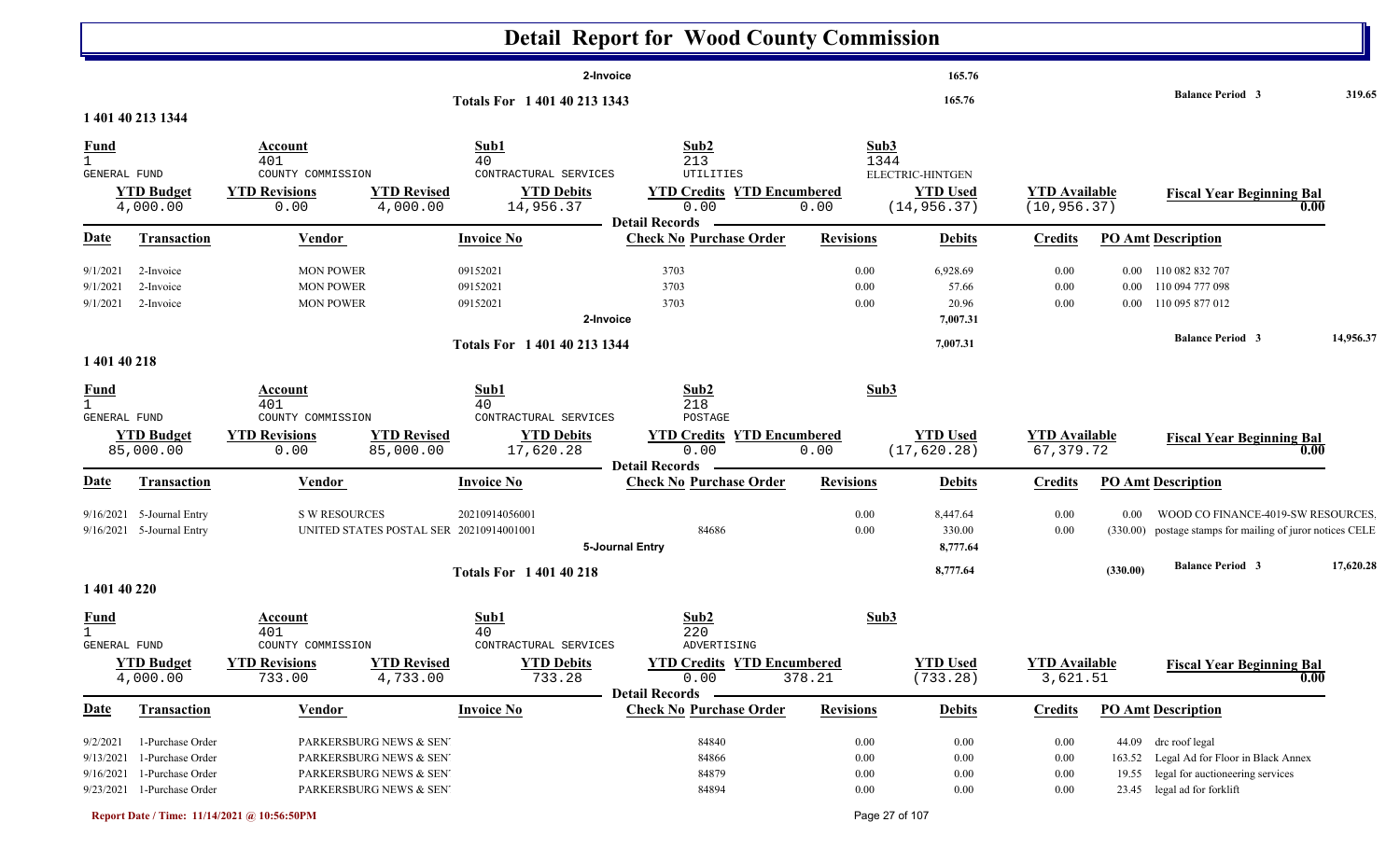# Detail Report for Wood County Commission

| | | | | | | | |
|---|---|---|---|---|---|---|---|
| 2-Invoice | | | 165.76 | | | | |
| Totals For 1 401 40 213 1343 | | | 165.76 | | | Balance Period 3 | 319.65 |

## 1 401 40 213 1344

| Fund | Account | Sub1 | Sub2 | Sub3 |
|---|---|---|---|---|
| 1 | 401 | 40 | 213 | 1344 |
| GENERAL FUND | COUNTY COMMISSION | CONTRACTURAL SERVICES | UTILITIES | ELECTRIC-HINTGEN |

| YTD Budget | YTD Revisions | YTD Revised | YTD Debits | YTD Credits | YTD Encumbered | YTD Used | YTD Available | Fiscal Year Beginning Bal |
|---|---|---|---|---|---|---|---|---|
| 4,000.00 | 0.00 | 4,000.00 | 14,956.37 | 0.00 | 0.00 | (14,956.37) | (10,956.37) | 0.00 |

**Detail Records**

| Date | Transaction | Vendor | Invoice No | Check No | Purchase Order | Revisions | Debits | Credits | PO Amt | Description |
|---|---|---|---|---|---|---|---|---|---|---|
| 9/1/2021 | 2-Invoice | MON POWER | 09152021 | 3703 | | 0.00 | 6,928.69 | 0.00 | 0.00 | 110 082 832 707 |
| 9/1/2021 | 2-Invoice | MON POWER | 09152021 | 3703 | | 0.00 | 57.66 | 0.00 | 0.00 | 110 094 777 098 |
| 9/1/2021 | 2-Invoice | MON POWER | 09152021 | 3703 | | 0.00 | 20.96 | 0.00 | 0.00 | 110 095 877 012 |
| | 2-Invoice | | | | | | 7,007.31 | | | |
| | Totals For 1 401 40 213 1344 | | | | | | 7,007.31 | | | Balance Period 3: 14,956.37 |

## 1 401 40 218

| Fund | Account | Sub1 | Sub2 | Sub3 |
|---|---|---|---|---|
| 1 | 401 | 40 | 218 | |
| GENERAL FUND | COUNTY COMMISSION | CONTRACTURAL SERVICES | POSTAGE | |

| YTD Budget | YTD Revisions | YTD Revised | YTD Debits | YTD Credits | YTD Encumbered | YTD Used | YTD Available | Fiscal Year Beginning Bal |
|---|---|---|---|---|---|---|---|---|
| 85,000.00 | 0.00 | 85,000.00 | 17,620.28 | 0.00 | 0.00 | (17,620.28) | 67,379.72 | 0.00 |

**Detail Records**

| Date | Transaction | Vendor | Invoice No | Check No | Purchase Order | Revisions | Debits | Credits | PO Amt | Description |
|---|---|---|---|---|---|---|---|---|---|---|
| 9/16/2021 | 5-Journal Entry | S W RESOURCES | 20210914056001 | | | 0.00 | 8,447.64 | 0.00 | 0.00 | WOOD CO FINANCE-4019-SW RESOURCES, |
| 9/16/2021 | 5-Journal Entry | UNITED STATES POSTAL SER | 20210914001001 | | 84686 | 0.00 | 330.00 | 0.00 | (330.00) | postage stamps for mailing of juror notices CELE |
| | 5-Journal Entry | | | | | | 8,777.64 | | | |
| | Totals For 1 401 40 218 | | | | | | 8,777.64 | | (330.00) | Balance Period 3: 17,620.28 |

## 1 401 40 220

| Fund | Account | Sub1 | Sub2 | Sub3 |
|---|---|---|---|---|
| 1 | 401 | 40 | 220 | |
| GENERAL FUND | COUNTY COMMISSION | CONTRACTURAL SERVICES | ADVERTISING | |

| YTD Budget | YTD Revisions | YTD Revised | YTD Debits | YTD Credits | YTD Encumbered | YTD Used | YTD Available | Fiscal Year Beginning Bal |
|---|---|---|---|---|---|---|---|---|
| 4,000.00 | 733.00 | 4,733.00 | 733.28 | 0.00 | 378.21 | (733.28) | 3,621.51 | 0.00 |

**Detail Records**

| Date | Transaction | Vendor | Invoice No | Check No | Purchase Order | Revisions | Debits | Credits | PO Amt | Description |
|---|---|---|---|---|---|---|---|---|---|---|
| 9/2/2021 | 1-Purchase Order | PARKERSBURG NEWS & SEN' | | | 84840 | 0.00 | 0.00 | 0.00 | 44.09 | drc roof legal |
| 9/13/2021 | 1-Purchase Order | PARKERSBURG NEWS & SEN' | | | 84866 | 0.00 | 0.00 | 0.00 | 163.52 | Legal Ad for Floor in Black Annex |
| 9/16/2021 | 1-Purchase Order | PARKERSBURG NEWS & SEN' | | | 84879 | 0.00 | 0.00 | 0.00 | 19.55 | legal for auctioneering services |
| 9/23/2021 | 1-Purchase Order | PARKERSBURG NEWS & SEN' | | | 84894 | 0.00 | 0.00 | 0.00 | 23.45 | legal ad for forklift |

Report Date / Time: 11/14/2021 @ 10:56:50PM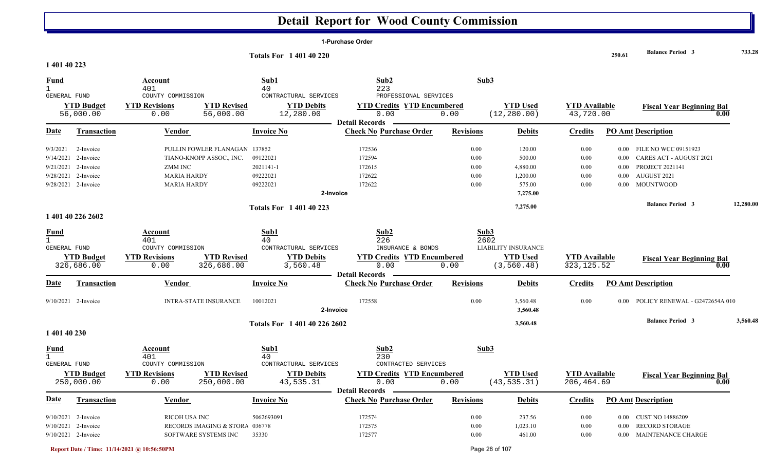# Detail Report for Wood County Commission

**1-Purchase Order**

**Totals For 1 401 40 220** — 250.61 — **Balance Period 3** 733.28

## 1 401 40 223

| Fund | Account | Sub1 | Sub2 | Sub3 |
|---|---|---|---|---|
| 1 | 401 | 40 | 223 | |
| GENERAL FUND | COUNTY COMMISSION | CONTRACTUAL SERVICES | PROFESSIONAL SERVICES | |

| YTD Budget | YTD Revisions | YTD Revised | YTD Debits | YTD Credits | YTD Encumbered | YTD Used | YTD Available | Fiscal Year Beginning Bal |
|---|---|---|---|---|---|---|---|---|
| 56,000.00 | 0.00 | 56,000.00 | 12,280.00 | 0.00 | 0.00 | (12,280.00) | 43,720.00 | 0.00 |

**Detail Records**

| Date | Transaction | Vendor | Invoice No | Check No | Purchase Order | Revisions | Debits | Credits | PO Amt | Description |
|---|---|---|---|---|---|---|---|---|---|---|
| 9/3/2021 | 2-Invoice | PULLIN FOWLER FLANAGAN | 137852 | 172536 | | 0.00 | 120.00 | 0.00 | 0.00 | FILE NO WCC 09151923 |
| 9/14/2021 | 2-Invoice | TIANO-KNOPP ASSOC., INC. | 09122021 | 172594 | | 0.00 | 500.00 | 0.00 | 0.00 | CARES ACT - AUGUST 2021 |
| 9/21/2021 | 2-Invoice | ZMM INC | 2021141-1 | 172615 | | 0.00 | 4,880.00 | 0.00 | 0.00 | PROJECT 2021141 |
| 9/28/2021 | 2-Invoice | MARIA HARDY | 09222021 | 172622 | | 0.00 | 1,200.00 | 0.00 | 0.00 | AUGUST 2021 |
| 9/28/2021 | 2-Invoice | MARIA HARDY | 09222021 | 172622 | | 0.00 | 575.00 | 0.00 | 0.00 | MOUNTWOOD |
| | | | 2-Invoice | | | | 7,275.00 | | | |

**Totals For 1 401 40 223** — 7,275.00 — **Balance Period 3** 12,280.00

## 1 401 40 226 2602

| Fund | Account | Sub1 | Sub2 | Sub3 |
|---|---|---|---|---|
| 1 | 401 | 40 | 226 | 2602 |
| GENERAL FUND | COUNTY COMMISSION | CONTRACTUAL SERVICES | INSURANCE & BONDS | LIABILITY INSURANCE |

| YTD Budget | YTD Revisions | YTD Revised | YTD Debits | YTD Credits | YTD Encumbered | YTD Used | YTD Available | Fiscal Year Beginning Bal |
|---|---|---|---|---|---|---|---|---|
| 326,686.00 | 0.00 | 326,686.00 | 3,560.48 | 0.00 | 0.00 | (3,560.48) | 323,125.52 | 0.00 |

**Detail Records**

| Date | Transaction | Vendor | Invoice No | Check No | Purchase Order | Revisions | Debits | Credits | PO Amt | Description |
|---|---|---|---|---|---|---|---|---|---|---|
| 9/10/2021 | 2-Invoice | INTRA-STATE INSURANCE | 10012021 | 172558 | | 0.00 | 3,560.48 | 0.00 | 0.00 | POLICY RENEWAL - G2472654A 010 |
| | | | 2-Invoice | | | | 3,560.48 | | | |

**Totals For 1 401 40 226 2602** — 3,560.48 — **Balance Period 3** 3,560.48

## 1 401 40 230

| Fund | Account | Sub1 | Sub2 | Sub3 |
|---|---|---|---|---|
| 1 | 401 | 40 | 230 | |
| GENERAL FUND | COUNTY COMMISSION | CONTRACTUAL SERVICES | CONTRACTED SERVICES | |

| YTD Budget | YTD Revisions | YTD Revised | YTD Debits | YTD Credits | YTD Encumbered | YTD Used | YTD Available | Fiscal Year Beginning Bal |
|---|---|---|---|---|---|---|---|---|
| 250,000.00 | 0.00 | 250,000.00 | 43,535.31 | 0.00 | 0.00 | (43,535.31) | 206,464.69 | 0.00 |

**Detail Records**

| Date | Transaction | Vendor | Invoice No | Check No | Purchase Order | Revisions | Debits | Credits | PO Amt | Description |
|---|---|---|---|---|---|---|---|---|---|---|
| 9/10/2021 | 2-Invoice | RICOH USA INC | 5062693091 | 172574 | | 0.00 | 237.56 | 0.00 | 0.00 | CUST NO 14886209 |
| 9/10/2021 | 2-Invoice | RECORDS IMAGING & STORA | 036778 | 172575 | | 0.00 | 1,023.10 | 0.00 | 0.00 | RECORD STORAGE |
| 9/10/2021 | 2-Invoice | SOFTWARE SYSTEMS INC | 35330 | 172577 | | 0.00 | 461.00 | 0.00 | 0.00 | MAINTENANCE CHARGE |

Report Date / Time: 11/14/2021 @ 10:56:50PM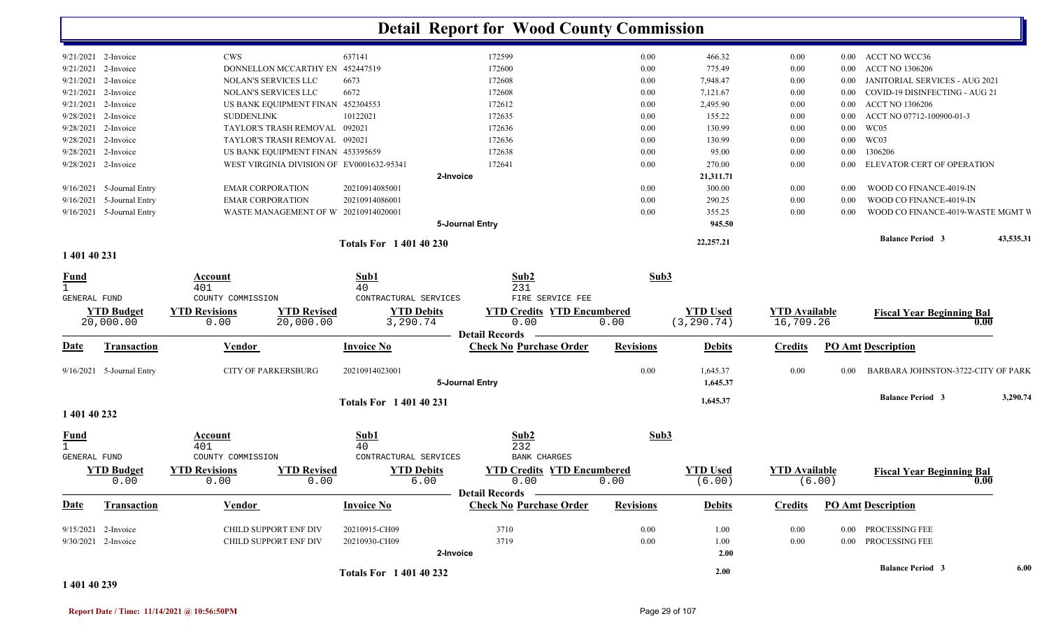# Detail Report for Wood County Commission

| Date | Transaction | Vendor | Invoice No | Check No | Revisions | Debits | Credits | PO Amt | Description |
|---|---|---|---|---|---|---|---|---|---|
| 9/21/2021 | 2-Invoice | CWS | 637141 | 172599 | 0.00 | 466.32 | 0.00 | 0.00 | ACCT NO WCC36 |
| 9/21/2021 | 2-Invoice | DONNELLON MCCARTHY EN | 452447519 | 172600 | 0.00 | 775.49 | 0.00 | 0.00 | ACCT NO 1306206 |
| 9/21/2021 | 2-Invoice | NOLAN'S SERVICES LLC | 6673 | 172608 | 0.00 | 7,948.47 | 0.00 | 0.00 | JANITORIAL SERVICES - AUG 2021 |
| 9/21/2021 | 2-Invoice | NOLAN'S SERVICES LLC | 6672 | 172608 | 0.00 | 7,121.67 | 0.00 | 0.00 | COVID-19 DISINFECTING - AUG 21 |
| 9/21/2021 | 2-Invoice | US BANK EQUIPMENT FINAN | 452304553 | 172612 | 0.00 | 2,495.90 | 0.00 | 0.00 | ACCT NO 1306206 |
| 9/28/2021 | 2-Invoice | SUDDENLINK | 10122021 | 172635 | 0.00 | 155.22 | 0.00 | 0.00 | ACCT NO 07712-100900-01-3 |
| 9/28/2021 | 2-Invoice | TAYLOR'S TRASH REMOVAL | 092021 | 172636 | 0.00 | 130.99 | 0.00 | 0.00 | WC05 |
| 9/28/2021 | 2-Invoice | TAYLOR'S TRASH REMOVAL | 092021 | 172636 | 0.00 | 130.99 | 0.00 | 0.00 | WC03 |
| 9/28/2021 | 2-Invoice | US BANK EQUIPMENT FINAN | 453395659 | 172638 | 0.00 | 95.00 | 0.00 | 0.00 | 1306206 |
| 9/28/2021 | 2-Invoice | WEST VIRGINIA DIVISION OF | EV0001632-95341 | 172641 | 0.00 | 270.00 | 0.00 | 0.00 | ELEVATOR CERT OF OPERATION |
| | | | | 2-Invoice | | 21,311.71 | | | |
| 9/16/2021 | 5-Journal Entry | EMAR CORPORATION | 20210914085001 | | 0.00 | 300.00 | 0.00 | 0.00 | WOOD CO FINANCE-4019-IN |
| 9/16/2021 | 5-Journal Entry | EMAR CORPORATION | 20210914086001 | | 0.00 | 290.25 | 0.00 | 0.00 | WOOD CO FINANCE-4019-IN |
| 9/16/2021 | 5-Journal Entry | WASTE MANAGEMENT OF W | 20210914020001 | | 0.00 | 355.25 | 0.00 | 0.00 | WOOD CO FINANCE-4019-WASTE MGMT W |
| | | | | 5-Journal Entry | | 945.50 | | | |

**Totals For 1 401 40 230** — 22,257.21 — Balance Period 3: 43,535.31

## 1 401 40 231

| Fund | Account | Sub1 | Sub2 | Sub3 |
|---|---|---|---|---|
| 1 | 401 | 40 | 231 | |
| GENERAL FUND | COUNTY COMMISSION | CONTRACTUAL SERVICES | FIRE SERVICE FEE | |

| YTD Budget | YTD Revisions | YTD Revised | YTD Debits | YTD Credits | YTD Encumbered | YTD Used | YTD Available | Fiscal Year Beginning Bal |
|---|---|---|---|---|---|---|---|---|
| 20,000.00 | 0.00 | 20,000.00 | 3,290.74 | 0.00 | 0.00 | (3,290.74) | 16,709.26 | 0.00 |

**Detail Records**

| Date | Transaction | Vendor | Invoice No | Check No | Purchase Order | Revisions | Debits | Credits | PO Amt | Description |
|---|---|---|---|---|---|---|---|---|---|---|
| 9/16/2021 | 5-Journal Entry | CITY OF PARKERSBURG | 20210914023001 | | | 0.00 | 1,645.37 | 0.00 | 0.00 | BARBARA JOHNSTON-3722-CITY OF PARK |
| | | | | 5-Journal Entry | | | 1,645.37 | | | |

**Totals For 1 401 40 231** — 1,645.37 — Balance Period 3: 3,290.74

## 1 401 40 232

| Fund | Account | Sub1 | Sub2 | Sub3 |
|---|---|---|---|---|
| 1 | 401 | 40 | 232 | |
| GENERAL FUND | COUNTY COMMISSION | CONTRACTUAL SERVICES | BANK CHARGES | |

| YTD Budget | YTD Revisions | YTD Revised | YTD Debits | YTD Credits | YTD Encumbered | YTD Used | YTD Available | Fiscal Year Beginning Bal |
|---|---|---|---|---|---|---|---|---|
| 0.00 | 0.00 | 0.00 | 6.00 | 0.00 | 0.00 | (6.00) | (6.00) | 0.00 |

**Detail Records**

| Date | Transaction | Vendor | Invoice No | Check No | Purchase Order | Revisions | Debits | Credits | PO Amt | Description |
|---|---|---|---|---|---|---|---|---|---|---|
| 9/15/2021 | 2-Invoice | CHILD SUPPORT ENF DIV | 20210915-CH09 | 3710 | | 0.00 | 1.00 | 0.00 | 0.00 | PROCESSING FEE |
| 9/30/2021 | 2-Invoice | CHILD SUPPORT ENF DIV | 20210930-CH09 | 3719 | | 0.00 | 1.00 | 0.00 | 0.00 | PROCESSING FEE |
| | | | | 2-Invoice | | | 2.00 | | | |

**Totals For 1 401 40 232** — 2.00 — Balance Period 3: 6.00

## 1 401 40 239

Report Date / Time: 11/14/2021 @ 10:56:50PM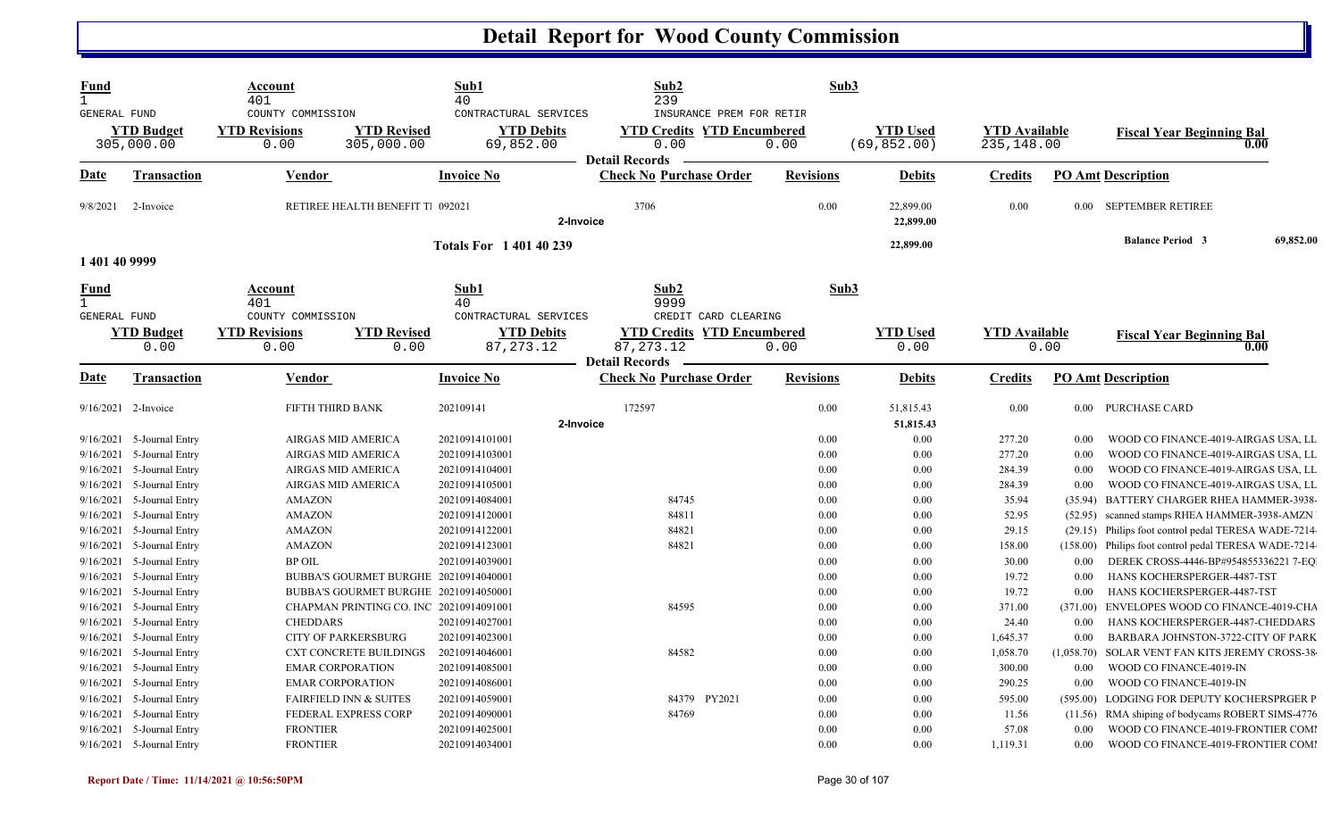# Detail Report for Wood County Commission

| Fund | Account | Sub1 | Sub2 | Sub3 | | | |
|---|---|---|---|---|---|---|---|
| 1 | 401 | 40 | 239 | | | | |
| GENERAL FUND | COUNTY COMMISSION | CONTRACTURAL SERVICES | INSURANCE PREM FOR RETIR | | | | |

| YTD Budget | YTD Revisions | YTD Revised | YTD Debits | YTD Credits | YTD Encumbered | YTD Used | YTD Available | Fiscal Year Beginning Bal |
|---|---|---|---|---|---|---|---|---|
| 305,000.00 | 0.00 | 305,000.00 | 69,852.00 | 0.00 | 0.00 | (69,852.00) | 235,148.00 | 0.00 |

**Detail Records**

| Date | Transaction | Vendor | Invoice No | Check No | Purchase Order | Revisions | Debits | Credits | PO Amt | Description |
|---|---|---|---|---|---|---|---|---|---|---|
| 9/8/2021 | 2-Invoice | RETIREE HEALTH BENEFIT TI | 092021 | 3706 | | 0.00 | 22,899.00 | 0.00 | 0.00 | SEPTEMBER RETIREE |
| | | | 2-Invoice | | | | 22,899.00 | | | |
| | | | Totals For 1 401 40 239 | | | | 22,899.00 | | | Balance Period 3 69,852.00 |

## 1 401 40 9999

| Fund | Account | Sub1 | Sub2 | Sub3 | | | |
|---|---|---|---|---|---|---|---|
| 1 | 401 | 40 | 9999 | | | | |
| GENERAL FUND | COUNTY COMMISSION | CONTRACTURAL SERVICES | CREDIT CARD CLEARING | | | | |

| YTD Budget | YTD Revisions | YTD Revised | YTD Debits | YTD Credits | YTD Encumbered | YTD Used | YTD Available | Fiscal Year Beginning Bal |
|---|---|---|---|---|---|---|---|---|
| 0.00 | 0.00 | 0.00 | 87,273.12 | 87,273.12 | 0.00 | 0.00 | 0.00 | 0.00 |

**Detail Records**

| Date | Transaction | Vendor | Invoice No | Check No | Purchase Order | Revisions | Debits | Credits | PO Amt | Description |
|---|---|---|---|---|---|---|---|---|---|---|
| 9/16/2021 | 2-Invoice | FIFTH THIRD BANK | 202109141 | 172597 | | 0.00 | 51,815.43 | 0.00 | 0.00 | PURCHASE CARD |
| | | | 2-Invoice | | | | 51,815.43 | | | |
| 9/16/2021 | 5-Journal Entry | AIRGAS MID AMERICA | 20210914101001 | | | 0.00 | 0.00 | 277.20 | 0.00 | WOOD CO FINANCE-4019-AIRGAS USA, LL |
| 9/16/2021 | 5-Journal Entry | AIRGAS MID AMERICA | 20210914103001 | | | 0.00 | 0.00 | 277.20 | 0.00 | WOOD CO FINANCE-4019-AIRGAS USA, LL |
| 9/16/2021 | 5-Journal Entry | AIRGAS MID AMERICA | 20210914104001 | | | 0.00 | 0.00 | 284.39 | 0.00 | WOOD CO FINANCE-4019-AIRGAS USA, LL |
| 9/16/2021 | 5-Journal Entry | AIRGAS MID AMERICA | 20210914105001 | | | 0.00 | 0.00 | 284.39 | 0.00 | WOOD CO FINANCE-4019-AIRGAS USA, LL |
| 9/16/2021 | 5-Journal Entry | AMAZON | 20210914084001 | | 84745 | 0.00 | 0.00 | 35.94 | (35.94) | BATTERY CHARGER RHEA HAMMER-3938- |
| 9/16/2021 | 5-Journal Entry | AMAZON | 20210914120001 | | 84811 | 0.00 | 0.00 | 52.95 | (52.95) | scanned stamps RHEA HAMMER-3938-AMZN |
| 9/16/2021 | 5-Journal Entry | AMAZON | 20210914122001 | | 84821 | 0.00 | 0.00 | 29.15 | (29.15) | Philips foot control pedal TERESA WADE-7214- |
| 9/16/2021 | 5-Journal Entry | AMAZON | 20210914123001 | | 84821 | 0.00 | 0.00 | 158.00 | (158.00) | Philips foot control pedal TERESA WADE-7214- |
| 9/16/2021 | 5-Journal Entry | BP OIL | 20210914039001 | | | 0.00 | 0.00 | 30.00 | 0.00 | DEREK CROSS-4446-BP#954855336221 7-EQ |
| 9/16/2021 | 5-Journal Entry | BUBBA'S GOURMET BURGHE | 20210914040001 | | | 0.00 | 0.00 | 19.72 | 0.00 | HANS KOCHERSPERGER-4487-TST |
| 9/16/2021 | 5-Journal Entry | BUBBA'S GOURMET BURGHE | 20210914050001 | | | 0.00 | 0.00 | 19.72 | 0.00 | HANS KOCHERSPERGER-4487-TST |
| 9/16/2021 | 5-Journal Entry | CHAPMAN PRINTING CO. INC | 20210914091001 | | 84595 | 0.00 | 0.00 | 371.00 | (371.00) | ENVELOPES WOOD CO FINANCE-4019-CHA |
| 9/16/2021 | 5-Journal Entry | CHEDDARS | 20210914027001 | | | 0.00 | 0.00 | 24.40 | 0.00 | HANS KOCHERSPERGER-4487-CHEDDARS |
| 9/16/2021 | 5-Journal Entry | CITY OF PARKERSBURG | 20210914023001 | | | 0.00 | 0.00 | 1,645.37 | 0.00 | BARBARA JOHNSTON-3722-CITY OF PARK |
| 9/16/2021 | 5-Journal Entry | CXT CONCRETE BUILDINGS | 20210914046001 | | 84582 | 0.00 | 0.00 | 1,058.70 | (1,058.70) | SOLAR VENT FAN KITS JEREMY CROSS-38 |
| 9/16/2021 | 5-Journal Entry | EMAR CORPORATION | 20210914085001 | | | 0.00 | 0.00 | 300.00 | 0.00 | WOOD CO FINANCE-4019-IN |
| 9/16/2021 | 5-Journal Entry | EMAR CORPORATION | 20210914086001 | | | 0.00 | 0.00 | 290.25 | 0.00 | WOOD CO FINANCE-4019-IN |
| 9/16/2021 | 5-Journal Entry | FAIRFIELD INN & SUITES | 20210914059001 | | 84379 PY2021 | 0.00 | 0.00 | 595.00 | (595.00) | LODGING FOR DEPUTY KOCHERSPRGER P |
| 9/16/2021 | 5-Journal Entry | FEDERAL EXPRESS CORP | 20210914090001 | | 84769 | 0.00 | 0.00 | 11.56 | (11.56) | RMA shiping of bodycams ROBERT SIMS-4776 |
| 9/16/2021 | 5-Journal Entry | FRONTIER | 20210914025001 | | | 0.00 | 0.00 | 57.08 | 0.00 | WOOD CO FINANCE-4019-FRONTIER COMI |
| 9/16/2021 | 5-Journal Entry | FRONTIER | 20210914034001 | | | 0.00 | 0.00 | 1,119.31 | 0.00 | WOOD CO FINANCE-4019-FRONTIER COMI |

Report Date / Time: 11/14/2021 @ 10:56:50PM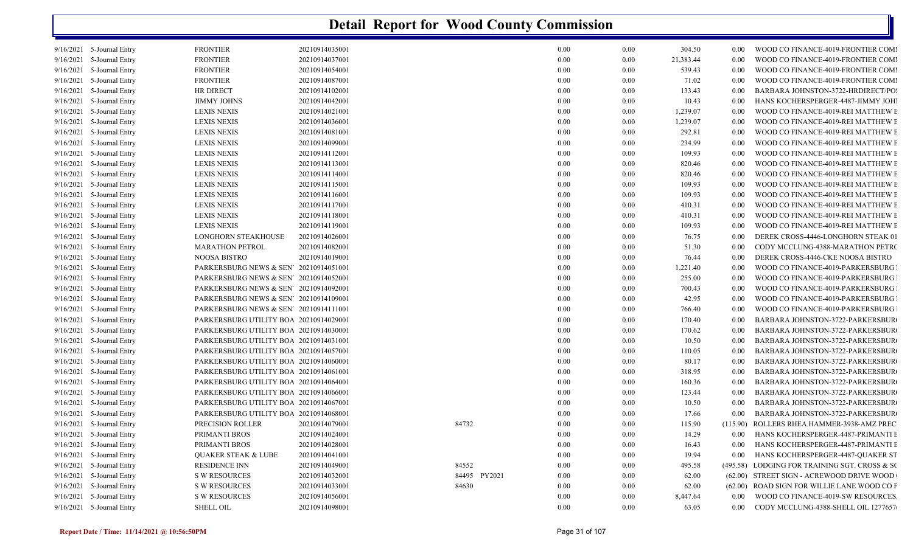# Detail Report for Wood County Commission

| | | | | | | | | | |
|---|---|---|---|---|---|---|---|---|---|
| 9/16/2021 | 5-Journal Entry | FRONTIER | 20210914035001 | | 0.00 | 0.00 | 304.50 | 0.00 | WOOD CO FINANCE-4019-FRONTIER COMI |
| 9/16/2021 | 5-Journal Entry | FRONTIER | 20210914037001 | | 0.00 | 0.00 | 21,383.44 | 0.00 | WOOD CO FINANCE-4019-FRONTIER COMI |
| 9/16/2021 | 5-Journal Entry | FRONTIER | 20210914054001 | | 0.00 | 0.00 | 539.43 | 0.00 | WOOD CO FINANCE-4019-FRONTIER COMI |
| 9/16/2021 | 5-Journal Entry | FRONTIER | 20210914087001 | | 0.00 | 0.00 | 71.02 | 0.00 | WOOD CO FINANCE-4019-FRONTIER COMI |
| 9/16/2021 | 5-Journal Entry | HR DIRECT | 20210914102001 | | 0.00 | 0.00 | 133.43 | 0.00 | BARBARA JOHNSTON-3722-HRDIRECT/POS |
| 9/16/2021 | 5-Journal Entry | JIMMY JOHNS | 20210914042001 | | 0.00 | 0.00 | 10.43 | 0.00 | HANS KOCHERSPERGER-4487-JIMMY JOHI |
| 9/16/2021 | 5-Journal Entry | LEXIS NEXIS | 20210914021001 | | 0.00 | 0.00 | 1,239.07 | 0.00 | WOOD CO FINANCE-4019-REI MATTHEW E |
| 9/16/2021 | 5-Journal Entry | LEXIS NEXIS | 20210914036001 | | 0.00 | 0.00 | 1,239.07 | 0.00 | WOOD CO FINANCE-4019-REI MATTHEW E |
| 9/16/2021 | 5-Journal Entry | LEXIS NEXIS | 20210914081001 | | 0.00 | 0.00 | 292.81 | 0.00 | WOOD CO FINANCE-4019-REI MATTHEW E |
| 9/16/2021 | 5-Journal Entry | LEXIS NEXIS | 20210914099001 | | 0.00 | 0.00 | 234.99 | 0.00 | WOOD CO FINANCE-4019-REI MATTHEW E |
| 9/16/2021 | 5-Journal Entry | LEXIS NEXIS | 20210914112001 | | 0.00 | 0.00 | 109.93 | 0.00 | WOOD CO FINANCE-4019-REI MATTHEW E |
| 9/16/2021 | 5-Journal Entry | LEXIS NEXIS | 20210914113001 | | 0.00 | 0.00 | 820.46 | 0.00 | WOOD CO FINANCE-4019-REI MATTHEW E |
| 9/16/2021 | 5-Journal Entry | LEXIS NEXIS | 20210914114001 | | 0.00 | 0.00 | 820.46 | 0.00 | WOOD CO FINANCE-4019-REI MATTHEW E |
| 9/16/2021 | 5-Journal Entry | LEXIS NEXIS | 20210914115001 | | 0.00 | 0.00 | 109.93 | 0.00 | WOOD CO FINANCE-4019-REI MATTHEW E |
| 9/16/2021 | 5-Journal Entry | LEXIS NEXIS | 20210914116001 | | 0.00 | 0.00 | 109.93 | 0.00 | WOOD CO FINANCE-4019-REI MATTHEW E |
| 9/16/2021 | 5-Journal Entry | LEXIS NEXIS | 20210914117001 | | 0.00 | 0.00 | 410.31 | 0.00 | WOOD CO FINANCE-4019-REI MATTHEW E |
| 9/16/2021 | 5-Journal Entry | LEXIS NEXIS | 20210914118001 | | 0.00 | 0.00 | 410.31 | 0.00 | WOOD CO FINANCE-4019-REI MATTHEW E |
| 9/16/2021 | 5-Journal Entry | LEXIS NEXIS | 20210914119001 | | 0.00 | 0.00 | 109.93 | 0.00 | WOOD CO FINANCE-4019-REI MATTHEW E |
| 9/16/2021 | 5-Journal Entry | LONGHORN STEAKHOUSE | 20210914026001 | | 0.00 | 0.00 | 76.75 | 0.00 | DEREK CROSS-4446-LONGHORN STEAK 01 |
| 9/16/2021 | 5-Journal Entry | MARATHON PETROL | 20210914082001 | | 0.00 | 0.00 | 51.30 | 0.00 | CODY MCCLUNG-4388-MARATHON PETRO |
| 9/16/2021 | 5-Journal Entry | NOOSA BISTRO | 20210914019001 | | 0.00 | 0.00 | 76.44 | 0.00 | DEREK CROSS-4446-CKE NOOSA BISTRO |
| 9/16/2021 | 5-Journal Entry | PARKERSBURG NEWS & SEN | 20210914051001 | | 0.00 | 0.00 | 1,221.40 | 0.00 | WOOD CO FINANCE-4019-PARKERSBURG |
| 9/16/2021 | 5-Journal Entry | PARKERSBURG NEWS & SEN | 20210914052001 | | 0.00 | 0.00 | 255.00 | 0.00 | WOOD CO FINANCE-4019-PARKERSBURG |
| 9/16/2021 | 5-Journal Entry | PARKERSBURG NEWS & SEN | 20210914092001 | | 0.00 | 0.00 | 700.43 | 0.00 | WOOD CO FINANCE-4019-PARKERSBURG |
| 9/16/2021 | 5-Journal Entry | PARKERSBURG NEWS & SEN | 20210914109001 | | 0.00 | 0.00 | 42.95 | 0.00 | WOOD CO FINANCE-4019-PARKERSBURG |
| 9/16/2021 | 5-Journal Entry | PARKERSBURG NEWS & SEN | 20210914111001 | | 0.00 | 0.00 | 766.40 | 0.00 | WOOD CO FINANCE-4019-PARKERSBURG |
| 9/16/2021 | 5-Journal Entry | PARKERSBURG UTILITY BOA | 20210914029001 | | 0.00 | 0.00 | 170.40 | 0.00 | BARBARA JOHNSTON-3722-PARKERSBUR |
| 9/16/2021 | 5-Journal Entry | PARKERSBURG UTILITY BOA | 20210914030001 | | 0.00 | 0.00 | 170.62 | 0.00 | BARBARA JOHNSTON-3722-PARKERSBUR |
| 9/16/2021 | 5-Journal Entry | PARKERSBURG UTILITY BOA | 20210914031001 | | 0.00 | 0.00 | 10.50 | 0.00 | BARBARA JOHNSTON-3722-PARKERSBUR |
| 9/16/2021 | 5-Journal Entry | PARKERSBURG UTILITY BOA | 20210914057001 | | 0.00 | 0.00 | 110.05 | 0.00 | BARBARA JOHNSTON-3722-PARKERSBUR |
| 9/16/2021 | 5-Journal Entry | PARKERSBURG UTILITY BOA | 20210914060001 | | 0.00 | 0.00 | 80.17 | 0.00 | BARBARA JOHNSTON-3722-PARKERSBUR |
| 9/16/2021 | 5-Journal Entry | PARKERSBURG UTILITY BOA | 20210914061001 | | 0.00 | 0.00 | 318.95 | 0.00 | BARBARA JOHNSTON-3722-PARKERSBUR |
| 9/16/2021 | 5-Journal Entry | PARKERSBURG UTILITY BOA | 20210914064001 | | 0.00 | 0.00 | 160.36 | 0.00 | BARBARA JOHNSTON-3722-PARKERSBUR |
| 9/16/2021 | 5-Journal Entry | PARKERSBURG UTILITY BOA | 20210914066001 | | 0.00 | 0.00 | 123.44 | 0.00 | BARBARA JOHNSTON-3722-PARKERSBUR |
| 9/16/2021 | 5-Journal Entry | PARKERSBURG UTILITY BOA | 20210914067001 | | 0.00 | 0.00 | 10.50 | 0.00 | BARBARA JOHNSTON-3722-PARKERSBUR |
| 9/16/2021 | 5-Journal Entry | PARKERSBURG UTILITY BOA | 20210914068001 | | 0.00 | 0.00 | 17.66 | 0.00 | BARBARA JOHNSTON-3722-PARKERSBUR |
| 9/16/2021 | 5-Journal Entry | PRECISION ROLLER | 20210914079001 | 84732 | 0.00 | 0.00 | 115.90 | (115.90) | ROLLERS RHEA HAMMER-3938-AMZ PREC |
| 9/16/2021 | 5-Journal Entry | PRIMANTI BROS | 20210914024001 | | 0.00 | 0.00 | 14.29 | 0.00 | HANS KOCHERSPERGER-4487-PRIMANTI E |
| 9/16/2021 | 5-Journal Entry | PRIMANTI BROS | 20210914028001 | | 0.00 | 0.00 | 16.43 | 0.00 | HANS KOCHERSPERGER-4487-PRIMANTI E |
| 9/16/2021 | 5-Journal Entry | QUAKER STEAK & LUBE | 20210914041001 | | 0.00 | 0.00 | 19.94 | 0.00 | HANS KOCHERSPERGER-4487-QUAKER ST |
| 9/16/2021 | 5-Journal Entry | RESIDENCE INN | 20210914049001 | 84552 | 0.00 | 0.00 | 495.58 | (495.58) | LODGING FOR TRAINING SGT. CROSS & SC |
| 9/16/2021 | 5-Journal Entry | S W RESOURCES | 20210914032001 | 84495 PY2021 | 0.00 | 0.00 | 62.00 | (62.00) | STREET SIGN - ACREWOOD DRIVE WOOD |
| 9/16/2021 | 5-Journal Entry | S W RESOURCES | 20210914033001 | 84630 | 0.00 | 0.00 | 62.00 | (62.00) | ROAD SIGN FOR WILLIE LANE WOOD CO F |
| 9/16/2021 | 5-Journal Entry | S W RESOURCES | 20210914056001 | | 0.00 | 0.00 | 8,447.64 | 0.00 | WOOD CO FINANCE-4019-SW RESOURCES |
| 9/16/2021 | 5-Journal Entry | SHELL OIL | 20210914098001 | | 0.00 | 0.00 | 63.05 | 0.00 | CODY MCCLUNG-4388-SHELL OIL 1277657 |

**Report Date / Time: 11/14/2021 @ 10:56:50PM**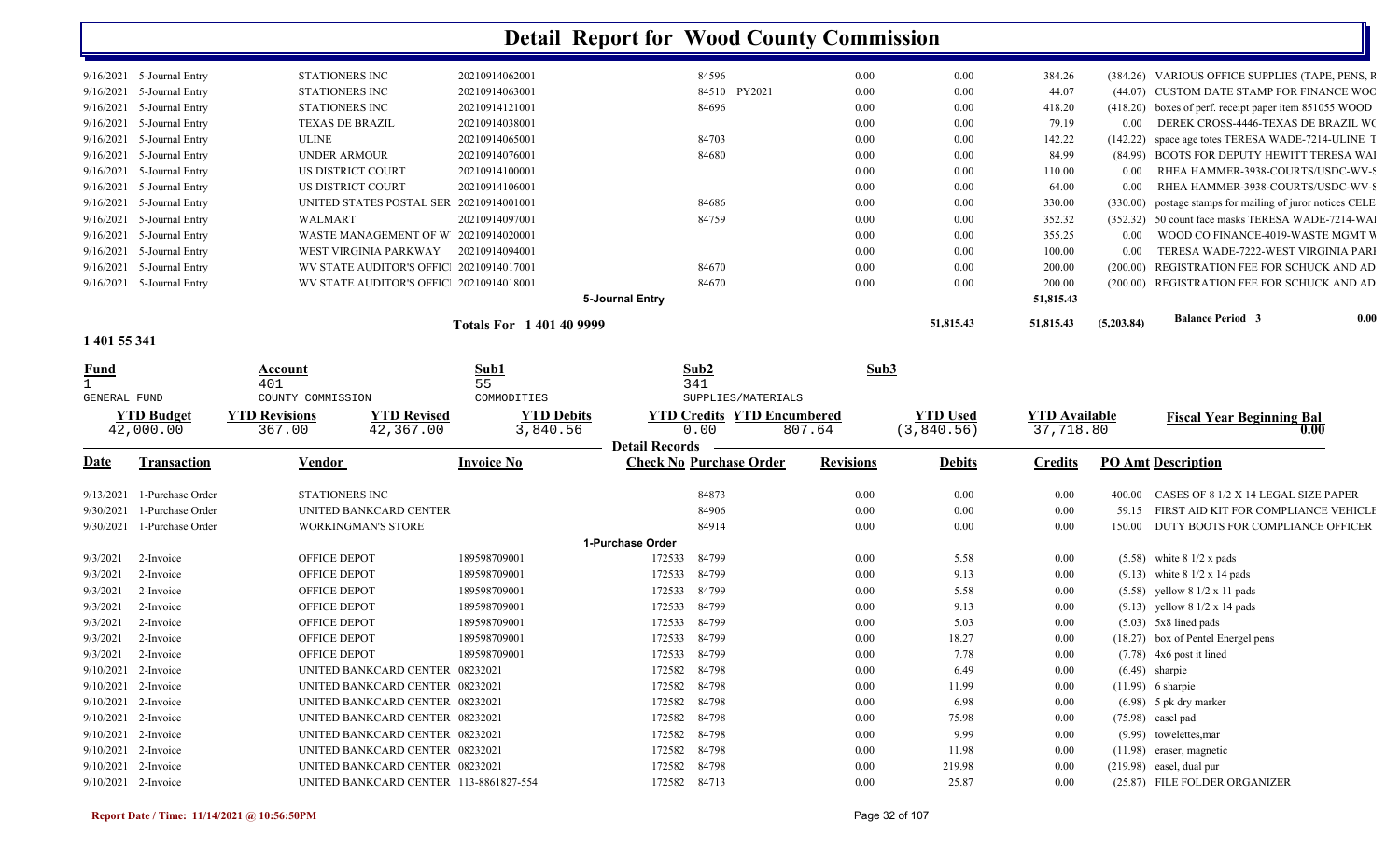# Detail Report for Wood County Commission

| Date | Transaction | Vendor | Invoice No | Check No | Purchase Order | Revisions | Debits | Credits | PO Amt | Description |
|---|---|---|---|---|---|---|---|---|---|---|
| 9/16/2021 | 5-Journal Entry | STATIONERS INC | 20210914062001 | | 84596 | 0.00 | 0.00 | 384.26 | (384.26) | VARIOUS OFFICE SUPPLIES (TAPE, PENS, R |
| 9/16/2021 | 5-Journal Entry | STATIONERS INC | 20210914063001 | | 84510 PY2021 | 0.00 | 0.00 | 44.07 | (44.07) | CUSTOM DATE STAMP FOR FINANCE WOC |
| 9/16/2021 | 5-Journal Entry | STATIONERS INC | 20210914121001 | | 84696 | 0.00 | 0.00 | 418.20 | (418.20) | boxes of perf. receipt paper item 851055 WOOD |
| 9/16/2021 | 5-Journal Entry | TEXAS DE BRAZIL | 20210914038001 | | | 0.00 | 0.00 | 79.19 | 0.00 | DEREK CROSS-4446-TEXAS DE BRAZIL WC |
| 9/16/2021 | 5-Journal Entry | ULINE | 20210914065001 | | 84703 | 0.00 | 0.00 | 142.22 | (142.22) | space age totes TERESA WADE-7214-ULINE T |
| 9/16/2021 | 5-Journal Entry | UNDER ARMOUR | 20210914076001 | | 84680 | 0.00 | 0.00 | 84.99 | (84.99) | BOOTS FOR DEPUTY HEWITT TERESA WAI |
| 9/16/2021 | 5-Journal Entry | US DISTRICT COURT | 20210914100001 | | | 0.00 | 0.00 | 110.00 | 0.00 | RHEA HAMMER-3938-COURTS/USDC-WV-S |
| 9/16/2021 | 5-Journal Entry | US DISTRICT COURT | 20210914106001 | | | 0.00 | 0.00 | 64.00 | 0.00 | RHEA HAMMER-3938-COURTS/USDC-WV-S |
| 9/16/2021 | 5-Journal Entry | UNITED STATES POSTAL SER | 20210914001001 | | 84686 | 0.00 | 0.00 | 330.00 | (330.00) | postage stamps for mailing of juror notices CELE |
| 9/16/2021 | 5-Journal Entry | WALMART | 20210914097001 | | 84759 | 0.00 | 0.00 | 352.32 | (352.32) | 50 count face masks TERESA WADE-7214-WAI |
| 9/16/2021 | 5-Journal Entry | WASTE MANAGEMENT OF W | 20210914020001 | | | 0.00 | 0.00 | 355.25 | 0.00 | WOOD CO FINANCE-4019-WASTE MGMT W |
| 9/16/2021 | 5-Journal Entry | WEST VIRGINIA PARKWAY | 20210914094001 | | | 0.00 | 0.00 | 100.00 | 0.00 | TERESA WADE-7222-WEST VIRGINIA PARI |
| 9/16/2021 | 5-Journal Entry | WV STATE AUDITOR'S OFFICI | 20210914017001 | | 84670 | 0.00 | 0.00 | 200.00 | (200.00) | REGISTRATION FEE FOR SCHUCK AND AD |
| 9/16/2021 | 5-Journal Entry | WV STATE AUDITOR'S OFFICI | 20210914018001 | | 84670 | 0.00 | 0.00 | 200.00 | (200.00) | REGISTRATION FEE FOR SCHUCK AND AD |
| | | | | 5-Journal Entry | | | | 51,815.43 | | |
| | | | Totals For 1 401 40 9999 | | | | 51,815.43 | 51,815.43 | (5,203.84) | Balance Period 3 0.00 |

**1 401 55 341**

| Fund | Account | Sub1 | Sub2 | Sub3 |
|---|---|---|---|---|
| 1 GENERAL FUND | 401 COUNTY COMMISSION | 55 COMMODITIES | 341 SUPPLIES/MATERIALS | |

| YTD Budget | YTD Revisions | YTD Revised | YTD Debits | YTD Credits | YTD Encumbered | YTD Used | YTD Available | Fiscal Year Beginning Bal |
|---|---|---|---|---|---|---|---|---|
| 42,000.00 | 367.00 | 42,367.00 | 3,840.56 | 0.00 | 807.64 | (3,840.56) | 37,718.80 | 0.00 |

**Detail Records**

| Date | Transaction | Vendor | Invoice No | Check No | Purchase Order | Revisions | Debits | Credits | PO Amt | Description |
|---|---|---|---|---|---|---|---|---|---|---|
| 9/13/2021 | 1-Purchase Order | STATIONERS INC | | | 84873 | 0.00 | 0.00 | 0.00 | 400.00 | CASES OF 8 1/2 X 14 LEGAL SIZE PAPER |
| 9/30/2021 | 1-Purchase Order | UNITED BANKCARD CENTER | | | 84906 | 0.00 | 0.00 | 0.00 | 59.15 | FIRST AID KIT FOR COMPLIANCE VEHICLE |
| 9/30/2021 | 1-Purchase Order | WORKINGMAN'S STORE | | | 84914 | 0.00 | 0.00 | 0.00 | 150.00 | DUTY BOOTS FOR COMPLIANCE OFFICER |
| | | | | 1-Purchase Order | | | | | | |
| 9/3/2021 | 2-Invoice | OFFICE DEPOT | 189598709001 | 172533 | 84799 | 0.00 | 5.58 | 0.00 | (5.58) | white 8 1/2 x pads |
| 9/3/2021 | 2-Invoice | OFFICE DEPOT | 189598709001 | 172533 | 84799 | 0.00 | 9.13 | 0.00 | (9.13) | white 8 1/2 x 14 pads |
| 9/3/2021 | 2-Invoice | OFFICE DEPOT | 189598709001 | 172533 | 84799 | 0.00 | 5.58 | 0.00 | (5.58) | yellow 8 1/2 x 11 pads |
| 9/3/2021 | 2-Invoice | OFFICE DEPOT | 189598709001 | 172533 | 84799 | 0.00 | 9.13 | 0.00 | (9.13) | yellow 8 1/2 x 14 pads |
| 9/3/2021 | 2-Invoice | OFFICE DEPOT | 189598709001 | 172533 | 84799 | 0.00 | 5.03 | 0.00 | (5.03) | 5x8 lined pads |
| 9/3/2021 | 2-Invoice | OFFICE DEPOT | 189598709001 | 172533 | 84799 | 0.00 | 18.27 | 0.00 | (18.27) | box of Pentel Energel pens |
| 9/3/2021 | 2-Invoice | OFFICE DEPOT | 189598709001 | 172533 | 84799 | 0.00 | 7.78 | 0.00 | (7.78) | 4x6 post it lined |
| 9/10/2021 | 2-Invoice | UNITED BANKCARD CENTER | 08232021 | 172582 | 84798 | 0.00 | 6.49 | 0.00 | (6.49) | sharpie |
| 9/10/2021 | 2-Invoice | UNITED BANKCARD CENTER | 08232021 | 172582 | 84798 | 0.00 | 11.99 | 0.00 | (11.99) | 6 sharpie |
| 9/10/2021 | 2-Invoice | UNITED BANKCARD CENTER | 08232021 | 172582 | 84798 | 0.00 | 6.98 | 0.00 | (6.98) | 5 pk dry marker |
| 9/10/2021 | 2-Invoice | UNITED BANKCARD CENTER | 08232021 | 172582 | 84798 | 0.00 | 75.98 | 0.00 | (75.98) | easel pad |
| 9/10/2021 | 2-Invoice | UNITED BANKCARD CENTER | 08232021 | 172582 | 84798 | 0.00 | 9.99 | 0.00 | (9.99) | towelettes,mar |
| 9/10/2021 | 2-Invoice | UNITED BANKCARD CENTER | 08232021 | 172582 | 84798 | 0.00 | 11.98 | 0.00 | (11.98) | eraser, magnetic |
| 9/10/2021 | 2-Invoice | UNITED BANKCARD CENTER | 08232021 | 172582 | 84798 | 0.00 | 219.98 | 0.00 | (219.98) | easel, dual pur |
| 9/10/2021 | 2-Invoice | UNITED BANKCARD CENTER | 113-8861827-554 | 172582 | 84713 | 0.00 | 25.87 | 0.00 | (25.87) | FILE FOLDER ORGANIZER |

Report Date / Time: 11/14/2021 @ 10:56:50PM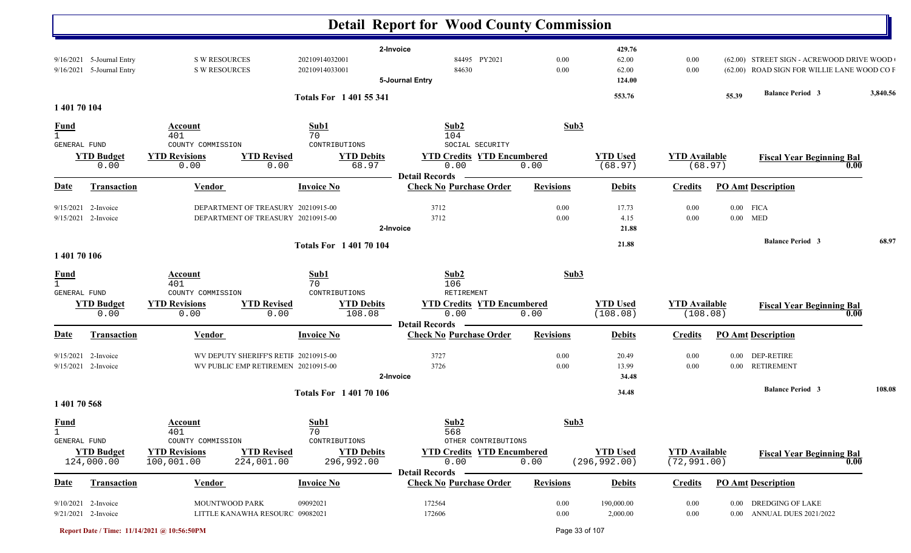# Detail Report for Wood County Commission

| | | | | | | | | | | |
|---|---|---|---|---|---|---|---|---|---|---|
| | | | | 2-Invoice | | | 429.76 | | | |
| 9/16/2021 | 5-Journal Entry | S W RESOURCES | 20210914032001 | 84495 PY2021 | | 0.00 | 62.00 | 0.00 | (62.00) | STREET SIGN - ACREWOOD DRIVE WOOD ( |
| 9/16/2021 | 5-Journal Entry | S W RESOURCES | 20210914033001 | 84630 | | 0.00 | 62.00 | 0.00 | (62.00) | ROAD SIGN FOR WILLIE LANE WOOD CO F |
| | | | | 5-Journal Entry | | | 124.00 | | | |

**Totals For 1 401 55 341** — 553.76 — 55.39 — **Balance Period 3** 3,840.56

## 1 401 70 104

| Fund | Account | Sub1 | Sub2 | Sub3 |
|---|---|---|---|---|
| 1 | 401 | 70 | 104 | |
| GENERAL FUND | COUNTY COMMISSION | CONTRIBUTIONS | SOCIAL SECURITY | |

| YTD Budget | YTD Revisions | YTD Revised | YTD Debits | YTD Credits | YTD Encumbered | YTD Used | YTD Available | Fiscal Year Beginning Bal |
|---|---|---|---|---|---|---|---|---|
| 0.00 | 0.00 | 0.00 | 68.97 | 0.00 | 0.00 | (68.97) | (68.97) | 0.00 |

**Detail Records**

| Date | Transaction | Vendor | Invoice No | Check No | Purchase Order | Revisions | Debits | Credits | PO Amt | Description |
|---|---|---|---|---|---|---|---|---|---|---|
| 9/15/2021 | 2-Invoice | DEPARTMENT OF TREASURY | 20210915-00 | 3712 | | 0.00 | 17.73 | 0.00 | 0.00 | FICA |
| 9/15/2021 | 2-Invoice | DEPARTMENT OF TREASURY | 20210915-00 | 3712 | | 0.00 | 4.15 | 0.00 | 0.00 | MED |
| | | | | 2-Invoice | | | 21.88 | | | |

**Totals For 1 401 70 104** — 21.88 — **Balance Period 3** 68.97

## 1 401 70 106

| Fund | Account | Sub1 | Sub2 | Sub3 |
|---|---|---|---|---|
| 1 | 401 | 70 | 106 | |
| GENERAL FUND | COUNTY COMMISSION | CONTRIBUTIONS | RETIREMENT | |

| YTD Budget | YTD Revisions | YTD Revised | YTD Debits | YTD Credits | YTD Encumbered | YTD Used | YTD Available | Fiscal Year Beginning Bal |
|---|---|---|---|---|---|---|---|---|
| 0.00 | 0.00 | 0.00 | 108.08 | 0.00 | 0.00 | (108.08) | (108.08) | 0.00 |

**Detail Records**

| Date | Transaction | Vendor | Invoice No | Check No | Purchase Order | Revisions | Debits | Credits | PO Amt | Description |
|---|---|---|---|---|---|---|---|---|---|---|
| 9/15/2021 | 2-Invoice | WV DEPUTY SHERIFF'S RETIF | 20210915-00 | 3727 | | 0.00 | 20.49 | 0.00 | 0.00 | DEP-RETIRE |
| 9/15/2021 | 2-Invoice | WV PUBLIC EMP RETIREMEN | 20210915-00 | 3726 | | 0.00 | 13.99 | 0.00 | 0.00 | RETIREMENT |
| | | | | 2-Invoice | | | 34.48 | | | |

**Totals For 1 401 70 106** — 34.48 — **Balance Period 3** 108.08

## 1 401 70 568

| Fund | Account | Sub1 | Sub2 | Sub3 |
|---|---|---|---|---|
| 1 | 401 | 70 | 568 | |
| GENERAL FUND | COUNTY COMMISSION | CONTRIBUTIONS | OTHER CONTRIBUTIONS | |

| YTD Budget | YTD Revisions | YTD Revised | YTD Debits | YTD Credits | YTD Encumbered | YTD Used | YTD Available | Fiscal Year Beginning Bal |
|---|---|---|---|---|---|---|---|---|
| 124,000.00 | 100,001.00 | 224,001.00 | 296,992.00 | 0.00 | 0.00 | (296,992.00) | (72,991.00) | 0.00 |

**Detail Records**

| Date | Transaction | Vendor | Invoice No | Check No | Purchase Order | Revisions | Debits | Credits | PO Amt | Description |
|---|---|---|---|---|---|---|---|---|---|---|
| 9/10/2021 | 2-Invoice | MOUNTWOOD PARK | 09092021 | 172564 | | 0.00 | 190,000.00 | 0.00 | 0.00 | DREDGING OF LAKE |
| 9/21/2021 | 2-Invoice | LITTLE KANAWHA RESOURC | 09082021 | 172606 | | 0.00 | 2,000.00 | 0.00 | 0.00 | ANNUAL DUES 2021/2022 |

Report Date / Time: 11/14/2021 @ 10:56:50PM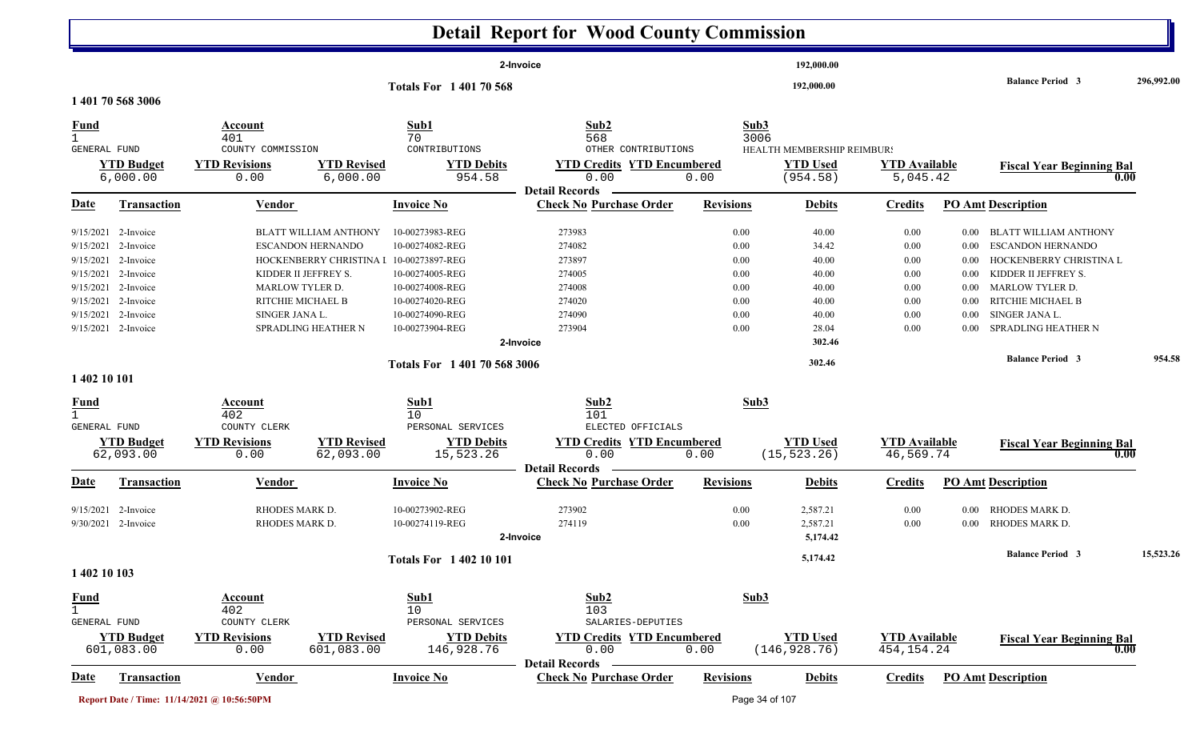# Detail Report for Wood County Commission

| | | | | | | | | | |
|---|---|---|---|---|---|---|---|---|---|
| | | 2-Invoice | | | | 192,000.00 | | | |
| | | Totals For 1 401 70 568 | | | | 192,000.00 | | Balance Period 3 | 296,992.00 |

## 1 401 70 568 3006

| Fund | Account | Sub1 | Sub2 | Sub3 |
|---|---|---|---|---|
| 1 | 401 | 70 | 568 | 3006 |
| GENERAL FUND | COUNTY COMMISSION | CONTRIBUTIONS | OTHER CONTRIBUTIONS | HEALTH MEMBERSHIP REIMBURS |

| YTD Budget | YTD Revisions | YTD Revised | YTD Debits | YTD Credits | YTD Encumbered | YTD Used | YTD Available | Fiscal Year Beginning Bal |
|---|---|---|---|---|---|---|---|---|
| 6,000.00 | 0.00 | 6,000.00 | 954.58 | 0.00 | 0.00 | (954.58) | 5,045.42 | 0.00 |

**Detail Records**

| Date | Transaction | Vendor | Invoice No | Check No | Purchase Order | Revisions | Debits | Credits | PO Amt | Description |
|---|---|---|---|---|---|---|---|---|---|---|
| 9/15/2021 | 2-Invoice | BLATT WILLIAM ANTHONY | 10-00273983-REG | 273983 | | 0.00 | 40.00 | 0.00 | 0.00 | BLATT WILLIAM ANTHONY |
| 9/15/2021 | 2-Invoice | ESCANDON HERNANDO | 10-00274082-REG | 274082 | | 0.00 | 34.42 | 0.00 | 0.00 | ESCANDON HERNANDO |
| 9/15/2021 | 2-Invoice | HOCKENBERRY CHRISTINA L | 10-00273897-REG | 273897 | | 0.00 | 40.00 | 0.00 | 0.00 | HOCKENBERRY CHRISTINA L |
| 9/15/2021 | 2-Invoice | KIDDER II JEFFREY S. | 10-00274005-REG | 274005 | | 0.00 | 40.00 | 0.00 | 0.00 | KIDDER II JEFFREY S. |
| 9/15/2021 | 2-Invoice | MARLOW TYLER D. | 10-00274008-REG | 274008 | | 0.00 | 40.00 | 0.00 | 0.00 | MARLOW TYLER D. |
| 9/15/2021 | 2-Invoice | RITCHIE MICHAEL B | 10-00274020-REG | 274020 | | 0.00 | 40.00 | 0.00 | 0.00 | RITCHIE MICHAEL B |
| 9/15/2021 | 2-Invoice | SINGER JANA L. | 10-00274090-REG | 274090 | | 0.00 | 40.00 | 0.00 | 0.00 | SINGER JANA L. |
| 9/15/2021 | 2-Invoice | SPRADLING HEATHER N | 10-00273904-REG | 273904 | | 0.00 | 28.04 | 0.00 | 0.00 | SPRADLING HEATHER N |
| | | | 2-Invoice | | | | 302.46 | | | |
| | | | Totals For 1 401 70 568 3006 | | | | 302.46 | | | Balance Period 3 954.58 |

## 1 402 10 101

| Fund | Account | Sub1 | Sub2 | Sub3 |
|---|---|---|---|---|
| 1 | 402 | 10 | 101 | |
| GENERAL FUND | COUNTY CLERK | PERSONAL SERVICES | ELECTED OFFICIALS | |

| YTD Budget | YTD Revisions | YTD Revised | YTD Debits | YTD Credits | YTD Encumbered | YTD Used | YTD Available | Fiscal Year Beginning Bal |
|---|---|---|---|---|---|---|---|---|
| 62,093.00 | 0.00 | 62,093.00 | 15,523.26 | 0.00 | 0.00 | (15,523.26) | 46,569.74 | 0.00 |

**Detail Records**

| Date | Transaction | Vendor | Invoice No | Check No | Purchase Order | Revisions | Debits | Credits | PO Amt | Description |
|---|---|---|---|---|---|---|---|---|---|---|
| 9/15/2021 | 2-Invoice | RHODES MARK D. | 10-00273902-REG | 273902 | | 0.00 | 2,587.21 | 0.00 | 0.00 | RHODES MARK D. |
| 9/30/2021 | 2-Invoice | RHODES MARK D. | 10-00274119-REG | 274119 | | 0.00 | 2,587.21 | 0.00 | 0.00 | RHODES MARK D. |
| | | | 2-Invoice | | | | 5,174.42 | | | |
| | | | Totals For 1 402 10 101 | | | | 5,174.42 | | | Balance Period 3 15,523.26 |

## 1 402 10 103

| Fund | Account | Sub1 | Sub2 | Sub3 |
|---|---|---|---|---|
| 1 | 402 | 10 | 103 | |
| GENERAL FUND | COUNTY CLERK | PERSONAL SERVICES | SALARIES-DEPUTIES | |

| YTD Budget | YTD Revisions | YTD Revised | YTD Debits | YTD Credits | YTD Encumbered | YTD Used | YTD Available | Fiscal Year Beginning Bal |
|---|---|---|---|---|---|---|---|---|
| 601,083.00 | 0.00 | 601,083.00 | 146,928.76 | 0.00 | 0.00 | (146,928.76) | 454,154.24 | 0.00 |

**Detail Records**

| Date | Transaction | Vendor | Invoice No | Check No | Purchase Order | Revisions | Debits | Credits | PO Amt | Description |
|---|---|---|---|---|---|---|---|---|---|---|

Report Date / Time: 11/14/2021 @ 10:56:50PM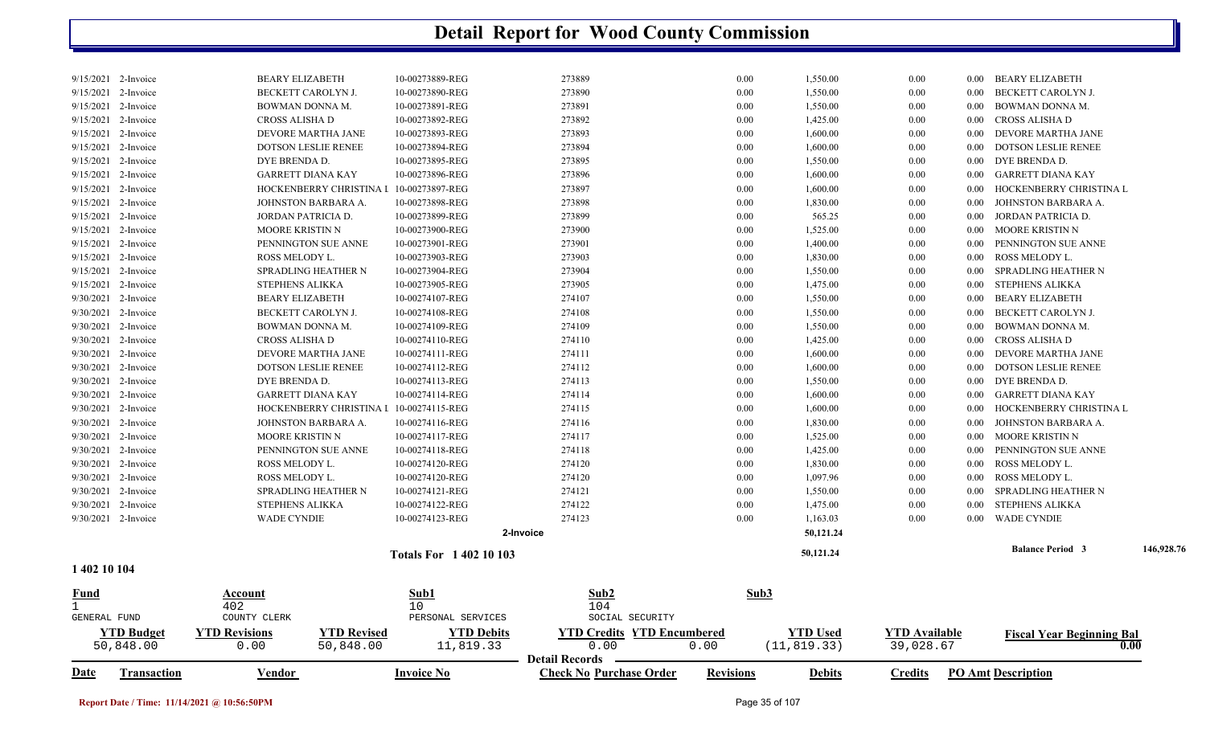# Detail Report for Wood County Commission

| Date | Transaction | Vendor | Invoice No | Check No | Revisions | Debits | Credits | PO Amt | Description |
|---|---|---|---|---|---|---|---|---|---|
| 9/15/2021 | 2-Invoice | BEARY ELIZABETH | 10-00273889-REG | 273889 | 0.00 | 1,550.00 | 0.00 | 0.00 | BEARY ELIZABETH |
| 9/15/2021 | 2-Invoice | BECKETT CAROLYN J. | 10-00273890-REG | 273890 | 0.00 | 1,550.00 | 0.00 | 0.00 | BECKETT CAROLYN J. |
| 9/15/2021 | 2-Invoice | BOWMAN DONNA M. | 10-00273891-REG | 273891 | 0.00 | 1,550.00 | 0.00 | 0.00 | BOWMAN DONNA M. |
| 9/15/2021 | 2-Invoice | CROSS ALISHA D | 10-00273892-REG | 273892 | 0.00 | 1,425.00 | 0.00 | 0.00 | CROSS ALISHA D |
| 9/15/2021 | 2-Invoice | DEVORE MARTHA JANE | 10-00273893-REG | 273893 | 0.00 | 1,600.00 | 0.00 | 0.00 | DEVORE MARTHA JANE |
| 9/15/2021 | 2-Invoice | DOTSON LESLIE RENEE | 10-00273894-REG | 273894 | 0.00 | 1,600.00 | 0.00 | 0.00 | DOTSON LESLIE RENEE |
| 9/15/2021 | 2-Invoice | DYE BRENDA D. | 10-00273895-REG | 273895 | 0.00 | 1,550.00 | 0.00 | 0.00 | DYE BRENDA D. |
| 9/15/2021 | 2-Invoice | GARRETT DIANA KAY | 10-00273896-REG | 273896 | 0.00 | 1,600.00 | 0.00 | 0.00 | GARRETT DIANA KAY |
| 9/15/2021 | 2-Invoice | HOCKENBERRY CHRISTINA L | 10-00273897-REG | 273897 | 0.00 | 1,600.00 | 0.00 | 0.00 | HOCKENBERRY CHRISTINA L |
| 9/15/2021 | 2-Invoice | JOHNSTON BARBARA A. | 10-00273898-REG | 273898 | 0.00 | 1,830.00 | 0.00 | 0.00 | JOHNSTON BARBARA A. |
| 9/15/2021 | 2-Invoice | JORDAN PATRICIA D. | 10-00273899-REG | 273899 | 0.00 | 565.25 | 0.00 | 0.00 | JORDAN PATRICIA D. |
| 9/15/2021 | 2-Invoice | MOORE KRISTIN N | 10-00273900-REG | 273900 | 0.00 | 1,525.00 | 0.00 | 0.00 | MOORE KRISTIN N |
| 9/15/2021 | 2-Invoice | PENNINGTON SUE ANNE | 10-00273901-REG | 273901 | 0.00 | 1,400.00 | 0.00 | 0.00 | PENNINGTON SUE ANNE |
| 9/15/2021 | 2-Invoice | ROSS MELODY L. | 10-00273903-REG | 273903 | 0.00 | 1,830.00 | 0.00 | 0.00 | ROSS MELODY L. |
| 9/15/2021 | 2-Invoice | SPRADLING HEATHER N | 10-00273904-REG | 273904 | 0.00 | 1,550.00 | 0.00 | 0.00 | SPRADLING HEATHER N |
| 9/15/2021 | 2-Invoice | STEPHENS ALIKKA | 10-00273905-REG | 273905 | 0.00 | 1,475.00 | 0.00 | 0.00 | STEPHENS ALIKKA |
| 9/30/2021 | 2-Invoice | BEARY ELIZABETH | 10-00274107-REG | 274107 | 0.00 | 1,550.00 | 0.00 | 0.00 | BEARY ELIZABETH |
| 9/30/2021 | 2-Invoice | BECKETT CAROLYN J. | 10-00274108-REG | 274108 | 0.00 | 1,550.00 | 0.00 | 0.00 | BECKETT CAROLYN J. |
| 9/30/2021 | 2-Invoice | BOWMAN DONNA M. | 10-00274109-REG | 274109 | 0.00 | 1,550.00 | 0.00 | 0.00 | BOWMAN DONNA M. |
| 9/30/2021 | 2-Invoice | CROSS ALISHA D | 10-00274110-REG | 274110 | 0.00 | 1,425.00 | 0.00 | 0.00 | CROSS ALISHA D |
| 9/30/2021 | 2-Invoice | DEVORE MARTHA JANE | 10-00274111-REG | 274111 | 0.00 | 1,600.00 | 0.00 | 0.00 | DEVORE MARTHA JANE |
| 9/30/2021 | 2-Invoice | DOTSON LESLIE RENEE | 10-00274112-REG | 274112 | 0.00 | 1,600.00 | 0.00 | 0.00 | DOTSON LESLIE RENEE |
| 9/30/2021 | 2-Invoice | DYE BRENDA D. | 10-00274113-REG | 274113 | 0.00 | 1,550.00 | 0.00 | 0.00 | DYE BRENDA D. |
| 9/30/2021 | 2-Invoice | GARRETT DIANA KAY | 10-00274114-REG | 274114 | 0.00 | 1,600.00 | 0.00 | 0.00 | GARRETT DIANA KAY |
| 9/30/2021 | 2-Invoice | HOCKENBERRY CHRISTINA L | 10-00274115-REG | 274115 | 0.00 | 1,600.00 | 0.00 | 0.00 | HOCKENBERRY CHRISTINA L |
| 9/30/2021 | 2-Invoice | JOHNSTON BARBARA A. | 10-00274116-REG | 274116 | 0.00 | 1,830.00 | 0.00 | 0.00 | JOHNSTON BARBARA A. |
| 9/30/2021 | 2-Invoice | MOORE KRISTIN N | 10-00274117-REG | 274117 | 0.00 | 1,525.00 | 0.00 | 0.00 | MOORE KRISTIN N |
| 9/30/2021 | 2-Invoice | PENNINGTON SUE ANNE | 10-00274118-REG | 274118 | 0.00 | 1,425.00 | 0.00 | 0.00 | PENNINGTON SUE ANNE |
| 9/30/2021 | 2-Invoice | ROSS MELODY L. | 10-00274120-REG | 274120 | 0.00 | 1,830.00 | 0.00 | 0.00 | ROSS MELODY L. |
| 9/30/2021 | 2-Invoice | ROSS MELODY L. | 10-00274120-REG | 274120 | 0.00 | 1,097.96 | 0.00 | 0.00 | ROSS MELODY L. |
| 9/30/2021 | 2-Invoice | SPRADLING HEATHER N | 10-00274121-REG | 274121 | 0.00 | 1,550.00 | 0.00 | 0.00 | SPRADLING HEATHER N |
| 9/30/2021 | 2-Invoice | STEPHENS ALIKKA | 10-00274122-REG | 274122 | 0.00 | 1,475.00 | 0.00 | 0.00 | STEPHENS ALIKKA |
| 9/30/2021 | 2-Invoice | WADE CYNDIE | 10-00274123-REG | 274123 | 0.00 | 1,163.03 | 0.00 | 0.00 | WADE CYNDIE |
| | | | | 2-Invoice | | 50,121.24 | | | |
| | | | Totals For 1 402 10 103 | | | 50,121.24 | | | Balance Period 3 146,928.76 |

## 1 402 10 104

| Fund | Account | | Sub1 | Sub2 | | Sub3 | | |
|---|---|---|---|---|---|---|---|---|
| 1 | 402 | | 10 | 104 | | | | |
| GENERAL FUND | COUNTY CLERK | | PERSONAL SERVICES | SOCIAL SECURITY | | | | |
| **YTD Budget** | **YTD Revisions** | **YTD Revised** | **YTD Debits** | **YTD Credits** | **YTD Encumbered** | **YTD Used** | **YTD Available** | **Fiscal Year Beginning Bal** |
| 50,848.00 | 0.00 | 50,848.00 | 11,819.33 | 0.00 | 0.00 | (11,819.33) | 39,028.67 | 0.00 |

**Detail Records**

| Date | Transaction | Vendor | Invoice No | Check No | Purchase Order | Revisions | Debits | Credits | PO Amt | Description |
|---|---|---|---|---|---|---|---|---|---|---|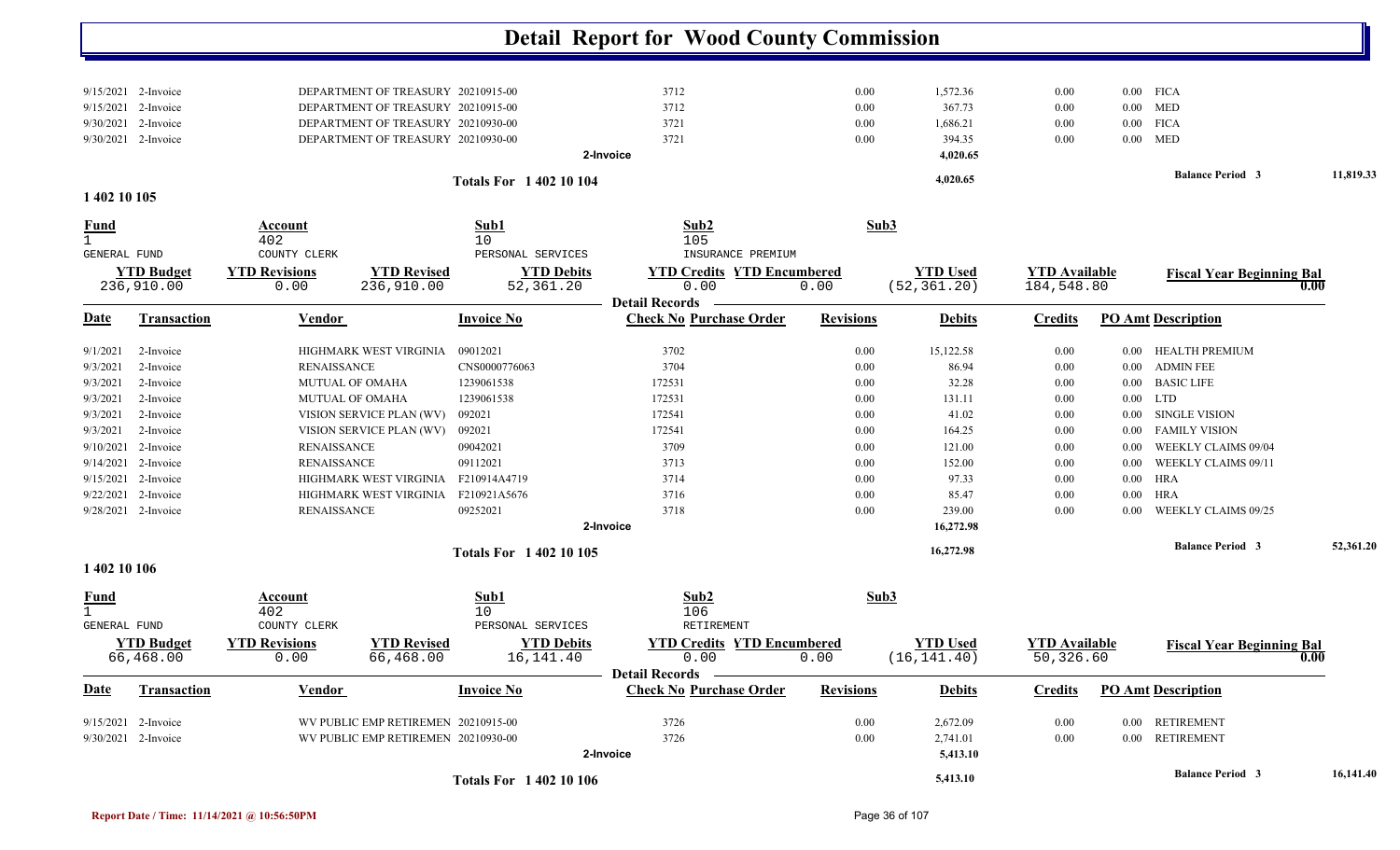# Detail Report for Wood County Commission

| Date | Transaction | Vendor | Invoice No | Check No | Purchase Order | Revisions | Debits | Credits | PO Amt | Description |
|---|---|---|---|---|---|---|---|---|---|---|
| 9/15/2021 | 2-Invoice | DEPARTMENT OF TREASURY | 20210915-00 | 3712 | | 0.00 | 1,572.36 | 0.00 | 0.00 | FICA |
| 9/15/2021 | 2-Invoice | DEPARTMENT OF TREASURY | 20210915-00 | 3712 | | 0.00 | 367.73 | 0.00 | 0.00 | MED |
| 9/30/2021 | 2-Invoice | DEPARTMENT OF TREASURY | 20210930-00 | 3721 | | 0.00 | 1,686.21 | 0.00 | 0.00 | FICA |
| 9/30/2021 | 2-Invoice | DEPARTMENT OF TREASURY | 20210930-00 | 3721 | | 0.00 | 394.35 | 0.00 | 0.00 | MED |
| | | | | 2-Invoice | | | 4,020.65 | | | |

**Totals For 1 402 10 104** — 4,020.65 — Balance Period 3: 11,819.33

## 1 402 10 105

| Fund | Account | Sub1 | Sub2 | Sub3 |
|---|---|---|---|---|
| 1 | 402 | 10 | 105 | |
| GENERAL FUND | COUNTY CLERK | PERSONAL SERVICES | INSURANCE PREMIUM | |

| YTD Budget | YTD Revisions | YTD Revised | YTD Debits | YTD Credits | YTD Encumbered | YTD Used | YTD Available | Fiscal Year Beginning Bal |
|---|---|---|---|---|---|---|---|---|
| 236,910.00 | 0.00 | 236,910.00 | 52,361.20 | 0.00 | 0.00 | (52,361.20) | 184,548.80 | 0.00 |

**Detail Records**

| Date | Transaction | Vendor | Invoice No | Check No | Purchase Order | Revisions | Debits | Credits | PO Amt | Description |
|---|---|---|---|---|---|---|---|---|---|---|
| 9/1/2021 | 2-Invoice | HIGHMARK WEST VIRGINIA | 09012021 | 3702 | | 0.00 | 15,122.58 | 0.00 | 0.00 | HEALTH PREMIUM |
| 9/3/2021 | 2-Invoice | RENAISSANCE | CNS0000776063 | 3704 | | 0.00 | 86.94 | 0.00 | 0.00 | ADMIN FEE |
| 9/3/2021 | 2-Invoice | MUTUAL OF OMAHA | 1239061538 | 172531 | | 0.00 | 32.28 | 0.00 | 0.00 | BASIC LIFE |
| 9/3/2021 | 2-Invoice | MUTUAL OF OMAHA | 1239061538 | 172531 | | 0.00 | 131.11 | 0.00 | 0.00 | LTD |
| 9/3/2021 | 2-Invoice | VISION SERVICE PLAN (WV) | 092021 | 172541 | | 0.00 | 41.02 | 0.00 | 0.00 | SINGLE VISION |
| 9/3/2021 | 2-Invoice | VISION SERVICE PLAN (WV) | 092021 | 172541 | | 0.00 | 164.25 | 0.00 | 0.00 | FAMILY VISION |
| 9/10/2021 | 2-Invoice | RENAISSANCE | 09042021 | 3709 | | 0.00 | 121.00 | 0.00 | 0.00 | WEEKLY CLAIMS 09/04 |
| 9/14/2021 | 2-Invoice | RENAISSANCE | 09112021 | 3713 | | 0.00 | 152.00 | 0.00 | 0.00 | WEEKLY CLAIMS 09/11 |
| 9/15/2021 | 2-Invoice | HIGHMARK WEST VIRGINIA | F210914A4719 | 3714 | | 0.00 | 97.33 | 0.00 | 0.00 | HRA |
| 9/22/2021 | 2-Invoice | HIGHMARK WEST VIRGINIA | F210921A5676 | 3716 | | 0.00 | 85.47 | 0.00 | 0.00 | HRA |
| 9/28/2021 | 2-Invoice | RENAISSANCE | 09252021 | 3718 | | 0.00 | 239.00 | 0.00 | 0.00 | WEEKLY CLAIMS 09/25 |
| | | | | 2-Invoice | | | 16,272.98 | | | |

**Totals For 1 402 10 105** — 16,272.98 — Balance Period 3: 52,361.20

## 1 402 10 106

| Fund | Account | Sub1 | Sub2 | Sub3 |
|---|---|---|---|---|
| 1 | 402 | 10 | 106 | |
| GENERAL FUND | COUNTY CLERK | PERSONAL SERVICES | RETIREMENT | |

| YTD Budget | YTD Revisions | YTD Revised | YTD Debits | YTD Credits | YTD Encumbered | YTD Used | YTD Available | Fiscal Year Beginning Bal |
|---|---|---|---|---|---|---|---|---|
| 66,468.00 | 0.00 | 66,468.00 | 16,141.40 | 0.00 | 0.00 | (16,141.40) | 50,326.60 | 0.00 |

**Detail Records**

| Date | Transaction | Vendor | Invoice No | Check No | Purchase Order | Revisions | Debits | Credits | PO Amt | Description |
|---|---|---|---|---|---|---|---|---|---|---|
| 9/15/2021 | 2-Invoice | WV PUBLIC EMP RETIREMEN | 20210915-00 | 3726 | | 0.00 | 2,672.09 | 0.00 | 0.00 | RETIREMENT |
| 9/30/2021 | 2-Invoice | WV PUBLIC EMP RETIREMEN | 20210930-00 | 3726 | | 0.00 | 2,741.01 | 0.00 | 0.00 | RETIREMENT |
| | | | | 2-Invoice | | | 5,413.10 | | | |

**Totals For 1 402 10 106** — 5,413.10 — Balance Period 3: 16,141.40

Report Date / Time: 11/14/2021 @ 10:56:50PM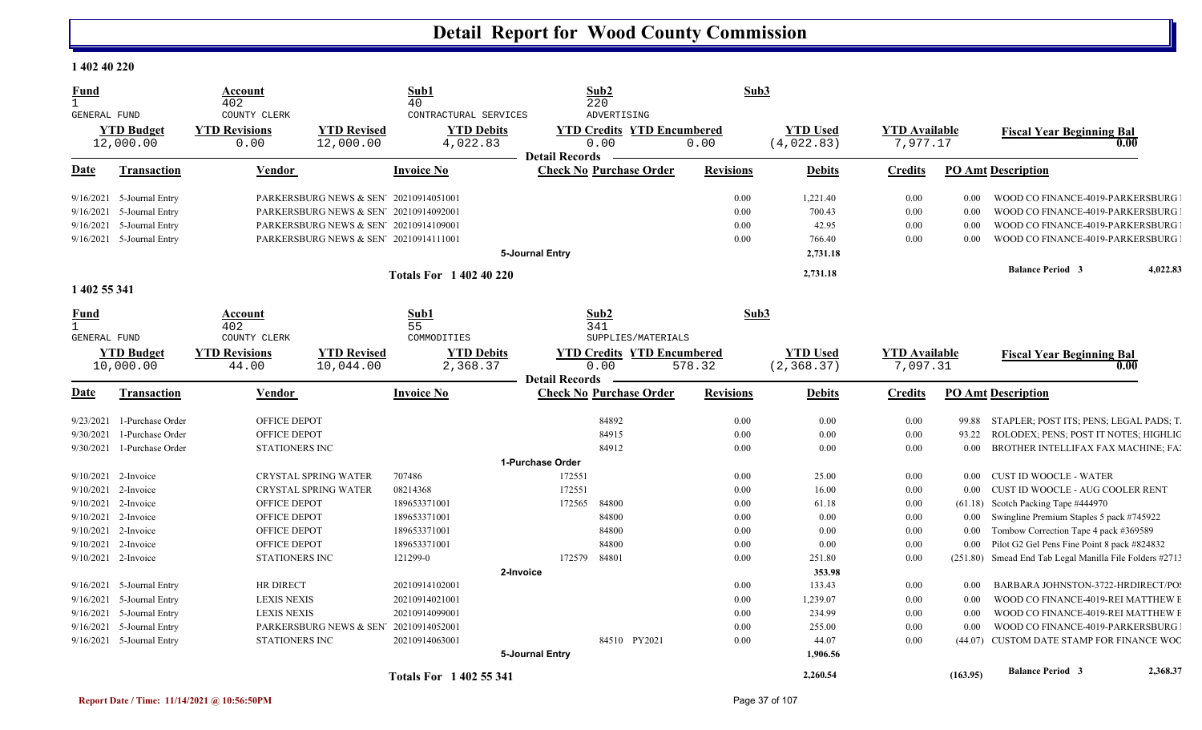# Detail Report for Wood County Commission

## 1 402 40 220

| Fund | Account | Sub1 | Sub2 | Sub3 |
|---|---|---|---|---|
| 1 | 402 | 40 | 220 | |
| GENERAL FUND | COUNTY CLERK | CONTRACTUAL SERVICES | ADVERTISING | |

| YTD Budget | YTD Revisions | YTD Revised | YTD Debits | YTD Credits | YTD Encumbered | YTD Used | YTD Available | Fiscal Year Beginning Bal |
|---|---|---|---|---|---|---|---|---|
| 12,000.00 | 0.00 | 12,000.00 | 4,022.83 | 0.00 | 0.00 | (4,022.83) | 7,977.17 | 0.00 |

**Detail Records**

| Date | Transaction | Vendor | Invoice No | Check No | Purchase Order | Revisions | Debits | Credits | PO Amt | Description |
|---|---|---|---|---|---|---|---|---|---|---|
| 9/16/2021 | 5-Journal Entry | PARKERSBURG NEWS & SEN | 20210914051001 | | | 0.00 | 1,221.40 | 0.00 | 0.00 | WOOD CO FINANCE-4019-PARKERSBURG I |
| 9/16/2021 | 5-Journal Entry | PARKERSBURG NEWS & SEN | 20210914092001 | | | 0.00 | 700.43 | 0.00 | 0.00 | WOOD CO FINANCE-4019-PARKERSBURG I |
| 9/16/2021 | 5-Journal Entry | PARKERSBURG NEWS & SEN | 20210914109001 | | | 0.00 | 42.95 | 0.00 | 0.00 | WOOD CO FINANCE-4019-PARKERSBURG I |
| 9/16/2021 | 5-Journal Entry | PARKERSBURG NEWS & SEN | 20210914111001 | | | 0.00 | 766.40 | 0.00 | 0.00 | WOOD CO FINANCE-4019-PARKERSBURG I |
| | | | 5-Journal Entry | | | | 2,731.18 | | | |
| | | | Totals For 1 402 40 220 | | | | 2,731.18 | | | Balance Period 3 4,022.83 |

## 1 402 55 341

| Fund | Account | Sub1 | Sub2 | Sub3 |
|---|---|---|---|---|
| 1 | 402 | 55 | 341 | |
| GENERAL FUND | COUNTY CLERK | COMMODITIES | SUPPLIES/MATERIALS | |

| YTD Budget | YTD Revisions | YTD Revised | YTD Debits | YTD Credits | YTD Encumbered | YTD Used | YTD Available | Fiscal Year Beginning Bal |
|---|---|---|---|---|---|---|---|---|
| 10,000.00 | 44.00 | 10,044.00 | 2,368.37 | 0.00 | 578.32 | (2,368.37) | 7,097.31 | 0.00 |

**Detail Records**

| Date | Transaction | Vendor | Invoice No | Check No | Purchase Order | Revisions | Debits | Credits | PO Amt | Description |
|---|---|---|---|---|---|---|---|---|---|---|
| 9/23/2021 | 1-Purchase Order | OFFICE DEPOT | | | 84892 | 0.00 | 0.00 | 0.00 | 99.88 | STAPLER; POST ITS; PENS; LEGAL PADS; T. |
| 9/30/2021 | 1-Purchase Order | OFFICE DEPOT | | | 84915 | 0.00 | 0.00 | 0.00 | 93.22 | ROLODEX; PENS; POST IT NOTES; HIGHLIG |
| 9/30/2021 | 1-Purchase Order | STATIONERS INC | | | 84912 | 0.00 | 0.00 | 0.00 | 0.00 | BROTHER INTELLIFAX FAX MACHINE; FA: |
| | | | 1-Purchase Order | | | | | | | |
| 9/10/2021 | 2-Invoice | CRYSTAL SPRING WATER | 707486 | 172551 | | 0.00 | 25.00 | 0.00 | 0.00 | CUST ID WOOCLE - WATER |
| 9/10/2021 | 2-Invoice | CRYSTAL SPRING WATER | 08214368 | 172551 | | 0.00 | 16.00 | 0.00 | 0.00 | CUST ID WOOCLE - AUG COOLER RENT |
| 9/10/2021 | 2-Invoice | OFFICE DEPOT | 189653371001 | 172565 | 84800 | 0.00 | 61.18 | 0.00 | (61.18) | Scotch Packing Tape #444970 |
| 9/10/2021 | 2-Invoice | OFFICE DEPOT | 189653371001 | | 84800 | 0.00 | 0.00 | 0.00 | 0.00 | Swingline Premium Staples 5 pack #745922 |
| 9/10/2021 | 2-Invoice | OFFICE DEPOT | 189653371001 | | 84800 | 0.00 | 0.00 | 0.00 | 0.00 | Tombow Correction Tape 4 pack #369589 |
| 9/10/2021 | 2-Invoice | OFFICE DEPOT | 189653371001 | | 84800 | 0.00 | 0.00 | 0.00 | 0.00 | Pilot G2 Gel Pens Fine Point 8 pack #824832 |
| 9/10/2021 | 2-Invoice | STATIONERS INC | 121299-0 | 172579 | 84801 | 0.00 | 251.80 | 0.00 | (251.80) | Smead End Tab Legal Manilla File Folders #2713 |
| | | | 2-Invoice | | | | 353.98 | | | |
| 9/16/2021 | 5-Journal Entry | HR DIRECT | 20210914102001 | | | 0.00 | 133.43 | 0.00 | 0.00 | BARBARA JOHNSTON-3722-HRDIRECT/PO: |
| 9/16/2021 | 5-Journal Entry | LEXIS NEXIS | 20210914021001 | | | 0.00 | 1,239.07 | 0.00 | 0.00 | WOOD CO FINANCE-4019-REI MATTHEW E |
| 9/16/2021 | 5-Journal Entry | LEXIS NEXIS | 20210914099001 | | | 0.00 | 234.99 | 0.00 | 0.00 | WOOD CO FINANCE-4019-REI MATTHEW E |
| 9/16/2021 | 5-Journal Entry | PARKERSBURG NEWS & SEN | 20210914052001 | | | 0.00 | 255.00 | 0.00 | 0.00 | WOOD CO FINANCE-4019-PARKERSBURG I |
| 9/16/2021 | 5-Journal Entry | STATIONERS INC | 20210914063001 | | 84510 PY2021 | 0.00 | 44.07 | 0.00 | (44.07) | CUSTOM DATE STAMP FOR FINANCE WOC |
| | | | 5-Journal Entry | | | | 1,906.56 | | | |
| | | | Totals For 1 402 55 341 | | | | 2,260.54 | | (163.95) | Balance Period 3 2,368.37 |

Report Date / Time: 11/14/2021 @ 10:56:50PM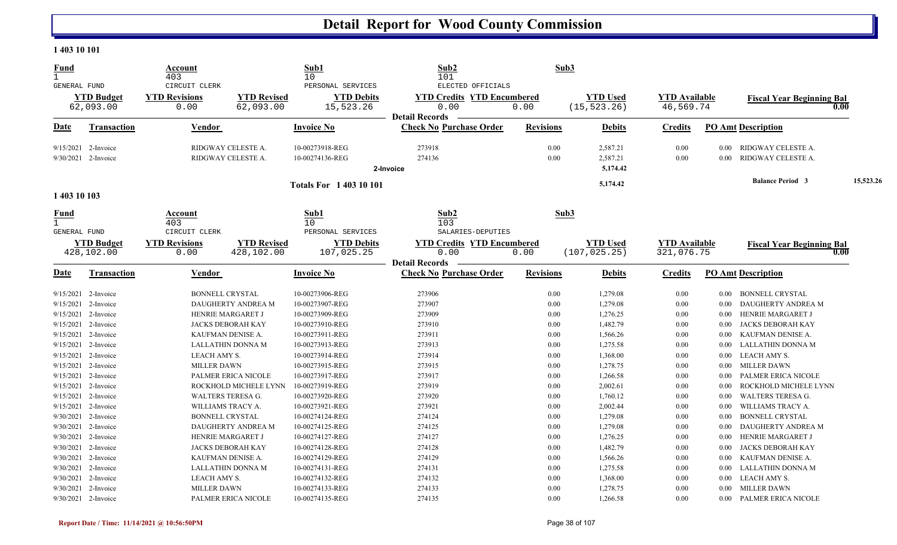# Detail Report for Wood County Commission

## 1 403 10 101

| Fund | Account | Sub1 | Sub2 | Sub3 |
|---|---|---|---|---|
| 1 | 403 | 10 | 101 | |
| GENERAL FUND | CIRCUIT CLERK | PERSONAL SERVICES | ELECTED OFFICIALS | |

| YTD Budget | YTD Revisions | YTD Revised | YTD Debits | YTD Credits | YTD Encumbered | YTD Used | YTD Available | Fiscal Year Beginning Bal |
|---|---|---|---|---|---|---|---|---|
| 62,093.00 | 0.00 | 62,093.00 | 15,523.26 | 0.00 | 0.00 | (15,523.26) | 46,569.74 | 0.00 |

Detail Records

| Date | Transaction | Vendor | Invoice No | Check No | Purchase Order | Revisions | Debits | Credits | PO Amt | Description |
|---|---|---|---|---|---|---|---|---|---|---|
| 9/15/2021 | 2-Invoice | RIDGWAY CELESTE A. | 10-00273918-REG | 273918 | | 0.00 | 2,587.21 | 0.00 | 0.00 | RIDGWAY CELESTE A. |
| 9/30/2021 | 2-Invoice | RIDGWAY CELESTE A. | 10-00274136-REG | 274136 | | 0.00 | 2,587.21 | 0.00 | 0.00 | RIDGWAY CELESTE A. |
| | | | | 2-Invoice | | | 5,174.42 | | | |
| | | | Totals For 1 403 10 101 | | | | 5,174.42 | | | Balance Period 3 15,523.26 |

## 1 403 10 103

| Fund | Account | Sub1 | Sub2 | Sub3 |
|---|---|---|---|---|
| 1 | 403 | 10 | 103 | |
| GENERAL FUND | CIRCUIT CLERK | PERSONAL SERVICES | SALARIES-DEPUTIES | |

| YTD Budget | YTD Revisions | YTD Revised | YTD Debits | YTD Credits | YTD Encumbered | YTD Used | YTD Available | Fiscal Year Beginning Bal |
|---|---|---|---|---|---|---|---|---|
| 428,102.00 | 0.00 | 428,102.00 | 107,025.25 | 0.00 | 0.00 | (107,025.25) | 321,076.75 | 0.00 |

Detail Records

| Date | Transaction | Vendor | Invoice No | Check No | Purchase Order | Revisions | Debits | Credits | PO Amt | Description |
|---|---|---|---|---|---|---|---|---|---|---|
| 9/15/2021 | 2-Invoice | BONNELL CRYSTAL | 10-00273906-REG | 273906 | | 0.00 | 1,279.08 | 0.00 | 0.00 | BONNELL CRYSTAL |
| 9/15/2021 | 2-Invoice | DAUGHERTY ANDREA M | 10-00273907-REG | 273907 | | 0.00 | 1,279.08 | 0.00 | 0.00 | DAUGHERTY ANDREA M |
| 9/15/2021 | 2-Invoice | HENRIE MARGARET J | 10-00273909-REG | 273909 | | 0.00 | 1,276.25 | 0.00 | 0.00 | HENRIE MARGARET J |
| 9/15/2021 | 2-Invoice | JACKS DEBORAH KAY | 10-00273910-REG | 273910 | | 0.00 | 1,482.79 | 0.00 | 0.00 | JACKS DEBORAH KAY |
| 9/15/2021 | 2-Invoice | KAUFMAN DENISE A. | 10-00273911-REG | 273911 | | 0.00 | 1,566.26 | 0.00 | 0.00 | KAUFMAN DENISE A. |
| 9/15/2021 | 2-Invoice | LALLATHIN DONNA M | 10-00273913-REG | 273913 | | 0.00 | 1,275.58 | 0.00 | 0.00 | LALLATHIN DONNA M |
| 9/15/2021 | 2-Invoice | LEACH AMY S. | 10-00273914-REG | 273914 | | 0.00 | 1,368.00 | 0.00 | 0.00 | LEACH AMY S. |
| 9/15/2021 | 2-Invoice | MILLER DAWN | 10-00273915-REG | 273915 | | 0.00 | 1,278.75 | 0.00 | 0.00 | MILLER DAWN |
| 9/15/2021 | 2-Invoice | PALMER ERICA NICOLE | 10-00273917-REG | 273917 | | 0.00 | 1,266.58 | 0.00 | 0.00 | PALMER ERICA NICOLE |
| 9/15/2021 | 2-Invoice | ROCKHOLD MICHELE LYNN | 10-00273919-REG | 273919 | | 0.00 | 2,002.61 | 0.00 | 0.00 | ROCKHOLD MICHELE LYNN |
| 9/15/2021 | 2-Invoice | WALTERS TERESA G. | 10-00273920-REG | 273920 | | 0.00 | 1,760.12 | 0.00 | 0.00 | WALTERS TERESA G. |
| 9/15/2021 | 2-Invoice | WILLIAMS TRACY A. | 10-00273921-REG | 273921 | | 0.00 | 2,002.44 | 0.00 | 0.00 | WILLIAMS TRACY A. |
| 9/30/2021 | 2-Invoice | BONNELL CRYSTAL | 10-00274124-REG | 274124 | | 0.00 | 1,279.08 | 0.00 | 0.00 | BONNELL CRYSTAL |
| 9/30/2021 | 2-Invoice | DAUGHERTY ANDREA M | 10-00274125-REG | 274125 | | 0.00 | 1,279.08 | 0.00 | 0.00 | DAUGHERTY ANDREA M |
| 9/30/2021 | 2-Invoice | HENRIE MARGARET J | 10-00274127-REG | 274127 | | 0.00 | 1,276.25 | 0.00 | 0.00 | HENRIE MARGARET J |
| 9/30/2021 | 2-Invoice | JACKS DEBORAH KAY | 10-00274128-REG | 274128 | | 0.00 | 1,482.79 | 0.00 | 0.00 | JACKS DEBORAH KAY |
| 9/30/2021 | 2-Invoice | KAUFMAN DENISE A. | 10-00274129-REG | 274129 | | 0.00 | 1,566.26 | 0.00 | 0.00 | KAUFMAN DENISE A. |
| 9/30/2021 | 2-Invoice | LALLATHIN DONNA M | 10-00274131-REG | 274131 | | 0.00 | 1,275.58 | 0.00 | 0.00 | LALLATHIN DONNA M |
| 9/30/2021 | 2-Invoice | LEACH AMY S. | 10-00274132-REG | 274132 | | 0.00 | 1,368.00 | 0.00 | 0.00 | LEACH AMY S. |
| 9/30/2021 | 2-Invoice | MILLER DAWN | 10-00274133-REG | 274133 | | 0.00 | 1,278.75 | 0.00 | 0.00 | MILLER DAWN |
| 9/30/2021 | 2-Invoice | PALMER ERICA NICOLE | 10-00274135-REG | 274135 | | 0.00 | 1,266.58 | 0.00 | 0.00 | PALMER ERICA NICOLE |

Report Date / Time: 11/14/2021 @ 10:56:50PM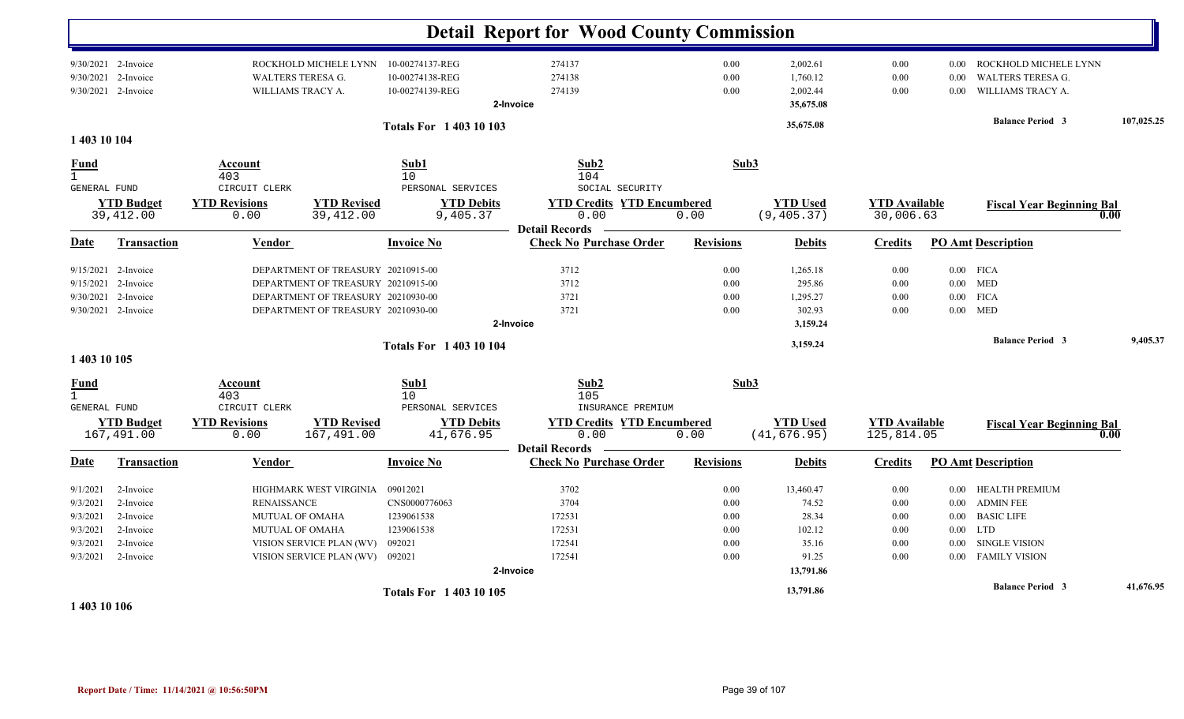# Detail Report for Wood County Commission

| Date | Transaction | Vendor | Invoice No | Check No | Revisions | Debits | Credits | PO Amt | Description |
|---|---|---|---|---|---|---|---|---|---|
| 9/30/2021 | 2-Invoice | ROCKHOLD MICHELE LYNN | 10-00274137-REG | 274137 | 0.00 | 2,002.61 | 0.00 | 0.00 | ROCKHOLD MICHELE LYNN |
| 9/30/2021 | 2-Invoice | WALTERS TERESA G. | 10-00274138-REG | 274138 | 0.00 | 1,760.12 | 0.00 | 0.00 | WALTERS TERESA G. |
| 9/30/2021 | 2-Invoice | WILLIAMS TRACY A. | 10-00274139-REG | 274139 | 0.00 | 2,002.44 | 0.00 | 0.00 | WILLIAMS TRACY A. |
| | | | | 2-Invoice | | 35,675.08 | | | |

**Totals For 1 403 10 103** — 35,675.08 — **Balance Period 3** 107,025.25

## 1 403 10 104

| Fund | Account | Sub1 | Sub2 | Sub3 |
|---|---|---|---|---|
| 1 | 403 | 10 | 104 | |
| GENERAL FUND | CIRCUIT CLERK | PERSONAL SERVICES | SOCIAL SECURITY | |

| YTD Budget | YTD Revisions | YTD Revised | YTD Debits | YTD Credits | YTD Encumbered | YTD Used | YTD Available | Fiscal Year Beginning Bal |
|---|---|---|---|---|---|---|---|---|
| 39,412.00 | 0.00 | 39,412.00 | 9,405.37 | 0.00 | 0.00 | (9,405.37) | 30,006.63 | 0.00 |

**Detail Records**

| Date | Transaction | Vendor | Invoice No | Check No Purchase Order | Revisions | Debits | Credits | PO Amt | Description |
|---|---|---|---|---|---|---|---|---|---|
| 9/15/2021 | 2-Invoice | DEPARTMENT OF TREASURY | 20210915-00 | 3712 | 0.00 | 1,265.18 | 0.00 | 0.00 | FICA |
| 9/15/2021 | 2-Invoice | DEPARTMENT OF TREASURY | 20210915-00 | 3712 | 0.00 | 295.86 | 0.00 | 0.00 | MED |
| 9/30/2021 | 2-Invoice | DEPARTMENT OF TREASURY | 20210930-00 | 3721 | 0.00 | 1,295.27 | 0.00 | 0.00 | FICA |
| 9/30/2021 | 2-Invoice | DEPARTMENT OF TREASURY | 20210930-00 | 3721 | 0.00 | 302.93 | 0.00 | 0.00 | MED |
| | | | | 2-Invoice | | 3,159.24 | | | |

**Totals For 1 403 10 104** — 3,159.24 — **Balance Period 3** 9,405.37

## 1 403 10 105

| Fund | Account | Sub1 | Sub2 | Sub3 |
|---|---|---|---|---|
| 1 | 403 | 10 | 105 | |
| GENERAL FUND | CIRCUIT CLERK | PERSONAL SERVICES | INSURANCE PREMIUM | |

| YTD Budget | YTD Revisions | YTD Revised | YTD Debits | YTD Credits | YTD Encumbered | YTD Used | YTD Available | Fiscal Year Beginning Bal |
|---|---|---|---|---|---|---|---|---|
| 167,491.00 | 0.00 | 167,491.00 | 41,676.95 | 0.00 | 0.00 | (41,676.95) | 125,814.05 | 0.00 |

**Detail Records**

| Date | Transaction | Vendor | Invoice No | Check No Purchase Order | Revisions | Debits | Credits | PO Amt | Description |
|---|---|---|---|---|---|---|---|---|---|
| 9/1/2021 | 2-Invoice | HIGHMARK WEST VIRGINIA | 09012021 | 3702 | 0.00 | 13,460.47 | 0.00 | 0.00 | HEALTH PREMIUM |
| 9/3/2021 | 2-Invoice | RENAISSANCE | CNS0000776063 | 3704 | 0.00 | 74.52 | 0.00 | 0.00 | ADMIN FEE |
| 9/3/2021 | 2-Invoice | MUTUAL OF OMAHA | 1239061538 | 172531 | 0.00 | 28.34 | 0.00 | 0.00 | BASIC LIFE |
| 9/3/2021 | 2-Invoice | MUTUAL OF OMAHA | 1239061538 | 172531 | 0.00 | 102.12 | 0.00 | 0.00 | LTD |
| 9/3/2021 | 2-Invoice | VISION SERVICE PLAN (WV) | 092021 | 172541 | 0.00 | 35.16 | 0.00 | 0.00 | SINGLE VISION |
| 9/3/2021 | 2-Invoice | VISION SERVICE PLAN (WV) | 092021 | 172541 | 0.00 | 91.25 | 0.00 | 0.00 | FAMILY VISION |
| | | | | 2-Invoice | | 13,791.86 | | | |

**Totals For 1 403 10 105** — 13,791.86 — **Balance Period 3** 41,676.95

## 1 403 10 106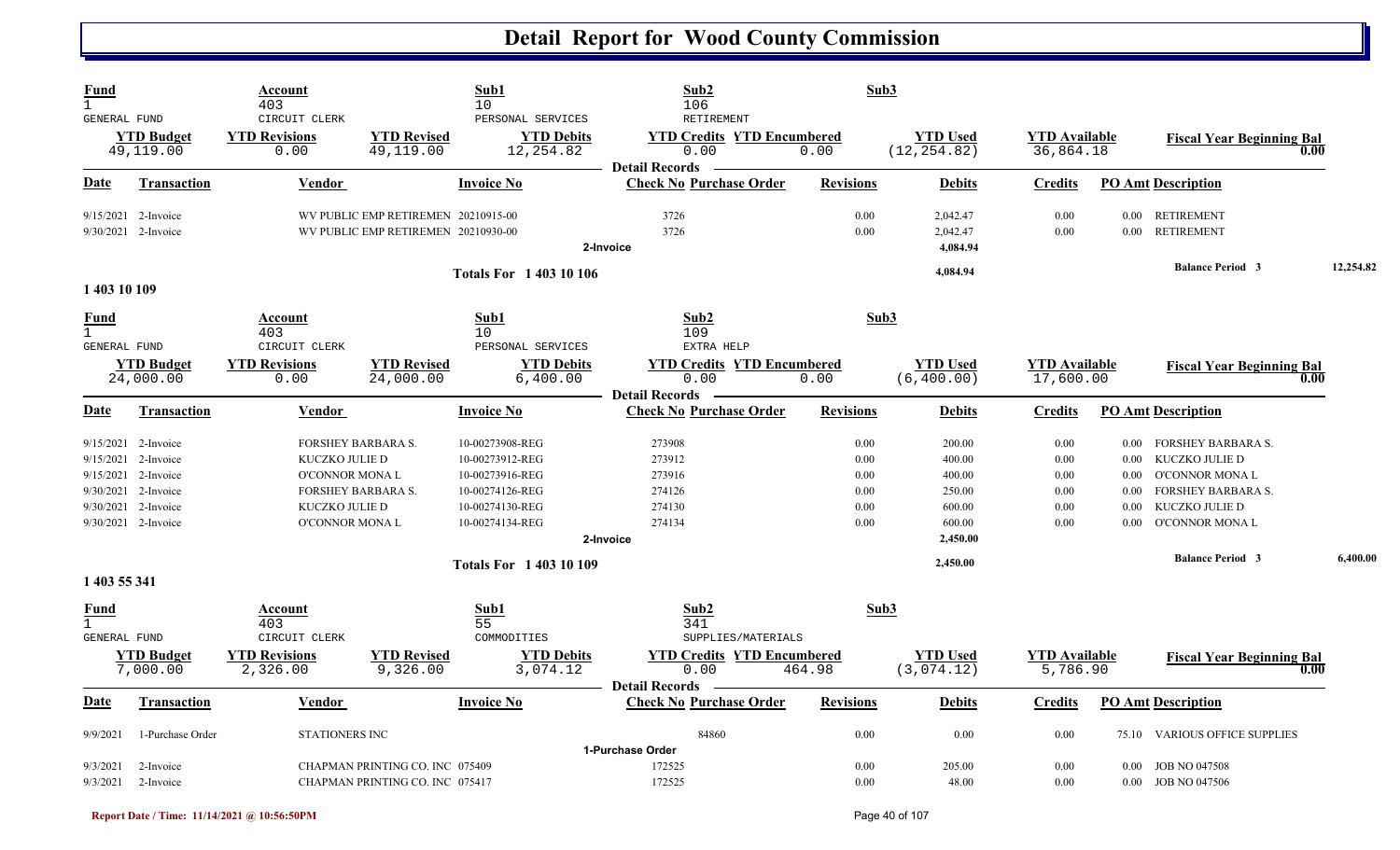# Detail Report for Wood County Commission

| Fund | Account | | Sub1 | Sub2 | | Sub3 | | |
|---|---|---|---|---|---|---|---|---|
| 1 GENERAL FUND | 403 CIRCUIT CLERK | | 10 PERSONAL SERVICES | 106 RETIREMENT | | | | |
| **YTD Budget** | **YTD Revisions** | **YTD Revised** | **YTD Debits** | **YTD Credits** | **YTD Encumbered** | **YTD Used** | **YTD Available** | **Fiscal Year Beginning Bal** |
| 49,119.00 | 0.00 | 49,119.00 | 12,254.82 | 0.00 | 0.00 | (12,254.82) | 36,864.18 | 0.00 |

Detail Records

| Date | Transaction | Vendor | Invoice No | Check No | Purchase Order | Revisions | Debits | Credits | PO Amt | Description |
|---|---|---|---|---|---|---|---|---|---|---|
| 9/15/2021 | 2-Invoice | WV PUBLIC EMP RETIREMEN | 20210915-00 | 3726 | | 0.00 | 2,042.47 | 0.00 | 0.00 | RETIREMENT |
| 9/30/2021 | 2-Invoice | WV PUBLIC EMP RETIREMEN | 20210930-00 | 3726 | | 0.00 | 2,042.47 | 0.00 | 0.00 | RETIREMENT |
| | | | | 2-Invoice | | | 4,084.94 | | | |
| | | | Totals For 1 403 10 106 | | | | 4,084.94 | | | Balance Period 3 — 12,254.82 |

## 1 403 10 109

| Fund | Account | | Sub1 | Sub2 | | Sub3 | | |
|---|---|---|---|---|---|---|---|---|
| 1 GENERAL FUND | 403 CIRCUIT CLERK | | 10 PERSONAL SERVICES | 109 EXTRA HELP | | | | |
| **YTD Budget** | **YTD Revisions** | **YTD Revised** | **YTD Debits** | **YTD Credits** | **YTD Encumbered** | **YTD Used** | **YTD Available** | **Fiscal Year Beginning Bal** |
| 24,000.00 | 0.00 | 24,000.00 | 6,400.00 | 0.00 | 0.00 | (6,400.00) | 17,600.00 | 0.00 |

Detail Records

| Date | Transaction | Vendor | Invoice No | Check No | Purchase Order | Revisions | Debits | Credits | PO Amt | Description |
|---|---|---|---|---|---|---|---|---|---|---|
| 9/15/2021 | 2-Invoice | FORSHEY BARBARA S. | 10-00273908-REG | 273908 | | 0.00 | 200.00 | 0.00 | 0.00 | FORSHEY BARBARA S. |
| 9/15/2021 | 2-Invoice | KUCZKO JULIE D | 10-00273912-REG | 273912 | | 0.00 | 400.00 | 0.00 | 0.00 | KUCZKO JULIE D |
| 9/15/2021 | 2-Invoice | O'CONNOR MONA L | 10-00273916-REG | 273916 | | 0.00 | 400.00 | 0.00 | 0.00 | O'CONNOR MONA L |
| 9/30/2021 | 2-Invoice | FORSHEY BARBARA S. | 10-00274126-REG | 274126 | | 0.00 | 250.00 | 0.00 | 0.00 | FORSHEY BARBARA S. |
| 9/30/2021 | 2-Invoice | KUCZKO JULIE D | 10-00274130-REG | 274130 | | 0.00 | 600.00 | 0.00 | 0.00 | KUCZKO JULIE D |
| 9/30/2021 | 2-Invoice | O'CONNOR MONA L | 10-00274134-REG | 274134 | | 0.00 | 600.00 | 0.00 | 0.00 | O'CONNOR MONA L |
| | | | | 2-Invoice | | | 2,450.00 | | | |
| | | | Totals For 1 403 10 109 | | | | 2,450.00 | | | Balance Period 3 — 6,400.00 |

## 1 403 55 341

| Fund | Account | | Sub1 | Sub2 | | Sub3 | | |
|---|---|---|---|---|---|---|---|---|
| 1 GENERAL FUND | 403 CIRCUIT CLERK | | 55 COMMODITIES | 341 SUPPLIES/MATERIALS | | | | |
| **YTD Budget** | **YTD Revisions** | **YTD Revised** | **YTD Debits** | **YTD Credits** | **YTD Encumbered** | **YTD Used** | **YTD Available** | **Fiscal Year Beginning Bal** |
| 7,000.00 | 2,326.00 | 9,326.00 | 3,074.12 | 0.00 | 464.98 | (3,074.12) | 5,786.90 | 0.00 |

Detail Records

| Date | Transaction | Vendor | Invoice No | Check No | Purchase Order | Revisions | Debits | Credits | PO Amt | Description |
|---|---|---|---|---|---|---|---|---|---|---|
| 9/9/2021 | 1-Purchase Order | STATIONERS INC | | | 84860 | 0.00 | 0.00 | 0.00 | 75.10 | VARIOUS OFFICE SUPPLIES |
| | | | | 1-Purchase Order | | | | | | |
| 9/3/2021 | 2-Invoice | CHAPMAN PRINTING CO. INC | 075409 | 172525 | | 0.00 | 205.00 | 0.00 | 0.00 | JOB NO 047508 |
| 9/3/2021 | 2-Invoice | CHAPMAN PRINTING CO. INC | 075417 | 172525 | | 0.00 | 48.00 | 0.00 | 0.00 | JOB NO 047506 |

Report Date / Time: 11/14/2021 @ 10:56:50PM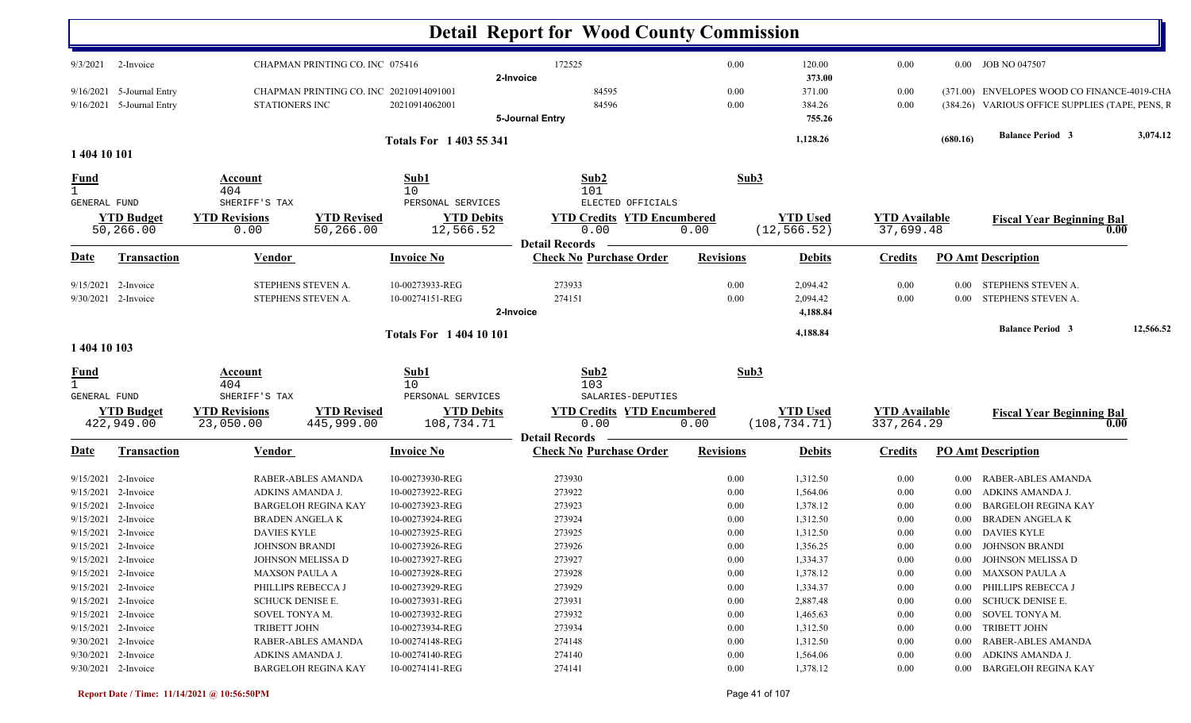# Detail Report for Wood County Commission

| Date | Transaction | Vendor | Invoice No | Check No Purchase Order | Revisions | Debits | Credits | PO Amt Description |
|---|---|---|---|---|---|---|---|---|
| 9/3/2021 | 2-Invoice | CHAPMAN PRINTING CO. INC | 075416 | 172525 | 0.00 | 120.00 | 0.00 | 0.00 JOB NO 047507 |
| | | | | 2-Invoice | | 373.00 | | |
| 9/16/2021 | 5-Journal Entry | CHAPMAN PRINTING CO. INC | 20210914091001 | 84595 | 0.00 | 371.00 | 0.00 | (371.00) ENVELOPES WOOD CO FINANCE-4019-CHA |
| 9/16/2021 | 5-Journal Entry | STATIONERS INC | 20210914062001 | 84596 | 0.00 | 384.26 | 0.00 | (384.26) VARIOUS OFFICE SUPPLIES (TAPE, PENS, R |
| | | | | 5-Journal Entry | | 755.26 | | |
| | | | Totals For 1 403 55 341 | | | 1,128.26 | | (680.16) Balance Period 3 3,074.12 |

## 1 404 10 101

| Fund | Account | Sub1 | Sub2 | Sub3 |
|---|---|---|---|---|
| 1 | 404 | 10 | 101 | |
| GENERAL FUND | SHERIFF'S TAX | PERSONAL SERVICES | ELECTED OFFICIALS | |

| YTD Budget | YTD Revisions | YTD Revised | YTD Debits | YTD Credits | YTD Encumbered | YTD Used | YTD Available | Fiscal Year Beginning Bal |
|---|---|---|---|---|---|---|---|---|
| 50,266.00 | 0.00 | 50,266.00 | 12,566.52 | 0.00 | 0.00 | (12,566.52) | 37,699.48 | 0.00 |

**Detail Records**

| Date | Transaction | Vendor | Invoice No | Check No Purchase Order | Revisions | Debits | Credits | PO Amt Description |
|---|---|---|---|---|---|---|---|---|
| 9/15/2021 | 2-Invoice | STEPHENS STEVEN A. | 10-00273933-REG | 273933 | 0.00 | 2,094.42 | 0.00 | 0.00 STEPHENS STEVEN A. |
| 9/30/2021 | 2-Invoice | STEPHENS STEVEN A. | 10-00274151-REG | 274151 | 0.00 | 2,094.42 | 0.00 | 0.00 STEPHENS STEVEN A. |
| | | | | 2-Invoice | | 4,188.84 | | |
| | | | Totals For 1 404 10 101 | | | 4,188.84 | | Balance Period 3 12,566.52 |

## 1 404 10 103

| Fund | Account | Sub1 | Sub2 | Sub3 |
|---|---|---|---|---|
| 1 | 404 | 10 | 103 | |
| GENERAL FUND | SHERIFF'S TAX | PERSONAL SERVICES | SALARIES-DEPUTIES | |

| YTD Budget | YTD Revisions | YTD Revised | YTD Debits | YTD Credits | YTD Encumbered | YTD Used | YTD Available | Fiscal Year Beginning Bal |
|---|---|---|---|---|---|---|---|---|
| 422,949.00 | 23,050.00 | 445,999.00 | 108,734.71 | 0.00 | 0.00 | (108,734.71) | 337,264.29 | 0.00 |

**Detail Records**

| Date | Transaction | Vendor | Invoice No | Check No Purchase Order | Revisions | Debits | Credits | PO Amt Description |
|---|---|---|---|---|---|---|---|---|
| 9/15/2021 | 2-Invoice | RABER-ABLES AMANDA | 10-00273930-REG | 273930 | 0.00 | 1,312.50 | 0.00 | 0.00 RABER-ABLES AMANDA |
| 9/15/2021 | 2-Invoice | ADKINS AMANDA J. | 10-00273922-REG | 273922 | 0.00 | 1,564.06 | 0.00 | 0.00 ADKINS AMANDA J. |
| 9/15/2021 | 2-Invoice | BARGELOH REGINA KAY | 10-00273923-REG | 273923 | 0.00 | 1,378.12 | 0.00 | 0.00 BARGELOH REGINA KAY |
| 9/15/2021 | 2-Invoice | BRADEN ANGELA K | 10-00273924-REG | 273924 | 0.00 | 1,312.50 | 0.00 | 0.00 BRADEN ANGELA K |
| 9/15/2021 | 2-Invoice | DAVIES KYLE | 10-00273925-REG | 273925 | 0.00 | 1,312.50 | 0.00 | 0.00 DAVIES KYLE |
| 9/15/2021 | 2-Invoice | JOHNSON BRANDI | 10-00273926-REG | 273926 | 0.00 | 1,356.25 | 0.00 | 0.00 JOHNSON BRANDI |
| 9/15/2021 | 2-Invoice | JOHNSON MELISSA D | 10-00273927-REG | 273927 | 0.00 | 1,334.37 | 0.00 | 0.00 JOHNSON MELISSA D |
| 9/15/2021 | 2-Invoice | MAXSON PAULA A | 10-00273928-REG | 273928 | 0.00 | 1,378.12 | 0.00 | 0.00 MAXSON PAULA A |
| 9/15/2021 | 2-Invoice | PHILLIPS REBECCA J | 10-00273929-REG | 273929 | 0.00 | 1,334.37 | 0.00 | 0.00 PHILLIPS REBECCA J |
| 9/15/2021 | 2-Invoice | SCHUCK DENISE E. | 10-00273931-REG | 273931 | 0.00 | 2,887.48 | 0.00 | 0.00 SCHUCK DENISE E. |
| 9/15/2021 | 2-Invoice | SOVEL TONYA M. | 10-00273932-REG | 273932 | 0.00 | 1,465.63 | 0.00 | 0.00 SOVEL TONYA M. |
| 9/15/2021 | 2-Invoice | TRIBETT JOHN | 10-00273934-REG | 273934 | 0.00 | 1,312.50 | 0.00 | 0.00 TRIBETT JOHN |
| 9/30/2021 | 2-Invoice | RABER-ABLES AMANDA | 10-00274148-REG | 274148 | 0.00 | 1,312.50 | 0.00 | 0.00 RABER-ABLES AMANDA |
| 9/30/2021 | 2-Invoice | ADKINS AMANDA J. | 10-00274140-REG | 274140 | 0.00 | 1,564.06 | 0.00 | 0.00 ADKINS AMANDA J. |
| 9/30/2021 | 2-Invoice | BARGELOH REGINA KAY | 10-00274141-REG | 274141 | 0.00 | 1,378.12 | 0.00 | 0.00 BARGELOH REGINA KAY |

Report Date / Time: 11/14/2021 @ 10:56:50PM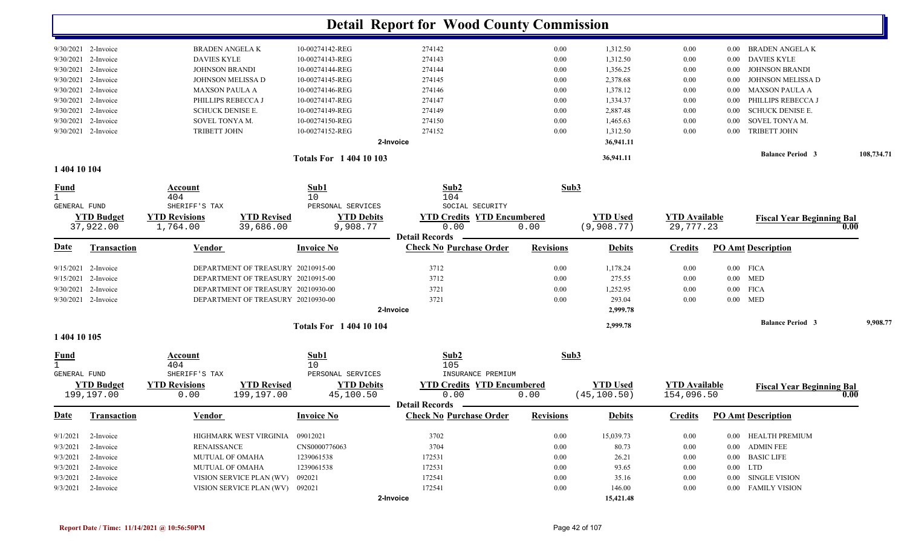# Detail Report for Wood County Commission

| Date | Transaction | Vendor | Invoice No | Check No Purchase Order | Revisions | Debits | Credits | PO Amt Description |
|---|---|---|---|---|---|---|---|---|
| 9/30/2021 | 2-Invoice | BRADEN ANGELA K | 10-00274142-REG | 274142 | 0.00 | 1,312.50 | 0.00 | 0.00 BRADEN ANGELA K |
| 9/30/2021 | 2-Invoice | DAVIES KYLE | 10-00274143-REG | 274143 | 0.00 | 1,312.50 | 0.00 | 0.00 DAVIES KYLE |
| 9/30/2021 | 2-Invoice | JOHNSON BRANDI | 10-00274144-REG | 274144 | 0.00 | 1,356.25 | 0.00 | 0.00 JOHNSON BRANDI |
| 9/30/2021 | 2-Invoice | JOHNSON MELISSA D | 10-00274145-REG | 274145 | 0.00 | 2,378.68 | 0.00 | 0.00 JOHNSON MELISSA D |
| 9/30/2021 | 2-Invoice | MAXSON PAULA A | 10-00274146-REG | 274146 | 0.00 | 1,378.12 | 0.00 | 0.00 MAXSON PAULA A |
| 9/30/2021 | 2-Invoice | PHILLIPS REBECCA J | 10-00274147-REG | 274147 | 0.00 | 1,334.37 | 0.00 | 0.00 PHILLIPS REBECCA J |
| 9/30/2021 | 2-Invoice | SCHUCK DENISE E. | 10-00274149-REG | 274149 | 0.00 | 2,887.48 | 0.00 | 0.00 SCHUCK DENISE E. |
| 9/30/2021 | 2-Invoice | SOVEL TONYA M. | 10-00274150-REG | 274150 | 0.00 | 1,465.63 | 0.00 | 0.00 SOVEL TONYA M. |
| 9/30/2021 | 2-Invoice | TRIBETT JOHN | 10-00274152-REG | 274152 | 0.00 | 1,312.50 | 0.00 | 0.00 TRIBETT JOHN |
| | | | | 2-Invoice | | 36,941.11 | | |

**Totals For 1 404 10 103** — 36,941.11 — **Balance Period 3** 108,734.71

## 1 404 10 104

| Fund | Account | Sub1 | Sub2 | Sub3 |
|---|---|---|---|---|
| 1 GENERAL FUND | 404 SHERIFF'S TAX | 10 PERSONAL SERVICES | 104 SOCIAL SECURITY | |

| YTD Budget | YTD Revisions | YTD Revised | YTD Debits | YTD Credits | YTD Encumbered | YTD Used | YTD Available | Fiscal Year Beginning Bal |
|---|---|---|---|---|---|---|---|---|
| 37,922.00 | 1,764.00 | 39,686.00 | 9,908.77 | 0.00 | 0.00 | (9,908.77) | 29,777.23 | 0.00 |

**Detail Records**

| Date | Transaction | Vendor | Invoice No | Check No Purchase Order | Revisions | Debits | Credits | PO Amt Description |
|---|---|---|---|---|---|---|---|---|
| 9/15/2021 | 2-Invoice | DEPARTMENT OF TREASURY | 20210915-00 | 3712 | 0.00 | 1,178.24 | 0.00 | 0.00 FICA |
| 9/15/2021 | 2-Invoice | DEPARTMENT OF TREASURY | 20210915-00 | 3712 | 0.00 | 275.55 | 0.00 | 0.00 MED |
| 9/30/2021 | 2-Invoice | DEPARTMENT OF TREASURY | 20210930-00 | 3721 | 0.00 | 1,252.95 | 0.00 | 0.00 FICA |
| 9/30/2021 | 2-Invoice | DEPARTMENT OF TREASURY | 20210930-00 | 3721 | 0.00 | 293.04 | 0.00 | 0.00 MED |
| | | | | 2-Invoice | | 2,999.78 | | |

**Totals For 1 404 10 104** — 2,999.78 — **Balance Period 3** 9,908.77

## 1 404 10 105

| Fund | Account | Sub1 | Sub2 | Sub3 |
|---|---|---|---|---|
| 1 GENERAL FUND | 404 SHERIFF'S TAX | 10 PERSONAL SERVICES | 105 INSURANCE PREMIUM | |

| YTD Budget | YTD Revisions | YTD Revised | YTD Debits | YTD Credits | YTD Encumbered | YTD Used | YTD Available | Fiscal Year Beginning Bal |
|---|---|---|---|---|---|---|---|---|
| 199,197.00 | 0.00 | 199,197.00 | 45,100.50 | 0.00 | 0.00 | (45,100.50) | 154,096.50 | 0.00 |

**Detail Records**

| Date | Transaction | Vendor | Invoice No | Check No Purchase Order | Revisions | Debits | Credits | PO Amt Description |
|---|---|---|---|---|---|---|---|---|
| 9/1/2021 | 2-Invoice | HIGHMARK WEST VIRGINIA | 09012021 | 3702 | 0.00 | 15,039.73 | 0.00 | 0.00 HEALTH PREMIUM |
| 9/3/2021 | 2-Invoice | RENAISSANCE | CNS0000776063 | 3704 | 0.00 | 80.73 | 0.00 | 0.00 ADMIN FEE |
| 9/3/2021 | 2-Invoice | MUTUAL OF OMAHA | 1239061538 | 172531 | 0.00 | 26.21 | 0.00 | 0.00 BASIC LIFE |
| 9/3/2021 | 2-Invoice | MUTUAL OF OMAHA | 1239061538 | 172531 | 0.00 | 93.65 | 0.00 | 0.00 LTD |
| 9/3/2021 | 2-Invoice | VISION SERVICE PLAN (WV) | 092021 | 172541 | 0.00 | 35.16 | 0.00 | 0.00 SINGLE VISION |
| 9/3/2021 | 2-Invoice | VISION SERVICE PLAN (WV) | 092021 | 172541 | 0.00 | 146.00 | 0.00 | 0.00 FAMILY VISION |
| | | | | 2-Invoice | | 15,421.48 | | |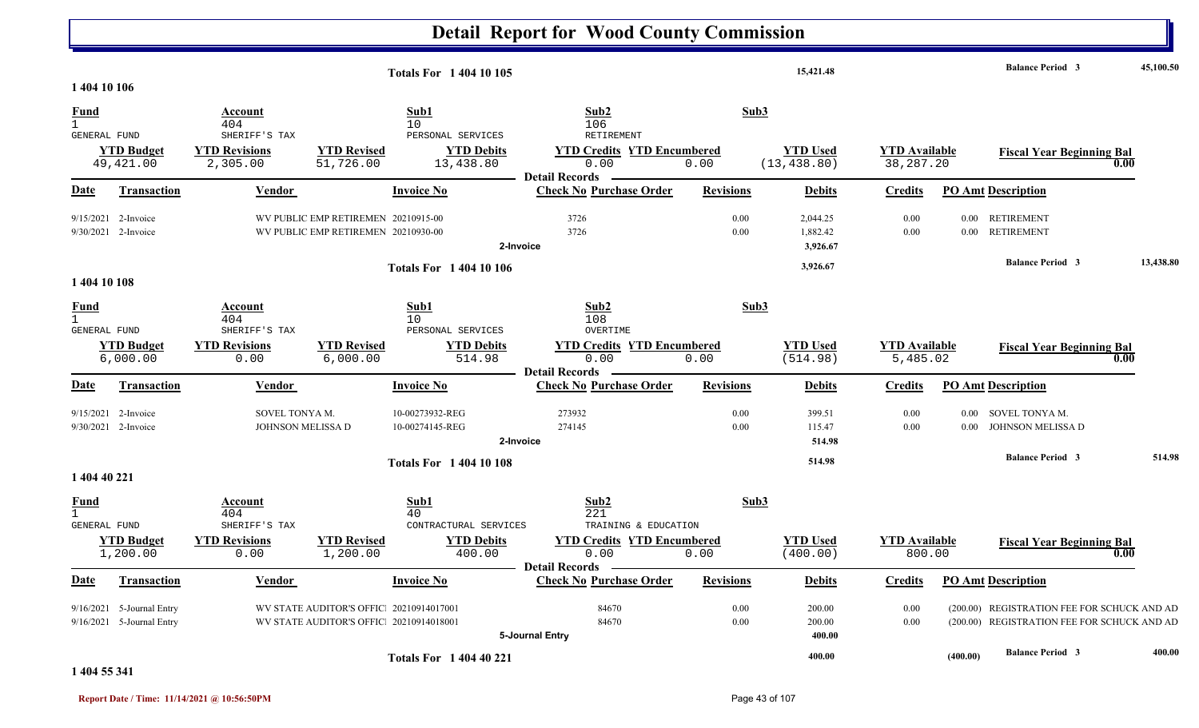# Detail Report for Wood County Commission

| | | |
|---|---|---|
| **Totals For 1 404 10 105** | 15,421.48 | **Balance Period 3** 45,100.50 |

**1 404 10 106**

| Fund | Account | Sub1 | Sub2 | Sub3 |
|---|---|---|---|---|
| 1 | 404 | 10 | 106 | |
| GENERAL FUND | SHERIFF'S TAX | PERSONAL SERVICES | RETIREMENT | |

| YTD Budget | YTD Revisions | YTD Revised | YTD Debits | YTD Credits | YTD Encumbered | YTD Used | YTD Available | Fiscal Year Beginning Bal |
|---|---|---|---|---|---|---|---|---|
| 49,421.00 | 2,305.00 | 51,726.00 | 13,438.80 | 0.00 | 0.00 | (13,438.80) | 38,287.20 | 0.00 |

**Detail Records**

| Date | Transaction | Vendor | Invoice No | Check No | Purchase Order | Revisions | Debits | Credits | PO Amt | Description |
|---|---|---|---|---|---|---|---|---|---|---|
| 9/15/2021 | 2-Invoice | WV PUBLIC EMP RETIREMEN | 20210915-00 | 3726 | | 0.00 | 2,044.25 | 0.00 | 0.00 | RETIREMENT |
| 9/30/2021 | 2-Invoice | WV PUBLIC EMP RETIREMEN | 20210930-00 | 3726 | | 0.00 | 1,882.42 | 0.00 | 0.00 | RETIREMENT |
| | **2-Invoice** | | | | | | 3,926.67 | | | |

| | | |
|---|---|---|
| **Totals For 1 404 10 106** | 3,926.67 | **Balance Period 3** 13,438.80 |

**1 404 10 108**

| Fund | Account | Sub1 | Sub2 | Sub3 |
|---|---|---|---|---|
| 1 | 404 | 10 | 108 | |
| GENERAL FUND | SHERIFF'S TAX | PERSONAL SERVICES | OVERTIME | |

| YTD Budget | YTD Revisions | YTD Revised | YTD Debits | YTD Credits | YTD Encumbered | YTD Used | YTD Available | Fiscal Year Beginning Bal |
|---|---|---|---|---|---|---|---|---|
| 6,000.00 | 0.00 | 6,000.00 | 514.98 | 0.00 | 0.00 | (514.98) | 5,485.02 | 0.00 |

**Detail Records**

| Date | Transaction | Vendor | Invoice No | Check No | Purchase Order | Revisions | Debits | Credits | PO Amt | Description |
|---|---|---|---|---|---|---|---|---|---|---|
| 9/15/2021 | 2-Invoice | SOVEL TONYA M. | 10-00273932-REG | 273932 | | 0.00 | 399.51 | 0.00 | 0.00 | SOVEL TONYA M. |
| 9/30/2021 | 2-Invoice | JOHNSON MELISSA D | 10-00274145-REG | 274145 | | 0.00 | 115.47 | 0.00 | 0.00 | JOHNSON MELISSA D |
| | **2-Invoice** | | | | | | 514.98 | | | |

| | | |
|---|---|---|
| **Totals For 1 404 10 108** | 514.98 | **Balance Period 3** 514.98 |

**1 404 40 221**

| Fund | Account | Sub1 | Sub2 | Sub3 |
|---|---|---|---|---|
| 1 | 404 | 40 | 221 | |
| GENERAL FUND | SHERIFF'S TAX | CONTRACTURAL SERVICES | TRAINING & EDUCATION | |

| YTD Budget | YTD Revisions | YTD Revised | YTD Debits | YTD Credits | YTD Encumbered | YTD Used | YTD Available | Fiscal Year Beginning Bal |
|---|---|---|---|---|---|---|---|---|
| 1,200.00 | 0.00 | 1,200.00 | 400.00 | 0.00 | 0.00 | (400.00) | 800.00 | 0.00 |

**Detail Records**

| Date | Transaction | Vendor | Invoice No | Check No | Purchase Order | Revisions | Debits | Credits | PO Amt | Description |
|---|---|---|---|---|---|---|---|---|---|---|
| 9/16/2021 | 5-Journal Entry | WV STATE AUDITOR'S OFFICI | 20210914017001 | | 84670 | 0.00 | 200.00 | 0.00 | (200.00) | REGISTRATION FEE FOR SCHUCK AND AD |
| 9/16/2021 | 5-Journal Entry | WV STATE AUDITOR'S OFFICI | 20210914018001 | | 84670 | 0.00 | 200.00 | 0.00 | (200.00) | REGISTRATION FEE FOR SCHUCK AND AD |
| | **5-Journal Entry** | | | | | | 400.00 | | | |

| | | | |
|---|---|---|---|
| **Totals For 1 404 40 221** | 400.00 | (400.00) | **Balance Period 3** 400.00 |

**1 404 55 341**

Report Date / Time: 11/14/2021 @ 10:56:50PM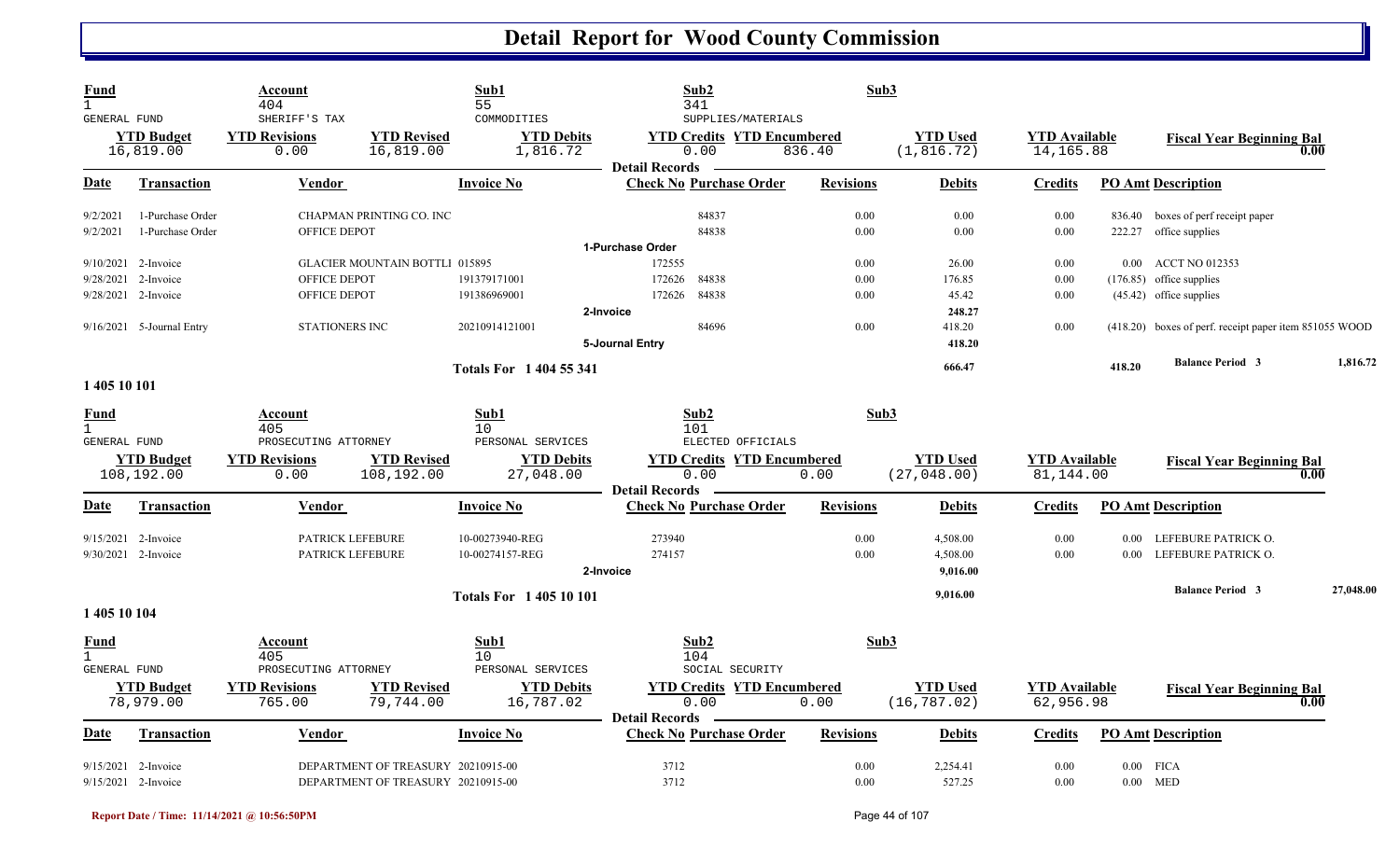# Detail Report for Wood County Commission

| Fund | Account | Sub1 | Sub2 | Sub3 |
|---|---|---|---|---|
| 1 GENERAL FUND | 404 SHERIFF'S TAX | 55 COMMODITIES | 341 SUPPLIES/MATERIALS | |

| YTD Budget | YTD Revisions | YTD Revised | YTD Debits | YTD Credits | YTD Encumbered | YTD Used | YTD Available | Fiscal Year Beginning Bal |
|---|---|---|---|---|---|---|---|---|
| 16,819.00 | 0.00 | 16,819.00 | 1,816.72 | 0.00 | 836.40 | (1,816.72) | 14,165.88 | 0.00 |

**Detail Records**

| Date | Transaction | Vendor | Invoice No | Check No | Purchase Order | Revisions | Debits | Credits | PO Amt | Description |
|---|---|---|---|---|---|---|---|---|---|---|
| 9/2/2021 | 1-Purchase Order | CHAPMAN PRINTING CO. INC | | | 84837 | 0.00 | 0.00 | 0.00 | 836.40 | boxes of perf receipt paper |
| 9/2/2021 | 1-Purchase Order | OFFICE DEPOT | | | 84838 | 0.00 | 0.00 | 0.00 | 222.27 | office supplies |
| | 1-Purchase Order | | | | | | | | | |
| 9/10/2021 | 2-Invoice | GLACIER MOUNTAIN BOTTLI | 015895 | 172555 | | 0.00 | 26.00 | 0.00 | 0.00 | ACCT NO 012353 |
| 9/28/2021 | 2-Invoice | OFFICE DEPOT | 191379171001 | 172626 | 84838 | 0.00 | 176.85 | 0.00 | (176.85) | office supplies |
| 9/28/2021 | 2-Invoice | OFFICE DEPOT | 191386969001 | 172626 | 84838 | 0.00 | 45.42 | 0.00 | (45.42) | office supplies |
| | 2-Invoice | | | | | | 248.27 | | | |
| 9/16/2021 | 5-Journal Entry | STATIONERS INC | 20210914121001 | | 84696 | 0.00 | 418.20 | 0.00 | (418.20) | boxes of perf. receipt paper item 851055 WOOD |
| | 5-Journal Entry | | | | | | 418.20 | | | |
| | Totals For 1 404 55 341 | | | | | | 666.47 | | 418.20 | Balance Period 3: 1,816.72 |

## 1 405 10 101

| Fund | Account | Sub1 | Sub2 | Sub3 |
|---|---|---|---|---|
| 1 GENERAL FUND | 405 PROSECUTING ATTORNEY | 10 PERSONAL SERVICES | 101 ELECTED OFFICIALS | |

| YTD Budget | YTD Revisions | YTD Revised | YTD Debits | YTD Credits | YTD Encumbered | YTD Used | YTD Available | Fiscal Year Beginning Bal |
|---|---|---|---|---|---|---|---|---|
| 108,192.00 | 0.00 | 108,192.00 | 27,048.00 | 0.00 | 0.00 | (27,048.00) | 81,144.00 | 0.00 |

**Detail Records**

| Date | Transaction | Vendor | Invoice No | Check No | Purchase Order | Revisions | Debits | Credits | PO Amt | Description |
|---|---|---|---|---|---|---|---|---|---|---|
| 9/15/2021 | 2-Invoice | PATRICK LEFEBURE | 10-00273940-REG | 273940 | | 0.00 | 4,508.00 | 0.00 | 0.00 | LEFEBURE PATRICK O. |
| 9/30/2021 | 2-Invoice | PATRICK LEFEBURE | 10-00274157-REG | 274157 | | 0.00 | 4,508.00 | 0.00 | 0.00 | LEFEBURE PATRICK O. |
| | 2-Invoice | | | | | | 9,016.00 | | | |
| | Totals For 1 405 10 101 | | | | | | 9,016.00 | | | Balance Period 3: 27,048.00 |

## 1 405 10 104

| Fund | Account | Sub1 | Sub2 | Sub3 |
|---|---|---|---|---|
| 1 GENERAL FUND | 405 PROSECUTING ATTORNEY | 10 PERSONAL SERVICES | 104 SOCIAL SECURITY | |

| YTD Budget | YTD Revisions | YTD Revised | YTD Debits | YTD Credits | YTD Encumbered | YTD Used | YTD Available | Fiscal Year Beginning Bal |
|---|---|---|---|---|---|---|---|---|
| 78,979.00 | 765.00 | 79,744.00 | 16,787.02 | 0.00 | 0.00 | (16,787.02) | 62,956.98 | 0.00 |

**Detail Records**

| Date | Transaction | Vendor | Invoice No | Check No | Purchase Order | Revisions | Debits | Credits | PO Amt | Description |
|---|---|---|---|---|---|---|---|---|---|---|
| 9/15/2021 | 2-Invoice | DEPARTMENT OF TREASURY | 20210915-00 | 3712 | | 0.00 | 2,254.41 | 0.00 | 0.00 | FICA |
| 9/15/2021 | 2-Invoice | DEPARTMENT OF TREASURY | 20210915-00 | 3712 | | 0.00 | 527.25 | 0.00 | 0.00 | MED |

Report Date / Time: 11/14/2021 @ 10:56:50PM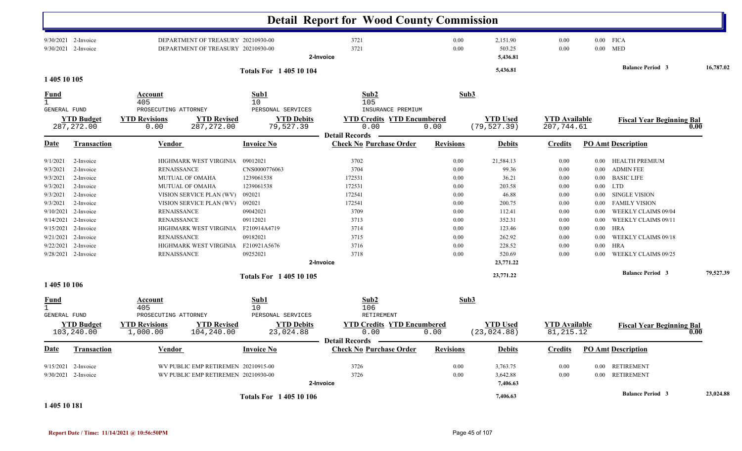# Detail Report for Wood County Commission

| Date | Transaction | Vendor | Invoice No | Check No | Purchase Order | Revisions | Debits | Credits | PO Amt | Description |
|---|---|---|---|---|---|---|---|---|---|---|
| 9/30/2021 | 2-Invoice | DEPARTMENT OF TREASURY | 20210930-00 | 3721 | | 0.00 | 2,151.90 | 0.00 | 0.00 | FICA |
| 9/30/2021 | 2-Invoice | DEPARTMENT OF TREASURY | 20210930-00 | 3721 | | 0.00 | 503.25 | 0.00 | 0.00 | MED |
| | | | | 2-Invoice | | | 5,436.81 | | | |

**Totals For 1 405 10 104** 5,436.81 — **Balance Period 3** 16,787.02

## 1 405 10 105

| Fund | Account | Sub1 | Sub2 | Sub3 |
|---|---|---|---|---|
| 1 | 405 | 10 | 105 | |
| GENERAL FUND | PROSECUTING ATTORNEY | PERSONAL SERVICES | INSURANCE PREMIUM | |

| YTD Budget | YTD Revisions | YTD Revised | YTD Debits | YTD Credits | YTD Encumbered | YTD Used | YTD Available | Fiscal Year Beginning Bal |
|---|---|---|---|---|---|---|---|---|
| 287,272.00 | 0.00 | 287,272.00 | 79,527.39 | 0.00 | 0.00 | (79,527.39) | 207,744.61 | 0.00 |

**Detail Records**

| Date | Transaction | Vendor | Invoice No | Check No | Purchase Order | Revisions | Debits | Credits | PO Amt | Description |
|---|---|---|---|---|---|---|---|---|---|---|
| 9/1/2021 | 2-Invoice | HIGHMARK WEST VIRGINIA | 09012021 | 3702 | | 0.00 | 21,584.13 | 0.00 | 0.00 | HEALTH PREMIUM |
| 9/3/2021 | 2-Invoice | RENAISSANCE | CNS0000776063 | 3704 | | 0.00 | 99.36 | 0.00 | 0.00 | ADMIN FEE |
| 9/3/2021 | 2-Invoice | MUTUAL OF OMAHA | 1239061538 | 172531 | | 0.00 | 36.21 | 0.00 | 0.00 | BASIC LIFE |
| 9/3/2021 | 2-Invoice | MUTUAL OF OMAHA | 1239061538 | 172531 | | 0.00 | 203.58 | 0.00 | 0.00 | LTD |
| 9/3/2021 | 2-Invoice | VISION SERVICE PLAN (WV) | 092021 | 172541 | | 0.00 | 46.88 | 0.00 | 0.00 | SINGLE VISION |
| 9/3/2021 | 2-Invoice | VISION SERVICE PLAN (WV) | 092021 | 172541 | | 0.00 | 200.75 | 0.00 | 0.00 | FAMILY VISION |
| 9/10/2021 | 2-Invoice | RENAISSANCE | 09042021 | 3709 | | 0.00 | 112.41 | 0.00 | 0.00 | WEEKLY CLAIMS 09/04 |
| 9/14/2021 | 2-Invoice | RENAISSANCE | 09112021 | 3713 | | 0.00 | 352.31 | 0.00 | 0.00 | WEEKLY CLAIMS 09/11 |
| 9/15/2021 | 2-Invoice | HIGHMARK WEST VIRGINIA | F210914A4719 | 3714 | | 0.00 | 123.46 | 0.00 | 0.00 | HRA |
| 9/21/2021 | 2-Invoice | RENAISSANCE | 09182021 | 3715 | | 0.00 | 262.92 | 0.00 | 0.00 | WEEKLY CLAIMS 09/18 |
| 9/22/2021 | 2-Invoice | HIGHMARK WEST VIRGINIA | F210921A5676 | 3716 | | 0.00 | 228.52 | 0.00 | 0.00 | HRA |
| 9/28/2021 | 2-Invoice | RENAISSANCE | 09252021 | 3718 | | 0.00 | 520.69 | 0.00 | 0.00 | WEEKLY CLAIMS 09/25 |
| | | | | 2-Invoice | | | 23,771.22 | | | |

**Totals For 1 405 10 105** 23,771.22 — **Balance Period 3** 79,527.39

## 1 405 10 106

| Fund | Account | Sub1 | Sub2 | Sub3 |
|---|---|---|---|---|
| 1 | 405 | 10 | 106 | |
| GENERAL FUND | PROSECUTING ATTORNEY | PERSONAL SERVICES | RETIREMENT | |

| YTD Budget | YTD Revisions | YTD Revised | YTD Debits | YTD Credits | YTD Encumbered | YTD Used | YTD Available | Fiscal Year Beginning Bal |
|---|---|---|---|---|---|---|---|---|
| 103,240.00 | 1,000.00 | 104,240.00 | 23,024.88 | 0.00 | 0.00 | (23,024.88) | 81,215.12 | 0.00 |

**Detail Records**

| Date | Transaction | Vendor | Invoice No | Check No | Purchase Order | Revisions | Debits | Credits | PO Amt | Description |
|---|---|---|---|---|---|---|---|---|---|---|
| 9/15/2021 | 2-Invoice | WV PUBLIC EMP RETIREMEN | 20210915-00 | 3726 | | 0.00 | 3,763.75 | 0.00 | 0.00 | RETIREMENT |
| 9/30/2021 | 2-Invoice | WV PUBLIC EMP RETIREMEN | 20210930-00 | 3726 | | 0.00 | 3,642.88 | 0.00 | 0.00 | RETIREMENT |
| | | | | 2-Invoice | | | 7,406.63 | | | |

**Totals For 1 405 10 106** 7,406.63 — **Balance Period 3** 23,024.88

## 1 405 10 181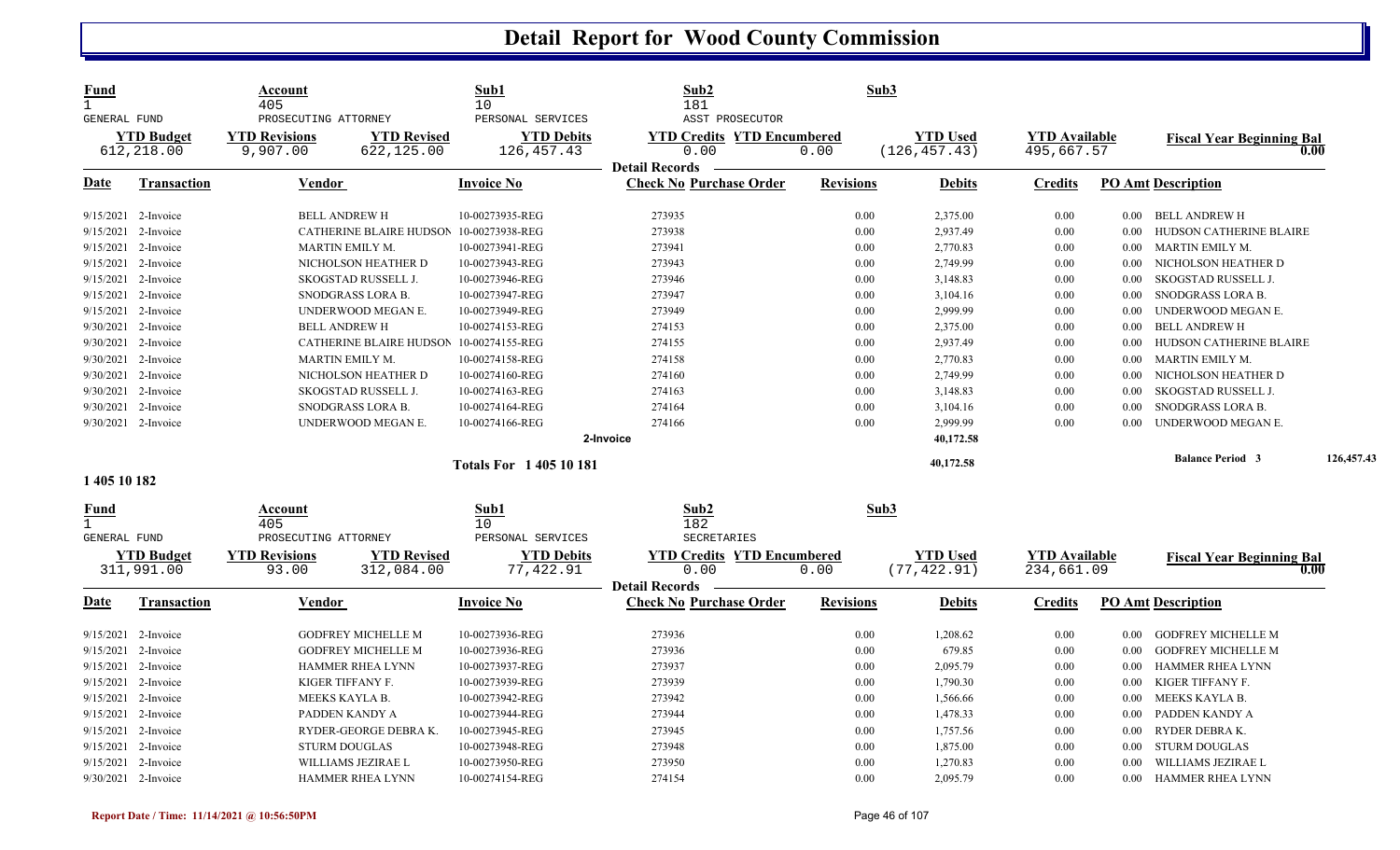# Detail Report for Wood County Commission

| Fund | Account | | Sub1 | Sub2 | | Sub3 | | |
|---|---|---|---|---|---|---|---|---|
| 1 | 405 | | 10 | 181 | | | | |
| GENERAL FUND | PROSECUTING ATTORNEY | | PERSONAL SERVICES | ASST PROSECUTOR | | | | |
| **YTD Budget** | **YTD Revisions** | **YTD Revised** | **YTD Debits** | **YTD Credits** | **YTD Encumbered** | **YTD Used** | **YTD Available** | **Fiscal Year Beginning Bal** |
| 612,218.00 | 9,907.00 | 622,125.00 | 126,457.43 | 0.00 | 0.00 | (126,457.43) | 495,667.57 | 0.00 |

**Detail Records**

| Date | Transaction | Vendor | Invoice No | Check No | Purchase Order | Revisions | Debits | Credits | PO Amt | Description |
|---|---|---|---|---|---|---|---|---|---|---|
| 9/15/2021 | 2-Invoice | BELL ANDREW H | 10-00273935-REG | 273935 | | 0.00 | 2,375.00 | 0.00 | 0.00 | BELL ANDREW H |
| 9/15/2021 | 2-Invoice | CATHERINE BLAIRE HUDSON | 10-00273938-REG | 273938 | | 0.00 | 2,937.49 | 0.00 | 0.00 | HUDSON CATHERINE BLAIRE |
| 9/15/2021 | 2-Invoice | MARTIN EMILY M. | 10-00273941-REG | 273941 | | 0.00 | 2,770.83 | 0.00 | 0.00 | MARTIN EMILY M. |
| 9/15/2021 | 2-Invoice | NICHOLSON HEATHER D | 10-00273943-REG | 273943 | | 0.00 | 2,749.99 | 0.00 | 0.00 | NICHOLSON HEATHER D |
| 9/15/2021 | 2-Invoice | SKOGSTAD RUSSELL J. | 10-00273946-REG | 273946 | | 0.00 | 3,148.83 | 0.00 | 0.00 | SKOGSTAD RUSSELL J. |
| 9/15/2021 | 2-Invoice | SNODGRASS LORA B. | 10-00273947-REG | 273947 | | 0.00 | 3,104.16 | 0.00 | 0.00 | SNODGRASS LORA B. |
| 9/15/2021 | 2-Invoice | UNDERWOOD MEGAN E. | 10-00273949-REG | 273949 | | 0.00 | 2,999.99 | 0.00 | 0.00 | UNDERWOOD MEGAN E. |
| 9/30/2021 | 2-Invoice | BELL ANDREW H | 10-00274153-REG | 274153 | | 0.00 | 2,375.00 | 0.00 | 0.00 | BELL ANDREW H |
| 9/30/2021 | 2-Invoice | CATHERINE BLAIRE HUDSON | 10-00274155-REG | 274155 | | 0.00 | 2,937.49 | 0.00 | 0.00 | HUDSON CATHERINE BLAIRE |
| 9/30/2021 | 2-Invoice | MARTIN EMILY M. | 10-00274158-REG | 274158 | | 0.00 | 2,770.83 | 0.00 | 0.00 | MARTIN EMILY M. |
| 9/30/2021 | 2-Invoice | NICHOLSON HEATHER D | 10-00274160-REG | 274160 | | 0.00 | 2,749.99 | 0.00 | 0.00 | NICHOLSON HEATHER D |
| 9/30/2021 | 2-Invoice | SKOGSTAD RUSSELL J. | 10-00274163-REG | 274163 | | 0.00 | 3,148.83 | 0.00 | 0.00 | SKOGSTAD RUSSELL J. |
| 9/30/2021 | 2-Invoice | SNODGRASS LORA B. | 10-00274164-REG | 274164 | | 0.00 | 3,104.16 | 0.00 | 0.00 | SNODGRASS LORA B. |
| 9/30/2021 | 2-Invoice | UNDERWOOD MEGAN E. | 10-00274166-REG | 274166 | | 0.00 | 2,999.99 | 0.00 | 0.00 | UNDERWOOD MEGAN E. |
| | | | | 2-Invoice | | | 40,172.58 | | | |
| | | | Totals For 1 405 10 181 | | | | 40,172.58 | | | Balance Period 3 126,457.43 |

**1 405 10 182**

| Fund | Account | | Sub1 | Sub2 | | Sub3 | | |
|---|---|---|---|---|---|---|---|---|
| 1 | 405 | | 10 | 182 | | | | |
| GENERAL FUND | PROSECUTING ATTORNEY | | PERSONAL SERVICES | SECRETARIES | | | | |
| **YTD Budget** | **YTD Revisions** | **YTD Revised** | **YTD Debits** | **YTD Credits** | **YTD Encumbered** | **YTD Used** | **YTD Available** | **Fiscal Year Beginning Bal** |
| 311,991.00 | 93.00 | 312,084.00 | 77,422.91 | 0.00 | 0.00 | (77,422.91) | 234,661.09 | 0.00 |

**Detail Records**

| Date | Transaction | Vendor | Invoice No | Check No | Purchase Order | Revisions | Debits | Credits | PO Amt | Description |
|---|---|---|---|---|---|---|---|---|---|---|
| 9/15/2021 | 2-Invoice | GODFREY MICHELLE M | 10-00273936-REG | 273936 | | 0.00 | 1,208.62 | 0.00 | 0.00 | GODFREY MICHELLE M |
| 9/15/2021 | 2-Invoice | GODFREY MICHELLE M | 10-00273936-REG | 273936 | | 0.00 | 679.85 | 0.00 | 0.00 | GODFREY MICHELLE M |
| 9/15/2021 | 2-Invoice | HAMMER RHEA LYNN | 10-00273937-REG | 273937 | | 0.00 | 2,095.79 | 0.00 | 0.00 | HAMMER RHEA LYNN |
| 9/15/2021 | 2-Invoice | KIGER TIFFANY F. | 10-00273939-REG | 273939 | | 0.00 | 1,790.30 | 0.00 | 0.00 | KIGER TIFFANY F. |
| 9/15/2021 | 2-Invoice | MEEKS KAYLA B. | 10-00273942-REG | 273942 | | 0.00 | 1,566.66 | 0.00 | 0.00 | MEEKS KAYLA B. |
| 9/15/2021 | 2-Invoice | PADDEN KANDY A | 10-00273944-REG | 273944 | | 0.00 | 1,478.33 | 0.00 | 0.00 | PADDEN KANDY A |
| 9/15/2021 | 2-Invoice | RYDER-GEORGE DEBRA K. | 10-00273945-REG | 273945 | | 0.00 | 1,757.56 | 0.00 | 0.00 | RYDER DEBRA K. |
| 9/15/2021 | 2-Invoice | STURM DOUGLAS | 10-00273948-REG | 273948 | | 0.00 | 1,875.00 | 0.00 | 0.00 | STURM DOUGLAS |
| 9/15/2021 | 2-Invoice | WILLIAMS JEZIRAE L | 10-00273950-REG | 273950 | | 0.00 | 1,270.83 | 0.00 | 0.00 | WILLIAMS JEZIRAE L |
| 9/30/2021 | 2-Invoice | HAMMER RHEA LYNN | 10-00274154-REG | 274154 | | 0.00 | 2,095.79 | 0.00 | 0.00 | HAMMER RHEA LYNN |

Report Date / Time: 11/14/2021 @ 10:56:50PM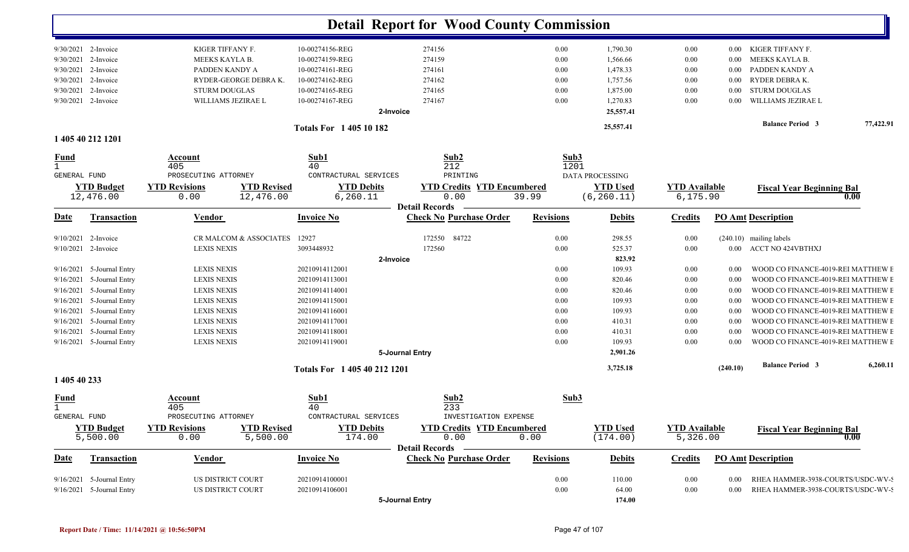# Detail Report for Wood County Commission

| Date | Transaction | Vendor | Invoice No | Check No | Purchase Order | Revisions | Debits | Credits | PO Amt | Description |
|---|---|---|---|---|---|---|---|---|---|---|
| 9/30/2021 | 2-Invoice | KIGER TIFFANY F. | 10-00274156-REG | 274156 | | 0.00 | 1,790.30 | 0.00 | 0.00 | KIGER TIFFANY F. |
| 9/30/2021 | 2-Invoice | MEEKS KAYLA B. | 10-00274159-REG | 274159 | | 0.00 | 1,566.66 | 0.00 | 0.00 | MEEKS KAYLA B. |
| 9/30/2021 | 2-Invoice | PADDEN KANDY A | 10-00274161-REG | 274161 | | 0.00 | 1,478.33 | 0.00 | 0.00 | PADDEN KANDY A |
| 9/30/2021 | 2-Invoice | RYDER-GEORGE DEBRA K. | 10-00274162-REG | 274162 | | 0.00 | 1,757.56 | 0.00 | 0.00 | RYDER DEBRA K. |
| 9/30/2021 | 2-Invoice | STURM DOUGLAS | 10-00274165-REG | 274165 | | 0.00 | 1,875.00 | 0.00 | 0.00 | STURM DOUGLAS |
| 9/30/2021 | 2-Invoice | WILLIAMS JEZIRAE L | 10-00274167-REG | 274167 | | 0.00 | 1,270.83 | 0.00 | 0.00 | WILLIAMS JEZIRAE L |
| | | | | **2-Invoice** | | | 25,557.41 | | | |
| | | | **Totals For 1 405 10 182** | | | | 25,557.41 | | | **Balance Period 3** 77,422.91 |

## 1 405 40 212 1201

| Fund | Account | Sub1 | Sub2 | Sub3 |
|---|---|---|---|---|
| 1 | 405 | 40 | 212 | 1201 |
| GENERAL FUND | PROSECUTING ATTORNEY | CONTRACTURAL SERVICES | PRINTING | DATA PROCESSING |

| YTD Budget | YTD Revisions | YTD Revised | YTD Debits | YTD Credits | YTD Encumbered | YTD Used | YTD Available | Fiscal Year Beginning Bal |
|---|---|---|---|---|---|---|---|---|
| 12,476.00 | 0.00 | 12,476.00 | 6,260.11 | 0.00 | 39.99 | (6,260.11) | 6,175.90 | 0.00 |

**Detail Records**

| Date | Transaction | Vendor | Invoice No | Check No | Purchase Order | Revisions | Debits | Credits | PO Amt | Description |
|---|---|---|---|---|---|---|---|---|---|---|
| 9/10/2021 | 2-Invoice | CR MALCOM & ASSOCIATES | 12927 | 172550 | 84722 | 0.00 | 298.55 | 0.00 | (240.10) | mailing labels |
| 9/10/2021 | 2-Invoice | LEXIS NEXIS | 3093448932 | 172560 | | 0.00 | 525.37 | 0.00 | 0.00 | ACCT NO 424VBTHXJ |
| | | | | **2-Invoice** | | | 823.92 | | | |
| 9/16/2021 | 5-Journal Entry | LEXIS NEXIS | 20210914112001 | | | 0.00 | 109.93 | 0.00 | 0.00 | WOOD CO FINANCE-4019-REI MATTHEW E |
| 9/16/2021 | 5-Journal Entry | LEXIS NEXIS | 20210914113001 | | | 0.00 | 820.46 | 0.00 | 0.00 | WOOD CO FINANCE-4019-REI MATTHEW E |
| 9/16/2021 | 5-Journal Entry | LEXIS NEXIS | 20210914114001 | | | 0.00 | 820.46 | 0.00 | 0.00 | WOOD CO FINANCE-4019-REI MATTHEW E |
| 9/16/2021 | 5-Journal Entry | LEXIS NEXIS | 20210914115001 | | | 0.00 | 109.93 | 0.00 | 0.00 | WOOD CO FINANCE-4019-REI MATTHEW E |
| 9/16/2021 | 5-Journal Entry | LEXIS NEXIS | 20210914116001 | | | 0.00 | 109.93 | 0.00 | 0.00 | WOOD CO FINANCE-4019-REI MATTHEW E |
| 9/16/2021 | 5-Journal Entry | LEXIS NEXIS | 20210914117001 | | | 0.00 | 410.31 | 0.00 | 0.00 | WOOD CO FINANCE-4019-REI MATTHEW E |
| 9/16/2021 | 5-Journal Entry | LEXIS NEXIS | 20210914118001 | | | 0.00 | 410.31 | 0.00 | 0.00 | WOOD CO FINANCE-4019-REI MATTHEW E |
| 9/16/2021 | 5-Journal Entry | LEXIS NEXIS | 20210914119001 | | | 0.00 | 109.93 | 0.00 | 0.00 | WOOD CO FINANCE-4019-REI MATTHEW E |
| | | | | **5-Journal Entry** | | | 2,901.26 | | | |
| | | | **Totals For 1 405 40 212 1201** | | | | 3,725.18 | | (240.10) | **Balance Period 3** 6,260.11 |

## 1 405 40 233

| Fund | Account | Sub1 | Sub2 | Sub3 |
|---|---|---|---|---|
| 1 | 405 | 40 | 233 | |
| GENERAL FUND | PROSECUTING ATTORNEY | CONTRACTURAL SERVICES | INVESTIGATION EXPENSE | |

| YTD Budget | YTD Revisions | YTD Revised | YTD Debits | YTD Credits | YTD Encumbered | YTD Used | YTD Available | Fiscal Year Beginning Bal |
|---|---|---|---|---|---|---|---|---|
| 5,500.00 | 0.00 | 5,500.00 | 174.00 | 0.00 | 0.00 | (174.00) | 5,326.00 | 0.00 |

**Detail Records**

| Date | Transaction | Vendor | Invoice No | Check No | Purchase Order | Revisions | Debits | Credits | PO Amt | Description |
|---|---|---|---|---|---|---|---|---|---|---|
| 9/16/2021 | 5-Journal Entry | US DISTRICT COURT | 20210914100001 | | | 0.00 | 110.00 | 0.00 | 0.00 | RHEA HAMMER-3938-COURTS/USDC-WV-S |
| 9/16/2021 | 5-Journal Entry | US DISTRICT COURT | 20210914106001 | | | 0.00 | 64.00 | 0.00 | 0.00 | RHEA HAMMER-3938-COURTS/USDC-WV-S |
| | | | | **5-Journal Entry** | | | 174.00 | | | |

Report Date / Time: 11/14/2021 @ 10:56:50PM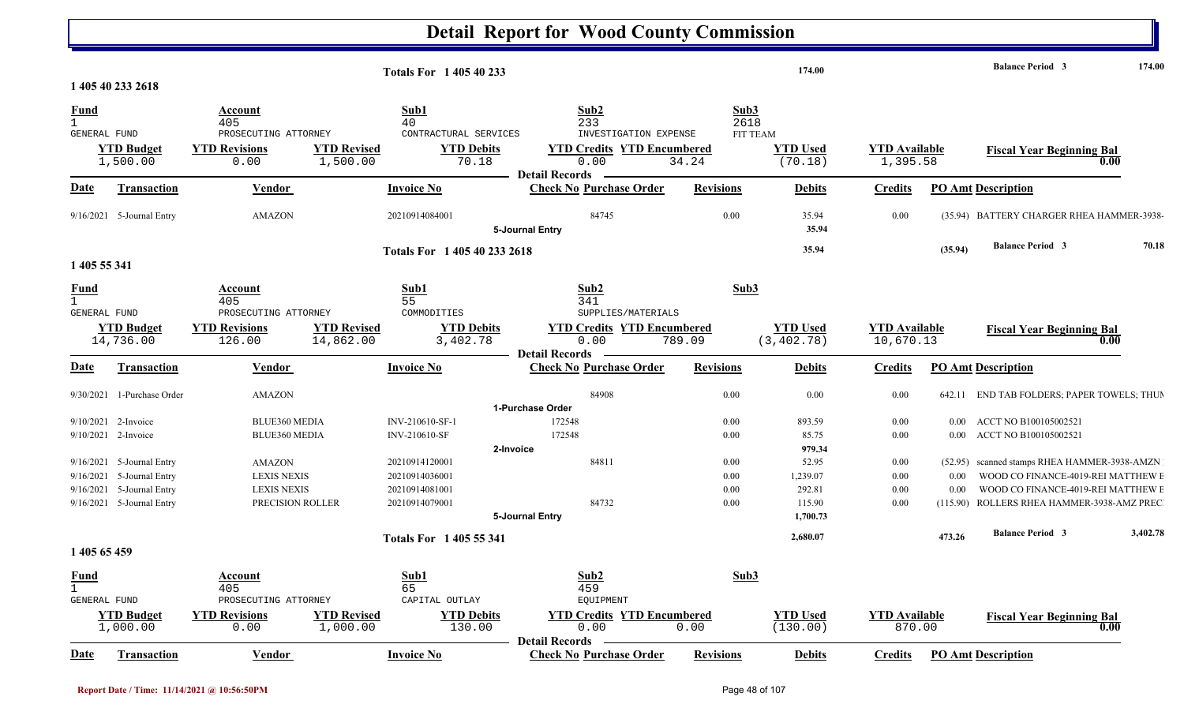# Detail Report for Wood County Commission

**Totals For 1 405 40 233** — 174.00 — Balance Period 3: 174.00

## 1 405 40 233 2618

| Fund | Account | Sub1 | Sub2 | Sub3 |
|---|---|---|---|---|
| 1 GENERAL FUND | 405 PROSECUTING ATTORNEY | 40 CONTRACTUAL SERVICES | 233 INVESTIGATION EXPENSE | 2618 FIT TEAM |

| YTD Budget | YTD Revisions | YTD Revised | YTD Debits | YTD Credits | YTD Encumbered | YTD Used | YTD Available | Fiscal Year Beginning Bal |
|---|---|---|---|---|---|---|---|---|
| 1,500.00 | 0.00 | 1,500.00 | 70.18 | 0.00 | 34.24 | (70.18) | 1,395.58 | 0.00 |

**Detail Records**

| Date | Transaction | Vendor | Invoice No | Check No Purchase Order | Revisions | Debits | Credits | PO Amt | Description |
|---|---|---|---|---|---|---|---|---|---|
| 9/16/2021 | 5-Journal Entry | AMAZON | 20210914084001 | 84745 | 0.00 | 35.94 | 0.00 | (35.94) | BATTERY CHARGER RHEA HAMMER-3938- |
| | | | | 5-Journal Entry | | 35.94 | | | |

**Totals For 1 405 40 233 2618** — 35.94 — (35.94) — Balance Period 3: 70.18

## 1 405 55 341

| Fund | Account | Sub1 | Sub2 | Sub3 |
|---|---|---|---|---|
| 1 GENERAL FUND | 405 PROSECUTING ATTORNEY | 55 COMMODITIES | 341 SUPPLIES/MATERIALS | |

| YTD Budget | YTD Revisions | YTD Revised | YTD Debits | YTD Credits | YTD Encumbered | YTD Used | YTD Available | Fiscal Year Beginning Bal |
|---|---|---|---|---|---|---|---|---|
| 14,736.00 | 126.00 | 14,862.00 | 3,402.78 | 0.00 | 789.09 | (3,402.78) | 10,670.13 | 0.00 |

**Detail Records**

| Date | Transaction | Vendor | Invoice No | Check No Purchase Order | Revisions | Debits | Credits | PO Amt | Description |
|---|---|---|---|---|---|---|---|---|---|
| 9/30/2021 | 1-Purchase Order | AMAZON | | 84908 | 0.00 | 0.00 | 0.00 | 642.11 | END TAB FOLDERS; PAPER TOWELS; THUM |
| | | | | 1-Purchase Order | | | | | |
| 9/10/2021 | 2-Invoice | BLUE360 MEDIA | INV-210610-SF-1 | 172548 | 0.00 | 893.59 | 0.00 | 0.00 | ACCT NO B100105002521 |
| 9/10/2021 | 2-Invoice | BLUE360 MEDIA | INV-210610-SF | 172548 | 0.00 | 85.75 | 0.00 | 0.00 | ACCT NO B100105002521 |
| | | | | 2-Invoice | | 979.34 | | | |
| 9/16/2021 | 5-Journal Entry | AMAZON | 20210914120001 | 84811 | 0.00 | 52.95 | 0.00 | (52.95) | scanned stamps RHEA HAMMER-3938-AMZN |
| 9/16/2021 | 5-Journal Entry | LEXIS NEXIS | 20210914036001 | | 0.00 | 1,239.07 | 0.00 | 0.00 | WOOD CO FINANCE-4019-REI MATTHEW E |
| 9/16/2021 | 5-Journal Entry | LEXIS NEXIS | 20210914081001 | | 0.00 | 292.81 | 0.00 | 0.00 | WOOD CO FINANCE-4019-REI MATTHEW E |
| 9/16/2021 | 5-Journal Entry | PRECISION ROLLER | 20210914079001 | 84732 | 0.00 | 115.90 | 0.00 | (115.90) | ROLLERS RHEA HAMMER-3938-AMZ PREC |
| | | | | 5-Journal Entry | | 1,700.73 | | | |

**Totals For 1 405 55 341** — 2,680.07 — 473.26 — Balance Period 3: 3,402.78

## 1 405 65 459

| Fund | Account | Sub1 | Sub2 | Sub3 |
|---|---|---|---|---|
| 1 GENERAL FUND | 405 PROSECUTING ATTORNEY | 65 CAPITAL OUTLAY | 459 EQUIPMENT | |

| YTD Budget | YTD Revisions | YTD Revised | YTD Debits | YTD Credits | YTD Encumbered | YTD Used | YTD Available | Fiscal Year Beginning Bal |
|---|---|---|---|---|---|---|---|---|
| 1,000.00 | 0.00 | 1,000.00 | 130.00 | 0.00 | 0.00 | (130.00) | 870.00 | 0.00 |

**Detail Records**

| Date | Transaction | Vendor | Invoice No | Check No Purchase Order | Revisions | Debits | Credits | PO Amt | Description |
|---|---|---|---|---|---|---|---|---|---|

Report Date / Time: 11/14/2021 @ 10:56:50PM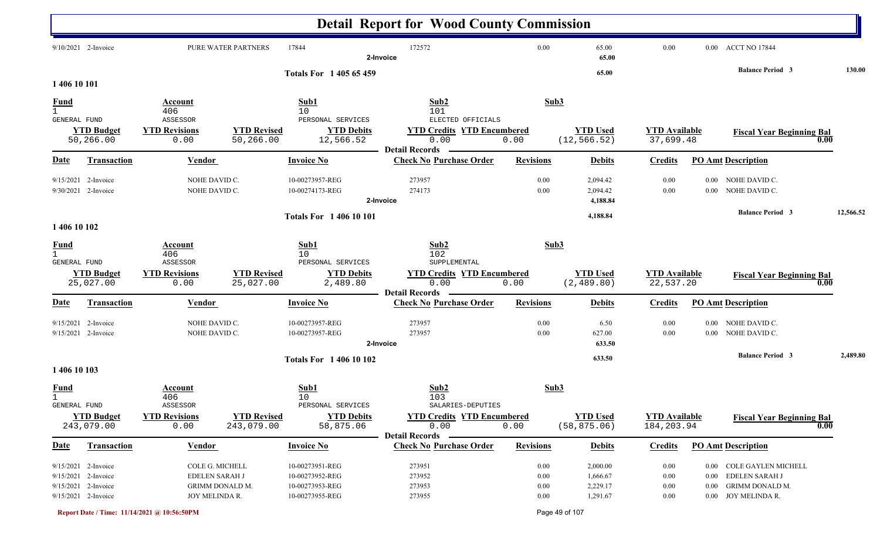# Detail Report for Wood County Commission

| Date | Transaction | Vendor | Invoice No | Check No | Purchase Order | Revisions | Debits | Credits | PO Amt | Description |
|---|---|---|---|---|---|---|---|---|---|---|
| 9/10/2021 | 2-Invoice | PURE WATER PARTNERS | 17844 | 172572 | | 0.00 | 65.00 | 0.00 | 0.00 | ACCT NO 17844 |
| | | | 2-Invoice | | | | 65.00 | | | |

**Totals For 1 405 65 459** 65.00 — Balance Period 3: 130.00

## 1 406 10 101

| Fund | Account | Sub1 | Sub2 | Sub3 |
|---|---|---|---|---|
| 1 GENERAL FUND | 406 ASSESSOR | 10 PERSONAL SERVICES | 101 ELECTED OFFICIALS | |

| YTD Budget | YTD Revisions | YTD Revised | YTD Debits | YTD Credits | YTD Encumbered | YTD Used | YTD Available | Fiscal Year Beginning Bal |
|---|---|---|---|---|---|---|---|---|
| 50,266.00 | 0.00 | 50,266.00 | 12,566.52 | 0.00 | 0.00 | (12,566.52) | 37,699.48 | 0.00 |

**Detail Records**

| Date | Transaction | Vendor | Invoice No | Check No | Purchase Order | Revisions | Debits | Credits | PO Amt | Description |
|---|---|---|---|---|---|---|---|---|---|---|
| 9/15/2021 | 2-Invoice | NOHE DAVID C. | 10-00273957-REG | 273957 | | 0.00 | 2,094.42 | 0.00 | 0.00 | NOHE DAVID C. |
| 9/30/2021 | 2-Invoice | NOHE DAVID C. | 10-00274173-REG | 274173 | | 0.00 | 2,094.42 | 0.00 | 0.00 | NOHE DAVID C. |
| | | | 2-Invoice | | | | 4,188.84 | | | |

**Totals For 1 406 10 101** 4,188.84 — Balance Period 3: 12,566.52

## 1 406 10 102

| Fund | Account | Sub1 | Sub2 | Sub3 |
|---|---|---|---|---|
| 1 GENERAL FUND | 406 ASSESSOR | 10 PERSONAL SERVICES | 102 SUPPLEMENTAL | |

| YTD Budget | YTD Revisions | YTD Revised | YTD Debits | YTD Credits | YTD Encumbered | YTD Used | YTD Available | Fiscal Year Beginning Bal |
|---|---|---|---|---|---|---|---|---|
| 25,027.00 | 0.00 | 25,027.00 | 2,489.80 | 0.00 | 0.00 | (2,489.80) | 22,537.20 | 0.00 |

**Detail Records**

| Date | Transaction | Vendor | Invoice No | Check No | Purchase Order | Revisions | Debits | Credits | PO Amt | Description |
|---|---|---|---|---|---|---|---|---|---|---|
| 9/15/2021 | 2-Invoice | NOHE DAVID C. | 10-00273957-REG | 273957 | | 0.00 | 6.50 | 0.00 | 0.00 | NOHE DAVID C. |
| 9/15/2021 | 2-Invoice | NOHE DAVID C. | 10-00273957-REG | 273957 | | 0.00 | 627.00 | 0.00 | 0.00 | NOHE DAVID C. |
| | | | 2-Invoice | | | | 633.50 | | | |

**Totals For 1 406 10 102** 633.50 — Balance Period 3: 2,489.80

## 1 406 10 103

| Fund | Account | Sub1 | Sub2 | Sub3 |
|---|---|---|---|---|
| 1 GENERAL FUND | 406 ASSESSOR | 10 PERSONAL SERVICES | 103 SALARIES-DEPUTIES | |

| YTD Budget | YTD Revisions | YTD Revised | YTD Debits | YTD Credits | YTD Encumbered | YTD Used | YTD Available | Fiscal Year Beginning Bal |
|---|---|---|---|---|---|---|---|---|
| 243,079.00 | 0.00 | 243,079.00 | 58,875.06 | 0.00 | 0.00 | (58,875.06) | 184,203.94 | 0.00 |

**Detail Records**

| Date | Transaction | Vendor | Invoice No | Check No | Purchase Order | Revisions | Debits | Credits | PO Amt | Description |
|---|---|---|---|---|---|---|---|---|---|---|
| 9/15/2021 | 2-Invoice | COLE G. MICHELL | 10-00273951-REG | 273951 | | 0.00 | 2,000.00 | 0.00 | 0.00 | COLE GAYLEN MICHELL |
| 9/15/2021 | 2-Invoice | EDELEN SARAH J | 10-00273952-REG | 273952 | | 0.00 | 1,666.67 | 0.00 | 0.00 | EDELEN SARAH J |
| 9/15/2021 | 2-Invoice | GRIMM DONALD M. | 10-00273953-REG | 273953 | | 0.00 | 2,229.17 | 0.00 | 0.00 | GRIMM DONALD M. |
| 9/15/2021 | 2-Invoice | JOY MELINDA R. | 10-00273955-REG | 273955 | | 0.00 | 1,291.67 | 0.00 | 0.00 | JOY MELINDA R. |

Report Date / Time: 11/14/2021 @ 10:56:50PM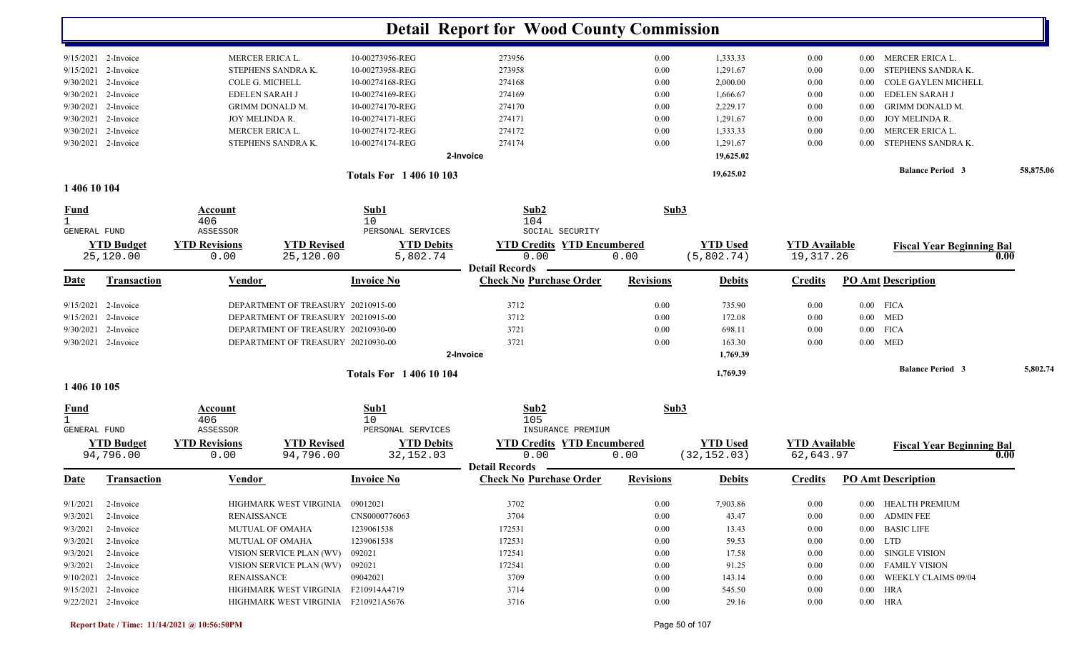# Detail Report for Wood County Commission

| Date | Transaction | Vendor | Invoice No | Check No | Revisions | Debits | Credits | PO Amt | Description |
|---|---|---|---|---|---|---|---|---|---|
| 9/15/2021 | 2-Invoice | MERCER ERICA L. | 10-00273956-REG | 273956 | 0.00 | 1,333.33 | 0.00 | 0.00 | MERCER ERICA L. |
| 9/15/2021 | 2-Invoice | STEPHENS SANDRA K. | 10-00273958-REG | 273958 | 0.00 | 1,291.67 | 0.00 | 0.00 | STEPHENS SANDRA K. |
| 9/30/2021 | 2-Invoice | COLE G. MICHELL | 10-00274168-REG | 274168 | 0.00 | 2,000.00 | 0.00 | 0.00 | COLE GAYLEN MICHELL |
| 9/30/2021 | 2-Invoice | EDELEN SARAH J | 10-00274169-REG | 274169 | 0.00 | 1,666.67 | 0.00 | 0.00 | EDELEN SARAH J |
| 9/30/2021 | 2-Invoice | GRIMM DONALD M. | 10-00274170-REG | 274170 | 0.00 | 2,229.17 | 0.00 | 0.00 | GRIMM DONALD M. |
| 9/30/2021 | 2-Invoice | JOY MELINDA R. | 10-00274171-REG | 274171 | 0.00 | 1,291.67 | 0.00 | 0.00 | JOY MELINDA R. |
| 9/30/2021 | 2-Invoice | MERCER ERICA L. | 10-00274172-REG | 274172 | 0.00 | 1,333.33 | 0.00 | 0.00 | MERCER ERICA L. |
| 9/30/2021 | 2-Invoice | STEPHENS SANDRA K. | 10-00274174-REG | 274174 | 0.00 | 1,291.67 | 0.00 | 0.00 | STEPHENS SANDRA K. |
| | | | 2-Invoice | | | 19,625.02 | | | |

**Totals For 1 406 10 103** — 19,625.02 — **Balance Period 3** 58,875.06

## 1 406 10 104

| Fund | Account | Sub1 | Sub2 | Sub3 |
|---|---|---|---|---|
| 1 GENERAL FUND | 406 ASSESSOR | 10 PERSONAL SERVICES | 104 SOCIAL SECURITY | |

| YTD Budget | YTD Revisions | YTD Revised | YTD Debits | YTD Credits | YTD Encumbered | YTD Used | YTD Available | Fiscal Year Beginning Bal |
|---|---|---|---|---|---|---|---|---|
| 25,120.00 | 0.00 | 25,120.00 | 5,802.74 | 0.00 | 0.00 | (5,802.74) | 19,317.26 | 0.00 |

**Detail Records**

| Date | Transaction | Vendor | Invoice No | Check No Purchase Order | Revisions | Debits | Credits | PO Amt | Description |
|---|---|---|---|---|---|---|---|---|---|
| 9/15/2021 | 2-Invoice | DEPARTMENT OF TREASURY | 20210915-00 | 3712 | 0.00 | 735.90 | 0.00 | 0.00 | FICA |
| 9/15/2021 | 2-Invoice | DEPARTMENT OF TREASURY | 20210915-00 | 3712 | 0.00 | 172.08 | 0.00 | 0.00 | MED |
| 9/30/2021 | 2-Invoice | DEPARTMENT OF TREASURY | 20210930-00 | 3721 | 0.00 | 698.11 | 0.00 | 0.00 | FICA |
| 9/30/2021 | 2-Invoice | DEPARTMENT OF TREASURY | 20210930-00 | 3721 | 0.00 | 163.30 | 0.00 | 0.00 | MED |
| | | | 2-Invoice | | | 1,769.39 | | | |

**Totals For 1 406 10 104** — 1,769.39 — **Balance Period 3** 5,802.74

## 1 406 10 105

| Fund | Account | Sub1 | Sub2 | Sub3 |
|---|---|---|---|---|
| 1 GENERAL FUND | 406 ASSESSOR | 10 PERSONAL SERVICES | 105 INSURANCE PREMIUM | |

| YTD Budget | YTD Revisions | YTD Revised | YTD Debits | YTD Credits | YTD Encumbered | YTD Used | YTD Available | Fiscal Year Beginning Bal |
|---|---|---|---|---|---|---|---|---|
| 94,796.00 | 0.00 | 94,796.00 | 32,152.03 | 0.00 | 0.00 | (32,152.03) | 62,643.97 | 0.00 |

**Detail Records**

| Date | Transaction | Vendor | Invoice No | Check No Purchase Order | Revisions | Debits | Credits | PO Amt | Description |
|---|---|---|---|---|---|---|---|---|---|
| 9/1/2021 | 2-Invoice | HIGHMARK WEST VIRGINIA | 09012021 | 3702 | 0.00 | 7,903.86 | 0.00 | 0.00 | HEALTH PREMIUM |
| 9/3/2021 | 2-Invoice | RENAISSANCE | CNS0000776063 | 3704 | 0.00 | 43.47 | 0.00 | 0.00 | ADMIN FEE |
| 9/3/2021 | 2-Invoice | MUTUAL OF OMAHA | 1239061538 | 172531 | 0.00 | 13.43 | 0.00 | 0.00 | BASIC LIFE |
| 9/3/2021 | 2-Invoice | MUTUAL OF OMAHA | 1239061538 | 172531 | 0.00 | 59.53 | 0.00 | 0.00 | LTD |
| 9/3/2021 | 2-Invoice | VISION SERVICE PLAN (WV) | 092021 | 172541 | 0.00 | 17.58 | 0.00 | 0.00 | SINGLE VISION |
| 9/3/2021 | 2-Invoice | VISION SERVICE PLAN (WV) | 092021 | 172541 | 0.00 | 91.25 | 0.00 | 0.00 | FAMILY VISION |
| 9/10/2021 | 2-Invoice | RENAISSANCE | 09042021 | 3709 | 0.00 | 143.14 | 0.00 | 0.00 | WEEKLY CLAIMS 09/04 |
| 9/15/2021 | 2-Invoice | HIGHMARK WEST VIRGINIA | F210914A4719 | 3714 | 0.00 | 545.50 | 0.00 | 0.00 | HRA |
| 9/22/2021 | 2-Invoice | HIGHMARK WEST VIRGINIA | F210921A5676 | 3716 | 0.00 | 29.16 | 0.00 | 0.00 | HRA |

Report Date / Time: 11/14/2021 @ 10:56:50PM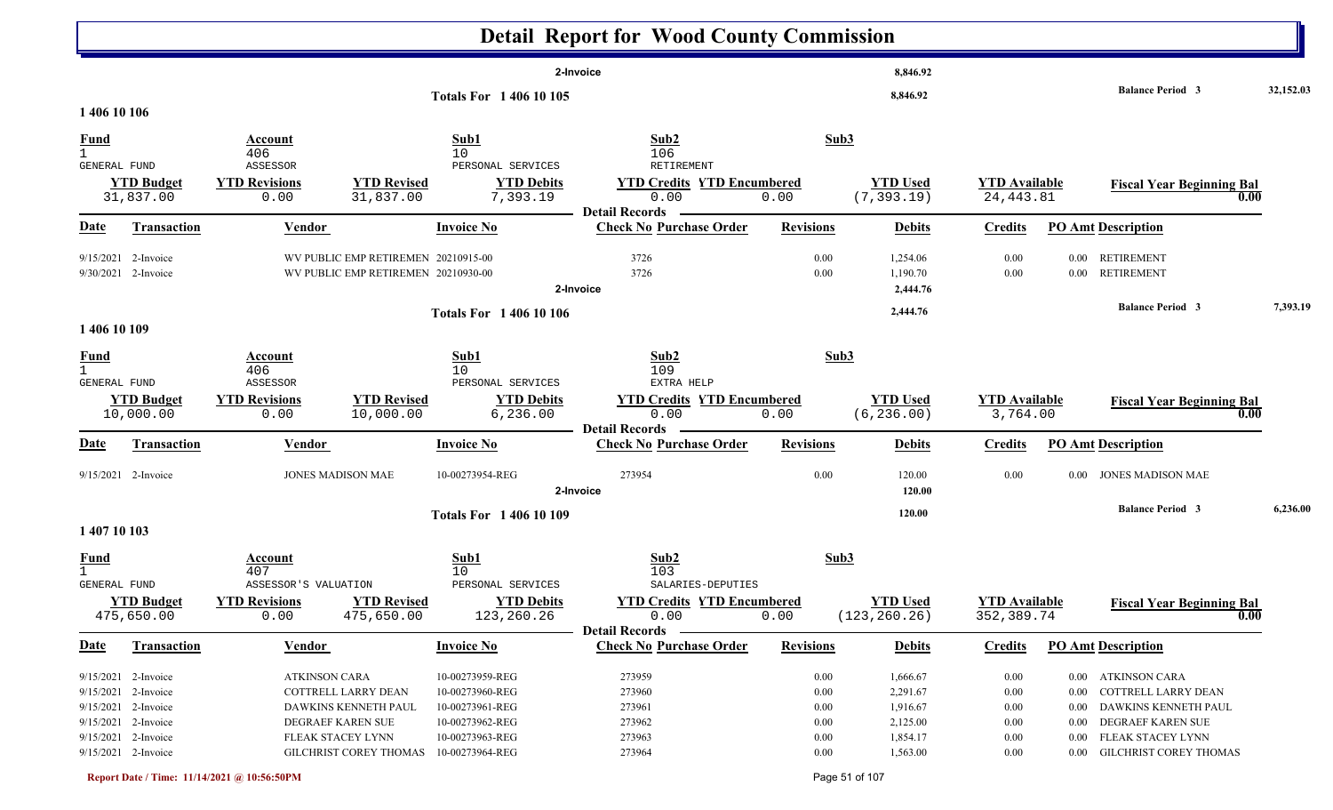# Detail Report for Wood County Commission

| | | | | | | | | | | |
|---|---|---|---|---|---|---|---|---|---|---|
| | | | | 2-Invoice | | | 8,846.92 | | | |
| | | | Totals For 1 406 10 105 | | | | 8,846.92 | | | Balance Period 3 32,152.03 |

## 1 406 10 106

| Fund | Account | | Sub1 | Sub2 | | Sub3 | | | |
|---|---|---|---|---|---|---|---|---|---|
| 1 GENERAL FUND | 406 ASSESSOR | | 10 PERSONAL SERVICES | 106 RETIREMENT | | | | | |
| **YTD Budget** | **YTD Revisions** | **YTD Revised** | **YTD Debits** | **YTD Credits** | **YTD Encumbered** | **YTD Used** | **YTD Available** | **Fiscal Year Beginning Bal** | |
| 31,837.00 | 0.00 | 31,837.00 | 7,393.19 | 0.00 | 0.00 | (7,393.19) | 24,443.81 | 0.00 | |

Detail Records

| Date | Transaction | Vendor | Invoice No | Check No | Purchase Order | Revisions | Debits | Credits | PO Amt | Description |
|---|---|---|---|---|---|---|---|---|---|---|
| 9/15/2021 | 2-Invoice | WV PUBLIC EMP RETIREMEN | 20210915-00 | 3726 | | 0.00 | 1,254.06 | 0.00 | 0.00 | RETIREMENT |
| 9/30/2021 | 2-Invoice | WV PUBLIC EMP RETIREMEN | 20210930-00 | 3726 | | 0.00 | 1,190.70 | 0.00 | 0.00 | RETIREMENT |
| | | | 2-Invoice | | | | 2,444.76 | | | |
| | | | Totals For 1 406 10 106 | | | | 2,444.76 | | | Balance Period 3 7,393.19 |

## 1 406 10 109

| Fund | Account | | Sub1 | Sub2 | | Sub3 | | | |
|---|---|---|---|---|---|---|---|---|---|
| 1 GENERAL FUND | 406 ASSESSOR | | 10 PERSONAL SERVICES | 109 EXTRA HELP | | | | | |
| **YTD Budget** | **YTD Revisions** | **YTD Revised** | **YTD Debits** | **YTD Credits** | **YTD Encumbered** | **YTD Used** | **YTD Available** | **Fiscal Year Beginning Bal** | |
| 10,000.00 | 0.00 | 10,000.00 | 6,236.00 | 0.00 | 0.00 | (6,236.00) | 3,764.00 | 0.00 | |

Detail Records

| Date | Transaction | Vendor | Invoice No | Check No | Purchase Order | Revisions | Debits | Credits | PO Amt | Description |
|---|---|---|---|---|---|---|---|---|---|---|
| 9/15/2021 | 2-Invoice | JONES MADISON MAE | 10-00273954-REG | 273954 | | 0.00 | 120.00 | 0.00 | 0.00 | JONES MADISON MAE |
| | | | 2-Invoice | | | | 120.00 | | | |
| | | | Totals For 1 406 10 109 | | | | 120.00 | | | Balance Period 3 6,236.00 |

## 1 407 10 103

| Fund | Account | | Sub1 | Sub2 | | Sub3 | | | |
|---|---|---|---|---|---|---|---|---|---|
| 1 GENERAL FUND | 407 ASSESSOR'S VALUATION | | 10 PERSONAL SERVICES | 103 SALARIES-DEPUTIES | | | | | |
| **YTD Budget** | **YTD Revisions** | **YTD Revised** | **YTD Debits** | **YTD Credits** | **YTD Encumbered** | **YTD Used** | **YTD Available** | **Fiscal Year Beginning Bal** | |
| 475,650.00 | 0.00 | 475,650.00 | 123,260.26 | 0.00 | 0.00 | (123,260.26) | 352,389.74 | 0.00 | |

Detail Records

| Date | Transaction | Vendor | Invoice No | Check No | Purchase Order | Revisions | Debits | Credits | PO Amt | Description |
|---|---|---|---|---|---|---|---|---|---|---|
| 9/15/2021 | 2-Invoice | ATKINSON CARA | 10-00273959-REG | 273959 | | 0.00 | 1,666.67 | 0.00 | 0.00 | ATKINSON CARA |
| 9/15/2021 | 2-Invoice | COTTRELL LARRY DEAN | 10-00273960-REG | 273960 | | 0.00 | 2,291.67 | 0.00 | 0.00 | COTTRELL LARRY DEAN |
| 9/15/2021 | 2-Invoice | DAWKINS KENNETH PAUL | 10-00273961-REG | 273961 | | 0.00 | 1,916.67 | 0.00 | 0.00 | DAWKINS KENNETH PAUL |
| 9/15/2021 | 2-Invoice | DEGRAEF KAREN SUE | 10-00273962-REG | 273962 | | 0.00 | 2,125.00 | 0.00 | 0.00 | DEGRAEF KAREN SUE |
| 9/15/2021 | 2-Invoice | FLEAK STACEY LYNN | 10-00273963-REG | 273963 | | 0.00 | 1,854.17 | 0.00 | 0.00 | FLEAK STACEY LYNN |
| 9/15/2021 | 2-Invoice | GILCHRIST COREY THOMAS | 10-00273964-REG | 273964 | | 0.00 | 1,563.00 | 0.00 | 0.00 | GILCHRIST COREY THOMAS |

Report Date / Time: 11/14/2021 @ 10:56:50PM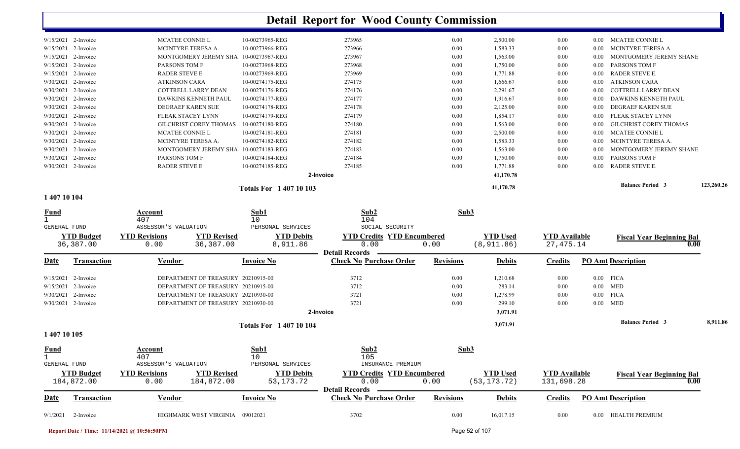# Detail Report for Wood County Commission

| Date | Transaction | Vendor | Invoice No | Check No | Purchase Order | Revisions | Debits | Credits | PO Amt | Description |
|---|---|---|---|---|---|---|---|---|---|---|
| 9/15/2021 | 2-Invoice | MCATEE CONNIE L | 10-00273965-REG | 273965 | | 0.00 | 2,500.00 | 0.00 | 0.00 | MCATEE CONNIE L |
| 9/15/2021 | 2-Invoice | MCINTYRE TERESA A. | 10-00273966-REG | 273966 | | 0.00 | 1,583.33 | 0.00 | 0.00 | MCINTYRE TERESA A. |
| 9/15/2021 | 2-Invoice | MONTGOMERY JEREMY SHA | 10-00273967-REG | 273967 | | 0.00 | 1,563.00 | 0.00 | 0.00 | MONTGOMERY JEREMY SHANE |
| 9/15/2021 | 2-Invoice | PARSONS TOM F | 10-00273968-REG | 273968 | | 0.00 | 1,750.00 | 0.00 | 0.00 | PARSONS TOM F |
| 9/15/2021 | 2-Invoice | RADER STEVE E | 10-00273969-REG | 273969 | | 0.00 | 1,771.88 | 0.00 | 0.00 | RADER STEVE E. |
| 9/30/2021 | 2-Invoice | ATKINSON CARA | 10-00274175-REG | 274175 | | 0.00 | 1,666.67 | 0.00 | 0.00 | ATKINSON CARA |
| 9/30/2021 | 2-Invoice | COTTRELL LARRY DEAN | 10-00274176-REG | 274176 | | 0.00 | 2,291.67 | 0.00 | 0.00 | COTTRELL LARRY DEAN |
| 9/30/2021 | 2-Invoice | DAWKINS KENNETH PAUL | 10-00274177-REG | 274177 | | 0.00 | 1,916.67 | 0.00 | 0.00 | DAWKINS KENNETH PAUL |
| 9/30/2021 | 2-Invoice | DEGRAEF KAREN SUE | 10-00274178-REG | 274178 | | 0.00 | 2,125.00 | 0.00 | 0.00 | DEGRAEF KAREN SUE |
| 9/30/2021 | 2-Invoice | FLEAK STACEY LYNN | 10-00274179-REG | 274179 | | 0.00 | 1,854.17 | 0.00 | 0.00 | FLEAK STACEY LYNN |
| 9/30/2021 | 2-Invoice | GILCHRIST COREY THOMAS | 10-00274180-REG | 274180 | | 0.00 | 1,563.00 | 0.00 | 0.00 | GILCHRIST COREY THOMAS |
| 9/30/2021 | 2-Invoice | MCATEE CONNIE L | 10-00274181-REG | 274181 | | 0.00 | 2,500.00 | 0.00 | 0.00 | MCATEE CONNIE L |
| 9/30/2021 | 2-Invoice | MCINTYRE TERESA A. | 10-00274182-REG | 274182 | | 0.00 | 1,583.33 | 0.00 | 0.00 | MCINTYRE TERESA A. |
| 9/30/2021 | 2-Invoice | MONTGOMERY JEREMY SHA | 10-00274183-REG | 274183 | | 0.00 | 1,563.00 | 0.00 | 0.00 | MONTGOMERY JEREMY SHANE |
| 9/30/2021 | 2-Invoice | PARSONS TOM F | 10-00274184-REG | 274184 | | 0.00 | 1,750.00 | 0.00 | 0.00 | PARSONS TOM F |
| 9/30/2021 | 2-Invoice | RADER STEVE E | 10-00274185-REG | 274185 | | 0.00 | 1,771.88 | 0.00 | 0.00 | RADER STEVE E. |
| | | | | 2-Invoice | | | 41,170.78 | | | |

**Totals For 1 407 10 103** — 41,170.78 — **Balance Period 3** 123,260.26

## 1 407 10 104

| Fund | Account | Sub1 | Sub2 | Sub3 |
|---|---|---|---|---|
| 1 GENERAL FUND | 407 ASSESSOR'S VALUATION | 10 PERSONAL SERVICES | 104 SOCIAL SECURITY | |

| YTD Budget | YTD Revisions | YTD Revised | YTD Debits | YTD Credits | YTD Encumbered | YTD Used | YTD Available | Fiscal Year Beginning Bal |
|---|---|---|---|---|---|---|---|---|
| 36,387.00 | 0.00 | 36,387.00 | 8,911.86 | 0.00 | 0.00 | (8,911.86) | 27,475.14 | 0.00 |

**Detail Records**

| Date | Transaction | Vendor | Invoice No | Check No | Purchase Order | Revisions | Debits | Credits | PO Amt | Description |
|---|---|---|---|---|---|---|---|---|---|---|
| 9/15/2021 | 2-Invoice | DEPARTMENT OF TREASURY | 20210915-00 | 3712 | | 0.00 | 1,210.68 | 0.00 | 0.00 | FICA |
| 9/15/2021 | 2-Invoice | DEPARTMENT OF TREASURY | 20210915-00 | 3712 | | 0.00 | 283.14 | 0.00 | 0.00 | MED |
| 9/30/2021 | 2-Invoice | DEPARTMENT OF TREASURY | 20210930-00 | 3721 | | 0.00 | 1,278.99 | 0.00 | 0.00 | FICA |
| 9/30/2021 | 2-Invoice | DEPARTMENT OF TREASURY | 20210930-00 | 3721 | | 0.00 | 299.10 | 0.00 | 0.00 | MED |
| | | | | 2-Invoice | | | 3,071.91 | | | |

**Totals For 1 407 10 104** — 3,071.91 — **Balance Period 3** 8,911.86

## 1 407 10 105

| Fund | Account | Sub1 | Sub2 | Sub3 |
|---|---|---|---|---|
| 1 GENERAL FUND | 407 ASSESSOR'S VALUATION | 10 PERSONAL SERVICES | 105 INSURANCE PREMIUM | |

| YTD Budget | YTD Revisions | YTD Revised | YTD Debits | YTD Credits | YTD Encumbered | YTD Used | YTD Available | Fiscal Year Beginning Bal |
|---|---|---|---|---|---|---|---|---|
| 184,872.00 | 0.00 | 184,872.00 | 53,173.72 | 0.00 | 0.00 | (53,173.72) | 131,698.28 | 0.00 |

**Detail Records**

| Date | Transaction | Vendor | Invoice No | Check No | Purchase Order | Revisions | Debits | Credits | PO Amt | Description |
|---|---|---|---|---|---|---|---|---|---|---|
| 9/1/2021 | 2-Invoice | HIGHMARK WEST VIRGINIA | 09012021 | 3702 | | 0.00 | 16,017.15 | 0.00 | 0.00 | HEALTH PREMIUM |

Report Date / Time: 11/14/2021 @ 10:56:50PM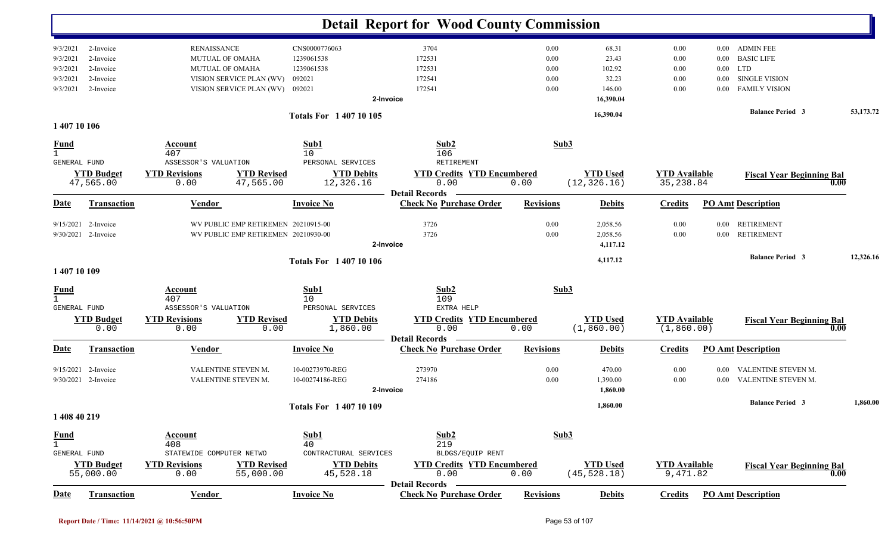# Detail Report for Wood County Commission

| Date | Transaction | Vendor | Invoice No | Check No | Revisions | Debits | Credits | PO Amt | Description |
|---|---|---|---|---|---|---|---|---|---|
| 9/3/2021 | 2-Invoice | RENAISSANCE | CNS0000776063 | 3704 | 0.00 | 68.31 | 0.00 | 0.00 | ADMIN FEE |
| 9/3/2021 | 2-Invoice | MUTUAL OF OMAHA | 1239061538 | 172531 | 0.00 | 23.43 | 0.00 | 0.00 | BASIC LIFE |
| 9/3/2021 | 2-Invoice | MUTUAL OF OMAHA | 1239061538 | 172531 | 0.00 | 102.92 | 0.00 | 0.00 | LTD |
| 9/3/2021 | 2-Invoice | VISION SERVICE PLAN (WV) | 092021 | 172541 | 0.00 | 32.23 | 0.00 | 0.00 | SINGLE VISION |
| 9/3/2021 | 2-Invoice | VISION SERVICE PLAN (WV) | 092021 | 172541 | 0.00 | 146.00 | 0.00 | 0.00 | FAMILY VISION |
| | | | | 2-Invoice | | 16,390.04 | | | |

**Totals For 1 407 10 105** 16,390.04 — **Balance Period 3** 53,173.72

## 1 407 10 106

| Fund | Account | Sub1 | Sub2 | Sub3 |
|---|---|---|---|---|
| 1 | 407 | 10 | 106 | |
| GENERAL FUND | ASSESSOR'S VALUATION | PERSONAL SERVICES | RETIREMENT | |

| YTD Budget | YTD Revisions | YTD Revised | YTD Debits | YTD Credits | YTD Encumbered | YTD Used | YTD Available | Fiscal Year Beginning Bal |
|---|---|---|---|---|---|---|---|---|
| 47,565.00 | 0.00 | 47,565.00 | 12,326.16 | 0.00 | 0.00 | (12,326.16) | 35,238.84 | 0.00 |

**Detail Records**

| Date | Transaction | Vendor | Invoice No | Check No | Purchase Order | Revisions | Debits | Credits | PO Amt | Description |
|---|---|---|---|---|---|---|---|---|---|---|
| 9/15/2021 | 2-Invoice | WV PUBLIC EMP RETIREMEN | 20210915-00 | 3726 | | 0.00 | 2,058.56 | 0.00 | 0.00 | RETIREMENT |
| 9/30/2021 | 2-Invoice | WV PUBLIC EMP RETIREMEN | 20210930-00 | 3726 | | 0.00 | 2,058.56 | 0.00 | 0.00 | RETIREMENT |
| | | | | 2-Invoice | | | 4,117.12 | | | |

**Totals For 1 407 10 106** 4,117.12 — **Balance Period 3** 12,326.16

## 1 407 10 109

| Fund | Account | Sub1 | Sub2 | Sub3 |
|---|---|---|---|---|
| 1 | 407 | 10 | 109 | |
| GENERAL FUND | ASSESSOR'S VALUATION | PERSONAL SERVICES | EXTRA HELP | |

| YTD Budget | YTD Revisions | YTD Revised | YTD Debits | YTD Credits | YTD Encumbered | YTD Used | YTD Available | Fiscal Year Beginning Bal |
|---|---|---|---|---|---|---|---|---|
| 0.00 | 0.00 | 0.00 | 1,860.00 | 0.00 | 0.00 | (1,860.00) | (1,860.00) | 0.00 |

**Detail Records**

| Date | Transaction | Vendor | Invoice No | Check No | Purchase Order | Revisions | Debits | Credits | PO Amt | Description |
|---|---|---|---|---|---|---|---|---|---|---|
| 9/15/2021 | 2-Invoice | VALENTINE STEVEN M. | 10-00273970-REG | 273970 | | 0.00 | 470.00 | 0.00 | 0.00 | VALENTINE STEVEN M. |
| 9/30/2021 | 2-Invoice | VALENTINE STEVEN M. | 10-00274186-REG | 274186 | | 0.00 | 1,390.00 | 0.00 | 0.00 | VALENTINE STEVEN M. |
| | | | | 2-Invoice | | | 1,860.00 | | | |

**Totals For 1 407 10 109** 1,860.00 — **Balance Period 3** 1,860.00

## 1 408 40 219

| Fund | Account | Sub1 | Sub2 | Sub3 |
|---|---|---|---|---|
| 1 | 408 | 40 | 219 | |
| GENERAL FUND | STATEWIDE COMPUTER NETWO | CONTRACTUAL SERVICES | BLDGS/EQUIP RENT | |

| YTD Budget | YTD Revisions | YTD Revised | YTD Debits | YTD Credits | YTD Encumbered | YTD Used | YTD Available | Fiscal Year Beginning Bal |
|---|---|---|---|---|---|---|---|---|
| 55,000.00 | 0.00 | 55,000.00 | 45,528.18 | 0.00 | 0.00 | (45,528.18) | 9,471.82 | 0.00 |

**Detail Records**

| Date | Transaction | Vendor | Invoice No | Check No | Purchase Order | Revisions | Debits | Credits | PO Amt | Description |
|---|---|---|---|---|---|---|---|---|---|---|

Report Date / Time: 11/14/2021 @ 10:56:50PM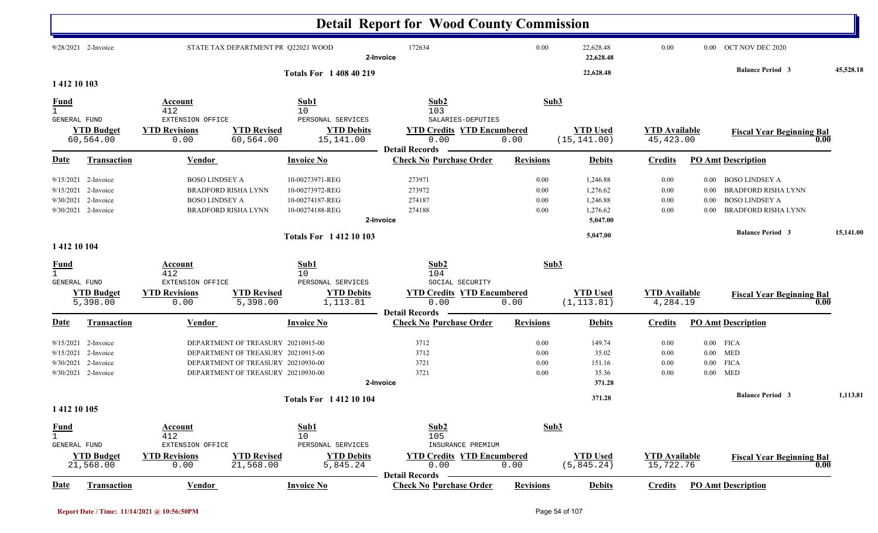# Detail Report for Wood County Commission

| Date | Transaction | Vendor | Invoice No | Check No | Purchase Order | Revisions | Debits | Credits | PO Amt | Description |
|---|---|---|---|---|---|---|---|---|---|---|
| 9/28/2021 | 2-Invoice | STATE TAX DEPARTMENT PR | Q22021 WOOD | 172634 | | 0.00 | 22,628.48 | 0.00 | 0.00 | OCT NOV DEC 2020 |
| | | | 2-Invoice | | | | 22,628.48 | | | |

**Totals For 1 408 40 219** — 22,628.48 — Balance Period 3 — 45,528.18

## 1 412 10 103

| Fund | Account | Sub1 | Sub2 | Sub3 |
|---|---|---|---|---|
| 1 | 412 | 10 | 103 | |
| GENERAL FUND | EXTENSION OFFICE | PERSONAL SERVICES | SALARIES-DEPUTIES | |

| YTD Budget | YTD Revisions | YTD Revised | YTD Debits | YTD Credits | YTD Encumbered | YTD Used | YTD Available | Fiscal Year Beginning Bal |
|---|---|---|---|---|---|---|---|---|
| 60,564.00 | 0.00 | 60,564.00 | 15,141.00 | 0.00 | 0.00 | (15,141.00) | 45,423.00 | 0.00 |

**Detail Records**

| Date | Transaction | Vendor | Invoice No | Check No | Purchase Order | Revisions | Debits | Credits | PO Amt | Description |
|---|---|---|---|---|---|---|---|---|---|---|
| 9/15/2021 | 2-Invoice | BOSO LINDSEY A | 10-00273971-REG | 273971 | | 0.00 | 1,246.88 | 0.00 | 0.00 | BOSO LINDSEY A |
| 9/15/2021 | 2-Invoice | BRADFORD RISHA LYNN | 10-00273972-REG | 273972 | | 0.00 | 1,276.62 | 0.00 | 0.00 | BRADFORD RISHA LYNN |
| 9/30/2021 | 2-Invoice | BOSO LINDSEY A | 10-00274187-REG | 274187 | | 0.00 | 1,246.88 | 0.00 | 0.00 | BOSO LINDSEY A |
| 9/30/2021 | 2-Invoice | BRADFORD RISHA LYNN | 10-00274188-REG | 274188 | | 0.00 | 1,276.62 | 0.00 | 0.00 | BRADFORD RISHA LYNN |
| | | | 2-Invoice | | | | 5,047.00 | | | |

**Totals For 1 412 10 103** — 5,047.00 — Balance Period 3 — 15,141.00

## 1 412 10 104

| Fund | Account | Sub1 | Sub2 | Sub3 |
|---|---|---|---|---|
| 1 | 412 | 10 | 104 | |
| GENERAL FUND | EXTENSION OFFICE | PERSONAL SERVICES | SOCIAL SECURITY | |

| YTD Budget | YTD Revisions | YTD Revised | YTD Debits | YTD Credits | YTD Encumbered | YTD Used | YTD Available | Fiscal Year Beginning Bal |
|---|---|---|---|---|---|---|---|---|
| 5,398.00 | 0.00 | 5,398.00 | 1,113.81 | 0.00 | 0.00 | (1,113.81) | 4,284.19 | 0.00 |

**Detail Records**

| Date | Transaction | Vendor | Invoice No | Check No | Purchase Order | Revisions | Debits | Credits | PO Amt | Description |
|---|---|---|---|---|---|---|---|---|---|---|
| 9/15/2021 | 2-Invoice | DEPARTMENT OF TREASURY | 20210915-00 | 3712 | | 0.00 | 149.74 | 0.00 | 0.00 | FICA |
| 9/15/2021 | 2-Invoice | DEPARTMENT OF TREASURY | 20210915-00 | 3712 | | 0.00 | 35.02 | 0.00 | 0.00 | MED |
| 9/30/2021 | 2-Invoice | DEPARTMENT OF TREASURY | 20210930-00 | 3721 | | 0.00 | 151.16 | 0.00 | 0.00 | FICA |
| 9/30/2021 | 2-Invoice | DEPARTMENT OF TREASURY | 20210930-00 | 3721 | | 0.00 | 35.36 | 0.00 | 0.00 | MED |
| | | | 2-Invoice | | | | 371.28 | | | |

**Totals For 1 412 10 104** — 371.28 — Balance Period 3 — 1,113.81

## 1 412 10 105

| Fund | Account | Sub1 | Sub2 | Sub3 |
|---|---|---|---|---|
| 1 | 412 | 10 | 105 | |
| GENERAL FUND | EXTENSION OFFICE | PERSONAL SERVICES | INSURANCE PREMIUM | |

| YTD Budget | YTD Revisions | YTD Revised | YTD Debits | YTD Credits | YTD Encumbered | YTD Used | YTD Available | Fiscal Year Beginning Bal |
|---|---|---|---|---|---|---|---|---|
| 21,568.00 | 0.00 | 21,568.00 | 5,845.24 | 0.00 | 0.00 | (5,845.24) | 15,722.76 | 0.00 |

**Detail Records**

| Date | Transaction | Vendor | Invoice No | Check No | Purchase Order | Revisions | Debits | Credits | PO Amt | Description |
|---|---|---|---|---|---|---|---|---|---|---|

Report Date / Time: 11/14/2021 @ 10:56:50PM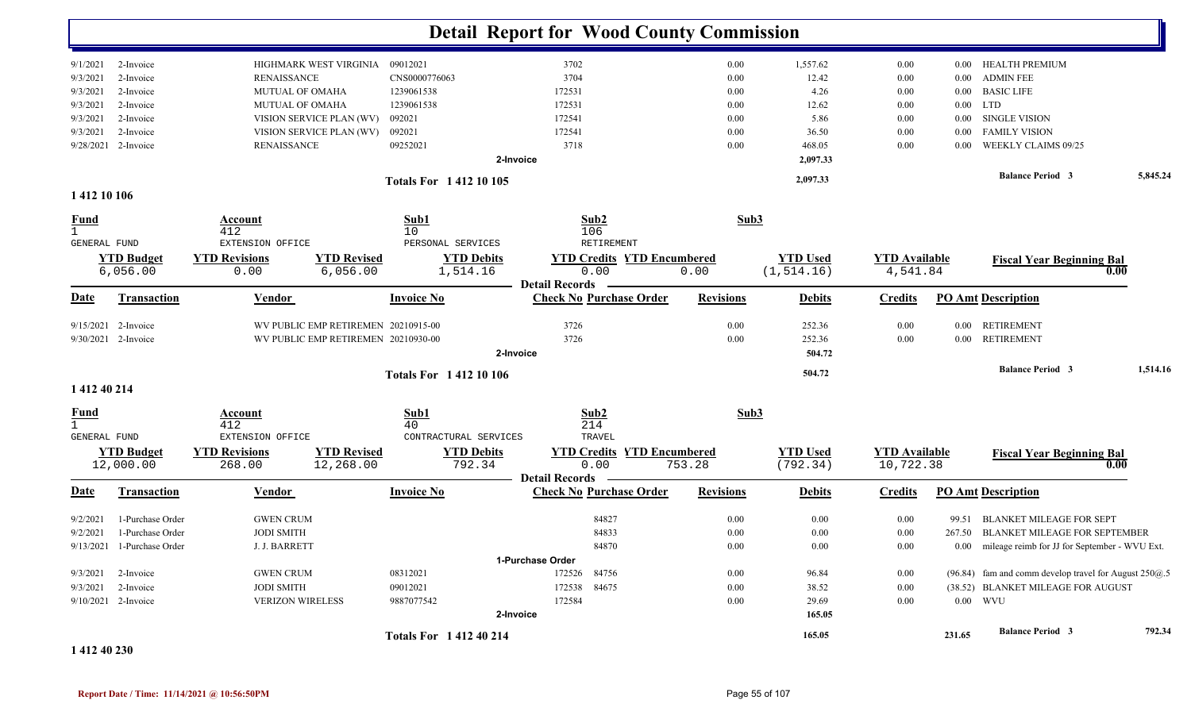# Detail Report for Wood County Commission

| Date | Transaction | Vendor | Invoice No | Check No | Purchase Order | Revisions | Debits | Credits | PO Amt | Description |
|---|---|---|---|---|---|---|---|---|---|---|
| 9/1/2021 | 2-Invoice | HIGHMARK WEST VIRGINIA | 09012021 | 3702 | | 0.00 | 1,557.62 | 0.00 | 0.00 | HEALTH PREMIUM |
| 9/3/2021 | 2-Invoice | RENAISSANCE | CNS0000776063 | 3704 | | 0.00 | 12.42 | 0.00 | 0.00 | ADMIN FEE |
| 9/3/2021 | 2-Invoice | MUTUAL OF OMAHA | 1239061538 | 172531 | | 0.00 | 4.26 | 0.00 | 0.00 | BASIC LIFE |
| 9/3/2021 | 2-Invoice | MUTUAL OF OMAHA | 1239061538 | 172531 | | 0.00 | 12.62 | 0.00 | 0.00 | LTD |
| 9/3/2021 | 2-Invoice | VISION SERVICE PLAN (WV) | 092021 | 172541 | | 0.00 | 5.86 | 0.00 | 0.00 | SINGLE VISION |
| 9/3/2021 | 2-Invoice | VISION SERVICE PLAN (WV) | 092021 | 172541 | | 0.00 | 36.50 | 0.00 | 0.00 | FAMILY VISION |
| 9/28/2021 | 2-Invoice | RENAISSANCE | 09252021 | 3718 | | 0.00 | 468.05 | 0.00 | 0.00 | WEEKLY CLAIMS 09/25 |
| | | | 2-Invoice | | | | 2,097.33 | | | |
| | | | Totals For 1 412 10 105 | | | | 2,097.33 | | | Balance Period 3 — 5,845.24 |

## 1 412 10 106

| Fund | Account | Sub1 | Sub2 | Sub3 |
|---|---|---|---|---|
| 1 | 412 | 10 | 106 | |
| GENERAL FUND | EXTENSION OFFICE | PERSONAL SERVICES | RETIREMENT | |

| YTD Budget | YTD Revisions | YTD Revised | YTD Debits | YTD Credits | YTD Encumbered | YTD Used | YTD Available | Fiscal Year Beginning Bal |
|---|---|---|---|---|---|---|---|---|
| 6,056.00 | 0.00 | 6,056.00 | 1,514.16 | 0.00 | 0.00 | (1,514.16) | 4,541.84 | 0.00 |

**Detail Records**

| Date | Transaction | Vendor | Invoice No | Check No | Purchase Order | Revisions | Debits | Credits | PO Amt | Description |
|---|---|---|---|---|---|---|---|---|---|---|
| 9/15/2021 | 2-Invoice | WV PUBLIC EMP RETIREMEN | 20210915-00 | 3726 | | 0.00 | 252.36 | 0.00 | 0.00 | RETIREMENT |
| 9/30/2021 | 2-Invoice | WV PUBLIC EMP RETIREMEN | 20210930-00 | 3726 | | 0.00 | 252.36 | 0.00 | 0.00 | RETIREMENT |
| | | | 2-Invoice | | | | 504.72 | | | |
| | | | Totals For 1 412 10 106 | | | | 504.72 | | | Balance Period 3 — 1,514.16 |

## 1 412 40 214

| Fund | Account | Sub1 | Sub2 | Sub3 |
|---|---|---|---|---|
| 1 | 412 | 40 | 214 | |
| GENERAL FUND | EXTENSION OFFICE | CONTRACTURAL SERVICES | TRAVEL | |

| YTD Budget | YTD Revisions | YTD Revised | YTD Debits | YTD Credits | YTD Encumbered | YTD Used | YTD Available | Fiscal Year Beginning Bal |
|---|---|---|---|---|---|---|---|---|
| 12,000.00 | 268.00 | 12,268.00 | 792.34 | 0.00 | 753.28 | (792.34) | 10,722.38 | 0.00 |

**Detail Records**

| Date | Transaction | Vendor | Invoice No | Check No | Purchase Order | Revisions | Debits | Credits | PO Amt | Description |
|---|---|---|---|---|---|---|---|---|---|---|
| 9/2/2021 | 1-Purchase Order | GWEN CRUM | | | 84827 | 0.00 | 0.00 | 0.00 | 99.51 | BLANKET MILEAGE FOR SEPT |
| 9/2/2021 | 1-Purchase Order | JODI SMITH | | | 84833 | 0.00 | 0.00 | 0.00 | 267.50 | BLANKET MILEAGE FOR SEPTEMBER |
| 9/13/2021 | 1-Purchase Order | J. J. BARRETT | | | 84870 | 0.00 | 0.00 | 0.00 | 0.00 | mileage reimb for JJ for September - WVU Ext. |
| | | | 1-Purchase Order | | | | | | | |
| 9/3/2021 | 2-Invoice | GWEN CRUM | 08312021 | 172526 | 84756 | 0.00 | 96.84 | 0.00 | (96.84) | fam and comm develop travel for August 250@.5 |
| 9/3/2021 | 2-Invoice | JODI SMITH | 09012021 | 172538 | 84675 | 0.00 | 38.52 | 0.00 | (38.52) | BLANKET MILEAGE FOR AUGUST |
| 9/10/2021 | 2-Invoice | VERIZON WIRELESS | 9887077542 | 172584 | | 0.00 | 29.69 | 0.00 | 0.00 | WVU |
| | | | 2-Invoice | | | | 165.05 | | | |
| | | | Totals For 1 412 40 214 | | | | 165.05 | | 231.65 | Balance Period 3 — 792.34 |

## 1 412 40 230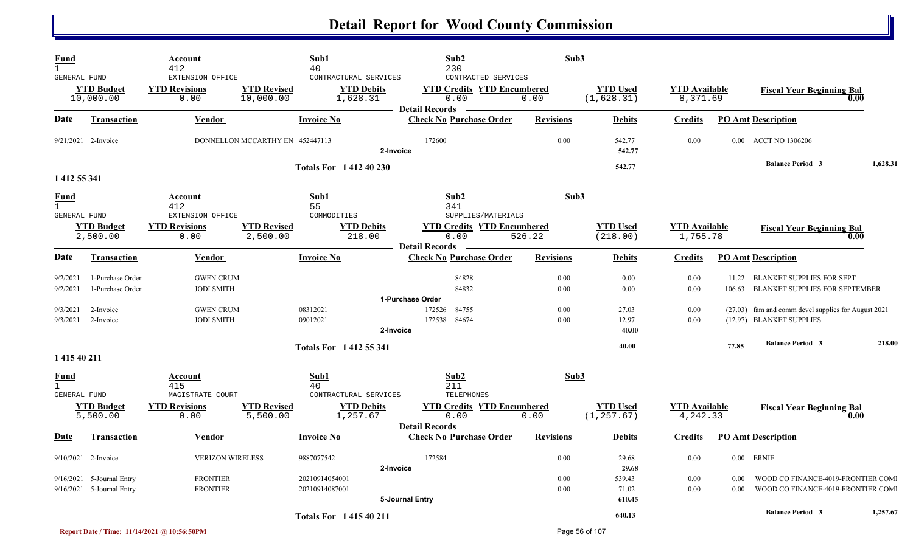# Detail Report for Wood County Commission

| Fund | Account | Sub1 | Sub2 | Sub3 |
|---|---|---|---|---|
| 1 | 412 | 40 | 230 | |
| GENERAL FUND | EXTENSION OFFICE | CONTRACTUAL SERVICES | CONTRACTED SERVICES | |

| YTD Budget | YTD Revisions | YTD Revised | YTD Debits | YTD Credits | YTD Encumbered | YTD Used | YTD Available | Fiscal Year Beginning Bal |
|---|---|---|---|---|---|---|---|---|
| 10,000.00 | 0.00 | 10,000.00 | 1,628.31 | 0.00 | 0.00 | (1,628.31) | 8,371.69 | 0.00 |

**Detail Records**

| Date | Transaction | Vendor | Invoice No | Check No | Purchase Order | Revisions | Debits | Credits | PO Amt | Description |
|---|---|---|---|---|---|---|---|---|---|---|
| 9/21/2021 | 2-Invoice | DONNELLON MCCARTHY EN | 452447113 | 172600 | | 0.00 | 542.77 | 0.00 | 0.00 | ACCT NO 1306206 |
| | 2-Invoice | | | | | | 542.77 | | | |
| | Totals For 1 412 40 230 | | | | | | 542.77 | | | Balance Period 3 — 1,628.31 |

**1 412 55 341**

| Fund | Account | Sub1 | Sub2 | Sub3 |
|---|---|---|---|---|
| 1 | 412 | 55 | 341 | |
| GENERAL FUND | EXTENSION OFFICE | COMMODITIES | SUPPLIES/MATERIALS | |

| YTD Budget | YTD Revisions | YTD Revised | YTD Debits | YTD Credits | YTD Encumbered | YTD Used | YTD Available | Fiscal Year Beginning Bal |
|---|---|---|---|---|---|---|---|---|
| 2,500.00 | 0.00 | 2,500.00 | 218.00 | 0.00 | 526.22 | (218.00) | 1,755.78 | 0.00 |

**Detail Records**

| Date | Transaction | Vendor | Invoice No | Check No | Purchase Order | Revisions | Debits | Credits | PO Amt | Description |
|---|---|---|---|---|---|---|---|---|---|---|
| 9/2/2021 | 1-Purchase Order | GWEN CRUM | | | 84828 | 0.00 | 0.00 | 0.00 | 11.22 | BLANKET SUPPLIES FOR SEPT |
| 9/2/2021 | 1-Purchase Order | JODI SMITH | | | 84832 | 0.00 | 0.00 | 0.00 | 106.63 | BLANKET SUPPLIES FOR SEPTEMBER |
| | 1-Purchase Order | | | | | | | | | |
| 9/3/2021 | 2-Invoice | GWEN CRUM | 08312021 | 172526 | 84755 | 0.00 | 27.03 | 0.00 | (27.03) | fam and comm devel supplies for August 2021 |
| 9/3/2021 | 2-Invoice | JODI SMITH | 09012021 | 172538 | 84674 | 0.00 | 12.97 | 0.00 | (12.97) | BLANKET SUPPLIES |
| | 2-Invoice | | | | | | 40.00 | | | |
| | Totals For 1 412 55 341 | | | | | | 40.00 | | 77.85 | Balance Period 3 — 218.00 |

**1 415 40 211**

| Fund | Account | Sub1 | Sub2 | Sub3 |
|---|---|---|---|---|
| 1 | 415 | 40 | 211 | |
| GENERAL FUND | MAGISTRATE COURT | CONTRACTUAL SERVICES | TELEPHONES | |

| YTD Budget | YTD Revisions | YTD Revised | YTD Debits | YTD Credits | YTD Encumbered | YTD Used | YTD Available | Fiscal Year Beginning Bal |
|---|---|---|---|---|---|---|---|---|
| 5,500.00 | 0.00 | 5,500.00 | 1,257.67 | 0.00 | 0.00 | (1,257.67) | 4,242.33 | 0.00 |

**Detail Records**

| Date | Transaction | Vendor | Invoice No | Check No | Purchase Order | Revisions | Debits | Credits | PO Amt | Description |
|---|---|---|---|---|---|---|---|---|---|---|
| 9/10/2021 | 2-Invoice | VERIZON WIRELESS | 9887077542 | 172584 | | 0.00 | 29.68 | 0.00 | 0.00 | ERNIE |
| | 2-Invoice | | | | | | 29.68 | | | |
| 9/16/2021 | 5-Journal Entry | FRONTIER | 20210914054001 | | | 0.00 | 539.43 | 0.00 | 0.00 | WOOD CO FINANCE-4019-FRONTIER COMI |
| 9/16/2021 | 5-Journal Entry | FRONTIER | 20210914087001 | | | 0.00 | 71.02 | 0.00 | 0.00 | WOOD CO FINANCE-4019-FRONTIER COMI |
| | 5-Journal Entry | | | | | | 610.45 | | | |
| | Totals For 1 415 40 211 | | | | | | 640.13 | | | Balance Period 3 — 1,257.67 |

Report Date / Time: 11/14/2021 @ 10:56:50PM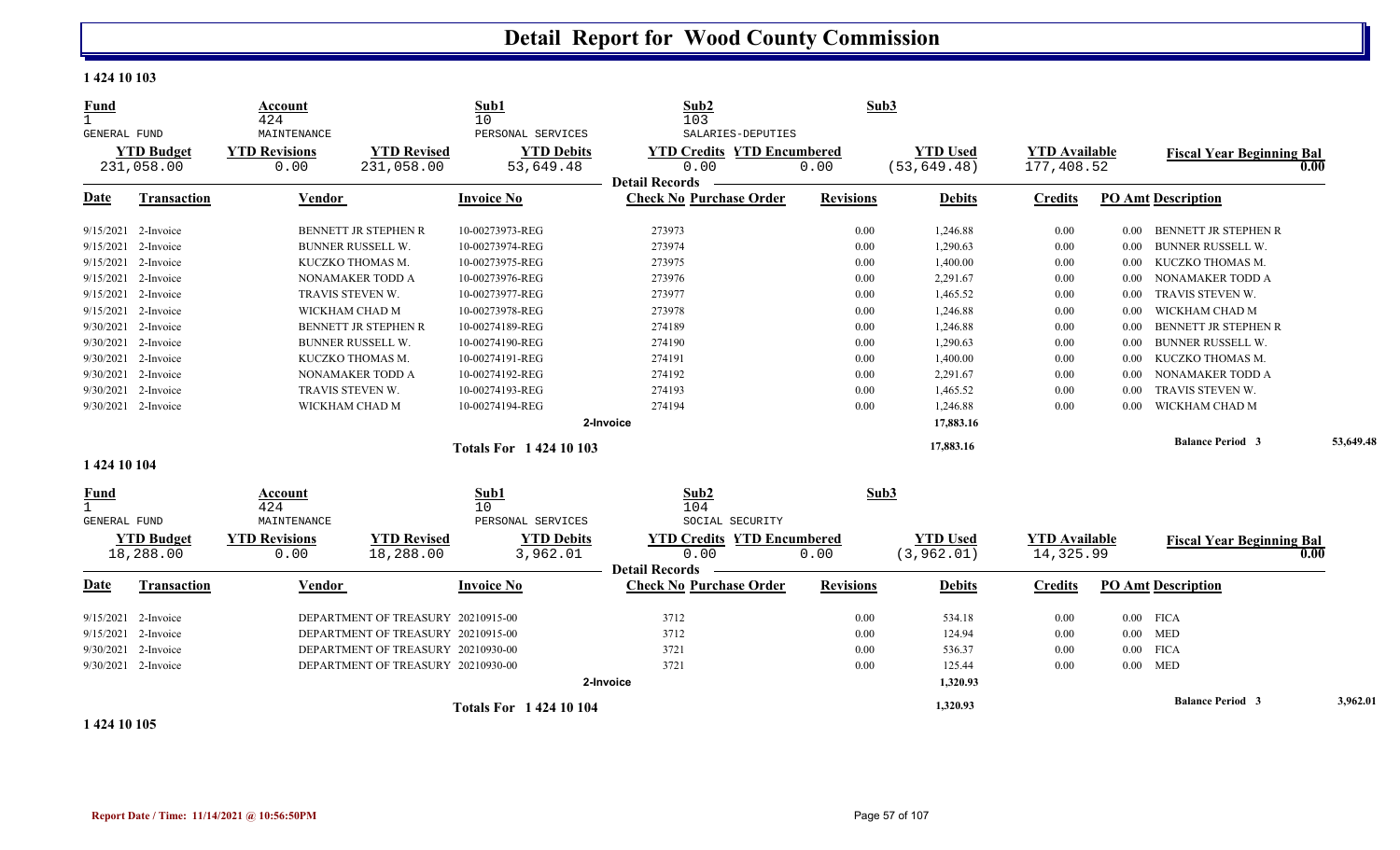# Detail Report for Wood County Commission

**1 424 10 103**

| Fund | Account | Sub1 | Sub2 | Sub3 |
|---|---|---|---|---|
| 1 | 424 | 10 | 103 | |
| GENERAL FUND | MAINTENANCE | PERSONAL SERVICES | SALARIES-DEPUTIES | |

| YTD Budget | YTD Revisions | YTD Revised | YTD Debits | YTD Credits | YTD Encumbered | YTD Used | YTD Available | Fiscal Year Beginning Bal |
|---|---|---|---|---|---|---|---|---|
| 231,058.00 | 0.00 | 231,058.00 | 53,649.48 | 0.00 | 0.00 | (53,649.48) | 177,408.52 | 0.00 |

**Detail Records**

| Date | Transaction | Vendor | Invoice No | Check No | Purchase Order | Revisions | Debits | Credits | PO Amt | Description |
|---|---|---|---|---|---|---|---|---|---|---|
| 9/15/2021 | 2-Invoice | BENNETT JR STEPHEN R | 10-00273973-REG | 273973 | | 0.00 | 1,246.88 | 0.00 | 0.00 | BENNETT JR STEPHEN R |
| 9/15/2021 | 2-Invoice | BUNNER RUSSELL W. | 10-00273974-REG | 273974 | | 0.00 | 1,290.63 | 0.00 | 0.00 | BUNNER RUSSELL W. |
| 9/15/2021 | 2-Invoice | KUCZKO THOMAS M. | 10-00273975-REG | 273975 | | 0.00 | 1,400.00 | 0.00 | 0.00 | KUCZKO THOMAS M. |
| 9/15/2021 | 2-Invoice | NONAMAKER TODD A | 10-00273976-REG | 273976 | | 0.00 | 2,291.67 | 0.00 | 0.00 | NONAMAKER TODD A |
| 9/15/2021 | 2-Invoice | TRAVIS STEVEN W. | 10-00273977-REG | 273977 | | 0.00 | 1,465.52 | 0.00 | 0.00 | TRAVIS STEVEN W. |
| 9/15/2021 | 2-Invoice | WICKHAM CHAD M | 10-00273978-REG | 273978 | | 0.00 | 1,246.88 | 0.00 | 0.00 | WICKHAM CHAD M |
| 9/30/2021 | 2-Invoice | BENNETT JR STEPHEN R | 10-00274189-REG | 274189 | | 0.00 | 1,246.88 | 0.00 | 0.00 | BENNETT JR STEPHEN R |
| 9/30/2021 | 2-Invoice | BUNNER RUSSELL W. | 10-00274190-REG | 274190 | | 0.00 | 1,290.63 | 0.00 | 0.00 | BUNNER RUSSELL W. |
| 9/30/2021 | 2-Invoice | KUCZKO THOMAS M. | 10-00274191-REG | 274191 | | 0.00 | 1,400.00 | 0.00 | 0.00 | KUCZKO THOMAS M. |
| 9/30/2021 | 2-Invoice | NONAMAKER TODD A | 10-00274192-REG | 274192 | | 0.00 | 2,291.67 | 0.00 | 0.00 | NONAMAKER TODD A |
| 9/30/2021 | 2-Invoice | TRAVIS STEVEN W. | 10-00274193-REG | 274193 | | 0.00 | 1,465.52 | 0.00 | 0.00 | TRAVIS STEVEN W. |
| 9/30/2021 | 2-Invoice | WICKHAM CHAD M | 10-00274194-REG | 274194 | | 0.00 | 1,246.88 | 0.00 | 0.00 | WICKHAM CHAD M |
| | | | 2-Invoice | | | | 17,883.16 | | | |
| | | | Totals For 1 424 10 103 | | | | 17,883.16 | | | Balance Period 3 53,649.48 |

**1 424 10 104**

| Fund | Account | Sub1 | Sub2 | Sub3 |
|---|---|---|---|---|
| 1 | 424 | 10 | 104 | |
| GENERAL FUND | MAINTENANCE | PERSONAL SERVICES | SOCIAL SECURITY | |

| YTD Budget | YTD Revisions | YTD Revised | YTD Debits | YTD Credits | YTD Encumbered | YTD Used | YTD Available | Fiscal Year Beginning Bal |
|---|---|---|---|---|---|---|---|---|
| 18,288.00 | 0.00 | 18,288.00 | 3,962.01 | 0.00 | 0.00 | (3,962.01) | 14,325.99 | 0.00 |

**Detail Records**

| Date | Transaction | Vendor | Invoice No | Check No | Purchase Order | Revisions | Debits | Credits | PO Amt | Description |
|---|---|---|---|---|---|---|---|---|---|---|
| 9/15/2021 | 2-Invoice | DEPARTMENT OF TREASURY | 20210915-00 | 3712 | | 0.00 | 534.18 | 0.00 | 0.00 | FICA |
| 9/15/2021 | 2-Invoice | DEPARTMENT OF TREASURY | 20210915-00 | 3712 | | 0.00 | 124.94 | 0.00 | 0.00 | MED |
| 9/30/2021 | 2-Invoice | DEPARTMENT OF TREASURY | 20210930-00 | 3721 | | 0.00 | 536.37 | 0.00 | 0.00 | FICA |
| 9/30/2021 | 2-Invoice | DEPARTMENT OF TREASURY | 20210930-00 | 3721 | | 0.00 | 125.44 | 0.00 | 0.00 | MED |
| | | | 2-Invoice | | | | 1,320.93 | | | |
| | | | Totals For 1 424 10 104 | | | | 1,320.93 | | | Balance Period 3 3,962.01 |

**1 424 10 105**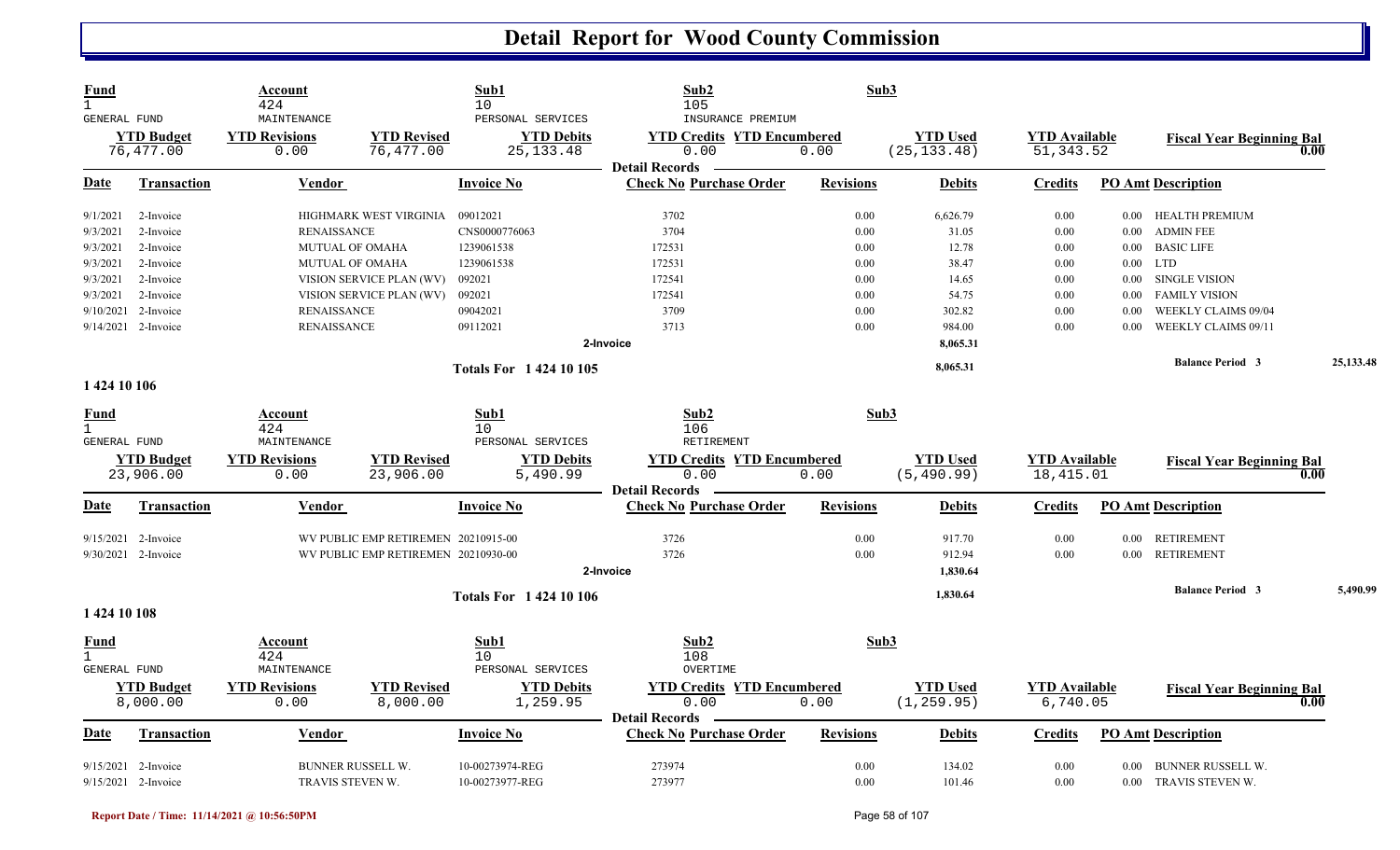# Detail Report for Wood County Commission

| Fund | Account | Sub1 | Sub2 | Sub3 |
|---|---|---|---|---|
| 1 | 424 | 10 | 105 | |
| GENERAL FUND | MAINTENANCE | PERSONAL SERVICES | INSURANCE PREMIUM | |

| YTD Budget | YTD Revisions | YTD Revised | YTD Debits | YTD Credits | YTD Encumbered | YTD Used | YTD Available | Fiscal Year Beginning Bal |
|---|---|---|---|---|---|---|---|---|
| 76,477.00 | 0.00 | 76,477.00 | 25,133.48 | 0.00 | 0.00 | (25,133.48) | 51,343.52 | 0.00 |

**Detail Records**

| Date | Transaction | Vendor | Invoice No | Check No | Purchase Order | Revisions | Debits | Credits | PO Amt | Description |
|---|---|---|---|---|---|---|---|---|---|---|
| 9/1/2021 | 2-Invoice | HIGHMARK WEST VIRGINIA | 09012021 | 3702 | | 0.00 | 6,626.79 | 0.00 | 0.00 | HEALTH PREMIUM |
| 9/3/2021 | 2-Invoice | RENAISSANCE | CNS0000776063 | 3704 | | 0.00 | 31.05 | 0.00 | 0.00 | ADMIN FEE |
| 9/3/2021 | 2-Invoice | MUTUAL OF OMAHA | 1239061538 | 172531 | | 0.00 | 12.78 | 0.00 | 0.00 | BASIC LIFE |
| 9/3/2021 | 2-Invoice | MUTUAL OF OMAHA | 1239061538 | 172531 | | 0.00 | 38.47 | 0.00 | 0.00 | LTD |
| 9/3/2021 | 2-Invoice | VISION SERVICE PLAN (WV) | 092021 | 172541 | | 0.00 | 14.65 | 0.00 | 0.00 | SINGLE VISION |
| 9/3/2021 | 2-Invoice | VISION SERVICE PLAN (WV) | 092021 | 172541 | | 0.00 | 54.75 | 0.00 | 0.00 | FAMILY VISION |
| 9/10/2021 | 2-Invoice | RENAISSANCE | 09042021 | 3709 | | 0.00 | 302.82 | 0.00 | 0.00 | WEEKLY CLAIMS 09/04 |
| 9/14/2021 | 2-Invoice | RENAISSANCE | 09112021 | 3713 | | 0.00 | 984.00 | 0.00 | 0.00 | WEEKLY CLAIMS 09/11 |
| | | | 2-Invoice | | | | 8,065.31 | | | |
| | | | Totals For 1 424 10 105 | | | | 8,065.31 | | | Balance Period 3: 25,133.48 |

## 1 424 10 106

| Fund | Account | Sub1 | Sub2 | Sub3 |
|---|---|---|---|---|
| 1 | 424 | 10 | 106 | |
| GENERAL FUND | MAINTENANCE | PERSONAL SERVICES | RETIREMENT | |

| YTD Budget | YTD Revisions | YTD Revised | YTD Debits | YTD Credits | YTD Encumbered | YTD Used | YTD Available | Fiscal Year Beginning Bal |
|---|---|---|---|---|---|---|---|---|
| 23,906.00 | 0.00 | 23,906.00 | 5,490.99 | 0.00 | 0.00 | (5,490.99) | 18,415.01 | 0.00 |

**Detail Records**

| Date | Transaction | Vendor | Invoice No | Check No | Purchase Order | Revisions | Debits | Credits | PO Amt | Description |
|---|---|---|---|---|---|---|---|---|---|---|
| 9/15/2021 | 2-Invoice | WV PUBLIC EMP RETIREMEN | 20210915-00 | 3726 | | 0.00 | 917.70 | 0.00 | 0.00 | RETIREMENT |
| 9/30/2021 | 2-Invoice | WV PUBLIC EMP RETIREMEN | 20210930-00 | 3726 | | 0.00 | 912.94 | 0.00 | 0.00 | RETIREMENT |
| | | | 2-Invoice | | | | 1,830.64 | | | |
| | | | Totals For 1 424 10 106 | | | | 1,830.64 | | | Balance Period 3: 5,490.99 |

## 1 424 10 108

| Fund | Account | Sub1 | Sub2 | Sub3 |
|---|---|---|---|---|
| 1 | 424 | 10 | 108 | |
| GENERAL FUND | MAINTENANCE | PERSONAL SERVICES | OVERTIME | |

| YTD Budget | YTD Revisions | YTD Revised | YTD Debits | YTD Credits | YTD Encumbered | YTD Used | YTD Available | Fiscal Year Beginning Bal |
|---|---|---|---|---|---|---|---|---|
| 8,000.00 | 0.00 | 8,000.00 | 1,259.95 | 0.00 | 0.00 | (1,259.95) | 6,740.05 | 0.00 |

**Detail Records**

| Date | Transaction | Vendor | Invoice No | Check No | Purchase Order | Revisions | Debits | Credits | PO Amt | Description |
|---|---|---|---|---|---|---|---|---|---|---|
| 9/15/2021 | 2-Invoice | BUNNER RUSSELL W. | 10-00273974-REG | 273974 | | 0.00 | 134.02 | 0.00 | 0.00 | BUNNER RUSSELL W. |
| 9/15/2021 | 2-Invoice | TRAVIS STEVEN W. | 10-00273977-REG | 273977 | | 0.00 | 101.46 | 0.00 | 0.00 | TRAVIS STEVEN W. |

Report Date / Time: 11/14/2021 @ 10:56:50PM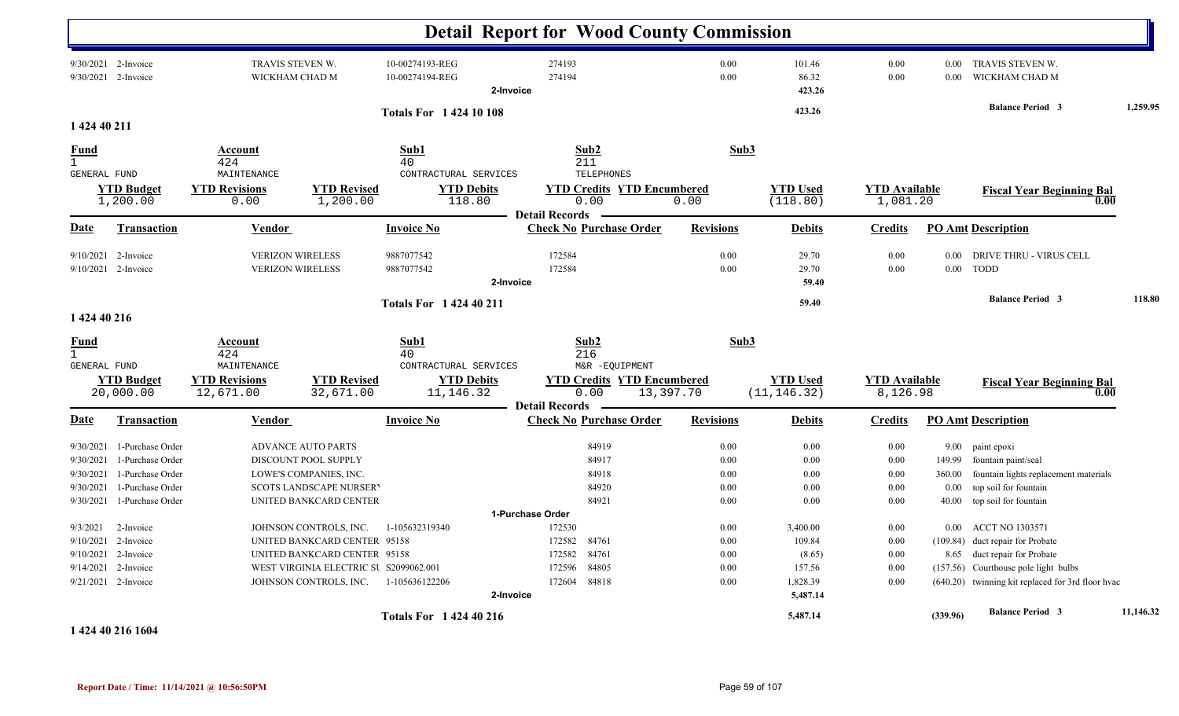# Detail Report for Wood County Commission

| Date | Transaction | Vendor | Invoice No | Check No | Purchase Order | Revisions | Debits | Credits | PO Amt | Description |
|---|---|---|---|---|---|---|---|---|---|---|
| 9/30/2021 | 2-Invoice | TRAVIS STEVEN W. | 10-00274193-REG | 274193 | | 0.00 | 101.46 | 0.00 | 0.00 | TRAVIS STEVEN W. |
| 9/30/2021 | 2-Invoice | WICKHAM CHAD M | 10-00274194-REG | 274194 | | 0.00 | 86.32 | 0.00 | 0.00 | WICKHAM CHAD M |
| | | | | 2-Invoice | | | 423.26 | | | |
| | | | Totals For 1 424 10 108 | | | | 423.26 | | | Balance Period 3 — 1,259.95 |

## 1 424 40 211

| Fund | Account | Sub1 | Sub2 | Sub3 |
|---|---|---|---|---|
| 1 GENERAL FUND | 424 MAINTENANCE | 40 CONTRACTUAL SERVICES | 211 TELEPHONES | |

| YTD Budget | YTD Revisions | YTD Revised | YTD Debits | YTD Credits | YTD Encumbered | YTD Used | YTD Available | Fiscal Year Beginning Bal |
|---|---|---|---|---|---|---|---|---|
| 1,200.00 | 0.00 | 1,200.00 | 118.80 | 0.00 | 0.00 | (118.80) | 1,081.20 | 0.00 |

**Detail Records**

| Date | Transaction | Vendor | Invoice No | Check No | Purchase Order | Revisions | Debits | Credits | PO Amt | Description |
|---|---|---|---|---|---|---|---|---|---|---|
| 9/10/2021 | 2-Invoice | VERIZON WIRELESS | 9887077542 | 172584 | | 0.00 | 29.70 | 0.00 | 0.00 | DRIVE THRU - VIRUS CELL |
| 9/10/2021 | 2-Invoice | VERIZON WIRELESS | 9887077542 | 172584 | | 0.00 | 29.70 | 0.00 | 0.00 | TODD |
| | | | | 2-Invoice | | | 59.40 | | | |
| | | | Totals For 1 424 40 211 | | | | 59.40 | | | Balance Period 3 — 118.80 |

## 1 424 40 216

| Fund | Account | Sub1 | Sub2 | Sub3 |
|---|---|---|---|---|
| 1 GENERAL FUND | 424 MAINTENANCE | 40 CONTRACTUAL SERVICES | 216 M&R -EQUIPMENT | |

| YTD Budget | YTD Revisions | YTD Revised | YTD Debits | YTD Credits | YTD Encumbered | YTD Used | YTD Available | Fiscal Year Beginning Bal |
|---|---|---|---|---|---|---|---|---|
| 20,000.00 | 12,671.00 | 32,671.00 | 11,146.32 | 0.00 | 13,397.70 | (11,146.32) | 8,126.98 | 0.00 |

**Detail Records**

| Date | Transaction | Vendor | Invoice No | Check No | Purchase Order | Revisions | Debits | Credits | PO Amt | Description |
|---|---|---|---|---|---|---|---|---|---|---|
| 9/30/2021 | 1-Purchase Order | ADVANCE AUTO PARTS | | | 84919 | 0.00 | 0.00 | 0.00 | 9.00 | paint epoxi |
| 9/30/2021 | 1-Purchase Order | DISCOUNT POOL SUPPLY | | | 84917 | 0.00 | 0.00 | 0.00 | 149.99 | fountain paint/seal |
| 9/30/2021 | 1-Purchase Order | LOWE'S COMPANIES, INC. | | | 84918 | 0.00 | 0.00 | 0.00 | 360.00 | fountain lights replacement materials |
| 9/30/2021 | 1-Purchase Order | SCOTS LANDSCAPE NURSERY | | | 84920 | 0.00 | 0.00 | 0.00 | 0.00 | top soil for fountain |
| 9/30/2021 | 1-Purchase Order | UNITED BANKCARD CENTER | | | 84921 | 0.00 | 0.00 | 0.00 | 40.00 | top soil for fountain |
| | | | | 1-Purchase Order | | | | | | |
| 9/3/2021 | 2-Invoice | JOHNSON CONTROLS, INC. | 1-105632319340 | 172530 | | 0.00 | 3,400.00 | 0.00 | 0.00 | ACCT NO 1303571 |
| 9/10/2021 | 2-Invoice | UNITED BANKCARD CENTER | 95158 | 172582 | 84761 | 0.00 | 109.84 | 0.00 | (109.84) | duct repair for Probate |
| 9/10/2021 | 2-Invoice | UNITED BANKCARD CENTER | 95158 | 172582 | 84761 | 0.00 | (8.65) | 0.00 | 8.65 | duct repair for Probate |
| 9/14/2021 | 2-Invoice | WEST VIRGINIA ELECTRIC SU | S2099062.001 | 172596 | 84805 | 0.00 | 157.56 | 0.00 | (157.56) | Courthouse pole light bulbs |
| 9/21/2021 | 2-Invoice | JOHNSON CONTROLS, INC. | 1-105636122206 | 172604 | 84818 | 0.00 | 1,828.39 | 0.00 | (640.20) | twinning kit replaced for 3rd floor hvac |
| | | | | 2-Invoice | | | 5,487.14 | | | |
| | | | Totals For 1 424 40 216 | | | | 5,487.14 | | (339.96) | Balance Period 3 — 11,146.32 |

## 1 424 40 216 1604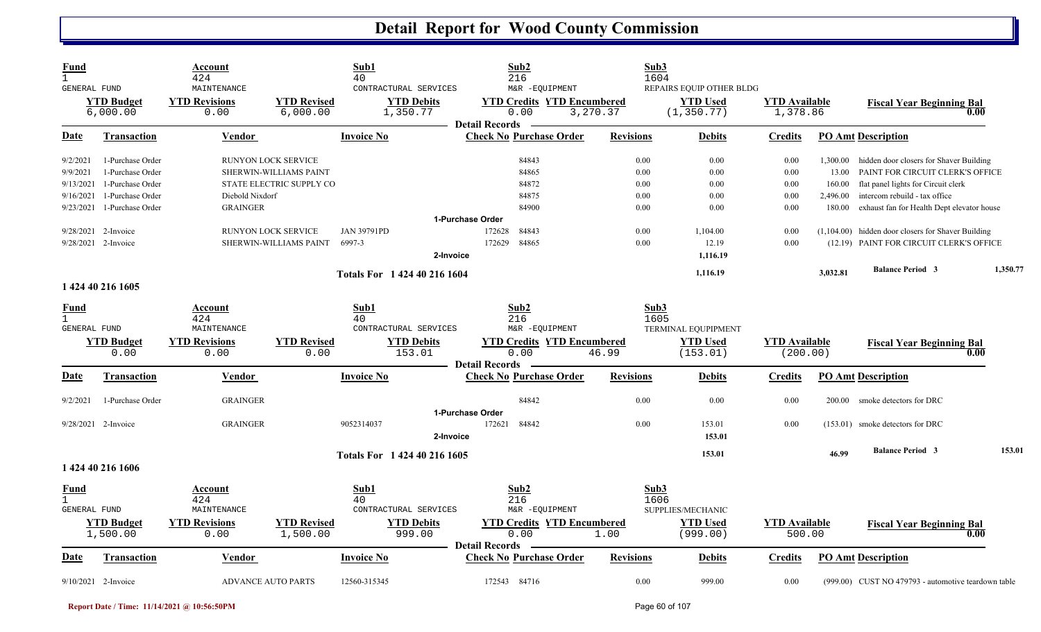# Detail Report for Wood County Commission

| Fund | Account | | Sub1 | Sub2 | | Sub3 | | |
|---|---|---|---|---|---|---|---|---|
| 1 GENERAL FUND | 424 MAINTENANCE | | 40 CONTRACTUAL SERVICES | 216 M&R -EQUIPMENT | | 1604 REPAIRS EQUIP OTHER BLDG | | |
| **YTD Budget** | **YTD Revisions** | **YTD Revised** | **YTD Debits** | **YTD Credits** | **YTD Encumbered** | **YTD Used** | **YTD Available** | **Fiscal Year Beginning Bal** |
| 6,000.00 | 0.00 | 6,000.00 | 1,350.77 | 0.00 | 3,270.37 | (1,350.77) | 1,378.86 | 0.00 |

**Detail Records**

| Date | Transaction | Vendor | Invoice No | Check No | Purchase Order | Revisions | Debits | Credits | PO Amt | Description |
|---|---|---|---|---|---|---|---|---|---|---|
| 9/2/2021 | 1-Purchase Order | RUNYON LOCK SERVICE | | | 84843 | 0.00 | 0.00 | 0.00 | 1,300.00 | hidden door closers for Shaver Building |
| 9/9/2021 | 1-Purchase Order | SHERWIN-WILLIAMS PAINT | | | 84865 | 0.00 | 0.00 | 0.00 | 13.00 | PAINT FOR CIRCUIT CLERK'S OFFICE |
| 9/13/2021 | 1-Purchase Order | STATE ELECTRIC SUPPLY CO | | | 84872 | 0.00 | 0.00 | 0.00 | 160.00 | flat panel lights for Circuit clerk |
| 9/16/2021 | 1-Purchase Order | Diebold Nixdorf | | | 84875 | 0.00 | 0.00 | 0.00 | 2,496.00 | intercom rebuild - tax office |
| 9/23/2021 | 1-Purchase Order | GRAINGER | | | 84900 | 0.00 | 0.00 | 0.00 | 180.00 | exhaust fan for Health Dept elevator house |
| | **1-Purchase Order** | | | | | | | | | |
| 9/28/2021 | 2-Invoice | RUNYON LOCK SERVICE | JAN 39791PD | 172628 | 84843 | 0.00 | 1,104.00 | 0.00 | (1,104.00) | hidden door closers for Shaver Building |
| 9/28/2021 | 2-Invoice | SHERWIN-WILLIAMS PAINT | 6997-3 | 172629 | 84865 | 0.00 | 12.19 | 0.00 | (12.19) | PAINT FOR CIRCUIT CLERK'S OFFICE |
| | **2-Invoice** | | | | | | 1,116.19 | | | |
| | **Totals For 1 424 40 216 1604** | | | | | | 1,116.19 | | 3,032.81 | Balance Period 3 — 1,350.77 |

## 1 424 40 216 1605

| Fund | Account | | Sub1 | Sub2 | | Sub3 | | |
|---|---|---|---|---|---|---|---|---|
| 1 GENERAL FUND | 424 MAINTENANCE | | 40 CONTRACTUAL SERVICES | 216 M&R -EQUIPMENT | | 1605 TERMINAL EQUPIPMENT | | |
| **YTD Budget** | **YTD Revisions** | **YTD Revised** | **YTD Debits** | **YTD Credits** | **YTD Encumbered** | **YTD Used** | **YTD Available** | **Fiscal Year Beginning Bal** |
| 0.00 | 0.00 | 0.00 | 153.01 | 0.00 | 46.99 | (153.01) | (200.00) | 0.00 |

**Detail Records**

| Date | Transaction | Vendor | Invoice No | Check No | Purchase Order | Revisions | Debits | Credits | PO Amt | Description |
|---|---|---|---|---|---|---|---|---|---|---|
| 9/2/2021 | 1-Purchase Order | GRAINGER | | | 84842 | 0.00 | 0.00 | 0.00 | 200.00 | smoke detectors for DRC |
| | **1-Purchase Order** | | | | | | | | | |
| 9/28/2021 | 2-Invoice | GRAINGER | 9052314037 | 172621 | 84842 | 0.00 | 153.01 | 0.00 | (153.01) | smoke detectors for DRC |
| | **2-Invoice** | | | | | | 153.01 | | | |
| | **Totals For 1 424 40 216 1605** | | | | | | 153.01 | | 46.99 | Balance Period 3 — 153.01 |

## 1 424 40 216 1606

| Fund | Account | | Sub1 | Sub2 | | Sub3 | | |
|---|---|---|---|---|---|---|---|---|
| 1 GENERAL FUND | 424 MAINTENANCE | | 40 CONTRACTUAL SERVICES | 216 M&R -EQUIPMENT | | 1606 SUPPLIES/MECHANIC | | |
| **YTD Budget** | **YTD Revisions** | **YTD Revised** | **YTD Debits** | **YTD Credits** | **YTD Encumbered** | **YTD Used** | **YTD Available** | **Fiscal Year Beginning Bal** |
| 1,500.00 | 0.00 | 1,500.00 | 999.00 | 0.00 | 1.00 | (999.00) | 500.00 | 0.00 |

**Detail Records**

| Date | Transaction | Vendor | Invoice No | Check No | Purchase Order | Revisions | Debits | Credits | PO Amt | Description |
|---|---|---|---|---|---|---|---|---|---|---|
| 9/10/2021 | 2-Invoice | ADVANCE AUTO PARTS | 12560-315345 | 172543 | 84716 | 0.00 | 999.00 | 0.00 | (999.00) | CUST NO 479793 - automotive teardown table |

Report Date / Time: 11/14/2021 @ 10:56:50PM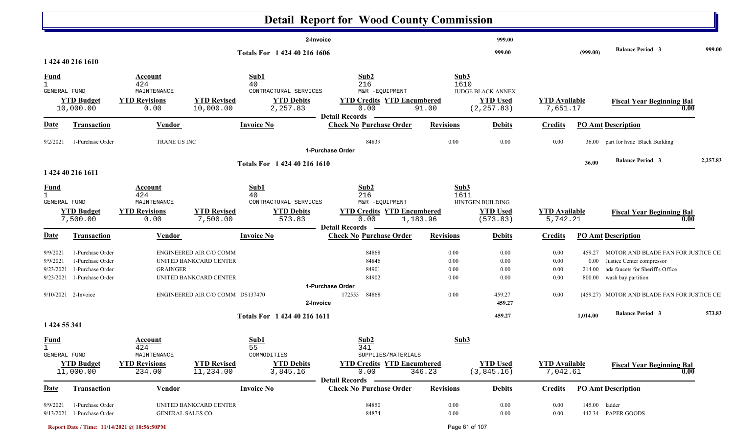# Detail Report for Wood County Commission

| | | | | | | |
|---|---|---|---|---|---|---|
| 2-Invoice | | 999.00 | | | | |
| Totals For 1 424 40 216 1606 | | 999.00 | | (999.00) | Balance Period 3 | 999.00 |

## 1 424 40 216 1610

| Fund | Account | Sub1 | Sub2 | Sub3 |
|---|---|---|---|---|
| 1 | 424 | 40 | 216 | 1610 |
| GENERAL FUND | MAINTENANCE | CONTRACTURAL SERVICES | M&R -EQUIPMENT | JUDGE BLACK ANNEX |

| YTD Budget | YTD Revisions | YTD Revised | YTD Debits | YTD Credits | YTD Encumbered | YTD Used | YTD Available | Fiscal Year Beginning Bal |
|---|---|---|---|---|---|---|---|---|
| 10,000.00 | 0.00 | 10,000.00 | 2,257.83 | 0.00 | 91.00 | (2,257.83) | 7,651.17 | 0.00 |

**Detail Records**

| Date | Transaction | Vendor | Invoice No | Check No | Purchase Order | Revisions | Debits | Credits | PO Amt | Description |
|---|---|---|---|---|---|---|---|---|---|---|
| 9/2/2021 | 1-Purchase Order | TRANE US INC | | | 84839 | 0.00 | 0.00 | 0.00 | 36.00 | part for hvac Black Building |
| | 1-Purchase Order | | | | | | | | | |
| | Totals For 1 424 40 216 1610 | | | | | | | | 36.00 | Balance Period 3 2,257.83 |

## 1 424 40 216 1611

| Fund | Account | Sub1 | Sub2 | Sub3 |
|---|---|---|---|---|
| 1 | 424 | 40 | 216 | 1611 |
| GENERAL FUND | MAINTENANCE | CONTRACTURAL SERVICES | M&R -EQUIPMENT | HINTGEN BUILDING |

| YTD Budget | YTD Revisions | YTD Revised | YTD Debits | YTD Credits | YTD Encumbered | YTD Used | YTD Available | Fiscal Year Beginning Bal |
|---|---|---|---|---|---|---|---|---|
| 7,500.00 | 0.00 | 7,500.00 | 573.83 | 0.00 | 1,183.96 | (573.83) | 5,742.21 | 0.00 |

**Detail Records**

| Date | Transaction | Vendor | Invoice No | Check No | Purchase Order | Revisions | Debits | Credits | PO Amt | Description |
|---|---|---|---|---|---|---|---|---|---|---|
| 9/9/2021 | 1-Purchase Order | ENGINEERED AIR C/O COMM | | | 84868 | 0.00 | 0.00 | 0.00 | 459.27 | MOTOR AND BLADE FAN FOR JUSTICE CEI |
| 9/9/2021 | 1-Purchase Order | UNITED BANKCARD CENTER | | | 84846 | 0.00 | 0.00 | 0.00 | 0.00 | Justice Center compressor |
| 9/23/2021 | 1-Purchase Order | GRAINGER | | | 84901 | 0.00 | 0.00 | 0.00 | 214.00 | ada faucets for Sheriff's Office |
| 9/23/2021 | 1-Purchase Order | UNITED BANKCARD CENTER | | | 84902 | 0.00 | 0.00 | 0.00 | 800.00 | wash bay partition |
| | 1-Purchase Order | | | | | | | | | |
| 9/10/2021 | 2-Invoice | ENGINEERED AIR C/O COMM | DS137470 | 172553 | 84868 | 0.00 | 459.27 | 0.00 | (459.27) | MOTOR AND BLADE FAN FOR JUSTICE CEI |
| | 2-Invoice | | | | | | 459.27 | | | |
| | Totals For 1 424 40 216 1611 | | | | | | 459.27 | | 1,014.00 | Balance Period 3 573.83 |

## 1 424 55 341

| Fund | Account | Sub1 | Sub2 | Sub3 |
|---|---|---|---|---|
| 1 | 424 | 55 | 341 | |
| GENERAL FUND | MAINTENANCE | COMMODITIES | SUPPLIES/MATERIALS | |

| YTD Budget | YTD Revisions | YTD Revised | YTD Debits | YTD Credits | YTD Encumbered | YTD Used | YTD Available | Fiscal Year Beginning Bal |
|---|---|---|---|---|---|---|---|---|
| 11,000.00 | 234.00 | 11,234.00 | 3,845.16 | 0.00 | 346.23 | (3,845.16) | 7,042.61 | 0.00 |

**Detail Records**

| Date | Transaction | Vendor | Invoice No | Check No | Purchase Order | Revisions | Debits | Credits | PO Amt | Description |
|---|---|---|---|---|---|---|---|---|---|---|
| 9/9/2021 | 1-Purchase Order | UNITED BANKCARD CENTER | | | 84850 | 0.00 | 0.00 | 0.00 | 145.00 | ladder |
| 9/13/2021 | 1-Purchase Order | GENERAL SALES CO. | | | 84874 | 0.00 | 0.00 | 0.00 | 442.34 | PAPER GOODS |

Report Date / Time: 11/14/2021 @ 10:56:50PM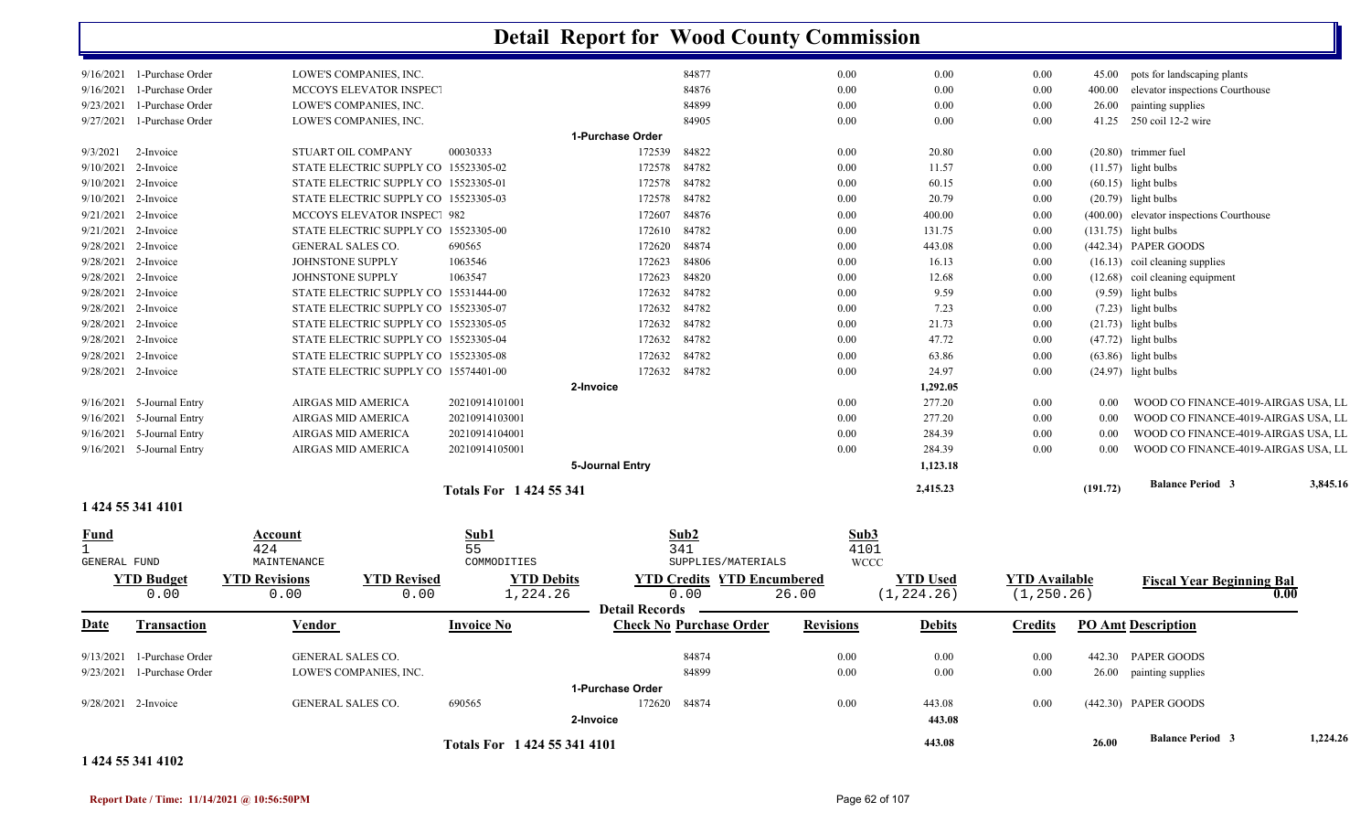# Detail Report for Wood County Commission

| Date | Transaction | Vendor | Invoice No | Check No | Purchase Order | Revisions | Debits | Credits | PO Amt | Description |
|---|---|---|---|---|---|---|---|---|---|---|
| 9/16/2021 | 1-Purchase Order | LOWE'S COMPANIES, INC. | | | 84877 | 0.00 | 0.00 | 0.00 | 45.00 | pots for landscaping plants |
| 9/16/2021 | 1-Purchase Order | MCCOYS ELEVATOR INSPECT | | | 84876 | 0.00 | 0.00 | 0.00 | 400.00 | elevator inspections Courthouse |
| 9/23/2021 | 1-Purchase Order | LOWE'S COMPANIES, INC. | | | 84899 | 0.00 | 0.00 | 0.00 | 26.00 | painting supplies |
| 9/27/2021 | 1-Purchase Order | LOWE'S COMPANIES, INC. | | | 84905 | 0.00 | 0.00 | 0.00 | 41.25 | 250 coil 12-2 wire |
| | | | | 1-Purchase Order | | | | | | |
| 9/3/2021 | 2-Invoice | STUART OIL COMPANY | 00030333 | 172539 | 84822 | 0.00 | 20.80 | 0.00 | (20.80) | trimmer fuel |
| 9/10/2021 | 2-Invoice | STATE ELECTRIC SUPPLY CO | 15523305-02 | 172578 | 84782 | 0.00 | 11.57 | 0.00 | (11.57) | light bulbs |
| 9/10/2021 | 2-Invoice | STATE ELECTRIC SUPPLY CO | 15523305-01 | 172578 | 84782 | 0.00 | 60.15 | 0.00 | (60.15) | light bulbs |
| 9/10/2021 | 2-Invoice | STATE ELECTRIC SUPPLY CO | 15523305-03 | 172578 | 84782 | 0.00 | 20.79 | 0.00 | (20.79) | light bulbs |
| 9/21/2021 | 2-Invoice | MCCOYS ELEVATOR INSPECT | 982 | 172607 | 84876 | 0.00 | 400.00 | 0.00 | (400.00) | elevator inspections Courthouse |
| 9/21/2021 | 2-Invoice | STATE ELECTRIC SUPPLY CO | 15523305-00 | 172610 | 84782 | 0.00 | 131.75 | 0.00 | (131.75) | light bulbs |
| 9/28/2021 | 2-Invoice | GENERAL SALES CO. | 690565 | 172620 | 84874 | 0.00 | 443.08 | 0.00 | (442.34) | PAPER GOODS |
| 9/28/2021 | 2-Invoice | JOHNSTONE SUPPLY | 1063546 | 172623 | 84806 | 0.00 | 16.13 | 0.00 | (16.13) | coil cleaning supplies |
| 9/28/2021 | 2-Invoice | JOHNSTONE SUPPLY | 1063547 | 172623 | 84820 | 0.00 | 12.68 | 0.00 | (12.68) | coil cleaning equipment |
| 9/28/2021 | 2-Invoice | STATE ELECTRIC SUPPLY CO | 15531444-00 | 172632 | 84782 | 0.00 | 9.59 | 0.00 | (9.59) | light bulbs |
| 9/28/2021 | 2-Invoice | STATE ELECTRIC SUPPLY CO | 15523305-07 | 172632 | 84782 | 0.00 | 7.23 | 0.00 | (7.23) | light bulbs |
| 9/28/2021 | 2-Invoice | STATE ELECTRIC SUPPLY CO | 15523305-05 | 172632 | 84782 | 0.00 | 21.73 | 0.00 | (21.73) | light bulbs |
| 9/28/2021 | 2-Invoice | STATE ELECTRIC SUPPLY CO | 15523305-04 | 172632 | 84782 | 0.00 | 47.72 | 0.00 | (47.72) | light bulbs |
| 9/28/2021 | 2-Invoice | STATE ELECTRIC SUPPLY CO | 15523305-08 | 172632 | 84782 | 0.00 | 63.86 | 0.00 | (63.86) | light bulbs |
| 9/28/2021 | 2-Invoice | STATE ELECTRIC SUPPLY CO | 15574401-00 | 172632 | 84782 | 0.00 | 24.97 | 0.00 | (24.97) | light bulbs |
| | | | | 2-Invoice | | | 1,292.05 | | | |
| 9/16/2021 | 5-Journal Entry | AIRGAS MID AMERICA | 20210914101001 | | | 0.00 | 277.20 | 0.00 | 0.00 | WOOD CO FINANCE-4019-AIRGAS USA, LL |
| 9/16/2021 | 5-Journal Entry | AIRGAS MID AMERICA | 20210914103001 | | | 0.00 | 277.20 | 0.00 | 0.00 | WOOD CO FINANCE-4019-AIRGAS USA, LL |
| 9/16/2021 | 5-Journal Entry | AIRGAS MID AMERICA | 20210914104001 | | | 0.00 | 284.39 | 0.00 | 0.00 | WOOD CO FINANCE-4019-AIRGAS USA, LL |
| 9/16/2021 | 5-Journal Entry | AIRGAS MID AMERICA | 20210914105001 | | | 0.00 | 284.39 | 0.00 | 0.00 | WOOD CO FINANCE-4019-AIRGAS USA, LL |
| | | | | 5-Journal Entry | | | 1,123.18 | | | |
| | | | **Totals For 1 424 55 341** | | | | **2,415.23** | | **(191.72)** | **Balance Period 3** 3,845.16 |

## 1 424 55 341 4101

| Fund | Account | Sub1 | Sub2 | Sub3 |
|---|---|---|---|---|
| 1 | 424 | 55 | 341 | 4101 |
| GENERAL FUND | MAINTENANCE | COMMODITIES | SUPPLIES/MATERIALS | WCCC |

| YTD Budget | YTD Revisions | YTD Revised | YTD Debits | YTD Credits | YTD Encumbered | YTD Used | YTD Available | Fiscal Year Beginning Bal |
|---|---|---|---|---|---|---|---|---|
| 0.00 | 0.00 | 0.00 | 1,224.26 | 0.00 | 26.00 | (1,224.26) | (1,250.26) | 0.00 |

**Detail Records**

| Date | Transaction | Vendor | Invoice No | Check No | Purchase Order | Revisions | Debits | Credits | PO Amt | Description |
|---|---|---|---|---|---|---|---|---|---|---|
| 9/13/2021 | 1-Purchase Order | GENERAL SALES CO. | | | 84874 | 0.00 | 0.00 | 0.00 | 442.30 | PAPER GOODS |
| 9/23/2021 | 1-Purchase Order | LOWE'S COMPANIES, INC. | | | 84899 | 0.00 | 0.00 | 0.00 | 26.00 | painting supplies |
| | | | | 1-Purchase Order | | | | | | |
| 9/28/2021 | 2-Invoice | GENERAL SALES CO. | 690565 | 172620 | 84874 | 0.00 | 443.08 | 0.00 | (442.30) | PAPER GOODS |
| | | | | 2-Invoice | | | 443.08 | | | |
| | | | **Totals For 1 424 55 341 4101** | | | | **443.08** | | **26.00** | **Balance Period 3** 1,224.26 |

## 1 424 55 341 4102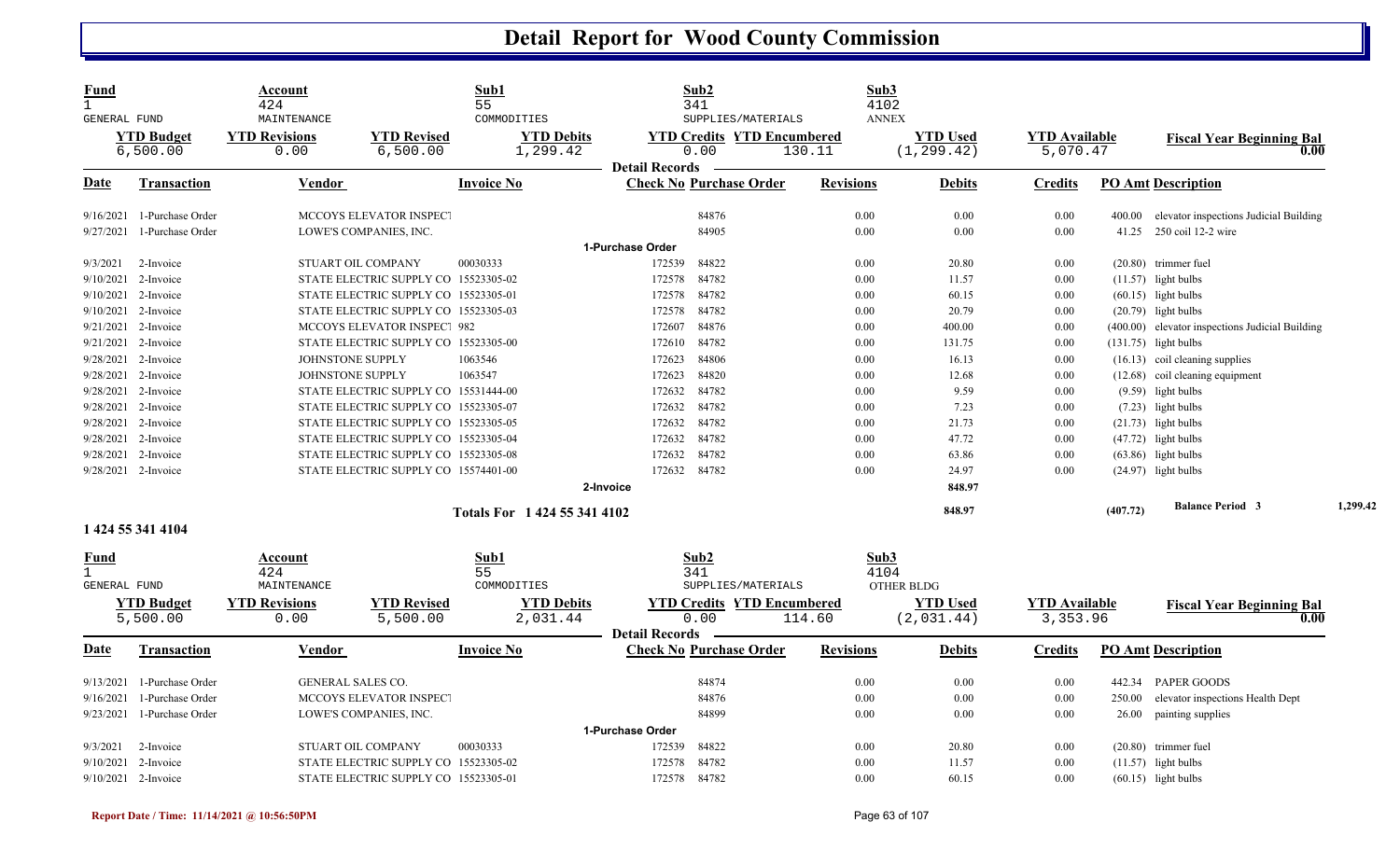# Detail Report for Wood County Commission

| Fund | Account | | Sub1 | Sub2 | | Sub3 | | | |
|---|---|---|---|---|---|---|---|---|---|
| 1 | 424 | | 55 | 341 | | 4102 | | | |
| GENERAL FUND | MAINTENANCE | | COMMODITIES | SUPPLIES/MATERIALS | | ANNEX | | | |
| **YTD Budget** | **YTD Revisions** | **YTD Revised** | **YTD Debits** | **YTD Credits** | **YTD Encumbered** | **YTD Used** | **YTD Available** | **Fiscal Year Beginning Bal** | |
| 6,500.00 | 0.00 | 6,500.00 | 1,299.42 | 0.00 | 130.11 | (1,299.42) | 5,070.47 | 0.00 | |

**Detail Records**

| Date | Transaction | Vendor | Invoice No | Check No | Purchase Order | Revisions | Debits | Credits | PO Amt | Description |
|---|---|---|---|---|---|---|---|---|---|---|
| 9/16/2021 | 1-Purchase Order | MCCOYS ELEVATOR INSPECT | | | 84876 | 0.00 | 0.00 | 0.00 | 400.00 | elevator inspections Judicial Building |
| 9/27/2021 | 1-Purchase Order | LOWE'S COMPANIES, INC. | | | 84905 | 0.00 | 0.00 | 0.00 | 41.25 | 250 coil 12-2 wire |
| | **1-Purchase Order** | | | | | | | | | |
| 9/3/2021 | 2-Invoice | STUART OIL COMPANY | 00030333 | 172539 | 84822 | 0.00 | 20.80 | 0.00 | (20.80) | trimmer fuel |
| 9/10/2021 | 2-Invoice | STATE ELECTRIC SUPPLY CO | 15523305-02 | 172578 | 84782 | 0.00 | 11.57 | 0.00 | (11.57) | light bulbs |
| 9/10/2021 | 2-Invoice | STATE ELECTRIC SUPPLY CO | 15523305-01 | 172578 | 84782 | 0.00 | 60.15 | 0.00 | (60.15) | light bulbs |
| 9/10/2021 | 2-Invoice | STATE ELECTRIC SUPPLY CO | 15523305-03 | 172578 | 84782 | 0.00 | 20.79 | 0.00 | (20.79) | light bulbs |
| 9/21/2021 | 2-Invoice | MCCOYS ELEVATOR INSPECT | 982 | 172607 | 84876 | 0.00 | 400.00 | 0.00 | (400.00) | elevator inspections Judicial Building |
| 9/21/2021 | 2-Invoice | STATE ELECTRIC SUPPLY CO | 15523305-00 | 172610 | 84782 | 0.00 | 131.75 | 0.00 | (131.75) | light bulbs |
| 9/28/2021 | 2-Invoice | JOHNSTONE SUPPLY | 1063546 | 172623 | 84806 | 0.00 | 16.13 | 0.00 | (16.13) | coil cleaning supplies |
| 9/28/2021 | 2-Invoice | JOHNSTONE SUPPLY | 1063547 | 172623 | 84820 | 0.00 | 12.68 | 0.00 | (12.68) | coil cleaning equipment |
| 9/28/2021 | 2-Invoice | STATE ELECTRIC SUPPLY CO | 15531444-00 | 172632 | 84782 | 0.00 | 9.59 | 0.00 | (9.59) | light bulbs |
| 9/28/2021 | 2-Invoice | STATE ELECTRIC SUPPLY CO | 15523305-07 | 172632 | 84782 | 0.00 | 7.23 | 0.00 | (7.23) | light bulbs |
| 9/28/2021 | 2-Invoice | STATE ELECTRIC SUPPLY CO | 15523305-05 | 172632 | 84782 | 0.00 | 21.73 | 0.00 | (21.73) | light bulbs |
| 9/28/2021 | 2-Invoice | STATE ELECTRIC SUPPLY CO | 15523305-04 | 172632 | 84782 | 0.00 | 47.72 | 0.00 | (47.72) | light bulbs |
| 9/28/2021 | 2-Invoice | STATE ELECTRIC SUPPLY CO | 15523305-08 | 172632 | 84782 | 0.00 | 63.86 | 0.00 | (63.86) | light bulbs |
| 9/28/2021 | 2-Invoice | STATE ELECTRIC SUPPLY CO | 15574401-00 | 172632 | 84782 | 0.00 | 24.97 | 0.00 | (24.97) | light bulbs |
| | **2-Invoice** | | | | | | **848.97** | | | |
| | | | **Totals For 1 424 55 341 4102** | | | | **848.97** | | **(407.72)** | **Balance Period 3** 1,299.42 |

**1 424 55 341 4104**

| Fund | Account | | Sub1 | Sub2 | | Sub3 | | | |
|---|---|---|---|---|---|---|---|---|---|
| 1 | 424 | | 55 | 341 | | 4104 | | | |
| GENERAL FUND | MAINTENANCE | | COMMODITIES | SUPPLIES/MATERIALS | | OTHER BLDG | | | |
| **YTD Budget** | **YTD Revisions** | **YTD Revised** | **YTD Debits** | **YTD Credits** | **YTD Encumbered** | **YTD Used** | **YTD Available** | **Fiscal Year Beginning Bal** | |
| 5,500.00 | 0.00 | 5,500.00 | 2,031.44 | 0.00 | 114.60 | (2,031.44) | 3,353.96 | 0.00 | |

**Detail Records**

| Date | Transaction | Vendor | Invoice No | Check No | Purchase Order | Revisions | Debits | Credits | PO Amt | Description |
|---|---|---|---|---|---|---|---|---|---|---|
| 9/13/2021 | 1-Purchase Order | GENERAL SALES CO. | | | 84874 | 0.00 | 0.00 | 0.00 | 442.34 | PAPER GOODS |
| 9/16/2021 | 1-Purchase Order | MCCOYS ELEVATOR INSPECT | | | 84876 | 0.00 | 0.00 | 0.00 | 250.00 | elevator inspections Health Dept |
| 9/23/2021 | 1-Purchase Order | LOWE'S COMPANIES, INC. | | | 84899 | 0.00 | 0.00 | 0.00 | 26.00 | painting supplies |
| | **1-Purchase Order** | | | | | | | | | |
| 9/3/2021 | 2-Invoice | STUART OIL COMPANY | 00030333 | 172539 | 84822 | 0.00 | 20.80 | 0.00 | (20.80) | trimmer fuel |
| 9/10/2021 | 2-Invoice | STATE ELECTRIC SUPPLY CO | 15523305-02 | 172578 | 84782 | 0.00 | 11.57 | 0.00 | (11.57) | light bulbs |
| 9/10/2021 | 2-Invoice | STATE ELECTRIC SUPPLY CO | 15523305-01 | 172578 | 84782 | 0.00 | 60.15 | 0.00 | (60.15) | light bulbs |

Report Date / Time: 11/14/2021 @ 10:56:50PM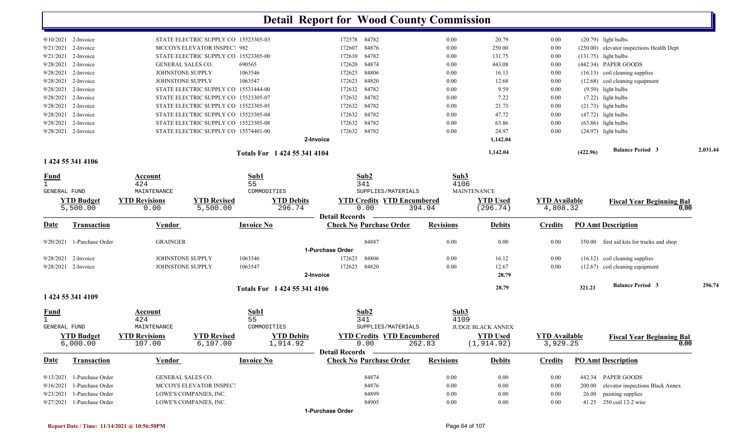# Detail Report for Wood County Commission

| Date | Transaction | Vendor | Invoice No | Check No | Purchase Order | Revisions | Debits | Credits | PO Amt | Description |
|---|---|---|---|---|---|---|---|---|---|---|
| 9/10/2021 | 2-Invoice | STATE ELECTRIC SUPPLY CO | 15523305-03 | 172578 | 84782 | 0.00 | 20.79 | 0.00 | (20.79) | light bulbs |
| 9/21/2021 | 2-Invoice | MCCOYS ELEVATOR INSPECT | 982 | 172607 | 84876 | 0.00 | 250.00 | 0.00 | (250.00) | elevator inspections Health Dept |
| 9/21/2021 | 2-Invoice | STATE ELECTRIC SUPPLY CO | 15523305-00 | 172610 | 84782 | 0.00 | 131.75 | 0.00 | (131.75) | light bulbs |
| 9/28/2021 | 2-Invoice | GENERAL SALES CO. | 690565 | 172620 | 84874 | 0.00 | 443.08 | 0.00 | (442.34) | PAPER GOODS |
| 9/28/2021 | 2-Invoice | JOHNSTONE SUPPLY | 1063546 | 172623 | 84806 | 0.00 | 16.13 | 0.00 | (16.13) | coil cleaning supplies |
| 9/28/2021 | 2-Invoice | JOHNSTONE SUPPLY | 1063547 | 172623 | 84820 | 0.00 | 12.68 | 0.00 | (12.68) | coil cleaning equipment |
| 9/28/2021 | 2-Invoice | STATE ELECTRIC SUPPLY CO | 15531444-00 | 172632 | 84782 | 0.00 | 9.59 | 0.00 | (9.59) | light bulbs |
| 9/28/2021 | 2-Invoice | STATE ELECTRIC SUPPLY CO | 15523305-07 | 172632 | 84782 | 0.00 | 7.22 | 0.00 | (7.22) | light bulbs |
| 9/28/2021 | 2-Invoice | STATE ELECTRIC SUPPLY CO | 15523305-05 | 172632 | 84782 | 0.00 | 21.73 | 0.00 | (21.73) | light bulbs |
| 9/28/2021 | 2-Invoice | STATE ELECTRIC SUPPLY CO | 15523305-04 | 172632 | 84782 | 0.00 | 47.72 | 0.00 | (47.72) | light bulbs |
| 9/28/2021 | 2-Invoice | STATE ELECTRIC SUPPLY CO | 15523305-08 | 172632 | 84782 | 0.00 | 63.86 | 0.00 | (63.86) | light bulbs |
| 9/28/2021 | 2-Invoice | STATE ELECTRIC SUPPLY CO | 15574401-00 | 172632 | 84782 | 0.00 | 24.97 | 0.00 | (24.97) | light bulbs |
| | | | 2-Invoice | | | | 1,142.04 | | | |

Totals For 1 424 55 341 4104 — 1,142.04 — (422.96) — Balance Period 3 — 2,031.44

## 1 424 55 341 4106

| Fund | Account | Sub1 | Sub2 | Sub3 |
|---|---|---|---|---|
| 1 | 424 | 55 | 341 | 4106 |
| GENERAL FUND | MAINTENANCE | COMMODITIES | SUPPLIES/MATERIALS | MAINTENANCE |

| YTD Budget | YTD Revisions | YTD Revised | YTD Debits | YTD Credits | YTD Encumbered | YTD Used | YTD Available | Fiscal Year Beginning Bal |
|---|---|---|---|---|---|---|---|---|
| 5,500.00 | 0.00 | 5,500.00 | 296.74 | 0.00 | 394.94 | (296.74) | 4,808.32 | 0.00 |

Detail Records

| Date | Transaction | Vendor | Invoice No | Check No | Purchase Order | Revisions | Debits | Credits | PO Amt | Description |
|---|---|---|---|---|---|---|---|---|---|---|
| 9/20/2021 | 1-Purchase Order | GRAINGER | | | 84887 | 0.00 | 0.00 | 0.00 | 350.00 | first aid kits for trucks and shop |
| | | | 1-Purchase Order | | | | | | | |
| 9/28/2021 | 2-Invoice | JOHNSTONE SUPPLY | 1063546 | 172623 | 84806 | 0.00 | 16.12 | 0.00 | (16.12) | coil cleaning supplies |
| 9/28/2021 | 2-Invoice | JOHNSTONE SUPPLY | 1063547 | 172623 | 84820 | 0.00 | 12.67 | 0.00 | (12.67) | coil cleaning equipment |
| | | | 2-Invoice | | | | 28.79 | | | |

Totals For 1 424 55 341 4106 — 28.79 — 321.21 — Balance Period 3 — 296.74

## 1 424 55 341 4109

| Fund | Account | Sub1 | Sub2 | Sub3 |
|---|---|---|---|---|
| 1 | 424 | 55 | 341 | 4109 |
| GENERAL FUND | MAINTENANCE | COMMODITIES | SUPPLIES/MATERIALS | JUDGE BLACK ANNEX |

| YTD Budget | YTD Revisions | YTD Revised | YTD Debits | YTD Credits | YTD Encumbered | YTD Used | YTD Available | Fiscal Year Beginning Bal |
|---|---|---|---|---|---|---|---|---|
| 6,000.00 | 107.00 | 6,107.00 | 1,914.92 | 0.00 | 262.83 | (1,914.92) | 3,929.25 | 0.00 |

Detail Records

| Date | Transaction | Vendor | Invoice No | Check No | Purchase Order | Revisions | Debits | Credits | PO Amt | Description |
|---|---|---|---|---|---|---|---|---|---|---|
| 9/13/2021 | 1-Purchase Order | GENERAL SALES CO. | | | 84874 | 0.00 | 0.00 | 0.00 | 442.34 | PAPER GOODS |
| 9/16/2021 | 1-Purchase Order | MCCOYS ELEVATOR INSPECT | | | 84876 | 0.00 | 0.00 | 0.00 | 200.00 | elevator inspections Black Annex |
| 9/23/2021 | 1-Purchase Order | LOWE'S COMPANIES, INC. | | | 84899 | 0.00 | 0.00 | 0.00 | 26.00 | painting supplies |
| 9/27/2021 | 1-Purchase Order | LOWE'S COMPANIES, INC. | | | 84905 | 0.00 | 0.00 | 0.00 | 41.25 | 250 coil 12-2 wire |
| | | | 1-Purchase Order | | | | | | | |

Report Date / Time: 11/14/2021 @ 10:56:50PM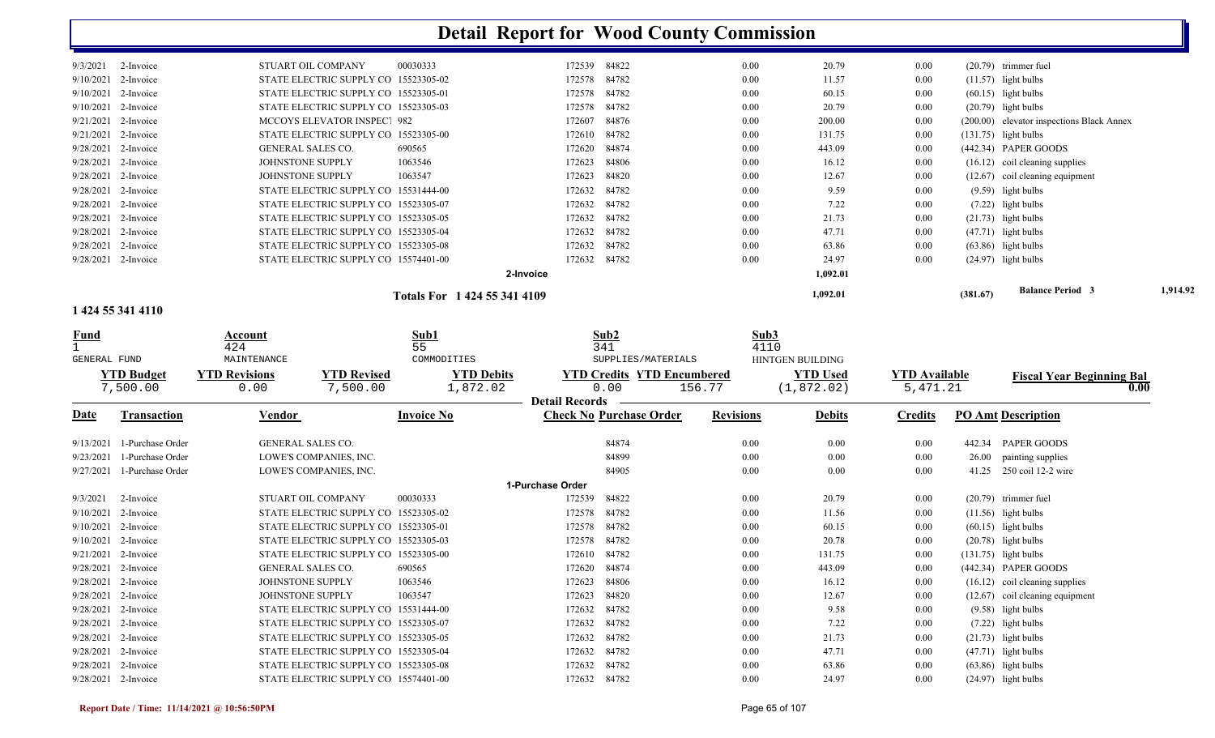# Detail Report for Wood County Commission

| Date | Transaction | Vendor | Invoice No | Check No | Purchase Order | Revisions | Debits | Credits | PO Amt | Description |
|---|---|---|---|---|---|---|---|---|---|---|
| 9/3/2021 | 2-Invoice | STUART OIL COMPANY | 00030333 | 172539 | 84822 | 0.00 | 20.79 | 0.00 | (20.79) | trimmer fuel |
| 9/10/2021 | 2-Invoice | STATE ELECTRIC SUPPLY CO | 15523305-02 | 172578 | 84782 | 0.00 | 11.57 | 0.00 | (11.57) | light bulbs |
| 9/10/2021 | 2-Invoice | STATE ELECTRIC SUPPLY CO | 15523305-01 | 172578 | 84782 | 0.00 | 60.15 | 0.00 | (60.15) | light bulbs |
| 9/10/2021 | 2-Invoice | STATE ELECTRIC SUPPLY CO | 15523305-03 | 172578 | 84782 | 0.00 | 20.79 | 0.00 | (20.79) | light bulbs |
| 9/21/2021 | 2-Invoice | MCCOYS ELEVATOR INSPECT | 982 | 172607 | 84876 | 0.00 | 200.00 | 0.00 | (200.00) | elevator inspections Black Annex |
| 9/21/2021 | 2-Invoice | STATE ELECTRIC SUPPLY CO | 15523305-00 | 172610 | 84782 | 0.00 | 131.75 | 0.00 | (131.75) | light bulbs |
| 9/28/2021 | 2-Invoice | GENERAL SALES CO. | 690565 | 172620 | 84874 | 0.00 | 443.09 | 0.00 | (442.34) | PAPER GOODS |
| 9/28/2021 | 2-Invoice | JOHNSTONE SUPPLY | 1063546 | 172623 | 84806 | 0.00 | 16.12 | 0.00 | (16.12) | coil cleaning supplies |
| 9/28/2021 | 2-Invoice | JOHNSTONE SUPPLY | 1063547 | 172623 | 84820 | 0.00 | 12.67 | 0.00 | (12.67) | coil cleaning equipment |
| 9/28/2021 | 2-Invoice | STATE ELECTRIC SUPPLY CO | 15531444-00 | 172632 | 84782 | 0.00 | 9.59 | 0.00 | (9.59) | light bulbs |
| 9/28/2021 | 2-Invoice | STATE ELECTRIC SUPPLY CO | 15523305-07 | 172632 | 84782 | 0.00 | 7.22 | 0.00 | (7.22) | light bulbs |
| 9/28/2021 | 2-Invoice | STATE ELECTRIC SUPPLY CO | 15523305-05 | 172632 | 84782 | 0.00 | 21.73 | 0.00 | (21.73) | light bulbs |
| 9/28/2021 | 2-Invoice | STATE ELECTRIC SUPPLY CO | 15523305-04 | 172632 | 84782 | 0.00 | 47.71 | 0.00 | (47.71) | light bulbs |
| 9/28/2021 | 2-Invoice | STATE ELECTRIC SUPPLY CO | 15523305-08 | 172632 | 84782 | 0.00 | 63.86 | 0.00 | (63.86) | light bulbs |
| 9/28/2021 | 2-Invoice | STATE ELECTRIC SUPPLY CO | 15574401-00 | 172632 | 84782 | 0.00 | 24.97 | 0.00 | (24.97) | light bulbs |
| | | | 2-Invoice | | | | 1,092.01 | | | |
| | | | Totals For 1 424 55 341 4109 | | | | 1,092.01 | | (381.67) | Balance Period 3 — 1,914.92 |

## 1 424 55 341 4110

| Fund | Account | Sub1 | Sub2 | Sub3 |
|---|---|---|---|---|
| 1 | 424 | 55 | 341 | 4110 |
| GENERAL FUND | MAINTENANCE | COMMODITIES | SUPPLIES/MATERIALS | HINTGEN BUILDING |

| YTD Budget | YTD Revisions | YTD Revised | YTD Debits | YTD Credits | YTD Encumbered | YTD Used | YTD Available | Fiscal Year Beginning Bal |
|---|---|---|---|---|---|---|---|---|
| 7,500.00 | 0.00 | 7,500.00 | 1,872.02 | 0.00 | 156.77 | (1,872.02) | 5,471.21 | 0.00 |

**Detail Records**

| Date | Transaction | Vendor | Invoice No | Check No | Purchase Order | Revisions | Debits | Credits | PO Amt | Description |
|---|---|---|---|---|---|---|---|---|---|---|
| 9/13/2021 | 1-Purchase Order | GENERAL SALES CO. | | | 84874 | 0.00 | 0.00 | 0.00 | 442.34 | PAPER GOODS |
| 9/23/2021 | 1-Purchase Order | LOWE'S COMPANIES, INC. | | | 84899 | 0.00 | 0.00 | 0.00 | 26.00 | painting supplies |
| 9/27/2021 | 1-Purchase Order | LOWE'S COMPANIES, INC. | | | 84905 | 0.00 | 0.00 | 0.00 | 41.25 | 250 coil 12-2 wire |
| | | | 1-Purchase Order | | | | | | | |
| 9/3/2021 | 2-Invoice | STUART OIL COMPANY | 00030333 | 172539 | 84822 | 0.00 | 20.79 | 0.00 | (20.79) | trimmer fuel |
| 9/10/2021 | 2-Invoice | STATE ELECTRIC SUPPLY CO | 15523305-02 | 172578 | 84782 | 0.00 | 11.56 | 0.00 | (11.56) | light bulbs |
| 9/10/2021 | 2-Invoice | STATE ELECTRIC SUPPLY CO | 15523305-01 | 172578 | 84782 | 0.00 | 60.15 | 0.00 | (60.15) | light bulbs |
| 9/10/2021 | 2-Invoice | STATE ELECTRIC SUPPLY CO | 15523305-03 | 172578 | 84782 | 0.00 | 20.78 | 0.00 | (20.78) | light bulbs |
| 9/21/2021 | 2-Invoice | STATE ELECTRIC SUPPLY CO | 15523305-00 | 172610 | 84782 | 0.00 | 131.75 | 0.00 | (131.75) | light bulbs |
| 9/28/2021 | 2-Invoice | GENERAL SALES CO. | 690565 | 172620 | 84874 | 0.00 | 443.09 | 0.00 | (442.34) | PAPER GOODS |
| 9/28/2021 | 2-Invoice | JOHNSTONE SUPPLY | 1063546 | 172623 | 84806 | 0.00 | 16.12 | 0.00 | (16.12) | coil cleaning supplies |
| 9/28/2021 | 2-Invoice | JOHNSTONE SUPPLY | 1063547 | 172623 | 84820 | 0.00 | 12.67 | 0.00 | (12.67) | coil cleaning equipment |
| 9/28/2021 | 2-Invoice | STATE ELECTRIC SUPPLY CO | 15531444-00 | 172632 | 84782 | 0.00 | 9.58 | 0.00 | (9.58) | light bulbs |
| 9/28/2021 | 2-Invoice | STATE ELECTRIC SUPPLY CO | 15523305-07 | 172632 | 84782 | 0.00 | 7.22 | 0.00 | (7.22) | light bulbs |
| 9/28/2021 | 2-Invoice | STATE ELECTRIC SUPPLY CO | 15523305-05 | 172632 | 84782 | 0.00 | 21.73 | 0.00 | (21.73) | light bulbs |
| 9/28/2021 | 2-Invoice | STATE ELECTRIC SUPPLY CO | 15523305-04 | 172632 | 84782 | 0.00 | 47.71 | 0.00 | (47.71) | light bulbs |
| 9/28/2021 | 2-Invoice | STATE ELECTRIC SUPPLY CO | 15523305-08 | 172632 | 84782 | 0.00 | 63.86 | 0.00 | (63.86) | light bulbs |
| 9/28/2021 | 2-Invoice | STATE ELECTRIC SUPPLY CO | 15574401-00 | 172632 | 84782 | 0.00 | 24.97 | 0.00 | (24.97) | light bulbs |

Report Date / Time: 11/14/2021 @ 10:56:50PM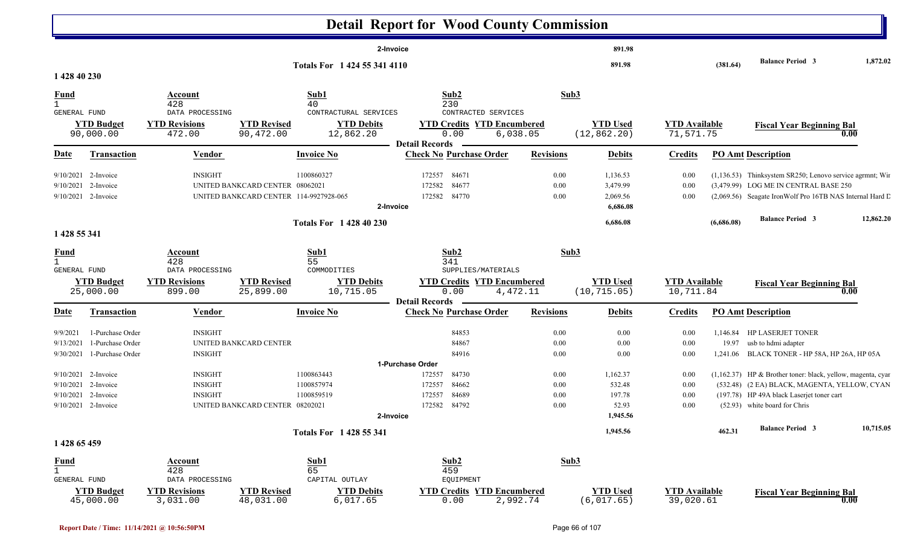# Detail Report for Wood County Commission

| | | | | | 2-Invoice | | 891.98 | | | | |
|---|---|---|---|---|---|---|---|---|---|---|---|
| | | | | Totals For 1 424 55 341 4110 | | | 891.98 | | (381.64) | Balance Period 3 | 1,872.02 |

## 1 428 40 230

| Fund | Account | | Sub1 | Sub2 | | Sub3 | | |
|---|---|---|---|---|---|---|---|---|
| 1 GENERAL FUND | 428 DATA PROCESSING | | 40 CONTRACTURAL SERVICES | 230 CONTRACTED SERVICES | | | | |
| **YTD Budget** | **YTD Revisions** | **YTD Revised** | **YTD Debits** | **YTD Credits** | **YTD Encumbered** | **YTD Used** | **YTD Available** | **Fiscal Year Beginning Bal** |
| 90,000.00 | 472.00 | 90,472.00 | 12,862.20 | 0.00 | 6,038.05 | (12,862.20) | 71,571.75 | 0.00 |

**Detail Records**

| Date | Transaction | Vendor | Invoice No | Check No | Purchase Order | Revisions | Debits | Credits | PO Amt | Description |
|---|---|---|---|---|---|---|---|---|---|---|
| 9/10/2021 | 2-Invoice | INSIGHT | 1100860327 | 172557 | 84671 | 0.00 | 1,136.53 | 0.00 | (1,136.53) | Thinksystem SR250; Lenovo service agrmnt; Wir |
| 9/10/2021 | 2-Invoice | UNITED BANKCARD CENTER | 08062021 | 172582 | 84677 | 0.00 | 3,479.99 | 0.00 | (3,479.99) | LOG ME IN CENTRAL BASE 250 |
| 9/10/2021 | 2-Invoice | UNITED BANKCARD CENTER | 114-9927928-065 | 172582 | 84770 | 0.00 | 2,069.56 | 0.00 | (2,069.56) | Seagate IronWolf Pro 16TB NAS Internal Hard D |
| | 2-Invoice | | | | | | 6,686.08 | | | |
| | | | Totals For 1 428 40 230 | | | | 6,686.08 | | (6,686.08) | Balance Period 3 12,862.20 |

## 1 428 55 341

| Fund | Account | | Sub1 | Sub2 | | Sub3 | | |
|---|---|---|---|---|---|---|---|---|
| 1 GENERAL FUND | 428 DATA PROCESSING | | 55 COMMODITIES | 341 SUPPLIES/MATERIALS | | | | |
| **YTD Budget** | **YTD Revisions** | **YTD Revised** | **YTD Debits** | **YTD Credits** | **YTD Encumbered** | **YTD Used** | **YTD Available** | **Fiscal Year Beginning Bal** |
| 25,000.00 | 899.00 | 25,899.00 | 10,715.05 | 0.00 | 4,472.11 | (10,715.05) | 10,711.84 | 0.00 |

**Detail Records**

| Date | Transaction | Vendor | Invoice No | Check No | Purchase Order | Revisions | Debits | Credits | PO Amt | Description |
|---|---|---|---|---|---|---|---|---|---|---|
| 9/9/2021 | 1-Purchase Order | INSIGHT | | | 84853 | 0.00 | 0.00 | 0.00 | 1,146.84 | HP LASERJET TONER |
| 9/13/2021 | 1-Purchase Order | UNITED BANKCARD CENTER | | | 84867 | 0.00 | 0.00 | 0.00 | 19.97 | usb to hdmi adapter |
| 9/30/2021 | 1-Purchase Order | INSIGHT | | | 84916 | 0.00 | 0.00 | 0.00 | 1,241.06 | BLACK TONER - HP 58A, HP 26A, HP 05A |
| | 1-Purchase Order | | | | | | | | | |
| 9/10/2021 | 2-Invoice | INSIGHT | 1100863443 | 172557 | 84730 | 0.00 | 1,162.37 | 0.00 | (1,162.37) | HP & Brother toner: black, yellow, magenta, cyar |
| 9/10/2021 | 2-Invoice | INSIGHT | 1100857974 | 172557 | 84662 | 0.00 | 532.48 | 0.00 | (532.48) | (2 EA) BLACK, MAGENTA, YELLOW, CYAN |
| 9/10/2021 | 2-Invoice | INSIGHT | 1100859519 | 172557 | 84689 | 0.00 | 197.78 | 0.00 | (197.78) | HP 49A black Laserjet toner cart |
| 9/10/2021 | 2-Invoice | UNITED BANKCARD CENTER | 08202021 | 172582 | 84792 | 0.00 | 52.93 | 0.00 | (52.93) | white board for Chris |
| | 2-Invoice | | | | | | 1,945.56 | | | |
| | | | Totals For 1 428 55 341 | | | | 1,945.56 | | 462.31 | Balance Period 3 10,715.05 |

## 1 428 65 459

| Fund | Account | | Sub1 | Sub2 | | Sub3 | | |
|---|---|---|---|---|---|---|---|---|
| 1 GENERAL FUND | 428 DATA PROCESSING | | 65 CAPITAL OUTLAY | 459 EQUIPMENT | | | | |
| **YTD Budget** | **YTD Revisions** | **YTD Revised** | **YTD Debits** | **YTD Credits** | **YTD Encumbered** | **YTD Used** | **YTD Available** | **Fiscal Year Beginning Bal** |
| 45,000.00 | 3,031.00 | 48,031.00 | 6,017.65 | 0.00 | 2,992.74 | (6,017.65) | 39,020.61 | 0.00 |

Report Date / Time: 11/14/2021 @ 10:56:50PM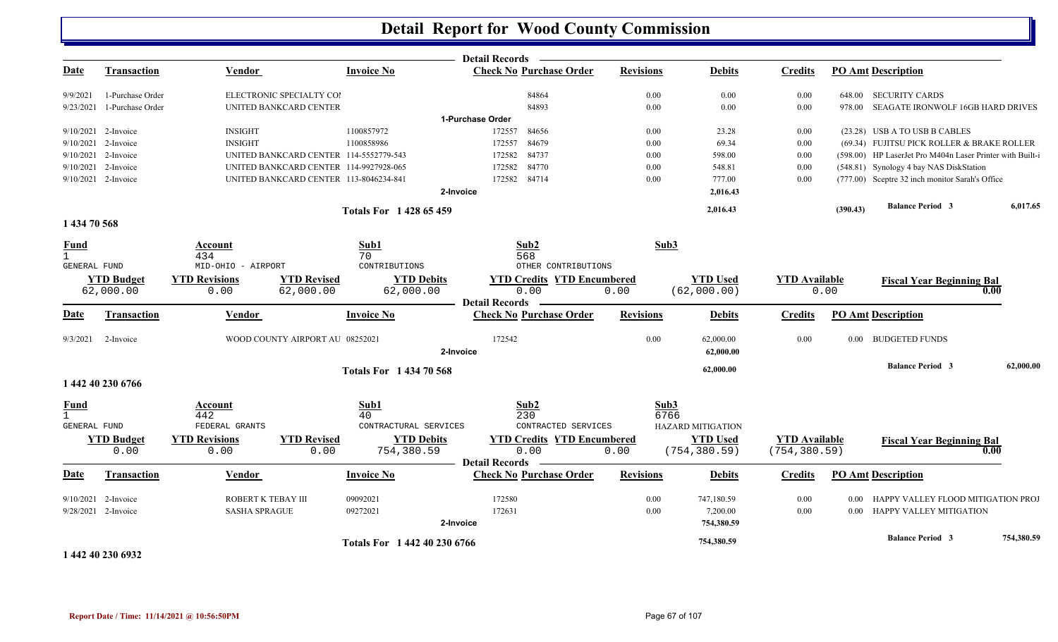# Detail Report for Wood County Commission

| Date | Transaction | Vendor | Invoice No | Check No | Purchase Order | Revisions | Debits | Credits | PO Amt | Description |
|---|---|---|---|---|---|---|---|---|---|---|
| 9/9/2021 | 1-Purchase Order | ELECTRONIC SPECIALTY COI | | | 84864 | 0.00 | 0.00 | 0.00 | 648.00 | SECURITY CARDS |
| 9/23/2021 | 1-Purchase Order | UNITED BANKCARD CENTER | | | 84893 | 0.00 | 0.00 | 0.00 | 978.00 | SEAGATE IRONWOLF 16GB HARD DRIVES |
| | | | | 1-Purchase Order | | | | | | |
| 9/10/2021 | 2-Invoice | INSIGHT | 1100857972 | 172557 | 84656 | 0.00 | 23.28 | 0.00 | (23.28) | USB A TO USB B CABLES |
| 9/10/2021 | 2-Invoice | INSIGHT | 1100858986 | 172557 | 84679 | 0.00 | 69.34 | 0.00 | (69.34) | FUJITSU PICK ROLLER & BRAKE ROLLER |
| 9/10/2021 | 2-Invoice | UNITED BANKCARD CENTER | 114-5552779-543 | 172582 | 84737 | 0.00 | 598.00 | 0.00 | (598.00) | HP LaserJet Pro M404n Laser Printer with Built-i |
| 9/10/2021 | 2-Invoice | UNITED BANKCARD CENTER | 114-9927928-065 | 172582 | 84770 | 0.00 | 548.81 | 0.00 | (548.81) | Synology 4 bay NAS DiskStation |
| 9/10/2021 | 2-Invoice | UNITED BANKCARD CENTER | 113-8046234-841 | 172582 | 84714 | 0.00 | 777.00 | 0.00 | (777.00) | Sceptre 32 inch monitor Sarah's Office |
| | | | | 2-Invoice | | | 2,016.43 | | | |
| | | | Totals For 1 428 65 459 | | | | 2,016.43 | | (390.43) | Balance Period 3: 6,017.65 |

## 1 434 70 568

| Fund | Account | Sub1 | Sub2 | Sub3 |
|---|---|---|---|---|
| 1 GENERAL FUND | 434 MID-OHIO - AIRPORT | 70 CONTRIBUTIONS | 568 OTHER CONTRIBUTIONS | |

| YTD Budget | YTD Revisions | YTD Revised | YTD Debits | YTD Credits | YTD Encumbered | YTD Used | YTD Available | Fiscal Year Beginning Bal |
|---|---|---|---|---|---|---|---|---|
| 62,000.00 | 0.00 | 62,000.00 | 62,000.00 | 0.00 | 0.00 | (62,000.00) | 0.00 | 0.00 |

| Date | Transaction | Vendor | Invoice No | Check No | Purchase Order | Revisions | Debits | Credits | PO Amt | Description |
|---|---|---|---|---|---|---|---|---|---|---|
| 9/3/2021 | 2-Invoice | WOOD COUNTY AIRPORT AU | 08252021 | 172542 | | 0.00 | 62,000.00 | 0.00 | 0.00 | BUDGETED FUNDS |
| | | | | 2-Invoice | | | 62,000.00 | | | |
| | | | Totals For 1 434 70 568 | | | | 62,000.00 | | | Balance Period 3: 62,000.00 |

## 1 442 40 230 6766

| Fund | Account | Sub1 | Sub2 | Sub3 |
|---|---|---|---|---|
| 1 GENERAL FUND | 442 FEDERAL GRANTS | 40 CONTRACTURAL SERVICES | 230 CONTRACTED SERVICES | 6766 HAZARD MITIGATION |

| YTD Budget | YTD Revisions | YTD Revised | YTD Debits | YTD Credits | YTD Encumbered | YTD Used | YTD Available | Fiscal Year Beginning Bal |
|---|---|---|---|---|---|---|---|---|
| 0.00 | 0.00 | 0.00 | 754,380.59 | 0.00 | 0.00 | (754,380.59) | (754,380.59) | 0.00 |

| Date | Transaction | Vendor | Invoice No | Check No | Purchase Order | Revisions | Debits | Credits | PO Amt | Description |
|---|---|---|---|---|---|---|---|---|---|---|
| 9/10/2021 | 2-Invoice | ROBERT K TEBAY III | 09092021 | 172580 | | 0.00 | 747,180.59 | 0.00 | 0.00 | HAPPY VALLEY FLOOD MITIGATION PROJ |
| 9/28/2021 | 2-Invoice | SASHA SPRAGUE | 09272021 | 172631 | | 0.00 | 7,200.00 | 0.00 | 0.00 | HAPPY VALLEY MITIGATION |
| | | | | 2-Invoice | | | 754,380.59 | | | |
| | | | Totals For 1 442 40 230 6766 | | | | 754,380.59 | | | Balance Period 3: 754,380.59 |

## 1 442 40 230 6932

Report Date / Time: 11/14/2021 @ 10:56:50PM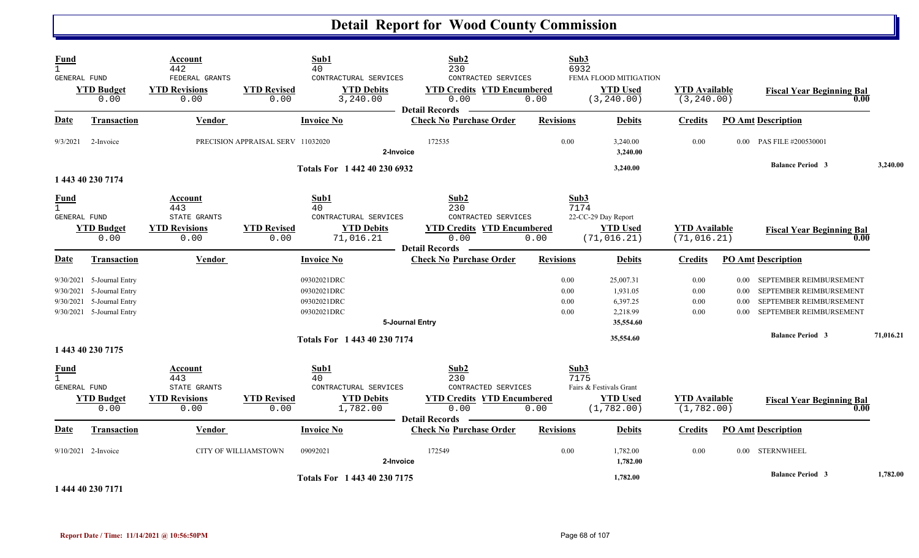# Detail Report for Wood County Commission

| Fund | Account | | Sub1 | Sub2 | | Sub3 | | |
|---|---|---|---|---|---|---|---|---|
| 1 | 442 | | 40 | 230 | | 6932 | | |
| GENERAL FUND | FEDERAL GRANTS | | CONTRACTURAL SERVICES | CONTRACTED SERVICES | | FEMA FLOOD MITIGATION | | |
| **YTD Budget** | **YTD Revisions** | **YTD Revised** | **YTD Debits** | **YTD Credits** | **YTD Encumbered** | **YTD Used** | **YTD Available** | **Fiscal Year Beginning Bal** |
| 0.00 | 0.00 | 0.00 | 3,240.00 | 0.00 | 0.00 | (3,240.00) | (3,240.00) | 0.00 |

**Detail Records**

| Date | Transaction | Vendor | Invoice No | Check No | Purchase Order | Revisions | Debits | Credits | PO Amt | Description |
|---|---|---|---|---|---|---|---|---|---|---|
| 9/3/2021 | 2-Invoice | PRECISION APPRAISAL SERV | 11032020 | 172535 | | 0.00 | 3,240.00 | 0.00 | 0.00 | PAS FILE #200530001 |
| | | | | 2-Invoice | | | 3,240.00 | | | |
| | | | Totals For 1 442 40 230 6932 | | | | 3,240.00 | | | Balance Period 3 3,240.00 |

## 1 443 40 230 7174

| Fund | Account | | Sub1 | Sub2 | | Sub3 | | |
|---|---|---|---|---|---|---|---|---|
| 1 | 443 | | 40 | 230 | | 7174 | | |
| GENERAL FUND | STATE GRANTS | | CONTRACTURAL SERVICES | CONTRACTED SERVICES | | 22-CC-29 Day Report | | |
| **YTD Budget** | **YTD Revisions** | **YTD Revised** | **YTD Debits** | **YTD Credits** | **YTD Encumbered** | **YTD Used** | **YTD Available** | **Fiscal Year Beginning Bal** |
| 0.00 | 0.00 | 0.00 | 71,016.21 | 0.00 | 0.00 | (71,016.21) | (71,016.21) | 0.00 |

**Detail Records**

| Date | Transaction | Vendor | Invoice No | Check No | Purchase Order | Revisions | Debits | Credits | PO Amt | Description |
|---|---|---|---|---|---|---|---|---|---|---|
| 9/30/2021 | 5-Journal Entry | | 09302021DRC | | | 0.00 | 25,007.31 | 0.00 | 0.00 | SEPTEMBER REIMBURSEMENT |
| 9/30/2021 | 5-Journal Entry | | 09302021DRC | | | 0.00 | 1,931.05 | 0.00 | 0.00 | SEPTEMBER REIMBURSEMENT |
| 9/30/2021 | 5-Journal Entry | | 09302021DRC | | | 0.00 | 6,397.25 | 0.00 | 0.00 | SEPTEMBER REIMBURSEMENT |
| 9/30/2021 | 5-Journal Entry | | 09302021DRC | | | 0.00 | 2,218.99 | 0.00 | 0.00 | SEPTEMBER REIMBURSEMENT |
| | | | | 5-Journal Entry | | | 35,554.60 | | | |
| | | | Totals For 1 443 40 230 7174 | | | | 35,554.60 | | | Balance Period 3 71,016.21 |

## 1 443 40 230 7175

| Fund | Account | | Sub1 | Sub2 | | Sub3 | | |
|---|---|---|---|---|---|---|---|---|
| 1 | 443 | | 40 | 230 | | 7175 | | |
| GENERAL FUND | STATE GRANTS | | CONTRACTURAL SERVICES | CONTRACTED SERVICES | | Fairs & Festivals Grant | | |
| **YTD Budget** | **YTD Revisions** | **YTD Revised** | **YTD Debits** | **YTD Credits** | **YTD Encumbered** | **YTD Used** | **YTD Available** | **Fiscal Year Beginning Bal** |
| 0.00 | 0.00 | 0.00 | 1,782.00 | 0.00 | 0.00 | (1,782.00) | (1,782.00) | 0.00 |

**Detail Records**

| Date | Transaction | Vendor | Invoice No | Check No | Purchase Order | Revisions | Debits | Credits | PO Amt | Description |
|---|---|---|---|---|---|---|---|---|---|---|
| 9/10/2021 | 2-Invoice | CITY OF WILLIAMSTOWN | 09092021 | 172549 | | 0.00 | 1,782.00 | 0.00 | 0.00 | STERNWHEEL |
| | | | | 2-Invoice | | | 1,782.00 | | | |
| | | | Totals For 1 443 40 230 7175 | | | | 1,782.00 | | | Balance Period 3 1,782.00 |

## 1 444 40 230 7171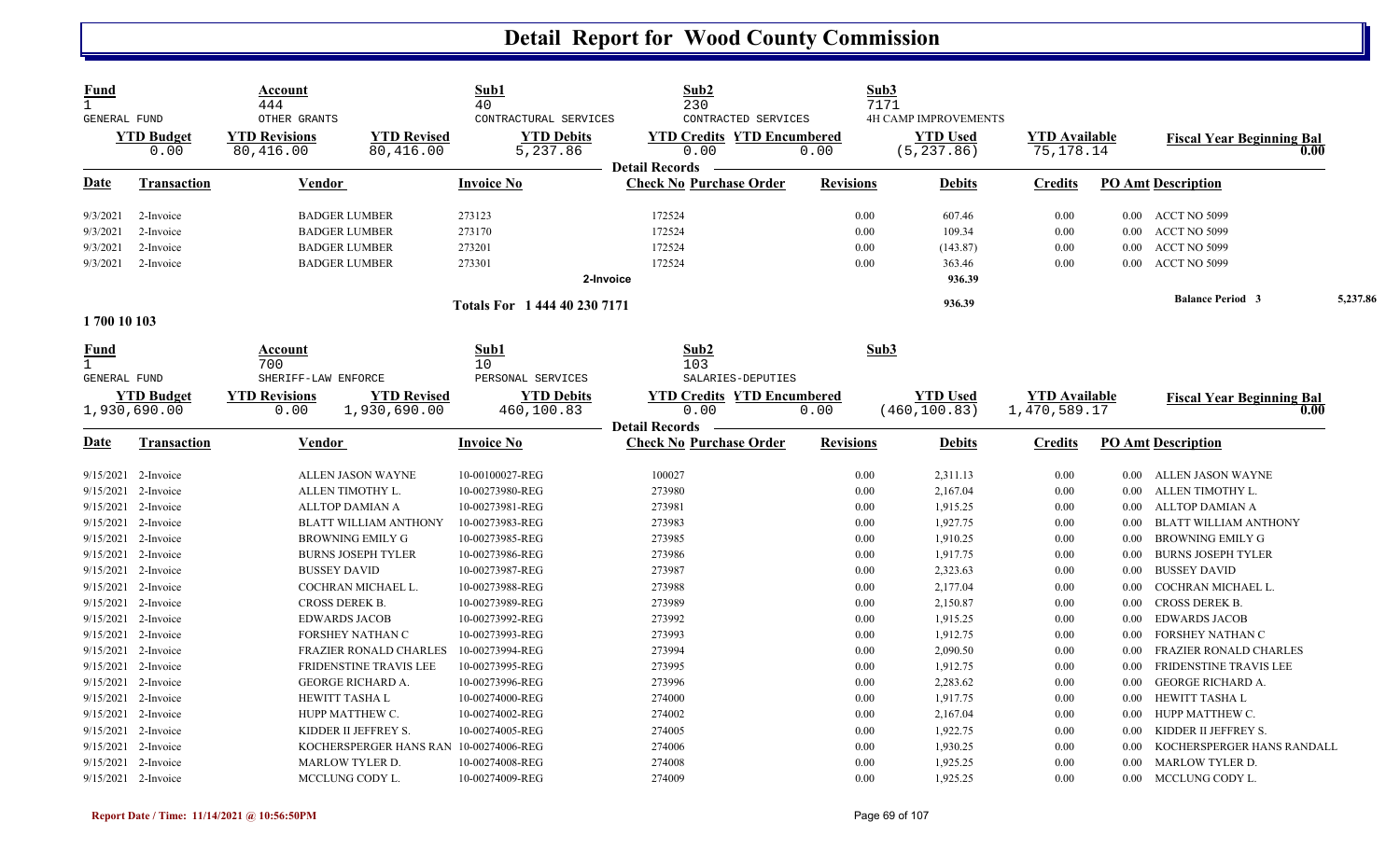# Detail Report for Wood County Commission

| Fund | Account | | Sub1 | Sub2 | | Sub3 | | |
|---|---|---|---|---|---|---|---|---|
| 1 | 444 | | 40 | 230 | | 7171 | | |
| GENERAL FUND | OTHER GRANTS | | CONTRACTURAL SERVICES | CONTRACTED SERVICES | | 4H CAMP IMPROVEMENTS | | |
| **YTD Budget** | **YTD Revisions** | **YTD Revised** | **YTD Debits** | **YTD Credits** | **YTD Encumbered** | **YTD Used** | **YTD Available** | **Fiscal Year Beginning Bal** |
| 0.00 | 80,416.00 | 80,416.00 | 5,237.86 | 0.00 | 0.00 | (5,237.86) | 75,178.14 | 0.00 |

**Detail Records**

| Date | Transaction | Vendor | Invoice No | Check No | Purchase Order | Revisions | Debits | Credits | PO Amt | Description |
|---|---|---|---|---|---|---|---|---|---|---|
| 9/3/2021 | 2-Invoice | BADGER LUMBER | 273123 | 172524 | | 0.00 | 607.46 | 0.00 | 0.00 | ACCT NO 5099 |
| 9/3/2021 | 2-Invoice | BADGER LUMBER | 273170 | 172524 | | 0.00 | 109.34 | 0.00 | 0.00 | ACCT NO 5099 |
| 9/3/2021 | 2-Invoice | BADGER LUMBER | 273201 | 172524 | | 0.00 | (143.87) | 0.00 | 0.00 | ACCT NO 5099 |
| 9/3/2021 | 2-Invoice | BADGER LUMBER | 273301 | 172524 | | 0.00 | 363.46 | 0.00 | 0.00 | ACCT NO 5099 |
| | | | **2-Invoice** | | | | **936.39** | | | |
| | | | **Totals For 1 444 40 230 7171** | | | | **936.39** | | | **Balance Period 3** 5,237.86 |

**1 700 10 103**

| Fund | Account | | Sub1 | Sub2 | | Sub3 | | |
|---|---|---|---|---|---|---|---|---|
| 1 | 700 | | 10 | 103 | | | | |
| GENERAL FUND | SHERIFF-LAW ENFORCE | | PERSONAL SERVICES | SALARIES-DEPUTIES | | | | |
| **YTD Budget** | **YTD Revisions** | **YTD Revised** | **YTD Debits** | **YTD Credits** | **YTD Encumbered** | **YTD Used** | **YTD Available** | **Fiscal Year Beginning Bal** |
| 1,930,690.00 | 0.00 | 1,930,690.00 | 460,100.83 | 0.00 | 0.00 | (460,100.83) | 1,470,589.17 | 0.00 |

**Detail Records**

| Date | Transaction | Vendor | Invoice No | Check No | Purchase Order | Revisions | Debits | Credits | PO Amt | Description |
|---|---|---|---|---|---|---|---|---|---|---|
| 9/15/2021 | 2-Invoice | ALLEN JASON WAYNE | 10-00100027-REG | 100027 | | 0.00 | 2,311.13 | 0.00 | 0.00 | ALLEN JASON WAYNE |
| 9/15/2021 | 2-Invoice | ALLEN TIMOTHY L. | 10-00273980-REG | 273980 | | 0.00 | 2,167.04 | 0.00 | 0.00 | ALLEN TIMOTHY L. |
| 9/15/2021 | 2-Invoice | ALLTOP DAMIAN A | 10-00273981-REG | 273981 | | 0.00 | 1,915.25 | 0.00 | 0.00 | ALLTOP DAMIAN A |
| 9/15/2021 | 2-Invoice | BLATT WILLIAM ANTHONY | 10-00273983-REG | 273983 | | 0.00 | 1,927.75 | 0.00 | 0.00 | BLATT WILLIAM ANTHONY |
| 9/15/2021 | 2-Invoice | BROWNING EMILY G | 10-00273985-REG | 273985 | | 0.00 | 1,910.25 | 0.00 | 0.00 | BROWNING EMILY G |
| 9/15/2021 | 2-Invoice | BURNS JOSEPH TYLER | 10-00273986-REG | 273986 | | 0.00 | 1,917.75 | 0.00 | 0.00 | BURNS JOSEPH TYLER |
| 9/15/2021 | 2-Invoice | BUSSEY DAVID | 10-00273987-REG | 273987 | | 0.00 | 2,323.63 | 0.00 | 0.00 | BUSSEY DAVID |
| 9/15/2021 | 2-Invoice | COCHRAN MICHAEL L. | 10-00273988-REG | 273988 | | 0.00 | 2,177.04 | 0.00 | 0.00 | COCHRAN MICHAEL L. |
| 9/15/2021 | 2-Invoice | CROSS DEREK B. | 10-00273989-REG | 273989 | | 0.00 | 2,150.87 | 0.00 | 0.00 | CROSS DEREK B. |
| 9/15/2021 | 2-Invoice | EDWARDS JACOB | 10-00273992-REG | 273992 | | 0.00 | 1,915.25 | 0.00 | 0.00 | EDWARDS JACOB |
| 9/15/2021 | 2-Invoice | FORSHEY NATHAN C | 10-00273993-REG | 273993 | | 0.00 | 1,912.75 | 0.00 | 0.00 | FORSHEY NATHAN C |
| 9/15/2021 | 2-Invoice | FRAZIER RONALD CHARLES | 10-00273994-REG | 273994 | | 0.00 | 2,090.50 | 0.00 | 0.00 | FRAZIER RONALD CHARLES |
| 9/15/2021 | 2-Invoice | FRIDENSTINE TRAVIS LEE | 10-00273995-REG | 273995 | | 0.00 | 1,912.75 | 0.00 | 0.00 | FRIDENSTINE TRAVIS LEE |
| 9/15/2021 | 2-Invoice | GEORGE RICHARD A. | 10-00273996-REG | 273996 | | 0.00 | 2,283.62 | 0.00 | 0.00 | GEORGE RICHARD A. |
| 9/15/2021 | 2-Invoice | HEWITT TASHA L | 10-00274000-REG | 274000 | | 0.00 | 1,917.75 | 0.00 | 0.00 | HEWITT TASHA L |
| 9/15/2021 | 2-Invoice | HUPP MATTHEW C. | 10-00274002-REG | 274002 | | 0.00 | 2,167.04 | 0.00 | 0.00 | HUPP MATTHEW C. |
| 9/15/2021 | 2-Invoice | KIDDER II JEFFREY S. | 10-00274005-REG | 274005 | | 0.00 | 1,922.75 | 0.00 | 0.00 | KIDDER II JEFFREY S. |
| 9/15/2021 | 2-Invoice | KOCHERSPERGER HANS RAN | 10-00274006-REG | 274006 | | 0.00 | 1,930.25 | 0.00 | 0.00 | KOCHERSPERGER HANS RANDALL |
| 9/15/2021 | 2-Invoice | MARLOW TYLER D. | 10-00274008-REG | 274008 | | 0.00 | 1,925.25 | 0.00 | 0.00 | MARLOW TYLER D. |
| 9/15/2021 | 2-Invoice | MCCLUNG CODY L. | 10-00274009-REG | 274009 | | 0.00 | 1,925.25 | 0.00 | 0.00 | MCCLUNG CODY L. |

Report Date / Time: 11/14/2021 @ 10:56:50PM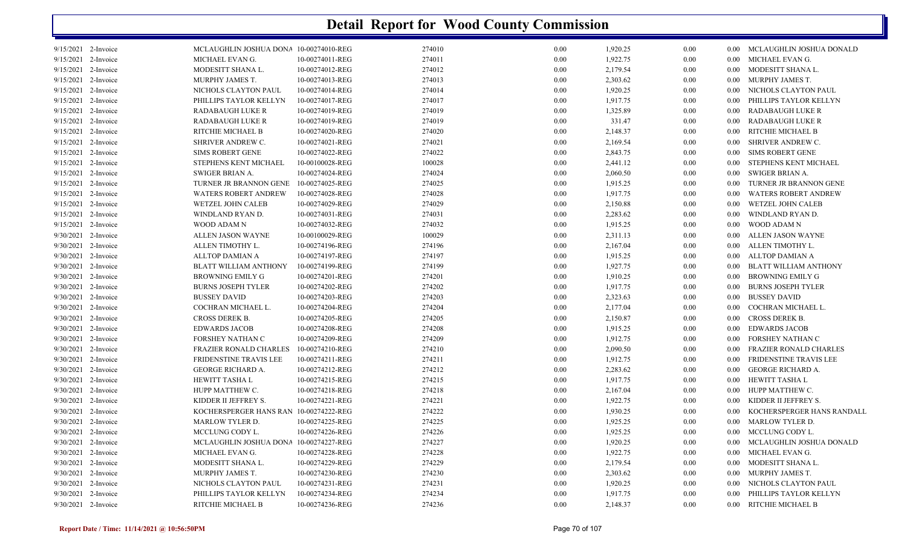# Detail Report for Wood County Commission

| | | | | | | | | | |
|---|---|---|---|---|---|---|---|---|---|
| 9/15/2021 | 2-Invoice | MCLAUGHLIN JOSHUA DONA | 10-00274010-REG | 274010 | 0.00 | 1,920.25 | 0.00 | 0.00 | MCLAUGHLIN JOSHUA DONALD |
| 9/15/2021 | 2-Invoice | MICHAEL EVAN G. | 10-00274011-REG | 274011 | 0.00 | 1,922.75 | 0.00 | 0.00 | MICHAEL EVAN G. |
| 9/15/2021 | 2-Invoice | MODESITT SHANA L. | 10-00274012-REG | 274012 | 0.00 | 2,179.54 | 0.00 | 0.00 | MODESITT SHANA L. |
| 9/15/2021 | 2-Invoice | MURPHY JAMES T. | 10-00274013-REG | 274013 | 0.00 | 2,303.62 | 0.00 | 0.00 | MURPHY JAMES T. |
| 9/15/2021 | 2-Invoice | NICHOLS CLAYTON PAUL | 10-00274014-REG | 274014 | 0.00 | 1,920.25 | 0.00 | 0.00 | NICHOLS CLAYTON PAUL |
| 9/15/2021 | 2-Invoice | PHILLIPS TAYLOR KELLYN | 10-00274017-REG | 274017 | 0.00 | 1,917.75 | 0.00 | 0.00 | PHILLIPS TAYLOR KELLYN |
| 9/15/2021 | 2-Invoice | RADABAUGH LUKE R | 10-00274019-REG | 274019 | 0.00 | 1,325.89 | 0.00 | 0.00 | RADABAUGH LUKE R |
| 9/15/2021 | 2-Invoice | RADABAUGH LUKE R | 10-00274019-REG | 274019 | 0.00 | 331.47 | 0.00 | 0.00 | RADABAUGH LUKE R |
| 9/15/2021 | 2-Invoice | RITCHIE MICHAEL B | 10-00274020-REG | 274020 | 0.00 | 2,148.37 | 0.00 | 0.00 | RITCHIE MICHAEL B |
| 9/15/2021 | 2-Invoice | SHRIVER ANDREW C. | 10-00274021-REG | 274021 | 0.00 | 2,169.54 | 0.00 | 0.00 | SHRIVER ANDREW C. |
| 9/15/2021 | 2-Invoice | SIMS ROBERT GENE | 10-00274022-REG | 274022 | 0.00 | 2,843.75 | 0.00 | 0.00 | SIMS ROBERT GENE |
| 9/15/2021 | 2-Invoice | STEPHENS KENT MICHAEL | 10-00100028-REG | 100028 | 0.00 | 2,441.12 | 0.00 | 0.00 | STEPHENS KENT MICHAEL |
| 9/15/2021 | 2-Invoice | SWIGER BRIAN A. | 10-00274024-REG | 274024 | 0.00 | 2,060.50 | 0.00 | 0.00 | SWIGER BRIAN A. |
| 9/15/2021 | 2-Invoice | TURNER JR BRANNON GENE | 10-00274025-REG | 274025 | 0.00 | 1,915.25 | 0.00 | 0.00 | TURNER JR BRANNON GENE |
| 9/15/2021 | 2-Invoice | WATERS ROBERT ANDREW | 10-00274028-REG | 274028 | 0.00 | 1,917.75 | 0.00 | 0.00 | WATERS ROBERT ANDREW |
| 9/15/2021 | 2-Invoice | WETZEL JOHN CALEB | 10-00274029-REG | 274029 | 0.00 | 2,150.88 | 0.00 | 0.00 | WETZEL JOHN CALEB |
| 9/15/2021 | 2-Invoice | WINDLAND RYAN D. | 10-00274031-REG | 274031 | 0.00 | 2,283.62 | 0.00 | 0.00 | WINDLAND RYAN D. |
| 9/15/2021 | 2-Invoice | WOOD ADAM N | 10-00274032-REG | 274032 | 0.00 | 1,915.25 | 0.00 | 0.00 | WOOD ADAM N |
| 9/30/2021 | 2-Invoice | ALLEN JASON WAYNE | 10-00100029-REG | 100029 | 0.00 | 2,311.13 | 0.00 | 0.00 | ALLEN JASON WAYNE |
| 9/30/2021 | 2-Invoice | ALLEN TIMOTHY L. | 10-00274196-REG | 274196 | 0.00 | 2,167.04 | 0.00 | 0.00 | ALLEN TIMOTHY L. |
| 9/30/2021 | 2-Invoice | ALLTOP DAMIAN A | 10-00274197-REG | 274197 | 0.00 | 1,915.25 | 0.00 | 0.00 | ALLTOP DAMIAN A |
| 9/30/2021 | 2-Invoice | BLATT WILLIAM ANTHONY | 10-00274199-REG | 274199 | 0.00 | 1,927.75 | 0.00 | 0.00 | BLATT WILLIAM ANTHONY |
| 9/30/2021 | 2-Invoice | BROWNING EMILY G | 10-00274201-REG | 274201 | 0.00 | 1,910.25 | 0.00 | 0.00 | BROWNING EMILY G |
| 9/30/2021 | 2-Invoice | BURNS JOSEPH TYLER | 10-00274202-REG | 274202 | 0.00 | 1,917.75 | 0.00 | 0.00 | BURNS JOSEPH TYLER |
| 9/30/2021 | 2-Invoice | BUSSEY DAVID | 10-00274203-REG | 274203 | 0.00 | 2,323.63 | 0.00 | 0.00 | BUSSEY DAVID |
| 9/30/2021 | 2-Invoice | COCHRAN MICHAEL L. | 10-00274204-REG | 274204 | 0.00 | 2,177.04 | 0.00 | 0.00 | COCHRAN MICHAEL L. |
| 9/30/2021 | 2-Invoice | CROSS DEREK B. | 10-00274205-REG | 274205 | 0.00 | 2,150.87 | 0.00 | 0.00 | CROSS DEREK B. |
| 9/30/2021 | 2-Invoice | EDWARDS JACOB | 10-00274208-REG | 274208 | 0.00 | 1,915.25 | 0.00 | 0.00 | EDWARDS JACOB |
| 9/30/2021 | 2-Invoice | FORSHEY NATHAN C | 10-00274209-REG | 274209 | 0.00 | 1,912.75 | 0.00 | 0.00 | FORSHEY NATHAN C |
| 9/30/2021 | 2-Invoice | FRAZIER RONALD CHARLES | 10-00274210-REG | 274210 | 0.00 | 2,090.50 | 0.00 | 0.00 | FRAZIER RONALD CHARLES |
| 9/30/2021 | 2-Invoice | FRIDENSTINE TRAVIS LEE | 10-00274211-REG | 274211 | 0.00 | 1,912.75 | 0.00 | 0.00 | FRIDENSTINE TRAVIS LEE |
| 9/30/2021 | 2-Invoice | GEORGE RICHARD A. | 10-00274212-REG | 274212 | 0.00 | 2,283.62 | 0.00 | 0.00 | GEORGE RICHARD A. |
| 9/30/2021 | 2-Invoice | HEWITT TASHA L | 10-00274215-REG | 274215 | 0.00 | 1,917.75 | 0.00 | 0.00 | HEWITT TASHA L |
| 9/30/2021 | 2-Invoice | HUPP MATTHEW C. | 10-00274218-REG | 274218 | 0.00 | 2,167.04 | 0.00 | 0.00 | HUPP MATTHEW C. |
| 9/30/2021 | 2-Invoice | KIDDER II JEFFREY S. | 10-00274221-REG | 274221 | 0.00 | 1,922.75 | 0.00 | 0.00 | KIDDER II JEFFREY S. |
| 9/30/2021 | 2-Invoice | KOCHERSPERGER HANS RAN | 10-00274222-REG | 274222 | 0.00 | 1,930.25 | 0.00 | 0.00 | KOCHERSPERGER HANS RANDALL |
| 9/30/2021 | 2-Invoice | MARLOW TYLER D. | 10-00274225-REG | 274225 | 0.00 | 1,925.25 | 0.00 | 0.00 | MARLOW TYLER D. |
| 9/30/2021 | 2-Invoice | MCCLUNG CODY L. | 10-00274226-REG | 274226 | 0.00 | 1,925.25 | 0.00 | 0.00 | MCCLUNG CODY L. |
| 9/30/2021 | 2-Invoice | MCLAUGHLIN JOSHUA DONA | 10-00274227-REG | 274227 | 0.00 | 1,920.25 | 0.00 | 0.00 | MCLAUGHLIN JOSHUA DONALD |
| 9/30/2021 | 2-Invoice | MICHAEL EVAN G. | 10-00274228-REG | 274228 | 0.00 | 1,922.75 | 0.00 | 0.00 | MICHAEL EVAN G. |
| 9/30/2021 | 2-Invoice | MODESITT SHANA L. | 10-00274229-REG | 274229 | 0.00 | 2,179.54 | 0.00 | 0.00 | MODESITT SHANA L. |
| 9/30/2021 | 2-Invoice | MURPHY JAMES T. | 10-00274230-REG | 274230 | 0.00 | 2,303.62 | 0.00 | 0.00 | MURPHY JAMES T. |
| 9/30/2021 | 2-Invoice | NICHOLS CLAYTON PAUL | 10-00274231-REG | 274231 | 0.00 | 1,920.25 | 0.00 | 0.00 | NICHOLS CLAYTON PAUL |
| 9/30/2021 | 2-Invoice | PHILLIPS TAYLOR KELLYN | 10-00274234-REG | 274234 | 0.00 | 1,917.75 | 0.00 | 0.00 | PHILLIPS TAYLOR KELLYN |
| 9/30/2021 | 2-Invoice | RITCHIE MICHAEL B | 10-00274236-REG | 274236 | 0.00 | 2,148.37 | 0.00 | 0.00 | RITCHIE MICHAEL B |

Report Date / Time: 11/14/2021 @ 10:56:50PM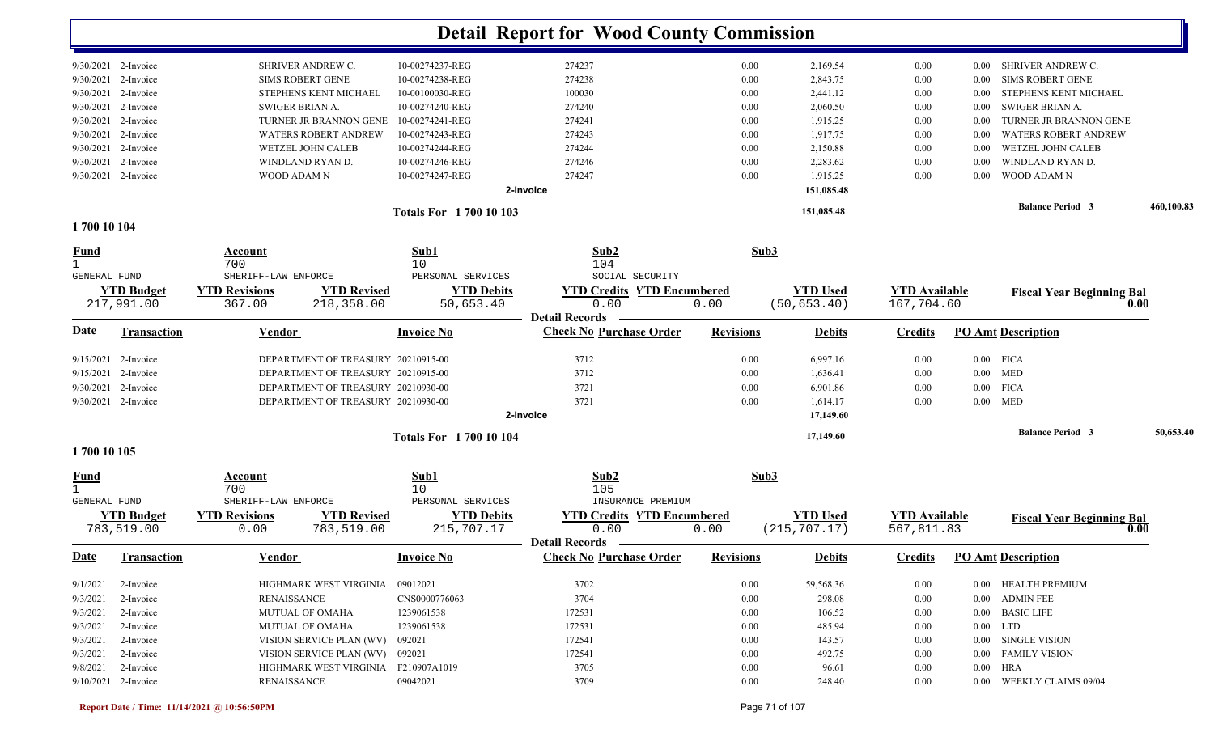# Detail Report for Wood County Commission

| Date | Transaction | Vendor | Invoice No | Check No Purchase Order | Revisions | Debits | Credits | PO Amt Description |
|---|---|---|---|---|---|---|---|---|
| 9/30/2021 | 2-Invoice | SHRIVER ANDREW C. | 10-00274237-REG | 274237 | 0.00 | 2,169.54 | 0.00 | 0.00 SHRIVER ANDREW C. |
| 9/30/2021 | 2-Invoice | SIMS ROBERT GENE | 10-00274238-REG | 274238 | 0.00 | 2,843.75 | 0.00 | 0.00 SIMS ROBERT GENE |
| 9/30/2021 | 2-Invoice | STEPHENS KENT MICHAEL | 10-00100030-REG | 100030 | 0.00 | 2,441.12 | 0.00 | 0.00 STEPHENS KENT MICHAEL |
| 9/30/2021 | 2-Invoice | SWIGER BRIAN A. | 10-00274240-REG | 274240 | 0.00 | 2,060.50 | 0.00 | 0.00 SWIGER BRIAN A. |
| 9/30/2021 | 2-Invoice | TURNER JR BRANNON GENE | 10-00274241-REG | 274241 | 0.00 | 1,915.25 | 0.00 | 0.00 TURNER JR BRANNON GENE |
| 9/30/2021 | 2-Invoice | WATERS ROBERT ANDREW | 10-00274243-REG | 274243 | 0.00 | 1,917.75 | 0.00 | 0.00 WATERS ROBERT ANDREW |
| 9/30/2021 | 2-Invoice | WETZEL JOHN CALEB | 10-00274244-REG | 274244 | 0.00 | 2,150.88 | 0.00 | 0.00 WETZEL JOHN CALEB |
| 9/30/2021 | 2-Invoice | WINDLAND RYAN D. | 10-00274246-REG | 274246 | 0.00 | 2,283.62 | 0.00 | 0.00 WINDLAND RYAN D. |
| 9/30/2021 | 2-Invoice | WOOD ADAM N | 10-00274247-REG | 274247 | 0.00 | 1,915.25 | 0.00 | 0.00 WOOD ADAM N |
| | | | | 2-Invoice | | 151,085.48 | | |
| | | | Totals For 1 700 10 103 | | | 151,085.48 | | Balance Period 3 460,100.83 |

## 1 700 10 104

| Fund | Account | Sub1 | Sub2 | Sub3 |
|---|---|---|---|---|
| 1 | 700 | 10 | 104 | |
| GENERAL FUND | SHERIFF-LAW ENFORCE | PERSONAL SERVICES | SOCIAL SECURITY | |

| YTD Budget | YTD Revisions | YTD Revised | YTD Debits | YTD Credits | YTD Encumbered | YTD Used | YTD Available | Fiscal Year Beginning Bal |
|---|---|---|---|---|---|---|---|---|
| 217,991.00 | 367.00 | 218,358.00 | 50,653.40 | 0.00 | 0.00 | (50,653.40) | 167,704.60 | 0.00 |

**Detail Records**

| Date | Transaction | Vendor | Invoice No | Check No Purchase Order | Revisions | Debits | Credits | PO Amt Description |
|---|---|---|---|---|---|---|---|---|
| 9/15/2021 | 2-Invoice | DEPARTMENT OF TREASURY | 20210915-00 | 3712 | 0.00 | 6,997.16 | 0.00 | 0.00 FICA |
| 9/15/2021 | 2-Invoice | DEPARTMENT OF TREASURY | 20210915-00 | 3712 | 0.00 | 1,636.41 | 0.00 | 0.00 MED |
| 9/30/2021 | 2-Invoice | DEPARTMENT OF TREASURY | 20210930-00 | 3721 | 0.00 | 6,901.86 | 0.00 | 0.00 FICA |
| 9/30/2021 | 2-Invoice | DEPARTMENT OF TREASURY | 20210930-00 | 3721 | 0.00 | 1,614.17 | 0.00 | 0.00 MED |
| | | | | 2-Invoice | | 17,149.60 | | |
| | | | Totals For 1 700 10 104 | | | 17,149.60 | | Balance Period 3 50,653.40 |

## 1 700 10 105

| Fund | Account | Sub1 | Sub2 | Sub3 |
|---|---|---|---|---|
| 1 | 700 | 10 | 105 | |
| GENERAL FUND | SHERIFF-LAW ENFORCE | PERSONAL SERVICES | INSURANCE PREMIUM | |

| YTD Budget | YTD Revisions | YTD Revised | YTD Debits | YTD Credits | YTD Encumbered | YTD Used | YTD Available | Fiscal Year Beginning Bal |
|---|---|---|---|---|---|---|---|---|
| 783,519.00 | 0.00 | 783,519.00 | 215,707.17 | 0.00 | 0.00 | (215,707.17) | 567,811.83 | 0.00 |

**Detail Records**

| Date | Transaction | Vendor | Invoice No | Check No Purchase Order | Revisions | Debits | Credits | PO Amt Description |
|---|---|---|---|---|---|---|---|---|
| 9/1/2021 | 2-Invoice | HIGHMARK WEST VIRGINIA | 09012021 | 3702 | 0.00 | 59,568.36 | 0.00 | 0.00 HEALTH PREMIUM |
| 9/3/2021 | 2-Invoice | RENAISSANCE | CNS0000776063 | 3704 | 0.00 | 298.08 | 0.00 | 0.00 ADMIN FEE |
| 9/3/2021 | 2-Invoice | MUTUAL OF OMAHA | 1239061538 | 172531 | 0.00 | 106.52 | 0.00 | 0.00 BASIC LIFE |
| 9/3/2021 | 2-Invoice | MUTUAL OF OMAHA | 1239061538 | 172531 | 0.00 | 485.94 | 0.00 | 0.00 LTD |
| 9/3/2021 | 2-Invoice | VISION SERVICE PLAN (WV) | 092021 | 172541 | 0.00 | 143.57 | 0.00 | 0.00 SINGLE VISION |
| 9/3/2021 | 2-Invoice | VISION SERVICE PLAN (WV) | 092021 | 172541 | 0.00 | 492.75 | 0.00 | 0.00 FAMILY VISION |
| 9/8/2021 | 2-Invoice | HIGHMARK WEST VIRGINIA | F210907A1019 | 3705 | 0.00 | 96.61 | 0.00 | 0.00 HRA |
| 9/10/2021 | 2-Invoice | RENAISSANCE | 09042021 | 3709 | 0.00 | 248.40 | 0.00 | 0.00 WEEKLY CLAIMS 09/04 |

Report Date / Time: 11/14/2021 @ 10:56:50PM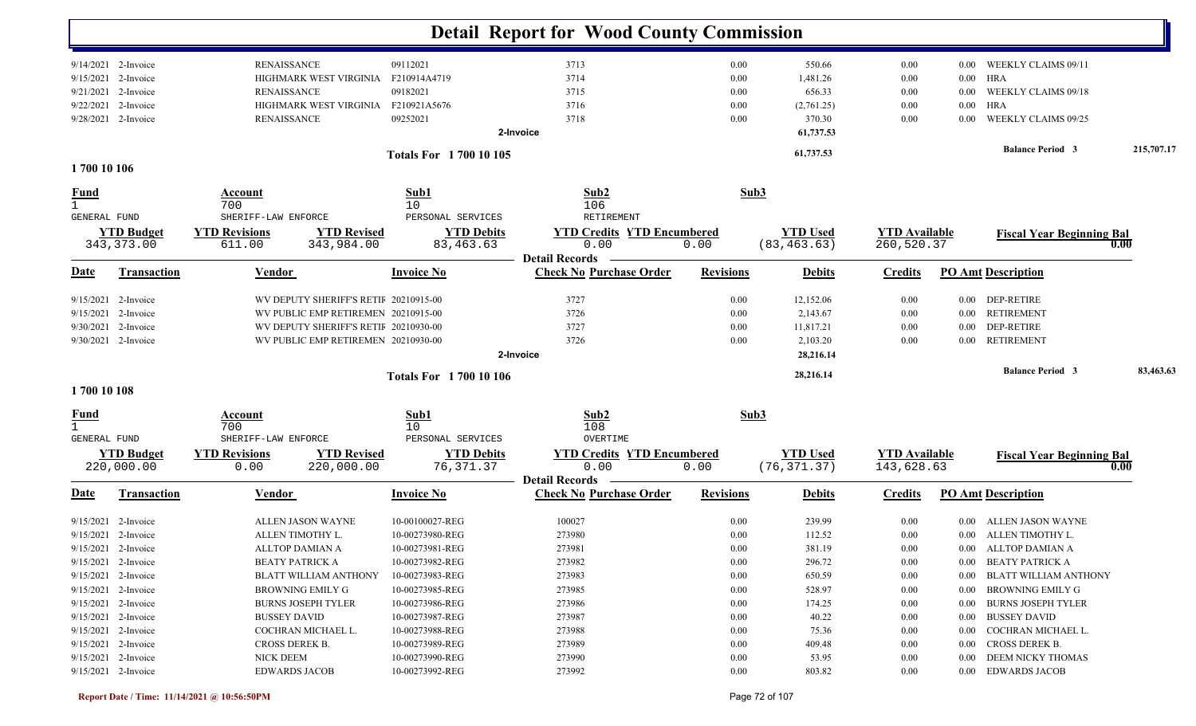# Detail Report for Wood County Commission

| Date | Transaction | Vendor | Invoice No | Check No Purchase Order | Revisions | Debits | Credits | PO Amt Description |
|---|---|---|---|---|---|---|---|---|
| 9/14/2021 | 2-Invoice | RENAISSANCE | 09112021 | 3713 | 0.00 | 550.66 | 0.00 | 0.00 WEEKLY CLAIMS 09/11 |
| 9/15/2021 | 2-Invoice | HIGHMARK WEST VIRGINIA | F210914A4719 | 3714 | 0.00 | 1,481.26 | 0.00 | 0.00 HRA |
| 9/21/2021 | 2-Invoice | RENAISSANCE | 09182021 | 3715 | 0.00 | 656.33 | 0.00 | 0.00 WEEKLY CLAIMS 09/18 |
| 9/22/2021 | 2-Invoice | HIGHMARK WEST VIRGINIA | F210921A5676 | 3716 | 0.00 | (2,761.25) | 0.00 | 0.00 HRA |
| 9/28/2021 | 2-Invoice | RENAISSANCE | 09252021 | 3718 | 0.00 | 370.30 | 0.00 | 0.00 WEEKLY CLAIMS 09/25 |
| | | | | 2-Invoice | | 61,737.53 | | |

**Totals For 1 700 10 105** — 61,737.53 — **Balance Period 3** 215,707.17

## 1 700 10 106

| Fund | Account | Sub1 | Sub2 | Sub3 |
|---|---|---|---|---|
| 1 GENERAL FUND | 700 SHERIFF-LAW ENFORCE | 10 PERSONAL SERVICES | 106 RETIREMENT | |

| YTD Budget | YTD Revisions | YTD Revised | YTD Debits | YTD Credits | YTD Encumbered | YTD Used | YTD Available | Fiscal Year Beginning Bal |
|---|---|---|---|---|---|---|---|---|
| 343,373.00 | 611.00 | 343,984.00 | 83,463.63 | 0.00 | 0.00 | (83,463.63) | 260,520.37 | 0.00 |

**Detail Records**

| Date | Transaction | Vendor | Invoice No | Check No Purchase Order | Revisions | Debits | Credits | PO Amt Description |
|---|---|---|---|---|---|---|---|---|
| 9/15/2021 | 2-Invoice | WV DEPUTY SHERIFF'S RETIF | 20210915-00 | 3727 | 0.00 | 12,152.06 | 0.00 | 0.00 DEP-RETIRE |
| 9/15/2021 | 2-Invoice | WV PUBLIC EMP RETIREMEN | 20210915-00 | 3726 | 0.00 | 2,143.67 | 0.00 | 0.00 RETIREMENT |
| 9/30/2021 | 2-Invoice | WV DEPUTY SHERIFF'S RETIF | 20210930-00 | 3727 | 0.00 | 11,817.21 | 0.00 | 0.00 DEP-RETIRE |
| 9/30/2021 | 2-Invoice | WV PUBLIC EMP RETIREMEN | 20210930-00 | 3726 | 0.00 | 2,103.20 | 0.00 | 0.00 RETIREMENT |
| | | | | 2-Invoice | | 28,216.14 | | |

**Totals For 1 700 10 106** — 28,216.14 — **Balance Period 3** 83,463.63

## 1 700 10 108

| Fund | Account | Sub1 | Sub2 | Sub3 |
|---|---|---|---|---|
| 1 GENERAL FUND | 700 SHERIFF-LAW ENFORCE | 10 PERSONAL SERVICES | 108 OVERTIME | |

| YTD Budget | YTD Revisions | YTD Revised | YTD Debits | YTD Credits | YTD Encumbered | YTD Used | YTD Available | Fiscal Year Beginning Bal |
|---|---|---|---|---|---|---|---|---|
| 220,000.00 | 0.00 | 220,000.00 | 76,371.37 | 0.00 | 0.00 | (76,371.37) | 143,628.63 | 0.00 |

**Detail Records**

| Date | Transaction | Vendor | Invoice No | Check No Purchase Order | Revisions | Debits | Credits | PO Amt Description |
|---|---|---|---|---|---|---|---|---|
| 9/15/2021 | 2-Invoice | ALLEN JASON WAYNE | 10-00100027-REG | 100027 | 0.00 | 239.99 | 0.00 | 0.00 ALLEN JASON WAYNE |
| 9/15/2021 | 2-Invoice | ALLEN TIMOTHY L. | 10-00273980-REG | 273980 | 0.00 | 112.52 | 0.00 | 0.00 ALLEN TIMOTHY L. |
| 9/15/2021 | 2-Invoice | ALLTOP DAMIAN A | 10-00273981-REG | 273981 | 0.00 | 381.19 | 0.00 | 0.00 ALLTOP DAMIAN A |
| 9/15/2021 | 2-Invoice | BEATY PATRICK A | 10-00273982-REG | 273982 | 0.00 | 296.72 | 0.00 | 0.00 BEATY PATRICK A |
| 9/15/2021 | 2-Invoice | BLATT WILLIAM ANTHONY | 10-00273983-REG | 273983 | 0.00 | 650.59 | 0.00 | 0.00 BLATT WILLIAM ANTHONY |
| 9/15/2021 | 2-Invoice | BROWNING EMILY G | 10-00273985-REG | 273985 | 0.00 | 528.97 | 0.00 | 0.00 BROWNING EMILY G |
| 9/15/2021 | 2-Invoice | BURNS JOSEPH TYLER | 10-00273986-REG | 273986 | 0.00 | 174.25 | 0.00 | 0.00 BURNS JOSEPH TYLER |
| 9/15/2021 | 2-Invoice | BUSSEY DAVID | 10-00273987-REG | 273987 | 0.00 | 40.22 | 0.00 | 0.00 BUSSEY DAVID |
| 9/15/2021 | 2-Invoice | COCHRAN MICHAEL L. | 10-00273988-REG | 273988 | 0.00 | 75.36 | 0.00 | 0.00 COCHRAN MICHAEL L. |
| 9/15/2021 | 2-Invoice | CROSS DEREK B. | 10-00273989-REG | 273989 | 0.00 | 409.48 | 0.00 | 0.00 CROSS DEREK B. |
| 9/15/2021 | 2-Invoice | NICK DEEM | 10-00273990-REG | 273990 | 0.00 | 53.95 | 0.00 | 0.00 DEEM NICKY THOMAS |
| 9/15/2021 | 2-Invoice | EDWARDS JACOB | 10-00273992-REG | 273992 | 0.00 | 803.82 | 0.00 | 0.00 EDWARDS JACOB |

Report Date / Time: 11/14/2021 @ 10:56:50PM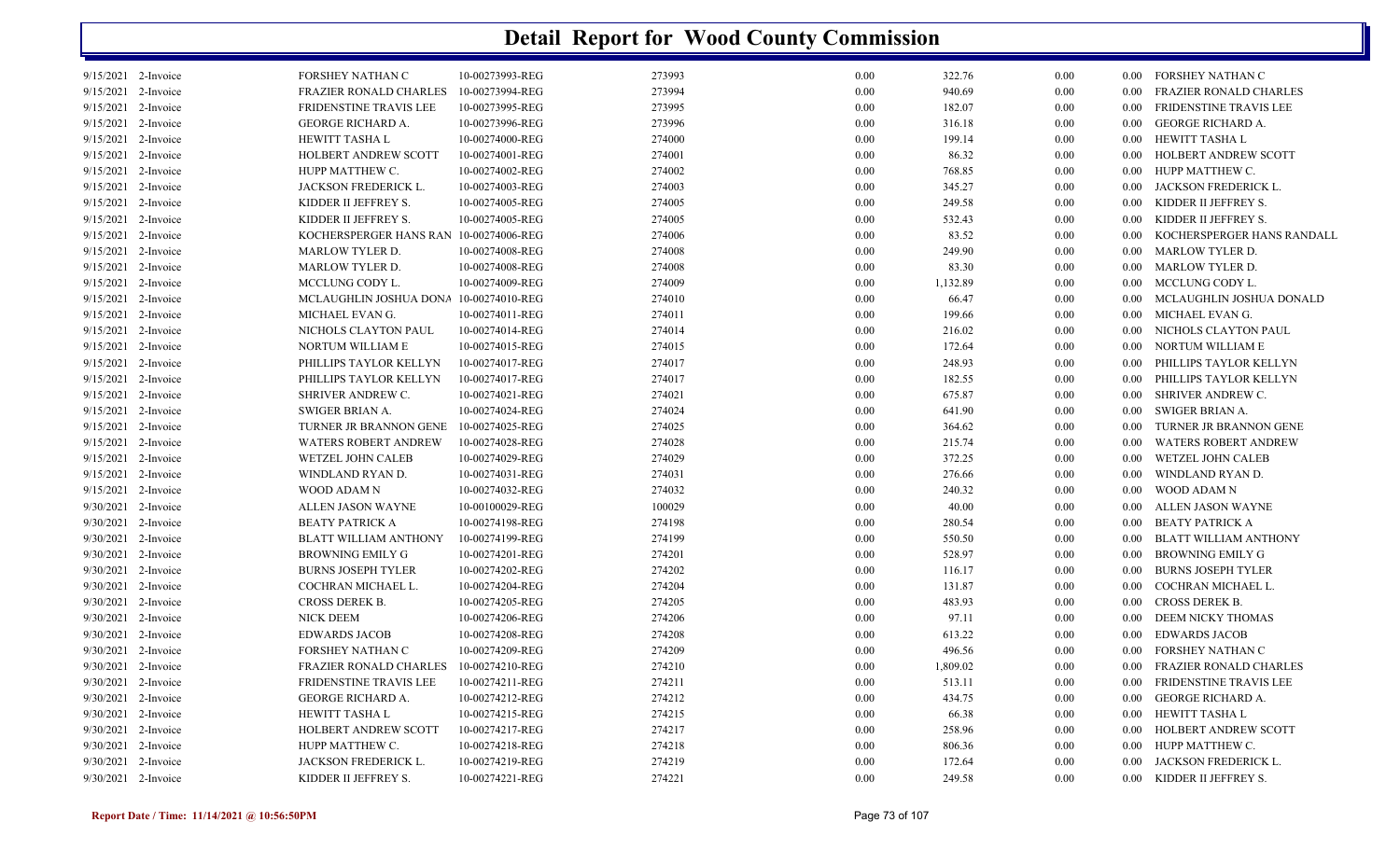# Detail Report for Wood County Commission

| | | | | | | | | | |
|---|---|---|---|---|---|---|---|---|---|
| 9/15/2021 | 2-Invoice | FORSHEY NATHAN C | 10-00273993-REG | 273993 | 0.00 | 322.76 | 0.00 | 0.00 | FORSHEY NATHAN C |
| 9/15/2021 | 2-Invoice | FRAZIER RONALD CHARLES | 10-00273994-REG | 273994 | 0.00 | 940.69 | 0.00 | 0.00 | FRAZIER RONALD CHARLES |
| 9/15/2021 | 2-Invoice | FRIDENSTINE TRAVIS LEE | 10-00273995-REG | 273995 | 0.00 | 182.07 | 0.00 | 0.00 | FRIDENSTINE TRAVIS LEE |
| 9/15/2021 | 2-Invoice | GEORGE RICHARD A. | 10-00273996-REG | 273996 | 0.00 | 316.18 | 0.00 | 0.00 | GEORGE RICHARD A. |
| 9/15/2021 | 2-Invoice | HEWITT TASHA L | 10-00274000-REG | 274000 | 0.00 | 199.14 | 0.00 | 0.00 | HEWITT TASHA L |
| 9/15/2021 | 2-Invoice | HOLBERT ANDREW SCOTT | 10-00274001-REG | 274001 | 0.00 | 86.32 | 0.00 | 0.00 | HOLBERT ANDREW SCOTT |
| 9/15/2021 | 2-Invoice | HUPP MATTHEW C. | 10-00274002-REG | 274002 | 0.00 | 768.85 | 0.00 | 0.00 | HUPP MATTHEW C. |
| 9/15/2021 | 2-Invoice | JACKSON FREDERICK L. | 10-00274003-REG | 274003 | 0.00 | 345.27 | 0.00 | 0.00 | JACKSON FREDERICK L. |
| 9/15/2021 | 2-Invoice | KIDDER II JEFFREY S. | 10-00274005-REG | 274005 | 0.00 | 249.58 | 0.00 | 0.00 | KIDDER II JEFFREY S. |
| 9/15/2021 | 2-Invoice | KIDDER II JEFFREY S. | 10-00274005-REG | 274005 | 0.00 | 532.43 | 0.00 | 0.00 | KIDDER II JEFFREY S. |
| 9/15/2021 | 2-Invoice | KOCHERSPERGER HANS RAN | 10-00274006-REG | 274006 | 0.00 | 83.52 | 0.00 | 0.00 | KOCHERSPERGER HANS RANDALL |
| 9/15/2021 | 2-Invoice | MARLOW TYLER D. | 10-00274008-REG | 274008 | 0.00 | 249.90 | 0.00 | 0.00 | MARLOW TYLER D. |
| 9/15/2021 | 2-Invoice | MARLOW TYLER D. | 10-00274008-REG | 274008 | 0.00 | 83.30 | 0.00 | 0.00 | MARLOW TYLER D. |
| 9/15/2021 | 2-Invoice | MCCLUNG CODY L. | 10-00274009-REG | 274009 | 0.00 | 1,132.89 | 0.00 | 0.00 | MCCLUNG CODY L. |
| 9/15/2021 | 2-Invoice | MCLAUGHLIN JOSHUA DONA | 10-00274010-REG | 274010 | 0.00 | 66.47 | 0.00 | 0.00 | MCLAUGHLIN JOSHUA DONALD |
| 9/15/2021 | 2-Invoice | MICHAEL EVAN G. | 10-00274011-REG | 274011 | 0.00 | 199.66 | 0.00 | 0.00 | MICHAEL EVAN G. |
| 9/15/2021 | 2-Invoice | NICHOLS CLAYTON PAUL | 10-00274014-REG | 274014 | 0.00 | 216.02 | 0.00 | 0.00 | NICHOLS CLAYTON PAUL |
| 9/15/2021 | 2-Invoice | NORTUM WILLIAM E | 10-00274015-REG | 274015 | 0.00 | 172.64 | 0.00 | 0.00 | NORTUM WILLIAM E |
| 9/15/2021 | 2-Invoice | PHILLIPS TAYLOR KELLYN | 10-00274017-REG | 274017 | 0.00 | 248.93 | 0.00 | 0.00 | PHILLIPS TAYLOR KELLYN |
| 9/15/2021 | 2-Invoice | PHILLIPS TAYLOR KELLYN | 10-00274017-REG | 274017 | 0.00 | 182.55 | 0.00 | 0.00 | PHILLIPS TAYLOR KELLYN |
| 9/15/2021 | 2-Invoice | SHRIVER ANDREW C. | 10-00274021-REG | 274021 | 0.00 | 675.87 | 0.00 | 0.00 | SHRIVER ANDREW C. |
| 9/15/2021 | 2-Invoice | SWIGER BRIAN A. | 10-00274024-REG | 274024 | 0.00 | 641.90 | 0.00 | 0.00 | SWIGER BRIAN A. |
| 9/15/2021 | 2-Invoice | TURNER JR BRANNON GENE | 10-00274025-REG | 274025 | 0.00 | 364.62 | 0.00 | 0.00 | TURNER JR BRANNON GENE |
| 9/15/2021 | 2-Invoice | WATERS ROBERT ANDREW | 10-00274028-REG | 274028 | 0.00 | 215.74 | 0.00 | 0.00 | WATERS ROBERT ANDREW |
| 9/15/2021 | 2-Invoice | WETZEL JOHN CALEB | 10-00274029-REG | 274029 | 0.00 | 372.25 | 0.00 | 0.00 | WETZEL JOHN CALEB |
| 9/15/2021 | 2-Invoice | WINDLAND RYAN D. | 10-00274031-REG | 274031 | 0.00 | 276.66 | 0.00 | 0.00 | WINDLAND RYAN D. |
| 9/15/2021 | 2-Invoice | WOOD ADAM N | 10-00274032-REG | 274032 | 0.00 | 240.32 | 0.00 | 0.00 | WOOD ADAM N |
| 9/30/2021 | 2-Invoice | ALLEN JASON WAYNE | 10-00100029-REG | 100029 | 0.00 | 40.00 | 0.00 | 0.00 | ALLEN JASON WAYNE |
| 9/30/2021 | 2-Invoice | BEATY PATRICK A | 10-00274198-REG | 274198 | 0.00 | 280.54 | 0.00 | 0.00 | BEATY PATRICK A |
| 9/30/2021 | 2-Invoice | BLATT WILLIAM ANTHONY | 10-00274199-REG | 274199 | 0.00 | 550.50 | 0.00 | 0.00 | BLATT WILLIAM ANTHONY |
| 9/30/2021 | 2-Invoice | BROWNING EMILY G | 10-00274201-REG | 274201 | 0.00 | 528.97 | 0.00 | 0.00 | BROWNING EMILY G |
| 9/30/2021 | 2-Invoice | BURNS JOSEPH TYLER | 10-00274202-REG | 274202 | 0.00 | 116.17 | 0.00 | 0.00 | BURNS JOSEPH TYLER |
| 9/30/2021 | 2-Invoice | COCHRAN MICHAEL L. | 10-00274204-REG | 274204 | 0.00 | 131.87 | 0.00 | 0.00 | COCHRAN MICHAEL L. |
| 9/30/2021 | 2-Invoice | CROSS DEREK B. | 10-00274205-REG | 274205 | 0.00 | 483.93 | 0.00 | 0.00 | CROSS DEREK B. |
| 9/30/2021 | 2-Invoice | NICK DEEM | 10-00274206-REG | 274206 | 0.00 | 97.11 | 0.00 | 0.00 | DEEM NICKY THOMAS |
| 9/30/2021 | 2-Invoice | EDWARDS JACOB | 10-00274208-REG | 274208 | 0.00 | 613.22 | 0.00 | 0.00 | EDWARDS JACOB |
| 9/30/2021 | 2-Invoice | FORSHEY NATHAN C | 10-00274209-REG | 274209 | 0.00 | 496.56 | 0.00 | 0.00 | FORSHEY NATHAN C |
| 9/30/2021 | 2-Invoice | FRAZIER RONALD CHARLES | 10-00274210-REG | 274210 | 0.00 | 1,809.02 | 0.00 | 0.00 | FRAZIER RONALD CHARLES |
| 9/30/2021 | 2-Invoice | FRIDENSTINE TRAVIS LEE | 10-00274211-REG | 274211 | 0.00 | 513.11 | 0.00 | 0.00 | FRIDENSTINE TRAVIS LEE |
| 9/30/2021 | 2-Invoice | GEORGE RICHARD A. | 10-00274212-REG | 274212 | 0.00 | 434.75 | 0.00 | 0.00 | GEORGE RICHARD A. |
| 9/30/2021 | 2-Invoice | HEWITT TASHA L | 10-00274215-REG | 274215 | 0.00 | 66.38 | 0.00 | 0.00 | HEWITT TASHA L |
| 9/30/2021 | 2-Invoice | HOLBERT ANDREW SCOTT | 10-00274217-REG | 274217 | 0.00 | 258.96 | 0.00 | 0.00 | HOLBERT ANDREW SCOTT |
| 9/30/2021 | 2-Invoice | HUPP MATTHEW C. | 10-00274218-REG | 274218 | 0.00 | 806.36 | 0.00 | 0.00 | HUPP MATTHEW C. |
| 9/30/2021 | 2-Invoice | JACKSON FREDERICK L. | 10-00274219-REG | 274219 | 0.00 | 172.64 | 0.00 | 0.00 | JACKSON FREDERICK L. |
| 9/30/2021 | 2-Invoice | KIDDER II JEFFREY S. | 10-00274221-REG | 274221 | 0.00 | 249.58 | 0.00 | 0.00 | KIDDER II JEFFREY S. |

Report Date / Time: 11/14/2021 @ 10:56:50PM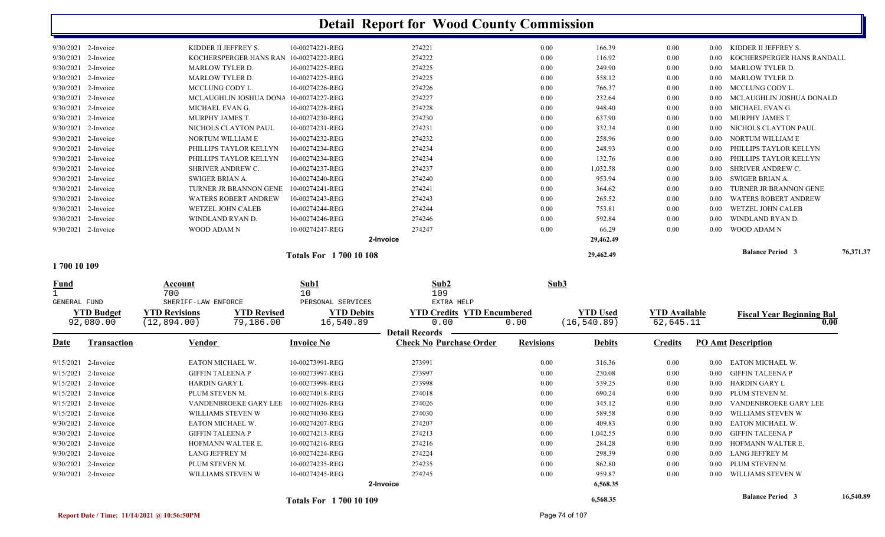# Detail Report for Wood County Commission

| Date | Transaction | Vendor | Invoice No | Check No Purchase Order | Revisions | Debits | Credits | PO Amt Description |
|---|---|---|---|---|---|---|---|---|
| 9/30/2021 | 2-Invoice | KIDDER II JEFFREY S. | 10-00274221-REG | 274221 | 0.00 | 166.39 | 0.00 | 0.00 KIDDER II JEFFREY S. |
| 9/30/2021 | 2-Invoice | KOCHERSPERGER HANS RAN | 10-00274222-REG | 274222 | 0.00 | 116.92 | 0.00 | 0.00 KOCHERSPERGER HANS RANDALL |
| 9/30/2021 | 2-Invoice | MARLOW TYLER D. | 10-00274225-REG | 274225 | 0.00 | 249.90 | 0.00 | 0.00 MARLOW TYLER D. |
| 9/30/2021 | 2-Invoice | MARLOW TYLER D. | 10-00274225-REG | 274225 | 0.00 | 558.12 | 0.00 | 0.00 MARLOW TYLER D. |
| 9/30/2021 | 2-Invoice | MCCLUNG CODY L. | 10-00274226-REG | 274226 | 0.00 | 766.37 | 0.00 | 0.00 MCCLUNG CODY L. |
| 9/30/2021 | 2-Invoice | MCLAUGHLIN JOSHUA DONA | 10-00274227-REG | 274227 | 0.00 | 232.64 | 0.00 | 0.00 MCLAUGHLIN JOSHUA DONALD |
| 9/30/2021 | 2-Invoice | MICHAEL EVAN G. | 10-00274228-REG | 274228 | 0.00 | 948.40 | 0.00 | 0.00 MICHAEL EVAN G. |
| 9/30/2021 | 2-Invoice | MURPHY JAMES T. | 10-00274230-REG | 274230 | 0.00 | 637.90 | 0.00 | 0.00 MURPHY JAMES T. |
| 9/30/2021 | 2-Invoice | NICHOLS CLAYTON PAUL | 10-00274231-REG | 274231 | 0.00 | 332.34 | 0.00 | 0.00 NICHOLS CLAYTON PAUL |
| 9/30/2021 | 2-Invoice | NORTUM WILLIAM E | 10-00274232-REG | 274232 | 0.00 | 258.96 | 0.00 | 0.00 NORTUM WILLIAM E |
| 9/30/2021 | 2-Invoice | PHILLIPS TAYLOR KELLYN | 10-00274234-REG | 274234 | 0.00 | 248.93 | 0.00 | 0.00 PHILLIPS TAYLOR KELLYN |
| 9/30/2021 | 2-Invoice | PHILLIPS TAYLOR KELLYN | 10-00274234-REG | 274234 | 0.00 | 132.76 | 0.00 | 0.00 PHILLIPS TAYLOR KELLYN |
| 9/30/2021 | 2-Invoice | SHRIVER ANDREW C. | 10-00274237-REG | 274237 | 0.00 | 1,032.58 | 0.00 | 0.00 SHRIVER ANDREW C. |
| 9/30/2021 | 2-Invoice | SWIGER BRIAN A. | 10-00274240-REG | 274240 | 0.00 | 953.94 | 0.00 | 0.00 SWIGER BRIAN A. |
| 9/30/2021 | 2-Invoice | TURNER JR BRANNON GENE | 10-00274241-REG | 274241 | 0.00 | 364.62 | 0.00 | 0.00 TURNER JR BRANNON GENE |
| 9/30/2021 | 2-Invoice | WATERS ROBERT ANDREW | 10-00274243-REG | 274243 | 0.00 | 265.52 | 0.00 | 0.00 WATERS ROBERT ANDREW |
| 9/30/2021 | 2-Invoice | WETZEL JOHN CALEB | 10-00274244-REG | 274244 | 0.00 | 753.81 | 0.00 | 0.00 WETZEL JOHN CALEB |
| 9/30/2021 | 2-Invoice | WINDLAND RYAN D. | 10-00274246-REG | 274246 | 0.00 | 592.84 | 0.00 | 0.00 WINDLAND RYAN D. |
| 9/30/2021 | 2-Invoice | WOOD ADAM N | 10-00274247-REG | 274247 | 0.00 | 66.29 | 0.00 | 0.00 WOOD ADAM N |
| | | | 2-Invoice | | | 29,462.49 | | |
| | | | Totals For 1 700 10 108 | | | 29,462.49 | | Balance Period 3 76,371.37 |

**1 700 10 109**

| Fund | Account | Sub1 | Sub2 | Sub3 |
|---|---|---|---|---|
| 1 | 700 | 10 | 109 | |
| GENERAL FUND | SHERIFF-LAW ENFORCE | PERSONAL SERVICES | EXTRA HELP | |

| YTD Budget | YTD Revisions | YTD Revised | YTD Debits | YTD Credits | YTD Encumbered | YTD Used | YTD Available | Fiscal Year Beginning Bal |
|---|---|---|---|---|---|---|---|---|
| 92,080.00 | (12,894.00) | 79,186.00 | 16,540.89 | 0.00 | 0.00 | (16,540.89) | 62,645.11 | 0.00 |

**Detail Records**

| Date | Transaction | Vendor | Invoice No | Check No Purchase Order | Revisions | Debits | Credits | PO Amt Description |
|---|---|---|---|---|---|---|---|---|
| 9/15/2021 | 2-Invoice | EATON MICHAEL W. | 10-00273991-REG | 273991 | 0.00 | 316.36 | 0.00 | 0.00 EATON MICHAEL W. |
| 9/15/2021 | 2-Invoice | GIFFIN TALEENA P | 10-00273997-REG | 273997 | 0.00 | 230.08 | 0.00 | 0.00 GIFFIN TALEENA P |
| 9/15/2021 | 2-Invoice | HARDIN GARY L | 10-00273998-REG | 273998 | 0.00 | 539.25 | 0.00 | 0.00 HARDIN GARY L |
| 9/15/2021 | 2-Invoice | PLUM STEVEN M. | 10-00274018-REG | 274018 | 0.00 | 690.24 | 0.00 | 0.00 PLUM STEVEN M. |
| 9/15/2021 | 2-Invoice | VANDENBROEKE GARY LEE | 10-00274026-REG | 274026 | 0.00 | 345.12 | 0.00 | 0.00 VANDENBROEKE GARY LEE |
| 9/15/2021 | 2-Invoice | WILLIAMS STEVEN W | 10-00274030-REG | 274030 | 0.00 | 589.58 | 0.00 | 0.00 WILLIAMS STEVEN W |
| 9/30/2021 | 2-Invoice | EATON MICHAEL W. | 10-00274207-REG | 274207 | 0.00 | 409.83 | 0.00 | 0.00 EATON MICHAEL W. |
| 9/30/2021 | 2-Invoice | GIFFIN TALEENA P | 10-00274213-REG | 274213 | 0.00 | 1,042.55 | 0.00 | 0.00 GIFFIN TALEENA P |
| 9/30/2021 | 2-Invoice | HOFMANN WALTER E. | 10-00274216-REG | 274216 | 0.00 | 284.28 | 0.00 | 0.00 HOFMANN WALTER E. |
| 9/30/2021 | 2-Invoice | LANG JEFFREY M | 10-00274224-REG | 274224 | 0.00 | 298.39 | 0.00 | 0.00 LANG JEFFREY M |
| 9/30/2021 | 2-Invoice | PLUM STEVEN M. | 10-00274235-REG | 274235 | 0.00 | 862.80 | 0.00 | 0.00 PLUM STEVEN M. |
| 9/30/2021 | 2-Invoice | WILLIAMS STEVEN W | 10-00274245-REG | 274245 | 0.00 | 959.87 | 0.00 | 0.00 WILLIAMS STEVEN W |
| | | | 2-Invoice | | | 6,568.35 | | |
| | | | Totals For 1 700 10 109 | | | 6,568.35 | | Balance Period 3 16,540.89 |

Report Date / Time: 11/14/2021 @ 10:56:50PM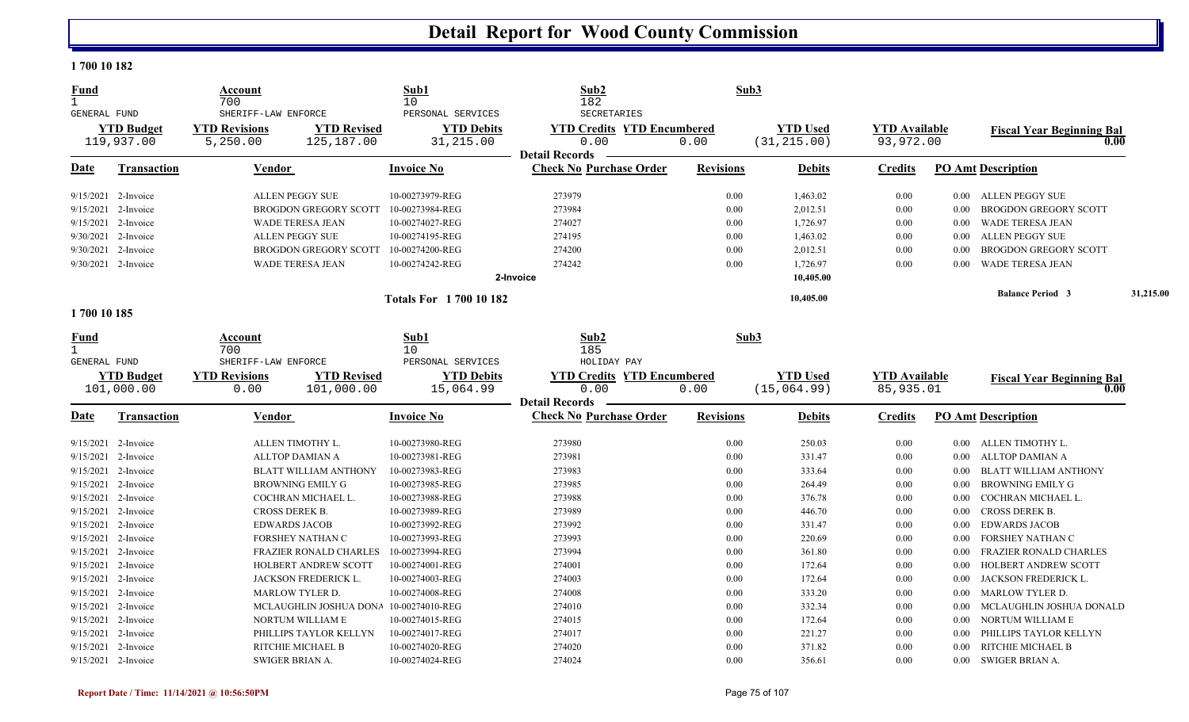# Detail Report for Wood County Commission

## 1 700 10 182

| Fund | Account | Sub1 | Sub2 | Sub3 |
|---|---|---|---|---|
| 1 | 700 | 10 | 182 | |
| GENERAL FUND | SHERIFF-LAW ENFORCE | PERSONAL SERVICES | SECRETARIES | |

| YTD Budget | YTD Revisions | YTD Revised | YTD Debits | YTD Credits | YTD Encumbered | YTD Used | YTD Available | Fiscal Year Beginning Bal |
|---|---|---|---|---|---|---|---|---|
| 119,937.00 | 5,250.00 | 125,187.00 | 31,215.00 | 0.00 | 0.00 | (31,215.00) | 93,972.00 | 0.00 |

**Detail Records**

| Date | Transaction | Vendor | Invoice No | Check No | Purchase Order | Revisions | Debits | Credits | PO Amt | Description |
|---|---|---|---|---|---|---|---|---|---|---|
| 9/15/2021 | 2-Invoice | ALLEN PEGGY SUE | 10-00273979-REG | 273979 | | 0.00 | 1,463.02 | 0.00 | 0.00 | ALLEN PEGGY SUE |
| 9/15/2021 | 2-Invoice | BROGDON GREGORY SCOTT | 10-00273984-REG | 273984 | | 0.00 | 2,012.51 | 0.00 | 0.00 | BROGDON GREGORY SCOTT |
| 9/15/2021 | 2-Invoice | WADE TERESA JEAN | 10-00274027-REG | 274027 | | 0.00 | 1,726.97 | 0.00 | 0.00 | WADE TERESA JEAN |
| 9/30/2021 | 2-Invoice | ALLEN PEGGY SUE | 10-00274195-REG | 274195 | | 0.00 | 1,463.02 | 0.00 | 0.00 | ALLEN PEGGY SUE |
| 9/30/2021 | 2-Invoice | BROGDON GREGORY SCOTT | 10-00274200-REG | 274200 | | 0.00 | 2,012.51 | 0.00 | 0.00 | BROGDON GREGORY SCOTT |
| 9/30/2021 | 2-Invoice | WADE TERESA JEAN | 10-00274242-REG | 274242 | | 0.00 | 1,726.97 | 0.00 | 0.00 | WADE TERESA JEAN |
| | | | 2-Invoice | | | | 10,405.00 | | | |
| | | | Totals For 1 700 10 182 | | | | 10,405.00 | | | Balance Period 3 — 31,215.00 |

## 1 700 10 185

| Fund | Account | Sub1 | Sub2 | Sub3 |
|---|---|---|---|---|
| 1 | 700 | 10 | 185 | |
| GENERAL FUND | SHERIFF-LAW ENFORCE | PERSONAL SERVICES | HOLIDAY PAY | |

| YTD Budget | YTD Revisions | YTD Revised | YTD Debits | YTD Credits | YTD Encumbered | YTD Used | YTD Available | Fiscal Year Beginning Bal |
|---|---|---|---|---|---|---|---|---|
| 101,000.00 | 0.00 | 101,000.00 | 15,064.99 | 0.00 | 0.00 | (15,064.99) | 85,935.01 | 0.00 |

**Detail Records**

| Date | Transaction | Vendor | Invoice No | Check No | Purchase Order | Revisions | Debits | Credits | PO Amt | Description |
|---|---|---|---|---|---|---|---|---|---|---|
| 9/15/2021 | 2-Invoice | ALLEN TIMOTHY L. | 10-00273980-REG | 273980 | | 0.00 | 250.03 | 0.00 | 0.00 | ALLEN TIMOTHY L. |
| 9/15/2021 | 2-Invoice | ALLTOP DAMIAN A | 10-00273981-REG | 273981 | | 0.00 | 331.47 | 0.00 | 0.00 | ALLTOP DAMIAN A |
| 9/15/2021 | 2-Invoice | BLATT WILLIAM ANTHONY | 10-00273983-REG | 273983 | | 0.00 | 333.64 | 0.00 | 0.00 | BLATT WILLIAM ANTHONY |
| 9/15/2021 | 2-Invoice | BROWNING EMILY G | 10-00273985-REG | 273985 | | 0.00 | 264.49 | 0.00 | 0.00 | BROWNING EMILY G |
| 9/15/2021 | 2-Invoice | COCHRAN MICHAEL L. | 10-00273988-REG | 273988 | | 0.00 | 376.78 | 0.00 | 0.00 | COCHRAN MICHAEL L. |
| 9/15/2021 | 2-Invoice | CROSS DEREK B. | 10-00273989-REG | 273989 | | 0.00 | 446.70 | 0.00 | 0.00 | CROSS DEREK B. |
| 9/15/2021 | 2-Invoice | EDWARDS JACOB | 10-00273992-REG | 273992 | | 0.00 | 331.47 | 0.00 | 0.00 | EDWARDS JACOB |
| 9/15/2021 | 2-Invoice | FORSHEY NATHAN C | 10-00273993-REG | 273993 | | 0.00 | 220.69 | 0.00 | 0.00 | FORSHEY NATHAN C |
| 9/15/2021 | 2-Invoice | FRAZIER RONALD CHARLES | 10-00273994-REG | 273994 | | 0.00 | 361.80 | 0.00 | 0.00 | FRAZIER RONALD CHARLES |
| 9/15/2021 | 2-Invoice | HOLBERT ANDREW SCOTT | 10-00274001-REG | 274001 | | 0.00 | 172.64 | 0.00 | 0.00 | HOLBERT ANDREW SCOTT |
| 9/15/2021 | 2-Invoice | JACKSON FREDERICK L. | 10-00274003-REG | 274003 | | 0.00 | 172.64 | 0.00 | 0.00 | JACKSON FREDERICK L. |
| 9/15/2021 | 2-Invoice | MARLOW TYLER D. | 10-00274008-REG | 274008 | | 0.00 | 333.20 | 0.00 | 0.00 | MARLOW TYLER D. |
| 9/15/2021 | 2-Invoice | MCLAUGHLIN JOSHUA DONA | 10-00274010-REG | 274010 | | 0.00 | 332.34 | 0.00 | 0.00 | MCLAUGHLIN JOSHUA DONALD |
| 9/15/2021 | 2-Invoice | NORTUM WILLIAM E | 10-00274015-REG | 274015 | | 0.00 | 172.64 | 0.00 | 0.00 | NORTUM WILLIAM E |
| 9/15/2021 | 2-Invoice | PHILLIPS TAYLOR KELLYN | 10-00274017-REG | 274017 | | 0.00 | 221.27 | 0.00 | 0.00 | PHILLIPS TAYLOR KELLYN |
| 9/15/2021 | 2-Invoice | RITCHIE MICHAEL B | 10-00274020-REG | 274020 | | 0.00 | 371.82 | 0.00 | 0.00 | RITCHIE MICHAEL B |
| 9/15/2021 | 2-Invoice | SWIGER BRIAN A. | 10-00274024-REG | 274024 | | 0.00 | 356.61 | 0.00 | 0.00 | SWIGER BRIAN A. |

Report Date / Time: 11/14/2021 @ 10:56:50PM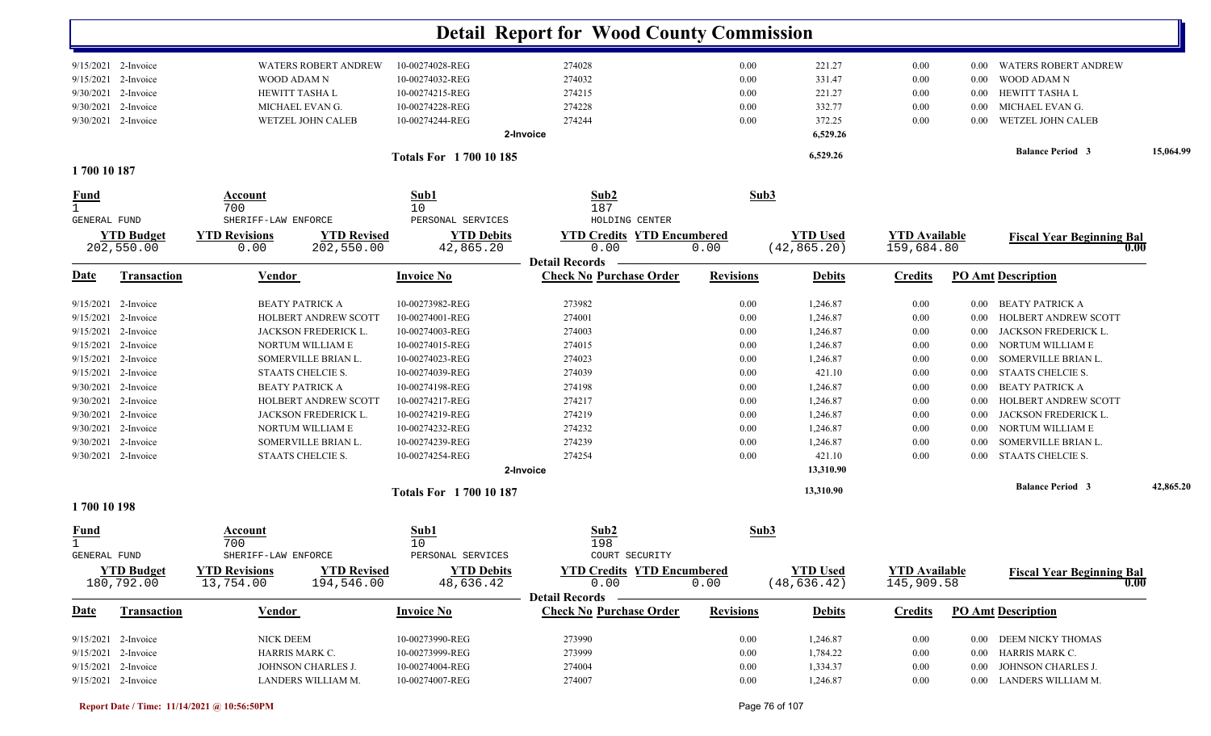# Detail Report for Wood County Commission

| Date | Transaction | Vendor | Invoice No | Check No Purchase Order | Revisions | Debits | Credits | PO Amt Description |
|---|---|---|---|---|---|---|---|---|
| 9/15/2021 | 2-Invoice | WATERS ROBERT ANDREW | 10-00274028-REG | 274028 | 0.00 | 221.27 | 0.00 | 0.00 WATERS ROBERT ANDREW |
| 9/15/2021 | 2-Invoice | WOOD ADAM N | 10-00274032-REG | 274032 | 0.00 | 331.47 | 0.00 | 0.00 WOOD ADAM N |
| 9/30/2021 | 2-Invoice | HEWITT TASHA L | 10-00274215-REG | 274215 | 0.00 | 221.27 | 0.00 | 0.00 HEWITT TASHA L |
| 9/30/2021 | 2-Invoice | MICHAEL EVAN G. | 10-00274228-REG | 274228 | 0.00 | 332.77 | 0.00 | 0.00 MICHAEL EVAN G. |
| 9/30/2021 | 2-Invoice | WETZEL JOHN CALEB | 10-00274244-REG | 274244 | 0.00 | 372.25 | 0.00 | 0.00 WETZEL JOHN CALEB |
| | | | | 2-Invoice | | 6,529.26 | | |

Totals For 1 700 10 185 — 6,529.26 — Balance Period 3: 15,064.99

## 1 700 10 187

| Fund | Account | Sub1 | Sub2 | Sub3 |
|---|---|---|---|---|
| 1 | 700 | 10 | 187 | |
| GENERAL FUND | SHERIFF-LAW ENFORCE | PERSONAL SERVICES | HOLDING CENTER | |

| YTD Budget | YTD Revisions | YTD Revised | YTD Debits | YTD Credits | YTD Encumbered | YTD Used | YTD Available | Fiscal Year Beginning Bal |
|---|---|---|---|---|---|---|---|---|
| 202,550.00 | 0.00 | 202,550.00 | 42,865.20 | 0.00 | 0.00 | (42,865.20) | 159,684.80 | 0.00 |

**Detail Records**

| Date | Transaction | Vendor | Invoice No | Check No Purchase Order | Revisions | Debits | Credits | PO Amt Description |
|---|---|---|---|---|---|---|---|---|
| 9/15/2021 | 2-Invoice | BEATY PATRICK A | 10-00273982-REG | 273982 | 0.00 | 1,246.87 | 0.00 | 0.00 BEATY PATRICK A |
| 9/15/2021 | 2-Invoice | HOLBERT ANDREW SCOTT | 10-00274001-REG | 274001 | 0.00 | 1,246.87 | 0.00 | 0.00 HOLBERT ANDREW SCOTT |
| 9/15/2021 | 2-Invoice | JACKSON FREDERICK L. | 10-00274003-REG | 274003 | 0.00 | 1,246.87 | 0.00 | 0.00 JACKSON FREDERICK L. |
| 9/15/2021 | 2-Invoice | NORTUM WILLIAM E | 10-00274015-REG | 274015 | 0.00 | 1,246.87 | 0.00 | 0.00 NORTUM WILLIAM E |
| 9/15/2021 | 2-Invoice | SOMERVILLE BRIAN L. | 10-00274023-REG | 274023 | 0.00 | 1,246.87 | 0.00 | 0.00 SOMERVILLE BRIAN L. |
| 9/15/2021 | 2-Invoice | STAATS CHELCIE S. | 10-00274039-REG | 274039 | 0.00 | 421.10 | 0.00 | 0.00 STAATS CHELCIE S. |
| 9/30/2021 | 2-Invoice | BEATY PATRICK A | 10-00274198-REG | 274198 | 0.00 | 1,246.87 | 0.00 | 0.00 BEATY PATRICK A |
| 9/30/2021 | 2-Invoice | HOLBERT ANDREW SCOTT | 10-00274217-REG | 274217 | 0.00 | 1,246.87 | 0.00 | 0.00 HOLBERT ANDREW SCOTT |
| 9/30/2021 | 2-Invoice | JACKSON FREDERICK L. | 10-00274219-REG | 274219 | 0.00 | 1,246.87 | 0.00 | 0.00 JACKSON FREDERICK L. |
| 9/30/2021 | 2-Invoice | NORTUM WILLIAM E | 10-00274232-REG | 274232 | 0.00 | 1,246.87 | 0.00 | 0.00 NORTUM WILLIAM E |
| 9/30/2021 | 2-Invoice | SOMERVILLE BRIAN L. | 10-00274239-REG | 274239 | 0.00 | 1,246.87 | 0.00 | 0.00 SOMERVILLE BRIAN L. |
| 9/30/2021 | 2-Invoice | STAATS CHELCIE S. | 10-00274254-REG | 274254 | 0.00 | 421.10 | 0.00 | 0.00 STAATS CHELCIE S. |
| | | | | 2-Invoice | | 13,310.90 | | |

Totals For 1 700 10 187 — 13,310.90 — Balance Period 3: 42,865.20

## 1 700 10 198

| Fund | Account | Sub1 | Sub2 | Sub3 |
|---|---|---|---|---|
| 1 | 700 | 10 | 198 | |
| GENERAL FUND | SHERIFF-LAW ENFORCE | PERSONAL SERVICES | COURT SECURITY | |

| YTD Budget | YTD Revisions | YTD Revised | YTD Debits | YTD Credits | YTD Encumbered | YTD Used | YTD Available | Fiscal Year Beginning Bal |
|---|---|---|---|---|---|---|---|---|
| 180,792.00 | 13,754.00 | 194,546.00 | 48,636.42 | 0.00 | 0.00 | (48,636.42) | 145,909.58 | 0.00 |

**Detail Records**

| Date | Transaction | Vendor | Invoice No | Check No Purchase Order | Revisions | Debits | Credits | PO Amt Description |
|---|---|---|---|---|---|---|---|---|
| 9/15/2021 | 2-Invoice | NICK DEEM | 10-00273990-REG | 273990 | 0.00 | 1,246.87 | 0.00 | 0.00 DEEM NICKY THOMAS |
| 9/15/2021 | 2-Invoice | HARRIS MARK C. | 10-00273999-REG | 273999 | 0.00 | 1,784.22 | 0.00 | 0.00 HARRIS MARK C. |
| 9/15/2021 | 2-Invoice | JOHNSON CHARLES J. | 10-00274004-REG | 274004 | 0.00 | 1,334.37 | 0.00 | 0.00 JOHNSON CHARLES J. |
| 9/15/2021 | 2-Invoice | LANDERS WILLIAM M. | 10-00274007-REG | 274007 | 0.00 | 1,246.87 | 0.00 | 0.00 LANDERS WILLIAM M. |

Report Date / Time: 11/14/2021 @ 10:56:50PM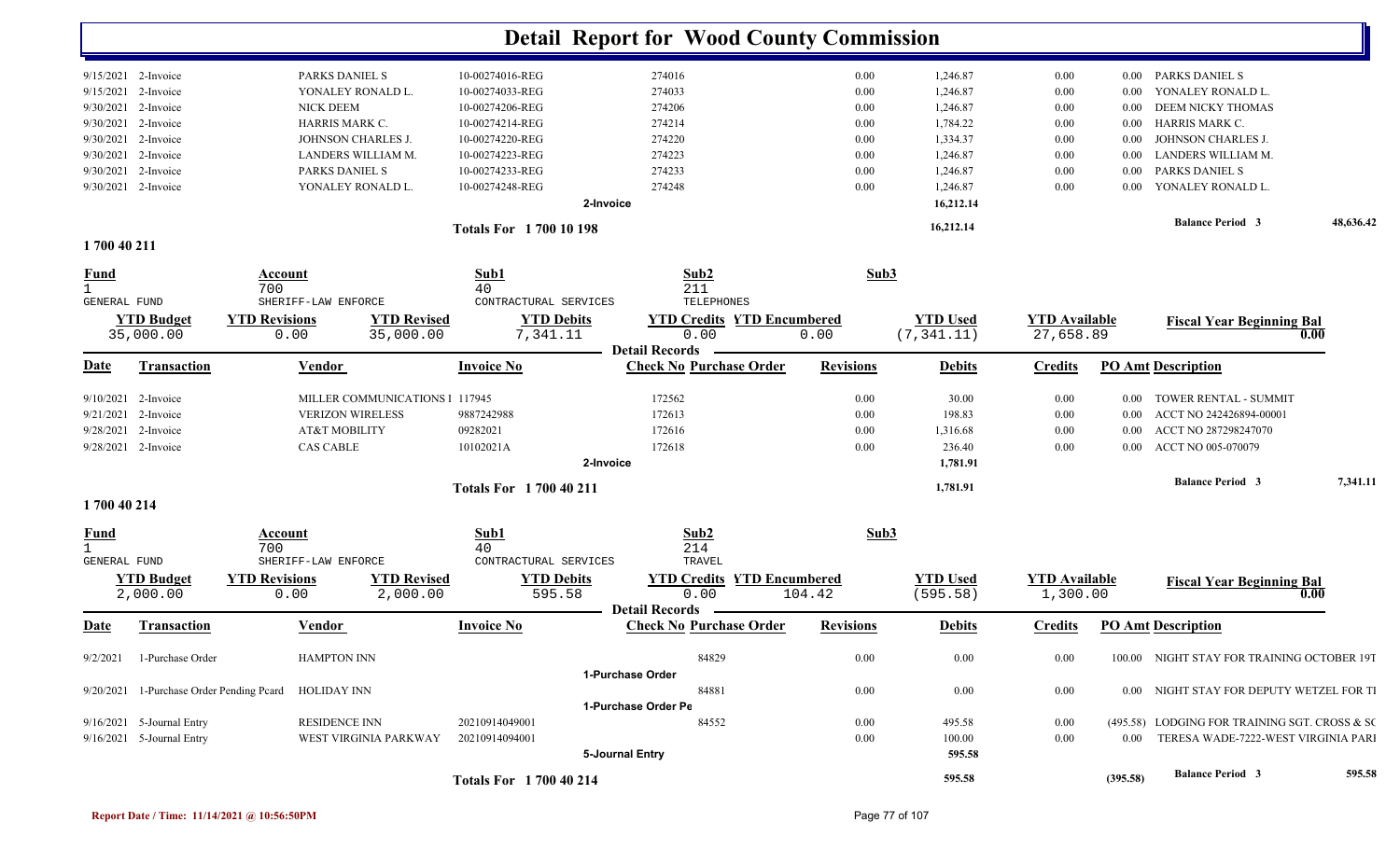# Detail Report for Wood County Commission

| Date | Transaction | Vendor | Invoice No | Check No | Revisions | Debits | Credits | PO Amt | Description |
|---|---|---|---|---|---|---|---|---|---|
| 9/15/2021 | 2-Invoice | PARKS DANIEL S | 10-00274016-REG | 274016 | 0.00 | 1,246.87 | 0.00 | 0.00 | PARKS DANIEL S |
| 9/15/2021 | 2-Invoice | YONALEY RONALD L. | 10-00274033-REG | 274033 | 0.00 | 1,246.87 | 0.00 | 0.00 | YONALEY RONALD L. |
| 9/30/2021 | 2-Invoice | NICK DEEM | 10-00274206-REG | 274206 | 0.00 | 1,246.87 | 0.00 | 0.00 | DEEM NICKY THOMAS |
| 9/30/2021 | 2-Invoice | HARRIS MARK C. | 10-00274214-REG | 274214 | 0.00 | 1,784.22 | 0.00 | 0.00 | HARRIS MARK C. |
| 9/30/2021 | 2-Invoice | JOHNSON CHARLES J. | 10-00274220-REG | 274220 | 0.00 | 1,334.37 | 0.00 | 0.00 | JOHNSON CHARLES J. |
| 9/30/2021 | 2-Invoice | LANDERS WILLIAM M. | 10-00274223-REG | 274223 | 0.00 | 1,246.87 | 0.00 | 0.00 | LANDERS WILLIAM M. |
| 9/30/2021 | 2-Invoice | PARKS DANIEL S | 10-00274233-REG | 274233 | 0.00 | 1,246.87 | 0.00 | 0.00 | PARKS DANIEL S |
| 9/30/2021 | 2-Invoice | YONALEY RONALD L. | 10-00274248-REG | 274248 | 0.00 | 1,246.87 | 0.00 | 0.00 | YONALEY RONALD L. |
| | | | | 2-Invoice | | 16,212.14 | | | |
| | | | Totals For 1 700 10 198 | | | 16,212.14 | | | Balance Period 3 48,636.42 |

## 1 700 40 211

| Fund | Account | Sub1 | Sub2 | Sub3 |
|---|---|---|---|---|
| 1 GENERAL FUND | 700 SHERIFF-LAW ENFORCE | 40 CONTRACTUAL SERVICES | 211 TELEPHONES | |

| YTD Budget | YTD Revisions | YTD Revised | YTD Debits | YTD Credits | YTD Encumbered | YTD Used | YTD Available | Fiscal Year Beginning Bal |
|---|---|---|---|---|---|---|---|---|
| 35,000.00 | 0.00 | 35,000.00 | 7,341.11 | 0.00 | 0.00 | (7,341.11) | 27,658.89 | 0.00 |

**Detail Records**

| Date | Transaction | Vendor | Invoice No | Check No Purchase Order | Revisions | Debits | Credits | PO Amt | Description |
|---|---|---|---|---|---|---|---|---|---|
| 9/10/2021 | 2-Invoice | MILLER COMMUNICATIONS I | 117945 | 172562 | 0.00 | 30.00 | 0.00 | 0.00 | TOWER RENTAL - SUMMIT |
| 9/21/2021 | 2-Invoice | VERIZON WIRELESS | 9887242988 | 172613 | 0.00 | 198.83 | 0.00 | 0.00 | ACCT NO 242426894-00001 |
| 9/28/2021 | 2-Invoice | AT&T MOBILITY | 09282021 | 172616 | 0.00 | 1,316.68 | 0.00 | 0.00 | ACCT NO 287298247070 |
| 9/28/2021 | 2-Invoice | CAS CABLE | 10102021A | 172618 | 0.00 | 236.40 | 0.00 | 0.00 | ACCT NO 005-070079 |
| | | | | 2-Invoice | | 1,781.91 | | | |
| | | | Totals For 1 700 40 211 | | | 1,781.91 | | | Balance Period 3 7,341.11 |

## 1 700 40 214

| Fund | Account | Sub1 | Sub2 | Sub3 |
|---|---|---|---|---|
| 1 GENERAL FUND | 700 SHERIFF-LAW ENFORCE | 40 CONTRACTUAL SERVICES | 214 TRAVEL | |

| YTD Budget | YTD Revisions | YTD Revised | YTD Debits | YTD Credits | YTD Encumbered | YTD Used | YTD Available | Fiscal Year Beginning Bal |
|---|---|---|---|---|---|---|---|---|
| 2,000.00 | 0.00 | 2,000.00 | 595.58 | 0.00 | 104.42 | (595.58) | 1,300.00 | 0.00 |

**Detail Records**

| Date | Transaction | Vendor | Invoice No | Check No Purchase Order | Revisions | Debits | Credits | PO Amt | Description |
|---|---|---|---|---|---|---|---|---|---|
| 9/2/2021 | 1-Purchase Order | HAMPTON INN | | 84829 | 0.00 | 0.00 | 0.00 | 100.00 | NIGHT STAY FOR TRAINING OCTOBER 19T |
| | | | | 1-Purchase Order | | | | | |
| 9/20/2021 | 1-Purchase Order Pending Pcard | HOLIDAY INN | | 84881 | 0.00 | 0.00 | 0.00 | 0.00 | NIGHT STAY FOR DEPUTY WETZEL FOR TI |
| | | | | 1-Purchase Order Pe | | | | | |
| 9/16/2021 | 5-Journal Entry | RESIDENCE INN | 20210914049001 | 84552 | 0.00 | 495.58 | 0.00 | (495.58) | LODGING FOR TRAINING SGT. CROSS & SC |
| 9/16/2021 | 5-Journal Entry | WEST VIRGINIA PARKWAY | 20210914094001 | | 0.00 | 100.00 | 0.00 | 0.00 | TERESA WADE-7222-WEST VIRGINIA PARI |
| | | | | 5-Journal Entry | | 595.58 | | | |
| | | | Totals For 1 700 40 214 | | | 595.58 | | (395.58) | Balance Period 3 595.58 |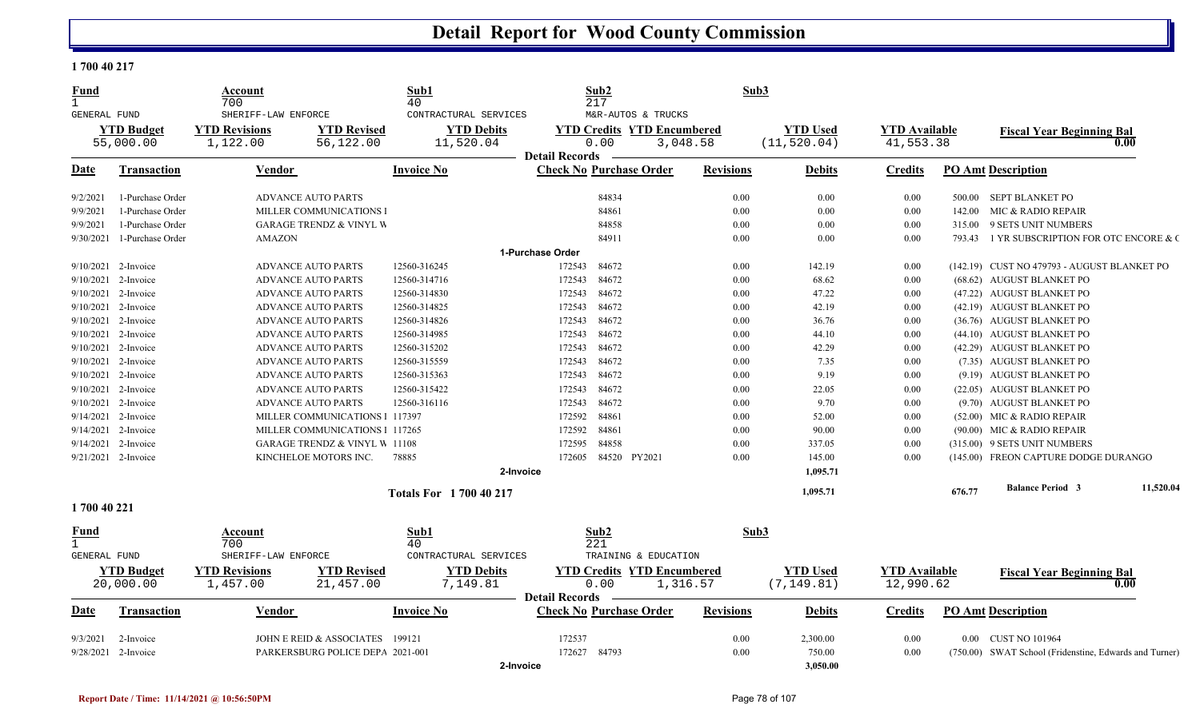# Detail Report for Wood County Commission

## 1 700 40 217

| Fund | Account | Sub1 | Sub2 | Sub3 |
|---|---|---|---|---|
| 1 | 700 | 40 | 217 | |
| GENERAL FUND | SHERIFF-LAW ENFORCE | CONTRACTURAL SERVICES | M&R-AUTOS & TRUCKS | |

| YTD Budget | YTD Revisions | YTD Revised | YTD Debits | YTD Credits | YTD Encumbered | YTD Used | YTD Available | Fiscal Year Beginning Bal |
|---|---|---|---|---|---|---|---|---|
| 55,000.00 | 1,122.00 | 56,122.00 | 11,520.04 | 0.00 | 3,048.58 | (11,520.04) | 41,553.38 | 0.00 |

**Detail Records**

| Date | Transaction | Vendor | Invoice No | Check No | Purchase Order | Revisions | Debits | Credits | PO Amt | Description |
|---|---|---|---|---|---|---|---|---|---|---|
| 9/2/2021 | 1-Purchase Order | ADVANCE AUTO PARTS | | | 84834 | 0.00 | 0.00 | 0.00 | 500.00 | SEPT BLANKET PO |
| 9/9/2021 | 1-Purchase Order | MILLER COMMUNICATIONS I | | | 84861 | 0.00 | 0.00 | 0.00 | 142.00 | MIC & RADIO REPAIR |
| 9/9/2021 | 1-Purchase Order | GARAGE TRENDZ & VINYL W | | | 84858 | 0.00 | 0.00 | 0.00 | 315.00 | 9 SETS UNIT NUMBERS |
| 9/30/2021 | 1-Purchase Order | AMAZON | | | 84911 | 0.00 | 0.00 | 0.00 | 793.43 | 1 YR SUBSCRIPTION FOR OTC ENCORE & C |
| | | | | 1-Purchase Order | | | | | | |
| 9/10/2021 | 2-Invoice | ADVANCE AUTO PARTS | 12560-316245 | 172543 | 84672 | 0.00 | 142.19 | 0.00 | (142.19) | CUST NO 479793 - AUGUST BLANKET PO |
| 9/10/2021 | 2-Invoice | ADVANCE AUTO PARTS | 12560-314716 | 172543 | 84672 | 0.00 | 68.62 | 0.00 | (68.62) | AUGUST BLANKET PO |
| 9/10/2021 | 2-Invoice | ADVANCE AUTO PARTS | 12560-314830 | 172543 | 84672 | 0.00 | 47.22 | 0.00 | (47.22) | AUGUST BLANKET PO |
| 9/10/2021 | 2-Invoice | ADVANCE AUTO PARTS | 12560-314825 | 172543 | 84672 | 0.00 | 42.19 | 0.00 | (42.19) | AUGUST BLANKET PO |
| 9/10/2021 | 2-Invoice | ADVANCE AUTO PARTS | 12560-314826 | 172543 | 84672 | 0.00 | 36.76 | 0.00 | (36.76) | AUGUST BLANKET PO |
| 9/10/2021 | 2-Invoice | ADVANCE AUTO PARTS | 12560-314985 | 172543 | 84672 | 0.00 | 44.10 | 0.00 | (44.10) | AUGUST BLANKET PO |
| 9/10/2021 | 2-Invoice | ADVANCE AUTO PARTS | 12560-315202 | 172543 | 84672 | 0.00 | 42.29 | 0.00 | (42.29) | AUGUST BLANKET PO |
| 9/10/2021 | 2-Invoice | ADVANCE AUTO PARTS | 12560-315559 | 172543 | 84672 | 0.00 | 7.35 | 0.00 | (7.35) | AUGUST BLANKET PO |
| 9/10/2021 | 2-Invoice | ADVANCE AUTO PARTS | 12560-315363 | 172543 | 84672 | 0.00 | 9.19 | 0.00 | (9.19) | AUGUST BLANKET PO |
| 9/10/2021 | 2-Invoice | ADVANCE AUTO PARTS | 12560-315422 | 172543 | 84672 | 0.00 | 22.05 | 0.00 | (22.05) | AUGUST BLANKET PO |
| 9/10/2021 | 2-Invoice | ADVANCE AUTO PARTS | 12560-316116 | 172543 | 84672 | 0.00 | 9.70 | 0.00 | (9.70) | AUGUST BLANKET PO |
| 9/14/2021 | 2-Invoice | MILLER COMMUNICATIONS I | 117397 | 172592 | 84861 | 0.00 | 52.00 | 0.00 | (52.00) | MIC & RADIO REPAIR |
| 9/14/2021 | 2-Invoice | MILLER COMMUNICATIONS I | 117265 | 172592 | 84861 | 0.00 | 90.00 | 0.00 | (90.00) | MIC & RADIO REPAIR |
| 9/14/2021 | 2-Invoice | GARAGE TRENDZ & VINYL W | 11108 | 172595 | 84858 | 0.00 | 337.05 | 0.00 | (315.00) | 9 SETS UNIT NUMBERS |
| 9/21/2021 | 2-Invoice | KINCHELOE MOTORS INC. | 78885 | 172605 | 84520 PY2021 | 0.00 | 145.00 | 0.00 | (145.00) | FREON CAPTURE DODGE DURANGO |
| | | | | 2-Invoice | | | 1,095.71 | | | |
| | | | Totals For 1 700 40 217 | | | | 1,095.71 | | 676.77 | Balance Period 3 — 11,520.04 |

## 1 700 40 221

| Fund | Account | Sub1 | Sub2 | Sub3 |
|---|---|---|---|---|
| 1 | 700 | 40 | 221 | |
| GENERAL FUND | SHERIFF-LAW ENFORCE | CONTRACTURAL SERVICES | TRAINING & EDUCATION | |

| YTD Budget | YTD Revisions | YTD Revised | YTD Debits | YTD Credits | YTD Encumbered | YTD Used | YTD Available | Fiscal Year Beginning Bal |
|---|---|---|---|---|---|---|---|---|
| 20,000.00 | 1,457.00 | 21,457.00 | 7,149.81 | 0.00 | 1,316.57 | (7,149.81) | 12,990.62 | 0.00 |

**Detail Records**

| Date | Transaction | Vendor | Invoice No | Check No | Purchase Order | Revisions | Debits | Credits | PO Amt | Description |
|---|---|---|---|---|---|---|---|---|---|---|
| 9/3/2021 | 2-Invoice | JOHN E REID & ASSOCIATES | 199121 | 172537 | | 0.00 | 2,300.00 | 0.00 | 0.00 | CUST NO 101964 |
| 9/28/2021 | 2-Invoice | PARKERSBURG POLICE DEPA | 2021-001 | 172627 | 84793 | 0.00 | 750.00 | 0.00 | (750.00) | SWAT School (Fridenstine, Edwards and Turner) |
| | | | | 2-Invoice | | | 3,050.00 | | | |

Report Date / Time: 11/14/2021 @ 10:56:50PM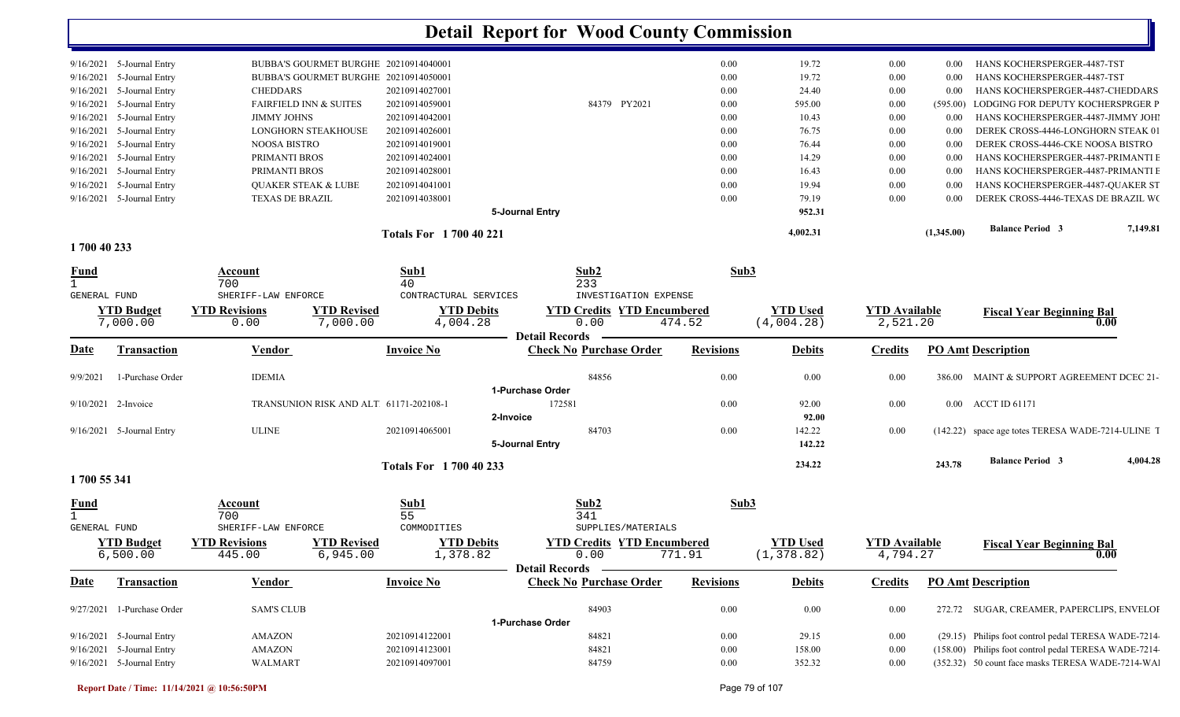# Detail Report for Wood County Commission

| Date | Transaction | Vendor | Invoice No | Check No Purchase Order | Revisions | Debits | Credits | PO Amt | Description |
|---|---|---|---|---|---|---|---|---|---|
| 9/16/2021 | 5-Journal Entry | BUBBA'S GOURMET BURGHE | 20210914040001 | | 0.00 | 19.72 | 0.00 | 0.00 | HANS KOCHERSPERGER-4487-TST |
| 9/16/2021 | 5-Journal Entry | BUBBA'S GOURMET BURGHE | 20210914050001 | | 0.00 | 19.72 | 0.00 | 0.00 | HANS KOCHERSPERGER-4487-TST |
| 9/16/2021 | 5-Journal Entry | CHEDDARS | 20210914027001 | | 0.00 | 24.40 | 0.00 | 0.00 | HANS KOCHERSPERGER-4487-CHEDDARS |
| 9/16/2021 | 5-Journal Entry | FAIRFIELD INN & SUITES | 20210914059001 | 84379 PY2021 | 0.00 | 595.00 | 0.00 | (595.00) | LODGING FOR DEPUTY KOCHERSPRGER P |
| 9/16/2021 | 5-Journal Entry | JIMMY JOHNS | 20210914042001 | | 0.00 | 10.43 | 0.00 | 0.00 | HANS KOCHERSPERGER-4487-JIMMY JOHI |
| 9/16/2021 | 5-Journal Entry | LONGHORN STEAKHOUSE | 20210914026001 | | 0.00 | 76.75 | 0.00 | 0.00 | DEREK CROSS-4446-LONGHORN STEAK 01 |
| 9/16/2021 | 5-Journal Entry | NOOSA BISTRO | 20210914019001 | | 0.00 | 76.44 | 0.00 | 0.00 | DEREK CROSS-4446-CKE NOOSA BISTRO |
| 9/16/2021 | 5-Journal Entry | PRIMANTI BROS | 20210914024001 | | 0.00 | 14.29 | 0.00 | 0.00 | HANS KOCHERSPERGER-4487-PRIMANTI E |
| 9/16/2021 | 5-Journal Entry | PRIMANTI BROS | 20210914028001 | | 0.00 | 16.43 | 0.00 | 0.00 | HANS KOCHERSPERGER-4487-PRIMANTI E |
| 9/16/2021 | 5-Journal Entry | QUAKER STEAK & LUBE | 20210914041001 | | 0.00 | 19.94 | 0.00 | 0.00 | HANS KOCHERSPERGER-4487-QUAKER ST |
| 9/16/2021 | 5-Journal Entry | TEXAS DE BRAZIL | 20210914038001 | | 0.00 | 79.19 | 0.00 | 0.00 | DEREK CROSS-4446-TEXAS DE BRAZIL WC |
| | | | 5-Journal Entry | | | 952.31 | | | |
| | | | Totals For 1 700 40 221 | | | 4,002.31 | | (1,345.00) | Balance Period 3 — 7,149.81 |

## 1 700 40 233

| Fund | Account | Sub1 | Sub2 | Sub3 |
|---|---|---|---|---|
| 1 | 700 | 40 | 233 | |
| GENERAL FUND | SHERIFF-LAW ENFORCE | CONTRACTURAL SERVICES | INVESTIGATION EXPENSE | |

| YTD Budget | YTD Revisions | YTD Revised | YTD Debits | YTD Credits | YTD Encumbered | YTD Used | YTD Available | Fiscal Year Beginning Bal |
|---|---|---|---|---|---|---|---|---|
| 7,000.00 | 0.00 | 7,000.00 | 4,004.28 | 0.00 | 474.52 | (4,004.28) | 2,521.20 | 0.00 |

Detail Records

| Date | Transaction | Vendor | Invoice No | Check No Purchase Order | Revisions | Debits | Credits | PO Amt | Description |
|---|---|---|---|---|---|---|---|---|---|
| 9/9/2021 | 1-Purchase Order | IDEMIA | | 84856 | 0.00 | 0.00 | 0.00 | 386.00 | MAINT & SUPPORT AGREEMENT DCEC 21- |
| | | | 1-Purchase Order | | | | | | |
| 9/10/2021 | 2-Invoice | TRANSUNION RISK AND ALT | 61171-202108-1 | 172581 | 0.00 | 92.00 | 0.00 | 0.00 | ACCT ID 61171 |
| | | | 2-Invoice | | | 92.00 | | | |
| 9/16/2021 | 5-Journal Entry | ULINE | 20210914065001 | 84703 | 0.00 | 142.22 | 0.00 | (142.22) | space age totes TERESA WADE-7214-ULINE T |
| | | | 5-Journal Entry | | | 142.22 | | | |
| | | | Totals For 1 700 40 233 | | | 234.22 | | 243.78 | Balance Period 3 — 4,004.28 |

## 1 700 55 341

| Fund | Account | Sub1 | Sub2 | Sub3 |
|---|---|---|---|---|
| 1 | 700 | 55 | 341 | |
| GENERAL FUND | SHERIFF-LAW ENFORCE | COMMODITIES | SUPPLIES/MATERIALS | |

| YTD Budget | YTD Revisions | YTD Revised | YTD Debits | YTD Credits | YTD Encumbered | YTD Used | YTD Available | Fiscal Year Beginning Bal |
|---|---|---|---|---|---|---|---|---|
| 6,500.00 | 445.00 | 6,945.00 | 1,378.82 | 0.00 | 771.91 | (1,378.82) | 4,794.27 | 0.00 |

Detail Records

| Date | Transaction | Vendor | Invoice No | Check No Purchase Order | Revisions | Debits | Credits | PO Amt | Description |
|---|---|---|---|---|---|---|---|---|---|
| 9/27/2021 | 1-Purchase Order | SAM'S CLUB | | 84903 | 0.00 | 0.00 | 0.00 | 272.72 | SUGAR, CREAMER, PAPERCLIPS, ENVELOI |
| | | | 1-Purchase Order | | | | | | |
| 9/16/2021 | 5-Journal Entry | AMAZON | 20210914122001 | 84821 | 0.00 | 29.15 | 0.00 | (29.15) | Philips foot control pedal TERESA WADE-7214- |
| 9/16/2021 | 5-Journal Entry | AMAZON | 20210914123001 | 84821 | 0.00 | 158.00 | 0.00 | (158.00) | Philips foot control pedal TERESA WADE-7214- |
| 9/16/2021 | 5-Journal Entry | WALMART | 20210914097001 | 84759 | 0.00 | 352.32 | 0.00 | (352.32) | 50 count face masks TERESA WADE-7214-WAI |

Report Date / Time: 11/14/2021 @ 10:56:50PM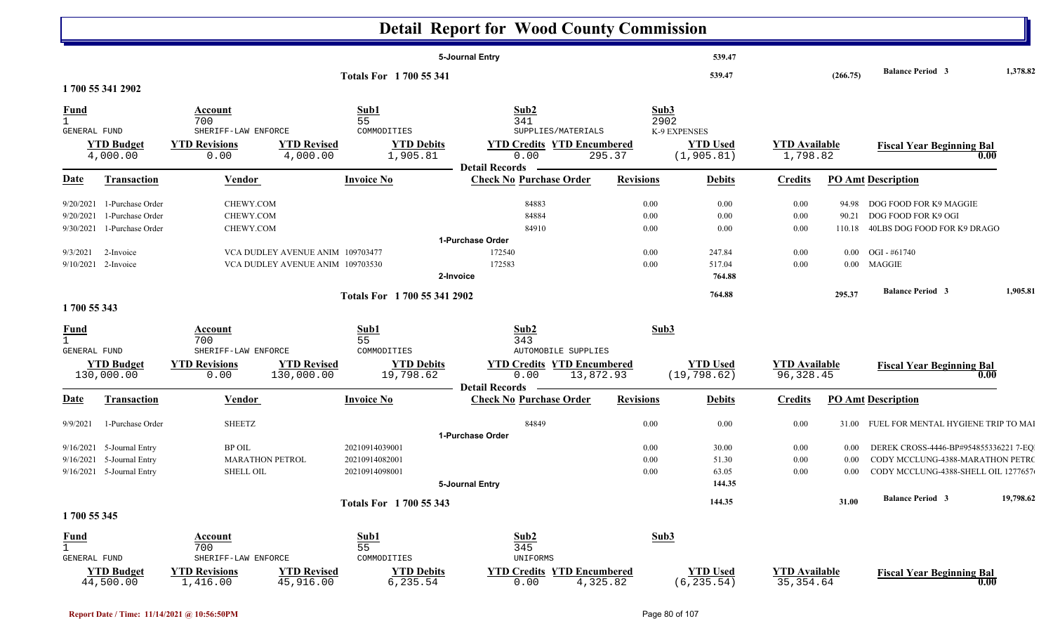# Detail Report for Wood County Commission

| | | | | | | | | | | | |
|---|---|---|---|---|---|---|---|---|---|---|---|
| | | | | 5-Journal Entry | | | 539.47 | | | | |
| | | | Totals For 1 700 55 341 | | | | 539.47 | | (266.75) | Balance Period 3 | 1,378.82 |

## 1 700 55 341 2902

| Fund | Account | Sub1 | Sub2 | Sub3 |
|---|---|---|---|---|
| 1 | 700 | 55 | 341 | 2902 |
| GENERAL FUND | SHERIFF-LAW ENFORCE | COMMODITIES | SUPPLIES/MATERIALS | K-9 EXPENSES |

| YTD Budget | YTD Revisions | YTD Revised | YTD Debits | YTD Credits | YTD Encumbered | YTD Used | YTD Available | Fiscal Year Beginning Bal |
|---|---|---|---|---|---|---|---|---|
| 4,000.00 | 0.00 | 4,000.00 | 1,905.81 | 0.00 | 295.37 | (1,905.81) | 1,798.82 | 0.00 |

**Detail Records**

| Date | Transaction | Vendor | Invoice No | Check No | Purchase Order | Revisions | Debits | Credits | PO Amt | Description |
|---|---|---|---|---|---|---|---|---|---|---|
| 9/20/2021 | 1-Purchase Order | CHEWY.COM | | | 84883 | 0.00 | 0.00 | 0.00 | 94.98 | DOG FOOD FOR K9 MAGGIE |
| 9/20/2021 | 1-Purchase Order | CHEWY.COM | | | 84884 | 0.00 | 0.00 | 0.00 | 90.21 | DOG FOOD FOR K9 OGI |
| 9/30/2021 | 1-Purchase Order | CHEWY.COM | | | 84910 | 0.00 | 0.00 | 0.00 | 110.18 | 40LBS DOG FOOD FOR K9 DRAGO |
| | | | | 1-Purchase Order | | | | | | |
| 9/3/2021 | 2-Invoice | VCA DUDLEY AVENUE ANIM | 109703477 | 172540 | | 0.00 | 247.84 | 0.00 | 0.00 | OGI - #61740 |
| 9/10/2021 | 2-Invoice | VCA DUDLEY AVENUE ANIM | 109703530 | 172583 | | 0.00 | 517.04 | 0.00 | 0.00 | MAGGIE |
| | | | | 2-Invoice | | | 764.88 | | | |
| | | | Totals For 1 700 55 341 2902 | | | | 764.88 | | 295.37 | Balance Period 3 — 1,905.81 |

## 1 700 55 343

| Fund | Account | Sub1 | Sub2 | Sub3 |
|---|---|---|---|---|
| 1 | 700 | 55 | 343 | |
| GENERAL FUND | SHERIFF-LAW ENFORCE | COMMODITIES | AUTOMOBILE SUPPLIES | |

| YTD Budget | YTD Revisions | YTD Revised | YTD Debits | YTD Credits | YTD Encumbered | YTD Used | YTD Available | Fiscal Year Beginning Bal |
|---|---|---|---|---|---|---|---|---|
| 130,000.00 | 0.00 | 130,000.00 | 19,798.62 | 0.00 | 13,872.93 | (19,798.62) | 96,328.45 | 0.00 |

**Detail Records**

| Date | Transaction | Vendor | Invoice No | Check No | Purchase Order | Revisions | Debits | Credits | PO Amt | Description |
|---|---|---|---|---|---|---|---|---|---|---|
| 9/9/2021 | 1-Purchase Order | SHEETZ | | | 84849 | 0.00 | 0.00 | 0.00 | 31.00 | FUEL FOR MENTAL HYGIENE TRIP TO MAI |
| | | | | 1-Purchase Order | | | | | | |
| 9/16/2021 | 5-Journal Entry | BP OIL | 20210914039001 | | | 0.00 | 30.00 | 0.00 | 0.00 | DEREK CROSS-4446-BP#954855336221 7-EQ |
| 9/16/2021 | 5-Journal Entry | MARATHON PETROL | 20210914082001 | | | 0.00 | 51.30 | 0.00 | 0.00 | CODY MCCLUNG-4388-MARATHON PETRO |
| 9/16/2021 | 5-Journal Entry | SHELL OIL | 20210914098001 | | | 0.00 | 63.05 | 0.00 | 0.00 | CODY MCCLUNG-4388-SHELL OIL 127765 |
| | | | | 5-Journal Entry | | | 144.35 | | | |
| | | | Totals For 1 700 55 343 | | | | 144.35 | | 31.00 | Balance Period 3 — 19,798.62 |

## 1 700 55 345

| Fund | Account | Sub1 | Sub2 | Sub3 |
|---|---|---|---|---|
| 1 | 700 | 55 | 345 | |
| GENERAL FUND | SHERIFF-LAW ENFORCE | COMMODITIES | UNIFORMS | |

| YTD Budget | YTD Revisions | YTD Revised | YTD Debits | YTD Credits | YTD Encumbered | YTD Used | YTD Available | Fiscal Year Beginning Bal |
|---|---|---|---|---|---|---|---|---|
| 44,500.00 | 1,416.00 | 45,916.00 | 6,235.54 | 0.00 | 4,325.82 | (6,235.54) | 35,354.64 | 0.00 |

Report Date / Time: 11/14/2021 @ 10:56:50PM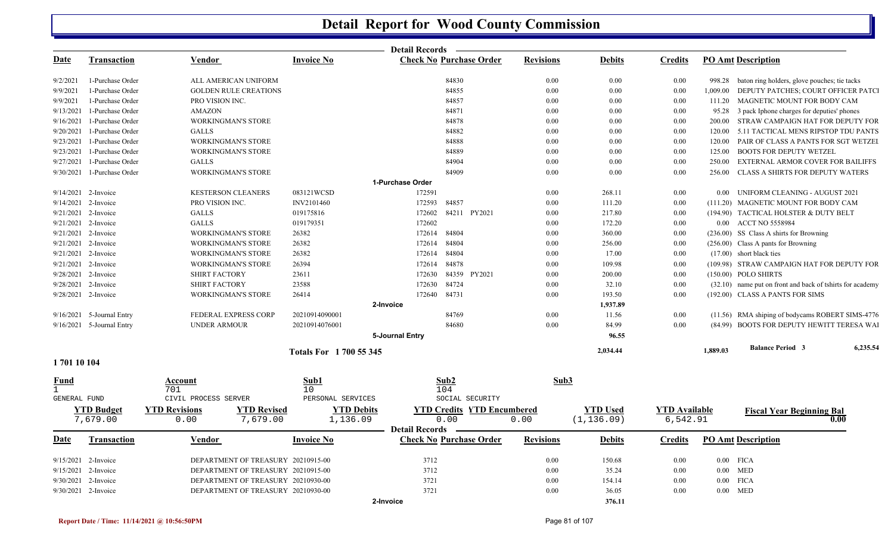# Detail Report for Wood County Commission

| Date | Transaction | Vendor | Invoice No | Check No | Purchase Order | Revisions | Debits | Credits | PO Amt | Description |
|---|---|---|---|---|---|---|---|---|---|---|
| 9/2/2021 | 1-Purchase Order | ALL AMERICAN UNIFORM | | | 84830 | 0.00 | 0.00 | 0.00 | 998.28 | baton ring holders, glove pouches; tie tacks |
| 9/9/2021 | 1-Purchase Order | GOLDEN RULE CREATIONS | | | 84855 | 0.00 | 0.00 | 0.00 | 1,009.00 | DEPUTY PATCHES; COURT OFFICER PATCI |
| 9/9/2021 | 1-Purchase Order | PRO VISION INC. | | | 84857 | 0.00 | 0.00 | 0.00 | 111.20 | MAGNETIC MOUNT FOR BODY CAM |
| 9/13/2021 | 1-Purchase Order | AMAZON | | | 84871 | 0.00 | 0.00 | 0.00 | 95.28 | 3 pack Iphone charges for deputies' phones |
| 9/16/2021 | 1-Purchase Order | WORKINGMAN'S STORE | | | 84878 | 0.00 | 0.00 | 0.00 | 200.00 | STRAW CAMPAIGN HAT FOR DEPUTY FOR |
| 9/20/2021 | 1-Purchase Order | GALLS | | | 84882 | 0.00 | 0.00 | 0.00 | 120.00 | 5.11 TACTICAL MENS RIPSTOP TDU PANTS |
| 9/23/2021 | 1-Purchase Order | WORKINGMAN'S STORE | | | 84888 | 0.00 | 0.00 | 0.00 | 120.00 | PAIR OF CLASS A PANTS FOR SGT WETZEL |
| 9/23/2021 | 1-Purchase Order | WORKINGMAN'S STORE | | | 84889 | 0.00 | 0.00 | 0.00 | 125.00 | BOOTS FOR DEPUTY WETZEL |
| 9/27/2021 | 1-Purchase Order | GALLS | | | 84904 | 0.00 | 0.00 | 0.00 | 250.00 | EXTERNAL ARMOR COVER FOR BAILIFFS |
| 9/30/2021 | 1-Purchase Order | WORKINGMAN'S STORE | | | 84909 | 0.00 | 0.00 | 0.00 | 256.00 | CLASS A SHIRTS FOR DEPUTY WATERS |
| | | | | **1-Purchase Order** | | | | | | |
| 9/14/2021 | 2-Invoice | KESTERSON CLEANERS | 083121WCSD | 172591 | | 0.00 | 268.11 | 0.00 | 0.00 | UNIFORM CLEANING - AUGUST 2021 |
| 9/14/2021 | 2-Invoice | PRO VISION INC. | INV2101460 | 172593 | 84857 | 0.00 | 111.20 | 0.00 | (111.20) | MAGNETIC MOUNT FOR BODY CAM |
| 9/21/2021 | 2-Invoice | GALLS | 019175816 | 172602 | 84211 PY2021 | 0.00 | 217.80 | 0.00 | (194.90) | TACTICAL HOLSTER & DUTY BELT |
| 9/21/2021 | 2-Invoice | GALLS | 019179351 | 172602 | | 0.00 | 172.20 | 0.00 | 0.00 | ACCT NO 5558984 |
| 9/21/2021 | 2-Invoice | WORKINGMAN'S STORE | 26382 | 172614 | 84804 | 0.00 | 360.00 | 0.00 | (236.00) | SS Class A shirts for Browning |
| 9/21/2021 | 2-Invoice | WORKINGMAN'S STORE | 26382 | 172614 | 84804 | 0.00 | 256.00 | 0.00 | (256.00) | Class A pants for Browning |
| 9/21/2021 | 2-Invoice | WORKINGMAN'S STORE | 26382 | 172614 | 84804 | 0.00 | 17.00 | 0.00 | (17.00) | short black ties |
| 9/21/2021 | 2-Invoice | WORKINGMAN'S STORE | 26394 | 172614 | 84878 | 0.00 | 109.98 | 0.00 | (109.98) | STRAW CAMPAIGN HAT FOR DEPUTY FOR |
| 9/28/2021 | 2-Invoice | SHIRT FACTORY | 23611 | 172630 | 84359 PY2021 | 0.00 | 200.00 | 0.00 | (150.00) | POLO SHIRTS |
| 9/28/2021 | 2-Invoice | SHIRT FACTORY | 23588 | 172630 | 84724 | 0.00 | 32.10 | 0.00 | (32.10) | name put on front and back of tshirts for academy |
| 9/28/2021 | 2-Invoice | WORKINGMAN'S STORE | 26414 | 172640 | 84731 | 0.00 | 193.50 | 0.00 | (192.00) | CLASS A PANTS FOR SIMS |
| | | | | **2-Invoice** | | | **1,937.89** | | | |
| 9/16/2021 | 5-Journal Entry | FEDERAL EXPRESS CORP | 20210914090001 | | 84769 | 0.00 | 11.56 | 0.00 | (11.56) | RMA shiping of bodycams ROBERT SIMS-4776 |
| 9/16/2021 | 5-Journal Entry | UNDER ARMOUR | 20210914076001 | | 84680 | 0.00 | 84.99 | 0.00 | (84.99) | BOOTS FOR DEPUTY HEWITT TERESA WAI |
| | | | | **5-Journal Entry** | | | **96.55** | | | |
| | | | **Totals For 1 700 55 345** | | | | **2,034.44** | | **1,889.03** | **Balance Period 3** 6,235.54 |

## 1 701 10 104

| Fund | Account | Sub1 | Sub2 | Sub3 |
|---|---|---|---|---|
| 1 | 701 | 10 | 104 | |
| GENERAL FUND | CIVIL PROCESS SERVER | PERSONAL SERVICES | SOCIAL SECURITY | |

| YTD Budget | YTD Revisions | YTD Revised | YTD Debits | YTD Credits | YTD Encumbered | YTD Used | YTD Available | Fiscal Year Beginning Bal |
|---|---|---|---|---|---|---|---|---|
| 7,679.00 | 0.00 | 7,679.00 | 1,136.09 | 0.00 | 0.00 | (1,136.09) | 6,542.91 | 0.00 |

| Date | Transaction | Vendor | Invoice No | Check No | Purchase Order | Revisions | Debits | Credits | PO Amt | Description |
|---|---|---|---|---|---|---|---|---|---|---|
| 9/15/2021 | 2-Invoice | DEPARTMENT OF TREASURY | 20210915-00 | 3712 | | 0.00 | 150.68 | 0.00 | 0.00 | FICA |
| 9/15/2021 | 2-Invoice | DEPARTMENT OF TREASURY | 20210915-00 | 3712 | | 0.00 | 35.24 | 0.00 | 0.00 | MED |
| 9/30/2021 | 2-Invoice | DEPARTMENT OF TREASURY | 20210930-00 | 3721 | | 0.00 | 154.14 | 0.00 | 0.00 | FICA |
| 9/30/2021 | 2-Invoice | DEPARTMENT OF TREASURY | 20210930-00 | 3721 | | 0.00 | 36.05 | 0.00 | 0.00 | MED |
| | | | | **2-Invoice** | | | **376.11** | | | |

Report Date / Time: 11/14/2021 @ 10:56:50PM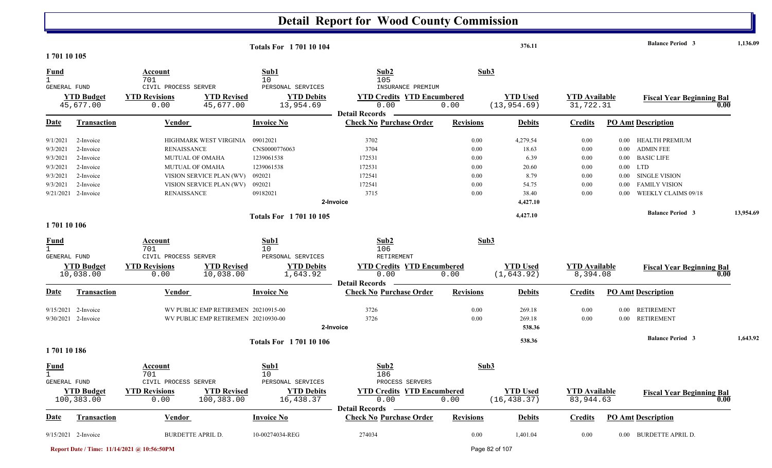# Detail Report for Wood County Commission

**Totals For 1 701 10 104** — 376.11 — **Balance Period 3** 1,136.09

## 1 701 10 105

| Fund | Account | Sub1 | Sub2 | Sub3 |
|---|---|---|---|---|
| 1 | 701 | 10 | 105 | |
| GENERAL FUND | CIVIL PROCESS SERVER | PERSONAL SERVICES | INSURANCE PREMIUM | |

| YTD Budget | YTD Revisions | YTD Revised | YTD Debits | YTD Credits | YTD Encumbered | YTD Used | YTD Available | Fiscal Year Beginning Bal |
|---|---|---|---|---|---|---|---|---|
| 45,677.00 | 0.00 | 45,677.00 | 13,954.69 | 0.00 | 0.00 | (13,954.69) | 31,722.31 | 0.00 |

**Detail Records**

| Date | Transaction | Vendor | Invoice No | Check No | Purchase Order | Revisions | Debits | Credits | PO Amt | Description |
|---|---|---|---|---|---|---|---|---|---|---|
| 9/1/2021 | 2-Invoice | HIGHMARK WEST VIRGINIA | 09012021 | 3702 | | 0.00 | 4,279.54 | 0.00 | 0.00 | HEALTH PREMIUM |
| 9/3/2021 | 2-Invoice | RENAISSANCE | CNS0000776063 | 3704 | | 0.00 | 18.63 | 0.00 | 0.00 | ADMIN FEE |
| 9/3/2021 | 2-Invoice | MUTUAL OF OMAHA | 1239061538 | 172531 | | 0.00 | 6.39 | 0.00 | 0.00 | BASIC LIFE |
| 9/3/2021 | 2-Invoice | MUTUAL OF OMAHA | 1239061538 | 172531 | | 0.00 | 20.60 | 0.00 | 0.00 | LTD |
| 9/3/2021 | 2-Invoice | VISION SERVICE PLAN (WV) | 092021 | 172541 | | 0.00 | 8.79 | 0.00 | 0.00 | SINGLE VISION |
| 9/3/2021 | 2-Invoice | VISION SERVICE PLAN (WV) | 092021 | 172541 | | 0.00 | 54.75 | 0.00 | 0.00 | FAMILY VISION |
| 9/21/2021 | 2-Invoice | RENAISSANCE | 09182021 | 3715 | | 0.00 | 38.40 | 0.00 | 0.00 | WEEKLY CLAIMS 09/18 |
| | | | | 2-Invoice | | | 4,427.10 | | | |

**Totals For 1 701 10 105** — 4,427.10 — **Balance Period 3** 13,954.69

## 1 701 10 106

| Fund | Account | Sub1 | Sub2 | Sub3 |
|---|---|---|---|---|
| 1 | 701 | 10 | 106 | |
| GENERAL FUND | CIVIL PROCESS SERVER | PERSONAL SERVICES | RETIREMENT | |

| YTD Budget | YTD Revisions | YTD Revised | YTD Debits | YTD Credits | YTD Encumbered | YTD Used | YTD Available | Fiscal Year Beginning Bal |
|---|---|---|---|---|---|---|---|---|
| 10,038.00 | 0.00 | 10,038.00 | 1,643.92 | 0.00 | 0.00 | (1,643.92) | 8,394.08 | 0.00 |

**Detail Records**

| Date | Transaction | Vendor | Invoice No | Check No | Purchase Order | Revisions | Debits | Credits | PO Amt | Description |
|---|---|---|---|---|---|---|---|---|---|---|
| 9/15/2021 | 2-Invoice | WV PUBLIC EMP RETIREMEN | 20210915-00 | 3726 | | 0.00 | 269.18 | 0.00 | 0.00 | RETIREMENT |
| 9/30/2021 | 2-Invoice | WV PUBLIC EMP RETIREMEN | 20210930-00 | 3726 | | 0.00 | 269.18 | 0.00 | 0.00 | RETIREMENT |
| | | | | 2-Invoice | | | 538.36 | | | |

**Totals For 1 701 10 106** — 538.36 — **Balance Period 3** 1,643.92

## 1 701 10 186

| Fund | Account | Sub1 | Sub2 | Sub3 |
|---|---|---|---|---|
| 1 | 701 | 10 | 186 | |
| GENERAL FUND | CIVIL PROCESS SERVER | PERSONAL SERVICES | PROCESS SERVERS | |

| YTD Budget | YTD Revisions | YTD Revised | YTD Debits | YTD Credits | YTD Encumbered | YTD Used | YTD Available | Fiscal Year Beginning Bal |
|---|---|---|---|---|---|---|---|---|
| 100,383.00 | 0.00 | 100,383.00 | 16,438.37 | 0.00 | 0.00 | (16,438.37) | 83,944.63 | 0.00 |

**Detail Records**

| Date | Transaction | Vendor | Invoice No | Check No | Purchase Order | Revisions | Debits | Credits | PO Amt | Description |
|---|---|---|---|---|---|---|---|---|---|---|
| 9/15/2021 | 2-Invoice | BURDETTE APRIL D. | 10-00274034-REG | 274034 | | 0.00 | 1,401.04 | 0.00 | 0.00 | BURDETTE APRIL D. |

Report Date / Time: 11/14/2021 @ 10:56:50PM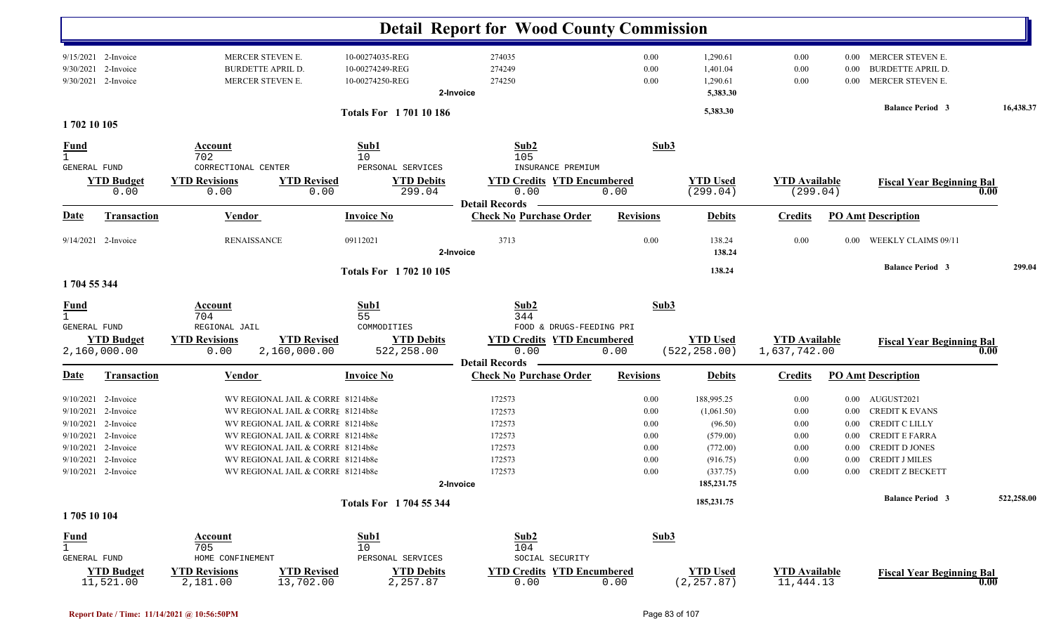# Detail Report for Wood County Commission

| Date | Transaction | Vendor | Invoice No | Check No | Purchase Order | Revisions | Debits | Credits | PO Amt | Description |
|---|---|---|---|---|---|---|---|---|---|---|
| 9/15/2021 | 2-Invoice | MERCER STEVEN E. | 10-00274035-REG | 274035 | | 0.00 | 1,290.61 | 0.00 | 0.00 | MERCER STEVEN E. |
| 9/30/2021 | 2-Invoice | BURDETTE APRIL D. | 10-00274249-REG | 274249 | | 0.00 | 1,401.04 | 0.00 | 0.00 | BURDETTE APRIL D. |
| 9/30/2021 | 2-Invoice | MERCER STEVEN E. | 10-00274250-REG | 274250 | | 0.00 | 1,290.61 | 0.00 | 0.00 | MERCER STEVEN E. |
| | | | | 2-Invoice | | | 5,383.30 | | | |

**Totals For 1 701 10 186** — 5,383.30 — Balance Period 3: 16,438.37

## 1 702 10 105

| Fund | Account | Sub1 | Sub2 | Sub3 |
|---|---|---|---|---|
| 1 GENERAL FUND | 702 CORRECTIONAL CENTER | 10 PERSONAL SERVICES | 105 INSURANCE PREMIUM | |

| YTD Budget | YTD Revisions | YTD Revised | YTD Debits | YTD Credits | YTD Encumbered | YTD Used | YTD Available | Fiscal Year Beginning Bal |
|---|---|---|---|---|---|---|---|---|
| 0.00 | 0.00 | 0.00 | 299.04 | 0.00 | 0.00 | (299.04) | (299.04) | 0.00 |

**Detail Records**

| Date | Transaction | Vendor | Invoice No | Check No | Purchase Order | Revisions | Debits | Credits | PO Amt | Description |
|---|---|---|---|---|---|---|---|---|---|---|
| 9/14/2021 | 2-Invoice | RENAISSANCE | 09112021 | 3713 | | 0.00 | 138.24 | 0.00 | 0.00 | WEEKLY CLAIMS 09/11 |
| | | | | 2-Invoice | | | 138.24 | | | |

**Totals For 1 702 10 105** — 138.24 — Balance Period 3: 299.04

## 1 704 55 344

| Fund | Account | Sub1 | Sub2 | Sub3 |
|---|---|---|---|---|
| 1 GENERAL FUND | 704 REGIONAL JAIL | 55 COMMODITIES | 344 FOOD & DRUGS-FEEDING PRI | |

| YTD Budget | YTD Revisions | YTD Revised | YTD Debits | YTD Credits | YTD Encumbered | YTD Used | YTD Available | Fiscal Year Beginning Bal |
|---|---|---|---|---|---|---|---|---|
| 2,160,000.00 | 0.00 | 2,160,000.00 | 522,258.00 | 0.00 | 0.00 | (522,258.00) | 1,637,742.00 | 0.00 |

**Detail Records**

| Date | Transaction | Vendor | Invoice No | Check No | Purchase Order | Revisions | Debits | Credits | PO Amt | Description |
|---|---|---|---|---|---|---|---|---|---|---|
| 9/10/2021 | 2-Invoice | WV REGIONAL JAIL & CORRE | 81214b8e | 172573 | | 0.00 | 188,995.25 | 0.00 | 0.00 | AUGUST2021 |
| 9/10/2021 | 2-Invoice | WV REGIONAL JAIL & CORRE | 81214b8e | 172573 | | 0.00 | (1,061.50) | 0.00 | 0.00 | CREDIT K EVANS |
| 9/10/2021 | 2-Invoice | WV REGIONAL JAIL & CORRE | 81214b8e | 172573 | | 0.00 | (96.50) | 0.00 | 0.00 | CREDIT C LILLY |
| 9/10/2021 | 2-Invoice | WV REGIONAL JAIL & CORRE | 81214b8e | 172573 | | 0.00 | (579.00) | 0.00 | 0.00 | CREDIT E FARRA |
| 9/10/2021 | 2-Invoice | WV REGIONAL JAIL & CORRE | 81214b8e | 172573 | | 0.00 | (772.00) | 0.00 | 0.00 | CREDIT D JONES |
| 9/10/2021 | 2-Invoice | WV REGIONAL JAIL & CORRE | 81214b8e | 172573 | | 0.00 | (916.75) | 0.00 | 0.00 | CREDIT J MILES |
| 9/10/2021 | 2-Invoice | WV REGIONAL JAIL & CORRE | 81214b8e | 172573 | | 0.00 | (337.75) | 0.00 | 0.00 | CREDIT Z BECKETT |
| | | | | 2-Invoice | | | 185,231.75 | | | |

**Totals For 1 704 55 344** — 185,231.75 — Balance Period 3: 522,258.00

## 1 705 10 104

| Fund | Account | Sub1 | Sub2 | Sub3 |
|---|---|---|---|---|
| 1 GENERAL FUND | 705 HOME CONFINEMENT | 10 PERSONAL SERVICES | 104 SOCIAL SECURITY | |

| YTD Budget | YTD Revisions | YTD Revised | YTD Debits | YTD Credits | YTD Encumbered | YTD Used | YTD Available | Fiscal Year Beginning Bal |
|---|---|---|---|---|---|---|---|---|
| 11,521.00 | 2,181.00 | 13,702.00 | 2,257.87 | 0.00 | 0.00 | (2,257.87) | 11,444.13 | 0.00 |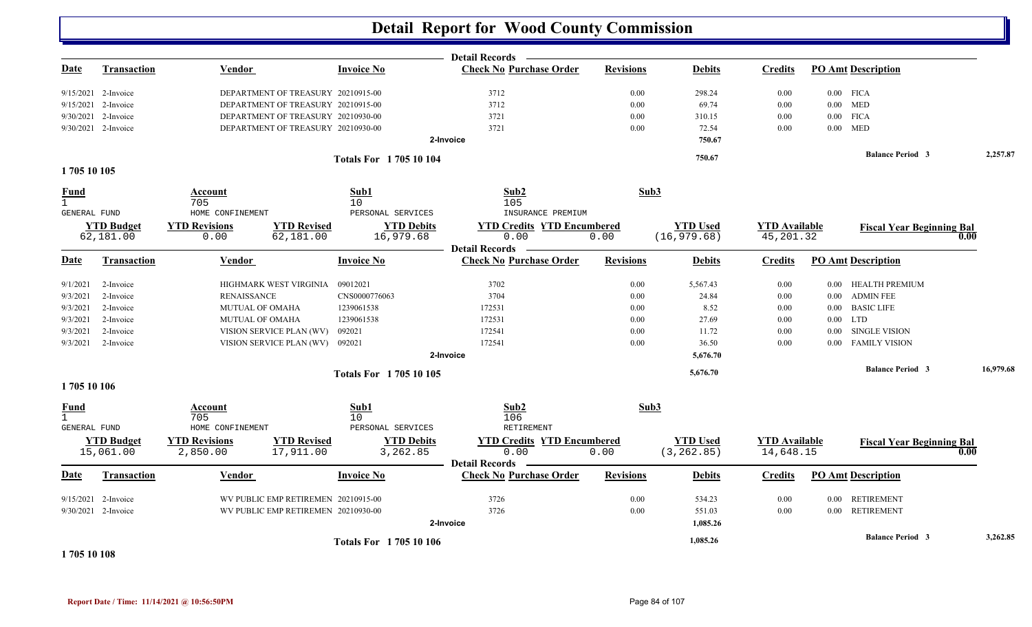# Detail Report for Wood County Commission

**Detail Records**

| Date | Transaction | Vendor | Invoice No | Check No | Purchase Order | Revisions | Debits | Credits | PO Amt | Description |
|---|---|---|---|---|---|---|---|---|---|---|
| 9/15/2021 | 2-Invoice | DEPARTMENT OF TREASURY | 20210915-00 | 3712 | | 0.00 | 298.24 | 0.00 | 0.00 | FICA |
| 9/15/2021 | 2-Invoice | DEPARTMENT OF TREASURY | 20210915-00 | 3712 | | 0.00 | 69.74 | 0.00 | 0.00 | MED |
| 9/30/2021 | 2-Invoice | DEPARTMENT OF TREASURY | 20210930-00 | 3721 | | 0.00 | 310.15 | 0.00 | 0.00 | FICA |
| 9/30/2021 | 2-Invoice | DEPARTMENT OF TREASURY | 20210930-00 | 3721 | | 0.00 | 72.54 | 0.00 | 0.00 | MED |
| | | | 2-Invoice | | | | 750.67 | | | |
| | | | Totals For 1 705 10 104 | | | | 750.67 | | | Balance Period 3 — 2,257.87 |

## 1 705 10 105

| Fund | Account | Sub1 | Sub2 | Sub3 |
|---|---|---|---|---|
| 1 GENERAL FUND | 705 HOME CONFINEMENT | 10 PERSONAL SERVICES | 105 INSURANCE PREMIUM | |

| YTD Budget | YTD Revisions | YTD Revised | YTD Debits | YTD Credits | YTD Encumbered | YTD Used | YTD Available | Fiscal Year Beginning Bal |
|---|---|---|---|---|---|---|---|---|
| 62,181.00 | 0.00 | 62,181.00 | 16,979.68 | 0.00 | 0.00 | (16,979.68) | 45,201.32 | 0.00 |

**Detail Records**

| Date | Transaction | Vendor | Invoice No | Check No | Purchase Order | Revisions | Debits | Credits | PO Amt | Description |
|---|---|---|---|---|---|---|---|---|---|---|
| 9/1/2021 | 2-Invoice | HIGHMARK WEST VIRGINIA | 09012021 | 3702 | | 0.00 | 5,567.43 | 0.00 | 0.00 | HEALTH PREMIUM |
| 9/3/2021 | 2-Invoice | RENAISSANCE | CNS0000776063 | 3704 | | 0.00 | 24.84 | 0.00 | 0.00 | ADMIN FEE |
| 9/3/2021 | 2-Invoice | MUTUAL OF OMAHA | 1239061538 | 172531 | | 0.00 | 8.52 | 0.00 | 0.00 | BASIC LIFE |
| 9/3/2021 | 2-Invoice | MUTUAL OF OMAHA | 1239061538 | 172531 | | 0.00 | 27.69 | 0.00 | 0.00 | LTD |
| 9/3/2021 | 2-Invoice | VISION SERVICE PLAN (WV) | 092021 | 172541 | | 0.00 | 11.72 | 0.00 | 0.00 | SINGLE VISION |
| 9/3/2021 | 2-Invoice | VISION SERVICE PLAN (WV) | 092021 | 172541 | | 0.00 | 36.50 | 0.00 | 0.00 | FAMILY VISION |
| | | | 2-Invoice | | | | 5,676.70 | | | |
| | | | Totals For 1 705 10 105 | | | | 5,676.70 | | | Balance Period 3 — 16,979.68 |

## 1 705 10 106

| Fund | Account | Sub1 | Sub2 | Sub3 |
|---|---|---|---|---|
| 1 GENERAL FUND | 705 HOME CONFINEMENT | 10 PERSONAL SERVICES | 106 RETIREMENT | |

| YTD Budget | YTD Revisions | YTD Revised | YTD Debits | YTD Credits | YTD Encumbered | YTD Used | YTD Available | Fiscal Year Beginning Bal |
|---|---|---|---|---|---|---|---|---|
| 15,061.00 | 2,850.00 | 17,911.00 | 3,262.85 | 0.00 | 0.00 | (3,262.85) | 14,648.15 | 0.00 |

**Detail Records**

| Date | Transaction | Vendor | Invoice No | Check No | Purchase Order | Revisions | Debits | Credits | PO Amt | Description |
|---|---|---|---|---|---|---|---|---|---|---|
| 9/15/2021 | 2-Invoice | WV PUBLIC EMP RETIREMEN | 20210915-00 | 3726 | | 0.00 | 534.23 | 0.00 | 0.00 | RETIREMENT |
| 9/30/2021 | 2-Invoice | WV PUBLIC EMP RETIREMEN | 20210930-00 | 3726 | | 0.00 | 551.03 | 0.00 | 0.00 | RETIREMENT |
| | | | 2-Invoice | | | | 1,085.26 | | | |
| | | | Totals For 1 705 10 106 | | | | 1,085.26 | | | Balance Period 3 — 3,262.85 |

## 1 705 10 108

Report Date / Time: 11/14/2021 @ 10:56:50PM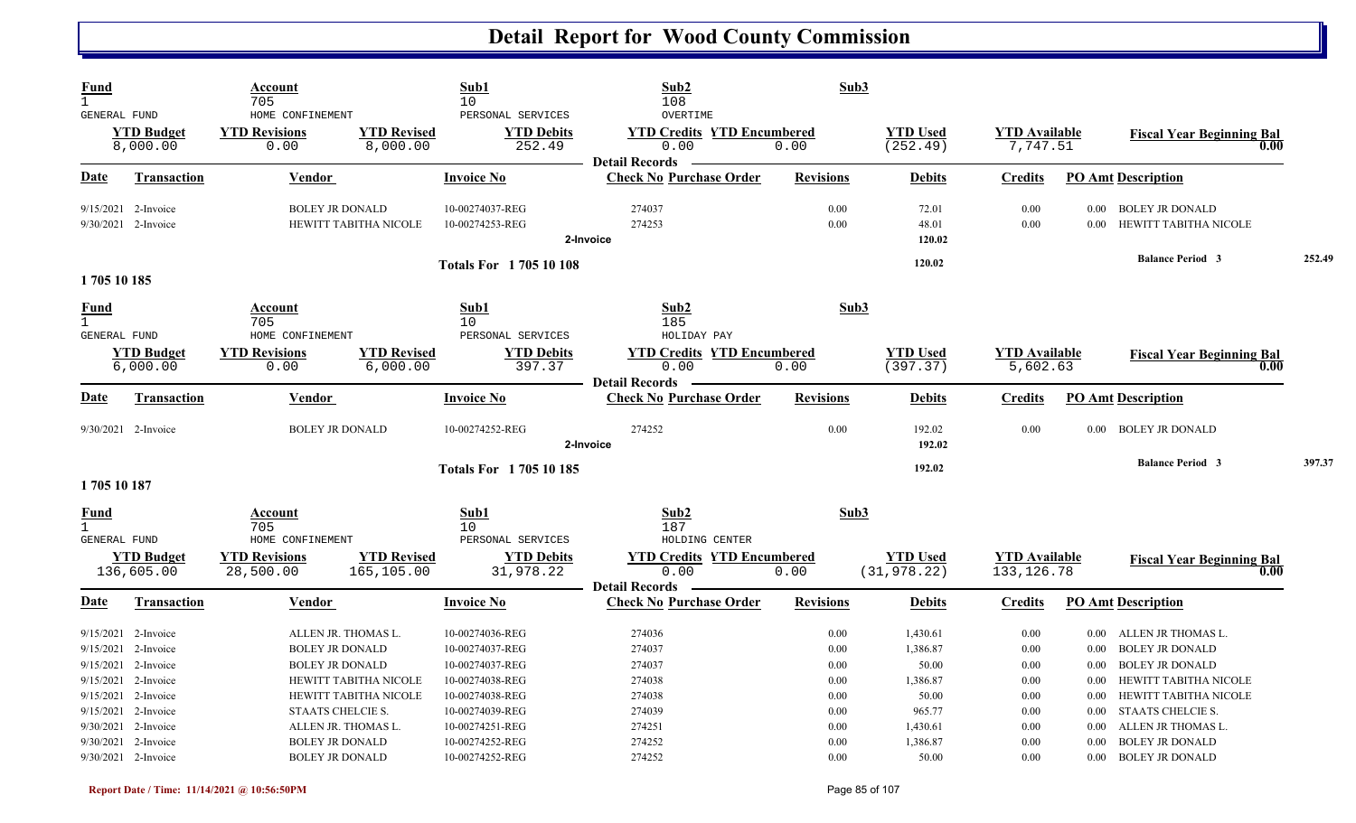# Detail Report for Wood County Commission

| Fund | Account | Sub1 | Sub2 | Sub3 | | | |
|---|---|---|---|---|---|---|---|
| 1 GENERAL FUND | 705 HOME CONFINEMENT | 10 PERSONAL SERVICES | 108 OVERTIME | | | | |
| **YTD Budget** | **YTD Revisions** | **YTD Revised** | **YTD Debits** | **YTD Credits** | **YTD Encumbered** | **YTD Used** | **YTD Available** | **Fiscal Year Beginning Bal** |
| 8,000.00 | 0.00 | 8,000.00 | 252.49 | 0.00 | 0.00 | (252.49) | 7,747.51 | 0.00 |

Detail Records

| Date | Transaction | Vendor | Invoice No | Check No | Purchase Order | Revisions | Debits | Credits | PO Amt | Description |
|---|---|---|---|---|---|---|---|---|---|---|
| 9/15/2021 | 2-Invoice | BOLEY JR DONALD | 10-00274037-REG | 274037 | | 0.00 | 72.01 | 0.00 | 0.00 | BOLEY JR DONALD |
| 9/30/2021 | 2-Invoice | HEWITT TABITHA NICOLE | 10-00274253-REG | 274253 | | 0.00 | 48.01 | 0.00 | 0.00 | HEWITT TABITHA NICOLE |
| | | | 2-Invoice | | | | 120.02 | | | |
| | | | Totals For 1 705 10 108 | | | | 120.02 | | | Balance Period 3 252.49 |

**1 705 10 185**

| Fund | Account | Sub1 | Sub2 | Sub3 | | | |
|---|---|---|---|---|---|---|---|
| 1 GENERAL FUND | 705 HOME CONFINEMENT | 10 PERSONAL SERVICES | 185 HOLIDAY PAY | | | | |
| **YTD Budget** | **YTD Revisions** | **YTD Revised** | **YTD Debits** | **YTD Credits** | **YTD Encumbered** | **YTD Used** | **YTD Available** | **Fiscal Year Beginning Bal** |
| 6,000.00 | 0.00 | 6,000.00 | 397.37 | 0.00 | 0.00 | (397.37) | 5,602.63 | 0.00 |

Detail Records

| Date | Transaction | Vendor | Invoice No | Check No | Purchase Order | Revisions | Debits | Credits | PO Amt | Description |
|---|---|---|---|---|---|---|---|---|---|---|
| 9/30/2021 | 2-Invoice | BOLEY JR DONALD | 10-00274252-REG | 274252 | | 0.00 | 192.02 | 0.00 | 0.00 | BOLEY JR DONALD |
| | | | 2-Invoice | | | | 192.02 | | | |
| | | | Totals For 1 705 10 185 | | | | 192.02 | | | Balance Period 3 397.37 |

**1 705 10 187**

| Fund | Account | Sub1 | Sub2 | Sub3 | | | |
|---|---|---|---|---|---|---|---|
| 1 GENERAL FUND | 705 HOME CONFINEMENT | 10 PERSONAL SERVICES | 187 HOLDING CENTER | | | | |
| **YTD Budget** | **YTD Revisions** | **YTD Revised** | **YTD Debits** | **YTD Credits** | **YTD Encumbered** | **YTD Used** | **YTD Available** | **Fiscal Year Beginning Bal** |
| 136,605.00 | 28,500.00 | 165,105.00 | 31,978.22 | 0.00 | 0.00 | (31,978.22) | 133,126.78 | 0.00 |

Detail Records

| Date | Transaction | Vendor | Invoice No | Check No | Purchase Order | Revisions | Debits | Credits | PO Amt | Description |
|---|---|---|---|---|---|---|---|---|---|---|
| 9/15/2021 | 2-Invoice | ALLEN JR. THOMAS L. | 10-00274036-REG | 274036 | | 0.00 | 1,430.61 | 0.00 | 0.00 | ALLEN JR THOMAS L. |
| 9/15/2021 | 2-Invoice | BOLEY JR DONALD | 10-00274037-REG | 274037 | | 0.00 | 1,386.87 | 0.00 | 0.00 | BOLEY JR DONALD |
| 9/15/2021 | 2-Invoice | BOLEY JR DONALD | 10-00274037-REG | 274037 | | 0.00 | 50.00 | 0.00 | 0.00 | BOLEY JR DONALD |
| 9/15/2021 | 2-Invoice | HEWITT TABITHA NICOLE | 10-00274038-REG | 274038 | | 0.00 | 1,386.87 | 0.00 | 0.00 | HEWITT TABITHA NICOLE |
| 9/15/2021 | 2-Invoice | HEWITT TABITHA NICOLE | 10-00274038-REG | 274038 | | 0.00 | 50.00 | 0.00 | 0.00 | HEWITT TABITHA NICOLE |
| 9/15/2021 | 2-Invoice | STAATS CHELCIE S. | 10-00274039-REG | 274039 | | 0.00 | 965.77 | 0.00 | 0.00 | STAATS CHELCIE S. |
| 9/30/2021 | 2-Invoice | ALLEN JR. THOMAS L. | 10-00274251-REG | 274251 | | 0.00 | 1,430.61 | 0.00 | 0.00 | ALLEN JR THOMAS L. |
| 9/30/2021 | 2-Invoice | BOLEY JR DONALD | 10-00274252-REG | 274252 | | 0.00 | 1,386.87 | 0.00 | 0.00 | BOLEY JR DONALD |
| 9/30/2021 | 2-Invoice | BOLEY JR DONALD | 10-00274252-REG | 274252 | | 0.00 | 50.00 | 0.00 | 0.00 | BOLEY JR DONALD |

Report Date / Time: 11/14/2021 @ 10:56:50PM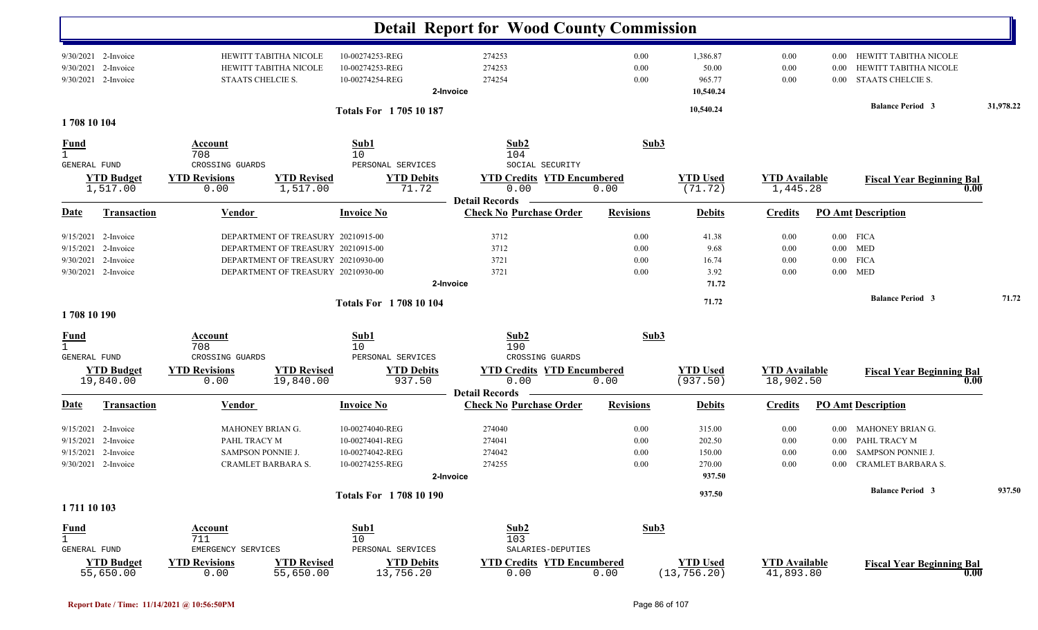# Detail Report for Wood County Commission

| Date | Transaction | Vendor | Invoice No | Check No Purchase Order | Revisions | Debits | Credits | PO Amt Description |
|---|---|---|---|---|---|---|---|---|
| 9/30/2021 | 2-Invoice | HEWITT TABITHA NICOLE | 10-00274253-REG | 274253 | 0.00 | 1,386.87 | 0.00 | 0.00 HEWITT TABITHA NICOLE |
| 9/30/2021 | 2-Invoice | HEWITT TABITHA NICOLE | 10-00274253-REG | 274253 | 0.00 | 50.00 | 0.00 | 0.00 HEWITT TABITHA NICOLE |
| 9/30/2021 | 2-Invoice | STAATS CHELCIE S. | 10-00274254-REG | 274254 | 0.00 | 965.77 | 0.00 | 0.00 STAATS CHELCIE S. |
| | | | | 2-Invoice | | 10,540.24 | | |

**Totals For 1 705 10 187** — 10,540.24 — Balance Period 3: 31,978.22

## 1 708 10 104

| Fund | Account | Sub1 | Sub2 | Sub3 |
|---|---|---|---|---|
| 1 | 708 | 10 | 104 | |
| GENERAL FUND | CROSSING GUARDS | PERSONAL SERVICES | SOCIAL SECURITY | |

| YTD Budget | YTD Revisions | YTD Revised | YTD Debits | YTD Credits | YTD Encumbered | YTD Used | YTD Available | Fiscal Year Beginning Bal |
|---|---|---|---|---|---|---|---|---|
| 1,517.00 | 0.00 | 1,517.00 | 71.72 | 0.00 | 0.00 | (71.72) | 1,445.28 | 0.00 |

Detail Records

| Date | Transaction | Vendor | Invoice No | Check No Purchase Order | Revisions | Debits | Credits | PO Amt Description |
|---|---|---|---|---|---|---|---|---|
| 9/15/2021 | 2-Invoice | DEPARTMENT OF TREASURY | 20210915-00 | 3712 | 0.00 | 41.38 | 0.00 | 0.00 FICA |
| 9/15/2021 | 2-Invoice | DEPARTMENT OF TREASURY | 20210915-00 | 3712 | 0.00 | 9.68 | 0.00 | 0.00 MED |
| 9/30/2021 | 2-Invoice | DEPARTMENT OF TREASURY | 20210930-00 | 3721 | 0.00 | 16.74 | 0.00 | 0.00 FICA |
| 9/30/2021 | 2-Invoice | DEPARTMENT OF TREASURY | 20210930-00 | 3721 | 0.00 | 3.92 | 0.00 | 0.00 MED |
| | | | | 2-Invoice | | 71.72 | | |

**Totals For 1 708 10 104** — 71.72 — Balance Period 3: 71.72

## 1 708 10 190

| Fund | Account | Sub1 | Sub2 | Sub3 |
|---|---|---|---|---|
| 1 | 708 | 10 | 190 | |
| GENERAL FUND | CROSSING GUARDS | PERSONAL SERVICES | CROSSING GUARDS | |

| YTD Budget | YTD Revisions | YTD Revised | YTD Debits | YTD Credits | YTD Encumbered | YTD Used | YTD Available | Fiscal Year Beginning Bal |
|---|---|---|---|---|---|---|---|---|
| 19,840.00 | 0.00 | 19,840.00 | 937.50 | 0.00 | 0.00 | (937.50) | 18,902.50 | 0.00 |

Detail Records

| Date | Transaction | Vendor | Invoice No | Check No Purchase Order | Revisions | Debits | Credits | PO Amt Description |
|---|---|---|---|---|---|---|---|---|
| 9/15/2021 | 2-Invoice | MAHONEY BRIAN G. | 10-00274040-REG | 274040 | 0.00 | 315.00 | 0.00 | 0.00 MAHONEY BRIAN G. |
| 9/15/2021 | 2-Invoice | PAHL TRACY M | 10-00274041-REG | 274041 | 0.00 | 202.50 | 0.00 | 0.00 PAHL TRACY M |
| 9/15/2021 | 2-Invoice | SAMPSON PONNIE J. | 10-00274042-REG | 274042 | 0.00 | 150.00 | 0.00 | 0.00 SAMPSON PONNIE J. |
| 9/30/2021 | 2-Invoice | CRAMLET BARBARA S. | 10-00274255-REG | 274255 | 0.00 | 270.00 | 0.00 | 0.00 CRAMLET BARBARA S. |
| | | | | 2-Invoice | | 937.50 | | |

**Totals For 1 708 10 190** — 937.50 — Balance Period 3: 937.50

## 1 711 10 103

| Fund | Account | Sub1 | Sub2 | Sub3 |
|---|---|---|---|---|
| 1 | 711 | 10 | 103 | |
| GENERAL FUND | EMERGENCY SERVICES | PERSONAL SERVICES | SALARIES-DEPUTIES | |

| YTD Budget | YTD Revisions | YTD Revised | YTD Debits | YTD Credits | YTD Encumbered | YTD Used | YTD Available | Fiscal Year Beginning Bal |
|---|---|---|---|---|---|---|---|---|
| 55,650.00 | 0.00 | 55,650.00 | 13,756.20 | 0.00 | 0.00 | (13,756.20) | 41,893.80 | 0.00 |

Report Date / Time: 11/14/2021 @ 10:56:50PM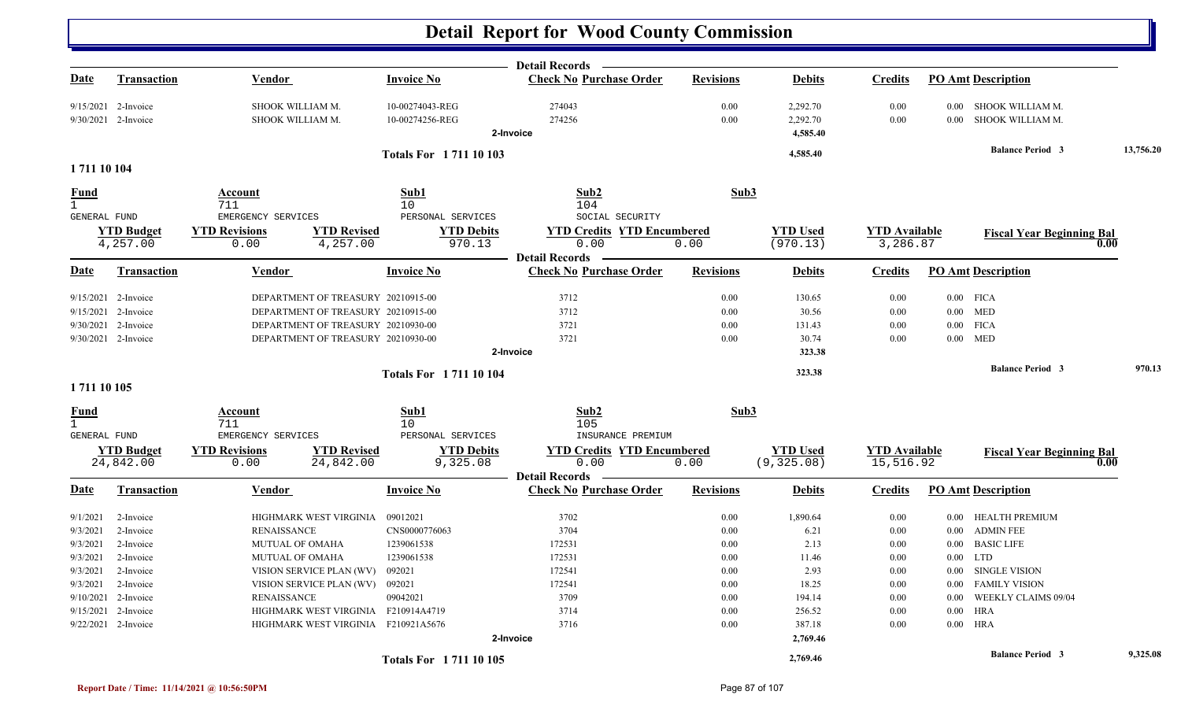# Detail Report for Wood County Commission

| Date | Transaction | Vendor | Invoice No | Check No | Purchase Order | Revisions | Debits | Credits | PO Amt | Description | |
|---|---|---|---|---|---|---|---|---|---|---|---|
| 9/15/2021 | 2-Invoice | SHOOK WILLIAM M. | 10-00274043-REG | 274043 | | 0.00 | 2,292.70 | 0.00 | 0.00 | SHOOK WILLIAM M. | |
| 9/30/2021 | 2-Invoice | SHOOK WILLIAM M. | 10-00274256-REG | 274256 | | 0.00 | 2,292.70 | 0.00 | 0.00 | SHOOK WILLIAM M. | |
| | | | | 2-Invoice | | | 4,585.40 | | | | |
| | | | Totals For 1 711 10 103 | | | | 4,585.40 | | | Balance Period 3 | 13,756.20 |

**1 711 10 104**

| Fund | Account | Sub1 | Sub2 | Sub3 |
|---|---|---|---|---|
| 1 GENERAL FUND | 711 EMERGENCY SERVICES | 10 PERSONAL SERVICES | 104 SOCIAL SECURITY | |

| YTD Budget | YTD Revisions | YTD Revised | YTD Debits | YTD Credits | YTD Encumbered | YTD Used | YTD Available | Fiscal Year Beginning Bal |
|---|---|---|---|---|---|---|---|---|
| 4,257.00 | 0.00 | 4,257.00 | 970.13 | 0.00 | 0.00 | (970.13) | 3,286.87 | 0.00 |

| Date | Transaction | Vendor | Invoice No | Check No | Purchase Order | Revisions | Debits | Credits | PO Amt | Description | |
|---|---|---|---|---|---|---|---|---|---|---|---|
| 9/15/2021 | 2-Invoice | DEPARTMENT OF TREASURY | 20210915-00 | 3712 | | 0.00 | 130.65 | 0.00 | 0.00 | FICA | |
| 9/15/2021 | 2-Invoice | DEPARTMENT OF TREASURY | 20210915-00 | 3712 | | 0.00 | 30.56 | 0.00 | 0.00 | MED | |
| 9/30/2021 | 2-Invoice | DEPARTMENT OF TREASURY | 20210930-00 | 3721 | | 0.00 | 131.43 | 0.00 | 0.00 | FICA | |
| 9/30/2021 | 2-Invoice | DEPARTMENT OF TREASURY | 20210930-00 | 3721 | | 0.00 | 30.74 | 0.00 | 0.00 | MED | |
| | | | | 2-Invoice | | | 323.38 | | | | |
| | | | Totals For 1 711 10 104 | | | | 323.38 | | | Balance Period 3 | 970.13 |

**1 711 10 105**

| Fund | Account | Sub1 | Sub2 | Sub3 |
|---|---|---|---|---|
| 1 GENERAL FUND | 711 EMERGENCY SERVICES | 10 PERSONAL SERVICES | 105 INSURANCE PREMIUM | |

| YTD Budget | YTD Revisions | YTD Revised | YTD Debits | YTD Credits | YTD Encumbered | YTD Used | YTD Available | Fiscal Year Beginning Bal |
|---|---|---|---|---|---|---|---|---|
| 24,842.00 | 0.00 | 24,842.00 | 9,325.08 | 0.00 | 0.00 | (9,325.08) | 15,516.92 | 0.00 |

| Date | Transaction | Vendor | Invoice No | Check No | Purchase Order | Revisions | Debits | Credits | PO Amt | Description | |
|---|---|---|---|---|---|---|---|---|---|---|---|
| 9/1/2021 | 2-Invoice | HIGHMARK WEST VIRGINIA | 09012021 | 3702 | | 0.00 | 1,890.64 | 0.00 | 0.00 | HEALTH PREMIUM | |
| 9/3/2021 | 2-Invoice | RENAISSANCE | CNS0000776063 | 3704 | | 0.00 | 6.21 | 0.00 | 0.00 | ADMIN FEE | |
| 9/3/2021 | 2-Invoice | MUTUAL OF OMAHA | 1239061538 | 172531 | | 0.00 | 2.13 | 0.00 | 0.00 | BASIC LIFE | |
| 9/3/2021 | 2-Invoice | MUTUAL OF OMAHA | 1239061538 | 172531 | | 0.00 | 11.46 | 0.00 | 0.00 | LTD | |
| 9/3/2021 | 2-Invoice | VISION SERVICE PLAN (WV) | 092021 | 172541 | | 0.00 | 2.93 | 0.00 | 0.00 | SINGLE VISION | |
| 9/3/2021 | 2-Invoice | VISION SERVICE PLAN (WV) | 092021 | 172541 | | 0.00 | 18.25 | 0.00 | 0.00 | FAMILY VISION | |
| 9/10/2021 | 2-Invoice | RENAISSANCE | 09042021 | 3709 | | 0.00 | 194.14 | 0.00 | 0.00 | WEEKLY CLAIMS 09/04 | |
| 9/15/2021 | 2-Invoice | HIGHMARK WEST VIRGINIA | F210914A4719 | 3714 | | 0.00 | 256.52 | 0.00 | 0.00 | HRA | |
| 9/22/2021 | 2-Invoice | HIGHMARK WEST VIRGINIA | F210921A5676 | 3716 | | 0.00 | 387.18 | 0.00 | 0.00 | HRA | |
| | | | | 2-Invoice | | | 2,769.46 | | | | |
| | | | Totals For 1 711 10 105 | | | | 2,769.46 | | | Balance Period 3 | 9,325.08 |

Report Date / Time: 11/14/2021 @ 10:56:50PM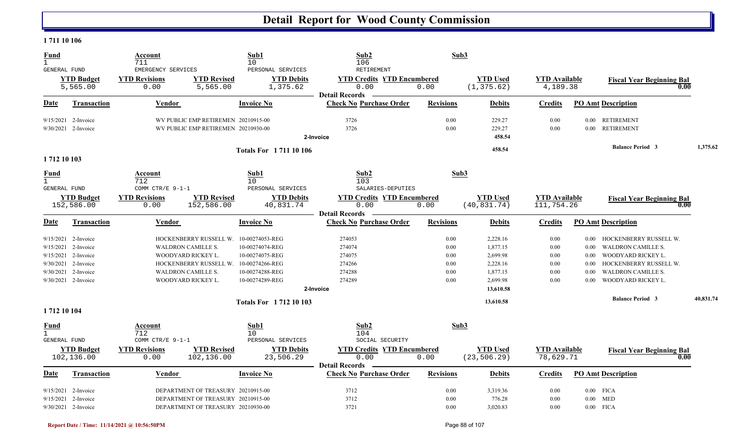# Detail Report for Wood County Commission

## 1 711 10 106

| Fund | Account | Sub1 | Sub2 | Sub3 |
|---|---|---|---|---|
| 1 | 711 | 10 | 106 | |
| GENERAL FUND | EMERGENCY SERVICES | PERSONAL SERVICES | RETIREMENT | |

| YTD Budget | YTD Revisions | YTD Revised | YTD Debits | YTD Credits | YTD Encumbered | YTD Used | YTD Available | Fiscal Year Beginning Bal |
|---|---|---|---|---|---|---|---|---|
| 5,565.00 | 0.00 | 5,565.00 | 1,375.62 | 0.00 | 0.00 | (1,375.62) | 4,189.38 | 0.00 |

**Detail Records**

| Date | Transaction | Vendor | Invoice No | Check No | Purchase Order | Revisions | Debits | Credits | PO Amt | Description |
|---|---|---|---|---|---|---|---|---|---|---|
| 9/15/2021 | 2-Invoice | WV PUBLIC EMP RETIREMEN | 20210915-00 | 3726 | | 0.00 | 229.27 | 0.00 | 0.00 | RETIREMENT |
| 9/30/2021 | 2-Invoice | WV PUBLIC EMP RETIREMEN | 20210930-00 | 3726 | | 0.00 | 229.27 | 0.00 | 0.00 | RETIREMENT |
| | | | | 2-Invoice | | | 458.54 | | | |
| | | | Totals For 1 711 10 106 | | | | 458.54 | | | Balance Period 3 — 1,375.62 |

## 1 712 10 103

| Fund | Account | Sub1 | Sub2 | Sub3 |
|---|---|---|---|---|
| 1 | 712 | 10 | 103 | |
| GENERAL FUND | COMM CTR/E 9-1-1 | PERSONAL SERVICES | SALARIES-DEPUTIES | |

| YTD Budget | YTD Revisions | YTD Revised | YTD Debits | YTD Credits | YTD Encumbered | YTD Used | YTD Available | Fiscal Year Beginning Bal |
|---|---|---|---|---|---|---|---|---|
| 152,586.00 | 0.00 | 152,586.00 | 40,831.74 | 0.00 | 0.00 | (40,831.74) | 111,754.26 | 0.00 |

**Detail Records**

| Date | Transaction | Vendor | Invoice No | Check No | Purchase Order | Revisions | Debits | Credits | PO Amt | Description |
|---|---|---|---|---|---|---|---|---|---|---|
| 9/15/2021 | 2-Invoice | HOCKENBERRY RUSSELL W. | 10-00274053-REG | 274053 | | 0.00 | 2,228.16 | 0.00 | 0.00 | HOCKENBERRY RUSSELL W. |
| 9/15/2021 | 2-Invoice | WALDRON CAMILLE S. | 10-00274074-REG | 274074 | | 0.00 | 1,877.15 | 0.00 | 0.00 | WALDRON CAMILLE S. |
| 9/15/2021 | 2-Invoice | WOODYARD RICKEY L. | 10-00274075-REG | 274075 | | 0.00 | 2,699.98 | 0.00 | 0.00 | WOODYARD RICKEY L. |
| 9/30/2021 | 2-Invoice | HOCKENBERRY RUSSELL W. | 10-00274266-REG | 274266 | | 0.00 | 2,228.16 | 0.00 | 0.00 | HOCKENBERRY RUSSELL W. |
| 9/30/2021 | 2-Invoice | WALDRON CAMILLE S. | 10-00274288-REG | 274288 | | 0.00 | 1,877.15 | 0.00 | 0.00 | WALDRON CAMILLE S. |
| 9/30/2021 | 2-Invoice | WOODYARD RICKEY L. | 10-00274289-REG | 274289 | | 0.00 | 2,699.98 | 0.00 | 0.00 | WOODYARD RICKEY L. |
| | | | | 2-Invoice | | | 13,610.58 | | | |
| | | | Totals For 1 712 10 103 | | | | 13,610.58 | | | Balance Period 3 — 40,831.74 |

## 1 712 10 104

| Fund | Account | Sub1 | Sub2 | Sub3 |
|---|---|---|---|---|
| 1 | 712 | 10 | 104 | |
| GENERAL FUND | COMM CTR/E 9-1-1 | PERSONAL SERVICES | SOCIAL SECURITY | |

| YTD Budget | YTD Revisions | YTD Revised | YTD Debits | YTD Credits | YTD Encumbered | YTD Used | YTD Available | Fiscal Year Beginning Bal |
|---|---|---|---|---|---|---|---|---|
| 102,136.00 | 0.00 | 102,136.00 | 23,506.29 | 0.00 | 0.00 | (23,506.29) | 78,629.71 | 0.00 |

**Detail Records**

| Date | Transaction | Vendor | Invoice No | Check No | Purchase Order | Revisions | Debits | Credits | PO Amt | Description |
|---|---|---|---|---|---|---|---|---|---|---|
| 9/15/2021 | 2-Invoice | DEPARTMENT OF TREASURY | 20210915-00 | 3712 | | 0.00 | 3,319.36 | 0.00 | 0.00 | FICA |
| 9/15/2021 | 2-Invoice | DEPARTMENT OF TREASURY | 20210915-00 | 3712 | | 0.00 | 776.28 | 0.00 | 0.00 | MED |
| 9/30/2021 | 2-Invoice | DEPARTMENT OF TREASURY | 20210930-00 | 3721 | | 0.00 | 3,020.83 | 0.00 | 0.00 | FICA |

Report Date / Time: 11/14/2021 @ 10:56:50PM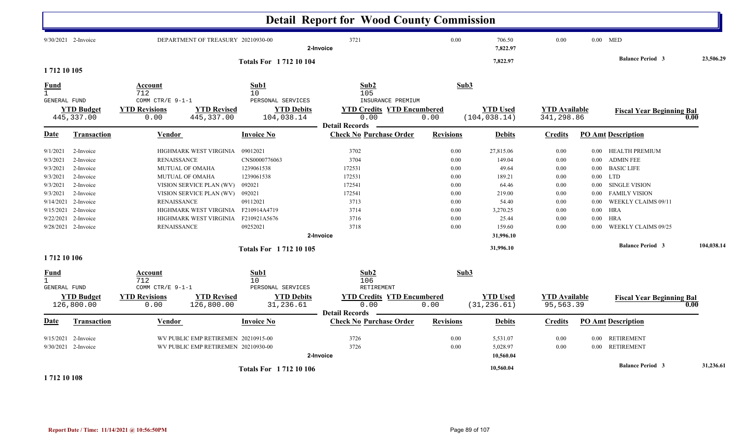# Detail Report for Wood County Commission

| Date | Transaction | Vendor | Invoice No | Check No Purchase Order | Revisions | Debits | Credits | PO Amt Description |
|---|---|---|---|---|---|---|---|---|
| 9/30/2021 | 2-Invoice | DEPARTMENT OF TREASURY | 20210930-00 | 3721 | 0.00 | 706.50 | 0.00 | 0.00 MED |
| | | | 2-Invoice | | | 7,822.97 | | |

**Totals For 1 712 10 104** — 7,822.97 — Balance Period 3: 23,506.29

## 1 712 10 105

| Fund | Account | Sub1 | Sub2 | Sub3 |
|---|---|---|---|---|
| 1 GENERAL FUND | 712 COMM CTR/E 9-1-1 | 10 PERSONAL SERVICES | 105 INSURANCE PREMIUM | |

| YTD Budget | YTD Revisions | YTD Revised | YTD Debits | YTD Credits | YTD Encumbered | YTD Used | YTD Available | Fiscal Year Beginning Bal |
|---|---|---|---|---|---|---|---|---|
| 445,337.00 | 0.00 | 445,337.00 | 104,038.14 | 0.00 | 0.00 | (104,038.14) | 341,298.86 | 0.00 |

Detail Records

| Date | Transaction | Vendor | Invoice No | Check No Purchase Order | Revisions | Debits | Credits | PO Amt Description |
|---|---|---|---|---|---|---|---|---|
| 9/1/2021 | 2-Invoice | HIGHMARK WEST VIRGINIA | 09012021 | 3702 | 0.00 | 27,815.06 | 0.00 | 0.00 HEALTH PREMIUM |
| 9/3/2021 | 2-Invoice | RENAISSANCE | CNS0000776063 | 3704 | 0.00 | 149.04 | 0.00 | 0.00 ADMIN FEE |
| 9/3/2021 | 2-Invoice | MUTUAL OF OMAHA | 1239061538 | 172531 | 0.00 | 49.64 | 0.00 | 0.00 BASIC LIFE |
| 9/3/2021 | 2-Invoice | MUTUAL OF OMAHA | 1239061538 | 172531 | 0.00 | 189.21 | 0.00 | 0.00 LTD |
| 9/3/2021 | 2-Invoice | VISION SERVICE PLAN (WV) | 092021 | 172541 | 0.00 | 64.46 | 0.00 | 0.00 SINGLE VISION |
| 9/3/2021 | 2-Invoice | VISION SERVICE PLAN (WV) | 092021 | 172541 | 0.00 | 219.00 | 0.00 | 0.00 FAMILY VISION |
| 9/14/2021 | 2-Invoice | RENAISSANCE | 09112021 | 3713 | 0.00 | 54.40 | 0.00 | 0.00 WEEKLY CLAIMS 09/11 |
| 9/15/2021 | 2-Invoice | HIGHMARK WEST VIRGINIA | F210914A4719 | 3714 | 0.00 | 3,270.25 | 0.00 | 0.00 HRA |
| 9/22/2021 | 2-Invoice | HIGHMARK WEST VIRGINIA | F210921A5676 | 3716 | 0.00 | 25.44 | 0.00 | 0.00 HRA |
| 9/28/2021 | 2-Invoice | RENAISSANCE | 09252021 | 3718 | 0.00 | 159.60 | 0.00 | 0.00 WEEKLY CLAIMS 09/25 |
| | | | 2-Invoice | | | 31,996.10 | | |

**Totals For 1 712 10 105** — 31,996.10 — Balance Period 3: 104,038.14

## 1 712 10 106

| Fund | Account | Sub1 | Sub2 | Sub3 |
|---|---|---|---|---|
| 1 GENERAL FUND | 712 COMM CTR/E 9-1-1 | 10 PERSONAL SERVICES | 106 RETIREMENT | |

| YTD Budget | YTD Revisions | YTD Revised | YTD Debits | YTD Credits | YTD Encumbered | YTD Used | YTD Available | Fiscal Year Beginning Bal |
|---|---|---|---|---|---|---|---|---|
| 126,800.00 | 0.00 | 126,800.00 | 31,236.61 | 0.00 | 0.00 | (31,236.61) | 95,563.39 | 0.00 |

Detail Records

| Date | Transaction | Vendor | Invoice No | Check No Purchase Order | Revisions | Debits | Credits | PO Amt Description |
|---|---|---|---|---|---|---|---|---|
| 9/15/2021 | 2-Invoice | WV PUBLIC EMP RETIREMEN | 20210915-00 | 3726 | 0.00 | 5,531.07 | 0.00 | 0.00 RETIREMENT |
| 9/30/2021 | 2-Invoice | WV PUBLIC EMP RETIREMEN | 20210930-00 | 3726 | 0.00 | 5,028.97 | 0.00 | 0.00 RETIREMENT |
| | | | 2-Invoice | | | 10,560.04 | | |

**Totals For 1 712 10 106** — 10,560.04 — Balance Period 3: 31,236.61

## 1 712 10 108

Report Date / Time: 11/14/2021 @ 10:56:50PM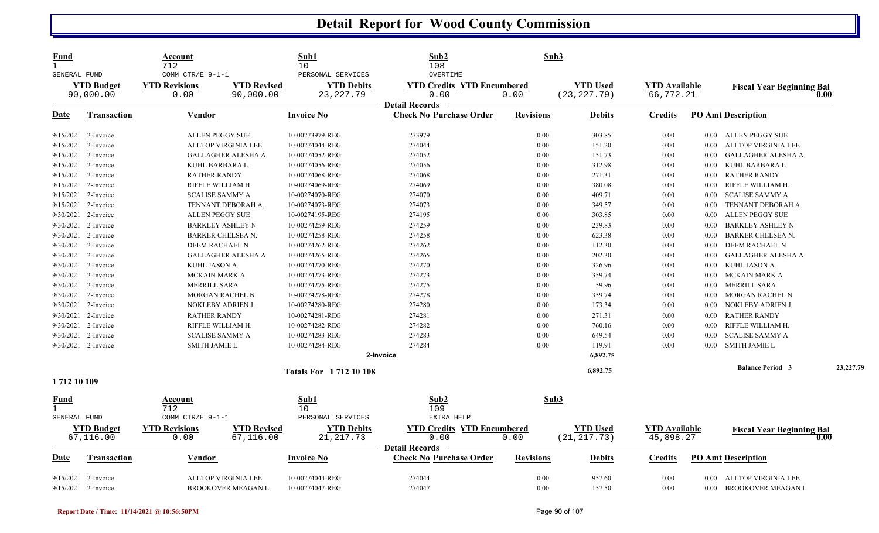# Detail Report for Wood County Commission

| Fund | Account | Sub1 | Sub2 | Sub3 |
|---|---|---|---|---|
| 1 | 712 | 10 | 108 | |
| GENERAL FUND | COMM CTR/E 9-1-1 | PERSONAL SERVICES | OVERTIME | |

| YTD Budget | YTD Revisions | YTD Revised | YTD Debits | YTD Credits | YTD Encumbered | YTD Used | YTD Available | Fiscal Year Beginning Bal |
|---|---|---|---|---|---|---|---|---|
| 90,000.00 | 0.00 | 90,000.00 | 23,227.79 | 0.00 | 0.00 | (23,227.79) | 66,772.21 | 0.00 |

**Detail Records**

| Date | Transaction | Vendor | Invoice No | Check No | Purchase Order | Revisions | Debits | Credits | PO Amt | Description |
|---|---|---|---|---|---|---|---|---|---|---|
| 9/15/2021 | 2-Invoice | ALLEN PEGGY SUE | 10-00273979-REG | 273979 | | 0.00 | 303.85 | 0.00 | 0.00 | ALLEN PEGGY SUE |
| 9/15/2021 | 2-Invoice | ALLTOP VIRGINIA LEE | 10-00274044-REG | 274044 | | 0.00 | 151.20 | 0.00 | 0.00 | ALLTOP VIRGINIA LEE |
| 9/15/2021 | 2-Invoice | GALLAGHER ALESHA A. | 10-00274052-REG | 274052 | | 0.00 | 151.73 | 0.00 | 0.00 | GALLAGHER ALESHA A. |
| 9/15/2021 | 2-Invoice | KUHL BARBARA L. | 10-00274056-REG | 274056 | | 0.00 | 312.98 | 0.00 | 0.00 | KUHL BARBARA L. |
| 9/15/2021 | 2-Invoice | RATHER RANDY | 10-00274068-REG | 274068 | | 0.00 | 271.31 | 0.00 | 0.00 | RATHER RANDY |
| 9/15/2021 | 2-Invoice | RIFFLE WILLIAM H. | 10-00274069-REG | 274069 | | 0.00 | 380.08 | 0.00 | 0.00 | RIFFLE WILLIAM H. |
| 9/15/2021 | 2-Invoice | SCALISE SAMMY A | 10-00274070-REG | 274070 | | 0.00 | 409.71 | 0.00 | 0.00 | SCALISE SAMMY A |
| 9/15/2021 | 2-Invoice | TENNANT DEBORAH A. | 10-00274073-REG | 274073 | | 0.00 | 349.57 | 0.00 | 0.00 | TENNANT DEBORAH A. |
| 9/30/2021 | 2-Invoice | ALLEN PEGGY SUE | 10-00274195-REG | 274195 | | 0.00 | 303.85 | 0.00 | 0.00 | ALLEN PEGGY SUE |
| 9/30/2021 | 2-Invoice | BARKLEY ASHLEY N | 10-00274259-REG | 274259 | | 0.00 | 239.83 | 0.00 | 0.00 | BARKLEY ASHLEY N |
| 9/30/2021 | 2-Invoice | BARKER CHELSEA N. | 10-00274258-REG | 274258 | | 0.00 | 623.38 | 0.00 | 0.00 | BARKER CHELSEA N. |
| 9/30/2021 | 2-Invoice | DEEM RACHAEL N | 10-00274262-REG | 274262 | | 0.00 | 112.30 | 0.00 | 0.00 | DEEM RACHAEL N |
| 9/30/2021 | 2-Invoice | GALLAGHER ALESHA A. | 10-00274265-REG | 274265 | | 0.00 | 202.30 | 0.00 | 0.00 | GALLAGHER ALESHA A. |
| 9/30/2021 | 2-Invoice | KUHL JASON A. | 10-00274270-REG | 274270 | | 0.00 | 326.96 | 0.00 | 0.00 | KUHL JASON A. |
| 9/30/2021 | 2-Invoice | MCKAIN MARK A | 10-00274273-REG | 274273 | | 0.00 | 359.74 | 0.00 | 0.00 | MCKAIN MARK A |
| 9/30/2021 | 2-Invoice | MERRILL SARA | 10-00274275-REG | 274275 | | 0.00 | 59.96 | 0.00 | 0.00 | MERRILL SARA |
| 9/30/2021 | 2-Invoice | MORGAN RACHEL N | 10-00274278-REG | 274278 | | 0.00 | 359.74 | 0.00 | 0.00 | MORGAN RACHEL N |
| 9/30/2021 | 2-Invoice | NOKLEBY ADRIEN J. | 10-00274280-REG | 274280 | | 0.00 | 173.34 | 0.00 | 0.00 | NOKLEBY ADRIEN J. |
| 9/30/2021 | 2-Invoice | RATHER RANDY | 10-00274281-REG | 274281 | | 0.00 | 271.31 | 0.00 | 0.00 | RATHER RANDY |
| 9/30/2021 | 2-Invoice | RIFFLE WILLIAM H. | 10-00274282-REG | 274282 | | 0.00 | 760.16 | 0.00 | 0.00 | RIFFLE WILLIAM H. |
| 9/30/2021 | 2-Invoice | SCALISE SAMMY A | 10-00274283-REG | 274283 | | 0.00 | 649.54 | 0.00 | 0.00 | SCALISE SAMMY A |
| 9/30/2021 | 2-Invoice | SMITH JAMIE L | 10-00274284-REG | 274284 | | 0.00 | 119.91 | 0.00 | 0.00 | SMITH JAMIE L |
| | | | | 2-Invoice | | | 6,892.75 | | | |
| | | | Totals For 1 712 10 108 | | | | 6,892.75 | | | Balance Period 3 23,227.79 |

**1 712 10 109**

| Fund | Account | Sub1 | Sub2 | Sub3 |
|---|---|---|---|---|
| 1 | 712 | 10 | 109 | |
| GENERAL FUND | COMM CTR/E 9-1-1 | PERSONAL SERVICES | EXTRA HELP | |

| YTD Budget | YTD Revisions | YTD Revised | YTD Debits | YTD Credits | YTD Encumbered | YTD Used | YTD Available | Fiscal Year Beginning Bal |
|---|---|---|---|---|---|---|---|---|
| 67,116.00 | 0.00 | 67,116.00 | 21,217.73 | 0.00 | 0.00 | (21,217.73) | 45,898.27 | 0.00 |

**Detail Records**

| Date | Transaction | Vendor | Invoice No | Check No | Purchase Order | Revisions | Debits | Credits | PO Amt | Description |
|---|---|---|---|---|---|---|---|---|---|---|
| 9/15/2021 | 2-Invoice | ALLTOP VIRGINIA LEE | 10-00274044-REG | 274044 | | 0.00 | 957.60 | 0.00 | 0.00 | ALLTOP VIRGINIA LEE |
| 9/15/2021 | 2-Invoice | BROOKOVER MEAGAN L | 10-00274047-REG | 274047 | | 0.00 | 157.50 | 0.00 | 0.00 | BROOKOVER MEAGAN L |

Report Date / Time: 11/14/2021 @ 10:56:50PM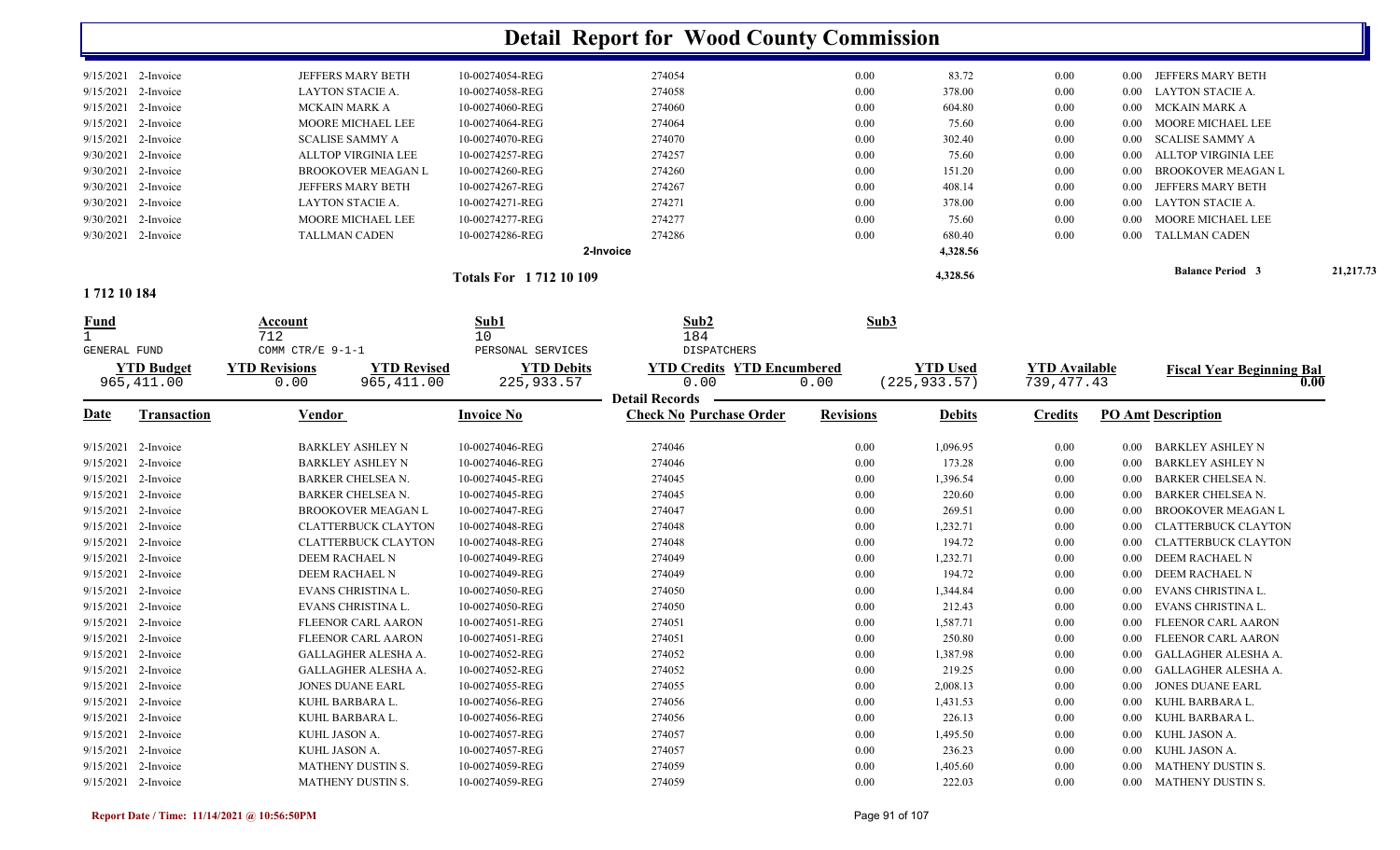# Detail Report for Wood County Commission

| Date | Transaction | Vendor | Invoice No | Check No Purchase Order | Revisions | Debits | Credits | PO Amt Description |
|---|---|---|---|---|---|---|---|---|
| 9/15/2021 | 2-Invoice | JEFFERS MARY BETH | 10-00274054-REG | 274054 | 0.00 | 83.72 | 0.00 | 0.00 JEFFERS MARY BETH |
| 9/15/2021 | 2-Invoice | LAYTON STACIE A. | 10-00274058-REG | 274058 | 0.00 | 378.00 | 0.00 | 0.00 LAYTON STACIE A. |
| 9/15/2021 | 2-Invoice | MCKAIN MARK A | 10-00274060-REG | 274060 | 0.00 | 604.80 | 0.00 | 0.00 MCKAIN MARK A |
| 9/15/2021 | 2-Invoice | MOORE MICHAEL LEE | 10-00274064-REG | 274064 | 0.00 | 75.60 | 0.00 | 0.00 MOORE MICHAEL LEE |
| 9/15/2021 | 2-Invoice | SCALISE SAMMY A | 10-00274070-REG | 274070 | 0.00 | 302.40 | 0.00 | 0.00 SCALISE SAMMY A |
| 9/30/2021 | 2-Invoice | ALLTOP VIRGINIA LEE | 10-00274257-REG | 274257 | 0.00 | 75.60 | 0.00 | 0.00 ALLTOP VIRGINIA LEE |
| 9/30/2021 | 2-Invoice | BROOKOVER MEAGAN L | 10-00274260-REG | 274260 | 0.00 | 151.20 | 0.00 | 0.00 BROOKOVER MEAGAN L |
| 9/30/2021 | 2-Invoice | JEFFERS MARY BETH | 10-00274267-REG | 274267 | 0.00 | 408.14 | 0.00 | 0.00 JEFFERS MARY BETH |
| 9/30/2021 | 2-Invoice | LAYTON STACIE A. | 10-00274271-REG | 274271 | 0.00 | 378.00 | 0.00 | 0.00 LAYTON STACIE A. |
| 9/30/2021 | 2-Invoice | MOORE MICHAEL LEE | 10-00274277-REG | 274277 | 0.00 | 75.60 | 0.00 | 0.00 MOORE MICHAEL LEE |
| 9/30/2021 | 2-Invoice | TALLMAN CADEN | 10-00274286-REG | 274286 | 0.00 | 680.40 | 0.00 | 0.00 TALLMAN CADEN |
| | | | | 2-Invoice | | 4,328.56 | | |
| | | | Totals For 1 712 10 109 | | | 4,328.56 | | Balance Period 3 21,217.73 |

**1 712 10 184**

| Fund | Account | Sub1 | Sub2 | Sub3 |
|---|---|---|---|---|
| 1 | 712 | 10 | 184 | |
| GENERAL FUND | COMM CTR/E 9-1-1 | PERSONAL SERVICES | DISPATCHERS | |

| YTD Budget | YTD Revisions | YTD Revised | YTD Debits | YTD Credits | YTD Encumbered | YTD Used | YTD Available | Fiscal Year Beginning Bal |
|---|---|---|---|---|---|---|---|---|
| 965,411.00 | 0.00 | 965,411.00 | 225,933.57 | 0.00 | 0.00 | (225,933.57) | 739,477.43 | 0.00 |

**Detail Records**

| Date | Transaction | Vendor | Invoice No | Check No Purchase Order | Revisions | Debits | Credits | PO Amt Description |
|---|---|---|---|---|---|---|---|---|
| 9/15/2021 | 2-Invoice | BARKLEY ASHLEY N | 10-00274046-REG | 274046 | 0.00 | 1,096.95 | 0.00 | 0.00 BARKLEY ASHLEY N |
| 9/15/2021 | 2-Invoice | BARKLEY ASHLEY N | 10-00274046-REG | 274046 | 0.00 | 173.28 | 0.00 | 0.00 BARKLEY ASHLEY N |
| 9/15/2021 | 2-Invoice | BARKER CHELSEA N. | 10-00274045-REG | 274045 | 0.00 | 1,396.54 | 0.00 | 0.00 BARKER CHELSEA N. |
| 9/15/2021 | 2-Invoice | BARKER CHELSEA N. | 10-00274045-REG | 274045 | 0.00 | 220.60 | 0.00 | 0.00 BARKER CHELSEA N. |
| 9/15/2021 | 2-Invoice | BROOKOVER MEAGAN L | 10-00274047-REG | 274047 | 0.00 | 269.51 | 0.00 | 0.00 BROOKOVER MEAGAN L |
| 9/15/2021 | 2-Invoice | CLATTERBUCK CLAYTON | 10-00274048-REG | 274048 | 0.00 | 1,232.71 | 0.00 | 0.00 CLATTERBUCK CLAYTON |
| 9/15/2021 | 2-Invoice | CLATTERBUCK CLAYTON | 10-00274048-REG | 274048 | 0.00 | 194.72 | 0.00 | 0.00 CLATTERBUCK CLAYTON |
| 9/15/2021 | 2-Invoice | DEEM RACHAEL N | 10-00274049-REG | 274049 | 0.00 | 1,232.71 | 0.00 | 0.00 DEEM RACHAEL N |
| 9/15/2021 | 2-Invoice | DEEM RACHAEL N | 10-00274049-REG | 274049 | 0.00 | 194.72 | 0.00 | 0.00 DEEM RACHAEL N |
| 9/15/2021 | 2-Invoice | EVANS CHRISTINA L. | 10-00274050-REG | 274050 | 0.00 | 1,344.84 | 0.00 | 0.00 EVANS CHRISTINA L. |
| 9/15/2021 | 2-Invoice | EVANS CHRISTINA L. | 10-00274050-REG | 274050 | 0.00 | 212.43 | 0.00 | 0.00 EVANS CHRISTINA L. |
| 9/15/2021 | 2-Invoice | FLEENOR CARL AARON | 10-00274051-REG | 274051 | 0.00 | 1,587.71 | 0.00 | 0.00 FLEENOR CARL AARON |
| 9/15/2021 | 2-Invoice | FLEENOR CARL AARON | 10-00274051-REG | 274051 | 0.00 | 250.80 | 0.00 | 0.00 FLEENOR CARL AARON |
| 9/15/2021 | 2-Invoice | GALLAGHER ALESHA A. | 10-00274052-REG | 274052 | 0.00 | 1,387.98 | 0.00 | 0.00 GALLAGHER ALESHA A. |
| 9/15/2021 | 2-Invoice | GALLAGHER ALESHA A. | 10-00274052-REG | 274052 | 0.00 | 219.25 | 0.00 | 0.00 GALLAGHER ALESHA A. |
| 9/15/2021 | 2-Invoice | JONES DUANE EARL | 10-00274055-REG | 274055 | 0.00 | 2,008.13 | 0.00 | 0.00 JONES DUANE EARL |
| 9/15/2021 | 2-Invoice | KUHL BARBARA L. | 10-00274056-REG | 274056 | 0.00 | 1,431.53 | 0.00 | 0.00 KUHL BARBARA L. |
| 9/15/2021 | 2-Invoice | KUHL BARBARA L. | 10-00274056-REG | 274056 | 0.00 | 226.13 | 0.00 | 0.00 KUHL BARBARA L. |
| 9/15/2021 | 2-Invoice | KUHL JASON A. | 10-00274057-REG | 274057 | 0.00 | 1,495.50 | 0.00 | 0.00 KUHL JASON A. |
| 9/15/2021 | 2-Invoice | KUHL JASON A. | 10-00274057-REG | 274057 | 0.00 | 236.23 | 0.00 | 0.00 KUHL JASON A. |
| 9/15/2021 | 2-Invoice | MATHENY DUSTIN S. | 10-00274059-REG | 274059 | 0.00 | 1,405.60 | 0.00 | 0.00 MATHENY DUSTIN S. |
| 9/15/2021 | 2-Invoice | MATHENY DUSTIN S. | 10-00274059-REG | 274059 | 0.00 | 222.03 | 0.00 | 0.00 MATHENY DUSTIN S. |

Report Date / Time: 11/14/2021 @ 10:56:50PM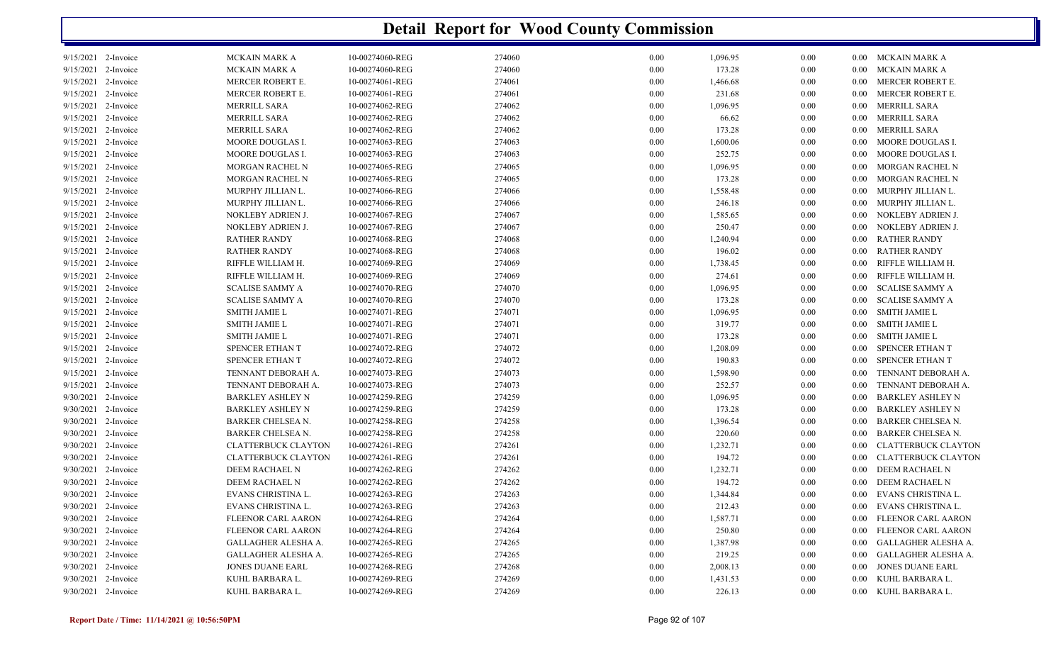# Detail Report for Wood County Commission

| | | | | | | | | | |
|---|---|---|---|---|---|---|---|---|---|
| 9/15/2021 | 2-Invoice | MCKAIN MARK A | 10-00274060-REG | 274060 | 0.00 | 1,096.95 | 0.00 | 0.00 | MCKAIN MARK A |
| 9/15/2021 | 2-Invoice | MCKAIN MARK A | 10-00274060-REG | 274060 | 0.00 | 173.28 | 0.00 | 0.00 | MCKAIN MARK A |
| 9/15/2021 | 2-Invoice | MERCER ROBERT E. | 10-00274061-REG | 274061 | 0.00 | 1,466.68 | 0.00 | 0.00 | MERCER ROBERT E. |
| 9/15/2021 | 2-Invoice | MERCER ROBERT E. | 10-00274061-REG | 274061 | 0.00 | 231.68 | 0.00 | 0.00 | MERCER ROBERT E. |
| 9/15/2021 | 2-Invoice | MERRILL SARA | 10-00274062-REG | 274062 | 0.00 | 1,096.95 | 0.00 | 0.00 | MERRILL SARA |
| 9/15/2021 | 2-Invoice | MERRILL SARA | 10-00274062-REG | 274062 | 0.00 | 66.62 | 0.00 | 0.00 | MERRILL SARA |
| 9/15/2021 | 2-Invoice | MERRILL SARA | 10-00274062-REG | 274062 | 0.00 | 173.28 | 0.00 | 0.00 | MERRILL SARA |
| 9/15/2021 | 2-Invoice | MOORE DOUGLAS I. | 10-00274063-REG | 274063 | 0.00 | 1,600.06 | 0.00 | 0.00 | MOORE DOUGLAS I. |
| 9/15/2021 | 2-Invoice | MOORE DOUGLAS I. | 10-00274063-REG | 274063 | 0.00 | 252.75 | 0.00 | 0.00 | MOORE DOUGLAS I. |
| 9/15/2021 | 2-Invoice | MORGAN RACHEL N | 10-00274065-REG | 274065 | 0.00 | 1,096.95 | 0.00 | 0.00 | MORGAN RACHEL N |
| 9/15/2021 | 2-Invoice | MORGAN RACHEL N | 10-00274065-REG | 274065 | 0.00 | 173.28 | 0.00 | 0.00 | MORGAN RACHEL N |
| 9/15/2021 | 2-Invoice | MURPHY JILLIAN L. | 10-00274066-REG | 274066 | 0.00 | 1,558.48 | 0.00 | 0.00 | MURPHY JILLIAN L. |
| 9/15/2021 | 2-Invoice | MURPHY JILLIAN L. | 10-00274066-REG | 274066 | 0.00 | 246.18 | 0.00 | 0.00 | MURPHY JILLIAN L. |
| 9/15/2021 | 2-Invoice | NOKLEBY ADRIEN J. | 10-00274067-REG | 274067 | 0.00 | 1,585.65 | 0.00 | 0.00 | NOKLEBY ADRIEN J. |
| 9/15/2021 | 2-Invoice | NOKLEBY ADRIEN J. | 10-00274067-REG | 274067 | 0.00 | 250.47 | 0.00 | 0.00 | NOKLEBY ADRIEN J. |
| 9/15/2021 | 2-Invoice | RATHER RANDY | 10-00274068-REG | 274068 | 0.00 | 1,240.94 | 0.00 | 0.00 | RATHER RANDY |
| 9/15/2021 | 2-Invoice | RATHER RANDY | 10-00274068-REG | 274068 | 0.00 | 196.02 | 0.00 | 0.00 | RATHER RANDY |
| 9/15/2021 | 2-Invoice | RIFFLE WILLIAM H. | 10-00274069-REG | 274069 | 0.00 | 1,738.45 | 0.00 | 0.00 | RIFFLE WILLIAM H. |
| 9/15/2021 | 2-Invoice | RIFFLE WILLIAM H. | 10-00274069-REG | 274069 | 0.00 | 274.61 | 0.00 | 0.00 | RIFFLE WILLIAM H. |
| 9/15/2021 | 2-Invoice | SCALISE SAMMY A | 10-00274070-REG | 274070 | 0.00 | 1,096.95 | 0.00 | 0.00 | SCALISE SAMMY A |
| 9/15/2021 | 2-Invoice | SCALISE SAMMY A | 10-00274070-REG | 274070 | 0.00 | 173.28 | 0.00 | 0.00 | SCALISE SAMMY A |
| 9/15/2021 | 2-Invoice | SMITH JAMIE L | 10-00274071-REG | 274071 | 0.00 | 1,096.95 | 0.00 | 0.00 | SMITH JAMIE L |
| 9/15/2021 | 2-Invoice | SMITH JAMIE L | 10-00274071-REG | 274071 | 0.00 | 319.77 | 0.00 | 0.00 | SMITH JAMIE L |
| 9/15/2021 | 2-Invoice | SMITH JAMIE L | 10-00274071-REG | 274071 | 0.00 | 173.28 | 0.00 | 0.00 | SMITH JAMIE L |
| 9/15/2021 | 2-Invoice | SPENCER ETHAN T | 10-00274072-REG | 274072 | 0.00 | 1,208.09 | 0.00 | 0.00 | SPENCER ETHAN T |
| 9/15/2021 | 2-Invoice | SPENCER ETHAN T | 10-00274072-REG | 274072 | 0.00 | 190.83 | 0.00 | 0.00 | SPENCER ETHAN T |
| 9/15/2021 | 2-Invoice | TENNANT DEBORAH A. | 10-00274073-REG | 274073 | 0.00 | 1,598.90 | 0.00 | 0.00 | TENNANT DEBORAH A. |
| 9/15/2021 | 2-Invoice | TENNANT DEBORAH A. | 10-00274073-REG | 274073 | 0.00 | 252.57 | 0.00 | 0.00 | TENNANT DEBORAH A. |
| 9/30/2021 | 2-Invoice | BARKLEY ASHLEY N | 10-00274259-REG | 274259 | 0.00 | 1,096.95 | 0.00 | 0.00 | BARKLEY ASHLEY N |
| 9/30/2021 | 2-Invoice | BARKLEY ASHLEY N | 10-00274259-REG | 274259 | 0.00 | 173.28 | 0.00 | 0.00 | BARKLEY ASHLEY N |
| 9/30/2021 | 2-Invoice | BARKER CHELSEA N. | 10-00274258-REG | 274258 | 0.00 | 1,396.54 | 0.00 | 0.00 | BARKER CHELSEA N. |
| 9/30/2021 | 2-Invoice | BARKER CHELSEA N. | 10-00274258-REG | 274258 | 0.00 | 220.60 | 0.00 | 0.00 | BARKER CHELSEA N. |
| 9/30/2021 | 2-Invoice | CLATTERBUCK CLAYTON | 10-00274261-REG | 274261 | 0.00 | 1,232.71 | 0.00 | 0.00 | CLATTERBUCK CLAYTON |
| 9/30/2021 | 2-Invoice | CLATTERBUCK CLAYTON | 10-00274261-REG | 274261 | 0.00 | 194.72 | 0.00 | 0.00 | CLATTERBUCK CLAYTON |
| 9/30/2021 | 2-Invoice | DEEM RACHAEL N | 10-00274262-REG | 274262 | 0.00 | 1,232.71 | 0.00 | 0.00 | DEEM RACHAEL N |
| 9/30/2021 | 2-Invoice | DEEM RACHAEL N | 10-00274262-REG | 274262 | 0.00 | 194.72 | 0.00 | 0.00 | DEEM RACHAEL N |
| 9/30/2021 | 2-Invoice | EVANS CHRISTINA L. | 10-00274263-REG | 274263 | 0.00 | 1,344.84 | 0.00 | 0.00 | EVANS CHRISTINA L. |
| 9/30/2021 | 2-Invoice | EVANS CHRISTINA L. | 10-00274263-REG | 274263 | 0.00 | 212.43 | 0.00 | 0.00 | EVANS CHRISTINA L. |
| 9/30/2021 | 2-Invoice | FLEENOR CARL AARON | 10-00274264-REG | 274264 | 0.00 | 1,587.71 | 0.00 | 0.00 | FLEENOR CARL AARON |
| 9/30/2021 | 2-Invoice | FLEENOR CARL AARON | 10-00274264-REG | 274264 | 0.00 | 250.80 | 0.00 | 0.00 | FLEENOR CARL AARON |
| 9/30/2021 | 2-Invoice | GALLAGHER ALESHA A. | 10-00274265-REG | 274265 | 0.00 | 1,387.98 | 0.00 | 0.00 | GALLAGHER ALESHA A. |
| 9/30/2021 | 2-Invoice | GALLAGHER ALESHA A. | 10-00274265-REG | 274265 | 0.00 | 219.25 | 0.00 | 0.00 | GALLAGHER ALESHA A. |
| 9/30/2021 | 2-Invoice | JONES DUANE EARL | 10-00274268-REG | 274268 | 0.00 | 2,008.13 | 0.00 | 0.00 | JONES DUANE EARL |
| 9/30/2021 | 2-Invoice | KUHL BARBARA L. | 10-00274269-REG | 274269 | 0.00 | 1,431.53 | 0.00 | 0.00 | KUHL BARBARA L. |
| 9/30/2021 | 2-Invoice | KUHL BARBARA L. | 10-00274269-REG | 274269 | 0.00 | 226.13 | 0.00 | 0.00 | KUHL BARBARA L. |

**Report Date / Time: 11/14/2021 @ 10:56:50PM**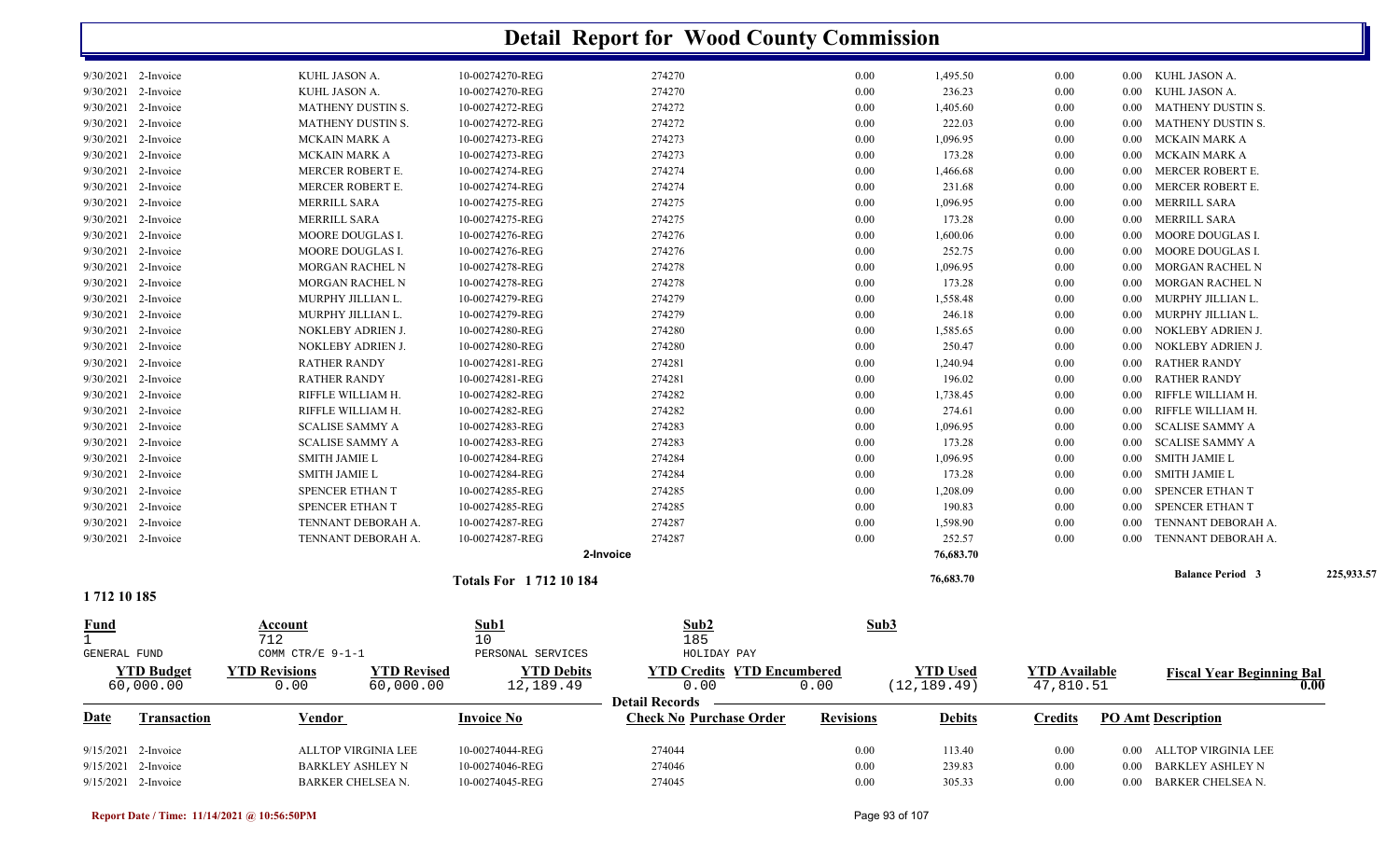# Detail Report for Wood County Commission

| Date | Transaction | Vendor | Invoice No | Check No | Purchase Order | Revisions | Debits | Credits | PO Amt | Description |
|---|---|---|---|---|---|---|---|---|---|---|
| 9/30/2021 | 2-Invoice | KUHL JASON A. | 10-00274270-REG | 274270 | | 0.00 | 1,495.50 | 0.00 | 0.00 | KUHL JASON A. |
| 9/30/2021 | 2-Invoice | KUHL JASON A. | 10-00274270-REG | 274270 | | 0.00 | 236.23 | 0.00 | 0.00 | KUHL JASON A. |
| 9/30/2021 | 2-Invoice | MATHENY DUSTIN S. | 10-00274272-REG | 274272 | | 0.00 | 1,405.60 | 0.00 | 0.00 | MATHENY DUSTIN S. |
| 9/30/2021 | 2-Invoice | MATHENY DUSTIN S. | 10-00274272-REG | 274272 | | 0.00 | 222.03 | 0.00 | 0.00 | MATHENY DUSTIN S. |
| 9/30/2021 | 2-Invoice | MCKAIN MARK A | 10-00274273-REG | 274273 | | 0.00 | 1,096.95 | 0.00 | 0.00 | MCKAIN MARK A |
| 9/30/2021 | 2-Invoice | MCKAIN MARK A | 10-00274273-REG | 274273 | | 0.00 | 173.28 | 0.00 | 0.00 | MCKAIN MARK A |
| 9/30/2021 | 2-Invoice | MERCER ROBERT E. | 10-00274274-REG | 274274 | | 0.00 | 1,466.68 | 0.00 | 0.00 | MERCER ROBERT E. |
| 9/30/2021 | 2-Invoice | MERCER ROBERT E. | 10-00274274-REG | 274274 | | 0.00 | 231.68 | 0.00 | 0.00 | MERCER ROBERT E. |
| 9/30/2021 | 2-Invoice | MERRILL SARA | 10-00274275-REG | 274275 | | 0.00 | 1,096.95 | 0.00 | 0.00 | MERRILL SARA |
| 9/30/2021 | 2-Invoice | MERRILL SARA | 10-00274275-REG | 274275 | | 0.00 | 173.28 | 0.00 | 0.00 | MERRILL SARA |
| 9/30/2021 | 2-Invoice | MOORE DOUGLAS I. | 10-00274276-REG | 274276 | | 0.00 | 1,600.06 | 0.00 | 0.00 | MOORE DOUGLAS I. |
| 9/30/2021 | 2-Invoice | MOORE DOUGLAS I. | 10-00274276-REG | 274276 | | 0.00 | 252.75 | 0.00 | 0.00 | MOORE DOUGLAS I. |
| 9/30/2021 | 2-Invoice | MORGAN RACHEL N | 10-00274278-REG | 274278 | | 0.00 | 1,096.95 | 0.00 | 0.00 | MORGAN RACHEL N |
| 9/30/2021 | 2-Invoice | MORGAN RACHEL N | 10-00274278-REG | 274278 | | 0.00 | 173.28 | 0.00 | 0.00 | MORGAN RACHEL N |
| 9/30/2021 | 2-Invoice | MURPHY JILLIAN L. | 10-00274279-REG | 274279 | | 0.00 | 1,558.48 | 0.00 | 0.00 | MURPHY JILLIAN L. |
| 9/30/2021 | 2-Invoice | MURPHY JILLIAN L. | 10-00274279-REG | 274279 | | 0.00 | 246.18 | 0.00 | 0.00 | MURPHY JILLIAN L. |
| 9/30/2021 | 2-Invoice | NOKLEBY ADRIEN J. | 10-00274280-REG | 274280 | | 0.00 | 1,585.65 | 0.00 | 0.00 | NOKLEBY ADRIEN J. |
| 9/30/2021 | 2-Invoice | NOKLEBY ADRIEN J. | 10-00274280-REG | 274280 | | 0.00 | 250.47 | 0.00 | 0.00 | NOKLEBY ADRIEN J. |
| 9/30/2021 | 2-Invoice | RATHER RANDY | 10-00274281-REG | 274281 | | 0.00 | 1,240.94 | 0.00 | 0.00 | RATHER RANDY |
| 9/30/2021 | 2-Invoice | RATHER RANDY | 10-00274281-REG | 274281 | | 0.00 | 196.02 | 0.00 | 0.00 | RATHER RANDY |
| 9/30/2021 | 2-Invoice | RIFFLE WILLIAM H. | 10-00274282-REG | 274282 | | 0.00 | 1,738.45 | 0.00 | 0.00 | RIFFLE WILLIAM H. |
| 9/30/2021 | 2-Invoice | RIFFLE WILLIAM H. | 10-00274282-REG | 274282 | | 0.00 | 274.61 | 0.00 | 0.00 | RIFFLE WILLIAM H. |
| 9/30/2021 | 2-Invoice | SCALISE SAMMY A | 10-00274283-REG | 274283 | | 0.00 | 1,096.95 | 0.00 | 0.00 | SCALISE SAMMY A |
| 9/30/2021 | 2-Invoice | SCALISE SAMMY A | 10-00274283-REG | 274283 | | 0.00 | 173.28 | 0.00 | 0.00 | SCALISE SAMMY A |
| 9/30/2021 | 2-Invoice | SMITH JAMIE L | 10-00274284-REG | 274284 | | 0.00 | 1,096.95 | 0.00 | 0.00 | SMITH JAMIE L |
| 9/30/2021 | 2-Invoice | SMITH JAMIE L | 10-00274284-REG | 274284 | | 0.00 | 173.28 | 0.00 | 0.00 | SMITH JAMIE L |
| 9/30/2021 | 2-Invoice | SPENCER ETHAN T | 10-00274285-REG | 274285 | | 0.00 | 1,208.09 | 0.00 | 0.00 | SPENCER ETHAN T |
| 9/30/2021 | 2-Invoice | SPENCER ETHAN T | 10-00274285-REG | 274285 | | 0.00 | 190.83 | 0.00 | 0.00 | SPENCER ETHAN T |
| 9/30/2021 | 2-Invoice | TENNANT DEBORAH A. | 10-00274287-REG | 274287 | | 0.00 | 1,598.90 | 0.00 | 0.00 | TENNANT DEBORAH A. |
| 9/30/2021 | 2-Invoice | TENNANT DEBORAH A. | 10-00274287-REG | 274287 | | 0.00 | 252.57 | 0.00 | 0.00 | TENNANT DEBORAH A. |
| | | | | 2-Invoice | | | 76,683.70 | | | |
| | | | Totals For 1 712 10 184 | | | | 76,683.70 | | | Balance Period 3 — 225,933.57 |

**1 712 10 185**

| Fund | Account | Sub1 | Sub2 | Sub3 |
|---|---|---|---|---|
| 1 | 712 | 10 | 185 | |
| GENERAL FUND | COMM CTR/E 9-1-1 | PERSONAL SERVICES | HOLIDAY PAY | |

| YTD Budget | YTD Revisions | YTD Revised | YTD Debits | YTD Credits | YTD Encumbered | YTD Used | YTD Available | Fiscal Year Beginning Bal |
|---|---|---|---|---|---|---|---|---|
| 60,000.00 | 0.00 | 60,000.00 | 12,189.49 | 0.00 | 0.00 | (12,189.49) | 47,810.51 | 0.00 |

**Detail Records**

| Date | Transaction | Vendor | Invoice No | Check No | Purchase Order | Revisions | Debits | Credits | PO Amt | Description |
|---|---|---|---|---|---|---|---|---|---|---|
| 9/15/2021 | 2-Invoice | ALLTOP VIRGINIA LEE | 10-00274044-REG | 274044 | | 0.00 | 113.40 | 0.00 | 0.00 | ALLTOP VIRGINIA LEE |
| 9/15/2021 | 2-Invoice | BARKLEY ASHLEY N | 10-00274046-REG | 274046 | | 0.00 | 239.83 | 0.00 | 0.00 | BARKLEY ASHLEY N |
| 9/15/2021 | 2-Invoice | BARKER CHELSEA N. | 10-00274045-REG | 274045 | | 0.00 | 305.33 | 0.00 | 0.00 | BARKER CHELSEA N. |

Report Date / Time: 11/14/2021 @ 10:56:50PM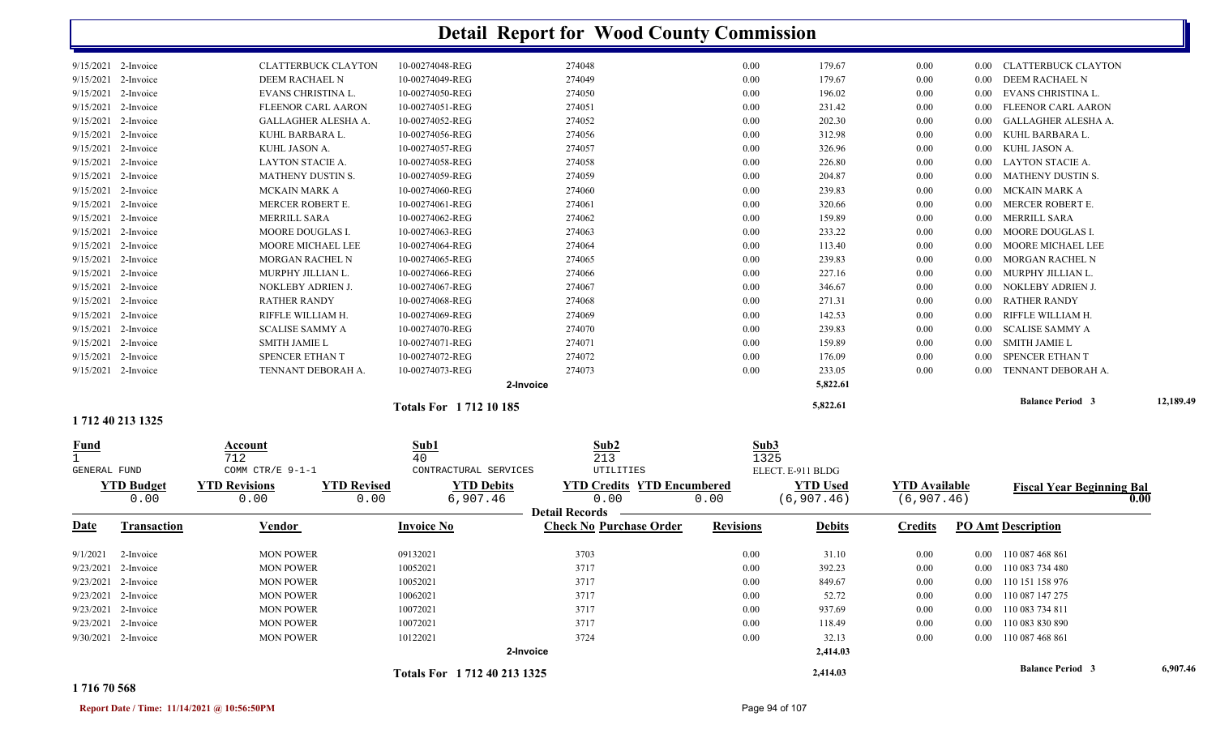# Detail Report for Wood County Commission

| Date | Transaction | Vendor | Invoice No | Check No | Revisions | Debits | Credits | PO Amt | Description |
|---|---|---|---|---|---|---|---|---|---|
| 9/15/2021 | 2-Invoice | CLATTERBUCK CLAYTON | 10-00274048-REG | 274048 | 0.00 | 179.67 | 0.00 | 0.00 | CLATTERBUCK CLAYTON |
| 9/15/2021 | 2-Invoice | DEEM RACHAEL N | 10-00274049-REG | 274049 | 0.00 | 179.67 | 0.00 | 0.00 | DEEM RACHAEL N |
| 9/15/2021 | 2-Invoice | EVANS CHRISTINA L. | 10-00274050-REG | 274050 | 0.00 | 196.02 | 0.00 | 0.00 | EVANS CHRISTINA L. |
| 9/15/2021 | 2-Invoice | FLEENOR CARL AARON | 10-00274051-REG | 274051 | 0.00 | 231.42 | 0.00 | 0.00 | FLEENOR CARL AARON |
| 9/15/2021 | 2-Invoice | GALLAGHER ALESHA A. | 10-00274052-REG | 274052 | 0.00 | 202.30 | 0.00 | 0.00 | GALLAGHER ALESHA A. |
| 9/15/2021 | 2-Invoice | KUHL BARBARA L. | 10-00274056-REG | 274056 | 0.00 | 312.98 | 0.00 | 0.00 | KUHL BARBARA L. |
| 9/15/2021 | 2-Invoice | KUHL JASON A. | 10-00274057-REG | 274057 | 0.00 | 326.96 | 0.00 | 0.00 | KUHL JASON A. |
| 9/15/2021 | 2-Invoice | LAYTON STACIE A. | 10-00274058-REG | 274058 | 0.00 | 226.80 | 0.00 | 0.00 | LAYTON STACIE A. |
| 9/15/2021 | 2-Invoice | MATHENY DUSTIN S. | 10-00274059-REG | 274059 | 0.00 | 204.87 | 0.00 | 0.00 | MATHENY DUSTIN S. |
| 9/15/2021 | 2-Invoice | MCKAIN MARK A | 10-00274060-REG | 274060 | 0.00 | 239.83 | 0.00 | 0.00 | MCKAIN MARK A |
| 9/15/2021 | 2-Invoice | MERCER ROBERT E. | 10-00274061-REG | 274061 | 0.00 | 320.66 | 0.00 | 0.00 | MERCER ROBERT E. |
| 9/15/2021 | 2-Invoice | MERRILL SARA | 10-00274062-REG | 274062 | 0.00 | 159.89 | 0.00 | 0.00 | MERRILL SARA |
| 9/15/2021 | 2-Invoice | MOORE DOUGLAS I. | 10-00274063-REG | 274063 | 0.00 | 233.22 | 0.00 | 0.00 | MOORE DOUGLAS I. |
| 9/15/2021 | 2-Invoice | MOORE MICHAEL LEE | 10-00274064-REG | 274064 | 0.00 | 113.40 | 0.00 | 0.00 | MOORE MICHAEL LEE |
| 9/15/2021 | 2-Invoice | MORGAN RACHEL N | 10-00274065-REG | 274065 | 0.00 | 239.83 | 0.00 | 0.00 | MORGAN RACHEL N |
| 9/15/2021 | 2-Invoice | MURPHY JILLIAN L. | 10-00274066-REG | 274066 | 0.00 | 227.16 | 0.00 | 0.00 | MURPHY JILLIAN L. |
| 9/15/2021 | 2-Invoice | NOKLEBY ADRIEN J. | 10-00274067-REG | 274067 | 0.00 | 346.67 | 0.00 | 0.00 | NOKLEBY ADRIEN J. |
| 9/15/2021 | 2-Invoice | RATHER RANDY | 10-00274068-REG | 274068 | 0.00 | 271.31 | 0.00 | 0.00 | RATHER RANDY |
| 9/15/2021 | 2-Invoice | RIFFLE WILLIAM H. | 10-00274069-REG | 274069 | 0.00 | 142.53 | 0.00 | 0.00 | RIFFLE WILLIAM H. |
| 9/15/2021 | 2-Invoice | SCALISE SAMMY A | 10-00274070-REG | 274070 | 0.00 | 239.83 | 0.00 | 0.00 | SCALISE SAMMY A |
| 9/15/2021 | 2-Invoice | SMITH JAMIE L | 10-00274071-REG | 274071 | 0.00 | 159.89 | 0.00 | 0.00 | SMITH JAMIE L |
| 9/15/2021 | 2-Invoice | SPENCER ETHAN T | 10-00274072-REG | 274072 | 0.00 | 176.09 | 0.00 | 0.00 | SPENCER ETHAN T |
| 9/15/2021 | 2-Invoice | TENNANT DEBORAH A. | 10-00274073-REG | 274073 | 0.00 | 233.05 | 0.00 | 0.00 | TENNANT DEBORAH A. |
| | | | | 2-Invoice | | 5,822.61 | | | |
| | | | Totals For 1 712 10 185 | | | 5,822.61 | | | Balance Period 3 12,189.49 |

**1 712 40 213 1325**

| Fund | Account | Sub1 | Sub2 | Sub3 |
|---|---|---|---|---|
| 1 | 712 | 40 | 213 | 1325 |
| GENERAL FUND | COMM CTR/E 9-1-1 | CONTRACTURAL SERVICES | UTILITIES | ELECT. E-911 BLDG |

| YTD Budget | YTD Revisions | YTD Revised | YTD Debits | YTD Credits | YTD Encumbered | YTD Used | YTD Available | Fiscal Year Beginning Bal |
|---|---|---|---|---|---|---|---|---|
| 0.00 | 0.00 | 0.00 | 6,907.46 | 0.00 | 0.00 | (6,907.46) | (6,907.46) | 0.00 |

**Detail Records**

| Date | Transaction | Vendor | Invoice No | Check No Purchase Order | Revisions | Debits | Credits | PO Amt | Description |
|---|---|---|---|---|---|---|---|---|---|
| 9/1/2021 | 2-Invoice | MON POWER | 09132021 | 3703 | 0.00 | 31.10 | 0.00 | 0.00 | 110 087 468 861 |
| 9/23/2021 | 2-Invoice | MON POWER | 10052021 | 3717 | 0.00 | 392.23 | 0.00 | 0.00 | 110 083 734 480 |
| 9/23/2021 | 2-Invoice | MON POWER | 10052021 | 3717 | 0.00 | 849.67 | 0.00 | 0.00 | 110 151 158 976 |
| 9/23/2021 | 2-Invoice | MON POWER | 10062021 | 3717 | 0.00 | 52.72 | 0.00 | 0.00 | 110 087 147 275 |
| 9/23/2021 | 2-Invoice | MON POWER | 10072021 | 3717 | 0.00 | 937.69 | 0.00 | 0.00 | 110 083 734 811 |
| 9/23/2021 | 2-Invoice | MON POWER | 10072021 | 3717 | 0.00 | 118.49 | 0.00 | 0.00 | 110 083 830 890 |
| 9/30/2021 | 2-Invoice | MON POWER | 10122021 | 3724 | 0.00 | 32.13 | 0.00 | 0.00 | 110 087 468 861 |
| | | | | 2-Invoice | | 2,414.03 | | | |
| | | | Totals For 1 712 40 213 1325 | | | 2,414.03 | | | Balance Period 3 6,907.46 |

**1 716 70 568**

Report Date / Time: 11/14/2021 @ 10:56:50PM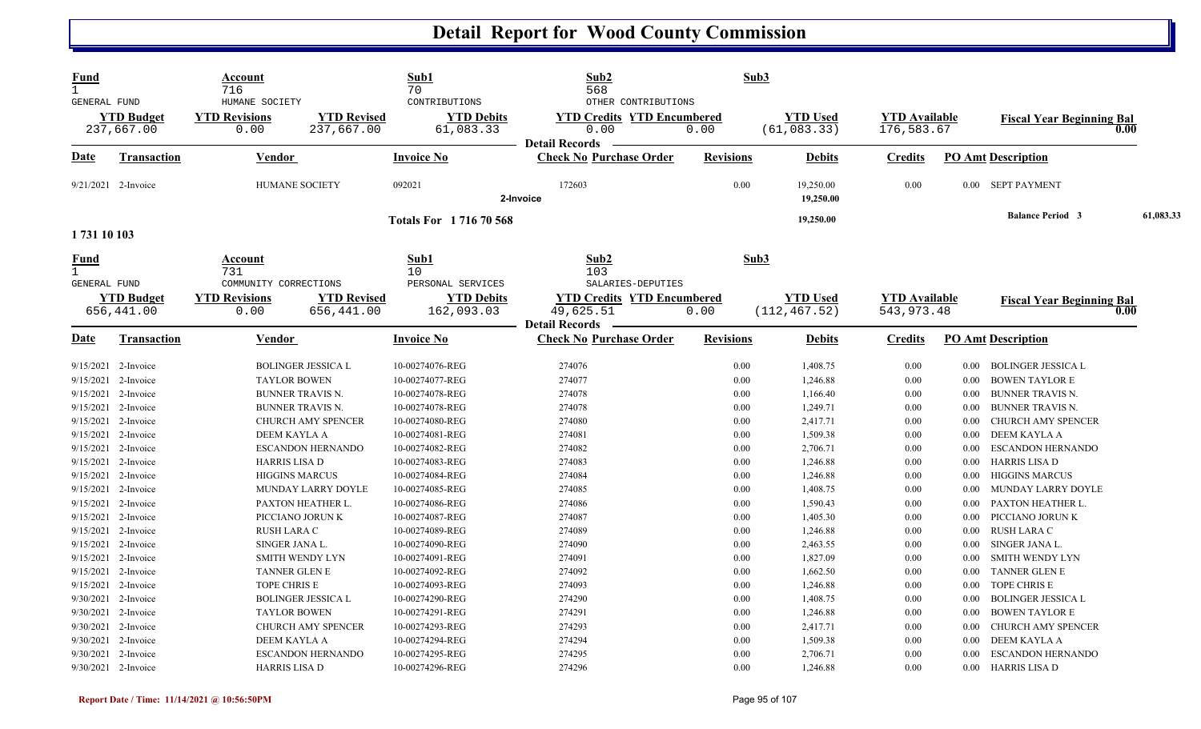# Detail Report for Wood County Commission

| Fund | Account | Sub1 | Sub2 | Sub3 |
|---|---|---|---|---|
| 1 GENERAL FUND | 716 HUMANE SOCIETY | 70 CONTRIBUTIONS | 568 OTHER CONTRIBUTIONS | |

| YTD Budget | YTD Revisions | YTD Revised | YTD Debits | YTD Credits | YTD Encumbered | YTD Used | YTD Available | Fiscal Year Beginning Bal |
|---|---|---|---|---|---|---|---|---|
| 237,667.00 | 0.00 | 237,667.00 | 61,083.33 | 0.00 | 0.00 | (61,083.33) | 176,583.67 | 0.00 |

**Detail Records**

| Date | Transaction | Vendor | Invoice No | Check No | Purchase Order | Revisions | Debits | Credits | PO Amt | Description |
|---|---|---|---|---|---|---|---|---|---|---|
| 9/21/2021 | 2-Invoice | HUMANE SOCIETY | 092021 | 172603 | | 0.00 | 19,250.00 | 0.00 | 0.00 | SEPT PAYMENT |
| | 2-Invoice | | | | | | 19,250.00 | | | |
| | | | Totals For 1 716 70 568 | | | | 19,250.00 | | | Balance Period 3 61,083.33 |

**1 731 10 103**

| Fund | Account | Sub1 | Sub2 | Sub3 |
|---|---|---|---|---|
| 1 GENERAL FUND | 731 COMMUNITY CORRECTIONS | 10 PERSONAL SERVICES | 103 SALARIES-DEPUTIES | |

| YTD Budget | YTD Revisions | YTD Revised | YTD Debits | YTD Credits | YTD Encumbered | YTD Used | YTD Available | Fiscal Year Beginning Bal |
|---|---|---|---|---|---|---|---|---|
| 656,441.00 | 0.00 | 656,441.00 | 162,093.03 | 49,625.51 | 0.00 | (112,467.52) | 543,973.48 | 0.00 |

**Detail Records**

| Date | Transaction | Vendor | Invoice No | Check No | Purchase Order | Revisions | Debits | Credits | PO Amt | Description |
|---|---|---|---|---|---|---|---|---|---|---|
| 9/15/2021 | 2-Invoice | BOLINGER JESSICA L | 10-00274076-REG | 274076 | | 0.00 | 1,408.75 | 0.00 | 0.00 | BOLINGER JESSICA L |
| 9/15/2021 | 2-Invoice | TAYLOR BOWEN | 10-00274077-REG | 274077 | | 0.00 | 1,246.88 | 0.00 | 0.00 | BOWEN TAYLOR E |
| 9/15/2021 | 2-Invoice | BUNNER TRAVIS N. | 10-00274078-REG | 274078 | | 0.00 | 1,166.40 | 0.00 | 0.00 | BUNNER TRAVIS N. |
| 9/15/2021 | 2-Invoice | BUNNER TRAVIS N. | 10-00274078-REG | 274078 | | 0.00 | 1,249.71 | 0.00 | 0.00 | BUNNER TRAVIS N. |
| 9/15/2021 | 2-Invoice | CHURCH AMY SPENCER | 10-00274080-REG | 274080 | | 0.00 | 2,417.71 | 0.00 | 0.00 | CHURCH AMY SPENCER |
| 9/15/2021 | 2-Invoice | DEEM KAYLA A | 10-00274081-REG | 274081 | | 0.00 | 1,509.38 | 0.00 | 0.00 | DEEM KAYLA A |
| 9/15/2021 | 2-Invoice | ESCANDON HERNANDO | 10-00274082-REG | 274082 | | 0.00 | 2,706.71 | 0.00 | 0.00 | ESCANDON HERNANDO |
| 9/15/2021 | 2-Invoice | HARRIS LISA D | 10-00274083-REG | 274083 | | 0.00 | 1,246.88 | 0.00 | 0.00 | HARRIS LISA D |
| 9/15/2021 | 2-Invoice | HIGGINS MARCUS | 10-00274084-REG | 274084 | | 0.00 | 1,246.88 | 0.00 | 0.00 | HIGGINS MARCUS |
| 9/15/2021 | 2-Invoice | MUNDAY LARRY DOYLE | 10-00274085-REG | 274085 | | 0.00 | 1,408.75 | 0.00 | 0.00 | MUNDAY LARRY DOYLE |
| 9/15/2021 | 2-Invoice | PAXTON HEATHER L. | 10-00274086-REG | 274086 | | 0.00 | 1,590.43 | 0.00 | 0.00 | PAXTON HEATHER L. |
| 9/15/2021 | 2-Invoice | PICCIANO JORUN K | 10-00274087-REG | 274087 | | 0.00 | 1,405.30 | 0.00 | 0.00 | PICCIANO JORUN K |
| 9/15/2021 | 2-Invoice | RUSH LARA C | 10-00274089-REG | 274089 | | 0.00 | 1,246.88 | 0.00 | 0.00 | RUSH LARA C |
| 9/15/2021 | 2-Invoice | SINGER JANA L. | 10-00274090-REG | 274090 | | 0.00 | 2,463.55 | 0.00 | 0.00 | SINGER JANA L. |
| 9/15/2021 | 2-Invoice | SMITH WENDY LYN | 10-00274091-REG | 274091 | | 0.00 | 1,827.09 | 0.00 | 0.00 | SMITH WENDY LYN |
| 9/15/2021 | 2-Invoice | TANNER GLEN E | 10-00274092-REG | 274092 | | 0.00 | 1,662.50 | 0.00 | 0.00 | TANNER GLEN E |
| 9/15/2021 | 2-Invoice | TOPE CHRIS E | 10-00274093-REG | 274093 | | 0.00 | 1,246.88 | 0.00 | 0.00 | TOPE CHRIS E |
| 9/30/2021 | 2-Invoice | BOLINGER JESSICA L | 10-00274290-REG | 274290 | | 0.00 | 1,408.75 | 0.00 | 0.00 | BOLINGER JESSICA L |
| 9/30/2021 | 2-Invoice | TAYLOR BOWEN | 10-00274291-REG | 274291 | | 0.00 | 1,246.88 | 0.00 | 0.00 | BOWEN TAYLOR E |
| 9/30/2021 | 2-Invoice | CHURCH AMY SPENCER | 10-00274293-REG | 274293 | | 0.00 | 2,417.71 | 0.00 | 0.00 | CHURCH AMY SPENCER |
| 9/30/2021 | 2-Invoice | DEEM KAYLA A | 10-00274294-REG | 274294 | | 0.00 | 1,509.38 | 0.00 | 0.00 | DEEM KAYLA A |
| 9/30/2021 | 2-Invoice | ESCANDON HERNANDO | 10-00274295-REG | 274295 | | 0.00 | 2,706.71 | 0.00 | 0.00 | ESCANDON HERNANDO |
| 9/30/2021 | 2-Invoice | HARRIS LISA D | 10-00274296-REG | 274296 | | 0.00 | 1,246.88 | 0.00 | 0.00 | HARRIS LISA D |

Report Date / Time: 11/14/2021 @ 10:56:50PM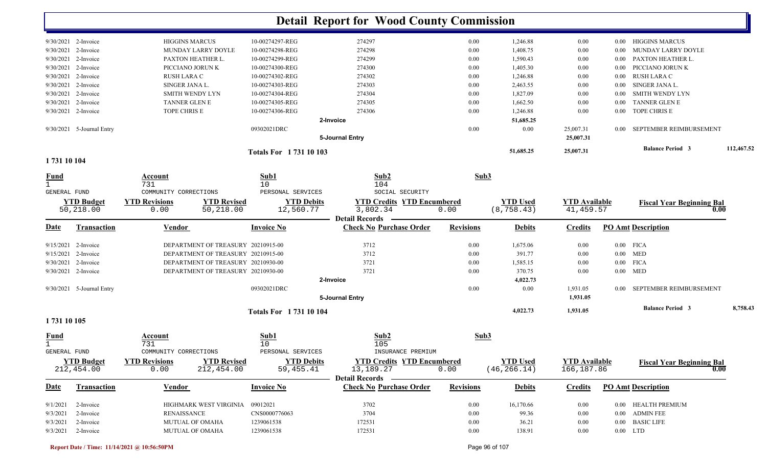# Detail Report for Wood County Commission

| Date | Transaction | Vendor | Invoice No | Check No Purchase Order | Revisions | Debits | Credits | PO Amt Description | |
|---|---|---|---|---|---|---|---|---|---|
| 9/30/2021 | 2-Invoice | HIGGINS MARCUS | 10-00274297-REG | 274297 | 0.00 | 1,246.88 | 0.00 | 0.00 HIGGINS MARCUS | |
| 9/30/2021 | 2-Invoice | MUNDAY LARRY DOYLE | 10-00274298-REG | 274298 | 0.00 | 1,408.75 | 0.00 | 0.00 MUNDAY LARRY DOYLE | |
| 9/30/2021 | 2-Invoice | PAXTON HEATHER L. | 10-00274299-REG | 274299 | 0.00 | 1,590.43 | 0.00 | 0.00 PAXTON HEATHER L. | |
| 9/30/2021 | 2-Invoice | PICCIANO JORUN K | 10-00274300-REG | 274300 | 0.00 | 1,405.30 | 0.00 | 0.00 PICCIANO JORUN K | |
| 9/30/2021 | 2-Invoice | RUSH LARA C | 10-00274302-REG | 274302 | 0.00 | 1,246.88 | 0.00 | 0.00 RUSH LARA C | |
| 9/30/2021 | 2-Invoice | SINGER JANA L. | 10-00274303-REG | 274303 | 0.00 | 2,463.55 | 0.00 | 0.00 SINGER JANA L. | |
| 9/30/2021 | 2-Invoice | SMITH WENDY LYN | 10-00274304-REG | 274304 | 0.00 | 1,827.09 | 0.00 | 0.00 SMITH WENDY LYN | |
| 9/30/2021 | 2-Invoice | TANNER GLEN E | 10-00274305-REG | 274305 | 0.00 | 1,662.50 | 0.00 | 0.00 TANNER GLEN E | |
| 9/30/2021 | 2-Invoice | TOPE CHRIS E | 10-00274306-REG | 274306 | 0.00 | 1,246.88 | 0.00 | 0.00 TOPE CHRIS E | |
| | | | | 2-Invoice | | 51,685.25 | | | |
| 9/30/2021 | 5-Journal Entry | | 09302021DRC | | 0.00 | 0.00 | 25,007.31 | 0.00 SEPTEMBER REIMBURSEMENT | |
| | | | | 5-Journal Entry | | | 25,007.31 | | |
| | | | Totals For 1 731 10 103 | | | 51,685.25 | 25,007.31 | Balance Period 3 | 112,467.52 |

## 1 731 10 104

| Fund | Account | Sub1 | Sub2 | Sub3 |
|---|---|---|---|---|
| 1 | 731 | 10 | 104 | |
| GENERAL FUND | COMMUNITY CORRECTIONS | PERSONAL SERVICES | SOCIAL SECURITY | |

| YTD Budget | YTD Revisions | YTD Revised | YTD Debits | YTD Credits | YTD Encumbered | YTD Used | YTD Available | Fiscal Year Beginning Bal |
|---|---|---|---|---|---|---|---|---|
| 50,218.00 | 0.00 | 50,218.00 | 12,560.77 | 3,802.34 | 0.00 | (8,758.43) | 41,459.57 | 0.00 |

Detail Records

| Date | Transaction | Vendor | Invoice No | Check No Purchase Order | Revisions | Debits | Credits | PO Amt Description | |
|---|---|---|---|---|---|---|---|---|---|
| 9/15/2021 | 2-Invoice | DEPARTMENT OF TREASURY | 20210915-00 | 3712 | 0.00 | 1,675.06 | 0.00 | 0.00 FICA | |
| 9/15/2021 | 2-Invoice | DEPARTMENT OF TREASURY | 20210915-00 | 3712 | 0.00 | 391.77 | 0.00 | 0.00 MED | |
| 9/30/2021 | 2-Invoice | DEPARTMENT OF TREASURY | 20210930-00 | 3721 | 0.00 | 1,585.15 | 0.00 | 0.00 FICA | |
| 9/30/2021 | 2-Invoice | DEPARTMENT OF TREASURY | 20210930-00 | 3721 | 0.00 | 370.75 | 0.00 | 0.00 MED | |
| | | | | 2-Invoice | | 4,022.73 | | | |
| 9/30/2021 | 5-Journal Entry | | 09302021DRC | | 0.00 | 0.00 | 1,931.05 | 0.00 SEPTEMBER REIMBURSEMENT | |
| | | | | 5-Journal Entry | | | 1,931.05 | | |
| | | | Totals For 1 731 10 104 | | | 4,022.73 | 1,931.05 | Balance Period 3 | 8,758.43 |

## 1 731 10 105

| Fund | Account | Sub1 | Sub2 | Sub3 |
|---|---|---|---|---|
| 1 | 731 | 10 | 105 | |
| GENERAL FUND | COMMUNITY CORRECTIONS | PERSONAL SERVICES | INSURANCE PREMIUM | |

| YTD Budget | YTD Revisions | YTD Revised | YTD Debits | YTD Credits | YTD Encumbered | YTD Used | YTD Available | Fiscal Year Beginning Bal |
|---|---|---|---|---|---|---|---|---|
| 212,454.00 | 0.00 | 212,454.00 | 59,455.41 | 13,189.27 | 0.00 | (46,266.14) | 166,187.86 | 0.00 |

Detail Records

| Date | Transaction | Vendor | Invoice No | Check No Purchase Order | Revisions | Debits | Credits | PO Amt Description |
|---|---|---|---|---|---|---|---|---|
| 9/1/2021 | 2-Invoice | HIGHMARK WEST VIRGINIA | 09012021 | 3702 | 0.00 | 16,170.66 | 0.00 | 0.00 HEALTH PREMIUM |
| 9/3/2021 | 2-Invoice | RENAISSANCE | CNS0000776063 | 3704 | 0.00 | 99.36 | 0.00 | 0.00 ADMIN FEE |
| 9/3/2021 | 2-Invoice | MUTUAL OF OMAHA | 1239061538 | 172531 | 0.00 | 36.21 | 0.00 | 0.00 BASIC LIFE |
| 9/3/2021 | 2-Invoice | MUTUAL OF OMAHA | 1239061538 | 172531 | 0.00 | 138.91 | 0.00 | 0.00 LTD |

Report Date / Time: 11/14/2021 @ 10:56:50PM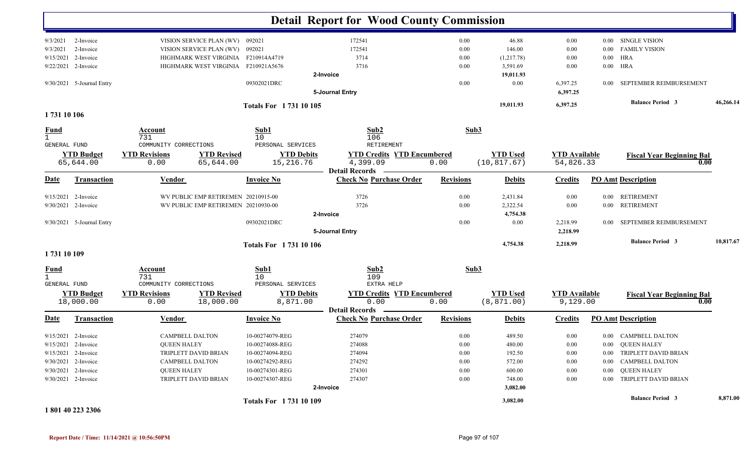# Detail Report for Wood County Commission

| Date | Transaction | Vendor | Invoice No | Check No Purchase Order | Revisions | Debits | Credits | PO Amt | Description |
|---|---|---|---|---|---|---|---|---|---|
| 9/3/2021 | 2-Invoice | VISION SERVICE PLAN (WV) | 092021 | 172541 | 0.00 | 46.88 | 0.00 | 0.00 | SINGLE VISION |
| 9/3/2021 | 2-Invoice | VISION SERVICE PLAN (WV) | 092021 | 172541 | 0.00 | 146.00 | 0.00 | 0.00 | FAMILY VISION |
| 9/15/2021 | 2-Invoice | HIGHMARK WEST VIRGINIA | F210914A4719 | 3714 | 0.00 | (1,217.78) | 0.00 | 0.00 | HRA |
| 9/22/2021 | 2-Invoice | HIGHMARK WEST VIRGINIA | F210921A5676 | 3716 | 0.00 | 3,591.69 | 0.00 | 0.00 | HRA |
| | | | | 2-Invoice | | 19,011.93 | | | |
| 9/30/2021 | 5-Journal Entry | | 09302021DRC | | 0.00 | 0.00 | 6,397.25 | 0.00 | SEPTEMBER REIMBURSEMENT |
| | | | | 5-Journal Entry | | | 6,397.25 | | |
| | | | Totals For 1 731 10 105 | | | 19,011.93 | 6,397.25 | | Balance Period 3 46,266.14 |

## 1 731 10 106

| Fund | Account | Sub1 | Sub2 | Sub3 |
|---|---|---|---|---|
| 1 | 731 | 10 | 106 | |
| GENERAL FUND | COMMUNITY CORRECTIONS | PERSONAL SERVICES | RETIREMENT | |

| YTD Budget | YTD Revisions | YTD Revised | YTD Debits | YTD Credits | YTD Encumbered | YTD Used | YTD Available | Fiscal Year Beginning Bal |
|---|---|---|---|---|---|---|---|---|
| 65,644.00 | 0.00 | 65,644.00 | 15,216.76 | 4,399.09 | 0.00 | (10,817.67) | 54,826.33 | 0.00 |

**Detail Records**

| Date | Transaction | Vendor | Invoice No | Check No Purchase Order | Revisions | Debits | Credits | PO Amt | Description |
|---|---|---|---|---|---|---|---|---|---|
| 9/15/2021 | 2-Invoice | WV PUBLIC EMP RETIREMEN | 20210915-00 | 3726 | 0.00 | 2,431.84 | 0.00 | 0.00 | RETIREMENT |
| 9/30/2021 | 2-Invoice | WV PUBLIC EMP RETIREMEN | 20210930-00 | 3726 | 0.00 | 2,322.54 | 0.00 | 0.00 | RETIREMENT |
| | | | | 2-Invoice | | 4,754.38 | | | |
| 9/30/2021 | 5-Journal Entry | | 09302021DRC | | 0.00 | 0.00 | 2,218.99 | 0.00 | SEPTEMBER REIMBURSEMENT |
| | | | | 5-Journal Entry | | | 2,218.99 | | |
| | | | Totals For 1 731 10 106 | | | 4,754.38 | 2,218.99 | | Balance Period 3 10,817.67 |

## 1 731 10 109

| Fund | Account | Sub1 | Sub2 | Sub3 |
|---|---|---|---|---|
| 1 | 731 | 10 | 109 | |
| GENERAL FUND | COMMUNITY CORRECTIONS | PERSONAL SERVICES | EXTRA HELP | |

| YTD Budget | YTD Revisions | YTD Revised | YTD Debits | YTD Credits | YTD Encumbered | YTD Used | YTD Available | Fiscal Year Beginning Bal |
|---|---|---|---|---|---|---|---|---|
| 18,000.00 | 0.00 | 18,000.00 | 8,871.00 | 0.00 | 0.00 | (8,871.00) | 9,129.00 | 0.00 |

**Detail Records**

| Date | Transaction | Vendor | Invoice No | Check No Purchase Order | Revisions | Debits | Credits | PO Amt | Description |
|---|---|---|---|---|---|---|---|---|---|
| 9/15/2021 | 2-Invoice | CAMPBELL DALTON | 10-00274079-REG | 274079 | 0.00 | 489.50 | 0.00 | 0.00 | CAMPBELL DALTON |
| 9/15/2021 | 2-Invoice | QUEEN HALEY | 10-00274088-REG | 274088 | 0.00 | 480.00 | 0.00 | 0.00 | QUEEN HALEY |
| 9/15/2021 | 2-Invoice | TRIPLETT DAVID BRIAN | 10-00274094-REG | 274094 | 0.00 | 192.50 | 0.00 | 0.00 | TRIPLETT DAVID BRIAN |
| 9/30/2021 | 2-Invoice | CAMPBELL DALTON | 10-00274292-REG | 274292 | 0.00 | 572.00 | 0.00 | 0.00 | CAMPBELL DALTON |
| 9/30/2021 | 2-Invoice | QUEEN HALEY | 10-00274301-REG | 274301 | 0.00 | 600.00 | 0.00 | 0.00 | QUEEN HALEY |
| 9/30/2021 | 2-Invoice | TRIPLETT DAVID BRIAN | 10-00274307-REG | 274307 | 0.00 | 748.00 | 0.00 | 0.00 | TRIPLETT DAVID BRIAN |
| | | | | 2-Invoice | | 3,082.00 | | | |
| | | | Totals For 1 731 10 109 | | | 3,082.00 | | | Balance Period 3 8,871.00 |

## 1 801 40 223 2306

Report Date / Time: 11/14/2021 @ 10:56:50PM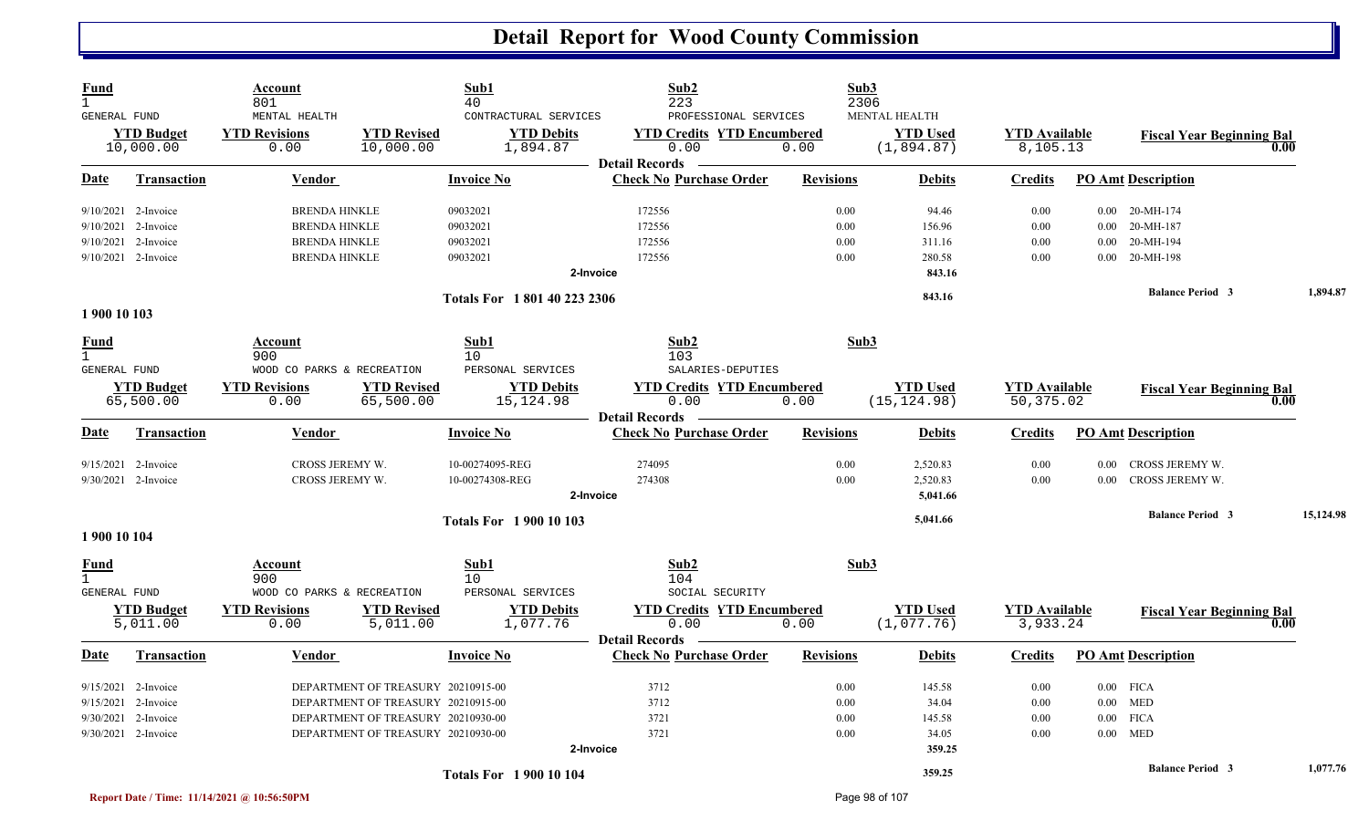# Detail Report for Wood County Commission

| Fund | Account | Sub1 | Sub2 | Sub3 |
|---|---|---|---|---|
| 1 | 801 | 40 | 223 | 2306 |
| GENERAL FUND | MENTAL HEALTH | CONTRACTURAL SERVICES | PROFESSIONAL SERVICES | MENTAL HEALTH |

| YTD Budget | YTD Revisions | YTD Revised | YTD Debits | YTD Credits | YTD Encumbered | YTD Used | YTD Available | Fiscal Year Beginning Bal |
|---|---|---|---|---|---|---|---|---|
| 10,000.00 | 0.00 | 10,000.00 | 1,894.87 | 0.00 | 0.00 | (1,894.87) | 8,105.13 | 0.00 |

**Detail Records**

| Date | Transaction | Vendor | Invoice No | Check No | Purchase Order | Revisions | Debits | Credits | PO Amt | Description |
|---|---|---|---|---|---|---|---|---|---|---|
| 9/10/2021 | 2-Invoice | BRENDA HINKLE | 09032021 | 172556 | | 0.00 | 94.46 | 0.00 | 0.00 | 20-MH-174 |
| 9/10/2021 | 2-Invoice | BRENDA HINKLE | 09032021 | 172556 | | 0.00 | 156.96 | 0.00 | 0.00 | 20-MH-187 |
| 9/10/2021 | 2-Invoice | BRENDA HINKLE | 09032021 | 172556 | | 0.00 | 311.16 | 0.00 | 0.00 | 20-MH-194 |
| 9/10/2021 | 2-Invoice | BRENDA HINKLE | 09032021 | 172556 | | 0.00 | 280.58 | 0.00 | 0.00 | 20-MH-198 |
| | | | 2-Invoice | | | | 843.16 | | | |
| | | | Totals For 1 801 40 223 2306 | | | | 843.16 | | | Balance Period 3 — 1,894.87 |

## 1 900 10 103

| Fund | Account | Sub1 | Sub2 | Sub3 |
|---|---|---|---|---|
| 1 | 900 | 10 | 103 | |
| GENERAL FUND | WOOD CO PARKS & RECREATION | PERSONAL SERVICES | SALARIES-DEPUTIES | |

| YTD Budget | YTD Revisions | YTD Revised | YTD Debits | YTD Credits | YTD Encumbered | YTD Used | YTD Available | Fiscal Year Beginning Bal |
|---|---|---|---|---|---|---|---|---|
| 65,500.00 | 0.00 | 65,500.00 | 15,124.98 | 0.00 | 0.00 | (15,124.98) | 50,375.02 | 0.00 |

**Detail Records**

| Date | Transaction | Vendor | Invoice No | Check No | Purchase Order | Revisions | Debits | Credits | PO Amt | Description |
|---|---|---|---|---|---|---|---|---|---|---|
| 9/15/2021 | 2-Invoice | CROSS JEREMY W. | 10-00274095-REG | 274095 | | 0.00 | 2,520.83 | 0.00 | 0.00 | CROSS JEREMY W. |
| 9/30/2021 | 2-Invoice | CROSS JEREMY W. | 10-00274308-REG | 274308 | | 0.00 | 2,520.83 | 0.00 | 0.00 | CROSS JEREMY W. |
| | | | 2-Invoice | | | | 5,041.66 | | | |
| | | | Totals For 1 900 10 103 | | | | 5,041.66 | | | Balance Period 3 — 15,124.98 |

## 1 900 10 104

| Fund | Account | Sub1 | Sub2 | Sub3 |
|---|---|---|---|---|
| 1 | 900 | 10 | 104 | |
| GENERAL FUND | WOOD CO PARKS & RECREATION | PERSONAL SERVICES | SOCIAL SECURITY | |

| YTD Budget | YTD Revisions | YTD Revised | YTD Debits | YTD Credits | YTD Encumbered | YTD Used | YTD Available | Fiscal Year Beginning Bal |
|---|---|---|---|---|---|---|---|---|
| 5,011.00 | 0.00 | 5,011.00 | 1,077.76 | 0.00 | 0.00 | (1,077.76) | 3,933.24 | 0.00 |

**Detail Records**

| Date | Transaction | Vendor | Invoice No | Check No | Purchase Order | Revisions | Debits | Credits | PO Amt | Description |
|---|---|---|---|---|---|---|---|---|---|---|
| 9/15/2021 | 2-Invoice | DEPARTMENT OF TREASURY | 20210915-00 | 3712 | | 0.00 | 145.58 | 0.00 | 0.00 | FICA |
| 9/15/2021 | 2-Invoice | DEPARTMENT OF TREASURY | 20210915-00 | 3712 | | 0.00 | 34.04 | 0.00 | 0.00 | MED |
| 9/30/2021 | 2-Invoice | DEPARTMENT OF TREASURY | 20210930-00 | 3721 | | 0.00 | 145.58 | 0.00 | 0.00 | FICA |
| 9/30/2021 | 2-Invoice | DEPARTMENT OF TREASURY | 20210930-00 | 3721 | | 0.00 | 34.05 | 0.00 | 0.00 | MED |
| | | | 2-Invoice | | | | 359.25 | | | |
| | | | Totals For 1 900 10 104 | | | | 359.25 | | | Balance Period 3 — 1,077.76 |

Report Date / Time: 11/14/2021 @ 10:56:50PM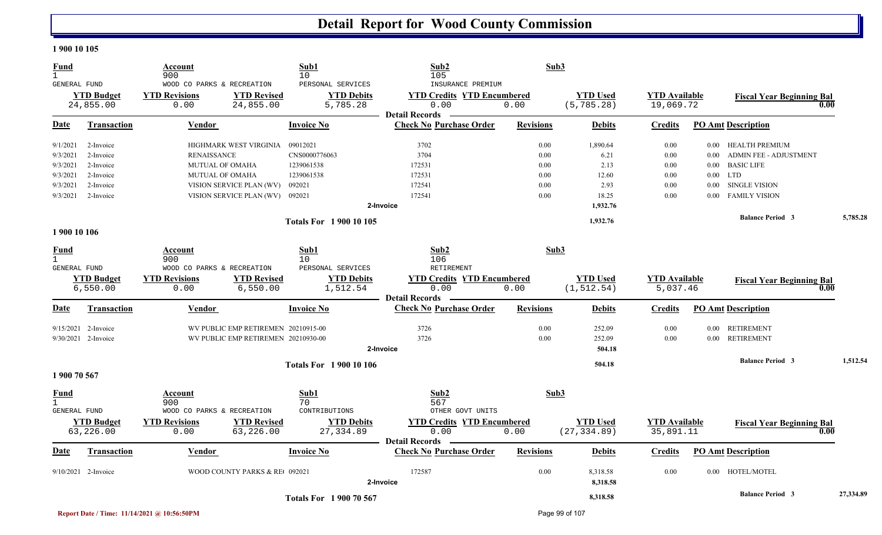# Detail Report for Wood County Commission

**1 900 10 105**

| Fund | Account | Sub1 | Sub2 | Sub3 |
|---|---|---|---|---|
| 1 | 900 | 10 | 105 | |
| GENERAL FUND | WOOD CO PARKS & RECREATION | PERSONAL SERVICES | INSURANCE PREMIUM | |

| YTD Budget | YTD Revisions | YTD Revised | YTD Debits | YTD Credits | YTD Encumbered | YTD Used | YTD Available | Fiscal Year Beginning Bal |
|---|---|---|---|---|---|---|---|---|
| 24,855.00 | 0.00 | 24,855.00 | 5,785.28 | 0.00 | 0.00 | (5,785.28) | 19,069.72 | 0.00 |

**Detail Records**

| Date | Transaction | Vendor | Invoice No | Check No | Purchase Order | Revisions | Debits | Credits | PO Amt | Description |
|---|---|---|---|---|---|---|---|---|---|---|
| 9/1/2021 | 2-Invoice | HIGHMARK WEST VIRGINIA | 09012021 | 3702 | | 0.00 | 1,890.64 | 0.00 | 0.00 | HEALTH PREMIUM |
| 9/3/2021 | 2-Invoice | RENAISSANCE | CNS0000776063 | 3704 | | 0.00 | 6.21 | 0.00 | 0.00 | ADMIN FEE - ADJUSTMENT |
| 9/3/2021 | 2-Invoice | MUTUAL OF OMAHA | 1239061538 | 172531 | | 0.00 | 2.13 | 0.00 | 0.00 | BASIC LIFE |
| 9/3/2021 | 2-Invoice | MUTUAL OF OMAHA | 1239061538 | 172531 | | 0.00 | 12.60 | 0.00 | 0.00 | LTD |
| 9/3/2021 | 2-Invoice | VISION SERVICE PLAN (WV) | 092021 | 172541 | | 0.00 | 2.93 | 0.00 | 0.00 | SINGLE VISION |
| 9/3/2021 | 2-Invoice | VISION SERVICE PLAN (WV) | 092021 | 172541 | | 0.00 | 18.25 | 0.00 | 0.00 | FAMILY VISION |
| | | | 2-Invoice | | | | 1,932.76 | | | |
| | | | Totals For 1 900 10 105 | | | | 1,932.76 | | | Balance Period 3: 5,785.28 |

**1 900 10 106**

| Fund | Account | Sub1 | Sub2 | Sub3 |
|---|---|---|---|---|
| 1 | 900 | 10 | 106 | |
| GENERAL FUND | WOOD CO PARKS & RECREATION | PERSONAL SERVICES | RETIREMENT | |

| YTD Budget | YTD Revisions | YTD Revised | YTD Debits | YTD Credits | YTD Encumbered | YTD Used | YTD Available | Fiscal Year Beginning Bal |
|---|---|---|---|---|---|---|---|---|
| 6,550.00 | 0.00 | 6,550.00 | 1,512.54 | 0.00 | 0.00 | (1,512.54) | 5,037.46 | 0.00 |

**Detail Records**

| Date | Transaction | Vendor | Invoice No | Check No | Purchase Order | Revisions | Debits | Credits | PO Amt | Description |
|---|---|---|---|---|---|---|---|---|---|---|
| 9/15/2021 | 2-Invoice | WV PUBLIC EMP RETIREMEN | 20210915-00 | 3726 | | 0.00 | 252.09 | 0.00 | 0.00 | RETIREMENT |
| 9/30/2021 | 2-Invoice | WV PUBLIC EMP RETIREMEN | 20210930-00 | 3726 | | 0.00 | 252.09 | 0.00 | 0.00 | RETIREMENT |
| | | | 2-Invoice | | | | 504.18 | | | |
| | | | Totals For 1 900 10 106 | | | | 504.18 | | | Balance Period 3: 1,512.54 |

**1 900 70 567**

| Fund | Account | Sub1 | Sub2 | Sub3 |
|---|---|---|---|---|
| 1 | 900 | 70 | 567 | |
| GENERAL FUND | WOOD CO PARKS & RECREATION | CONTRIBUTIONS | OTHER GOVT UNITS | |

| YTD Budget | YTD Revisions | YTD Revised | YTD Debits | YTD Credits | YTD Encumbered | YTD Used | YTD Available | Fiscal Year Beginning Bal |
|---|---|---|---|---|---|---|---|---|
| 63,226.00 | 0.00 | 63,226.00 | 27,334.89 | 0.00 | 0.00 | (27,334.89) | 35,891.11 | 0.00 |

**Detail Records**

| Date | Transaction | Vendor | Invoice No | Check No | Purchase Order | Revisions | Debits | Credits | PO Amt | Description |
|---|---|---|---|---|---|---|---|---|---|---|
| 9/10/2021 | 2-Invoice | WOOD COUNTY PARKS & RE( | 092021 | 172587 | | 0.00 | 8,318.58 | 0.00 | 0.00 | HOTEL/MOTEL |
| | | | 2-Invoice | | | | 8,318.58 | | | |
| | | | Totals For 1 900 70 567 | | | | 8,318.58 | | | Balance Period 3: 27,334.89 |

Report Date / Time: 11/14/2021 @ 10:56:50PM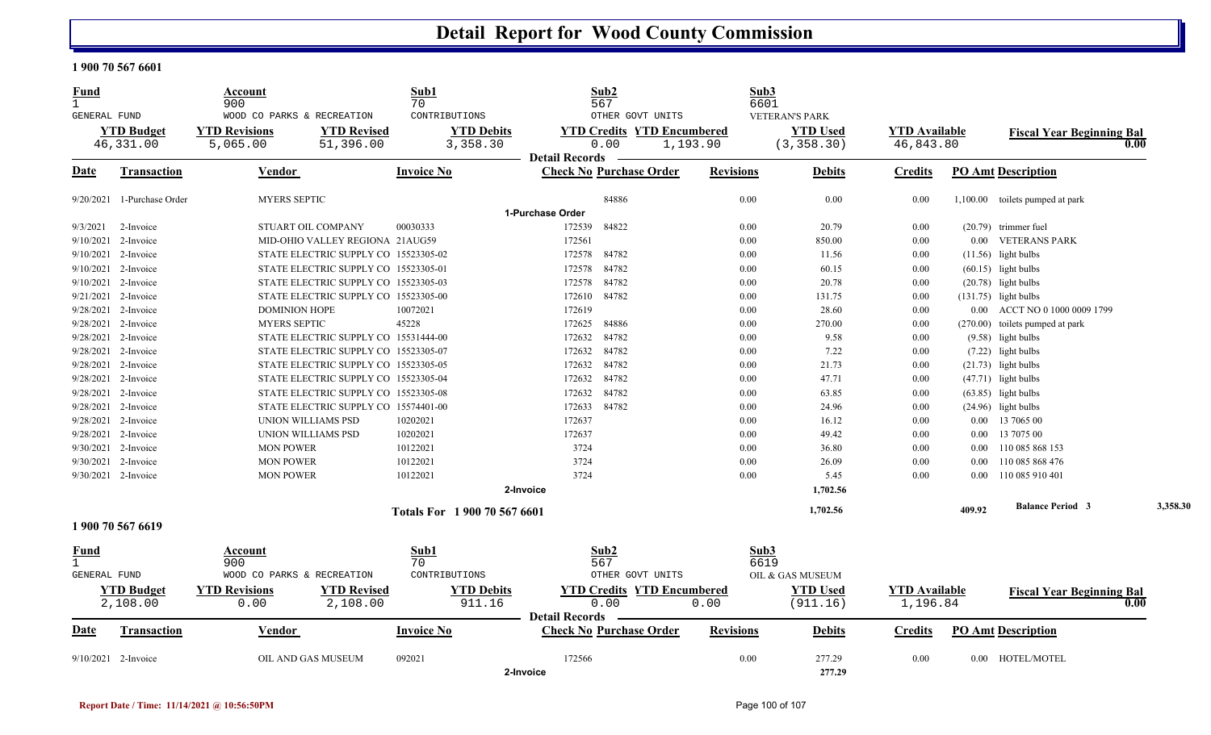# Detail Report for Wood County Commission

**1 900 70 567 6601**

| Fund | Account | Sub1 | Sub2 | Sub3 |
|---|---|---|---|---|
| 1 | 900 | 70 | 567 | 6601 |
| GENERAL FUND | WOOD CO PARKS & RECREATION | CONTRIBUTIONS | OTHER GOVT UNITS | VETERAN'S PARK |

| YTD Budget | YTD Revisions | YTD Revised | YTD Debits | YTD Credits | YTD Encumbered | YTD Used | YTD Available | Fiscal Year Beginning Bal |
|---|---|---|---|---|---|---|---|---|
| 46,331.00 | 5,065.00 | 51,396.00 | 3,358.30 | 0.00 | 1,193.90 | (3,358.30) | 46,843.80 | 0.00 |

**Detail Records**

| Date | Transaction | Vendor | Invoice No | Check No | Purchase Order | Revisions | Debits | Credits | PO Amt | Description |
|---|---|---|---|---|---|---|---|---|---|---|
| 9/20/2021 | 1-Purchase Order | MYERS SEPTIC | | | 84886 | 0.00 | 0.00 | 0.00 | 1,100.00 | toilets pumped at park |
| | | | | **1-Purchase Order** | | | | | | |
| 9/3/2021 | 2-Invoice | STUART OIL COMPANY | 00030333 | 172539 | 84822 | 0.00 | 20.79 | 0.00 | (20.79) | trimmer fuel |
| 9/10/2021 | 2-Invoice | MID-OHIO VALLEY REGIONA | 21AUG59 | 172561 | | 0.00 | 850.00 | 0.00 | 0.00 | VETERANS PARK |
| 9/10/2021 | 2-Invoice | STATE ELECTRIC SUPPLY CO | 15523305-02 | 172578 | 84782 | 0.00 | 11.56 | 0.00 | (11.56) | light bulbs |
| 9/10/2021 | 2-Invoice | STATE ELECTRIC SUPPLY CO | 15523305-01 | 172578 | 84782 | 0.00 | 60.15 | 0.00 | (60.15) | light bulbs |
| 9/10/2021 | 2-Invoice | STATE ELECTRIC SUPPLY CO | 15523305-03 | 172578 | 84782 | 0.00 | 20.78 | 0.00 | (20.78) | light bulbs |
| 9/21/2021 | 2-Invoice | STATE ELECTRIC SUPPLY CO | 15523305-00 | 172610 | 84782 | 0.00 | 131.75 | 0.00 | (131.75) | light bulbs |
| 9/28/2021 | 2-Invoice | DOMINION HOPE | 10072021 | 172619 | | 0.00 | 28.60 | 0.00 | 0.00 | ACCT NO 0 1000 0009 1799 |
| 9/28/2021 | 2-Invoice | MYERS SEPTIC | 45228 | 172625 | 84886 | 0.00 | 270.00 | 0.00 | (270.00) | toilets pumped at park |
| 9/28/2021 | 2-Invoice | STATE ELECTRIC SUPPLY CO | 15531444-00 | 172632 | 84782 | 0.00 | 9.58 | 0.00 | (9.58) | light bulbs |
| 9/28/2021 | 2-Invoice | STATE ELECTRIC SUPPLY CO | 15523305-07 | 172632 | 84782 | 0.00 | 7.22 | 0.00 | (7.22) | light bulbs |
| 9/28/2021 | 2-Invoice | STATE ELECTRIC SUPPLY CO | 15523305-05 | 172632 | 84782 | 0.00 | 21.73 | 0.00 | (21.73) | light bulbs |
| 9/28/2021 | 2-Invoice | STATE ELECTRIC SUPPLY CO | 15523305-04 | 172632 | 84782 | 0.00 | 47.71 | 0.00 | (47.71) | light bulbs |
| 9/28/2021 | 2-Invoice | STATE ELECTRIC SUPPLY CO | 15523305-08 | 172632 | 84782 | 0.00 | 63.85 | 0.00 | (63.85) | light bulbs |
| 9/28/2021 | 2-Invoice | STATE ELECTRIC SUPPLY CO | 15574401-00 | 172633 | 84782 | 0.00 | 24.96 | 0.00 | (24.96) | light bulbs |
| 9/28/2021 | 2-Invoice | UNION WILLIAMS PSD | 10202021 | 172637 | | 0.00 | 16.12 | 0.00 | 0.00 | 13 7065 00 |
| 9/28/2021 | 2-Invoice | UNION WILLIAMS PSD | 10202021 | 172637 | | 0.00 | 49.42 | 0.00 | 0.00 | 13 7075 00 |
| 9/30/2021 | 2-Invoice | MON POWER | 10122021 | 3724 | | 0.00 | 36.80 | 0.00 | 0.00 | 110 085 868 153 |
| 9/30/2021 | 2-Invoice | MON POWER | 10122021 | 3724 | | 0.00 | 26.09 | 0.00 | 0.00 | 110 085 868 476 |
| 9/30/2021 | 2-Invoice | MON POWER | 10122021 | 3724 | | 0.00 | 5.45 | 0.00 | 0.00 | 110 085 910 401 |
| | | | | **2-Invoice** | | | 1,702.56 | | | |
| | | | **Totals For 1 900 70 567 6601** | | | | 1,702.56 | | 409.92 | Balance Period 3 — 3,358.30 |

**1 900 70 567 6619**

| Fund | Account | Sub1 | Sub2 | Sub3 |
|---|---|---|---|---|
| 1 | 900 | 70 | 567 | 6619 |
| GENERAL FUND | WOOD CO PARKS & RECREATION | CONTRIBUTIONS | OTHER GOVT UNITS | OIL & GAS MUSEUM |

| YTD Budget | YTD Revisions | YTD Revised | YTD Debits | YTD Credits | YTD Encumbered | YTD Used | YTD Available | Fiscal Year Beginning Bal |
|---|---|---|---|---|---|---|---|---|
| 2,108.00 | 0.00 | 2,108.00 | 911.16 | 0.00 | 0.00 | (911.16) | 1,196.84 | 0.00 |

**Detail Records**

| Date | Transaction | Vendor | Invoice No | Check No | Purchase Order | Revisions | Debits | Credits | PO Amt | Description |
|---|---|---|---|---|---|---|---|---|---|---|
| 9/10/2021 | 2-Invoice | OIL AND GAS MUSEUM | 092021 | 172566 | | 0.00 | 277.29 | 0.00 | 0.00 | HOTEL/MOTEL |
| | | | | **2-Invoice** | | | 277.29 | | | |

Report Date / Time: 11/14/2021 @ 10:56:50PM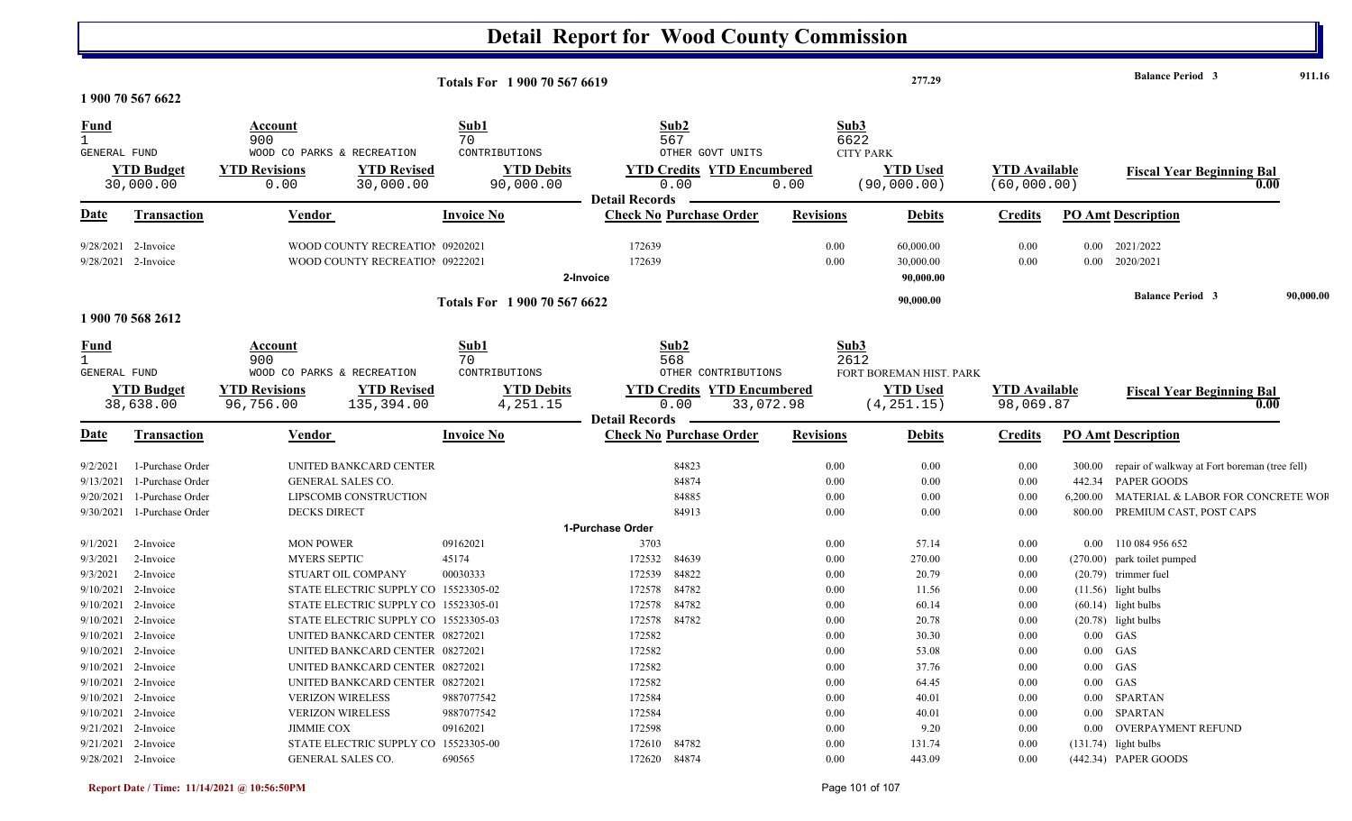# Detail Report for Wood County Commission

| Totals For 1 900 70 567 6619 | 277.29 | Balance Period 3 | 911.16 |
|---|---|---|---|

## 1 900 70 567 6622

| Fund | Account | Sub1 | Sub2 | Sub3 |
|---|---|---|---|---|
| 1 | 900 | 70 | 567 | 6622 |
| GENERAL FUND | WOOD CO PARKS & RECREATION | CONTRIBUTIONS | OTHER GOVT UNITS | CITY PARK |

| YTD Budget | YTD Revisions | YTD Revised | YTD Debits | YTD Credits | YTD Encumbered | YTD Used | YTD Available | Fiscal Year Beginning Bal |
|---|---|---|---|---|---|---|---|---|
| 30,000.00 | 0.00 | 30,000.00 | 90,000.00 | 0.00 | 0.00 | (90,000.00) | (60,000.00) | 0.00 |

**Detail Records**

| Date | Transaction | Vendor | Invoice No | Check No | Purchase Order | Revisions | Debits | Credits | PO Amt | Description |
|---|---|---|---|---|---|---|---|---|---|---|
| 9/28/2021 | 2-Invoice | WOOD COUNTY RECREATIOI | 09202021 | 172639 | | 0.00 | 60,000.00 | 0.00 | 0.00 | 2021/2022 |
| 9/28/2021 | 2-Invoice | WOOD COUNTY RECREATIOI | 09222021 | 172639 | | 0.00 | 30,000.00 | 0.00 | 0.00 | 2020/2021 |
| | | | 2-Invoice | | | | 90,000.00 | | | |

| Totals For 1 900 70 567 6622 | 90,000.00 | Balance Period 3 | 90,000.00 |
|---|---|---|---|

## 1 900 70 568 2612

| Fund | Account | Sub1 | Sub2 | Sub3 |
|---|---|---|---|---|
| 1 | 900 | 70 | 568 | 2612 |
| GENERAL FUND | WOOD CO PARKS & RECREATION | CONTRIBUTIONS | OTHER CONTRIBUTIONS | FORT BOREMAN HIST. PARK |

| YTD Budget | YTD Revisions | YTD Revised | YTD Debits | YTD Credits | YTD Encumbered | YTD Used | YTD Available | Fiscal Year Beginning Bal |
|---|---|---|---|---|---|---|---|---|
| 38,638.00 | 96,756.00 | 135,394.00 | 4,251.15 | 0.00 | 33,072.98 | (4,251.15) | 98,069.87 | 0.00 |

**Detail Records**

| Date | Transaction | Vendor | Invoice No | Check No | Purchase Order | Revisions | Debits | Credits | PO Amt | Description |
|---|---|---|---|---|---|---|---|---|---|---|
| 9/2/2021 | 1-Purchase Order | UNITED BANKCARD CENTER | | | 84823 | 0.00 | 0.00 | 0.00 | 300.00 | repair of walkway at Fort boreman (tree fell) |
| 9/13/2021 | 1-Purchase Order | GENERAL SALES CO. | | | 84874 | 0.00 | 0.00 | 0.00 | 442.34 | PAPER GOODS |
| 9/20/2021 | 1-Purchase Order | LIPSCOMB CONSTRUCTION | | | 84885 | 0.00 | 0.00 | 0.00 | 6,200.00 | MATERIAL & LABOR FOR CONCRETE WOI |
| 9/30/2021 | 1-Purchase Order | DECKS DIRECT | | | 84913 | 0.00 | 0.00 | 0.00 | 800.00 | PREMIUM CAST, POST CAPS |
| | | | 1-Purchase Order | | | | | | | |
| 9/1/2021 | 2-Invoice | MON POWER | 09162021 | 3703 | | 0.00 | 57.14 | 0.00 | 0.00 | 110 084 956 652 |
| 9/3/2021 | 2-Invoice | MYERS SEPTIC | 45174 | 172532 | 84639 | 0.00 | 270.00 | 0.00 | (270.00) | park toilet pumped |
| 9/3/2021 | 2-Invoice | STUART OIL COMPANY | 00030333 | 172539 | 84822 | 0.00 | 20.79 | 0.00 | (20.79) | trimmer fuel |
| 9/10/2021 | 2-Invoice | STATE ELECTRIC SUPPLY CO | 15523305-02 | 172578 | 84782 | 0.00 | 11.56 | 0.00 | (11.56) | light bulbs |
| 9/10/2021 | 2-Invoice | STATE ELECTRIC SUPPLY CO | 15523305-01 | 172578 | 84782 | 0.00 | 60.14 | 0.00 | (60.14) | light bulbs |
| 9/10/2021 | 2-Invoice | STATE ELECTRIC SUPPLY CO | 15523305-03 | 172578 | 84782 | 0.00 | 20.78 | 0.00 | (20.78) | light bulbs |
| 9/10/2021 | 2-Invoice | UNITED BANKCARD CENTER | 08272021 | 172582 | | 0.00 | 30.30 | 0.00 | 0.00 | GAS |
| 9/10/2021 | 2-Invoice | UNITED BANKCARD CENTER | 08272021 | 172582 | | 0.00 | 53.08 | 0.00 | 0.00 | GAS |
| 9/10/2021 | 2-Invoice | UNITED BANKCARD CENTER | 08272021 | 172582 | | 0.00 | 37.76 | 0.00 | 0.00 | GAS |
| 9/10/2021 | 2-Invoice | UNITED BANKCARD CENTER | 08272021 | 172582 | | 0.00 | 64.45 | 0.00 | 0.00 | GAS |
| 9/10/2021 | 2-Invoice | VERIZON WIRELESS | 9887077542 | 172584 | | 0.00 | 40.01 | 0.00 | 0.00 | SPARTAN |
| 9/10/2021 | 2-Invoice | VERIZON WIRELESS | 9887077542 | 172584 | | 0.00 | 40.01 | 0.00 | 0.00 | SPARTAN |
| 9/21/2021 | 2-Invoice | JIMMIE COX | 09162021 | 172598 | | 0.00 | 9.20 | 0.00 | 0.00 | OVERPAYMENT REFUND |
| 9/21/2021 | 2-Invoice | STATE ELECTRIC SUPPLY CO | 15523305-00 | 172610 | 84782 | 0.00 | 131.74 | 0.00 | (131.74) | light bulbs |
| 9/28/2021 | 2-Invoice | GENERAL SALES CO. | 690565 | 172620 | 84874 | 0.00 | 443.09 | 0.00 | (442.34) | PAPER GOODS |

Report Date / Time: 11/14/2021 @ 10:56:50PM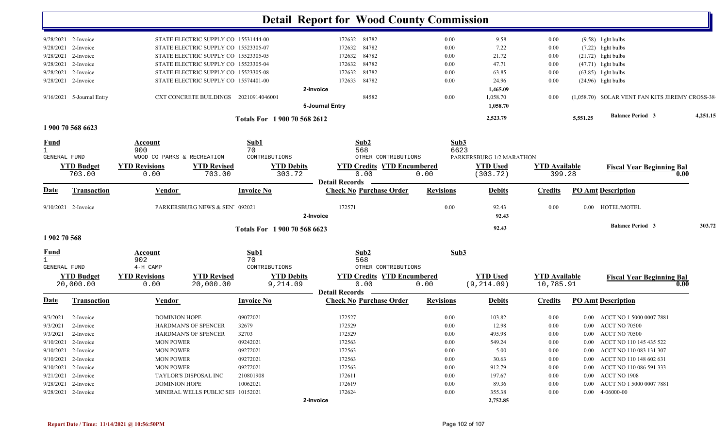# Detail Report for Wood County Commission

| Date | Transaction | Vendor | Invoice No | Check No | Purchase Order | Revisions | Debits | Credits | PO Amt | Description |
|---|---|---|---|---|---|---|---|---|---|---|
| 9/28/2021 | 2-Invoice | STATE ELECTRIC SUPPLY CO | 15531444-00 | 172632 | 84782 | 0.00 | 9.58 | 0.00 | (9.58) | light bulbs |
| 9/28/2021 | 2-Invoice | STATE ELECTRIC SUPPLY CO | 15523305-07 | 172632 | 84782 | 0.00 | 7.22 | 0.00 | (7.22) | light bulbs |
| 9/28/2021 | 2-Invoice | STATE ELECTRIC SUPPLY CO | 15523305-05 | 172632 | 84782 | 0.00 | 21.72 | 0.00 | (21.72) | light bulbs |
| 9/28/2021 | 2-Invoice | STATE ELECTRIC SUPPLY CO | 15523305-04 | 172632 | 84782 | 0.00 | 47.71 | 0.00 | (47.71) | light bulbs |
| 9/28/2021 | 2-Invoice | STATE ELECTRIC SUPPLY CO | 15523305-08 | 172632 | 84782 | 0.00 | 63.85 | 0.00 | (63.85) | light bulbs |
| 9/28/2021 | 2-Invoice | STATE ELECTRIC SUPPLY CO | 15574401-00 | 172633 | 84782 | 0.00 | 24.96 | 0.00 | (24.96) | light bulbs |
| | | | 2-Invoice | | | | 1,465.09 | | | |
| 9/16/2021 | 5-Journal Entry | CXT CONCRETE BUILDINGS | 20210914046001 | | 84582 | 0.00 | 1,058.70 | 0.00 | (1,058.70) | SOLAR VENT FAN KITS JEREMY CROSS-38 |
| | | | 5-Journal Entry | | | | 1,058.70 | | | |
| | | | Totals For 1 900 70 568 2612 | | | | 2,523.79 | | 5,551.25 | Balance Period 3 &nbsp; 4,251.15 |

## 1 900 70 568 6623

| Fund | Account | Sub1 | Sub2 | Sub3 |
|---|---|---|---|---|
| 1 | 900 | 70 | 568 | 6623 |
| GENERAL FUND | WOOD CO PARKS & RECREATION | CONTRIBUTIONS | OTHER CONTRIBUTIONS | PARKERSBURG 1/2 MARATHON |

| YTD Budget | YTD Revisions | YTD Revised | YTD Debits | YTD Credits | YTD Encumbered | YTD Used | YTD Available | Fiscal Year Beginning Bal |
|---|---|---|---|---|---|---|---|---|
| 703.00 | 0.00 | 703.00 | 303.72 | 0.00 | 0.00 | (303.72) | 399.28 | 0.00 |

**Detail Records**

| Date | Transaction | Vendor | Invoice No | Check No | Purchase Order | Revisions | Debits | Credits | PO Amt | Description |
|---|---|---|---|---|---|---|---|---|---|---|
| 9/10/2021 | 2-Invoice | PARKERSBURG NEWS & SEN' | 092021 | 172571 | | 0.00 | 92.43 | 0.00 | 0.00 | HOTEL/MOTEL |
| | | | 2-Invoice | | | | 92.43 | | | |
| | | | Totals For 1 900 70 568 6623 | | | | 92.43 | | | Balance Period 3 &nbsp; 303.72 |

## 1 902 70 568

| Fund | Account | Sub1 | Sub2 | Sub3 |
|---|---|---|---|---|
| 1 | 902 | 70 | 568 | |
| GENERAL FUND | 4-H CAMP | CONTRIBUTIONS | OTHER CONTRIBUTIONS | |

| YTD Budget | YTD Revisions | YTD Revised | YTD Debits | YTD Credits | YTD Encumbered | YTD Used | YTD Available | Fiscal Year Beginning Bal |
|---|---|---|---|---|---|---|---|---|
| 20,000.00 | 0.00 | 20,000.00 | 9,214.09 | 0.00 | 0.00 | (9,214.09) | 10,785.91 | 0.00 |

**Detail Records**

| Date | Transaction | Vendor | Invoice No | Check No | Purchase Order | Revisions | Debits | Credits | PO Amt | Description |
|---|---|---|---|---|---|---|---|---|---|---|
| 9/3/2021 | 2-Invoice | DOMINION HOPE | 09072021 | 172527 | | 0.00 | 103.82 | 0.00 | 0.00 | ACCT NO 1 5000 0007 7881 |
| 9/3/2021 | 2-Invoice | HARDMAN'S OF SPENCER | 32679 | 172529 | | 0.00 | 12.98 | 0.00 | 0.00 | ACCT NO 70500 |
| 9/3/2021 | 2-Invoice | HARDMAN'S OF SPENCER | 32703 | 172529 | | 0.00 | 495.98 | 0.00 | 0.00 | ACCT NO 70500 |
| 9/10/2021 | 2-Invoice | MON POWER | 09242021 | 172563 | | 0.00 | 549.24 | 0.00 | 0.00 | ACCT NO 110 145 435 522 |
| 9/10/2021 | 2-Invoice | MON POWER | 09272021 | 172563 | | 0.00 | 5.00 | 0.00 | 0.00 | ACCT NO 110 083 131 307 |
| 9/10/2021 | 2-Invoice | MON POWER | 09272021 | 172563 | | 0.00 | 30.63 | 0.00 | 0.00 | ACCT NO 110 148 602 631 |
| 9/10/2021 | 2-Invoice | MON POWER | 09272021 | 172563 | | 0.00 | 912.79 | 0.00 | 0.00 | ACCT NO 110 086 591 333 |
| 9/21/2021 | 2-Invoice | TAYLOR'S DISPOSAL INC | 210801908 | 172611 | | 0.00 | 197.67 | 0.00 | 0.00 | ACCT NO 1908 |
| 9/28/2021 | 2-Invoice | DOMINION HOPE | 10062021 | 172619 | | 0.00 | 89.36 | 0.00 | 0.00 | ACCT NO 1 5000 0007 7881 |
| 9/28/2021 | 2-Invoice | MINERAL WELLS PUBLIC SEF | 10152021 | 172624 | | 0.00 | 355.38 | 0.00 | 0.00 | 4-06000-00 |
| | | | 2-Invoice | | | | 2,752.85 | | | |

Report Date / Time: 11/14/2021 @ 10:56:50PM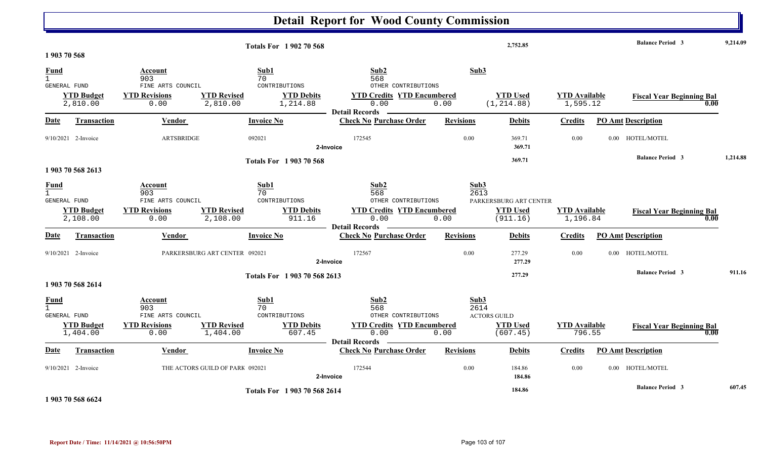# Detail Report for Wood County Commission

| | | |
|---|---|---|
| Totals For 1 902 70 568 | 2,752.85 | Balance Period 3 9,214.09 |

**1 903 70 568**

| Fund | Account | Sub1 | Sub2 | Sub3 |
|---|---|---|---|---|
| 1 | 903 | 70 | 568 | |
| GENERAL FUND | FINE ARTS COUNCIL | CONTRIBUTIONS | OTHER CONTRIBUTIONS | |

| YTD Budget | YTD Revisions | YTD Revised | YTD Debits | YTD Credits | YTD Encumbered | YTD Used | YTD Available | Fiscal Year Beginning Bal |
|---|---|---|---|---|---|---|---|---|
| 2,810.00 | 0.00 | 2,810.00 | 1,214.88 | 0.00 | 0.00 | (1,214.88) | 1,595.12 | 0.00 |

Detail Records

| Date | Transaction | Vendor | Invoice No | Check No | Purchase Order | Revisions | Debits | Credits | PO Amt | Description |
|---|---|---|---|---|---|---|---|---|---|---|
| 9/10/2021 | 2-Invoice | ARTSBRIDGE | 092021 | 172545 | | 0.00 | 369.71 | 0.00 | 0.00 | HOTEL/MOTEL |
| | 2-Invoice | | | | | | 369.71 | | | |
| | Totals For 1 903 70 568 | | | | | | 369.71 | | | Balance Period 3 1,214.88 |

**1 903 70 568 2613**

| Fund | Account | Sub1 | Sub2 | Sub3 |
|---|---|---|---|---|
| 1 | 903 | 70 | 568 | 2613 |
| GENERAL FUND | FINE ARTS COUNCIL | CONTRIBUTIONS | OTHER CONTRIBUTIONS | PARKERSBURG ART CENTER |

| YTD Budget | YTD Revisions | YTD Revised | YTD Debits | YTD Credits | YTD Encumbered | YTD Used | YTD Available | Fiscal Year Beginning Bal |
|---|---|---|---|---|---|---|---|---|
| 2,108.00 | 0.00 | 2,108.00 | 911.16 | 0.00 | 0.00 | (911.16) | 1,196.84 | 0.00 |

Detail Records

| Date | Transaction | Vendor | Invoice No | Check No | Purchase Order | Revisions | Debits | Credits | PO Amt | Description |
|---|---|---|---|---|---|---|---|---|---|---|
| 9/10/2021 | 2-Invoice | PARKERSBURG ART CENTER | 092021 | 172567 | | 0.00 | 277.29 | 0.00 | 0.00 | HOTEL/MOTEL |
| | 2-Invoice | | | | | | 277.29 | | | |
| | Totals For 1 903 70 568 2613 | | | | | | 277.29 | | | Balance Period 3 911.16 |

**1 903 70 568 2614**

| Fund | Account | Sub1 | Sub2 | Sub3 |
|---|---|---|---|---|
| 1 | 903 | 70 | 568 | 2614 |
| GENERAL FUND | FINE ARTS COUNCIL | CONTRIBUTIONS | OTHER CONTRIBUTIONS | ACTORS GUILD |

| YTD Budget | YTD Revisions | YTD Revised | YTD Debits | YTD Credits | YTD Encumbered | YTD Used | YTD Available | Fiscal Year Beginning Bal |
|---|---|---|---|---|---|---|---|---|
| 1,404.00 | 0.00 | 1,404.00 | 607.45 | 0.00 | 0.00 | (607.45) | 796.55 | 0.00 |

Detail Records

| Date | Transaction | Vendor | Invoice No | Check No | Purchase Order | Revisions | Debits | Credits | PO Amt | Description |
|---|---|---|---|---|---|---|---|---|---|---|
| 9/10/2021 | 2-Invoice | THE ACTORS GUILD OF PARK | 092021 | 172544 | | 0.00 | 184.86 | 0.00 | 0.00 | HOTEL/MOTEL |
| | 2-Invoice | | | | | | 184.86 | | | |
| | Totals For 1 903 70 568 2614 | | | | | | 184.86 | | | Balance Period 3 607.45 |

**1 903 70 568 6624**

Report Date / Time: 11/14/2021 @ 10:56:50PM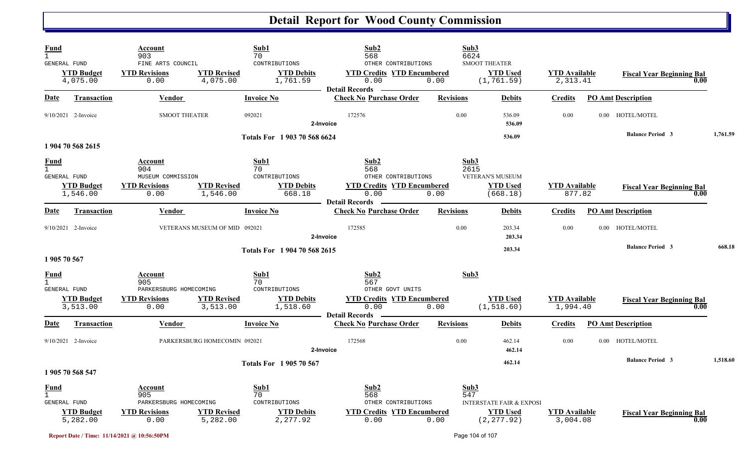# Detail Report for Wood County Commission

| Fund | Account | | Sub1 | Sub2 | | Sub3 | | |
|---|---|---|---|---|---|---|---|---|
| 1 | 903 | | 70 | 568 | | 6624 | | |
| GENERAL FUND | FINE ARTS COUNCIL | | CONTRIBUTIONS | OTHER CONTRIBUTIONS | | SMOOT THEATER | | |
| **YTD Budget** | **YTD Revisions** | **YTD Revised** | **YTD Debits** | **YTD Credits** | **YTD Encumbered** | **YTD Used** | **YTD Available** | **Fiscal Year Beginning Bal** |
| 4,075.00 | 0.00 | 4,075.00 | 1,761.59 | 0.00 | 0.00 | (1,761.59) | 2,313.41 | 0.00 |

Detail Records

| Date | Transaction | Vendor | Invoice No | Check No | Purchase Order | Revisions | Debits | Credits | PO Amt | Description |
|---|---|---|---|---|---|---|---|---|---|---|
| 9/10/2021 | 2-Invoice | SMOOT THEATER | 092021 | 172576 | | 0.00 | 536.09 | 0.00 | 0.00 | HOTEL/MOTEL |
| | | | 2-Invoice | | | | 536.09 | | | |
| | | | Totals For 1 903 70 568 6624 | | | | 536.09 | | | Balance Period 3 — 1,761.59 |

**1 904 70 568 2615**

| Fund | Account | | Sub1 | Sub2 | | Sub3 | | |
|---|---|---|---|---|---|---|---|---|
| 1 | 904 | | 70 | 568 | | 2615 | | |
| GENERAL FUND | MUSEUM COMMISSION | | CONTRIBUTIONS | OTHER CONTRIBUTIONS | | VETERAN'S MUSEUM | | |
| **YTD Budget** | **YTD Revisions** | **YTD Revised** | **YTD Debits** | **YTD Credits** | **YTD Encumbered** | **YTD Used** | **YTD Available** | **Fiscal Year Beginning Bal** |
| 1,546.00 | 0.00 | 1,546.00 | 668.18 | 0.00 | 0.00 | (668.18) | 877.82 | 0.00 |

Detail Records

| Date | Transaction | Vendor | Invoice No | Check No | Purchase Order | Revisions | Debits | Credits | PO Amt | Description |
|---|---|---|---|---|---|---|---|---|---|---|
| 9/10/2021 | 2-Invoice | VETERANS MUSEUM OF MID | 092021 | 172585 | | 0.00 | 203.34 | 0.00 | 0.00 | HOTEL/MOTEL |
| | | | 2-Invoice | | | | 203.34 | | | |
| | | | Totals For 1 904 70 568 2615 | | | | 203.34 | | | Balance Period 3 — 668.18 |

**1 905 70 567**

| Fund | Account | | Sub1 | Sub2 | | Sub3 | | |
|---|---|---|---|---|---|---|---|---|
| 1 | 905 | | 70 | 567 | | | | |
| GENERAL FUND | PARKERSBURG HOMECOMING | | CONTRIBUTIONS | OTHER GOVT UNITS | | | | |
| **YTD Budget** | **YTD Revisions** | **YTD Revised** | **YTD Debits** | **YTD Credits** | **YTD Encumbered** | **YTD Used** | **YTD Available** | **Fiscal Year Beginning Bal** |
| 3,513.00 | 0.00 | 3,513.00 | 1,518.60 | 0.00 | 0.00 | (1,518.60) | 1,994.40 | 0.00 |

Detail Records

| Date | Transaction | Vendor | Invoice No | Check No | Purchase Order | Revisions | Debits | Credits | PO Amt | Description |
|---|---|---|---|---|---|---|---|---|---|---|
| 9/10/2021 | 2-Invoice | PARKERSBURG HOMECOMIN | 092021 | 172568 | | 0.00 | 462.14 | 0.00 | 0.00 | HOTEL/MOTEL |
| | | | 2-Invoice | | | | 462.14 | | | |
| | | | Totals For 1 905 70 567 | | | | 462.14 | | | Balance Period 3 — 1,518.60 |

**1 905 70 568 547**

| Fund | Account | | Sub1 | Sub2 | | Sub3 | | |
|---|---|---|---|---|---|---|---|---|
| 1 | 905 | | 70 | 568 | | 547 | | |
| GENERAL FUND | PARKERSBURG HOMECOMING | | CONTRIBUTIONS | OTHER CONTRIBUTIONS | | INTERSTATE FAIR & EXPOSI | | |
| **YTD Budget** | **YTD Revisions** | **YTD Revised** | **YTD Debits** | **YTD Credits** | **YTD Encumbered** | **YTD Used** | **YTD Available** | **Fiscal Year Beginning Bal** |
| 5,282.00 | 0.00 | 5,282.00 | 2,277.92 | 0.00 | 0.00 | (2,277.92) | 3,004.08 | 0.00 |

Report Date / Time: 11/14/2021 @ 10:56:50PM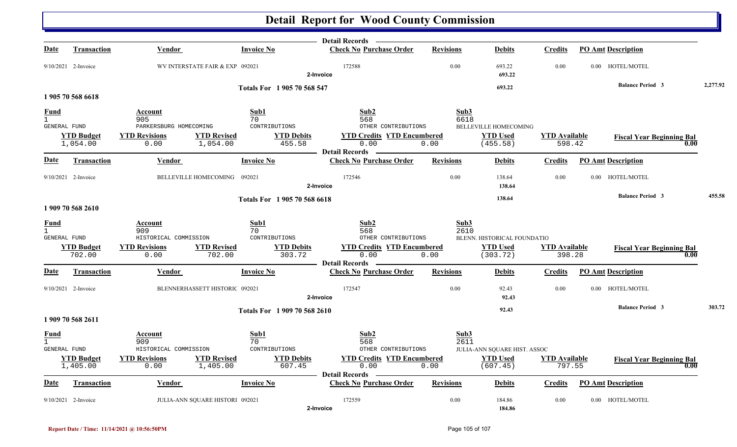# Detail Report for Wood County Commission

**Detail Records**

| Date | Transaction | Vendor | Invoice No | Check No | Purchase Order | Revisions | Debits | Credits | PO Amt | Description |
|---|---|---|---|---|---|---|---|---|---|---|
| 9/10/2021 | 2-Invoice | WV INTERSTATE FAIR & EXP | 092021 | 172588 | | 0.00 | 693.22 | 0.00 | 0.00 | HOTEL/MOTEL |
| | | | 2-Invoice | | | | **693.22** | | | |

**Totals For 1 905 70 568 547** — **693.22** — **Balance Period 3** — **2,277.92**

## 1 905 70 568 6618

| Fund | Account | Sub1 | Sub2 | Sub3 |
|---|---|---|---|---|
| 1 | 905 | 70 | 568 | 6618 |
| GENERAL FUND | PARKERSBURG HOMECOMING | CONTRIBUTIONS | OTHER CONTRIBUTIONS | BELLEVILLE HOMECOMING |

| YTD Budget | YTD Revisions | YTD Revised | YTD Debits | YTD Credits | YTD Encumbered | YTD Used | YTD Available | Fiscal Year Beginning Bal |
|---|---|---|---|---|---|---|---|---|
| 1,054.00 | 0.00 | 1,054.00 | 455.58 | 0.00 | 0.00 | (455.58) | 598.42 | 0.00 |

**Detail Records**

| Date | Transaction | Vendor | Invoice No | Check No | Purchase Order | Revisions | Debits | Credits | PO Amt | Description |
|---|---|---|---|---|---|---|---|---|---|---|
| 9/10/2021 | 2-Invoice | BELLEVILLE HOMECOMING | 092021 | 172546 | | 0.00 | 138.64 | 0.00 | 0.00 | HOTEL/MOTEL |
| | | | 2-Invoice | | | | **138.64** | | | |

**Totals For 1 905 70 568 6618** — **138.64** — **Balance Period 3** — **455.58**

## 1 909 70 568 2610

| Fund | Account | Sub1 | Sub2 | Sub3 |
|---|---|---|---|---|
| 1 | 909 | 70 | 568 | 2610 |
| GENERAL FUND | HISTORICAL COMMISSION | CONTRIBUTIONS | OTHER CONTRIBUTIONS | BLENN. HISTORICAL FOUNDATIO |

| YTD Budget | YTD Revisions | YTD Revised | YTD Debits | YTD Credits | YTD Encumbered | YTD Used | YTD Available | Fiscal Year Beginning Bal |
|---|---|---|---|---|---|---|---|---|
| 702.00 | 0.00 | 702.00 | 303.72 | 0.00 | 0.00 | (303.72) | 398.28 | 0.00 |

**Detail Records**

| Date | Transaction | Vendor | Invoice No | Check No | Purchase Order | Revisions | Debits | Credits | PO Amt | Description |
|---|---|---|---|---|---|---|---|---|---|---|
| 9/10/2021 | 2-Invoice | BLENNERHASSETT HISTORIC | 092021 | 172547 | | 0.00 | 92.43 | 0.00 | 0.00 | HOTEL/MOTEL |
| | | | 2-Invoice | | | | **92.43** | | | |

**Totals For 1 909 70 568 2610** — **92.43** — **Balance Period 3** — **303.72**

## 1 909 70 568 2611

| Fund | Account | Sub1 | Sub2 | Sub3 |
|---|---|---|---|---|
| 1 | 909 | 70 | 568 | 2611 |
| GENERAL FUND | HISTORICAL COMMISSION | CONTRIBUTIONS | OTHER CONTRIBUTIONS | JULIA-ANN SQUARE HIST. ASSOC |

| YTD Budget | YTD Revisions | YTD Revised | YTD Debits | YTD Credits | YTD Encumbered | YTD Used | YTD Available | Fiscal Year Beginning Bal |
|---|---|---|---|---|---|---|---|---|
| 1,405.00 | 0.00 | 1,405.00 | 607.45 | 0.00 | 0.00 | (607.45) | 797.55 | 0.00 |

**Detail Records**

| Date | Transaction | Vendor | Invoice No | Check No | Purchase Order | Revisions | Debits | Credits | PO Amt | Description |
|---|---|---|---|---|---|---|---|---|---|---|
| 9/10/2021 | 2-Invoice | JULIA-ANN SQUARE HISTORI | 092021 | 172559 | | 0.00 | 184.86 | 0.00 | 0.00 | HOTEL/MOTEL |
| | | | 2-Invoice | | | | **184.86** | | | |

**Report Date / Time: 11/14/2021 @ 10:56:50PM**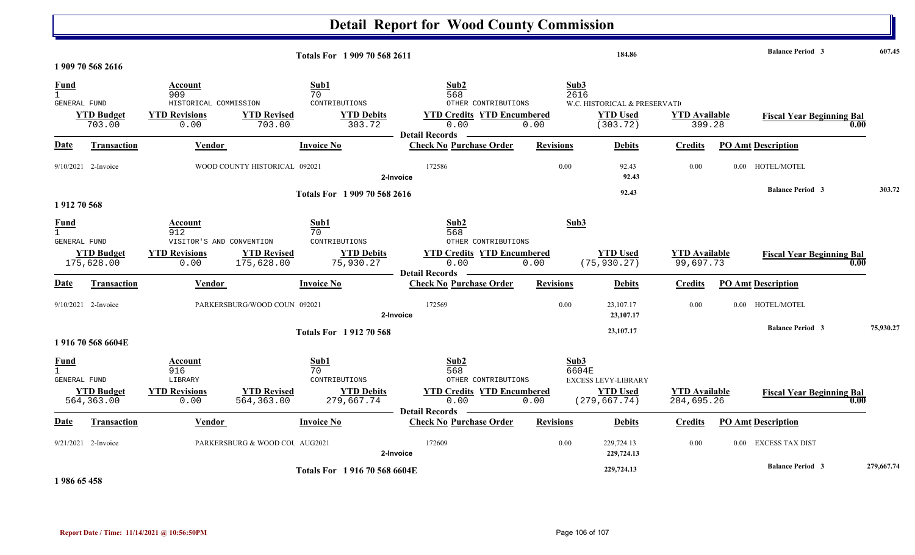# Detail Report for Wood County Commission

Totals For 1 909 70 568 2611 — 184.86 — Balance Period 3 — 607.45

### 1 909 70 568 2616

| Fund | Account | Sub1 | Sub2 | Sub3 |
|---|---|---|---|---|
| 1 | 909 | 70 | 568 | 2616 |
| GENERAL FUND | HISTORICAL COMMISSION | CONTRIBUTIONS | OTHER CONTRIBUTIONS | W.C. HISTORICAL & PRESERVATI |

| YTD Budget | YTD Revisions | YTD Revised | YTD Debits | YTD Credits | YTD Encumbered | YTD Used | YTD Available | Fiscal Year Beginning Bal |
|---|---|---|---|---|---|---|---|---|
| 703.00 | 0.00 | 703.00 | 303.72 | 0.00 | 0.00 | (303.72) | 399.28 | 0.00 |

Detail Records

| Date | Transaction | Vendor | Invoice No | Check No | Purchase Order | Revisions | Debits | Credits | PO Amt | Description |
|---|---|---|---|---|---|---|---|---|---|---|
| 9/10/2021 | 2-Invoice | WOOD COUNTY HISTORICAL | 092021 | 172586 | | 0.00 | 92.43 | 0.00 | 0.00 | HOTEL/MOTEL |
| | 2-Invoice | | | | | | 92.43 | | | |

Totals For 1 909 70 568 2616 — 92.43 — Balance Period 3 — 303.72

### 1 912 70 568

| Fund | Account | Sub1 | Sub2 | Sub3 |
|---|---|---|---|---|
| 1 | 912 | 70 | 568 | |
| GENERAL FUND | VISITOR'S AND CONVENTION | CONTRIBUTIONS | OTHER CONTRIBUTIONS | |

| YTD Budget | YTD Revisions | YTD Revised | YTD Debits | YTD Credits | YTD Encumbered | YTD Used | YTD Available | Fiscal Year Beginning Bal |
|---|---|---|---|---|---|---|---|---|
| 175,628.00 | 0.00 | 175,628.00 | 75,930.27 | 0.00 | 0.00 | (75,930.27) | 99,697.73 | 0.00 |

Detail Records

| Date | Transaction | Vendor | Invoice No | Check No | Purchase Order | Revisions | Debits | Credits | PO Amt | Description |
|---|---|---|---|---|---|---|---|---|---|---|
| 9/10/2021 | 2-Invoice | PARKERSBURG/WOOD COUN | 092021 | 172569 | | 0.00 | 23,107.17 | 0.00 | 0.00 | HOTEL/MOTEL |
| | 2-Invoice | | | | | | 23,107.17 | | | |

Totals For 1 912 70 568 — 23,107.17 — Balance Period 3 — 75,930.27

### 1 916 70 568 6604E

| Fund | Account | Sub1 | Sub2 | Sub3 |
|---|---|---|---|---|
| 1 | 916 | 70 | 568 | 6604E |
| GENERAL FUND | LIBRARY | CONTRIBUTIONS | OTHER CONTRIBUTIONS | EXCESS LEVY-LIBRARY |

| YTD Budget | YTD Revisions | YTD Revised | YTD Debits | YTD Credits | YTD Encumbered | YTD Used | YTD Available | Fiscal Year Beginning Bal |
|---|---|---|---|---|---|---|---|---|
| 564,363.00 | 0.00 | 564,363.00 | 279,667.74 | 0.00 | 0.00 | (279,667.74) | 284,695.26 | 0.00 |

Detail Records

| Date | Transaction | Vendor | Invoice No | Check No | Purchase Order | Revisions | Debits | Credits | PO Amt | Description |
|---|---|---|---|---|---|---|---|---|---|---|
| 9/21/2021 | 2-Invoice | PARKERSBURG & WOOD COU | AUG2021 | 172609 | | 0.00 | 229,724.13 | 0.00 | 0.00 | EXCESS TAX DIST |
| | 2-Invoice | | | | | | 229,724.13 | | | |

Totals For 1 916 70 568 6604E — 229,724.13 — Balance Period 3 — 279,667.74

### 1 986 65 458

Report Date / Time: 11/14/2021 @ 10:56:50PM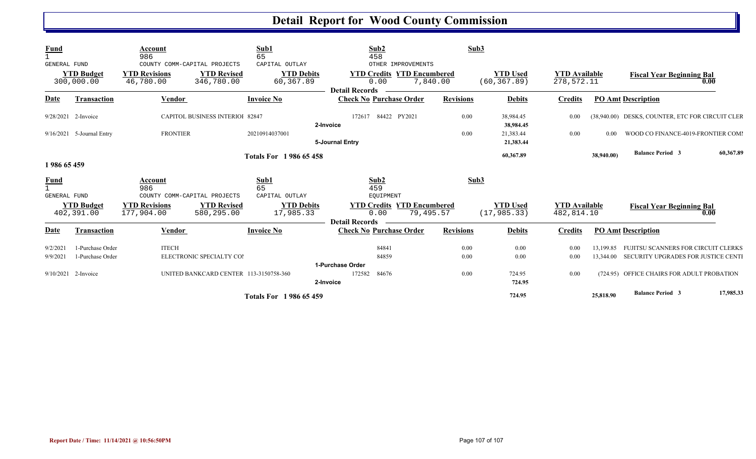# Detail Report for Wood County Commission

| Fund | Account | | Sub1 | Sub2 | | Sub3 |
|---|---|---|---|---|---|---|
| 1 | 986 | | 65 | 458 | | |
| GENERAL FUND | COUNTY COMM-CAPITAL PROJECTS | | CAPITAL OUTLAY | OTHER IMPROVEMENTS | | |

| YTD Budget | YTD Revisions | YTD Revised | YTD Debits | YTD Credits | YTD Encumbered | YTD Used | YTD Available | Fiscal Year Beginning Bal |
|---|---|---|---|---|---|---|---|---|
| 300,000.00 | 46,780.00 | 346,780.00 | 60,367.89 | 0.00 | 7,840.00 | (60,367.89) | 278,572.11 | 0.00 |

**Detail Records**

| Date | Transaction | Vendor | Invoice No | Check No | Purchase Order | | Revisions | Debits | Credits | PO Amt | Description |
|---|---|---|---|---|---|---|---|---|---|---|---|
| 9/28/2021 | 2-Invoice | CAPITOL BUSINESS INTERIOI | 82847 | 172617 | 84422 | PY2021 | 0.00 | 38,984.45 | 0.00 | (38,940.00) | DESKS, COUNTER, ETC FOR CIRCUIT CLER |
| | | | 2-Invoice | | | | | 38,984.45 | | | |
| 9/16/2021 | 5-Journal Entry | FRONTIER | 20210914037001 | | | | 0.00 | 21,383.44 | 0.00 | 0.00 | WOOD CO FINANCE-4019-FRONTIER COMI |
| | | | 5-Journal Entry | | | | | 21,383.44 | | | |
| | | | Totals For 1 986 65 458 | | | | | 60,367.89 | | 38,940.00) | Balance Period 3 — 60,367.89 |

**1 986 65 459**

| Fund | Account | | Sub1 | Sub2 | | Sub3 |
|---|---|---|---|---|---|---|
| 1 | 986 | | 65 | 459 | | |
| GENERAL FUND | COUNTY COMM-CAPITAL PROJECTS | | CAPITAL OUTLAY | EQUIPMENT | | |

| YTD Budget | YTD Revisions | YTD Revised | YTD Debits | YTD Credits | YTD Encumbered | YTD Used | YTD Available | Fiscal Year Beginning Bal |
|---|---|---|---|---|---|---|---|---|
| 402,391.00 | 177,904.00 | 580,295.00 | 17,985.33 | 0.00 | 79,495.57 | (17,985.33) | 482,814.10 | 0.00 |

**Detail Records**

| Date | Transaction | Vendor | Invoice No | Check No | Purchase Order | Revisions | Debits | Credits | PO Amt | Description |
|---|---|---|---|---|---|---|---|---|---|---|
| 9/2/2021 | 1-Purchase Order | ITECH | | | 84841 | 0.00 | 0.00 | 0.00 | 13,199.85 | FUJITSU SCANNERS FOR CIRCUIT CLERKS |
| 9/9/2021 | 1-Purchase Order | ELECTRONIC SPECIALTY CO! | | | 84859 | 0.00 | 0.00 | 0.00 | 13,344.00 | SECURITY UPGRADES FOR JUSTICE CENTI |
| | | | 1-Purchase Order | | | | | | | |
| 9/10/2021 | 2-Invoice | UNITED BANKCARD CENTER | 113-3150758-360 | 172582 | 84676 | 0.00 | 724.95 | 0.00 | (724.95) | OFFICE CHAIRS FOR ADULT PROBATION |
| | | | 2-Invoice | | | | 724.95 | | | |
| | | | Totals For 1 986 65 459 | | | | 724.95 | | 25,818.90 | Balance Period 3 — 17,985.33 |

Report Date / Time: 11/14/2021 @ 10:56:50PM